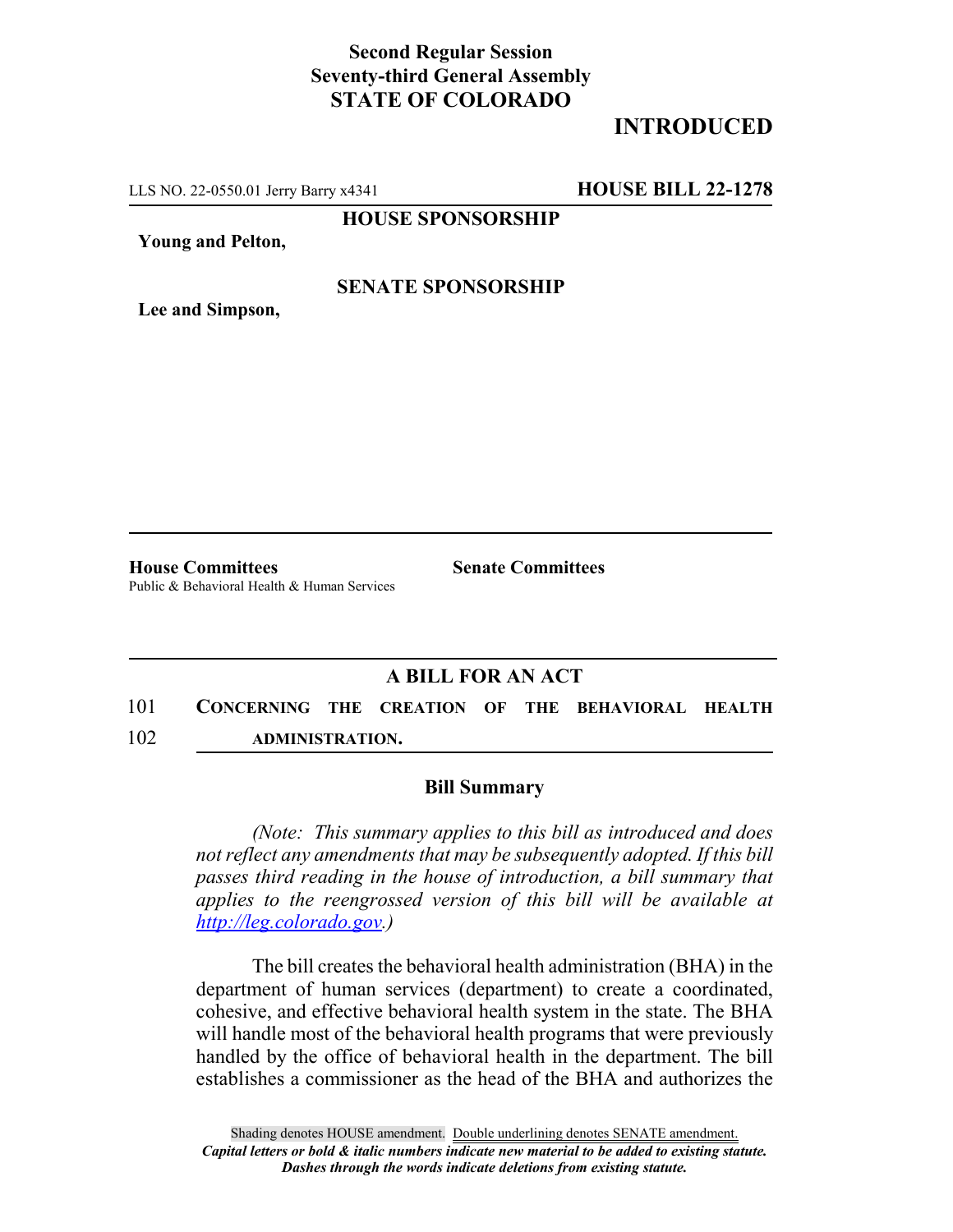**Second Regular Session**
**Seventy-third General Assembly**
**STATE OF COLORADO**

**INTRODUCED**

LLS NO. 22-0550.01 Jerry Barry x4341 **HOUSE BILL 22-1278**

**HOUSE SPONSORSHIP**

**Young and Pelton,**

**SENATE SPONSORSHIP**

**Lee and Simpson,**

**House Committees**
Public & Behavioral Health & Human Services

**Senate Committees**

## A BILL FOR AN ACT

101 **CONCERNING THE CREATION OF THE BEHAVIORAL HEALTH**
102 **ADMINISTRATION.**

### Bill Summary

*(Note: This summary applies to this bill as introduced and does not reflect any amendments that may be subsequently adopted. If this bill passes third reading in the house of introduction, a bill summary that applies to the reengrossed version of this bill will be available at http://leg.colorado.gov.)*

The bill creates the behavioral health administration (BHA) in the department of human services (department) to create a coordinated, cohesive, and effective behavioral health system in the state. The BHA will handle most of the behavioral health programs that were previously handled by the office of behavioral health in the department. The bill establishes a commissioner as the head of the BHA and authorizes the

Shading denotes HOUSE amendment. Double underlining denotes SENATE amendment.
*Capital letters or bold & italic numbers indicate new material to be added to existing statute.*
*Dashes through the words indicate deletions from existing statute.*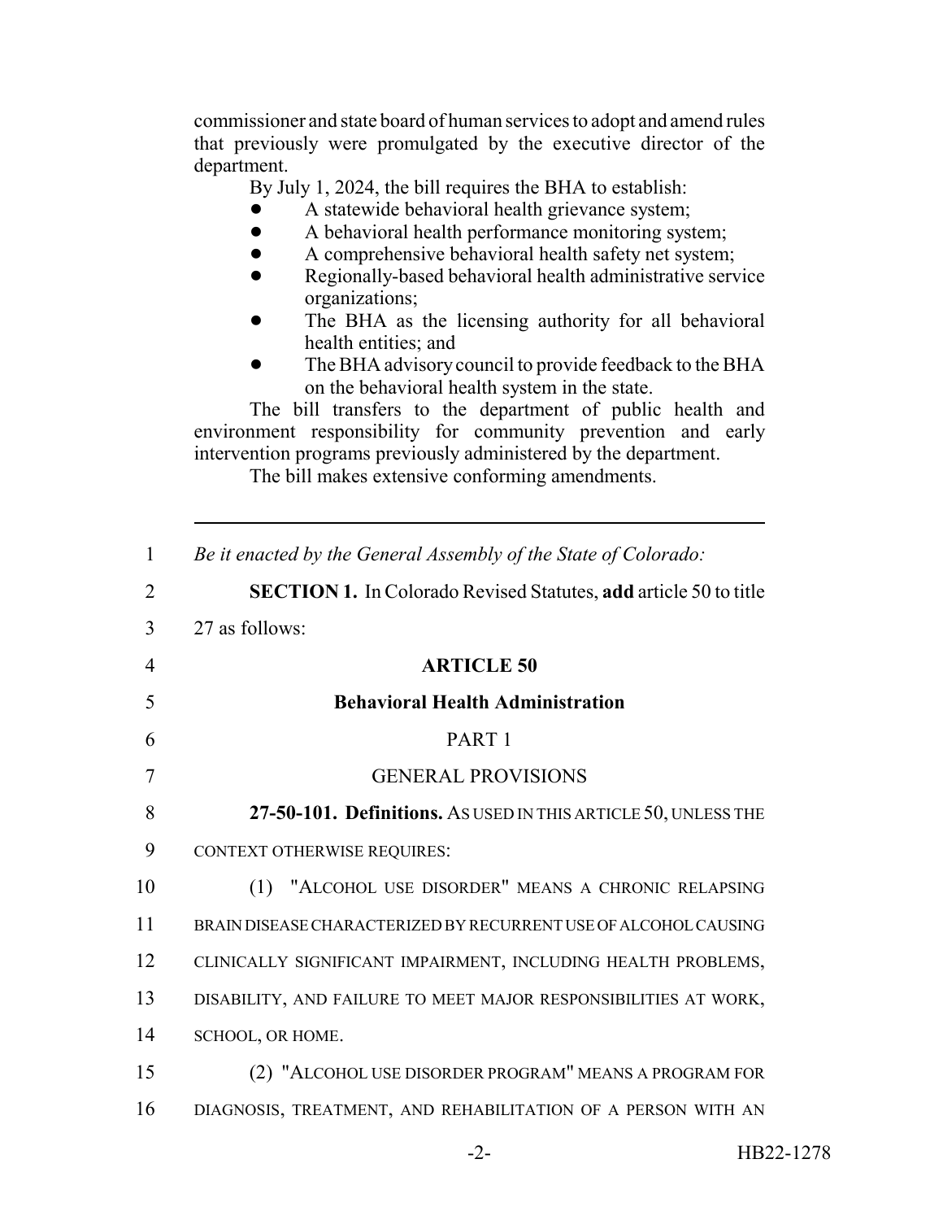commissioner and state board of human services to adopt and amend rules that previously were promulgated by the executive director of the department.

By July 1, 2024, the bill requires the BHA to establish:

- A statewide behavioral health grievance system;
- A behavioral health performance monitoring system;
- A comprehensive behavioral health safety net system;
- Regionally-based behavioral health administrative service organizations;
- The BHA as the licensing authority for all behavioral health entities; and
- The BHA advisory council to provide feedback to the BHA on the behavioral health system in the state.

The bill transfers to the department of public health and environment responsibility for community prevention and early intervention programs previously administered by the department.

The bill makes extensive conforming amendments.

---

1 *Be it enacted by the General Assembly of the State of Colorado:*

2 **SECTION 1.** In Colorado Revised Statutes, **add** article 50 to title
3 27 as follows:

4 **ARTICLE 50**

5 **Behavioral Health Administration**

6 PART 1

7 GENERAL PROVISIONS

8 **27-50-101. Definitions.** AS USED IN THIS ARTICLE 50, UNLESS THE
9 CONTEXT OTHERWISE REQUIRES:

10 (1) "ALCOHOL USE DISORDER" MEANS A CHRONIC RELAPSING
11 BRAIN DISEASE CHARACTERIZED BY RECURRENT USE OF ALCOHOL CAUSING
12 CLINICALLY SIGNIFICANT IMPAIRMENT, INCLUDING HEALTH PROBLEMS,
13 DISABILITY, AND FAILURE TO MEET MAJOR RESPONSIBILITIES AT WORK,
14 SCHOOL, OR HOME.

15 (2) "ALCOHOL USE DISORDER PROGRAM" MEANS A PROGRAM FOR
16 DIAGNOSIS, TREATMENT, AND REHABILITATION OF A PERSON WITH AN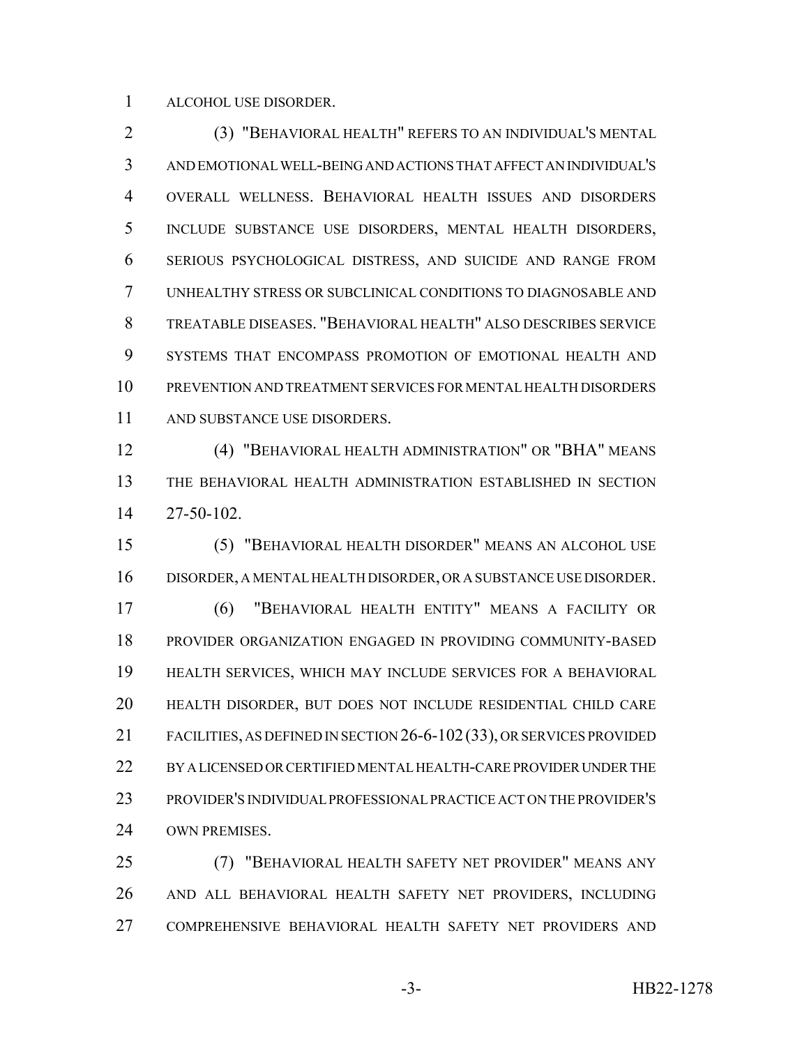ALCOHOL USE DISORDER.

(3) "BEHAVIORAL HEALTH" REFERS TO AN INDIVIDUAL'S MENTAL AND EMOTIONAL WELL-BEING AND ACTIONS THAT AFFECT AN INDIVIDUAL'S OVERALL WELLNESS. BEHAVIORAL HEALTH ISSUES AND DISORDERS INCLUDE SUBSTANCE USE DISORDERS, MENTAL HEALTH DISORDERS, SERIOUS PSYCHOLOGICAL DISTRESS, AND SUICIDE AND RANGE FROM UNHEALTHY STRESS OR SUBCLINICAL CONDITIONS TO DIAGNOSABLE AND TREATABLE DISEASES. "BEHAVIORAL HEALTH" ALSO DESCRIBES SERVICE SYSTEMS THAT ENCOMPASS PROMOTION OF EMOTIONAL HEALTH AND PREVENTION AND TREATMENT SERVICES FOR MENTAL HEALTH DISORDERS AND SUBSTANCE USE DISORDERS.

(4) "BEHAVIORAL HEALTH ADMINISTRATION" OR "BHA" MEANS THE BEHAVIORAL HEALTH ADMINISTRATION ESTABLISHED IN SECTION 27-50-102.

(5) "BEHAVIORAL HEALTH DISORDER" MEANS AN ALCOHOL USE DISORDER, A MENTAL HEALTH DISORDER, OR A SUBSTANCE USE DISORDER.

(6) "BEHAVIORAL HEALTH ENTITY" MEANS A FACILITY OR PROVIDER ORGANIZATION ENGAGED IN PROVIDING COMMUNITY-BASED HEALTH SERVICES, WHICH MAY INCLUDE SERVICES FOR A BEHAVIORAL HEALTH DISORDER, BUT DOES NOT INCLUDE RESIDENTIAL CHILD CARE FACILITIES, AS DEFINED IN SECTION 26-6-102 (33), OR SERVICES PROVIDED BY A LICENSED OR CERTIFIED MENTAL HEALTH-CARE PROVIDER UNDER THE PROVIDER'S INDIVIDUAL PROFESSIONAL PRACTICE ACT ON THE PROVIDER'S OWN PREMISES.

(7) "BEHAVIORAL HEALTH SAFETY NET PROVIDER" MEANS ANY AND ALL BEHAVIORAL HEALTH SAFETY NET PROVIDERS, INCLUDING COMPREHENSIVE BEHAVIORAL HEALTH SAFETY NET PROVIDERS AND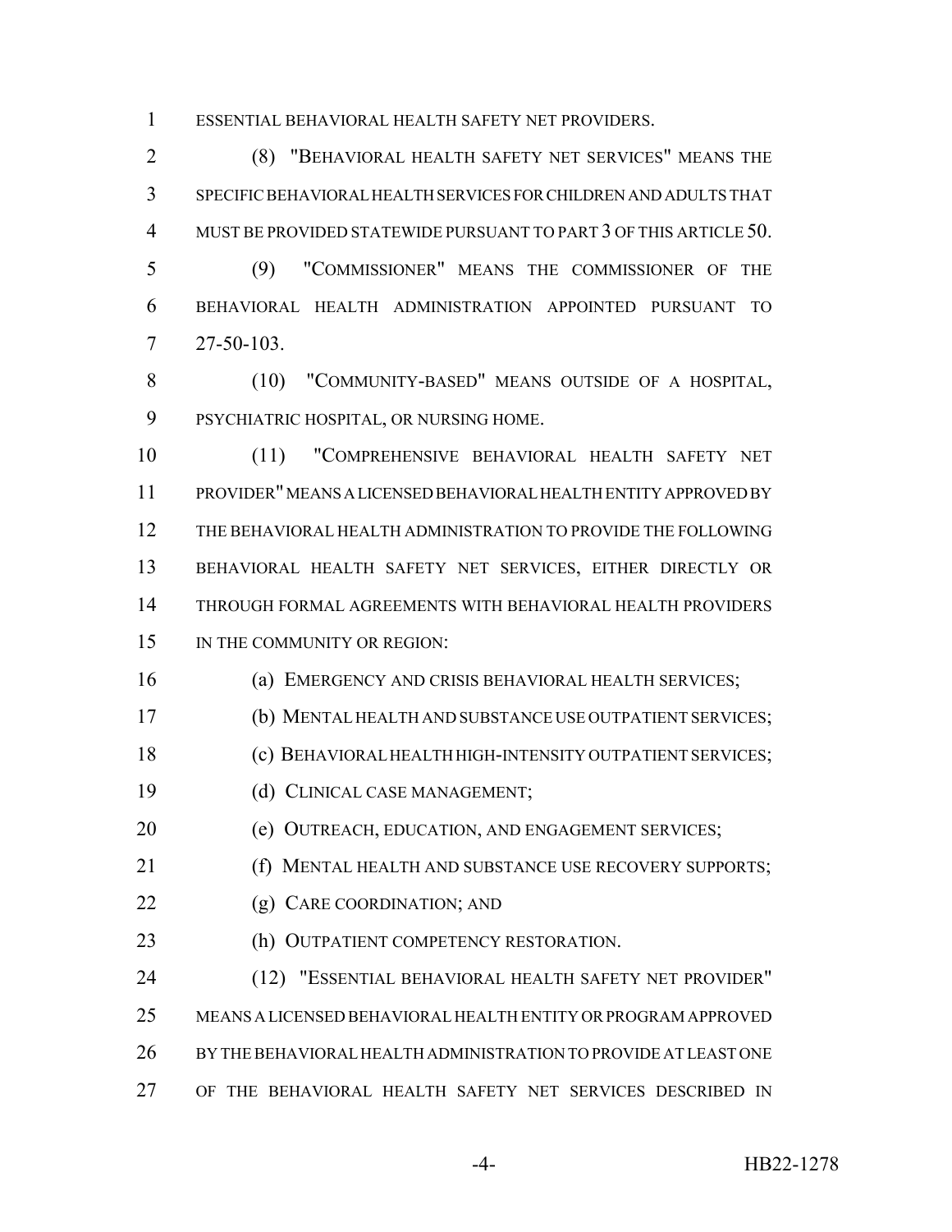ESSENTIAL BEHAVIORAL HEALTH SAFETY NET PROVIDERS.

(8) "BEHAVIORAL HEALTH SAFETY NET SERVICES" MEANS THE SPECIFIC BEHAVIORAL HEALTH SERVICES FOR CHILDREN AND ADULTS THAT MUST BE PROVIDED STATEWIDE PURSUANT TO PART 3 OF THIS ARTICLE 50.

(9) "COMMISSIONER" MEANS THE COMMISSIONER OF THE BEHAVIORAL HEALTH ADMINISTRATION APPOINTED PURSUANT TO 27-50-103.

(10) "COMMUNITY-BASED" MEANS OUTSIDE OF A HOSPITAL, PSYCHIATRIC HOSPITAL, OR NURSING HOME.

(11) "COMPREHENSIVE BEHAVIORAL HEALTH SAFETY NET PROVIDER" MEANS A LICENSED BEHAVIORAL HEALTH ENTITY APPROVED BY THE BEHAVIORAL HEALTH ADMINISTRATION TO PROVIDE THE FOLLOWING BEHAVIORAL HEALTH SAFETY NET SERVICES, EITHER DIRECTLY OR THROUGH FORMAL AGREEMENTS WITH BEHAVIORAL HEALTH PROVIDERS IN THE COMMUNITY OR REGION:

(a) EMERGENCY AND CRISIS BEHAVIORAL HEALTH SERVICES;

(b) MENTAL HEALTH AND SUBSTANCE USE OUTPATIENT SERVICES;

(c) BEHAVIORAL HEALTH HIGH-INTENSITY OUTPATIENT SERVICES;

(d) CLINICAL CASE MANAGEMENT;

(e) OUTREACH, EDUCATION, AND ENGAGEMENT SERVICES;

(f) MENTAL HEALTH AND SUBSTANCE USE RECOVERY SUPPORTS;

(g) CARE COORDINATION; AND

(h) OUTPATIENT COMPETENCY RESTORATION.

(12) "ESSENTIAL BEHAVIORAL HEALTH SAFETY NET PROVIDER" MEANS A LICENSED BEHAVIORAL HEALTH ENTITY OR PROGRAM APPROVED BY THE BEHAVIORAL HEALTH ADMINISTRATION TO PROVIDE AT LEAST ONE OF THE BEHAVIORAL HEALTH SAFETY NET SERVICES DESCRIBED IN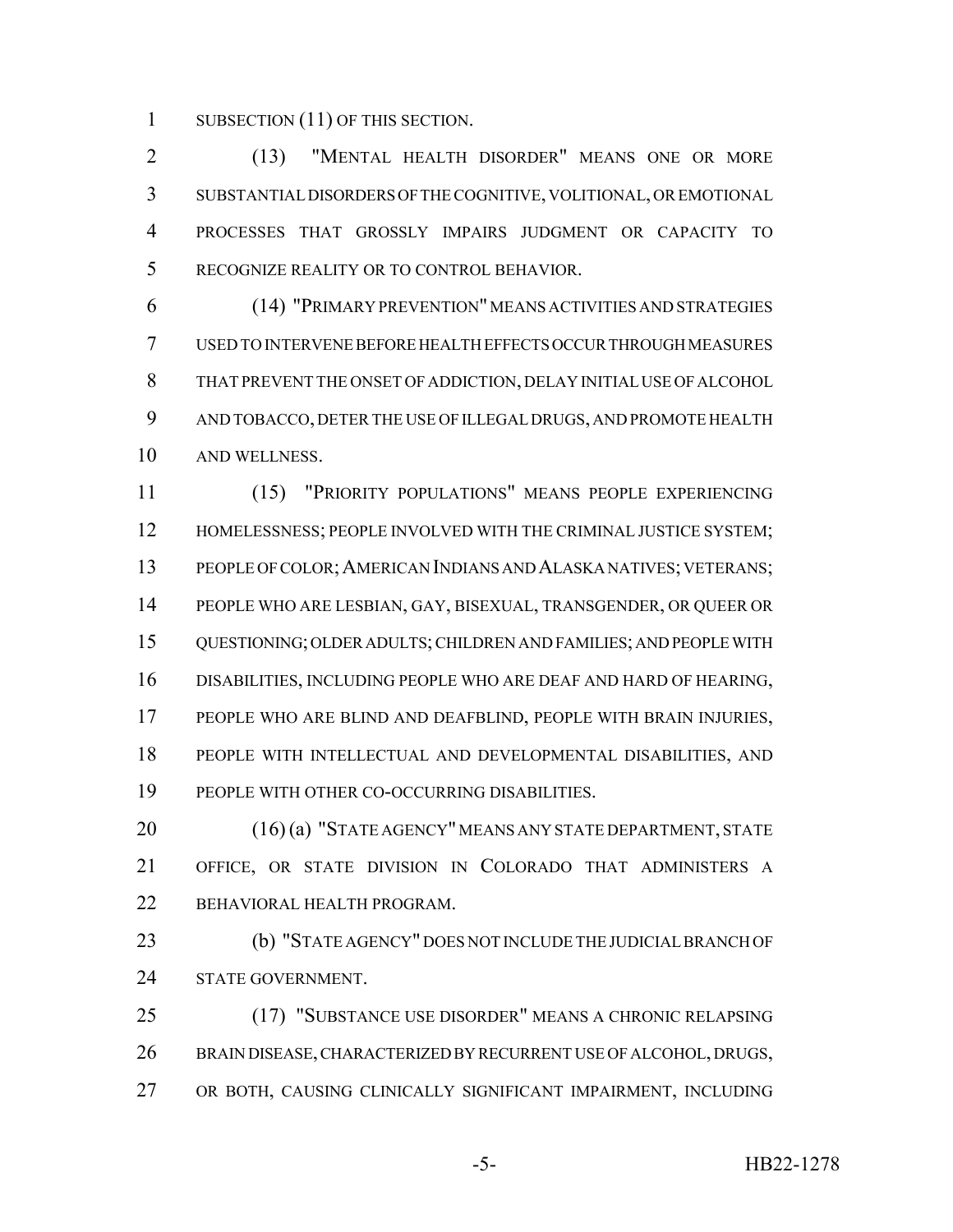SUBSECTION (11) OF THIS SECTION.

(13) "MENTAL HEALTH DISORDER" MEANS ONE OR MORE SUBSTANTIAL DISORDERS OF THE COGNITIVE, VOLITIONAL, OR EMOTIONAL PROCESSES THAT GROSSLY IMPAIRS JUDGMENT OR CAPACITY TO RECOGNIZE REALITY OR TO CONTROL BEHAVIOR.

(14) "PRIMARY PREVENTION" MEANS ACTIVITIES AND STRATEGIES USED TO INTERVENE BEFORE HEALTH EFFECTS OCCUR THROUGH MEASURES THAT PREVENT THE ONSET OF ADDICTION, DELAY INITIAL USE OF ALCOHOL AND TOBACCO, DETER THE USE OF ILLEGAL DRUGS, AND PROMOTE HEALTH AND WELLNESS.

(15) "PRIORITY POPULATIONS" MEANS PEOPLE EXPERIENCING HOMELESSNESS; PEOPLE INVOLVED WITH THE CRIMINAL JUSTICE SYSTEM; PEOPLE OF COLOR; AMERICAN INDIANS AND ALASKA NATIVES; VETERANS; PEOPLE WHO ARE LESBIAN, GAY, BISEXUAL, TRANSGENDER, OR QUEER OR QUESTIONING; OLDER ADULTS; CHILDREN AND FAMILIES; AND PEOPLE WITH DISABILITIES, INCLUDING PEOPLE WHO ARE DEAF AND HARD OF HEARING, PEOPLE WHO ARE BLIND AND DEAFBLIND, PEOPLE WITH BRAIN INJURIES, PEOPLE WITH INTELLECTUAL AND DEVELOPMENTAL DISABILITIES, AND PEOPLE WITH OTHER CO-OCCURRING DISABILITIES.

(16) (a) "STATE AGENCY" MEANS ANY STATE DEPARTMENT, STATE OFFICE, OR STATE DIVISION IN COLORADO THAT ADMINISTERS A BEHAVIORAL HEALTH PROGRAM.

(b) "STATE AGENCY" DOES NOT INCLUDE THE JUDICIAL BRANCH OF STATE GOVERNMENT.

(17) "SUBSTANCE USE DISORDER" MEANS A CHRONIC RELAPSING BRAIN DISEASE, CHARACTERIZED BY RECURRENT USE OF ALCOHOL, DRUGS, OR BOTH, CAUSING CLINICALLY SIGNIFICANT IMPAIRMENT, INCLUDING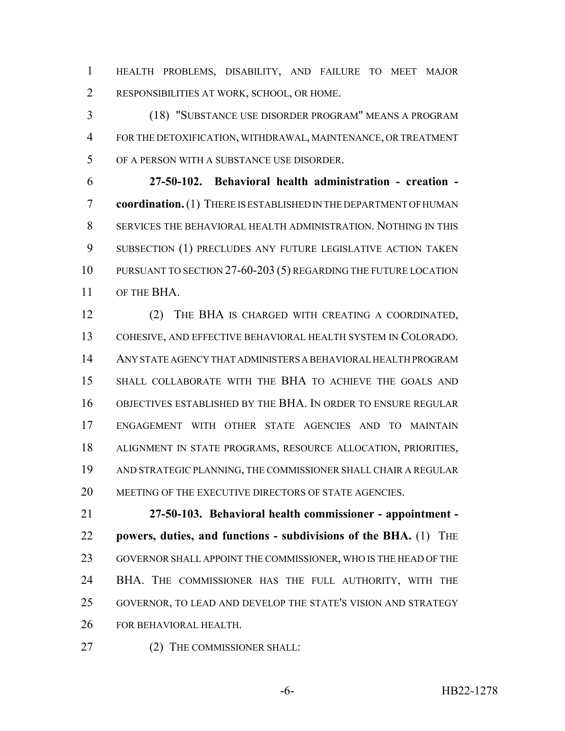HEALTH PROBLEMS, DISABILITY, AND FAILURE TO MEET MAJOR RESPONSIBILITIES AT WORK, SCHOOL, OR HOME.

(18) "SUBSTANCE USE DISORDER PROGRAM" MEANS A PROGRAM FOR THE DETOXIFICATION, WITHDRAWAL, MAINTENANCE, OR TREATMENT OF A PERSON WITH A SUBSTANCE USE DISORDER.

**27-50-102. Behavioral health administration - creation - coordination.** (1) THERE IS ESTABLISHED IN THE DEPARTMENT OF HUMAN SERVICES THE BEHAVIORAL HEALTH ADMINISTRATION. NOTHING IN THIS SUBSECTION (1) PRECLUDES ANY FUTURE LEGISLATIVE ACTION TAKEN PURSUANT TO SECTION 27-60-203 (5) REGARDING THE FUTURE LOCATION OF THE BHA.

(2) THE BHA IS CHARGED WITH CREATING A COORDINATED, COHESIVE, AND EFFECTIVE BEHAVIORAL HEALTH SYSTEM IN COLORADO. ANY STATE AGENCY THAT ADMINISTERS A BEHAVIORAL HEALTH PROGRAM SHALL COLLABORATE WITH THE BHA TO ACHIEVE THE GOALS AND OBJECTIVES ESTABLISHED BY THE BHA. IN ORDER TO ENSURE REGULAR ENGAGEMENT WITH OTHER STATE AGENCIES AND TO MAINTAIN ALIGNMENT IN STATE PROGRAMS, RESOURCE ALLOCATION, PRIORITIES, AND STRATEGIC PLANNING, THE COMMISSIONER SHALL CHAIR A REGULAR MEETING OF THE EXECUTIVE DIRECTORS OF STATE AGENCIES.

**27-50-103. Behavioral health commissioner - appointment - powers, duties, and functions - subdivisions of the BHA.** (1) THE GOVERNOR SHALL APPOINT THE COMMISSIONER, WHO IS THE HEAD OF THE BHA. THE COMMISSIONER HAS THE FULL AUTHORITY, WITH THE GOVERNOR, TO LEAD AND DEVELOP THE STATE'S VISION AND STRATEGY FOR BEHAVIORAL HEALTH.

(2) THE COMMISSIONER SHALL: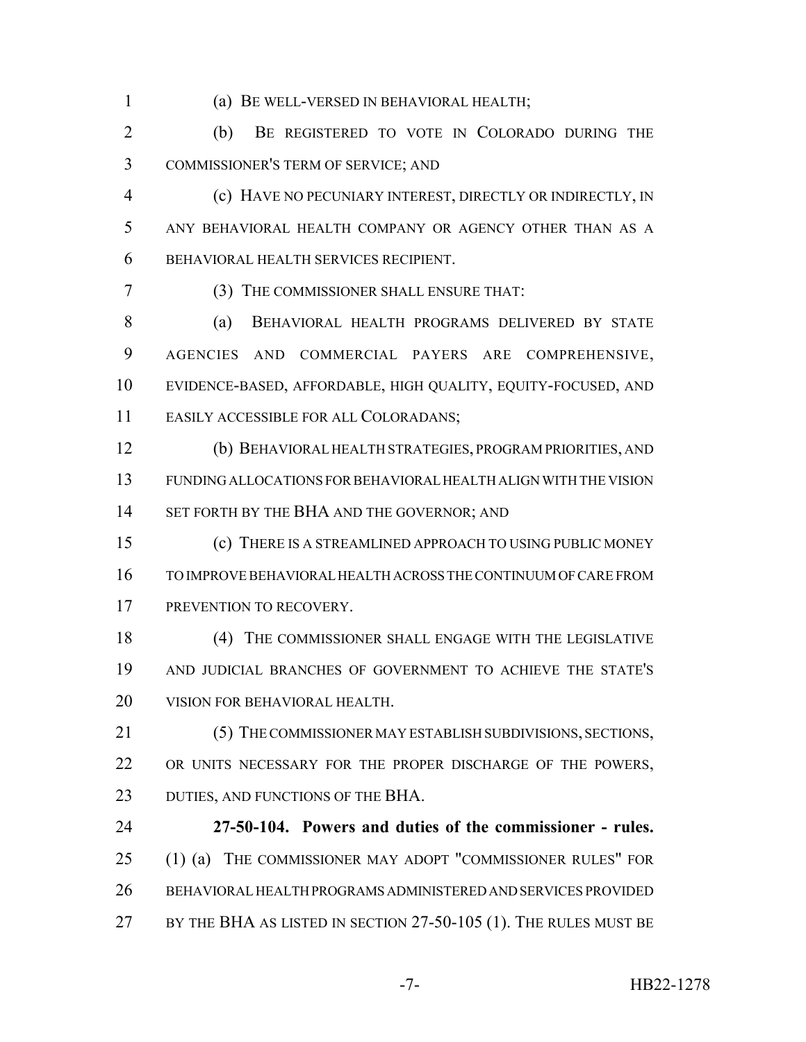(a) BE WELL-VERSED IN BEHAVIORAL HEALTH;

(b) BE REGISTERED TO VOTE IN COLORADO DURING THE COMMISSIONER'S TERM OF SERVICE; AND

(c) HAVE NO PECUNIARY INTEREST, DIRECTLY OR INDIRECTLY, IN ANY BEHAVIORAL HEALTH COMPANY OR AGENCY OTHER THAN AS A BEHAVIORAL HEALTH SERVICES RECIPIENT.

(3) THE COMMISSIONER SHALL ENSURE THAT:

(a) BEHAVIORAL HEALTH PROGRAMS DELIVERED BY STATE AGENCIES AND COMMERCIAL PAYERS ARE COMPREHENSIVE, EVIDENCE-BASED, AFFORDABLE, HIGH QUALITY, EQUITY-FOCUSED, AND EASILY ACCESSIBLE FOR ALL COLORADANS;

(b) BEHAVIORAL HEALTH STRATEGIES, PROGRAM PRIORITIES, AND FUNDING ALLOCATIONS FOR BEHAVIORAL HEALTH ALIGN WITH THE VISION SET FORTH BY THE BHA AND THE GOVERNOR; AND

(c) THERE IS A STREAMLINED APPROACH TO USING PUBLIC MONEY TO IMPROVE BEHAVIORAL HEALTH ACROSS THE CONTINUUM OF CARE FROM PREVENTION TO RECOVERY.

(4) THE COMMISSIONER SHALL ENGAGE WITH THE LEGISLATIVE AND JUDICIAL BRANCHES OF GOVERNMENT TO ACHIEVE THE STATE'S VISION FOR BEHAVIORAL HEALTH.

(5) THE COMMISSIONER MAY ESTABLISH SUBDIVISIONS, SECTIONS, OR UNITS NECESSARY FOR THE PROPER DISCHARGE OF THE POWERS, DUTIES, AND FUNCTIONS OF THE BHA.

**27-50-104. Powers and duties of the commissioner - rules.** (1) (a) THE COMMISSIONER MAY ADOPT "COMMISSIONER RULES" FOR BEHAVIORAL HEALTH PROGRAMS ADMINISTERED AND SERVICES PROVIDED BY THE BHA AS LISTED IN SECTION 27-50-105 (1). THE RULES MUST BE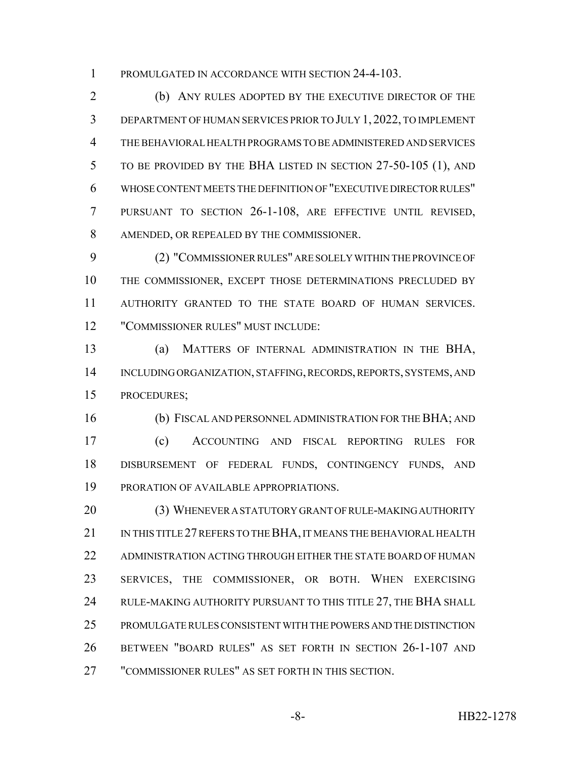PROMULGATED IN ACCORDANCE WITH SECTION 24-4-103.

(b) ANY RULES ADOPTED BY THE EXECUTIVE DIRECTOR OF THE DEPARTMENT OF HUMAN SERVICES PRIOR TO JULY 1, 2022, TO IMPLEMENT THE BEHAVIORAL HEALTH PROGRAMS TO BE ADMINISTERED AND SERVICES TO BE PROVIDED BY THE BHA LISTED IN SECTION 27-50-105 (1), AND WHOSE CONTENT MEETS THE DEFINITION OF "EXECUTIVE DIRECTOR RULES" PURSUANT TO SECTION 26-1-108, ARE EFFECTIVE UNTIL REVISED, AMENDED, OR REPEALED BY THE COMMISSIONER.

(2) "COMMISSIONER RULES" ARE SOLELY WITHIN THE PROVINCE OF THE COMMISSIONER, EXCEPT THOSE DETERMINATIONS PRECLUDED BY AUTHORITY GRANTED TO THE STATE BOARD OF HUMAN SERVICES. "COMMISSIONER RULES" MUST INCLUDE:

(a) MATTERS OF INTERNAL ADMINISTRATION IN THE BHA, INCLUDING ORGANIZATION, STAFFING, RECORDS, REPORTS, SYSTEMS, AND PROCEDURES;

(b) FISCAL AND PERSONNEL ADMINISTRATION FOR THE BHA; AND

(c) ACCOUNTING AND FISCAL REPORTING RULES FOR DISBURSEMENT OF FEDERAL FUNDS, CONTINGENCY FUNDS, AND PRORATION OF AVAILABLE APPROPRIATIONS.

(3) WHENEVER A STATUTORY GRANT OF RULE-MAKING AUTHORITY IN THIS TITLE 27 REFERS TO THE BHA, IT MEANS THE BEHAVIORAL HEALTH ADMINISTRATION ACTING THROUGH EITHER THE STATE BOARD OF HUMAN SERVICES, THE COMMISSIONER, OR BOTH. WHEN EXERCISING RULE-MAKING AUTHORITY PURSUANT TO THIS TITLE 27, THE BHA SHALL PROMULGATE RULES CONSISTENT WITH THE POWERS AND THE DISTINCTION BETWEEN "BOARD RULES" AS SET FORTH IN SECTION 26-1-107 AND "COMMISSIONER RULES" AS SET FORTH IN THIS SECTION.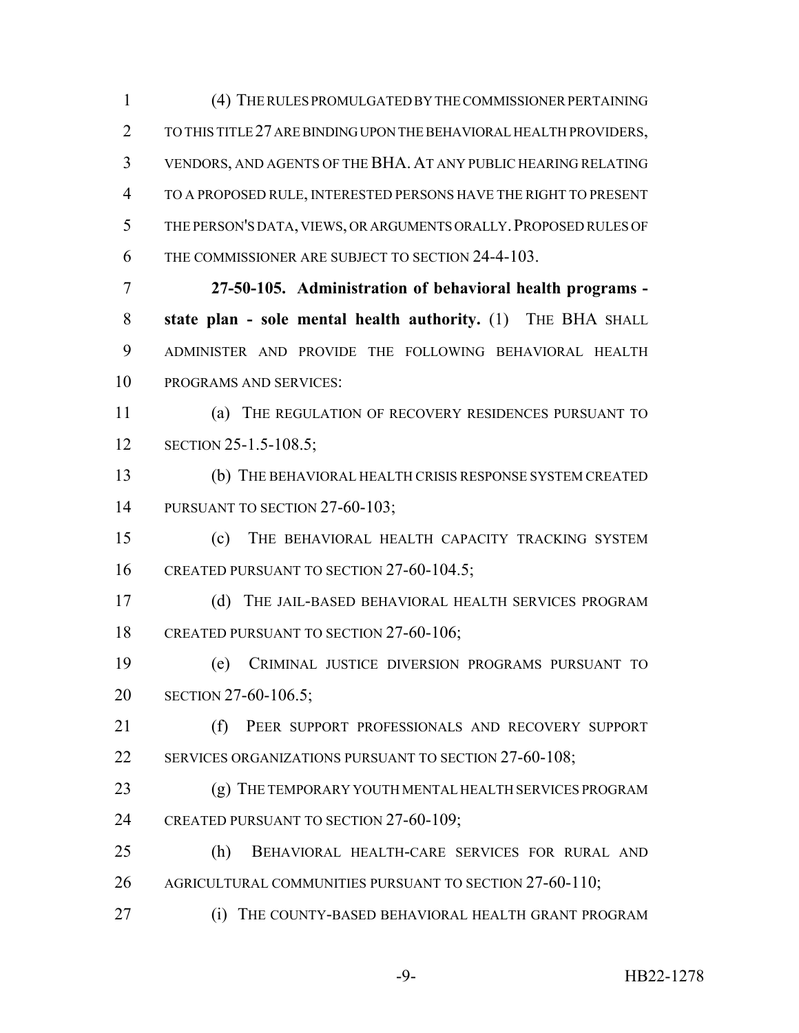(4) THE RULES PROMULGATED BY THE COMMISSIONER PERTAINING TO THIS TITLE 27 ARE BINDING UPON THE BEHAVIORAL HEALTH PROVIDERS, VENDORS, AND AGENTS OF THE BHA. AT ANY PUBLIC HEARING RELATING TO A PROPOSED RULE, INTERESTED PERSONS HAVE THE RIGHT TO PRESENT THE PERSON'S DATA, VIEWS, OR ARGUMENTS ORALLY. PROPOSED RULES OF THE COMMISSIONER ARE SUBJECT TO SECTION 24-4-103.

**27-50-105. Administration of behavioral health programs - state plan - sole mental health authority.** (1) THE BHA SHALL ADMINISTER AND PROVIDE THE FOLLOWING BEHAVIORAL HEALTH PROGRAMS AND SERVICES:

(a) THE REGULATION OF RECOVERY RESIDENCES PURSUANT TO SECTION 25-1.5-108.5;

(b) THE BEHAVIORAL HEALTH CRISIS RESPONSE SYSTEM CREATED PURSUANT TO SECTION 27-60-103;

(c) THE BEHAVIORAL HEALTH CAPACITY TRACKING SYSTEM CREATED PURSUANT TO SECTION 27-60-104.5;

(d) THE JAIL-BASED BEHAVIORAL HEALTH SERVICES PROGRAM CREATED PURSUANT TO SECTION 27-60-106;

(e) CRIMINAL JUSTICE DIVERSION PROGRAMS PURSUANT TO SECTION 27-60-106.5;

(f) PEER SUPPORT PROFESSIONALS AND RECOVERY SUPPORT SERVICES ORGANIZATIONS PURSUANT TO SECTION 27-60-108;

(g) THE TEMPORARY YOUTH MENTAL HEALTH SERVICES PROGRAM CREATED PURSUANT TO SECTION 27-60-109;

(h) BEHAVIORAL HEALTH-CARE SERVICES FOR RURAL AND AGRICULTURAL COMMUNITIES PURSUANT TO SECTION 27-60-110;

(i) THE COUNTY-BASED BEHAVIORAL HEALTH GRANT PROGRAM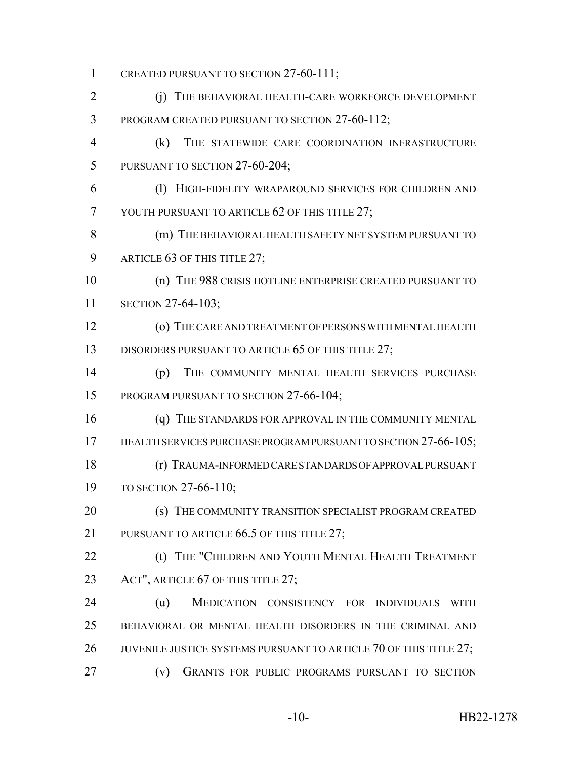CREATED PURSUANT TO SECTION 27-60-111;

(j) THE BEHAVIORAL HEALTH-CARE WORKFORCE DEVELOPMENT PROGRAM CREATED PURSUANT TO SECTION 27-60-112;

(k) THE STATEWIDE CARE COORDINATION INFRASTRUCTURE PURSUANT TO SECTION 27-60-204;

(l) HIGH-FIDELITY WRAPAROUND SERVICES FOR CHILDREN AND YOUTH PURSUANT TO ARTICLE 62 OF THIS TITLE 27;

(m) THE BEHAVIORAL HEALTH SAFETY NET SYSTEM PURSUANT TO ARTICLE 63 OF THIS TITLE 27;

(n) THE 988 CRISIS HOTLINE ENTERPRISE CREATED PURSUANT TO SECTION 27-64-103;

(o) THE CARE AND TREATMENT OF PERSONS WITH MENTAL HEALTH DISORDERS PURSUANT TO ARTICLE 65 OF THIS TITLE 27;

(p) THE COMMUNITY MENTAL HEALTH SERVICES PURCHASE PROGRAM PURSUANT TO SECTION 27-66-104;

(q) THE STANDARDS FOR APPROVAL IN THE COMMUNITY MENTAL HEALTH SERVICES PURCHASE PROGRAM PURSUANT TO SECTION 27-66-105;

(r) TRAUMA-INFORMED CARE STANDARDS OF APPROVAL PURSUANT TO SECTION 27-66-110;

(s) THE COMMUNITY TRANSITION SPECIALIST PROGRAM CREATED PURSUANT TO ARTICLE 66.5 OF THIS TITLE 27;

(t) THE "CHILDREN AND YOUTH MENTAL HEALTH TREATMENT ACT", ARTICLE 67 OF THIS TITLE 27;

(u) MEDICATION CONSISTENCY FOR INDIVIDUALS WITH BEHAVIORAL OR MENTAL HEALTH DISORDERS IN THE CRIMINAL AND JUVENILE JUSTICE SYSTEMS PURSUANT TO ARTICLE 70 OF THIS TITLE 27;

(v) GRANTS FOR PUBLIC PROGRAMS PURSUANT TO SECTION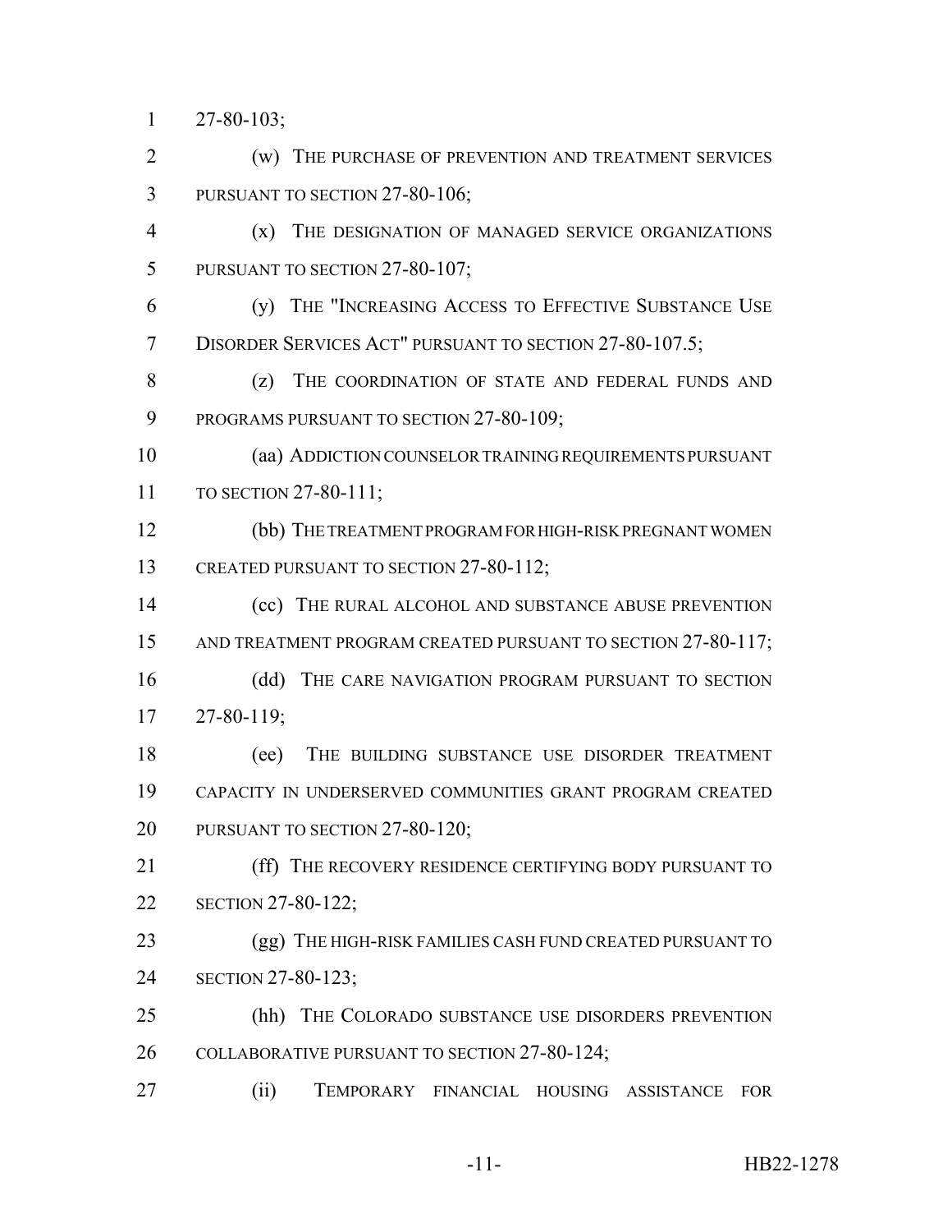27-80-103;

(w) THE PURCHASE OF PREVENTION AND TREATMENT SERVICES PURSUANT TO SECTION 27-80-106;

(x) THE DESIGNATION OF MANAGED SERVICE ORGANIZATIONS PURSUANT TO SECTION 27-80-107;

(y) THE "INCREASING ACCESS TO EFFECTIVE SUBSTANCE USE DISORDER SERVICES ACT" PURSUANT TO SECTION 27-80-107.5;

(z) THE COORDINATION OF STATE AND FEDERAL FUNDS AND PROGRAMS PURSUANT TO SECTION 27-80-109;

(aa) ADDICTION COUNSELOR TRAINING REQUIREMENTS PURSUANT TO SECTION 27-80-111;

(bb) THE TREATMENT PROGRAM FOR HIGH-RISK PREGNANT WOMEN CREATED PURSUANT TO SECTION 27-80-112;

(cc) THE RURAL ALCOHOL AND SUBSTANCE ABUSE PREVENTION AND TREATMENT PROGRAM CREATED PURSUANT TO SECTION 27-80-117;

(dd) THE CARE NAVIGATION PROGRAM PURSUANT TO SECTION 27-80-119;

(ee) THE BUILDING SUBSTANCE USE DISORDER TREATMENT CAPACITY IN UNDERSERVED COMMUNITIES GRANT PROGRAM CREATED PURSUANT TO SECTION 27-80-120;

(ff) THE RECOVERY RESIDENCE CERTIFYING BODY PURSUANT TO SECTION 27-80-122;

(gg) THE HIGH-RISK FAMILIES CASH FUND CREATED PURSUANT TO SECTION 27-80-123;

(hh) THE COLORADO SUBSTANCE USE DISORDERS PREVENTION COLLABORATIVE PURSUANT TO SECTION 27-80-124;

(ii) TEMPORARY FINANCIAL HOUSING ASSISTANCE FOR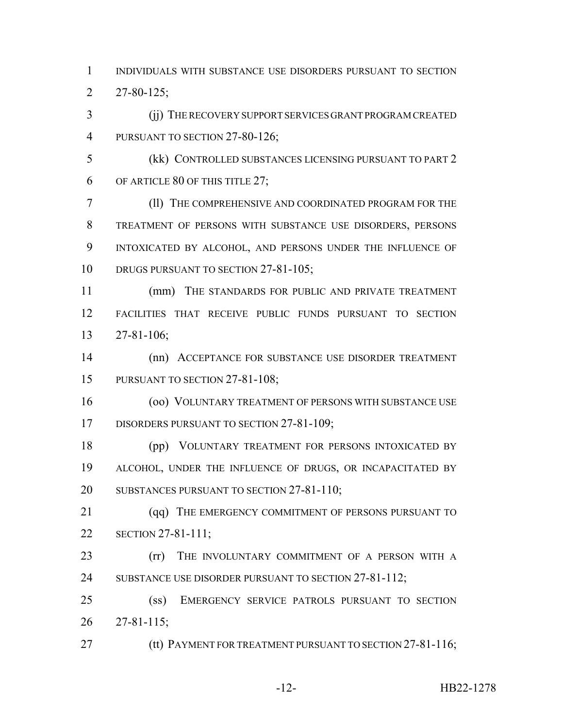INDIVIDUALS WITH SUBSTANCE USE DISORDERS PURSUANT TO SECTION 27-80-125;

(jj) THE RECOVERY SUPPORT SERVICES GRANT PROGRAM CREATED PURSUANT TO SECTION 27-80-126;

(kk) CONTROLLED SUBSTANCES LICENSING PURSUANT TO PART 2 OF ARTICLE 80 OF THIS TITLE 27;

(ll) THE COMPREHENSIVE AND COORDINATED PROGRAM FOR THE TREATMENT OF PERSONS WITH SUBSTANCE USE DISORDERS, PERSONS INTOXICATED BY ALCOHOL, AND PERSONS UNDER THE INFLUENCE OF DRUGS PURSUANT TO SECTION 27-81-105;

(mm) THE STANDARDS FOR PUBLIC AND PRIVATE TREATMENT FACILITIES THAT RECEIVE PUBLIC FUNDS PURSUANT TO SECTION 27-81-106;

(nn) ACCEPTANCE FOR SUBSTANCE USE DISORDER TREATMENT PURSUANT TO SECTION 27-81-108;

(oo) VOLUNTARY TREATMENT OF PERSONS WITH SUBSTANCE USE DISORDERS PURSUANT TO SECTION 27-81-109;

(pp) VOLUNTARY TREATMENT FOR PERSONS INTOXICATED BY ALCOHOL, UNDER THE INFLUENCE OF DRUGS, OR INCAPACITATED BY SUBSTANCES PURSUANT TO SECTION 27-81-110;

(qq) THE EMERGENCY COMMITMENT OF PERSONS PURSUANT TO SECTION 27-81-111;

(rr) THE INVOLUNTARY COMMITMENT OF A PERSON WITH A SUBSTANCE USE DISORDER PURSUANT TO SECTION 27-81-112;

(ss) EMERGENCY SERVICE PATROLS PURSUANT TO SECTION 27-81-115;

(tt) PAYMENT FOR TREATMENT PURSUANT TO SECTION 27-81-116;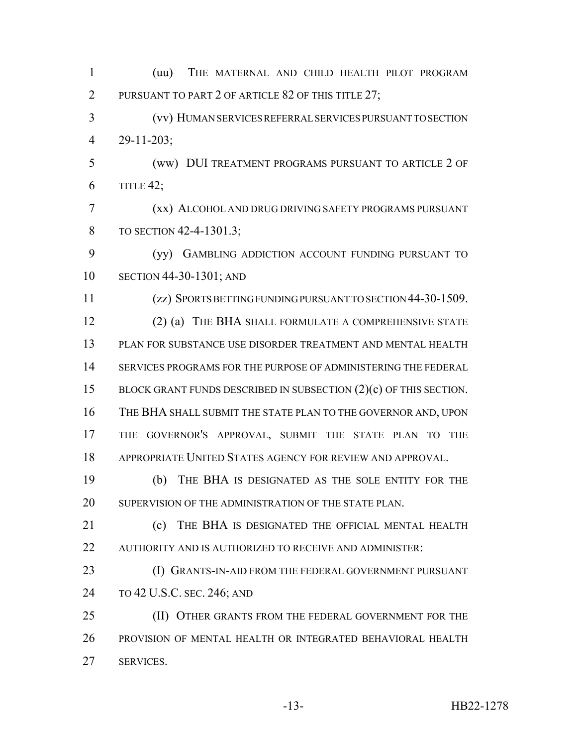(uu) THE MATERNAL AND CHILD HEALTH PILOT PROGRAM PURSUANT TO PART 2 OF ARTICLE 82 OF THIS TITLE 27;

(vv) HUMAN SERVICES REFERRAL SERVICES PURSUANT TO SECTION 29-11-203;

(ww) DUI TREATMENT PROGRAMS PURSUANT TO ARTICLE 2 OF TITLE 42;

(xx) ALCOHOL AND DRUG DRIVING SAFETY PROGRAMS PURSUANT TO SECTION 42-4-1301.3;

(yy) GAMBLING ADDICTION ACCOUNT FUNDING PURSUANT TO SECTION 44-30-1301; AND

(zz) SPORTS BETTING FUNDING PURSUANT TO SECTION 44-30-1509.

(2) (a) THE BHA SHALL FORMULATE A COMPREHENSIVE STATE PLAN FOR SUBSTANCE USE DISORDER TREATMENT AND MENTAL HEALTH SERVICES PROGRAMS FOR THE PURPOSE OF ADMINISTERING THE FEDERAL BLOCK GRANT FUNDS DESCRIBED IN SUBSECTION (2)(c) OF THIS SECTION. THE BHA SHALL SUBMIT THE STATE PLAN TO THE GOVERNOR AND, UPON THE GOVERNOR'S APPROVAL, SUBMIT THE STATE PLAN TO THE APPROPRIATE UNITED STATES AGENCY FOR REVIEW AND APPROVAL.

(b) THE BHA IS DESIGNATED AS THE SOLE ENTITY FOR THE SUPERVISION OF THE ADMINISTRATION OF THE STATE PLAN.

(c) THE BHA IS DESIGNATED THE OFFICIAL MENTAL HEALTH AUTHORITY AND IS AUTHORIZED TO RECEIVE AND ADMINISTER:

(I) GRANTS-IN-AID FROM THE FEDERAL GOVERNMENT PURSUANT TO 42 U.S.C. SEC. 246; AND

(II) OTHER GRANTS FROM THE FEDERAL GOVERNMENT FOR THE PROVISION OF MENTAL HEALTH OR INTEGRATED BEHAVIORAL HEALTH SERVICES.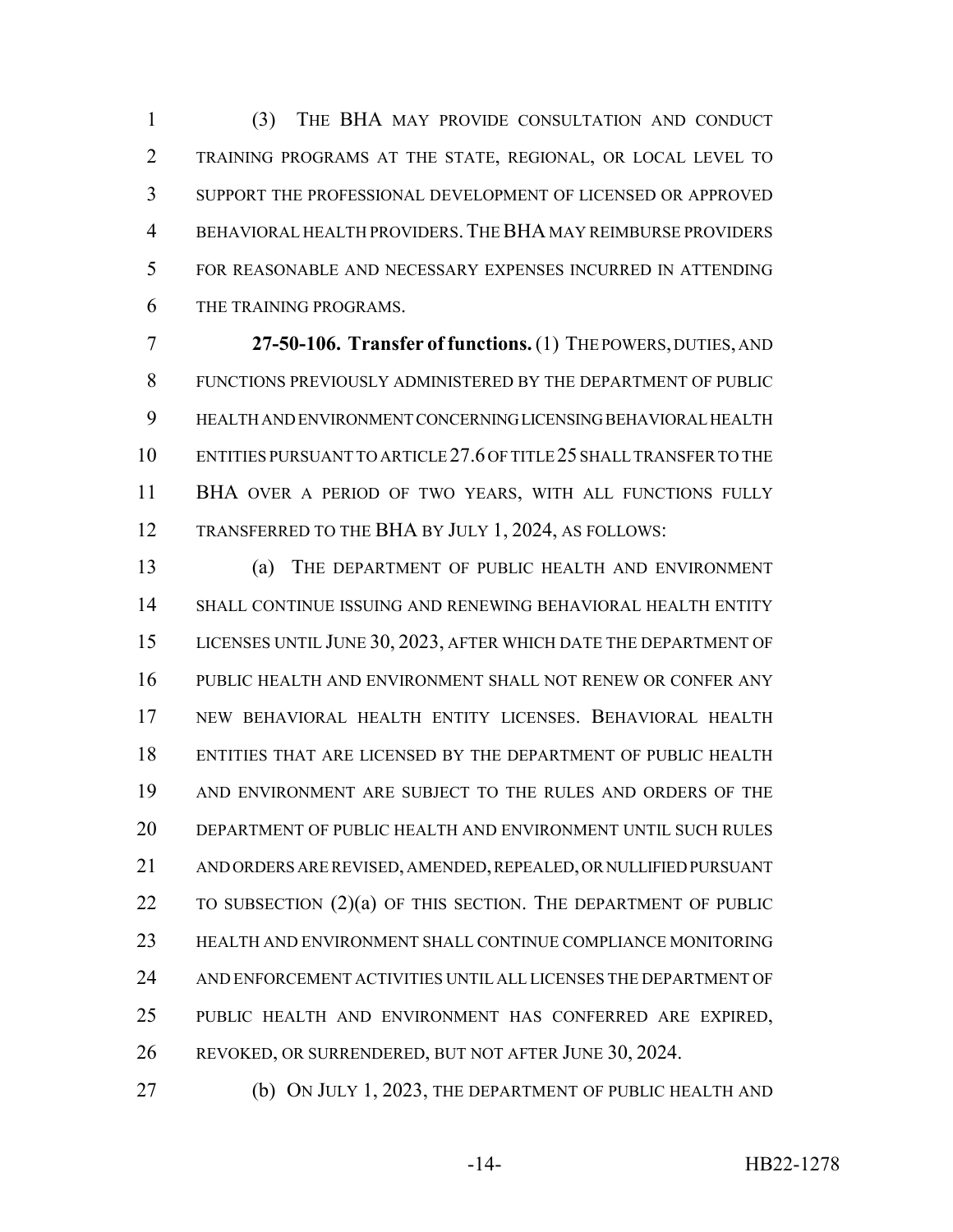(3) THE BHA MAY PROVIDE CONSULTATION AND CONDUCT TRAINING PROGRAMS AT THE STATE, REGIONAL, OR LOCAL LEVEL TO SUPPORT THE PROFESSIONAL DEVELOPMENT OF LICENSED OR APPROVED BEHAVIORAL HEALTH PROVIDERS. THE BHA MAY REIMBURSE PROVIDERS FOR REASONABLE AND NECESSARY EXPENSES INCURRED IN ATTENDING THE TRAINING PROGRAMS.

**27-50-106. Transfer of functions.** (1) THE POWERS, DUTIES, AND FUNCTIONS PREVIOUSLY ADMINISTERED BY THE DEPARTMENT OF PUBLIC HEALTH AND ENVIRONMENT CONCERNING LICENSING BEHAVIORAL HEALTH ENTITIES PURSUANT TO ARTICLE 27.6 OF TITLE 25 SHALL TRANSFER TO THE BHA OVER A PERIOD OF TWO YEARS, WITH ALL FUNCTIONS FULLY TRANSFERRED TO THE BHA BY JULY 1, 2024, AS FOLLOWS:

(a) THE DEPARTMENT OF PUBLIC HEALTH AND ENVIRONMENT SHALL CONTINUE ISSUING AND RENEWING BEHAVIORAL HEALTH ENTITY LICENSES UNTIL JUNE 30, 2023, AFTER WHICH DATE THE DEPARTMENT OF PUBLIC HEALTH AND ENVIRONMENT SHALL NOT RENEW OR CONFER ANY NEW BEHAVIORAL HEALTH ENTITY LICENSES. BEHAVIORAL HEALTH ENTITIES THAT ARE LICENSED BY THE DEPARTMENT OF PUBLIC HEALTH AND ENVIRONMENT ARE SUBJECT TO THE RULES AND ORDERS OF THE DEPARTMENT OF PUBLIC HEALTH AND ENVIRONMENT UNTIL SUCH RULES AND ORDERS ARE REVISED, AMENDED, REPEALED, OR NULLIFIED PURSUANT TO SUBSECTION (2)(a) OF THIS SECTION. THE DEPARTMENT OF PUBLIC HEALTH AND ENVIRONMENT SHALL CONTINUE COMPLIANCE MONITORING AND ENFORCEMENT ACTIVITIES UNTIL ALL LICENSES THE DEPARTMENT OF PUBLIC HEALTH AND ENVIRONMENT HAS CONFERRED ARE EXPIRED, REVOKED, OR SURRENDERED, BUT NOT AFTER JUNE 30, 2024.

(b) ON JULY 1, 2023, THE DEPARTMENT OF PUBLIC HEALTH AND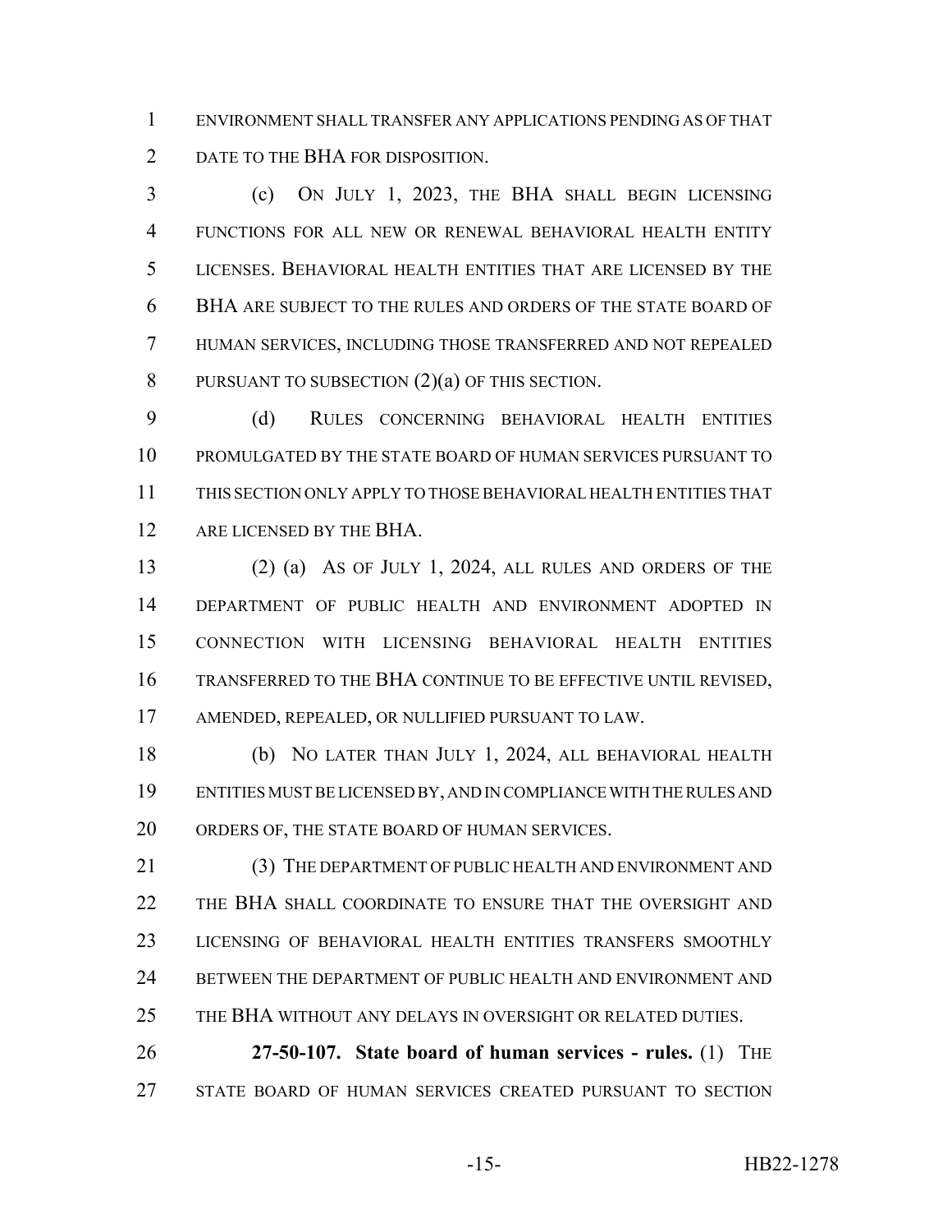ENVIRONMENT SHALL TRANSFER ANY APPLICATIONS PENDING AS OF THAT DATE TO THE BHA FOR DISPOSITION.

(c) ON JULY 1, 2023, THE BHA SHALL BEGIN LICENSING FUNCTIONS FOR ALL NEW OR RENEWAL BEHAVIORAL HEALTH ENTITY LICENSES. BEHAVIORAL HEALTH ENTITIES THAT ARE LICENSED BY THE BHA ARE SUBJECT TO THE RULES AND ORDERS OF THE STATE BOARD OF HUMAN SERVICES, INCLUDING THOSE TRANSFERRED AND NOT REPEALED PURSUANT TO SUBSECTION (2)(a) OF THIS SECTION.

(d) RULES CONCERNING BEHAVIORAL HEALTH ENTITIES PROMULGATED BY THE STATE BOARD OF HUMAN SERVICES PURSUANT TO THIS SECTION ONLY APPLY TO THOSE BEHAVIORAL HEALTH ENTITIES THAT ARE LICENSED BY THE BHA.

(2) (a) AS OF JULY 1, 2024, ALL RULES AND ORDERS OF THE DEPARTMENT OF PUBLIC HEALTH AND ENVIRONMENT ADOPTED IN CONNECTION WITH LICENSING BEHAVIORAL HEALTH ENTITIES TRANSFERRED TO THE BHA CONTINUE TO BE EFFECTIVE UNTIL REVISED, AMENDED, REPEALED, OR NULLIFIED PURSUANT TO LAW.

(b) NO LATER THAN JULY 1, 2024, ALL BEHAVIORAL HEALTH ENTITIES MUST BE LICENSED BY, AND IN COMPLIANCE WITH THE RULES AND ORDERS OF, THE STATE BOARD OF HUMAN SERVICES.

(3) THE DEPARTMENT OF PUBLIC HEALTH AND ENVIRONMENT AND THE BHA SHALL COORDINATE TO ENSURE THAT THE OVERSIGHT AND LICENSING OF BEHAVIORAL HEALTH ENTITIES TRANSFERS SMOOTHLY BETWEEN THE DEPARTMENT OF PUBLIC HEALTH AND ENVIRONMENT AND THE BHA WITHOUT ANY DELAYS IN OVERSIGHT OR RELATED DUTIES.

**27-50-107. State board of human services - rules.** (1) THE STATE BOARD OF HUMAN SERVICES CREATED PURSUANT TO SECTION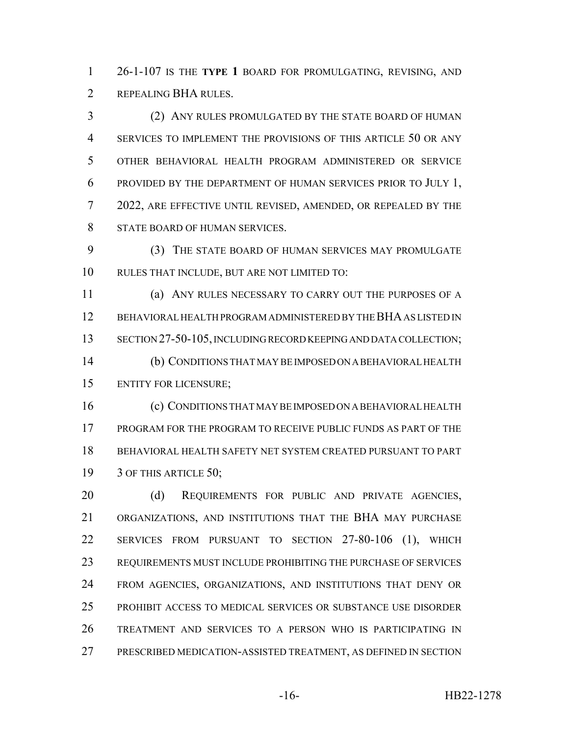26-1-107 IS THE **TYPE 1** BOARD FOR PROMULGATING, REVISING, AND REPEALING BHA RULES.

(2) ANY RULES PROMULGATED BY THE STATE BOARD OF HUMAN SERVICES TO IMPLEMENT THE PROVISIONS OF THIS ARTICLE 50 OR ANY OTHER BEHAVIORAL HEALTH PROGRAM ADMINISTERED OR SERVICE PROVIDED BY THE DEPARTMENT OF HUMAN SERVICES PRIOR TO JULY 1, 2022, ARE EFFECTIVE UNTIL REVISED, AMENDED, OR REPEALED BY THE STATE BOARD OF HUMAN SERVICES.

(3) THE STATE BOARD OF HUMAN SERVICES MAY PROMULGATE RULES THAT INCLUDE, BUT ARE NOT LIMITED TO:

(a) ANY RULES NECESSARY TO CARRY OUT THE PURPOSES OF A BEHAVIORAL HEALTH PROGRAM ADMINISTERED BY THE BHA AS LISTED IN SECTION 27-50-105, INCLUDING RECORD KEEPING AND DATA COLLECTION;

(b) CONDITIONS THAT MAY BE IMPOSED ON A BEHAVIORAL HEALTH ENTITY FOR LICENSURE;

(c) CONDITIONS THAT MAY BE IMPOSED ON A BEHAVIORAL HEALTH PROGRAM FOR THE PROGRAM TO RECEIVE PUBLIC FUNDS AS PART OF THE BEHAVIORAL HEALTH SAFETY NET SYSTEM CREATED PURSUANT TO PART 3 OF THIS ARTICLE 50;

(d) REQUIREMENTS FOR PUBLIC AND PRIVATE AGENCIES, ORGANIZATIONS, AND INSTITUTIONS THAT THE BHA MAY PURCHASE SERVICES FROM PURSUANT TO SECTION 27-80-106 (1), WHICH REQUIREMENTS MUST INCLUDE PROHIBITING THE PURCHASE OF SERVICES FROM AGENCIES, ORGANIZATIONS, AND INSTITUTIONS THAT DENY OR PROHIBIT ACCESS TO MEDICAL SERVICES OR SUBSTANCE USE DISORDER TREATMENT AND SERVICES TO A PERSON WHO IS PARTICIPATING IN PRESCRIBED MEDICATION-ASSISTED TREATMENT, AS DEFINED IN SECTION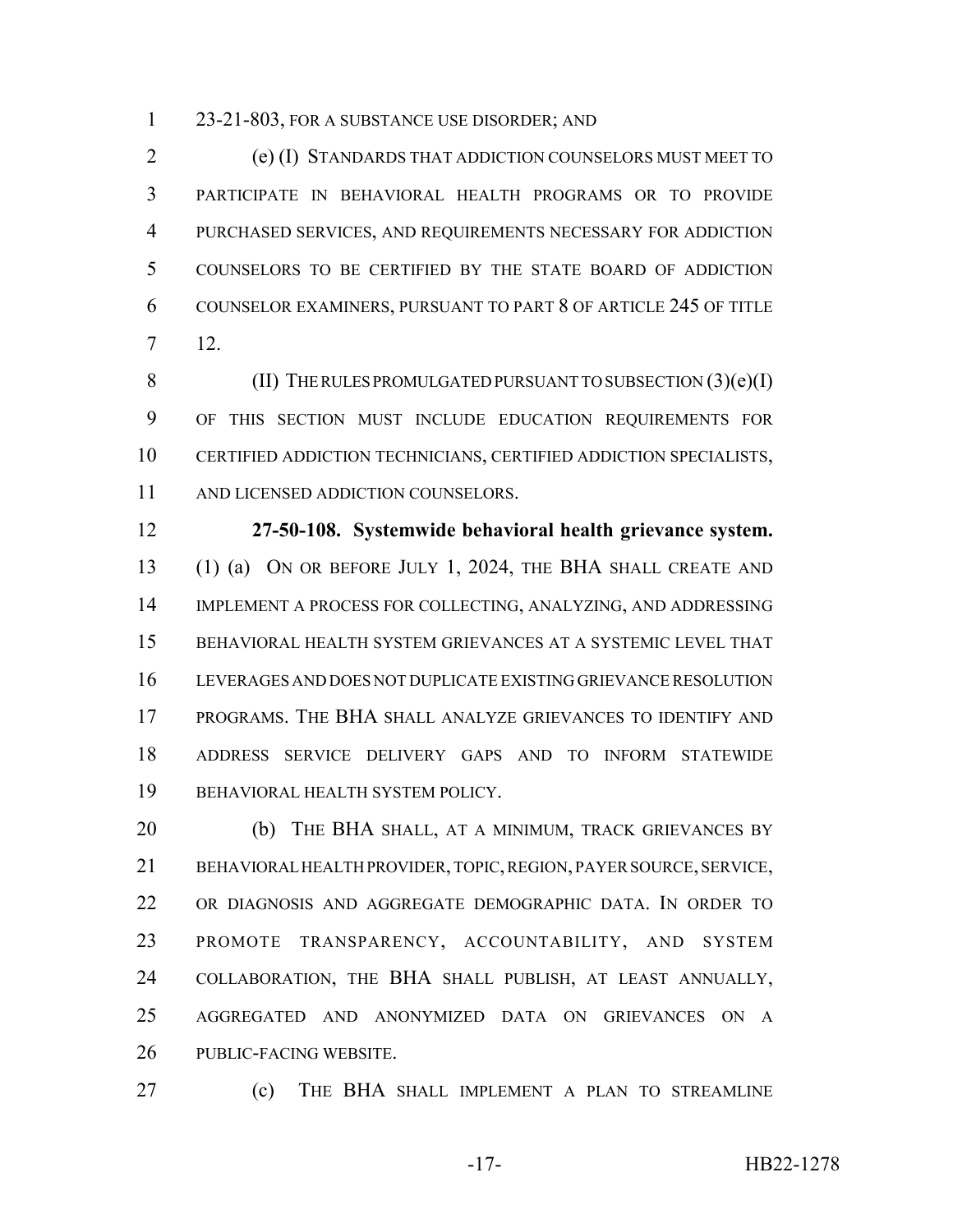23-21-803, FOR A SUBSTANCE USE DISORDER; AND

(e) (I) STANDARDS THAT ADDICTION COUNSELORS MUST MEET TO PARTICIPATE IN BEHAVIORAL HEALTH PROGRAMS OR TO PROVIDE PURCHASED SERVICES, AND REQUIREMENTS NECESSARY FOR ADDICTION COUNSELORS TO BE CERTIFIED BY THE STATE BOARD OF ADDICTION COUNSELOR EXAMINERS, PURSUANT TO PART 8 OF ARTICLE 245 OF TITLE 12.

(II) THE RULES PROMULGATED PURSUANT TO SUBSECTION (3)(e)(I) OF THIS SECTION MUST INCLUDE EDUCATION REQUIREMENTS FOR CERTIFIED ADDICTION TECHNICIANS, CERTIFIED ADDICTION SPECIALISTS, AND LICENSED ADDICTION COUNSELORS.

**27-50-108. Systemwide behavioral health grievance system.** (1) (a) ON OR BEFORE JULY 1, 2024, THE BHA SHALL CREATE AND IMPLEMENT A PROCESS FOR COLLECTING, ANALYZING, AND ADDRESSING BEHAVIORAL HEALTH SYSTEM GRIEVANCES AT A SYSTEMIC LEVEL THAT LEVERAGES AND DOES NOT DUPLICATE EXISTING GRIEVANCE RESOLUTION PROGRAMS. THE BHA SHALL ANALYZE GRIEVANCES TO IDENTIFY AND ADDRESS SERVICE DELIVERY GAPS AND TO INFORM STATEWIDE BEHAVIORAL HEALTH SYSTEM POLICY.

(b) THE BHA SHALL, AT A MINIMUM, TRACK GRIEVANCES BY BEHAVIORAL HEALTH PROVIDER, TOPIC, REGION, PAYER SOURCE, SERVICE, OR DIAGNOSIS AND AGGREGATE DEMOGRAPHIC DATA. IN ORDER TO PROMOTE TRANSPARENCY, ACCOUNTABILITY, AND SYSTEM COLLABORATION, THE BHA SHALL PUBLISH, AT LEAST ANNUALLY, AGGREGATED AND ANONYMIZED DATA ON GRIEVANCES ON A PUBLIC-FACING WEBSITE.

(c) THE BHA SHALL IMPLEMENT A PLAN TO STREAMLINE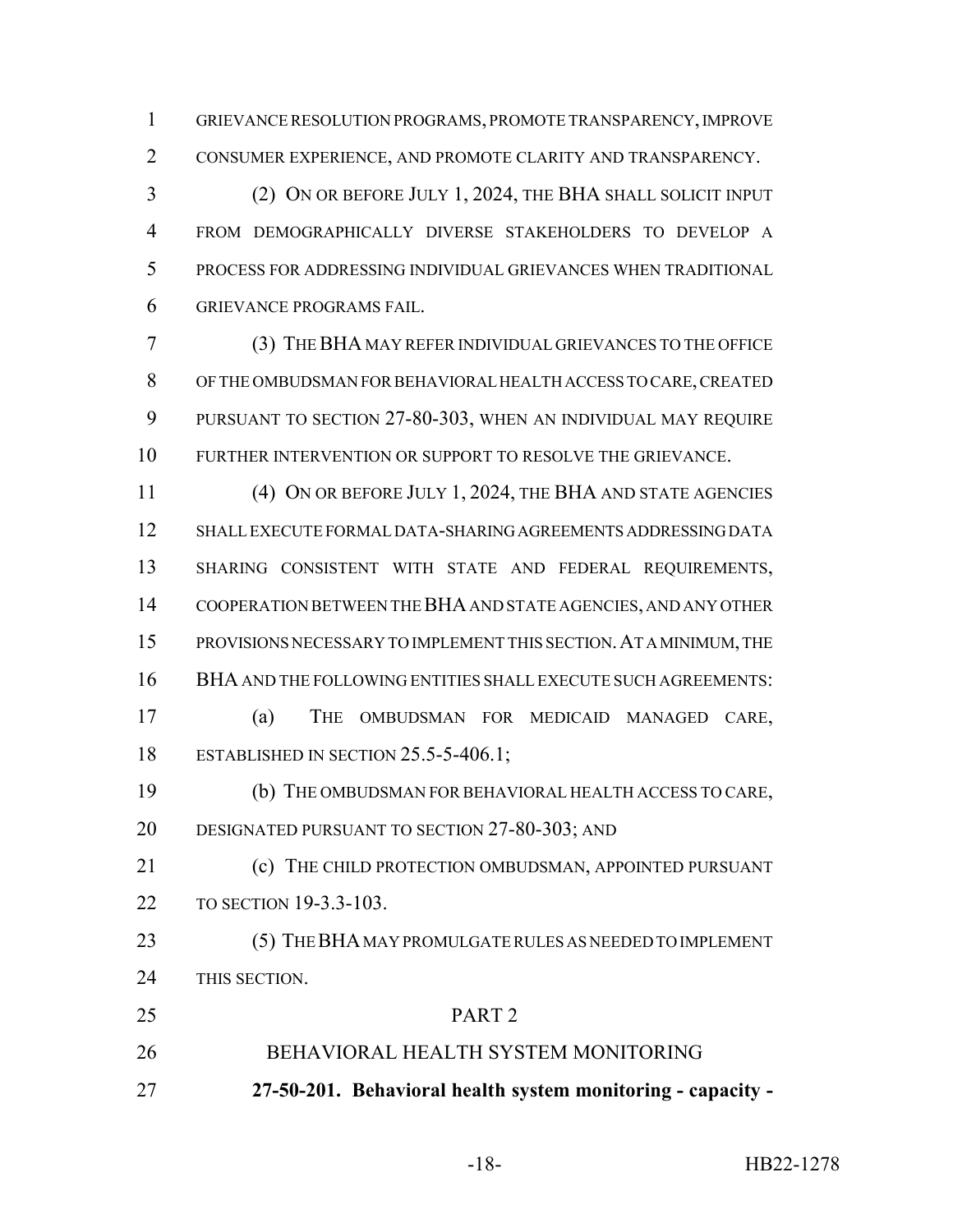GRIEVANCE RESOLUTION PROGRAMS, PROMOTE TRANSPARENCY, IMPROVE CONSUMER EXPERIENCE, AND PROMOTE CLARITY AND TRANSPARENCY.

(2) ON OR BEFORE JULY 1, 2024, THE BHA SHALL SOLICIT INPUT FROM DEMOGRAPHICALLY DIVERSE STAKEHOLDERS TO DEVELOP A PROCESS FOR ADDRESSING INDIVIDUAL GRIEVANCES WHEN TRADITIONAL GRIEVANCE PROGRAMS FAIL.

(3) THE BHA MAY REFER INDIVIDUAL GRIEVANCES TO THE OFFICE OF THE OMBUDSMAN FOR BEHAVIORAL HEALTH ACCESS TO CARE, CREATED PURSUANT TO SECTION 27-80-303, WHEN AN INDIVIDUAL MAY REQUIRE FURTHER INTERVENTION OR SUPPORT TO RESOLVE THE GRIEVANCE.

(4) ON OR BEFORE JULY 1, 2024, THE BHA AND STATE AGENCIES SHALL EXECUTE FORMAL DATA-SHARING AGREEMENTS ADDRESSING DATA SHARING CONSISTENT WITH STATE AND FEDERAL REQUIREMENTS, COOPERATION BETWEEN THE BHA AND STATE AGENCIES, AND ANY OTHER PROVISIONS NECESSARY TO IMPLEMENT THIS SECTION. AT A MINIMUM, THE BHA AND THE FOLLOWING ENTITIES SHALL EXECUTE SUCH AGREEMENTS:

(a) THE OMBUDSMAN FOR MEDICAID MANAGED CARE, ESTABLISHED IN SECTION 25.5-5-406.1;

(b) THE OMBUDSMAN FOR BEHAVIORAL HEALTH ACCESS TO CARE, DESIGNATED PURSUANT TO SECTION 27-80-303; AND

(c) THE CHILD PROTECTION OMBUDSMAN, APPOINTED PURSUANT TO SECTION 19-3.3-103.

(5) THE BHA MAY PROMULGATE RULES AS NEEDED TO IMPLEMENT THIS SECTION.

PART 2

BEHAVIORAL HEALTH SYSTEM MONITORING

**27-50-201. Behavioral health system monitoring - capacity -**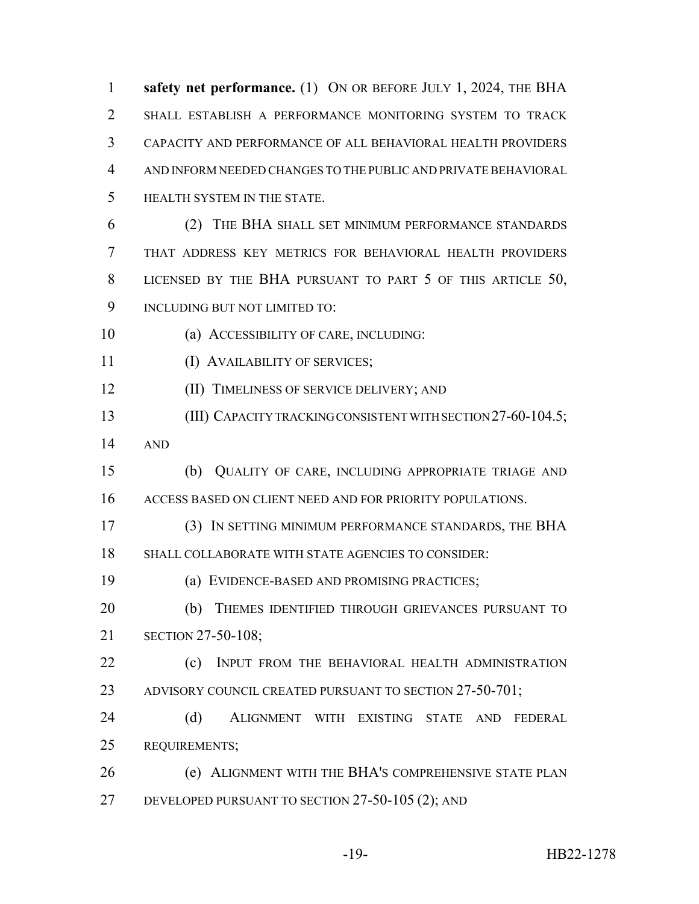**safety net performance.** (1) ON OR BEFORE JULY 1, 2024, THE BHA SHALL ESTABLISH A PERFORMANCE MONITORING SYSTEM TO TRACK CAPACITY AND PERFORMANCE OF ALL BEHAVIORAL HEALTH PROVIDERS AND INFORM NEEDED CHANGES TO THE PUBLIC AND PRIVATE BEHAVIORAL HEALTH SYSTEM IN THE STATE.

(2) THE BHA SHALL SET MINIMUM PERFORMANCE STANDARDS THAT ADDRESS KEY METRICS FOR BEHAVIORAL HEALTH PROVIDERS LICENSED BY THE BHA PURSUANT TO PART 5 OF THIS ARTICLE 50, INCLUDING BUT NOT LIMITED TO:

(a) ACCESSIBILITY OF CARE, INCLUDING:

(I) AVAILABILITY OF SERVICES;

(II) TIMELINESS OF SERVICE DELIVERY; AND

(III) CAPACITY TRACKING CONSISTENT WITH SECTION 27-60-104.5; AND

(b) QUALITY OF CARE, INCLUDING APPROPRIATE TRIAGE AND ACCESS BASED ON CLIENT NEED AND FOR PRIORITY POPULATIONS.

(3) IN SETTING MINIMUM PERFORMANCE STANDARDS, THE BHA SHALL COLLABORATE WITH STATE AGENCIES TO CONSIDER:

(a) EVIDENCE-BASED AND PROMISING PRACTICES;

(b) THEMES IDENTIFIED THROUGH GRIEVANCES PURSUANT TO SECTION 27-50-108;

(c) INPUT FROM THE BEHAVIORAL HEALTH ADMINISTRATION ADVISORY COUNCIL CREATED PURSUANT TO SECTION 27-50-701;

(d) ALIGNMENT WITH EXISTING STATE AND FEDERAL REQUIREMENTS;

(e) ALIGNMENT WITH THE BHA'S COMPREHENSIVE STATE PLAN DEVELOPED PURSUANT TO SECTION 27-50-105 (2); AND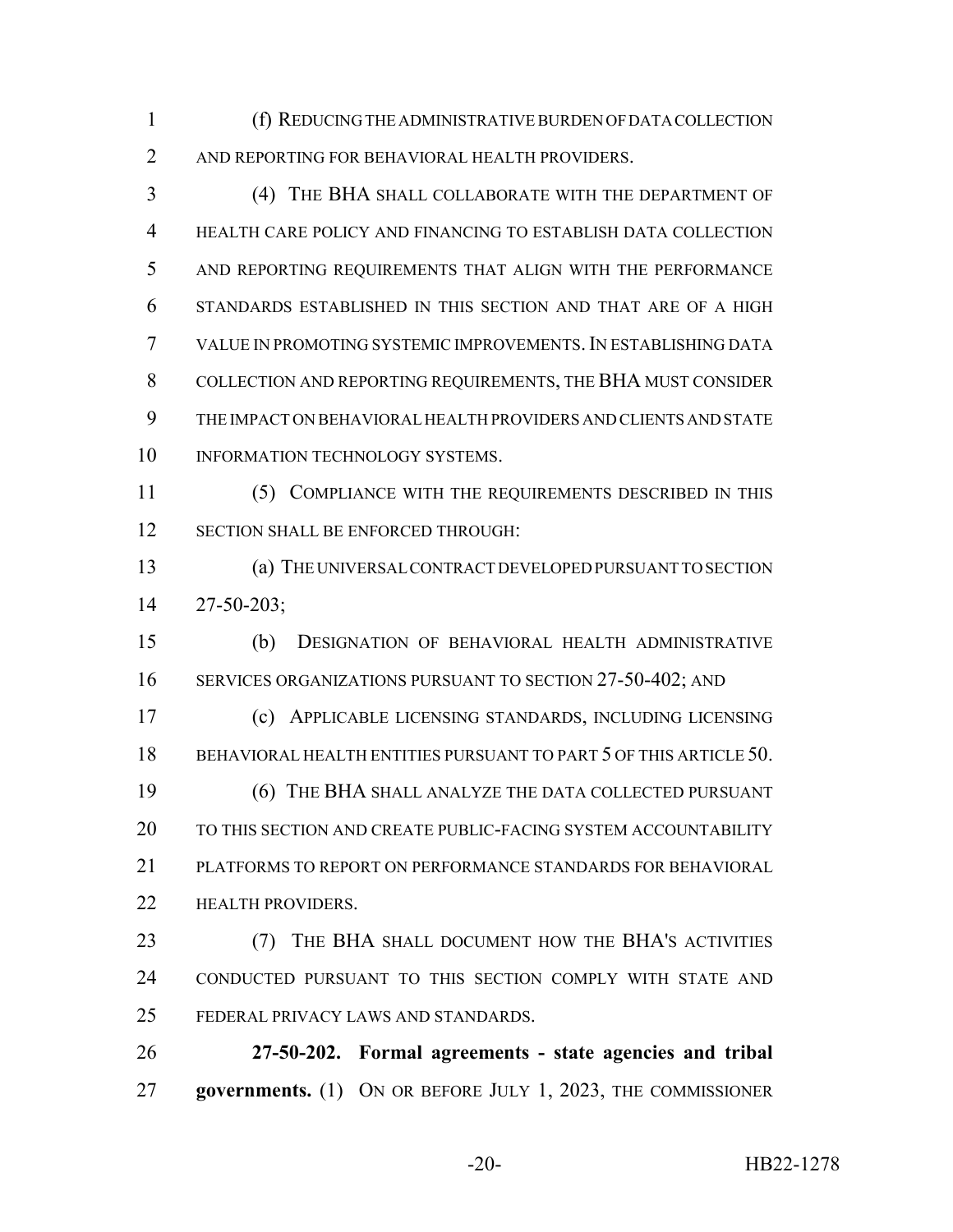(f) REDUCING THE ADMINISTRATIVE BURDEN OF DATA COLLECTION AND REPORTING FOR BEHAVIORAL HEALTH PROVIDERS.

(4) THE BHA SHALL COLLABORATE WITH THE DEPARTMENT OF HEALTH CARE POLICY AND FINANCING TO ESTABLISH DATA COLLECTION AND REPORTING REQUIREMENTS THAT ALIGN WITH THE PERFORMANCE STANDARDS ESTABLISHED IN THIS SECTION AND THAT ARE OF A HIGH VALUE IN PROMOTING SYSTEMIC IMPROVEMENTS. IN ESTABLISHING DATA COLLECTION AND REPORTING REQUIREMENTS, THE BHA MUST CONSIDER THE IMPACT ON BEHAVIORAL HEALTH PROVIDERS AND CLIENTS AND STATE INFORMATION TECHNOLOGY SYSTEMS.

(5) COMPLIANCE WITH THE REQUIREMENTS DESCRIBED IN THIS SECTION SHALL BE ENFORCED THROUGH:

(a) THE UNIVERSAL CONTRACT DEVELOPED PURSUANT TO SECTION 27-50-203;

(b) DESIGNATION OF BEHAVIORAL HEALTH ADMINISTRATIVE SERVICES ORGANIZATIONS PURSUANT TO SECTION 27-50-402; AND

(c) APPLICABLE LICENSING STANDARDS, INCLUDING LICENSING BEHAVIORAL HEALTH ENTITIES PURSUANT TO PART 5 OF THIS ARTICLE 50.

(6) THE BHA SHALL ANALYZE THE DATA COLLECTED PURSUANT TO THIS SECTION AND CREATE PUBLIC-FACING SYSTEM ACCOUNTABILITY PLATFORMS TO REPORT ON PERFORMANCE STANDARDS FOR BEHAVIORAL HEALTH PROVIDERS.

(7) THE BHA SHALL DOCUMENT HOW THE BHA'S ACTIVITIES CONDUCTED PURSUANT TO THIS SECTION COMPLY WITH STATE AND FEDERAL PRIVACY LAWS AND STANDARDS.

**27-50-202. Formal agreements - state agencies and tribal governments.** (1) ON OR BEFORE JULY 1, 2023, THE COMMISSIONER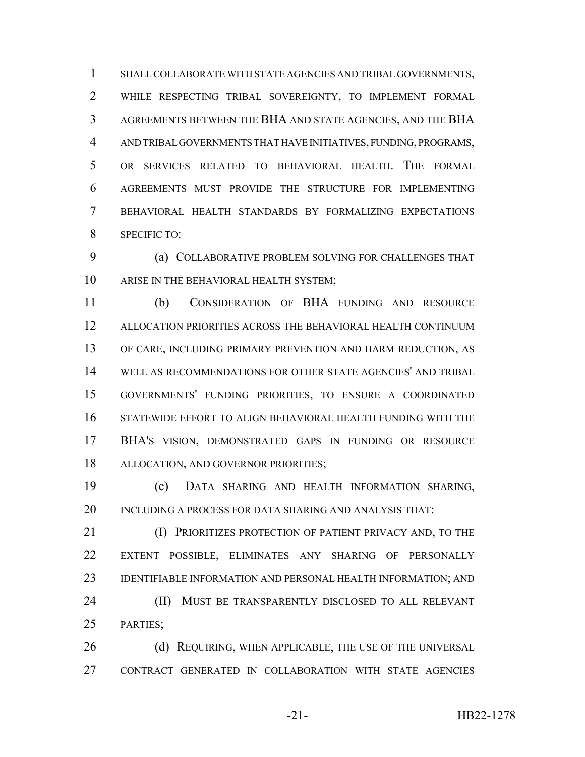SHALL COLLABORATE WITH STATE AGENCIES AND TRIBAL GOVERNMENTS, WHILE RESPECTING TRIBAL SOVEREIGNTY, TO IMPLEMENT FORMAL AGREEMENTS BETWEEN THE BHA AND STATE AGENCIES, AND THE BHA AND TRIBAL GOVERNMENTS THAT HAVE INITIATIVES, FUNDING, PROGRAMS, OR SERVICES RELATED TO BEHAVIORAL HEALTH. THE FORMAL AGREEMENTS MUST PROVIDE THE STRUCTURE FOR IMPLEMENTING BEHAVIORAL HEALTH STANDARDS BY FORMALIZING EXPECTATIONS SPECIFIC TO:

(a) COLLABORATIVE PROBLEM SOLVING FOR CHALLENGES THAT ARISE IN THE BEHAVIORAL HEALTH SYSTEM;

(b) CONSIDERATION OF BHA FUNDING AND RESOURCE ALLOCATION PRIORITIES ACROSS THE BEHAVIORAL HEALTH CONTINUUM OF CARE, INCLUDING PRIMARY PREVENTION AND HARM REDUCTION, AS WELL AS RECOMMENDATIONS FOR OTHER STATE AGENCIES' AND TRIBAL GOVERNMENTS' FUNDING PRIORITIES, TO ENSURE A COORDINATED STATEWIDE EFFORT TO ALIGN BEHAVIORAL HEALTH FUNDING WITH THE BHA'S VISION, DEMONSTRATED GAPS IN FUNDING OR RESOURCE ALLOCATION, AND GOVERNOR PRIORITIES;

(c) DATA SHARING AND HEALTH INFORMATION SHARING, INCLUDING A PROCESS FOR DATA SHARING AND ANALYSIS THAT:

(I) PRIORITIZES PROTECTION OF PATIENT PRIVACY AND, TO THE EXTENT POSSIBLE, ELIMINATES ANY SHARING OF PERSONALLY IDENTIFIABLE INFORMATION AND PERSONAL HEALTH INFORMATION; AND

(II) MUST BE TRANSPARENTLY DISCLOSED TO ALL RELEVANT PARTIES;

(d) REQUIRING, WHEN APPLICABLE, THE USE OF THE UNIVERSAL CONTRACT GENERATED IN COLLABORATION WITH STATE AGENCIES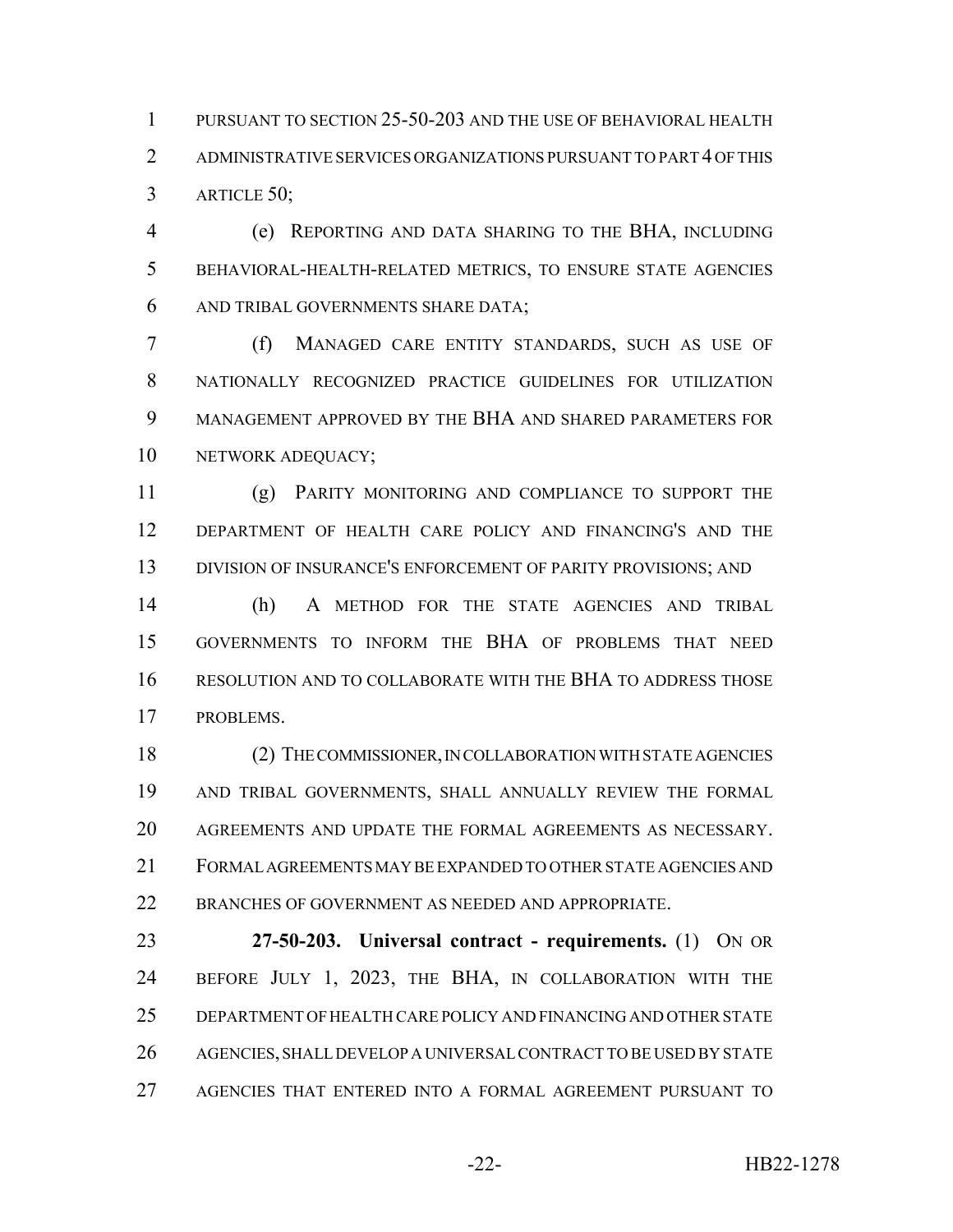PURSUANT TO SECTION 25-50-203 AND THE USE OF BEHAVIORAL HEALTH ADMINISTRATIVE SERVICES ORGANIZATIONS PURSUANT TO PART 4 OF THIS ARTICLE 50;

(e) REPORTING AND DATA SHARING TO THE BHA, INCLUDING BEHAVIORAL-HEALTH-RELATED METRICS, TO ENSURE STATE AGENCIES AND TRIBAL GOVERNMENTS SHARE DATA;

(f) MANAGED CARE ENTITY STANDARDS, SUCH AS USE OF NATIONALLY RECOGNIZED PRACTICE GUIDELINES FOR UTILIZATION MANAGEMENT APPROVED BY THE BHA AND SHARED PARAMETERS FOR NETWORK ADEQUACY;

(g) PARITY MONITORING AND COMPLIANCE TO SUPPORT THE DEPARTMENT OF HEALTH CARE POLICY AND FINANCING'S AND THE DIVISION OF INSURANCE'S ENFORCEMENT OF PARITY PROVISIONS; AND

(h) A METHOD FOR THE STATE AGENCIES AND TRIBAL GOVERNMENTS TO INFORM THE BHA OF PROBLEMS THAT NEED RESOLUTION AND TO COLLABORATE WITH THE BHA TO ADDRESS THOSE PROBLEMS.

(2) THE COMMISSIONER, IN COLLABORATION WITH STATE AGENCIES AND TRIBAL GOVERNMENTS, SHALL ANNUALLY REVIEW THE FORMAL AGREEMENTS AND UPDATE THE FORMAL AGREEMENTS AS NECESSARY. FORMAL AGREEMENTS MAY BE EXPANDED TO OTHER STATE AGENCIES AND BRANCHES OF GOVERNMENT AS NEEDED AND APPROPRIATE.

**27-50-203. Universal contract - requirements.** (1) ON OR BEFORE JULY 1, 2023, THE BHA, IN COLLABORATION WITH THE DEPARTMENT OF HEALTH CARE POLICY AND FINANCING AND OTHER STATE AGENCIES, SHALL DEVELOP A UNIVERSAL CONTRACT TO BE USED BY STATE AGENCIES THAT ENTERED INTO A FORMAL AGREEMENT PURSUANT TO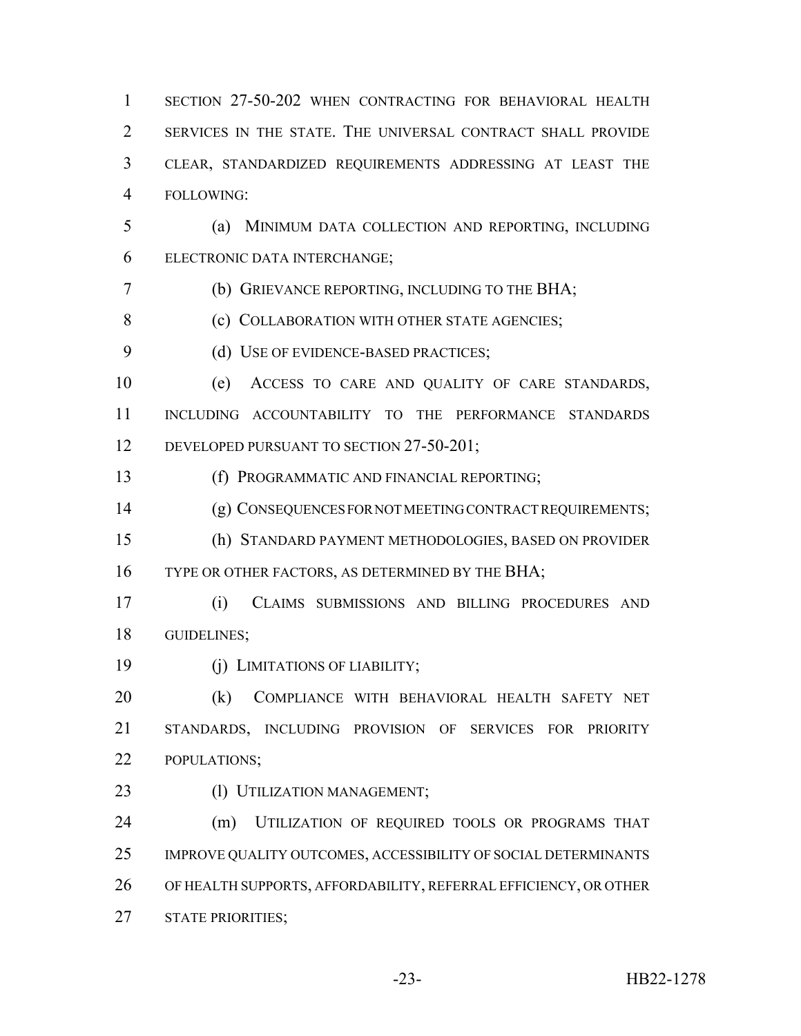SECTION 27-50-202 WHEN CONTRACTING FOR BEHAVIORAL HEALTH SERVICES IN THE STATE. THE UNIVERSAL CONTRACT SHALL PROVIDE CLEAR, STANDARDIZED REQUIREMENTS ADDRESSING AT LEAST THE FOLLOWING:

(a) MINIMUM DATA COLLECTION AND REPORTING, INCLUDING ELECTRONIC DATA INTERCHANGE;

(b) GRIEVANCE REPORTING, INCLUDING TO THE BHA;

(c) COLLABORATION WITH OTHER STATE AGENCIES;

(d) USE OF EVIDENCE-BASED PRACTICES;

(e) ACCESS TO CARE AND QUALITY OF CARE STANDARDS, INCLUDING ACCOUNTABILITY TO THE PERFORMANCE STANDARDS DEVELOPED PURSUANT TO SECTION 27-50-201;

(f) PROGRAMMATIC AND FINANCIAL REPORTING;

(g) CONSEQUENCES FOR NOT MEETING CONTRACT REQUIREMENTS;

(h) STANDARD PAYMENT METHODOLOGIES, BASED ON PROVIDER TYPE OR OTHER FACTORS, AS DETERMINED BY THE BHA;

(i) CLAIMS SUBMISSIONS AND BILLING PROCEDURES AND GUIDELINES;

(j) LIMITATIONS OF LIABILITY;

(k) COMPLIANCE WITH BEHAVIORAL HEALTH SAFETY NET STANDARDS, INCLUDING PROVISION OF SERVICES FOR PRIORITY POPULATIONS;

(l) UTILIZATION MANAGEMENT;

(m) UTILIZATION OF REQUIRED TOOLS OR PROGRAMS THAT IMPROVE QUALITY OUTCOMES, ACCESSIBILITY OF SOCIAL DETERMINANTS OF HEALTH SUPPORTS, AFFORDABILITY, REFERRAL EFFICIENCY, OR OTHER STATE PRIORITIES;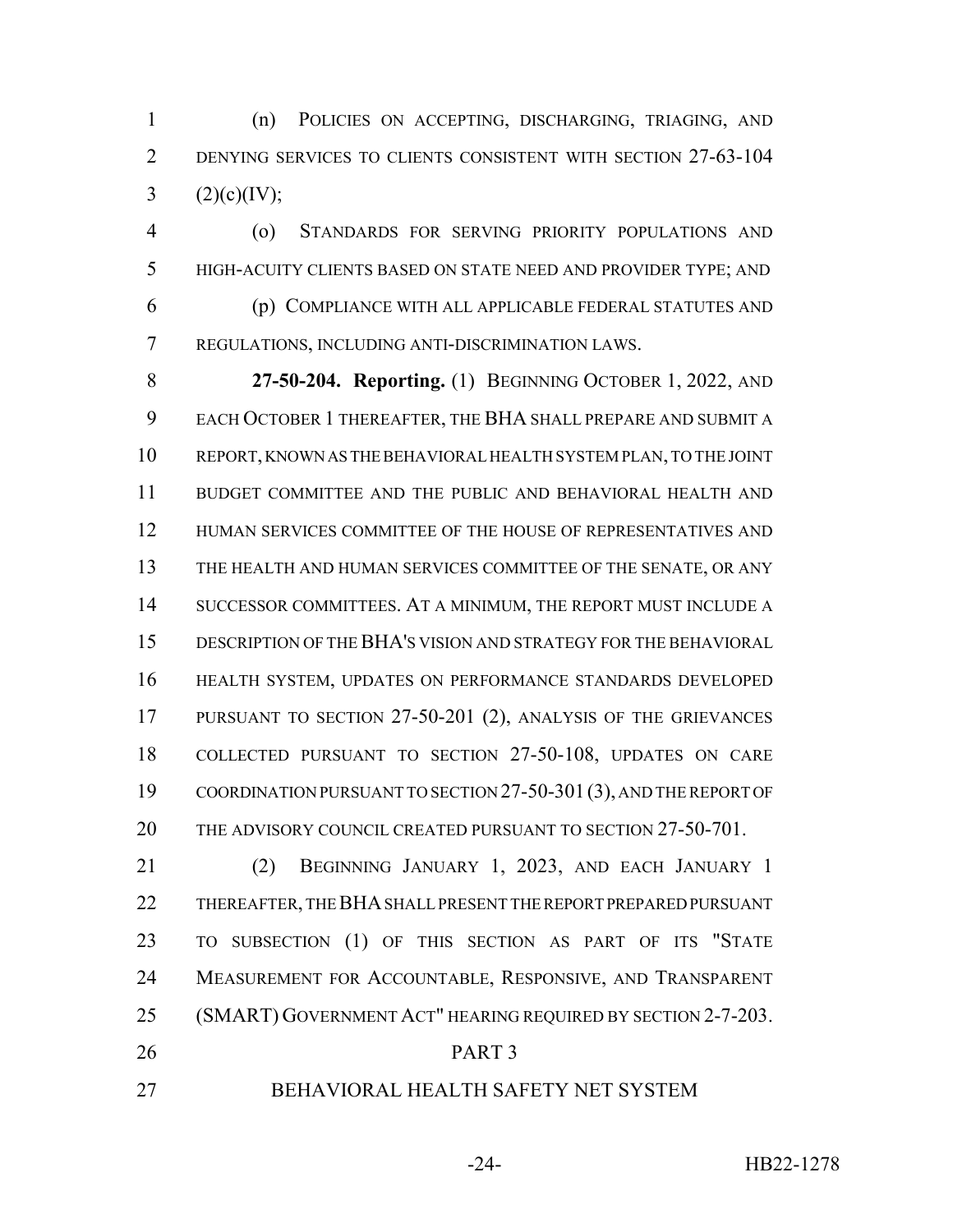(n) POLICIES ON ACCEPTING, DISCHARGING, TRIAGING, AND DENYING SERVICES TO CLIENTS CONSISTENT WITH SECTION 27-63-104 (2)(c)(IV);

(o) STANDARDS FOR SERVING PRIORITY POPULATIONS AND HIGH-ACUITY CLIENTS BASED ON STATE NEED AND PROVIDER TYPE; AND

(p) COMPLIANCE WITH ALL APPLICABLE FEDERAL STATUTES AND REGULATIONS, INCLUDING ANTI-DISCRIMINATION LAWS.

**27-50-204. Reporting.** (1) BEGINNING OCTOBER 1, 2022, AND EACH OCTOBER 1 THEREAFTER, THE BHA SHALL PREPARE AND SUBMIT A REPORT, KNOWN AS THE BEHAVIORAL HEALTH SYSTEM PLAN, TO THE JOINT BUDGET COMMITTEE AND THE PUBLIC AND BEHAVIORAL HEALTH AND HUMAN SERVICES COMMITTEE OF THE HOUSE OF REPRESENTATIVES AND THE HEALTH AND HUMAN SERVICES COMMITTEE OF THE SENATE, OR ANY SUCCESSOR COMMITTEES. AT A MINIMUM, THE REPORT MUST INCLUDE A DESCRIPTION OF THE BHA'S VISION AND STRATEGY FOR THE BEHAVIORAL HEALTH SYSTEM, UPDATES ON PERFORMANCE STANDARDS DEVELOPED PURSUANT TO SECTION 27-50-201 (2), ANALYSIS OF THE GRIEVANCES COLLECTED PURSUANT TO SECTION 27-50-108, UPDATES ON CARE COORDINATION PURSUANT TO SECTION 27-50-301 (3), AND THE REPORT OF THE ADVISORY COUNCIL CREATED PURSUANT TO SECTION 27-50-701.

(2) BEGINNING JANUARY 1, 2023, AND EACH JANUARY 1 THEREAFTER, THE BHA SHALL PRESENT THE REPORT PREPARED PURSUANT TO SUBSECTION (1) OF THIS SECTION AS PART OF ITS "STATE MEASUREMENT FOR ACCOUNTABLE, RESPONSIVE, AND TRANSPARENT (SMART) GOVERNMENT ACT" HEARING REQUIRED BY SECTION 2-7-203.

PART 3

BEHAVIORAL HEALTH SAFETY NET SYSTEM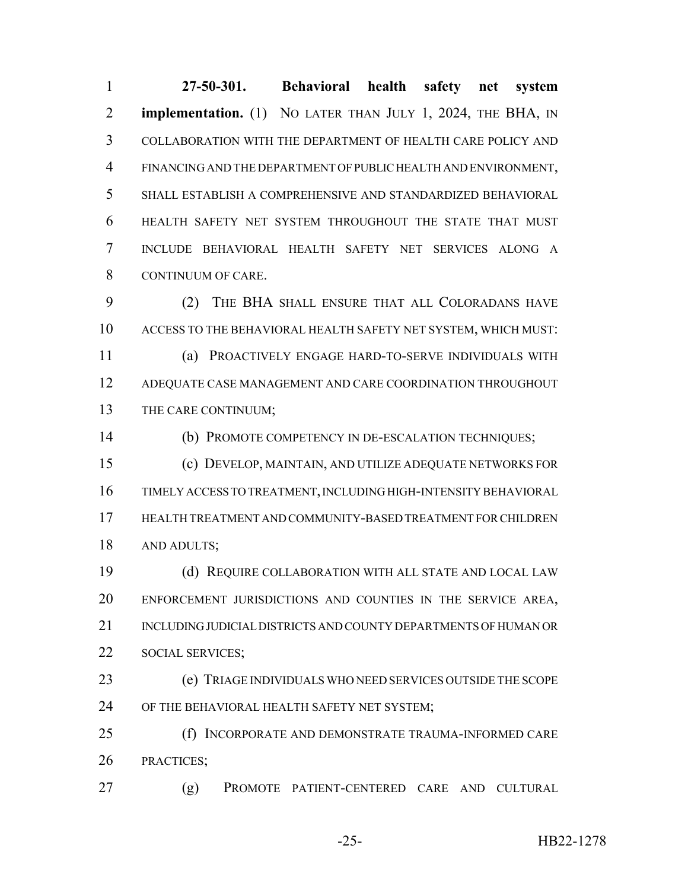**27-50-301. Behavioral health safety net system implementation.** (1) NO LATER THAN JULY 1, 2024, THE BHA, IN COLLABORATION WITH THE DEPARTMENT OF HEALTH CARE POLICY AND FINANCING AND THE DEPARTMENT OF PUBLIC HEALTH AND ENVIRONMENT, SHALL ESTABLISH A COMPREHENSIVE AND STANDARDIZED BEHAVIORAL HEALTH SAFETY NET SYSTEM THROUGHOUT THE STATE THAT MUST INCLUDE BEHAVIORAL HEALTH SAFETY NET SERVICES ALONG A CONTINUUM OF CARE.

(2) THE BHA SHALL ENSURE THAT ALL COLORADANS HAVE ACCESS TO THE BEHAVIORAL HEALTH SAFETY NET SYSTEM, WHICH MUST:

(a) PROACTIVELY ENGAGE HARD-TO-SERVE INDIVIDUALS WITH ADEQUATE CASE MANAGEMENT AND CARE COORDINATION THROUGHOUT THE CARE CONTINUUM;

(b) PROMOTE COMPETENCY IN DE-ESCALATION TECHNIQUES;

(c) DEVELOP, MAINTAIN, AND UTILIZE ADEQUATE NETWORKS FOR TIMELY ACCESS TO TREATMENT, INCLUDING HIGH-INTENSITY BEHAVIORAL HEALTH TREATMENT AND COMMUNITY-BASED TREATMENT FOR CHILDREN AND ADULTS;

(d) REQUIRE COLLABORATION WITH ALL STATE AND LOCAL LAW ENFORCEMENT JURISDICTIONS AND COUNTIES IN THE SERVICE AREA, INCLUDING JUDICIAL DISTRICTS AND COUNTY DEPARTMENTS OF HUMAN OR SOCIAL SERVICES;

(e) TRIAGE INDIVIDUALS WHO NEED SERVICES OUTSIDE THE SCOPE OF THE BEHAVIORAL HEALTH SAFETY NET SYSTEM;

(f) INCORPORATE AND DEMONSTRATE TRAUMA-INFORMED CARE PRACTICES;

(g) PROMOTE PATIENT-CENTERED CARE AND CULTURAL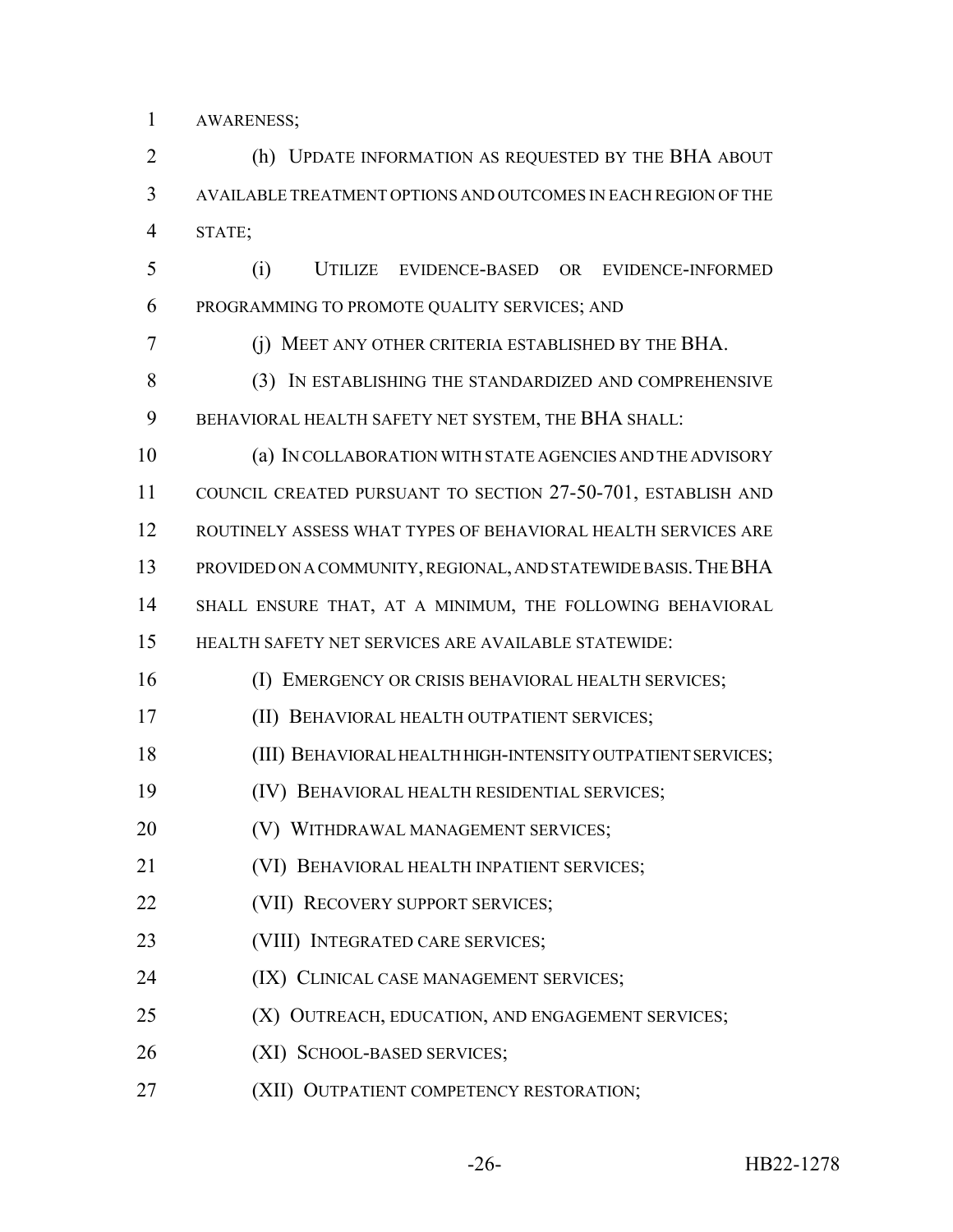AWARENESS;

(h) UPDATE INFORMATION AS REQUESTED BY THE BHA ABOUT AVAILABLE TREATMENT OPTIONS AND OUTCOMES IN EACH REGION OF THE STATE;

(i) UTILIZE EVIDENCE-BASED OR EVIDENCE-INFORMED PROGRAMMING TO PROMOTE QUALITY SERVICES; AND

(j) MEET ANY OTHER CRITERIA ESTABLISHED BY THE BHA.

(3) IN ESTABLISHING THE STANDARDIZED AND COMPREHENSIVE BEHAVIORAL HEALTH SAFETY NET SYSTEM, THE BHA SHALL:

(a) IN COLLABORATION WITH STATE AGENCIES AND THE ADVISORY COUNCIL CREATED PURSUANT TO SECTION 27-50-701, ESTABLISH AND ROUTINELY ASSESS WHAT TYPES OF BEHAVIORAL HEALTH SERVICES ARE PROVIDED ON A COMMUNITY, REGIONAL, AND STATEWIDE BASIS. THE BHA SHALL ENSURE THAT, AT A MINIMUM, THE FOLLOWING BEHAVIORAL HEALTH SAFETY NET SERVICES ARE AVAILABLE STATEWIDE:

(I) EMERGENCY OR CRISIS BEHAVIORAL HEALTH SERVICES;

(II) BEHAVIORAL HEALTH OUTPATIENT SERVICES;

(III) BEHAVIORAL HEALTH HIGH-INTENSITY OUTPATIENT SERVICES;

(IV) BEHAVIORAL HEALTH RESIDENTIAL SERVICES;

(V) WITHDRAWAL MANAGEMENT SERVICES;

(VI) BEHAVIORAL HEALTH INPATIENT SERVICES;

(VII) RECOVERY SUPPORT SERVICES;

(VIII) INTEGRATED CARE SERVICES;

(IX) CLINICAL CASE MANAGEMENT SERVICES;

(X) OUTREACH, EDUCATION, AND ENGAGEMENT SERVICES;

(XI) SCHOOL-BASED SERVICES;

(XII) OUTPATIENT COMPETENCY RESTORATION;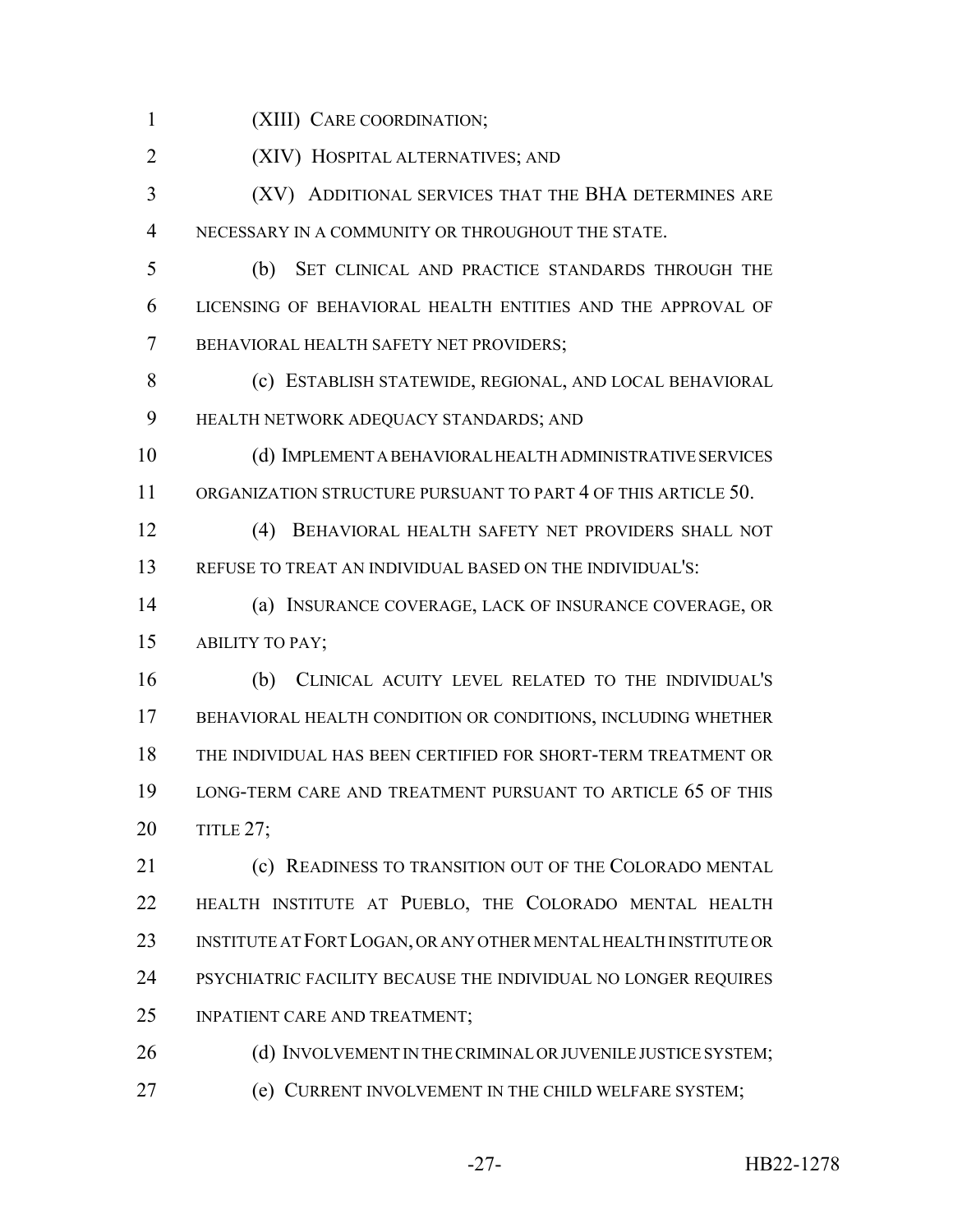(XIII) CARE COORDINATION;

(XIV) HOSPITAL ALTERNATIVES; AND

(XV) ADDITIONAL SERVICES THAT THE BHA DETERMINES ARE NECESSARY IN A COMMUNITY OR THROUGHOUT THE STATE.

(b) SET CLINICAL AND PRACTICE STANDARDS THROUGH THE LICENSING OF BEHAVIORAL HEALTH ENTITIES AND THE APPROVAL OF BEHAVIORAL HEALTH SAFETY NET PROVIDERS;

(c) ESTABLISH STATEWIDE, REGIONAL, AND LOCAL BEHAVIORAL HEALTH NETWORK ADEQUACY STANDARDS; AND

(d) IMPLEMENT A BEHAVIORAL HEALTH ADMINISTRATIVE SERVICES ORGANIZATION STRUCTURE PURSUANT TO PART 4 OF THIS ARTICLE 50.

(4) BEHAVIORAL HEALTH SAFETY NET PROVIDERS SHALL NOT REFUSE TO TREAT AN INDIVIDUAL BASED ON THE INDIVIDUAL'S:

(a) INSURANCE COVERAGE, LACK OF INSURANCE COVERAGE, OR ABILITY TO PAY;

(b) CLINICAL ACUITY LEVEL RELATED TO THE INDIVIDUAL'S BEHAVIORAL HEALTH CONDITION OR CONDITIONS, INCLUDING WHETHER THE INDIVIDUAL HAS BEEN CERTIFIED FOR SHORT-TERM TREATMENT OR LONG-TERM CARE AND TREATMENT PURSUANT TO ARTICLE 65 OF THIS TITLE 27;

(c) READINESS TO TRANSITION OUT OF THE COLORADO MENTAL HEALTH INSTITUTE AT PUEBLO, THE COLORADO MENTAL HEALTH INSTITUTE AT FORT LOGAN, OR ANY OTHER MENTAL HEALTH INSTITUTE OR PSYCHIATRIC FACILITY BECAUSE THE INDIVIDUAL NO LONGER REQUIRES INPATIENT CARE AND TREATMENT;

(d) INVOLVEMENT IN THE CRIMINAL OR JUVENILE JUSTICE SYSTEM;

(e) CURRENT INVOLVEMENT IN THE CHILD WELFARE SYSTEM;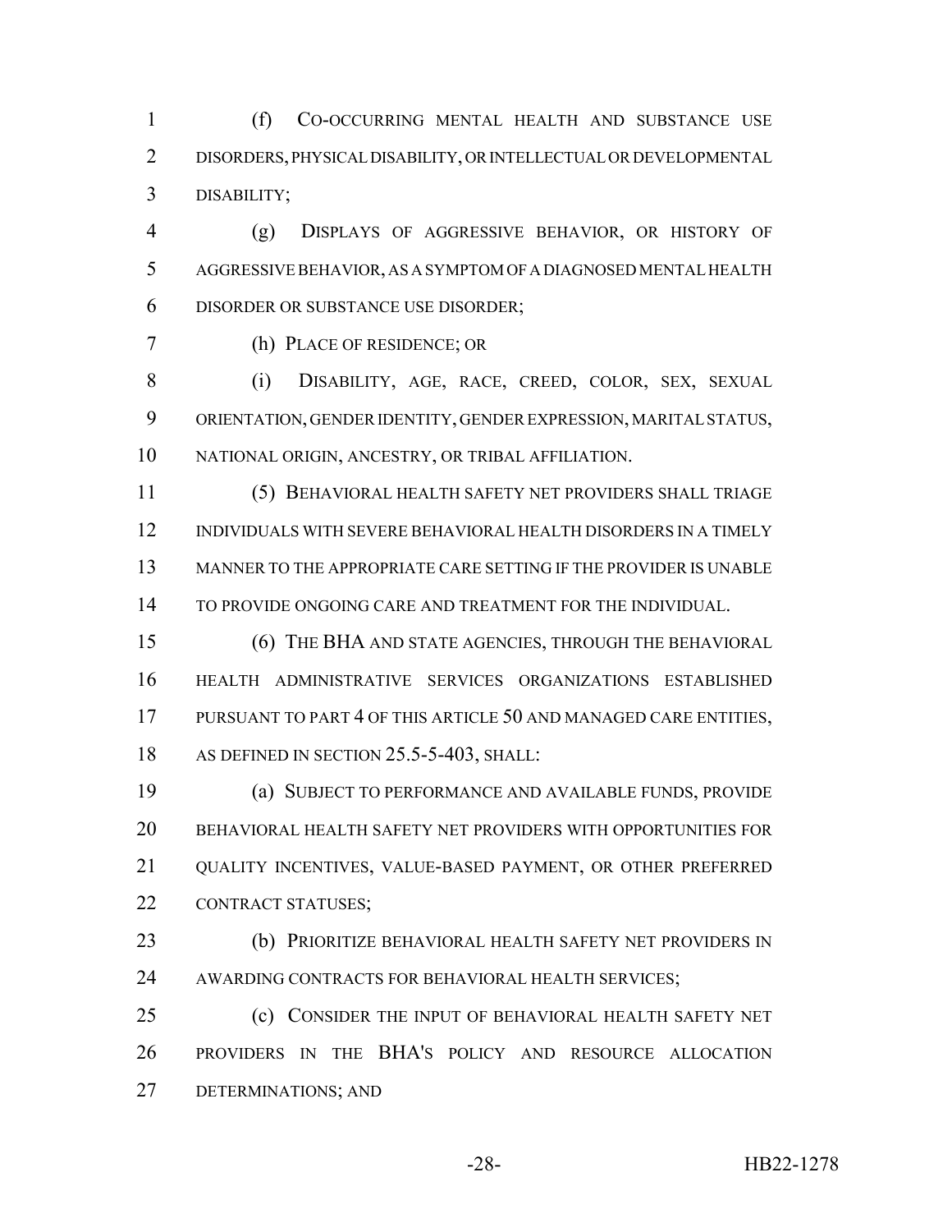(f) CO-OCCURRING MENTAL HEALTH AND SUBSTANCE USE DISORDERS, PHYSICAL DISABILITY, OR INTELLECTUAL OR DEVELOPMENTAL DISABILITY;

(g) DISPLAYS OF AGGRESSIVE BEHAVIOR, OR HISTORY OF AGGRESSIVE BEHAVIOR, AS A SYMPTOM OF A DIAGNOSED MENTAL HEALTH DISORDER OR SUBSTANCE USE DISORDER;

(h) PLACE OF RESIDENCE; OR

(i) DISABILITY, AGE, RACE, CREED, COLOR, SEX, SEXUAL ORIENTATION, GENDER IDENTITY, GENDER EXPRESSION, MARITAL STATUS, NATIONAL ORIGIN, ANCESTRY, OR TRIBAL AFFILIATION.

(5) BEHAVIORAL HEALTH SAFETY NET PROVIDERS SHALL TRIAGE INDIVIDUALS WITH SEVERE BEHAVIORAL HEALTH DISORDERS IN A TIMELY MANNER TO THE APPROPRIATE CARE SETTING IF THE PROVIDER IS UNABLE TO PROVIDE ONGOING CARE AND TREATMENT FOR THE INDIVIDUAL.

(6) THE BHA AND STATE AGENCIES, THROUGH THE BEHAVIORAL HEALTH ADMINISTRATIVE SERVICES ORGANIZATIONS ESTABLISHED PURSUANT TO PART 4 OF THIS ARTICLE 50 AND MANAGED CARE ENTITIES, AS DEFINED IN SECTION 25.5-5-403, SHALL:

(a) SUBJECT TO PERFORMANCE AND AVAILABLE FUNDS, PROVIDE BEHAVIORAL HEALTH SAFETY NET PROVIDERS WITH OPPORTUNITIES FOR QUALITY INCENTIVES, VALUE-BASED PAYMENT, OR OTHER PREFERRED CONTRACT STATUSES;

(b) PRIORITIZE BEHAVIORAL HEALTH SAFETY NET PROVIDERS IN AWARDING CONTRACTS FOR BEHAVIORAL HEALTH SERVICES;

(c) CONSIDER THE INPUT OF BEHAVIORAL HEALTH SAFETY NET PROVIDERS IN THE BHA'S POLICY AND RESOURCE ALLOCATION DETERMINATIONS; AND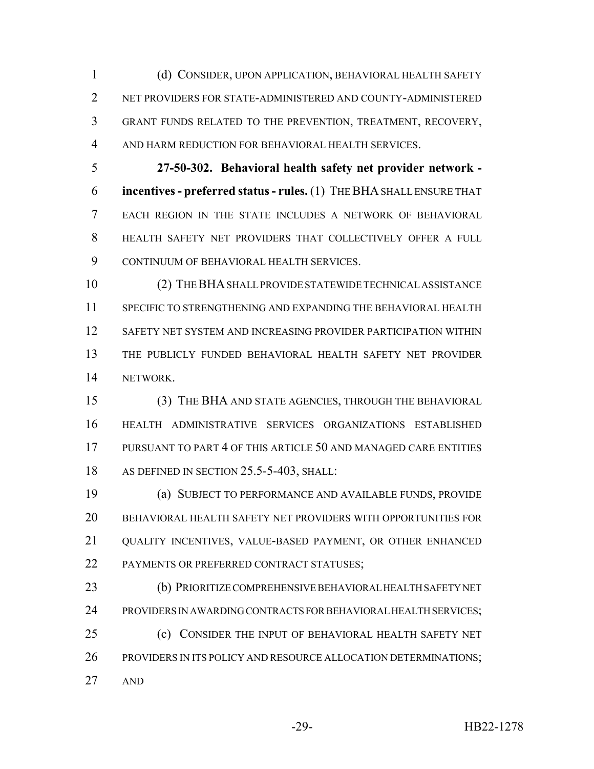(d) CONSIDER, UPON APPLICATION, BEHAVIORAL HEALTH SAFETY NET PROVIDERS FOR STATE-ADMINISTERED AND COUNTY-ADMINISTERED GRANT FUNDS RELATED TO THE PREVENTION, TREATMENT, RECOVERY, AND HARM REDUCTION FOR BEHAVIORAL HEALTH SERVICES.

**27-50-302. Behavioral health safety net provider network - incentives - preferred status - rules.** (1) THE BHA SHALL ENSURE THAT EACH REGION IN THE STATE INCLUDES A NETWORK OF BEHAVIORAL HEALTH SAFETY NET PROVIDERS THAT COLLECTIVELY OFFER A FULL CONTINUUM OF BEHAVIORAL HEALTH SERVICES.

(2) THE BHA SHALL PROVIDE STATEWIDE TECHNICAL ASSISTANCE SPECIFIC TO STRENGTHENING AND EXPANDING THE BEHAVIORAL HEALTH SAFETY NET SYSTEM AND INCREASING PROVIDER PARTICIPATION WITHIN THE PUBLICLY FUNDED BEHAVIORAL HEALTH SAFETY NET PROVIDER NETWORK.

(3) THE BHA AND STATE AGENCIES, THROUGH THE BEHAVIORAL HEALTH ADMINISTRATIVE SERVICES ORGANIZATIONS ESTABLISHED PURSUANT TO PART 4 OF THIS ARTICLE 50 AND MANAGED CARE ENTITIES AS DEFINED IN SECTION 25.5-5-403, SHALL:

(a) SUBJECT TO PERFORMANCE AND AVAILABLE FUNDS, PROVIDE BEHAVIORAL HEALTH SAFETY NET PROVIDERS WITH OPPORTUNITIES FOR QUALITY INCENTIVES, VALUE-BASED PAYMENT, OR OTHER ENHANCED PAYMENTS OR PREFERRED CONTRACT STATUSES;

(b) PRIORITIZE COMPREHENSIVE BEHAVIORAL HEALTH SAFETY NET PROVIDERS IN AWARDING CONTRACTS FOR BEHAVIORAL HEALTH SERVICES;

(c) CONSIDER THE INPUT OF BEHAVIORAL HEALTH SAFETY NET PROVIDERS IN ITS POLICY AND RESOURCE ALLOCATION DETERMINATIONS; AND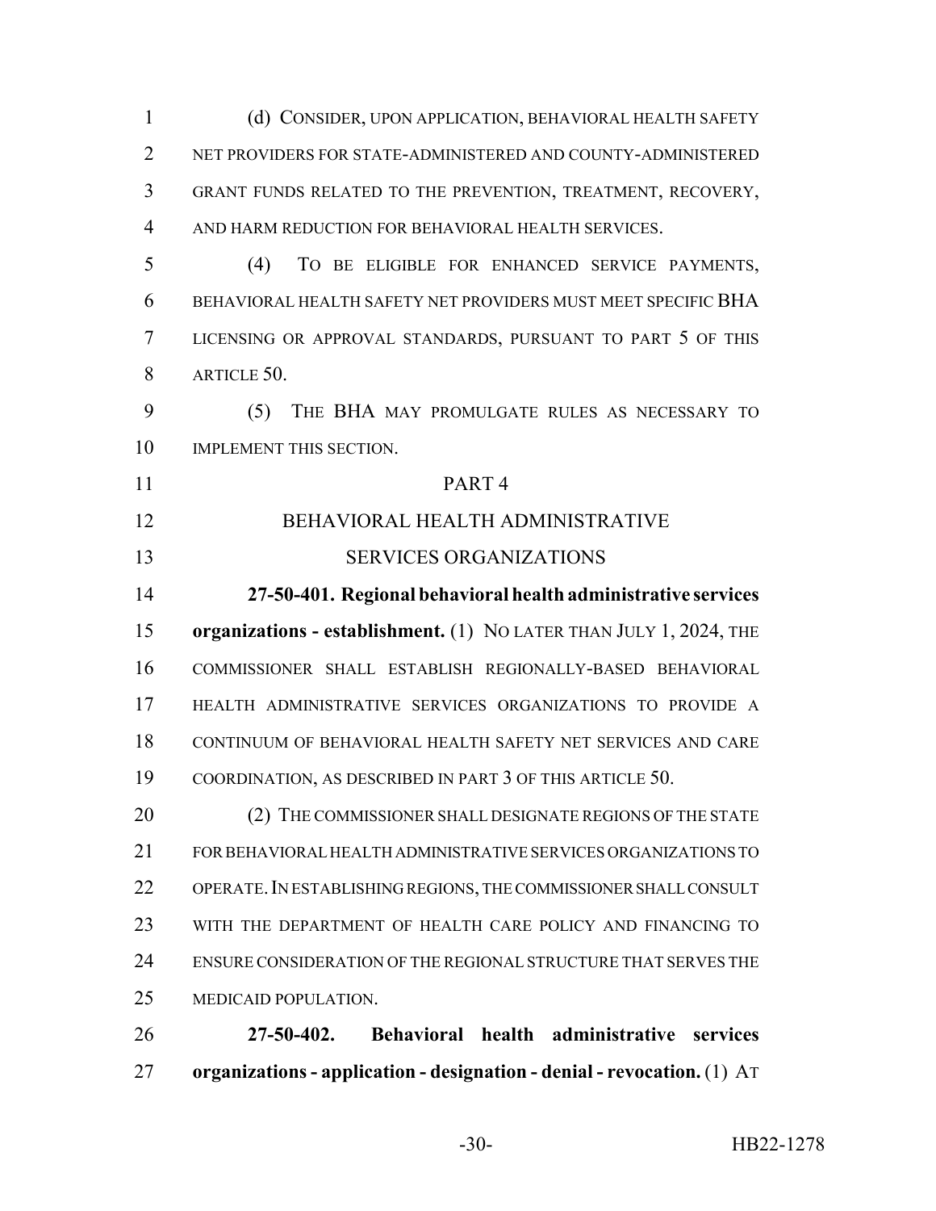(d) CONSIDER, UPON APPLICATION, BEHAVIORAL HEALTH SAFETY NET PROVIDERS FOR STATE-ADMINISTERED AND COUNTY-ADMINISTERED GRANT FUNDS RELATED TO THE PREVENTION, TREATMENT, RECOVERY, AND HARM REDUCTION FOR BEHAVIORAL HEALTH SERVICES.

(4) TO BE ELIGIBLE FOR ENHANCED SERVICE PAYMENTS, BEHAVIORAL HEALTH SAFETY NET PROVIDERS MUST MEET SPECIFIC BHA LICENSING OR APPROVAL STANDARDS, PURSUANT TO PART 5 OF THIS ARTICLE 50.

(5) THE BHA MAY PROMULGATE RULES AS NECESSARY TO IMPLEMENT THIS SECTION.

## PART 4
## BEHAVIORAL HEALTH ADMINISTRATIVE SERVICES ORGANIZATIONS

**27-50-401. Regional behavioral health administrative services organizations - establishment.** (1) NO LATER THAN JULY 1, 2024, THE COMMISSIONER SHALL ESTABLISH REGIONALLY-BASED BEHAVIORAL HEALTH ADMINISTRATIVE SERVICES ORGANIZATIONS TO PROVIDE A CONTINUUM OF BEHAVIORAL HEALTH SAFETY NET SERVICES AND CARE COORDINATION, AS DESCRIBED IN PART 3 OF THIS ARTICLE 50.

(2) THE COMMISSIONER SHALL DESIGNATE REGIONS OF THE STATE FOR BEHAVIORAL HEALTH ADMINISTRATIVE SERVICES ORGANIZATIONS TO OPERATE. IN ESTABLISHING REGIONS, THE COMMISSIONER SHALL CONSULT WITH THE DEPARTMENT OF HEALTH CARE POLICY AND FINANCING TO ENSURE CONSIDERATION OF THE REGIONAL STRUCTURE THAT SERVES THE MEDICAID POPULATION.

**27-50-402. Behavioral health administrative services organizations - application - designation - denial - revocation.** (1) AT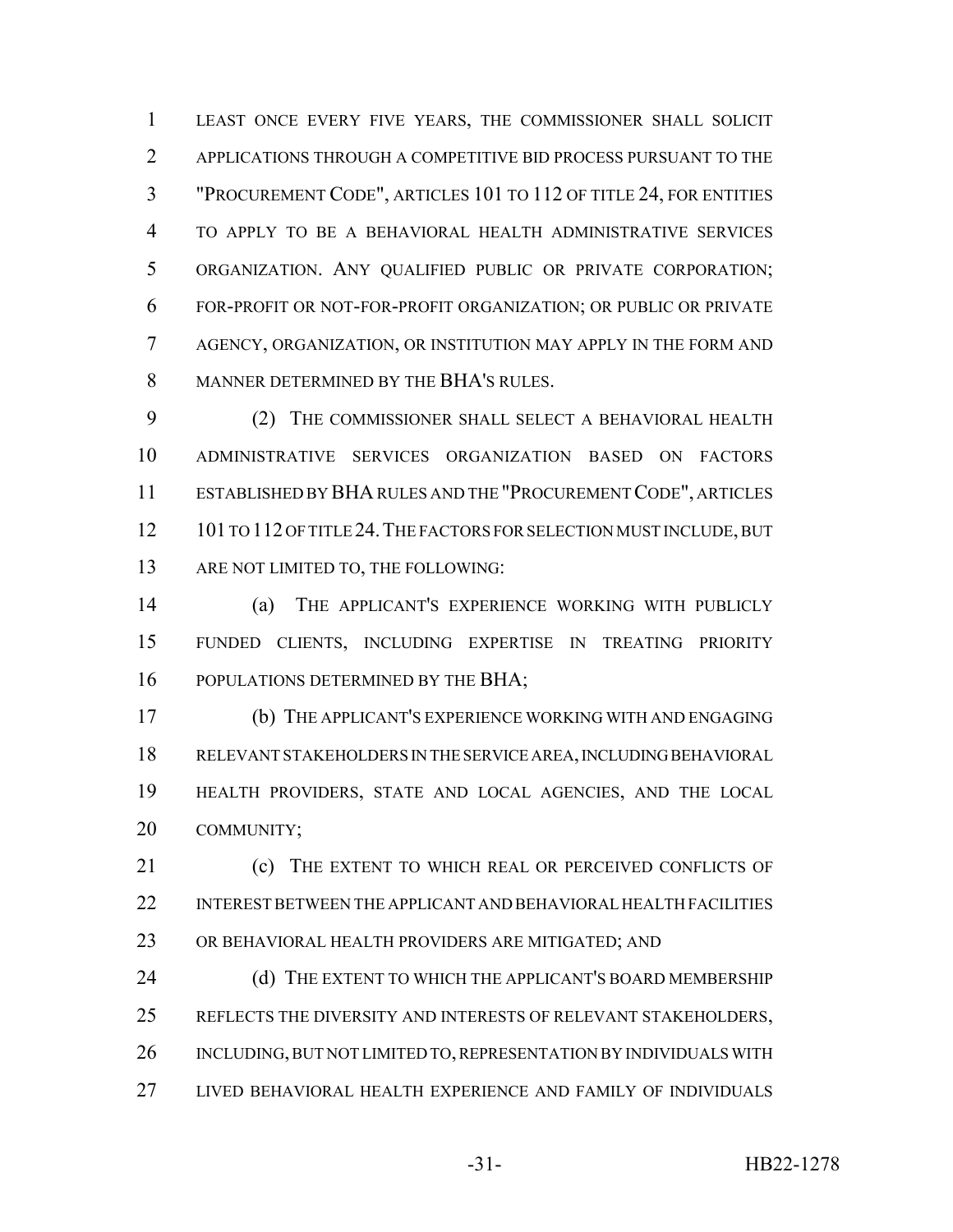LEAST ONCE EVERY FIVE YEARS, THE COMMISSIONER SHALL SOLICIT APPLICATIONS THROUGH A COMPETITIVE BID PROCESS PURSUANT TO THE "PROCUREMENT CODE", ARTICLES 101 TO 112 OF TITLE 24, FOR ENTITIES TO APPLY TO BE A BEHAVIORAL HEALTH ADMINISTRATIVE SERVICES ORGANIZATION. ANY QUALIFIED PUBLIC OR PRIVATE CORPORATION; FOR-PROFIT OR NOT-FOR-PROFIT ORGANIZATION; OR PUBLIC OR PRIVATE AGENCY, ORGANIZATION, OR INSTITUTION MAY APPLY IN THE FORM AND MANNER DETERMINED BY THE BHA'S RULES.

(2) THE COMMISSIONER SHALL SELECT A BEHAVIORAL HEALTH ADMINISTRATIVE SERVICES ORGANIZATION BASED ON FACTORS ESTABLISHED BY BHA RULES AND THE "PROCUREMENT CODE", ARTICLES 101 TO 112 OF TITLE 24. THE FACTORS FOR SELECTION MUST INCLUDE, BUT ARE NOT LIMITED TO, THE FOLLOWING:

(a) THE APPLICANT'S EXPERIENCE WORKING WITH PUBLICLY FUNDED CLIENTS, INCLUDING EXPERTISE IN TREATING PRIORITY POPULATIONS DETERMINED BY THE BHA;

(b) THE APPLICANT'S EXPERIENCE WORKING WITH AND ENGAGING RELEVANT STAKEHOLDERS IN THE SERVICE AREA, INCLUDING BEHAVIORAL HEALTH PROVIDERS, STATE AND LOCAL AGENCIES, AND THE LOCAL COMMUNITY;

(c) THE EXTENT TO WHICH REAL OR PERCEIVED CONFLICTS OF INTEREST BETWEEN THE APPLICANT AND BEHAVIORAL HEALTH FACILITIES OR BEHAVIORAL HEALTH PROVIDERS ARE MITIGATED; AND

(d) THE EXTENT TO WHICH THE APPLICANT'S BOARD MEMBERSHIP REFLECTS THE DIVERSITY AND INTERESTS OF RELEVANT STAKEHOLDERS, INCLUDING, BUT NOT LIMITED TO, REPRESENTATION BY INDIVIDUALS WITH LIVED BEHAVIORAL HEALTH EXPERIENCE AND FAMILY OF INDIVIDUALS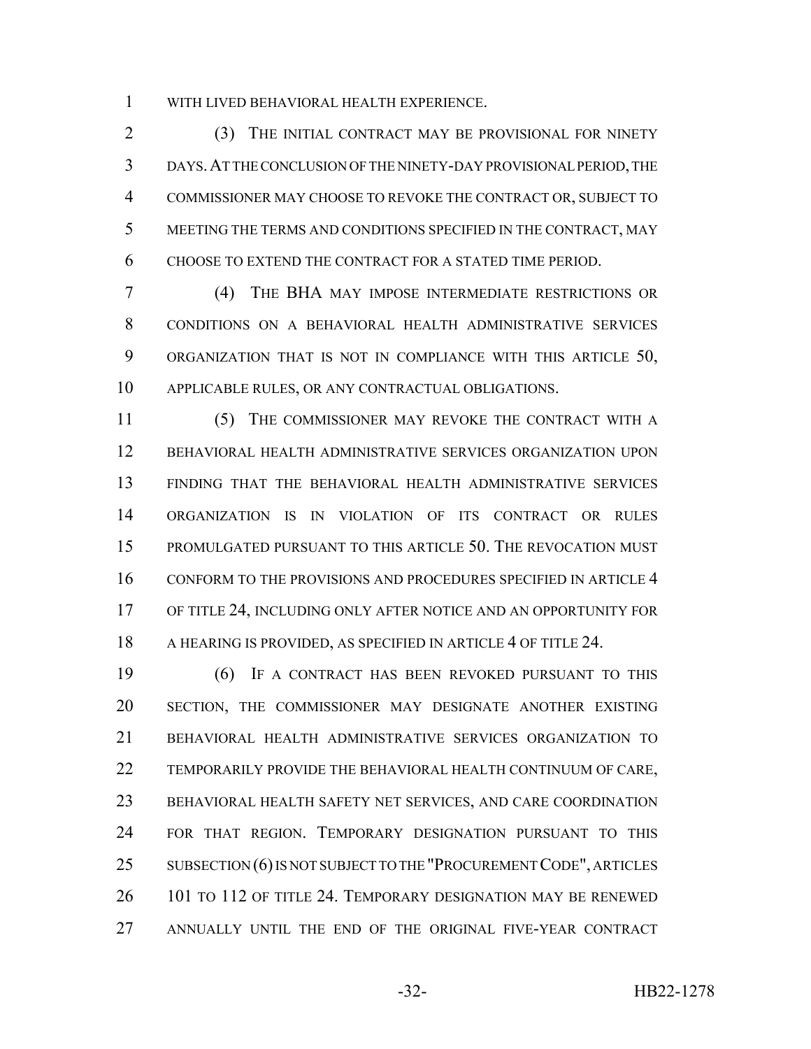WITH LIVED BEHAVIORAL HEALTH EXPERIENCE.

(3) THE INITIAL CONTRACT MAY BE PROVISIONAL FOR NINETY DAYS. AT THE CONCLUSION OF THE NINETY-DAY PROVISIONAL PERIOD, THE COMMISSIONER MAY CHOOSE TO REVOKE THE CONTRACT OR, SUBJECT TO MEETING THE TERMS AND CONDITIONS SPECIFIED IN THE CONTRACT, MAY CHOOSE TO EXTEND THE CONTRACT FOR A STATED TIME PERIOD.

(4) THE BHA MAY IMPOSE INTERMEDIATE RESTRICTIONS OR CONDITIONS ON A BEHAVIORAL HEALTH ADMINISTRATIVE SERVICES ORGANIZATION THAT IS NOT IN COMPLIANCE WITH THIS ARTICLE 50, APPLICABLE RULES, OR ANY CONTRACTUAL OBLIGATIONS.

(5) THE COMMISSIONER MAY REVOKE THE CONTRACT WITH A BEHAVIORAL HEALTH ADMINISTRATIVE SERVICES ORGANIZATION UPON FINDING THAT THE BEHAVIORAL HEALTH ADMINISTRATIVE SERVICES ORGANIZATION IS IN VIOLATION OF ITS CONTRACT OR RULES PROMULGATED PURSUANT TO THIS ARTICLE 50. THE REVOCATION MUST CONFORM TO THE PROVISIONS AND PROCEDURES SPECIFIED IN ARTICLE 4 OF TITLE 24, INCLUDING ONLY AFTER NOTICE AND AN OPPORTUNITY FOR A HEARING IS PROVIDED, AS SPECIFIED IN ARTICLE 4 OF TITLE 24.

(6) IF A CONTRACT HAS BEEN REVOKED PURSUANT TO THIS SECTION, THE COMMISSIONER MAY DESIGNATE ANOTHER EXISTING BEHAVIORAL HEALTH ADMINISTRATIVE SERVICES ORGANIZATION TO TEMPORARILY PROVIDE THE BEHAVIORAL HEALTH CONTINUUM OF CARE, BEHAVIORAL HEALTH SAFETY NET SERVICES, AND CARE COORDINATION FOR THAT REGION. TEMPORARY DESIGNATION PURSUANT TO THIS SUBSECTION (6) IS NOT SUBJECT TO THE "PROCUREMENT CODE", ARTICLES 101 TO 112 OF TITLE 24. TEMPORARY DESIGNATION MAY BE RENEWED ANNUALLY UNTIL THE END OF THE ORIGINAL FIVE-YEAR CONTRACT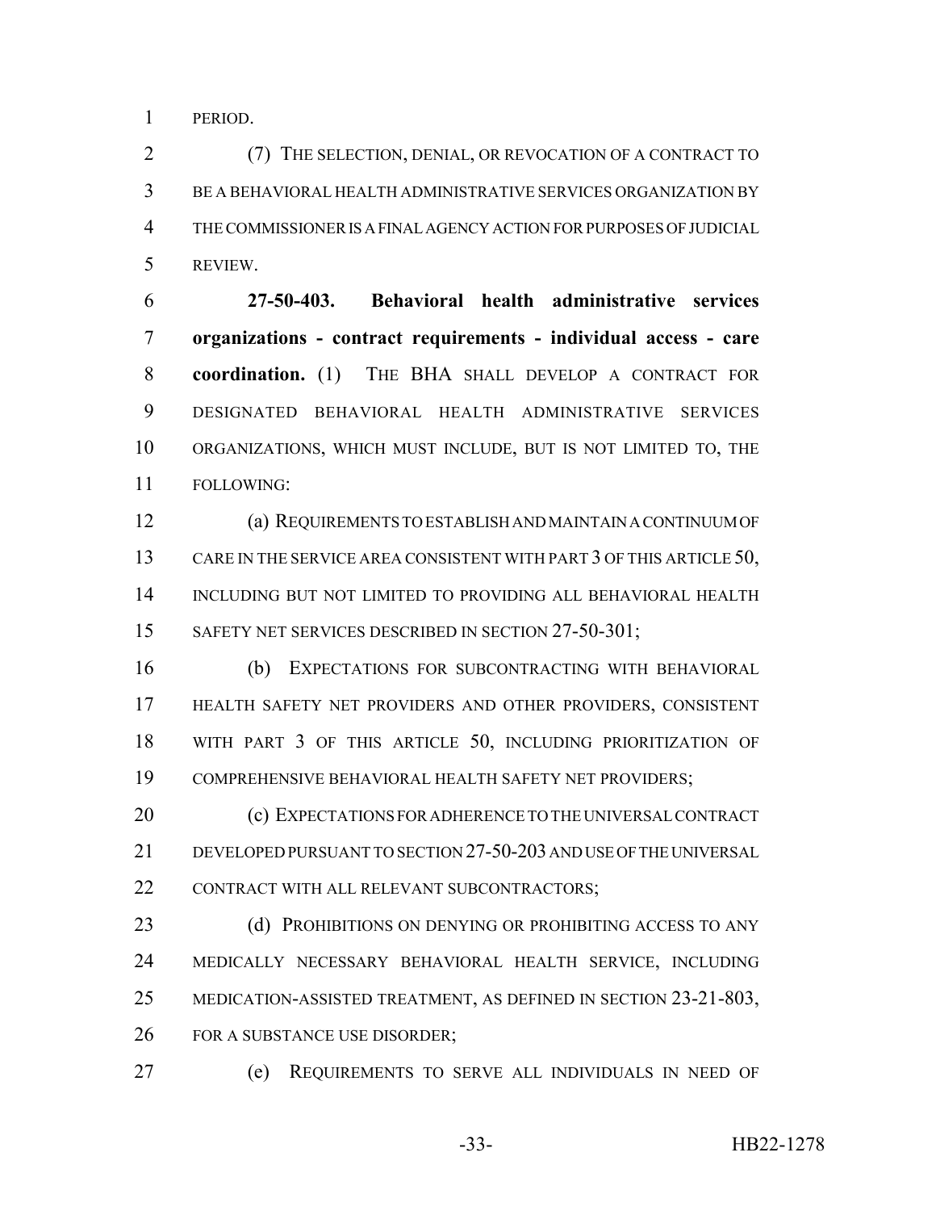PERIOD.

(7) THE SELECTION, DENIAL, OR REVOCATION OF A CONTRACT TO BE A BEHAVIORAL HEALTH ADMINISTRATIVE SERVICES ORGANIZATION BY THE COMMISSIONER IS A FINAL AGENCY ACTION FOR PURPOSES OF JUDICIAL REVIEW.

**27-50-403. Behavioral health administrative services organizations - contract requirements - individual access - care coordination.** (1) THE BHA SHALL DEVELOP A CONTRACT FOR DESIGNATED BEHAVIORAL HEALTH ADMINISTRATIVE SERVICES ORGANIZATIONS, WHICH MUST INCLUDE, BUT IS NOT LIMITED TO, THE FOLLOWING:

(a) REQUIREMENTS TO ESTABLISH AND MAINTAIN A CONTINUUM OF CARE IN THE SERVICE AREA CONSISTENT WITH PART 3 OF THIS ARTICLE 50, INCLUDING BUT NOT LIMITED TO PROVIDING ALL BEHAVIORAL HEALTH SAFETY NET SERVICES DESCRIBED IN SECTION 27-50-301;

(b) EXPECTATIONS FOR SUBCONTRACTING WITH BEHAVIORAL HEALTH SAFETY NET PROVIDERS AND OTHER PROVIDERS, CONSISTENT WITH PART 3 OF THIS ARTICLE 50, INCLUDING PRIORITIZATION OF COMPREHENSIVE BEHAVIORAL HEALTH SAFETY NET PROVIDERS;

(c) EXPECTATIONS FOR ADHERENCE TO THE UNIVERSAL CONTRACT DEVELOPED PURSUANT TO SECTION 27-50-203 AND USE OF THE UNIVERSAL CONTRACT WITH ALL RELEVANT SUBCONTRACTORS;

(d) PROHIBITIONS ON DENYING OR PROHIBITING ACCESS TO ANY MEDICALLY NECESSARY BEHAVIORAL HEALTH SERVICE, INCLUDING MEDICATION-ASSISTED TREATMENT, AS DEFINED IN SECTION 23-21-803, FOR A SUBSTANCE USE DISORDER;

(e) REQUIREMENTS TO SERVE ALL INDIVIDUALS IN NEED OF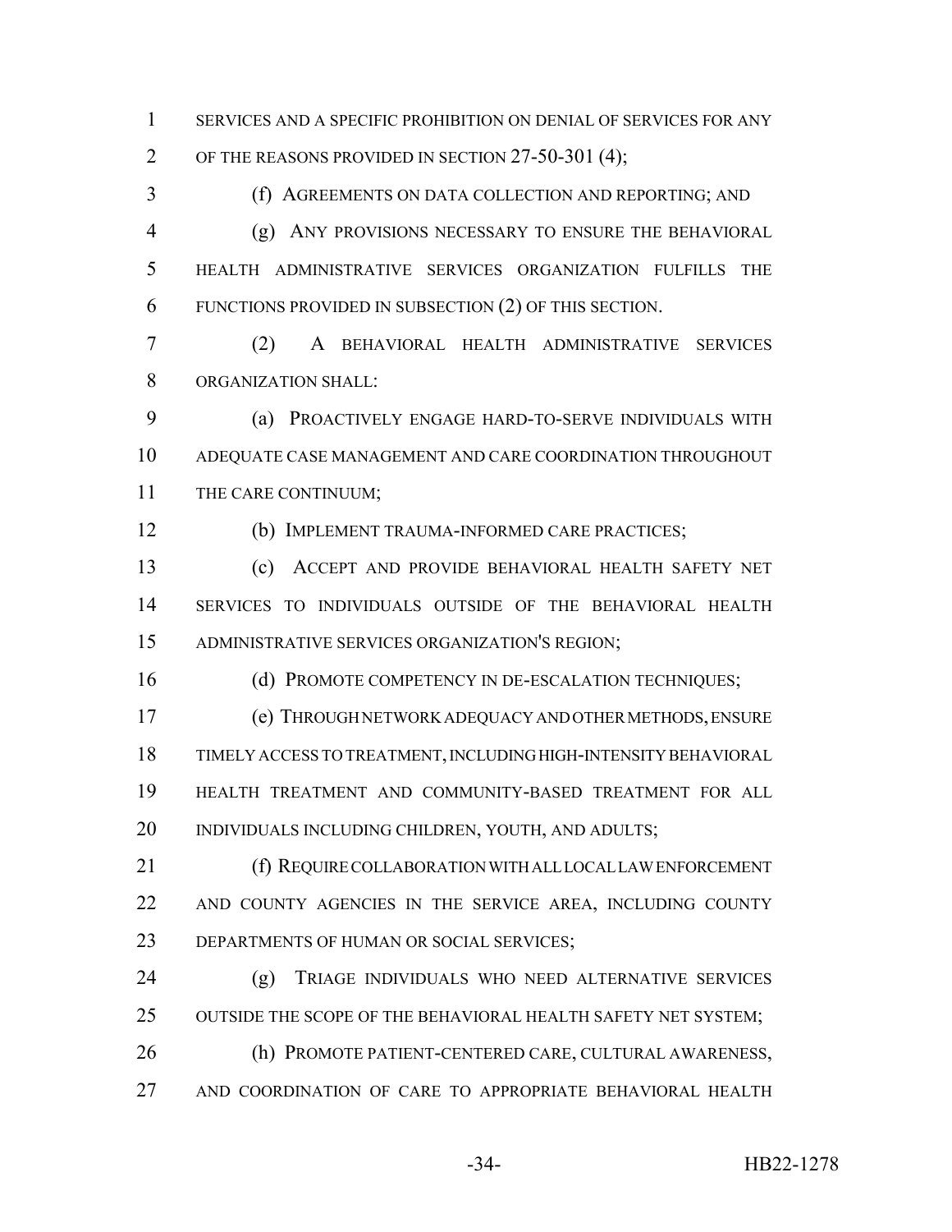SERVICES AND A SPECIFIC PROHIBITION ON DENIAL OF SERVICES FOR ANY OF THE REASONS PROVIDED IN SECTION 27-50-301 (4);

(f) AGREEMENTS ON DATA COLLECTION AND REPORTING; AND

(g) ANY PROVISIONS NECESSARY TO ENSURE THE BEHAVIORAL HEALTH ADMINISTRATIVE SERVICES ORGANIZATION FULFILLS THE FUNCTIONS PROVIDED IN SUBSECTION (2) OF THIS SECTION.

(2) A BEHAVIORAL HEALTH ADMINISTRATIVE SERVICES ORGANIZATION SHALL:

(a) PROACTIVELY ENGAGE HARD-TO-SERVE INDIVIDUALS WITH ADEQUATE CASE MANAGEMENT AND CARE COORDINATION THROUGHOUT THE CARE CONTINUUM;

(b) IMPLEMENT TRAUMA-INFORMED CARE PRACTICES;

(c) ACCEPT AND PROVIDE BEHAVIORAL HEALTH SAFETY NET SERVICES TO INDIVIDUALS OUTSIDE OF THE BEHAVIORAL HEALTH ADMINISTRATIVE SERVICES ORGANIZATION'S REGION;

(d) PROMOTE COMPETENCY IN DE-ESCALATION TECHNIQUES;

(e) THROUGH NETWORK ADEQUACY AND OTHER METHODS, ENSURE TIMELY ACCESS TO TREATMENT, INCLUDING HIGH-INTENSITY BEHAVIORAL HEALTH TREATMENT AND COMMUNITY-BASED TREATMENT FOR ALL INDIVIDUALS INCLUDING CHILDREN, YOUTH, AND ADULTS;

(f) REQUIRE COLLABORATION WITH ALL LOCAL LAW ENFORCEMENT AND COUNTY AGENCIES IN THE SERVICE AREA, INCLUDING COUNTY DEPARTMENTS OF HUMAN OR SOCIAL SERVICES;

(g) TRIAGE INDIVIDUALS WHO NEED ALTERNATIVE SERVICES OUTSIDE THE SCOPE OF THE BEHAVIORAL HEALTH SAFETY NET SYSTEM;

(h) PROMOTE PATIENT-CENTERED CARE, CULTURAL AWARENESS, AND COORDINATION OF CARE TO APPROPRIATE BEHAVIORAL HEALTH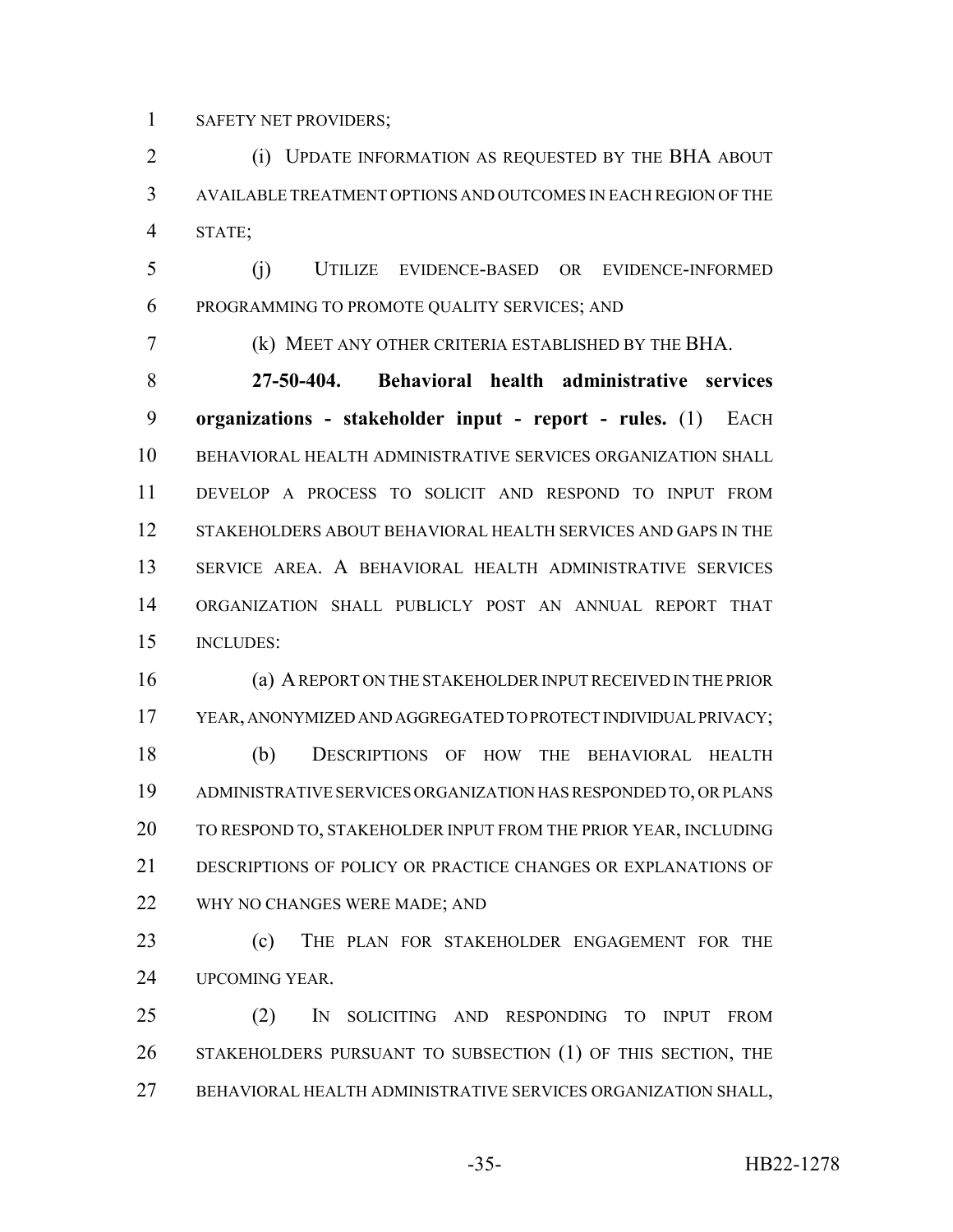SAFETY NET PROVIDERS;

(i) UPDATE INFORMATION AS REQUESTED BY THE BHA ABOUT AVAILABLE TREATMENT OPTIONS AND OUTCOMES IN EACH REGION OF THE STATE;

(j) UTILIZE EVIDENCE-BASED OR EVIDENCE-INFORMED PROGRAMMING TO PROMOTE QUALITY SERVICES; AND

(k) MEET ANY OTHER CRITERIA ESTABLISHED BY THE BHA.

**27-50-404. Behavioral health administrative services organizations - stakeholder input - report - rules.** (1) EACH BEHAVIORAL HEALTH ADMINISTRATIVE SERVICES ORGANIZATION SHALL DEVELOP A PROCESS TO SOLICIT AND RESPOND TO INPUT FROM STAKEHOLDERS ABOUT BEHAVIORAL HEALTH SERVICES AND GAPS IN THE SERVICE AREA. A BEHAVIORAL HEALTH ADMINISTRATIVE SERVICES ORGANIZATION SHALL PUBLICLY POST AN ANNUAL REPORT THAT INCLUDES:

(a) A REPORT ON THE STAKEHOLDER INPUT RECEIVED IN THE PRIOR YEAR, ANONYMIZED AND AGGREGATED TO PROTECT INDIVIDUAL PRIVACY;

(b) DESCRIPTIONS OF HOW THE BEHAVIORAL HEALTH ADMINISTRATIVE SERVICES ORGANIZATION HAS RESPONDED TO, OR PLANS TO RESPOND TO, STAKEHOLDER INPUT FROM THE PRIOR YEAR, INCLUDING DESCRIPTIONS OF POLICY OR PRACTICE CHANGES OR EXPLANATIONS OF WHY NO CHANGES WERE MADE; AND

(c) THE PLAN FOR STAKEHOLDER ENGAGEMENT FOR THE UPCOMING YEAR.

(2) IN SOLICITING AND RESPONDING TO INPUT FROM STAKEHOLDERS PURSUANT TO SUBSECTION (1) OF THIS SECTION, THE BEHAVIORAL HEALTH ADMINISTRATIVE SERVICES ORGANIZATION SHALL,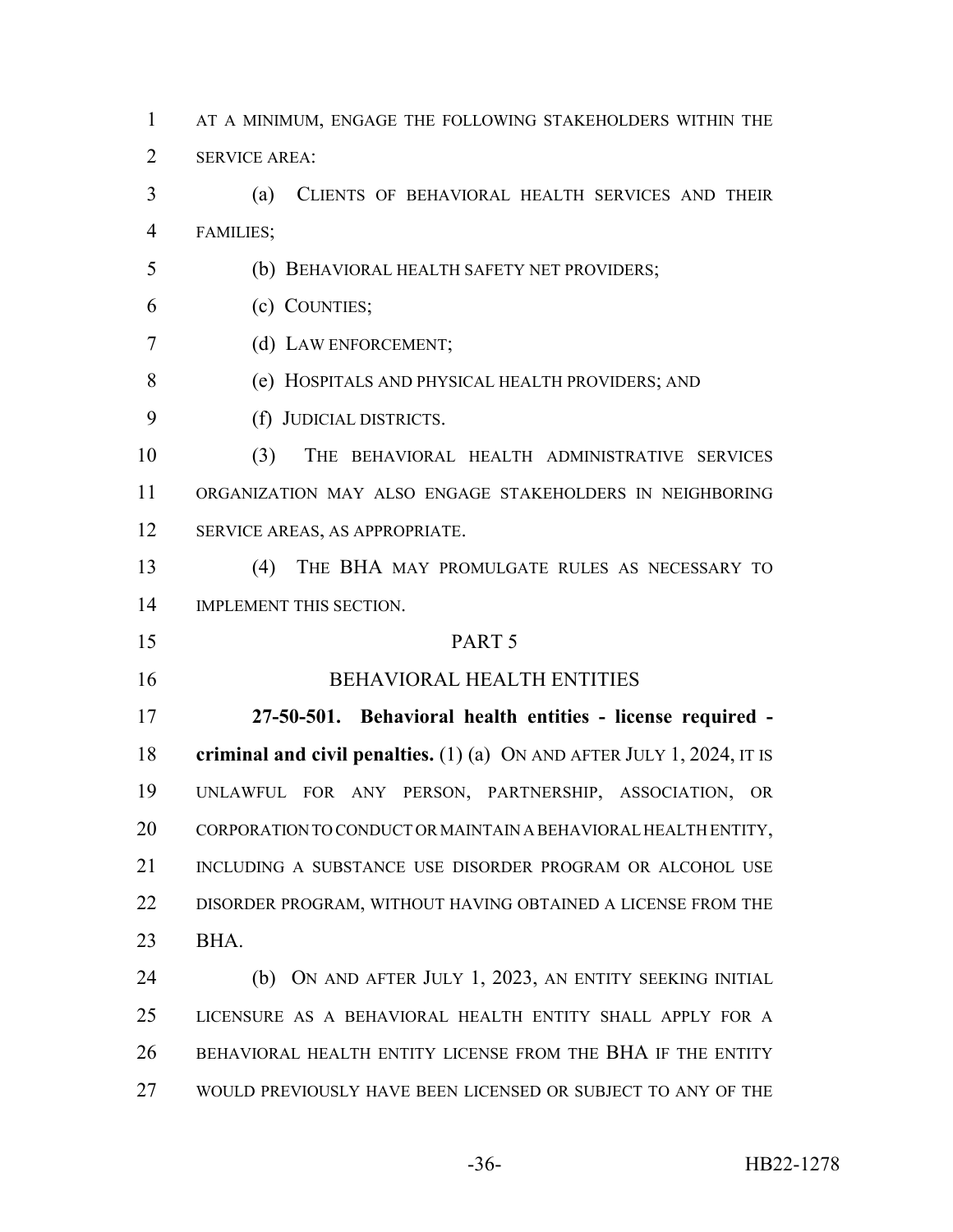AT A MINIMUM, ENGAGE THE FOLLOWING STAKEHOLDERS WITHIN THE SERVICE AREA:

(a) CLIENTS OF BEHAVIORAL HEALTH SERVICES AND THEIR FAMILIES;

(b) BEHAVIORAL HEALTH SAFETY NET PROVIDERS;

(c) COUNTIES;

(d) LAW ENFORCEMENT;

(e) HOSPITALS AND PHYSICAL HEALTH PROVIDERS; AND

(f) JUDICIAL DISTRICTS.

(3) THE BEHAVIORAL HEALTH ADMINISTRATIVE SERVICES ORGANIZATION MAY ALSO ENGAGE STAKEHOLDERS IN NEIGHBORING SERVICE AREAS, AS APPROPRIATE.

(4) THE BHA MAY PROMULGATE RULES AS NECESSARY TO IMPLEMENT THIS SECTION.

## PART 5

## BEHAVIORAL HEALTH ENTITIES

**27-50-501. Behavioral health entities - license required - criminal and civil penalties.** (1) (a) ON AND AFTER JULY 1, 2024, IT IS UNLAWFUL FOR ANY PERSON, PARTNERSHIP, ASSOCIATION, OR CORPORATION TO CONDUCT OR MAINTAIN A BEHAVIORAL HEALTH ENTITY, INCLUDING A SUBSTANCE USE DISORDER PROGRAM OR ALCOHOL USE DISORDER PROGRAM, WITHOUT HAVING OBTAINED A LICENSE FROM THE BHA.

(b) ON AND AFTER JULY 1, 2023, AN ENTITY SEEKING INITIAL LICENSURE AS A BEHAVIORAL HEALTH ENTITY SHALL APPLY FOR A BEHAVIORAL HEALTH ENTITY LICENSE FROM THE BHA IF THE ENTITY WOULD PREVIOUSLY HAVE BEEN LICENSED OR SUBJECT TO ANY OF THE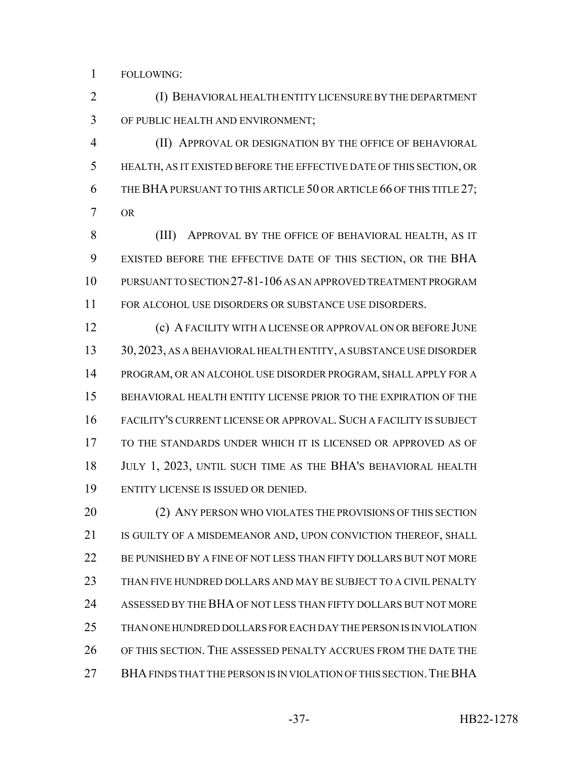FOLLOWING:

(I) BEHAVIORAL HEALTH ENTITY LICENSURE BY THE DEPARTMENT OF PUBLIC HEALTH AND ENVIRONMENT;

(II) APPROVAL OR DESIGNATION BY THE OFFICE OF BEHAVIORAL HEALTH, AS IT EXISTED BEFORE THE EFFECTIVE DATE OF THIS SECTION, OR THE BHA PURSUANT TO THIS ARTICLE 50 OR ARTICLE 66 OF THIS TITLE 27; OR

(III) APPROVAL BY THE OFFICE OF BEHAVIORAL HEALTH, AS IT EXISTED BEFORE THE EFFECTIVE DATE OF THIS SECTION, OR THE BHA PURSUANT TO SECTION 27-81-106 AS AN APPROVED TREATMENT PROGRAM FOR ALCOHOL USE DISORDERS OR SUBSTANCE USE DISORDERS.

(c) A FACILITY WITH A LICENSE OR APPROVAL ON OR BEFORE JUNE 30, 2023, AS A BEHAVIORAL HEALTH ENTITY, A SUBSTANCE USE DISORDER PROGRAM, OR AN ALCOHOL USE DISORDER PROGRAM, SHALL APPLY FOR A BEHAVIORAL HEALTH ENTITY LICENSE PRIOR TO THE EXPIRATION OF THE FACILITY'S CURRENT LICENSE OR APPROVAL. SUCH A FACILITY IS SUBJECT TO THE STANDARDS UNDER WHICH IT IS LICENSED OR APPROVED AS OF JULY 1, 2023, UNTIL SUCH TIME AS THE BHA'S BEHAVIORAL HEALTH ENTITY LICENSE IS ISSUED OR DENIED.

(2) ANY PERSON WHO VIOLATES THE PROVISIONS OF THIS SECTION IS GUILTY OF A MISDEMEANOR AND, UPON CONVICTION THEREOF, SHALL BE PUNISHED BY A FINE OF NOT LESS THAN FIFTY DOLLARS BUT NOT MORE THAN FIVE HUNDRED DOLLARS AND MAY BE SUBJECT TO A CIVIL PENALTY ASSESSED BY THE BHA OF NOT LESS THAN FIFTY DOLLARS BUT NOT MORE THAN ONE HUNDRED DOLLARS FOR EACH DAY THE PERSON IS IN VIOLATION OF THIS SECTION. THE ASSESSED PENALTY ACCRUES FROM THE DATE THE BHA FINDS THAT THE PERSON IS IN VIOLATION OF THIS SECTION. THE BHA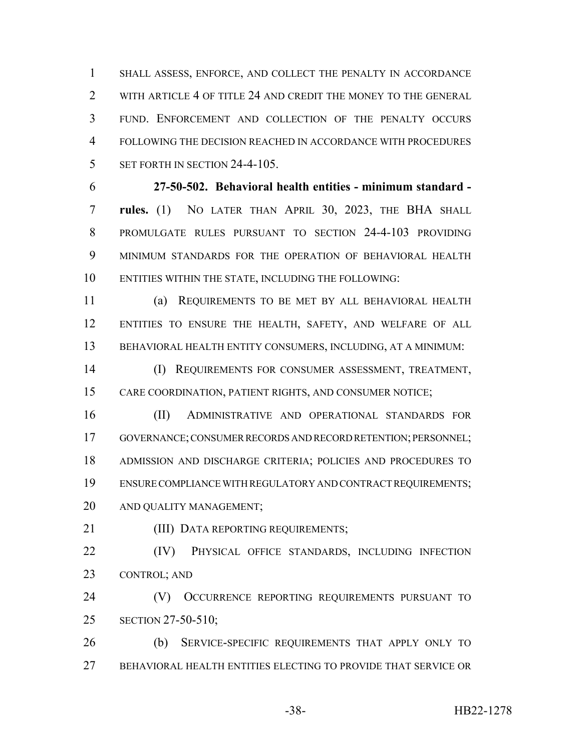SHALL ASSESS, ENFORCE, AND COLLECT THE PENALTY IN ACCORDANCE WITH ARTICLE 4 OF TITLE 24 AND CREDIT THE MONEY TO THE GENERAL FUND. ENFORCEMENT AND COLLECTION OF THE PENALTY OCCURS FOLLOWING THE DECISION REACHED IN ACCORDANCE WITH PROCEDURES SET FORTH IN SECTION 24-4-105.

**27-50-502. Behavioral health entities - minimum standard - rules.** (1) NO LATER THAN APRIL 30, 2023, THE BHA SHALL PROMULGATE RULES PURSUANT TO SECTION 24-4-103 PROVIDING MINIMUM STANDARDS FOR THE OPERATION OF BEHAVIORAL HEALTH ENTITIES WITHIN THE STATE, INCLUDING THE FOLLOWING:

(a) REQUIREMENTS TO BE MET BY ALL BEHAVIORAL HEALTH ENTITIES TO ENSURE THE HEALTH, SAFETY, AND WELFARE OF ALL BEHAVIORAL HEALTH ENTITY CONSUMERS, INCLUDING, AT A MINIMUM:

(I) REQUIREMENTS FOR CONSUMER ASSESSMENT, TREATMENT, CARE COORDINATION, PATIENT RIGHTS, AND CONSUMER NOTICE;

(II) ADMINISTRATIVE AND OPERATIONAL STANDARDS FOR GOVERNANCE; CONSUMER RECORDS AND RECORD RETENTION; PERSONNEL; ADMISSION AND DISCHARGE CRITERIA; POLICIES AND PROCEDURES TO ENSURE COMPLIANCE WITH REGULATORY AND CONTRACT REQUIREMENTS; AND QUALITY MANAGEMENT;

(III) DATA REPORTING REQUIREMENTS;

(IV) PHYSICAL OFFICE STANDARDS, INCLUDING INFECTION CONTROL; AND

(V) OCCURRENCE REPORTING REQUIREMENTS PURSUANT TO SECTION 27-50-510;

(b) SERVICE-SPECIFIC REQUIREMENTS THAT APPLY ONLY TO BEHAVIORAL HEALTH ENTITIES ELECTING TO PROVIDE THAT SERVICE OR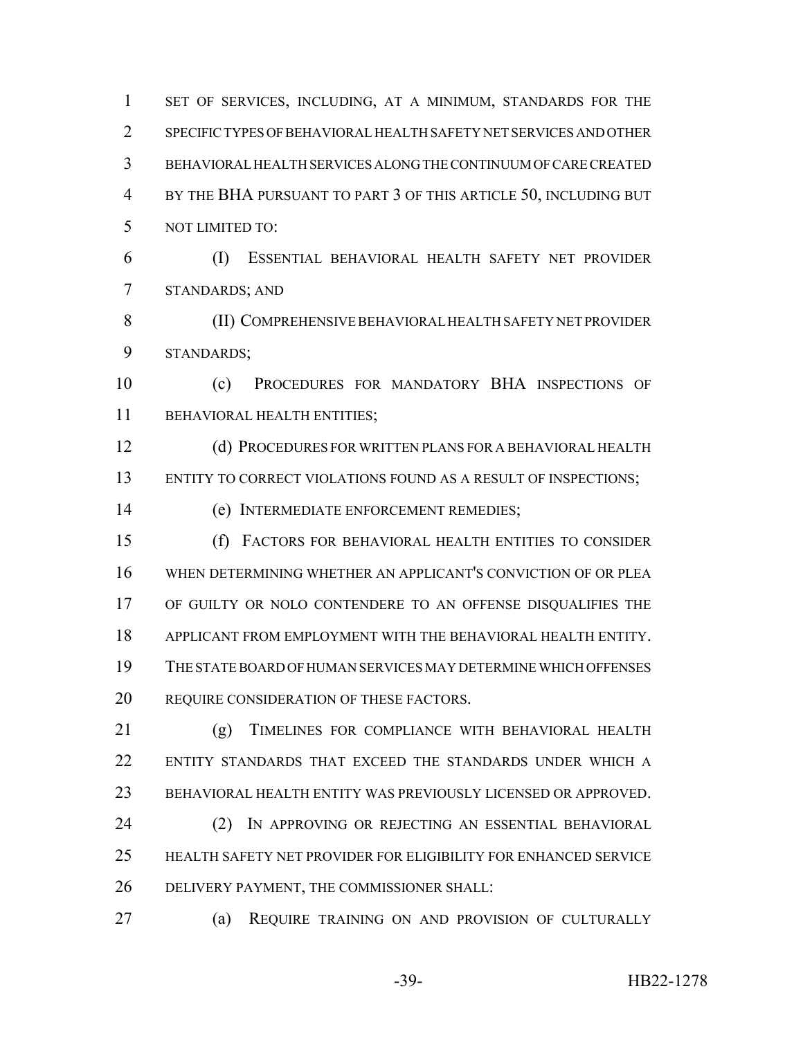SET OF SERVICES, INCLUDING, AT A MINIMUM, STANDARDS FOR THE SPECIFIC TYPES OF BEHAVIORAL HEALTH SAFETY NET SERVICES AND OTHER BEHAVIORAL HEALTH SERVICES ALONG THE CONTINUUM OF CARE CREATED BY THE BHA PURSUANT TO PART 3 OF THIS ARTICLE 50, INCLUDING BUT NOT LIMITED TO:

(I) ESSENTIAL BEHAVIORAL HEALTH SAFETY NET PROVIDER STANDARDS; AND

(II) COMPREHENSIVE BEHAVIORAL HEALTH SAFETY NET PROVIDER STANDARDS;

(c) PROCEDURES FOR MANDATORY BHA INSPECTIONS OF BEHAVIORAL HEALTH ENTITIES;

(d) PROCEDURES FOR WRITTEN PLANS FOR A BEHAVIORAL HEALTH ENTITY TO CORRECT VIOLATIONS FOUND AS A RESULT OF INSPECTIONS;

(e) INTERMEDIATE ENFORCEMENT REMEDIES;

(f) FACTORS FOR BEHAVIORAL HEALTH ENTITIES TO CONSIDER WHEN DETERMINING WHETHER AN APPLICANT'S CONVICTION OF OR PLEA OF GUILTY OR NOLO CONTENDERE TO AN OFFENSE DISQUALIFIES THE APPLICANT FROM EMPLOYMENT WITH THE BEHAVIORAL HEALTH ENTITY. THE STATE BOARD OF HUMAN SERVICES MAY DETERMINE WHICH OFFENSES REQUIRE CONSIDERATION OF THESE FACTORS.

(g) TIMELINES FOR COMPLIANCE WITH BEHAVIORAL HEALTH ENTITY STANDARDS THAT EXCEED THE STANDARDS UNDER WHICH A BEHAVIORAL HEALTH ENTITY WAS PREVIOUSLY LICENSED OR APPROVED.

(2) IN APPROVING OR REJECTING AN ESSENTIAL BEHAVIORAL HEALTH SAFETY NET PROVIDER FOR ELIGIBILITY FOR ENHANCED SERVICE DELIVERY PAYMENT, THE COMMISSIONER SHALL:

(a) REQUIRE TRAINING ON AND PROVISION OF CULTURALLY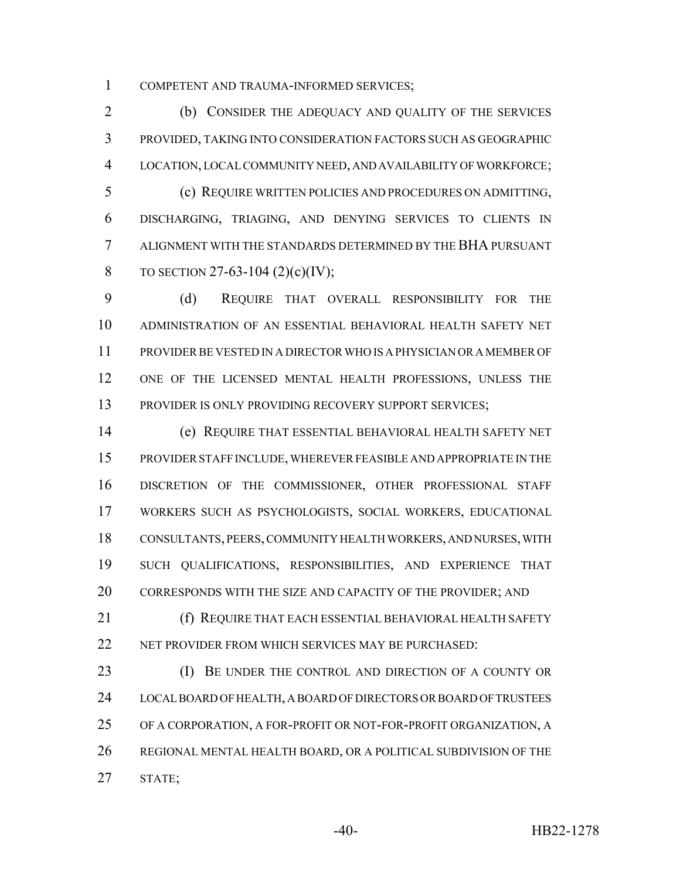COMPETENT AND TRAUMA-INFORMED SERVICES;

(b) CONSIDER THE ADEQUACY AND QUALITY OF THE SERVICES PROVIDED, TAKING INTO CONSIDERATION FACTORS SUCH AS GEOGRAPHIC LOCATION, LOCAL COMMUNITY NEED, AND AVAILABILITY OF WORKFORCE;

(c) REQUIRE WRITTEN POLICIES AND PROCEDURES ON ADMITTING, DISCHARGING, TRIAGING, AND DENYING SERVICES TO CLIENTS IN ALIGNMENT WITH THE STANDARDS DETERMINED BY THE BHA PURSUANT TO SECTION 27-63-104 (2)(c)(IV);

(d) REQUIRE THAT OVERALL RESPONSIBILITY FOR THE ADMINISTRATION OF AN ESSENTIAL BEHAVIORAL HEALTH SAFETY NET PROVIDER BE VESTED IN A DIRECTOR WHO IS A PHYSICIAN OR A MEMBER OF ONE OF THE LICENSED MENTAL HEALTH PROFESSIONS, UNLESS THE PROVIDER IS ONLY PROVIDING RECOVERY SUPPORT SERVICES;

(e) REQUIRE THAT ESSENTIAL BEHAVIORAL HEALTH SAFETY NET PROVIDER STAFF INCLUDE, WHEREVER FEASIBLE AND APPROPRIATE IN THE DISCRETION OF THE COMMISSIONER, OTHER PROFESSIONAL STAFF WORKERS SUCH AS PSYCHOLOGISTS, SOCIAL WORKERS, EDUCATIONAL CONSULTANTS, PEERS, COMMUNITY HEALTH WORKERS, AND NURSES, WITH SUCH QUALIFICATIONS, RESPONSIBILITIES, AND EXPERIENCE THAT CORRESPONDS WITH THE SIZE AND CAPACITY OF THE PROVIDER; AND

(f) REQUIRE THAT EACH ESSENTIAL BEHAVIORAL HEALTH SAFETY NET PROVIDER FROM WHICH SERVICES MAY BE PURCHASED:

(I) BE UNDER THE CONTROL AND DIRECTION OF A COUNTY OR LOCAL BOARD OF HEALTH, A BOARD OF DIRECTORS OR BOARD OF TRUSTEES OF A CORPORATION, A FOR-PROFIT OR NOT-FOR-PROFIT ORGANIZATION, A REGIONAL MENTAL HEALTH BOARD, OR A POLITICAL SUBDIVISION OF THE STATE;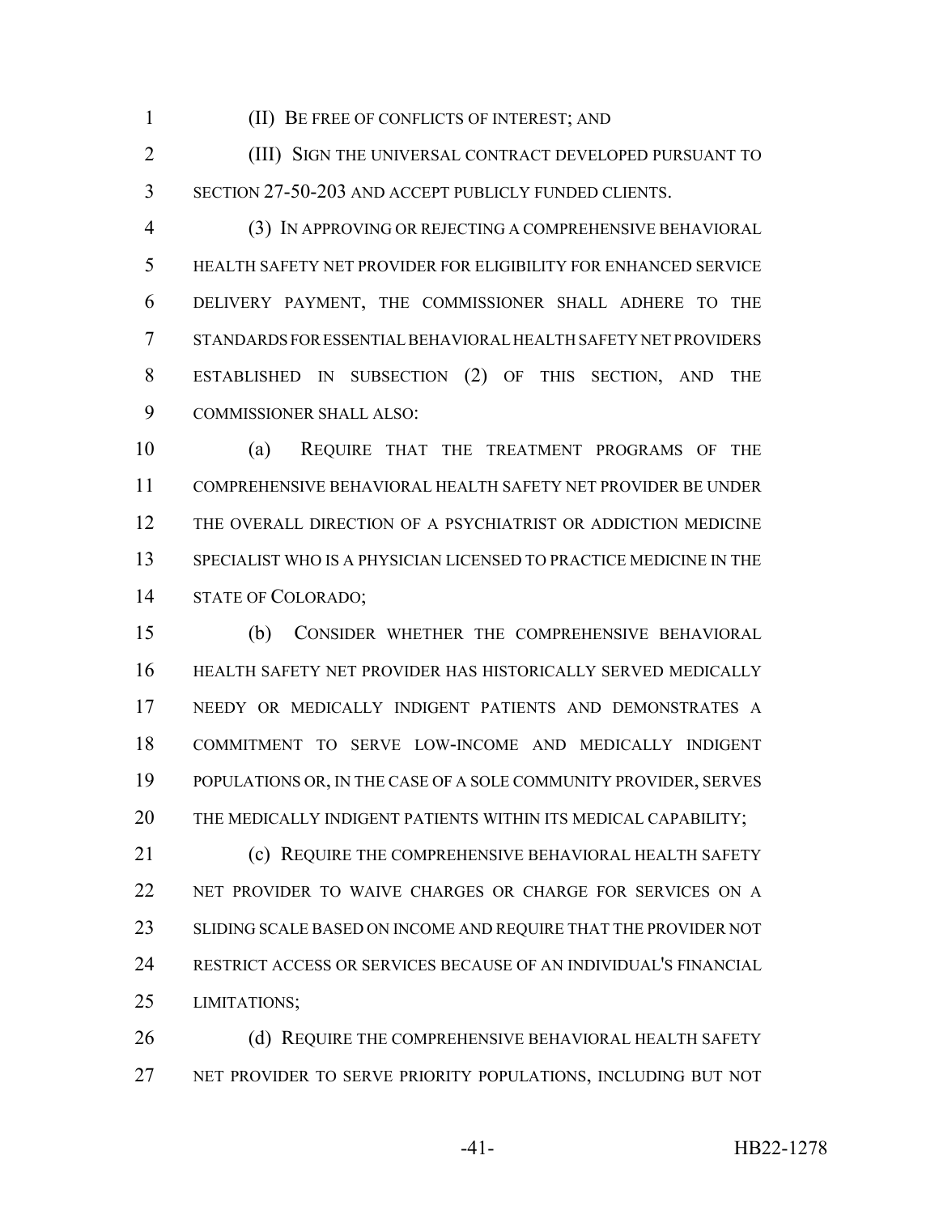(II) BE FREE OF CONFLICTS OF INTEREST; AND

(III) SIGN THE UNIVERSAL CONTRACT DEVELOPED PURSUANT TO SECTION 27-50-203 AND ACCEPT PUBLICLY FUNDED CLIENTS.

(3) IN APPROVING OR REJECTING A COMPREHENSIVE BEHAVIORAL HEALTH SAFETY NET PROVIDER FOR ELIGIBILITY FOR ENHANCED SERVICE DELIVERY PAYMENT, THE COMMISSIONER SHALL ADHERE TO THE STANDARDS FOR ESSENTIAL BEHAVIORAL HEALTH SAFETY NET PROVIDERS ESTABLISHED IN SUBSECTION (2) OF THIS SECTION, AND THE COMMISSIONER SHALL ALSO:

(a) REQUIRE THAT THE TREATMENT PROGRAMS OF THE COMPREHENSIVE BEHAVIORAL HEALTH SAFETY NET PROVIDER BE UNDER THE OVERALL DIRECTION OF A PSYCHIATRIST OR ADDICTION MEDICINE SPECIALIST WHO IS A PHYSICIAN LICENSED TO PRACTICE MEDICINE IN THE STATE OF COLORADO;

(b) CONSIDER WHETHER THE COMPREHENSIVE BEHAVIORAL HEALTH SAFETY NET PROVIDER HAS HISTORICALLY SERVED MEDICALLY NEEDY OR MEDICALLY INDIGENT PATIENTS AND DEMONSTRATES A COMMITMENT TO SERVE LOW-INCOME AND MEDICALLY INDIGENT POPULATIONS OR, IN THE CASE OF A SOLE COMMUNITY PROVIDER, SERVES THE MEDICALLY INDIGENT PATIENTS WITHIN ITS MEDICAL CAPABILITY;

(c) REQUIRE THE COMPREHENSIVE BEHAVIORAL HEALTH SAFETY NET PROVIDER TO WAIVE CHARGES OR CHARGE FOR SERVICES ON A SLIDING SCALE BASED ON INCOME AND REQUIRE THAT THE PROVIDER NOT RESTRICT ACCESS OR SERVICES BECAUSE OF AN INDIVIDUAL'S FINANCIAL LIMITATIONS;

(d) REQUIRE THE COMPREHENSIVE BEHAVIORAL HEALTH SAFETY NET PROVIDER TO SERVE PRIORITY POPULATIONS, INCLUDING BUT NOT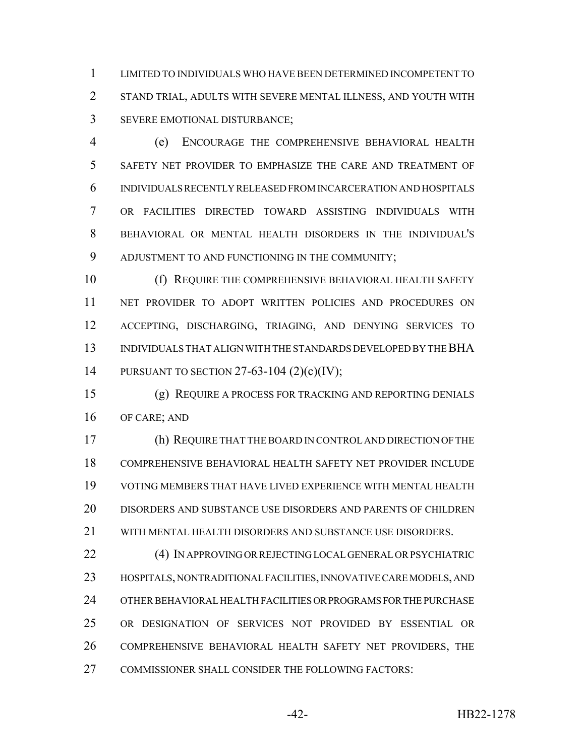LIMITED TO INDIVIDUALS WHO HAVE BEEN DETERMINED INCOMPETENT TO STAND TRIAL, ADULTS WITH SEVERE MENTAL ILLNESS, AND YOUTH WITH SEVERE EMOTIONAL DISTURBANCE;

(e) ENCOURAGE THE COMPREHENSIVE BEHAVIORAL HEALTH SAFETY NET PROVIDER TO EMPHASIZE THE CARE AND TREATMENT OF INDIVIDUALS RECENTLY RELEASED FROM INCARCERATION AND HOSPITALS OR FACILITIES DIRECTED TOWARD ASSISTING INDIVIDUALS WITH BEHAVIORAL OR MENTAL HEALTH DISORDERS IN THE INDIVIDUAL'S ADJUSTMENT TO AND FUNCTIONING IN THE COMMUNITY;

(f) REQUIRE THE COMPREHENSIVE BEHAVIORAL HEALTH SAFETY NET PROVIDER TO ADOPT WRITTEN POLICIES AND PROCEDURES ON ACCEPTING, DISCHARGING, TRIAGING, AND DENYING SERVICES TO INDIVIDUALS THAT ALIGN WITH THE STANDARDS DEVELOPED BY THE BHA PURSUANT TO SECTION 27-63-104 (2)(c)(IV);

(g) REQUIRE A PROCESS FOR TRACKING AND REPORTING DENIALS OF CARE; AND

(h) REQUIRE THAT THE BOARD IN CONTROL AND DIRECTION OF THE COMPREHENSIVE BEHAVIORAL HEALTH SAFETY NET PROVIDER INCLUDE VOTING MEMBERS THAT HAVE LIVED EXPERIENCE WITH MENTAL HEALTH DISORDERS AND SUBSTANCE USE DISORDERS AND PARENTS OF CHILDREN WITH MENTAL HEALTH DISORDERS AND SUBSTANCE USE DISORDERS.

(4) IN APPROVING OR REJECTING LOCAL GENERAL OR PSYCHIATRIC HOSPITALS, NONTRADITIONAL FACILITIES, INNOVATIVE CARE MODELS, AND OTHER BEHAVIORAL HEALTH FACILITIES OR PROGRAMS FOR THE PURCHASE OR DESIGNATION OF SERVICES NOT PROVIDED BY ESSENTIAL OR COMPREHENSIVE BEHAVIORAL HEALTH SAFETY NET PROVIDERS, THE COMMISSIONER SHALL CONSIDER THE FOLLOWING FACTORS: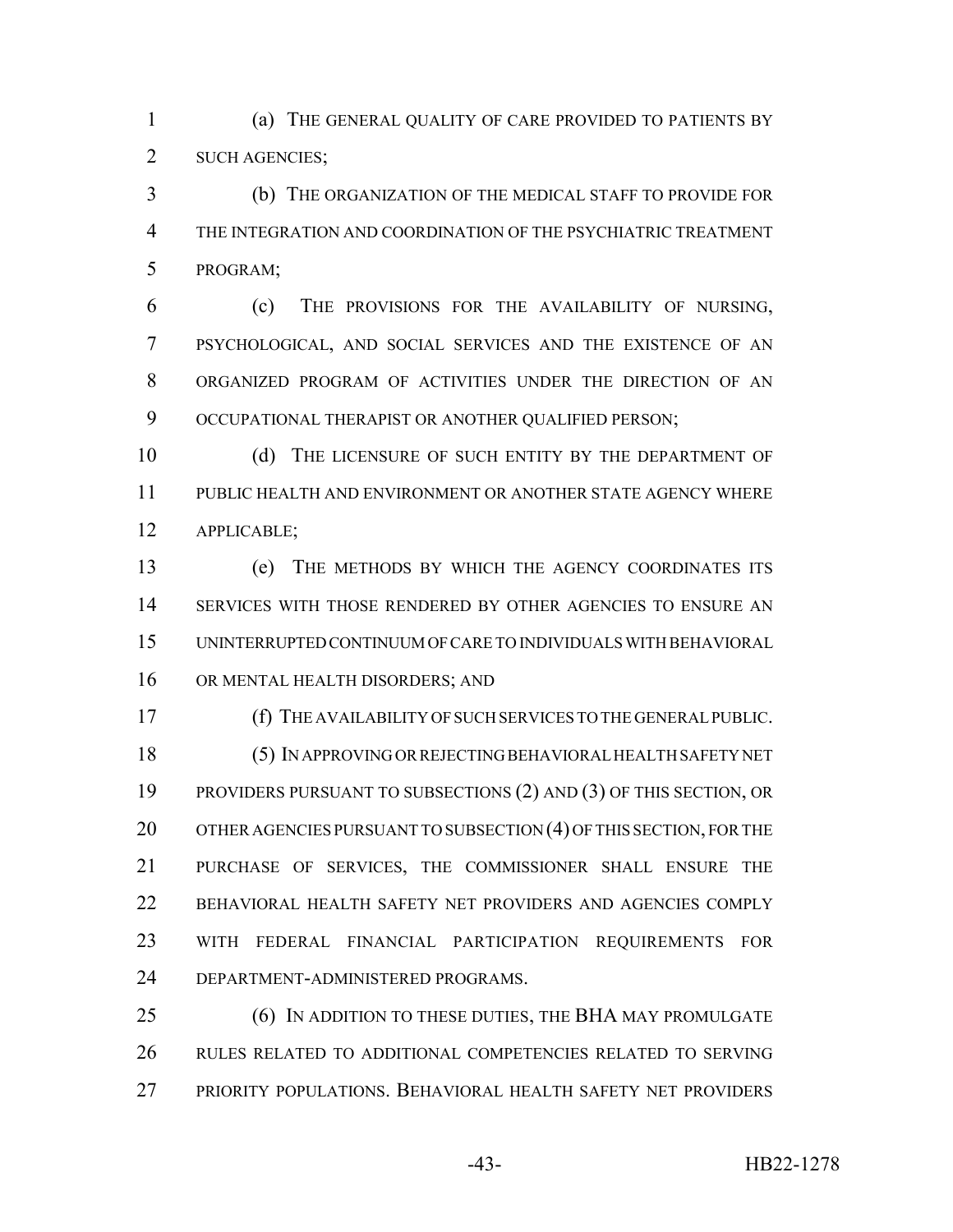(a) THE GENERAL QUALITY OF CARE PROVIDED TO PATIENTS BY SUCH AGENCIES;

(b) THE ORGANIZATION OF THE MEDICAL STAFF TO PROVIDE FOR THE INTEGRATION AND COORDINATION OF THE PSYCHIATRIC TREATMENT PROGRAM;

(c) THE PROVISIONS FOR THE AVAILABILITY OF NURSING, PSYCHOLOGICAL, AND SOCIAL SERVICES AND THE EXISTENCE OF AN ORGANIZED PROGRAM OF ACTIVITIES UNDER THE DIRECTION OF AN OCCUPATIONAL THERAPIST OR ANOTHER QUALIFIED PERSON;

(d) THE LICENSURE OF SUCH ENTITY BY THE DEPARTMENT OF PUBLIC HEALTH AND ENVIRONMENT OR ANOTHER STATE AGENCY WHERE APPLICABLE;

(e) THE METHODS BY WHICH THE AGENCY COORDINATES ITS SERVICES WITH THOSE RENDERED BY OTHER AGENCIES TO ENSURE AN UNINTERRUPTED CONTINUUM OF CARE TO INDIVIDUALS WITH BEHAVIORAL OR MENTAL HEALTH DISORDERS; AND

(f) THE AVAILABILITY OF SUCH SERVICES TO THE GENERAL PUBLIC.

(5) IN APPROVING OR REJECTING BEHAVIORAL HEALTH SAFETY NET PROVIDERS PURSUANT TO SUBSECTIONS (2) AND (3) OF THIS SECTION, OR OTHER AGENCIES PURSUANT TO SUBSECTION (4) OF THIS SECTION, FOR THE PURCHASE OF SERVICES, THE COMMISSIONER SHALL ENSURE THE BEHAVIORAL HEALTH SAFETY NET PROVIDERS AND AGENCIES COMPLY WITH FEDERAL FINANCIAL PARTICIPATION REQUIREMENTS FOR DEPARTMENT-ADMINISTERED PROGRAMS.

(6) IN ADDITION TO THESE DUTIES, THE BHA MAY PROMULGATE RULES RELATED TO ADDITIONAL COMPETENCIES RELATED TO SERVING PRIORITY POPULATIONS. BEHAVIORAL HEALTH SAFETY NET PROVIDERS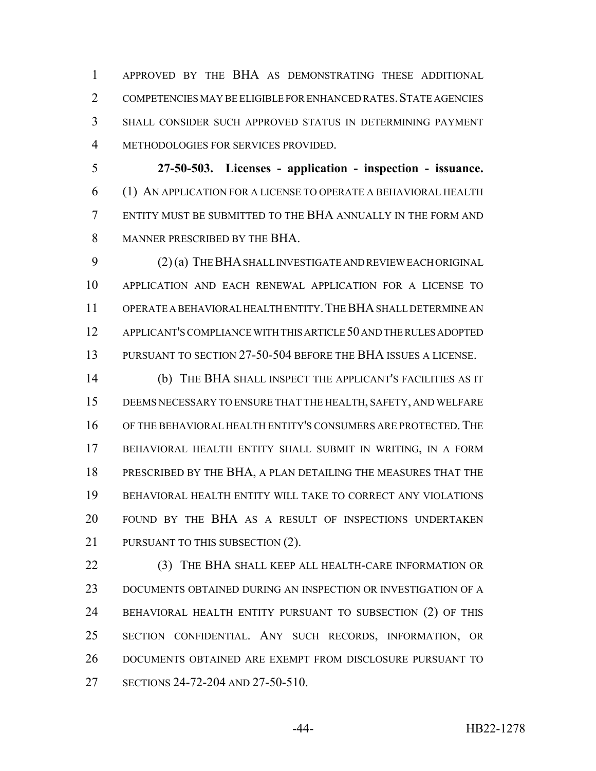APPROVED BY THE BHA AS DEMONSTRATING THESE ADDITIONAL COMPETENCIES MAY BE ELIGIBLE FOR ENHANCED RATES. STATE AGENCIES SHALL CONSIDER SUCH APPROVED STATUS IN DETERMINING PAYMENT METHODOLOGIES FOR SERVICES PROVIDED.

**27-50-503. Licenses - application - inspection - issuance.** (1) AN APPLICATION FOR A LICENSE TO OPERATE A BEHAVIORAL HEALTH ENTITY MUST BE SUBMITTED TO THE BHA ANNUALLY IN THE FORM AND MANNER PRESCRIBED BY THE BHA.

(2) (a) THE BHA SHALL INVESTIGATE AND REVIEW EACH ORIGINAL APPLICATION AND EACH RENEWAL APPLICATION FOR A LICENSE TO OPERATE A BEHAVIORAL HEALTH ENTITY. THE BHA SHALL DETERMINE AN APPLICANT'S COMPLIANCE WITH THIS ARTICLE 50 AND THE RULES ADOPTED PURSUANT TO SECTION 27-50-504 BEFORE THE BHA ISSUES A LICENSE.

(b) THE BHA SHALL INSPECT THE APPLICANT'S FACILITIES AS IT DEEMS NECESSARY TO ENSURE THAT THE HEALTH, SAFETY, AND WELFARE OF THE BEHAVIORAL HEALTH ENTITY'S CONSUMERS ARE PROTECTED. THE BEHAVIORAL HEALTH ENTITY SHALL SUBMIT IN WRITING, IN A FORM PRESCRIBED BY THE BHA, A PLAN DETAILING THE MEASURES THAT THE BEHAVIORAL HEALTH ENTITY WILL TAKE TO CORRECT ANY VIOLATIONS FOUND BY THE BHA AS A RESULT OF INSPECTIONS UNDERTAKEN PURSUANT TO THIS SUBSECTION (2).

(3) THE BHA SHALL KEEP ALL HEALTH-CARE INFORMATION OR DOCUMENTS OBTAINED DURING AN INSPECTION OR INVESTIGATION OF A BEHAVIORAL HEALTH ENTITY PURSUANT TO SUBSECTION (2) OF THIS SECTION CONFIDENTIAL. ANY SUCH RECORDS, INFORMATION, OR DOCUMENTS OBTAINED ARE EXEMPT FROM DISCLOSURE PURSUANT TO SECTIONS 24-72-204 AND 27-50-510.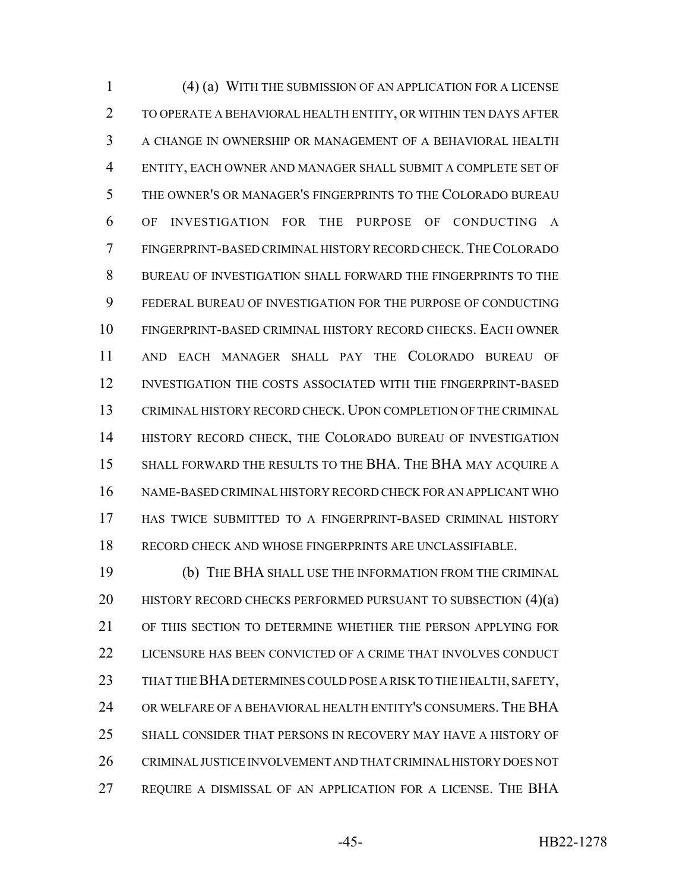(4) (a) WITH THE SUBMISSION OF AN APPLICATION FOR A LICENSE TO OPERATE A BEHAVIORAL HEALTH ENTITY, OR WITHIN TEN DAYS AFTER A CHANGE IN OWNERSHIP OR MANAGEMENT OF A BEHAVIORAL HEALTH ENTITY, EACH OWNER AND MANAGER SHALL SUBMIT A COMPLETE SET OF THE OWNER'S OR MANAGER'S FINGERPRINTS TO THE COLORADO BUREAU OF INVESTIGATION FOR THE PURPOSE OF CONDUCTING A FINGERPRINT-BASED CRIMINAL HISTORY RECORD CHECK. THE COLORADO BUREAU OF INVESTIGATION SHALL FORWARD THE FINGERPRINTS TO THE FEDERAL BUREAU OF INVESTIGATION FOR THE PURPOSE OF CONDUCTING FINGERPRINT-BASED CRIMINAL HISTORY RECORD CHECKS. EACH OWNER AND EACH MANAGER SHALL PAY THE COLORADO BUREAU OF INVESTIGATION THE COSTS ASSOCIATED WITH THE FINGERPRINT-BASED CRIMINAL HISTORY RECORD CHECK. UPON COMPLETION OF THE CRIMINAL HISTORY RECORD CHECK, THE COLORADO BUREAU OF INVESTIGATION SHALL FORWARD THE RESULTS TO THE BHA. THE BHA MAY ACQUIRE A NAME-BASED CRIMINAL HISTORY RECORD CHECK FOR AN APPLICANT WHO HAS TWICE SUBMITTED TO A FINGERPRINT-BASED CRIMINAL HISTORY RECORD CHECK AND WHOSE FINGERPRINTS ARE UNCLASSIFIABLE.

(b) THE BHA SHALL USE THE INFORMATION FROM THE CRIMINAL HISTORY RECORD CHECKS PERFORMED PURSUANT TO SUBSECTION (4)(a) OF THIS SECTION TO DETERMINE WHETHER THE PERSON APPLYING FOR LICENSURE HAS BEEN CONVICTED OF A CRIME THAT INVOLVES CONDUCT THAT THE BHA DETERMINES COULD POSE A RISK TO THE HEALTH, SAFETY, OR WELFARE OF A BEHAVIORAL HEALTH ENTITY'S CONSUMERS. THE BHA SHALL CONSIDER THAT PERSONS IN RECOVERY MAY HAVE A HISTORY OF CRIMINAL JUSTICE INVOLVEMENT AND THAT CRIMINAL HISTORY DOES NOT REQUIRE A DISMISSAL OF AN APPLICATION FOR A LICENSE. THE BHA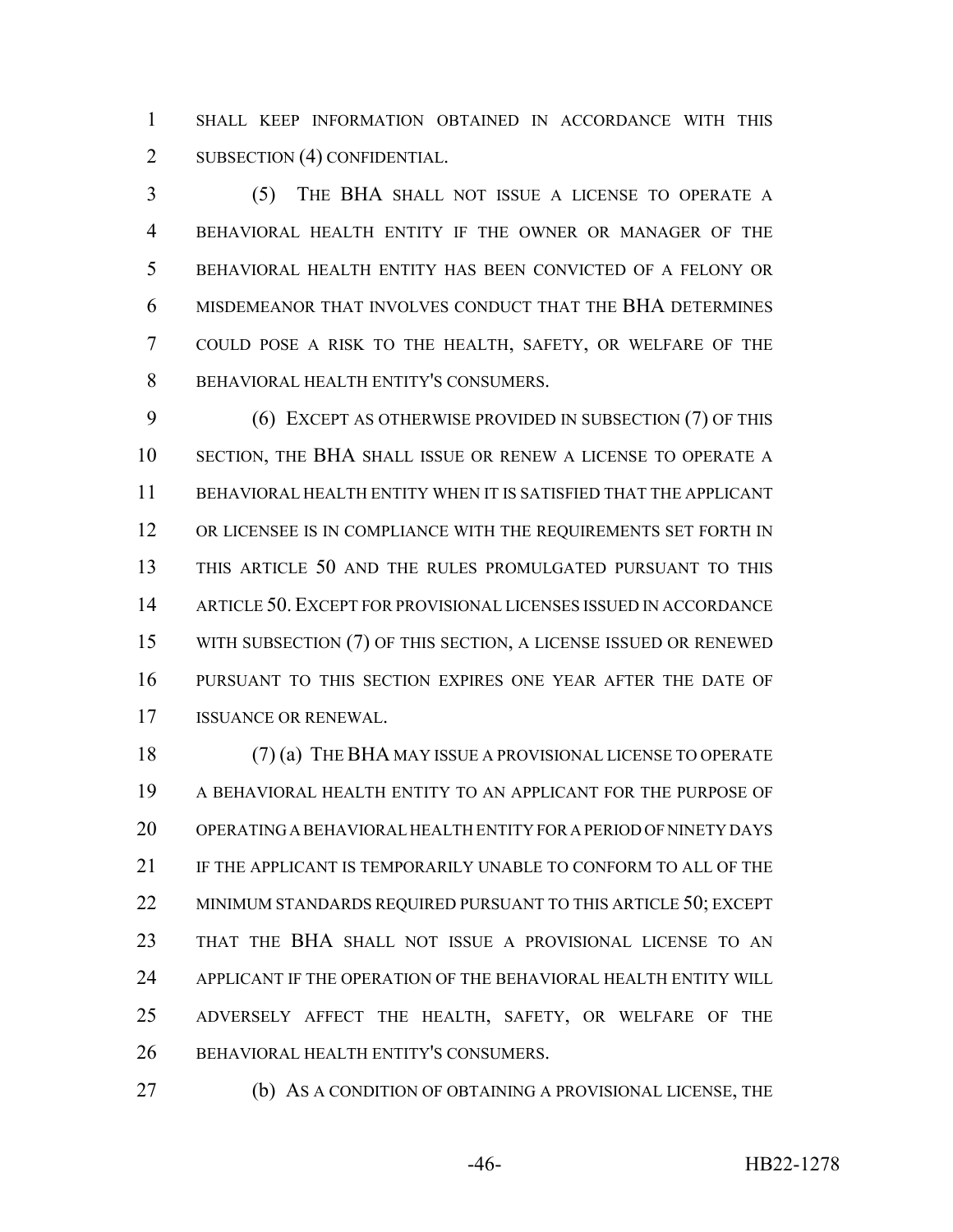SHALL KEEP INFORMATION OBTAINED IN ACCORDANCE WITH THIS SUBSECTION (4) CONFIDENTIAL.

(5) THE BHA SHALL NOT ISSUE A LICENSE TO OPERATE A BEHAVIORAL HEALTH ENTITY IF THE OWNER OR MANAGER OF THE BEHAVIORAL HEALTH ENTITY HAS BEEN CONVICTED OF A FELONY OR MISDEMEANOR THAT INVOLVES CONDUCT THAT THE BHA DETERMINES COULD POSE A RISK TO THE HEALTH, SAFETY, OR WELFARE OF THE BEHAVIORAL HEALTH ENTITY'S CONSUMERS.

(6) EXCEPT AS OTHERWISE PROVIDED IN SUBSECTION (7) OF THIS SECTION, THE BHA SHALL ISSUE OR RENEW A LICENSE TO OPERATE A BEHAVIORAL HEALTH ENTITY WHEN IT IS SATISFIED THAT THE APPLICANT OR LICENSEE IS IN COMPLIANCE WITH THE REQUIREMENTS SET FORTH IN THIS ARTICLE 50 AND THE RULES PROMULGATED PURSUANT TO THIS ARTICLE 50. EXCEPT FOR PROVISIONAL LICENSES ISSUED IN ACCORDANCE WITH SUBSECTION (7) OF THIS SECTION, A LICENSE ISSUED OR RENEWED PURSUANT TO THIS SECTION EXPIRES ONE YEAR AFTER THE DATE OF ISSUANCE OR RENEWAL.

(7) (a) THE BHA MAY ISSUE A PROVISIONAL LICENSE TO OPERATE A BEHAVIORAL HEALTH ENTITY TO AN APPLICANT FOR THE PURPOSE OF OPERATING A BEHAVIORAL HEALTH ENTITY FOR A PERIOD OF NINETY DAYS IF THE APPLICANT IS TEMPORARILY UNABLE TO CONFORM TO ALL OF THE MINIMUM STANDARDS REQUIRED PURSUANT TO THIS ARTICLE 50; EXCEPT THAT THE BHA SHALL NOT ISSUE A PROVISIONAL LICENSE TO AN APPLICANT IF THE OPERATION OF THE BEHAVIORAL HEALTH ENTITY WILL ADVERSELY AFFECT THE HEALTH, SAFETY, OR WELFARE OF THE BEHAVIORAL HEALTH ENTITY'S CONSUMERS.

(b) AS A CONDITION OF OBTAINING A PROVISIONAL LICENSE, THE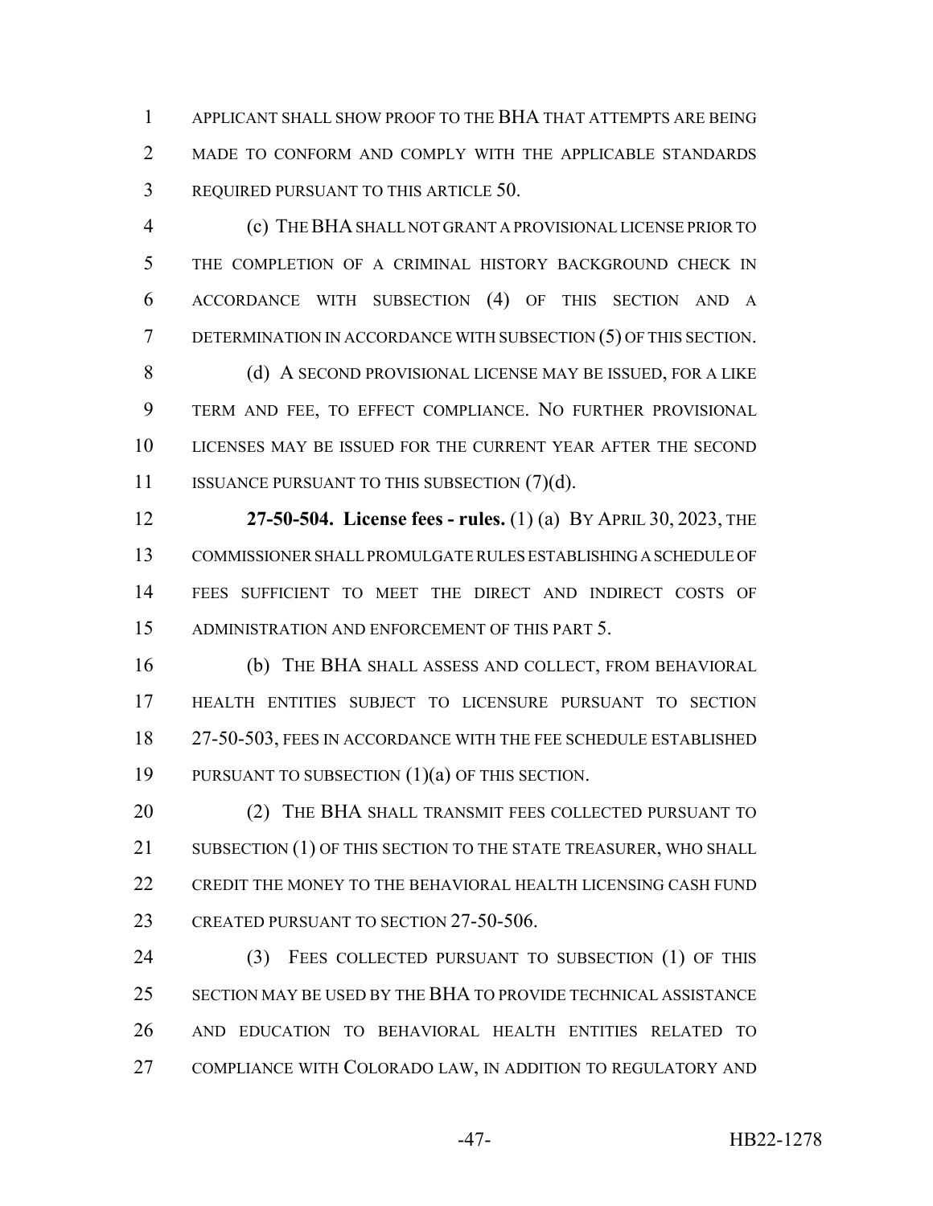APPLICANT SHALL SHOW PROOF TO THE BHA THAT ATTEMPTS ARE BEING MADE TO CONFORM AND COMPLY WITH THE APPLICABLE STANDARDS REQUIRED PURSUANT TO THIS ARTICLE 50.

(c) THE BHA SHALL NOT GRANT A PROVISIONAL LICENSE PRIOR TO THE COMPLETION OF A CRIMINAL HISTORY BACKGROUND CHECK IN ACCORDANCE WITH SUBSECTION (4) OF THIS SECTION AND A DETERMINATION IN ACCORDANCE WITH SUBSECTION (5) OF THIS SECTION.

(d) A SECOND PROVISIONAL LICENSE MAY BE ISSUED, FOR A LIKE TERM AND FEE, TO EFFECT COMPLIANCE. NO FURTHER PROVISIONAL LICENSES MAY BE ISSUED FOR THE CURRENT YEAR AFTER THE SECOND ISSUANCE PURSUANT TO THIS SUBSECTION (7)(d).

**27-50-504. License fees - rules.** (1) (a) BY APRIL 30, 2023, THE COMMISSIONER SHALL PROMULGATE RULES ESTABLISHING A SCHEDULE OF FEES SUFFICIENT TO MEET THE DIRECT AND INDIRECT COSTS OF ADMINISTRATION AND ENFORCEMENT OF THIS PART 5.

(b) THE BHA SHALL ASSESS AND COLLECT, FROM BEHAVIORAL HEALTH ENTITIES SUBJECT TO LICENSURE PURSUANT TO SECTION 27-50-503, FEES IN ACCORDANCE WITH THE FEE SCHEDULE ESTABLISHED PURSUANT TO SUBSECTION (1)(a) OF THIS SECTION.

(2) THE BHA SHALL TRANSMIT FEES COLLECTED PURSUANT TO SUBSECTION (1) OF THIS SECTION TO THE STATE TREASURER, WHO SHALL CREDIT THE MONEY TO THE BEHAVIORAL HEALTH LICENSING CASH FUND CREATED PURSUANT TO SECTION 27-50-506.

(3) FEES COLLECTED PURSUANT TO SUBSECTION (1) OF THIS SECTION MAY BE USED BY THE BHA TO PROVIDE TECHNICAL ASSISTANCE AND EDUCATION TO BEHAVIORAL HEALTH ENTITIES RELATED TO COMPLIANCE WITH COLORADO LAW, IN ADDITION TO REGULATORY AND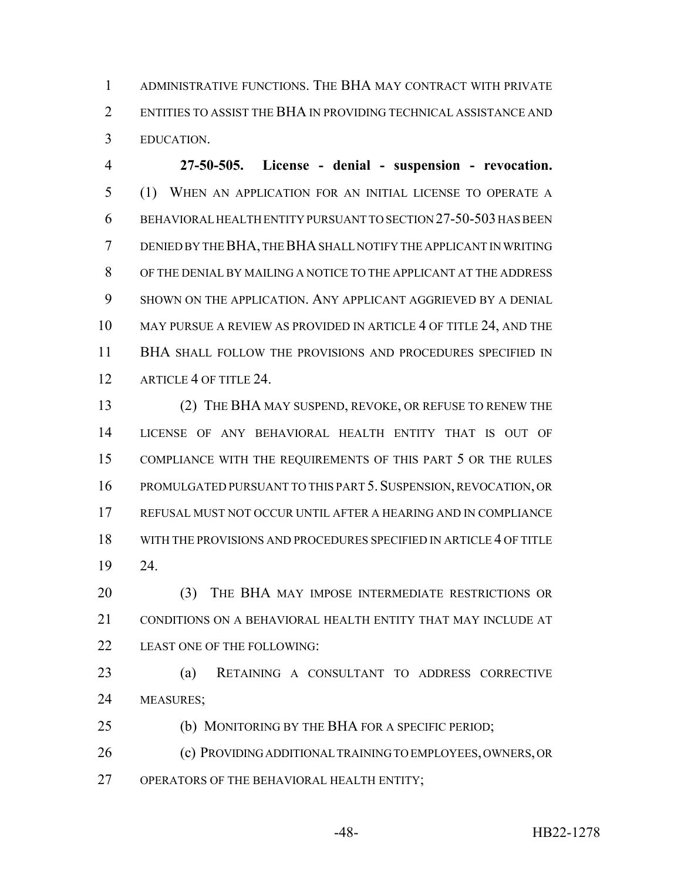ADMINISTRATIVE FUNCTIONS. THE BHA MAY CONTRACT WITH PRIVATE ENTITIES TO ASSIST THE BHA IN PROVIDING TECHNICAL ASSISTANCE AND EDUCATION.

**27-50-505. License - denial - suspension - revocation.** (1) WHEN AN APPLICATION FOR AN INITIAL LICENSE TO OPERATE A BEHAVIORAL HEALTH ENTITY PURSUANT TO SECTION 27-50-503 HAS BEEN DENIED BY THE BHA, THE BHA SHALL NOTIFY THE APPLICANT IN WRITING OF THE DENIAL BY MAILING A NOTICE TO THE APPLICANT AT THE ADDRESS SHOWN ON THE APPLICATION. ANY APPLICANT AGGRIEVED BY A DENIAL MAY PURSUE A REVIEW AS PROVIDED IN ARTICLE 4 OF TITLE 24, AND THE BHA SHALL FOLLOW THE PROVISIONS AND PROCEDURES SPECIFIED IN ARTICLE 4 OF TITLE 24.

(2) THE BHA MAY SUSPEND, REVOKE, OR REFUSE TO RENEW THE LICENSE OF ANY BEHAVIORAL HEALTH ENTITY THAT IS OUT OF COMPLIANCE WITH THE REQUIREMENTS OF THIS PART 5 OR THE RULES PROMULGATED PURSUANT TO THIS PART 5. SUSPENSION, REVOCATION, OR REFUSAL MUST NOT OCCUR UNTIL AFTER A HEARING AND IN COMPLIANCE WITH THE PROVISIONS AND PROCEDURES SPECIFIED IN ARTICLE 4 OF TITLE 24.

(3) THE BHA MAY IMPOSE INTERMEDIATE RESTRICTIONS OR CONDITIONS ON A BEHAVIORAL HEALTH ENTITY THAT MAY INCLUDE AT LEAST ONE OF THE FOLLOWING:

(a) RETAINING A CONSULTANT TO ADDRESS CORRECTIVE MEASURES;

(b) MONITORING BY THE BHA FOR A SPECIFIC PERIOD;

(c) PROVIDING ADDITIONAL TRAINING TO EMPLOYEES, OWNERS, OR OPERATORS OF THE BEHAVIORAL HEALTH ENTITY;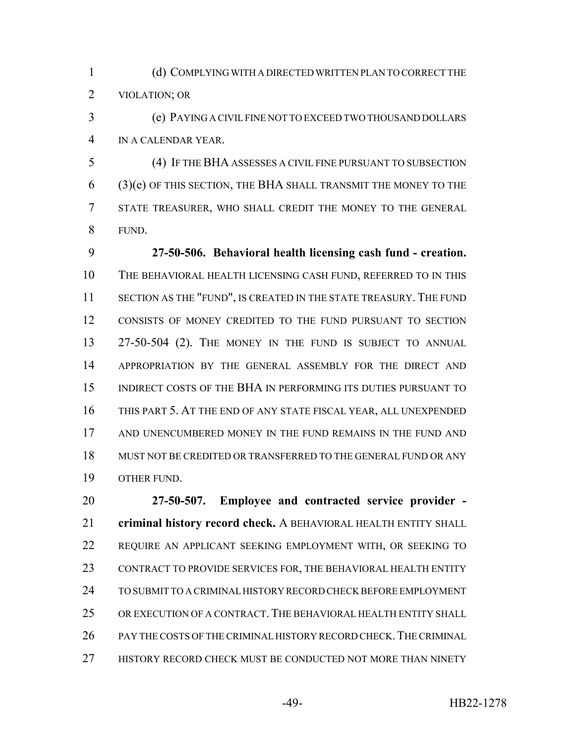(d) COMPLYING WITH A DIRECTED WRITTEN PLAN TO CORRECT THE VIOLATION; OR

(e) PAYING A CIVIL FINE NOT TO EXCEED TWO THOUSAND DOLLARS IN A CALENDAR YEAR.

(4) IF THE BHA ASSESSES A CIVIL FINE PURSUANT TO SUBSECTION (3)(e) OF THIS SECTION, THE BHA SHALL TRANSMIT THE MONEY TO THE STATE TREASURER, WHO SHALL CREDIT THE MONEY TO THE GENERAL FUND.

**27-50-506. Behavioral health licensing cash fund - creation.** THE BEHAVIORAL HEALTH LICENSING CASH FUND, REFERRED TO IN THIS SECTION AS THE "FUND", IS CREATED IN THE STATE TREASURY. THE FUND CONSISTS OF MONEY CREDITED TO THE FUND PURSUANT TO SECTION 27-50-504 (2). THE MONEY IN THE FUND IS SUBJECT TO ANNUAL APPROPRIATION BY THE GENERAL ASSEMBLY FOR THE DIRECT AND INDIRECT COSTS OF THE BHA IN PERFORMING ITS DUTIES PURSUANT TO THIS PART 5. AT THE END OF ANY STATE FISCAL YEAR, ALL UNEXPENDED AND UNENCUMBERED MONEY IN THE FUND REMAINS IN THE FUND AND MUST NOT BE CREDITED OR TRANSFERRED TO THE GENERAL FUND OR ANY OTHER FUND.

**27-50-507. Employee and contracted service provider - criminal history record check.** A BEHAVIORAL HEALTH ENTITY SHALL REQUIRE AN APPLICANT SEEKING EMPLOYMENT WITH, OR SEEKING TO CONTRACT TO PROVIDE SERVICES FOR, THE BEHAVIORAL HEALTH ENTITY TO SUBMIT TO A CRIMINAL HISTORY RECORD CHECK BEFORE EMPLOYMENT OR EXECUTION OF A CONTRACT. THE BEHAVIORAL HEALTH ENTITY SHALL PAY THE COSTS OF THE CRIMINAL HISTORY RECORD CHECK. THE CRIMINAL HISTORY RECORD CHECK MUST BE CONDUCTED NOT MORE THAN NINETY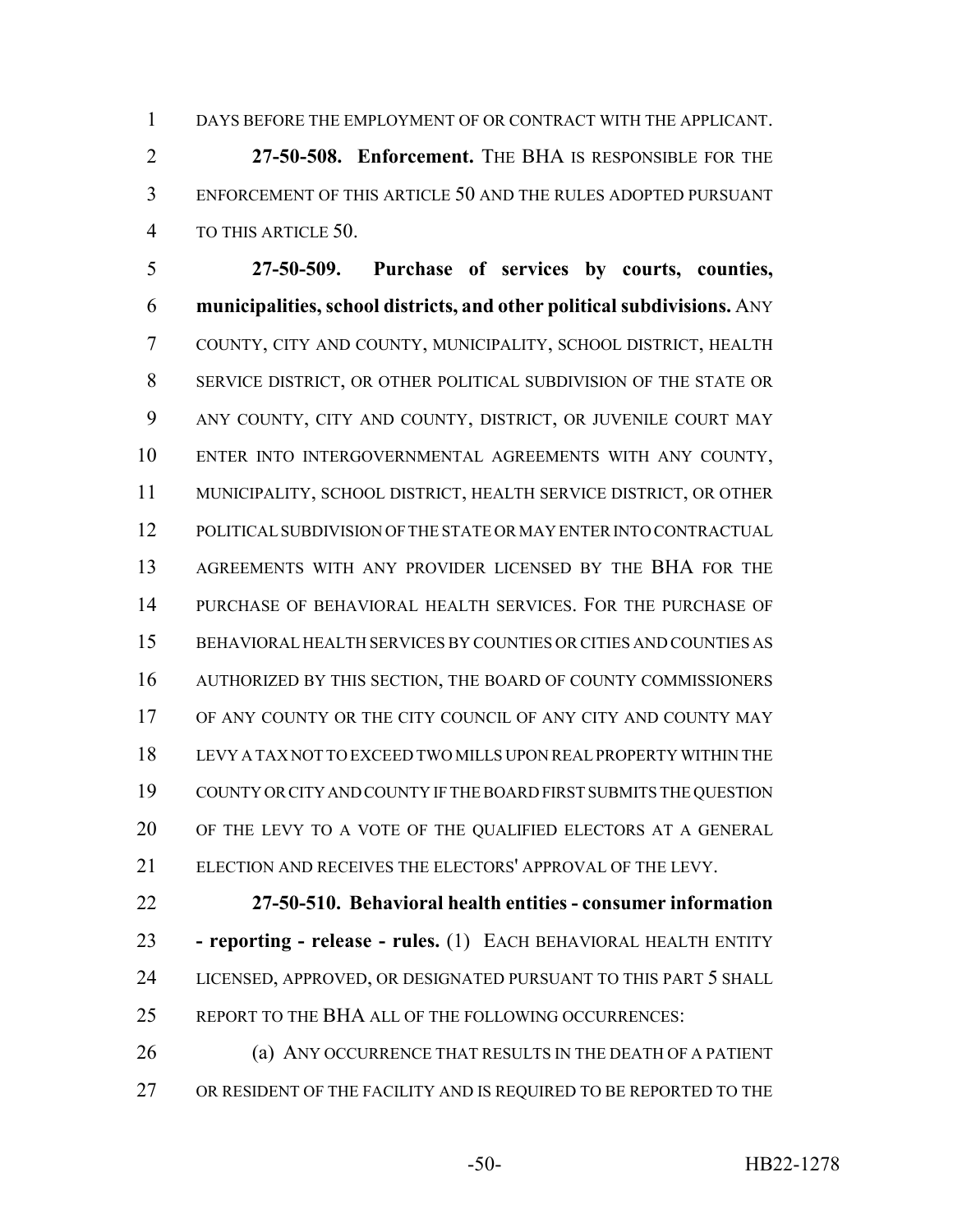DAYS BEFORE THE EMPLOYMENT OF OR CONTRACT WITH THE APPLICANT.

**27-50-508. Enforcement.** THE BHA IS RESPONSIBLE FOR THE ENFORCEMENT OF THIS ARTICLE 50 AND THE RULES ADOPTED PURSUANT TO THIS ARTICLE 50.

**27-50-509. Purchase of services by courts, counties, municipalities, school districts, and other political subdivisions.** ANY COUNTY, CITY AND COUNTY, MUNICIPALITY, SCHOOL DISTRICT, HEALTH SERVICE DISTRICT, OR OTHER POLITICAL SUBDIVISION OF THE STATE OR ANY COUNTY, CITY AND COUNTY, DISTRICT, OR JUVENILE COURT MAY ENTER INTO INTERGOVERNMENTAL AGREEMENTS WITH ANY COUNTY, MUNICIPALITY, SCHOOL DISTRICT, HEALTH SERVICE DISTRICT, OR OTHER POLITICAL SUBDIVISION OF THE STATE OR MAY ENTER INTO CONTRACTUAL AGREEMENTS WITH ANY PROVIDER LICENSED BY THE BHA FOR THE PURCHASE OF BEHAVIORAL HEALTH SERVICES. FOR THE PURCHASE OF BEHAVIORAL HEALTH SERVICES BY COUNTIES OR CITIES AND COUNTIES AS AUTHORIZED BY THIS SECTION, THE BOARD OF COUNTY COMMISSIONERS OF ANY COUNTY OR THE CITY COUNCIL OF ANY CITY AND COUNTY MAY LEVY A TAX NOT TO EXCEED TWO MILLS UPON REAL PROPERTY WITHIN THE COUNTY OR CITY AND COUNTY IF THE BOARD FIRST SUBMITS THE QUESTION OF THE LEVY TO A VOTE OF THE QUALIFIED ELECTORS AT A GENERAL ELECTION AND RECEIVES THE ELECTORS' APPROVAL OF THE LEVY.

**27-50-510. Behavioral health entities - consumer information - reporting - release - rules.** (1) EACH BEHAVIORAL HEALTH ENTITY LICENSED, APPROVED, OR DESIGNATED PURSUANT TO THIS PART 5 SHALL REPORT TO THE BHA ALL OF THE FOLLOWING OCCURRENCES:

(a) ANY OCCURRENCE THAT RESULTS IN THE DEATH OF A PATIENT OR RESIDENT OF THE FACILITY AND IS REQUIRED TO BE REPORTED TO THE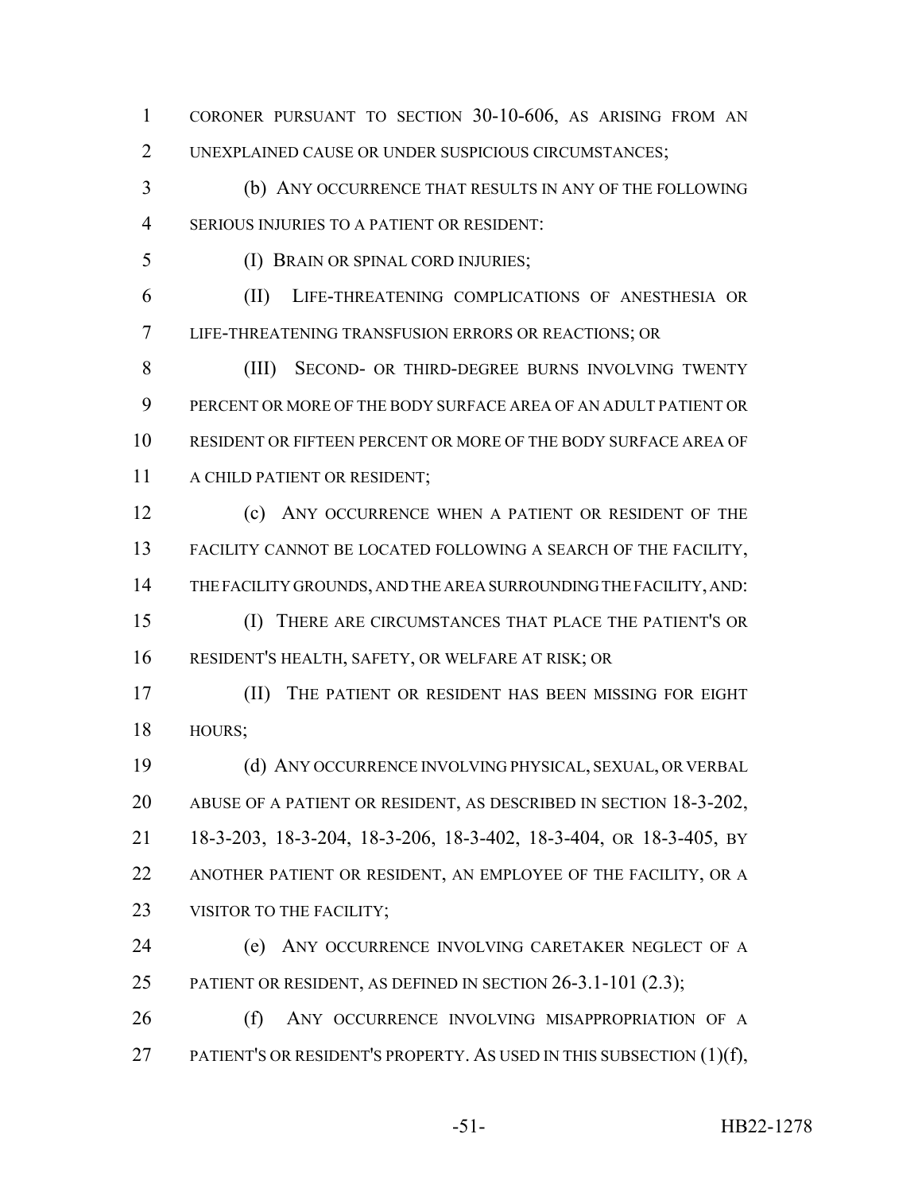CORONER PURSUANT TO SECTION 30-10-606, AS ARISING FROM AN UNEXPLAINED CAUSE OR UNDER SUSPICIOUS CIRCUMSTANCES;

(b) ANY OCCURRENCE THAT RESULTS IN ANY OF THE FOLLOWING SERIOUS INJURIES TO A PATIENT OR RESIDENT:

(I) BRAIN OR SPINAL CORD INJURIES;

(II) LIFE-THREATENING COMPLICATIONS OF ANESTHESIA OR LIFE-THREATENING TRANSFUSION ERRORS OR REACTIONS; OR

(III) SECOND- OR THIRD-DEGREE BURNS INVOLVING TWENTY PERCENT OR MORE OF THE BODY SURFACE AREA OF AN ADULT PATIENT OR RESIDENT OR FIFTEEN PERCENT OR MORE OF THE BODY SURFACE AREA OF A CHILD PATIENT OR RESIDENT;

(c) ANY OCCURRENCE WHEN A PATIENT OR RESIDENT OF THE FACILITY CANNOT BE LOCATED FOLLOWING A SEARCH OF THE FACILITY, THE FACILITY GROUNDS, AND THE AREA SURROUNDING THE FACILITY, AND:

(I) THERE ARE CIRCUMSTANCES THAT PLACE THE PATIENT'S OR RESIDENT'S HEALTH, SAFETY, OR WELFARE AT RISK; OR

(II) THE PATIENT OR RESIDENT HAS BEEN MISSING FOR EIGHT HOURS;

(d) ANY OCCURRENCE INVOLVING PHYSICAL, SEXUAL, OR VERBAL ABUSE OF A PATIENT OR RESIDENT, AS DESCRIBED IN SECTION 18-3-202, 18-3-203, 18-3-204, 18-3-206, 18-3-402, 18-3-404, OR 18-3-405, BY ANOTHER PATIENT OR RESIDENT, AN EMPLOYEE OF THE FACILITY, OR A VISITOR TO THE FACILITY;

(e) ANY OCCURRENCE INVOLVING CARETAKER NEGLECT OF A PATIENT OR RESIDENT, AS DEFINED IN SECTION 26-3.1-101 (2.3);

(f) ANY OCCURRENCE INVOLVING MISAPPROPRIATION OF A PATIENT'S OR RESIDENT'S PROPERTY. AS USED IN THIS SUBSECTION (1)(f),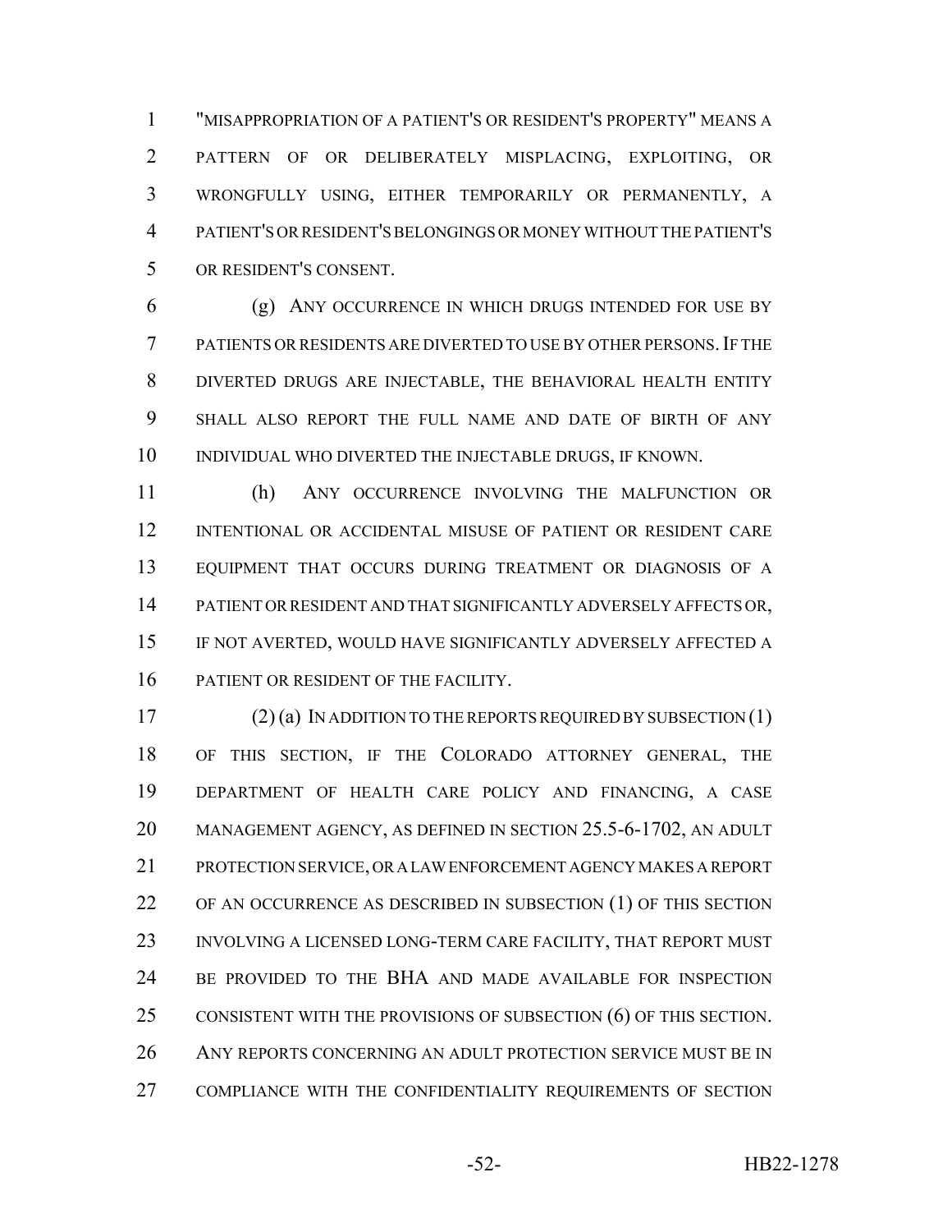"MISAPPROPRIATION OF A PATIENT'S OR RESIDENT'S PROPERTY" MEANS A PATTERN OF OR DELIBERATELY MISPLACING, EXPLOITING, OR WRONGFULLY USING, EITHER TEMPORARILY OR PERMANENTLY, A PATIENT'S OR RESIDENT'S BELONGINGS OR MONEY WITHOUT THE PATIENT'S OR RESIDENT'S CONSENT.

(g) ANY OCCURRENCE IN WHICH DRUGS INTENDED FOR USE BY PATIENTS OR RESIDENTS ARE DIVERTED TO USE BY OTHER PERSONS. IF THE DIVERTED DRUGS ARE INJECTABLE, THE BEHAVIORAL HEALTH ENTITY SHALL ALSO REPORT THE FULL NAME AND DATE OF BIRTH OF ANY INDIVIDUAL WHO DIVERTED THE INJECTABLE DRUGS, IF KNOWN.

(h) ANY OCCURRENCE INVOLVING THE MALFUNCTION OR INTENTIONAL OR ACCIDENTAL MISUSE OF PATIENT OR RESIDENT CARE EQUIPMENT THAT OCCURS DURING TREATMENT OR DIAGNOSIS OF A PATIENT OR RESIDENT AND THAT SIGNIFICANTLY ADVERSELY AFFECTS OR, IF NOT AVERTED, WOULD HAVE SIGNIFICANTLY ADVERSELY AFFECTED A PATIENT OR RESIDENT OF THE FACILITY.

(2) (a) IN ADDITION TO THE REPORTS REQUIRED BY SUBSECTION (1) OF THIS SECTION, IF THE COLORADO ATTORNEY GENERAL, THE DEPARTMENT OF HEALTH CARE POLICY AND FINANCING, A CASE MANAGEMENT AGENCY, AS DEFINED IN SECTION 25.5-6-1702, AN ADULT PROTECTION SERVICE, OR A LAW ENFORCEMENT AGENCY MAKES A REPORT OF AN OCCURRENCE AS DESCRIBED IN SUBSECTION (1) OF THIS SECTION INVOLVING A LICENSED LONG-TERM CARE FACILITY, THAT REPORT MUST BE PROVIDED TO THE BHA AND MADE AVAILABLE FOR INSPECTION CONSISTENT WITH THE PROVISIONS OF SUBSECTION (6) OF THIS SECTION. ANY REPORTS CONCERNING AN ADULT PROTECTION SERVICE MUST BE IN COMPLIANCE WITH THE CONFIDENTIALITY REQUIREMENTS OF SECTION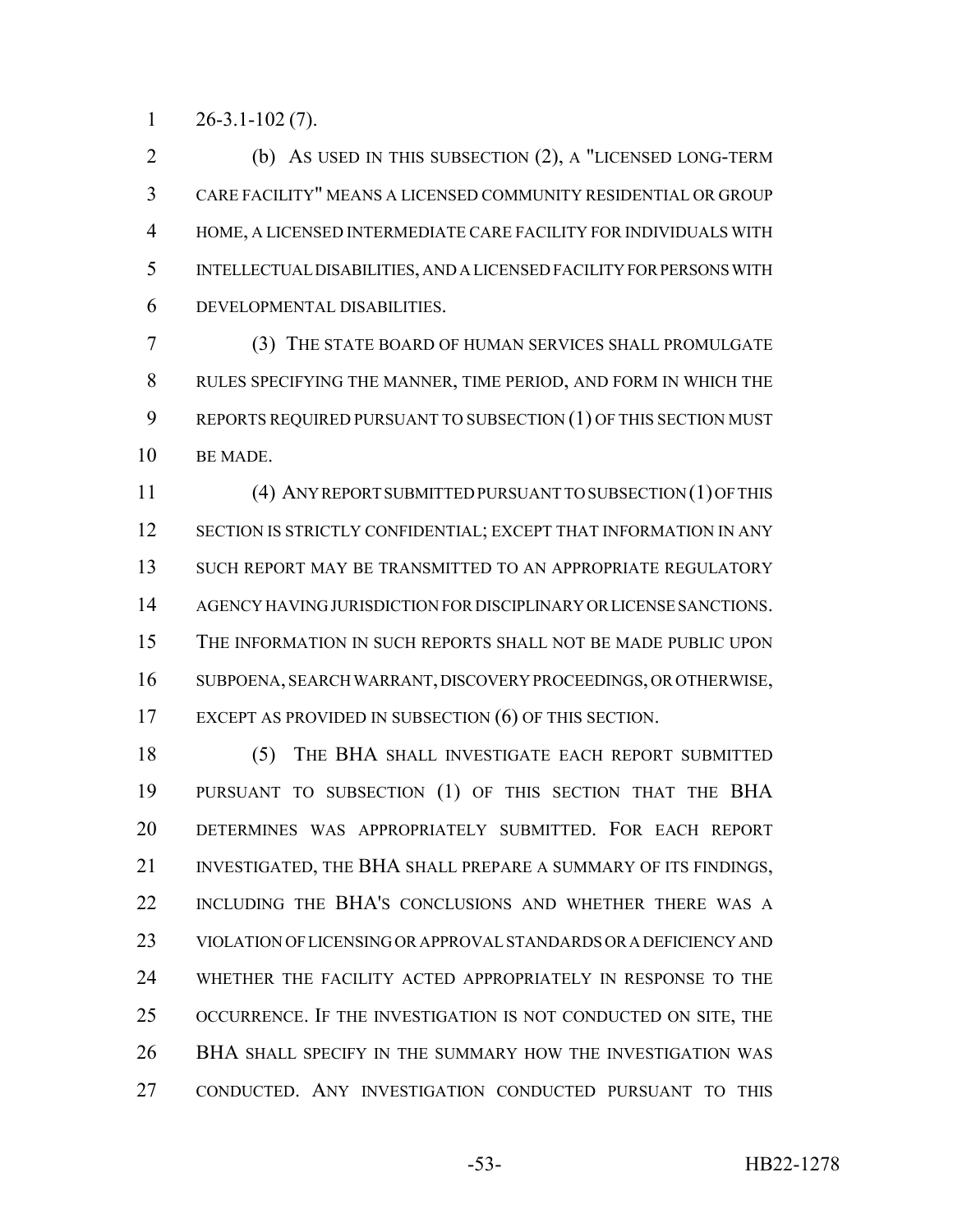26-3.1-102 (7).

(b) AS USED IN THIS SUBSECTION (2), A "LICENSED LONG-TERM CARE FACILITY" MEANS A LICENSED COMMUNITY RESIDENTIAL OR GROUP HOME, A LICENSED INTERMEDIATE CARE FACILITY FOR INDIVIDUALS WITH INTELLECTUAL DISABILITIES, AND A LICENSED FACILITY FOR PERSONS WITH DEVELOPMENTAL DISABILITIES.

(3) THE STATE BOARD OF HUMAN SERVICES SHALL PROMULGATE RULES SPECIFYING THE MANNER, TIME PERIOD, AND FORM IN WHICH THE REPORTS REQUIRED PURSUANT TO SUBSECTION (1) OF THIS SECTION MUST BE MADE.

(4) ANY REPORT SUBMITTED PURSUANT TO SUBSECTION (1) OF THIS SECTION IS STRICTLY CONFIDENTIAL; EXCEPT THAT INFORMATION IN ANY SUCH REPORT MAY BE TRANSMITTED TO AN APPROPRIATE REGULATORY AGENCY HAVING JURISDICTION FOR DISCIPLINARY OR LICENSE SANCTIONS. THE INFORMATION IN SUCH REPORTS SHALL NOT BE MADE PUBLIC UPON SUBPOENA, SEARCH WARRANT, DISCOVERY PROCEEDINGS, OR OTHERWISE, EXCEPT AS PROVIDED IN SUBSECTION (6) OF THIS SECTION.

(5) THE BHA SHALL INVESTIGATE EACH REPORT SUBMITTED PURSUANT TO SUBSECTION (1) OF THIS SECTION THAT THE BHA DETERMINES WAS APPROPRIATELY SUBMITTED. FOR EACH REPORT INVESTIGATED, THE BHA SHALL PREPARE A SUMMARY OF ITS FINDINGS, INCLUDING THE BHA'S CONCLUSIONS AND WHETHER THERE WAS A VIOLATION OF LICENSING OR APPROVAL STANDARDS OR A DEFICIENCY AND WHETHER THE FACILITY ACTED APPROPRIATELY IN RESPONSE TO THE OCCURRENCE. IF THE INVESTIGATION IS NOT CONDUCTED ON SITE, THE BHA SHALL SPECIFY IN THE SUMMARY HOW THE INVESTIGATION WAS CONDUCTED. ANY INVESTIGATION CONDUCTED PURSUANT TO THIS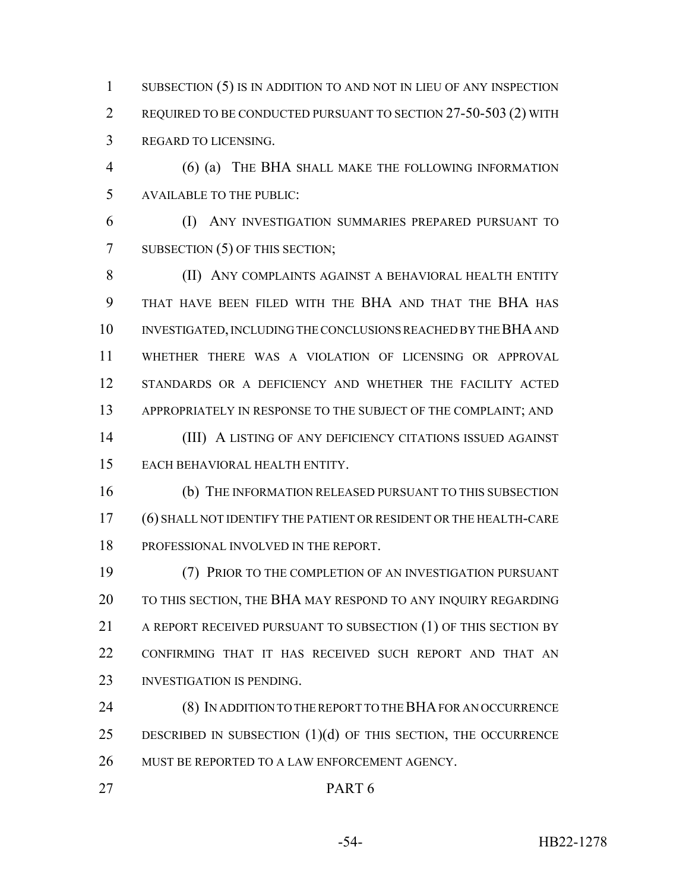SUBSECTION (5) IS IN ADDITION TO AND NOT IN LIEU OF ANY INSPECTION REQUIRED TO BE CONDUCTED PURSUANT TO SECTION 27-50-503 (2) WITH REGARD TO LICENSING.

(6) (a) THE BHA SHALL MAKE THE FOLLOWING INFORMATION AVAILABLE TO THE PUBLIC:

(I) ANY INVESTIGATION SUMMARIES PREPARED PURSUANT TO SUBSECTION (5) OF THIS SECTION;

(II) ANY COMPLAINTS AGAINST A BEHAVIORAL HEALTH ENTITY THAT HAVE BEEN FILED WITH THE BHA AND THAT THE BHA HAS INVESTIGATED, INCLUDING THE CONCLUSIONS REACHED BY THE BHA AND WHETHER THERE WAS A VIOLATION OF LICENSING OR APPROVAL STANDARDS OR A DEFICIENCY AND WHETHER THE FACILITY ACTED APPROPRIATELY IN RESPONSE TO THE SUBJECT OF THE COMPLAINT; AND

(III) A LISTING OF ANY DEFICIENCY CITATIONS ISSUED AGAINST EACH BEHAVIORAL HEALTH ENTITY.

(b) THE INFORMATION RELEASED PURSUANT TO THIS SUBSECTION (6) SHALL NOT IDENTIFY THE PATIENT OR RESIDENT OR THE HEALTH-CARE PROFESSIONAL INVOLVED IN THE REPORT.

(7) PRIOR TO THE COMPLETION OF AN INVESTIGATION PURSUANT TO THIS SECTION, THE BHA MAY RESPOND TO ANY INQUIRY REGARDING A REPORT RECEIVED PURSUANT TO SUBSECTION (1) OF THIS SECTION BY CONFIRMING THAT IT HAS RECEIVED SUCH REPORT AND THAT AN INVESTIGATION IS PENDING.

(8) IN ADDITION TO THE REPORT TO THE BHA FOR AN OCCURRENCE DESCRIBED IN SUBSECTION (1)(d) OF THIS SECTION, THE OCCURRENCE MUST BE REPORTED TO A LAW ENFORCEMENT AGENCY.

PART 6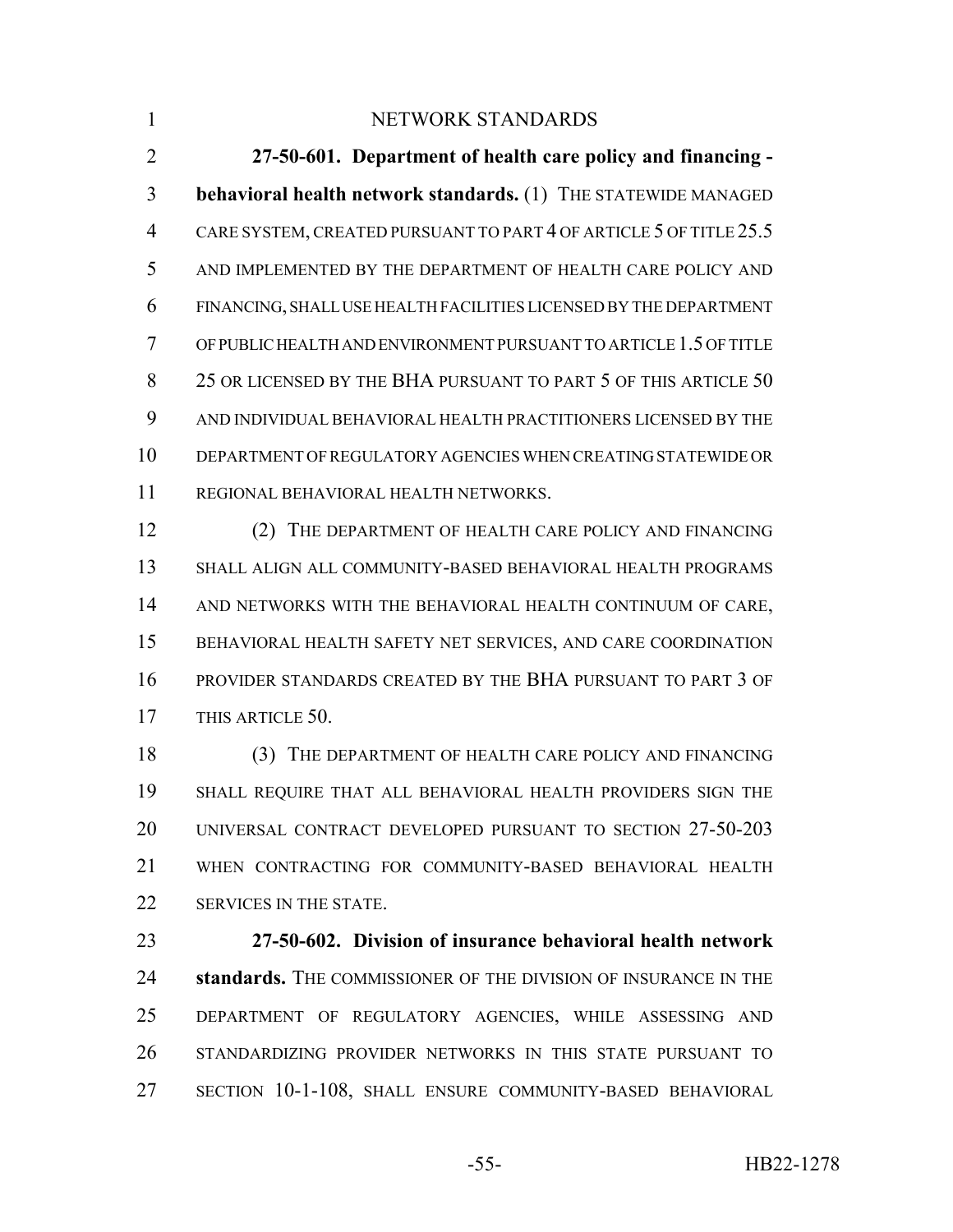NETWORK STANDARDS

**27-50-601. Department of health care policy and financing - behavioral health network standards.** (1) THE STATEWIDE MANAGED CARE SYSTEM, CREATED PURSUANT TO PART 4 OF ARTICLE 5 OF TITLE 25.5 AND IMPLEMENTED BY THE DEPARTMENT OF HEALTH CARE POLICY AND FINANCING, SHALL USE HEALTH FACILITIES LICENSED BY THE DEPARTMENT OF PUBLIC HEALTH AND ENVIRONMENT PURSUANT TO ARTICLE 1.5 OF TITLE 25 OR LICENSED BY THE BHA PURSUANT TO PART 5 OF THIS ARTICLE 50 AND INDIVIDUAL BEHAVIORAL HEALTH PRACTITIONERS LICENSED BY THE DEPARTMENT OF REGULATORY AGENCIES WHEN CREATING STATEWIDE OR REGIONAL BEHAVIORAL HEALTH NETWORKS.

(2) THE DEPARTMENT OF HEALTH CARE POLICY AND FINANCING SHALL ALIGN ALL COMMUNITY-BASED BEHAVIORAL HEALTH PROGRAMS AND NETWORKS WITH THE BEHAVIORAL HEALTH CONTINUUM OF CARE, BEHAVIORAL HEALTH SAFETY NET SERVICES, AND CARE COORDINATION PROVIDER STANDARDS CREATED BY THE BHA PURSUANT TO PART 3 OF THIS ARTICLE 50.

(3) THE DEPARTMENT OF HEALTH CARE POLICY AND FINANCING SHALL REQUIRE THAT ALL BEHAVIORAL HEALTH PROVIDERS SIGN THE UNIVERSAL CONTRACT DEVELOPED PURSUANT TO SECTION 27-50-203 WHEN CONTRACTING FOR COMMUNITY-BASED BEHAVIORAL HEALTH SERVICES IN THE STATE.

**27-50-602. Division of insurance behavioral health network standards.** THE COMMISSIONER OF THE DIVISION OF INSURANCE IN THE DEPARTMENT OF REGULATORY AGENCIES, WHILE ASSESSING AND STANDARDIZING PROVIDER NETWORKS IN THIS STATE PURSUANT TO SECTION 10-1-108, SHALL ENSURE COMMUNITY-BASED BEHAVIORAL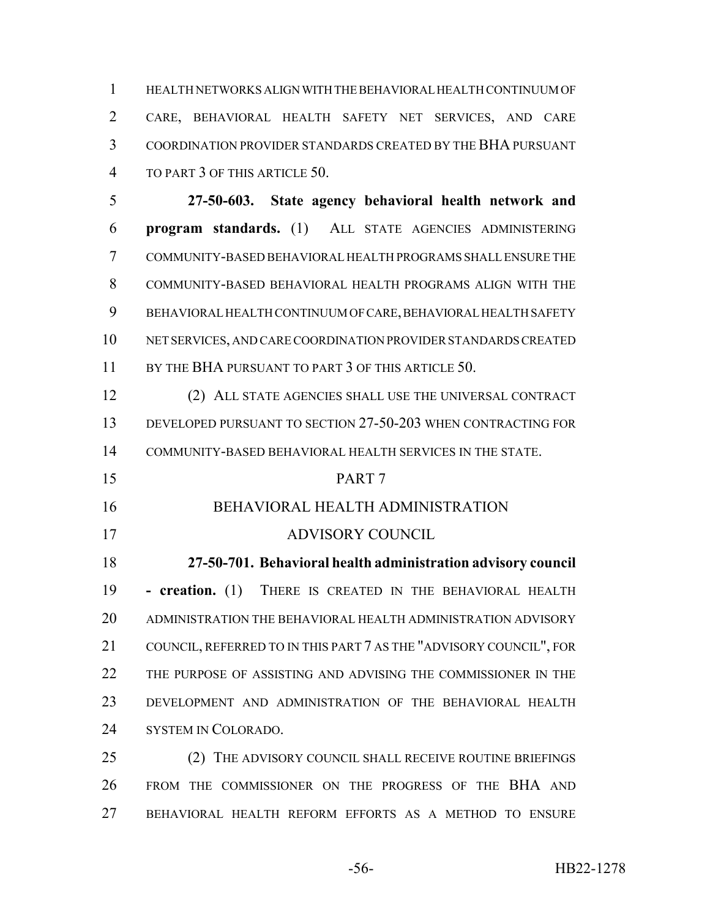HEALTH NETWORKS ALIGN WITH THE BEHAVIORAL HEALTH CONTINUUM OF CARE, BEHAVIORAL HEALTH SAFETY NET SERVICES, AND CARE COORDINATION PROVIDER STANDARDS CREATED BY THE BHA PURSUANT TO PART 3 OF THIS ARTICLE 50.

**27-50-603. State agency behavioral health network and program standards.** (1) ALL STATE AGENCIES ADMINISTERING COMMUNITY-BASED BEHAVIORAL HEALTH PROGRAMS SHALL ENSURE THE COMMUNITY-BASED BEHAVIORAL HEALTH PROGRAMS ALIGN WITH THE BEHAVIORAL HEALTH CONTINUUM OF CARE, BEHAVIORAL HEALTH SAFETY NET SERVICES, AND CARE COORDINATION PROVIDER STANDARDS CREATED BY THE BHA PURSUANT TO PART 3 OF THIS ARTICLE 50.

(2) ALL STATE AGENCIES SHALL USE THE UNIVERSAL CONTRACT DEVELOPED PURSUANT TO SECTION 27-50-203 WHEN CONTRACTING FOR COMMUNITY-BASED BEHAVIORAL HEALTH SERVICES IN THE STATE.

PART 7

BEHAVIORAL HEALTH ADMINISTRATION ADVISORY COUNCIL

**27-50-701. Behavioral health administration advisory council - creation.** (1) THERE IS CREATED IN THE BEHAVIORAL HEALTH ADMINISTRATION THE BEHAVIORAL HEALTH ADMINISTRATION ADVISORY COUNCIL, REFERRED TO IN THIS PART 7 AS THE "ADVISORY COUNCIL", FOR THE PURPOSE OF ASSISTING AND ADVISING THE COMMISSIONER IN THE DEVELOPMENT AND ADMINISTRATION OF THE BEHAVIORAL HEALTH SYSTEM IN COLORADO.

(2) THE ADVISORY COUNCIL SHALL RECEIVE ROUTINE BRIEFINGS FROM THE COMMISSIONER ON THE PROGRESS OF THE BHA AND BEHAVIORAL HEALTH REFORM EFFORTS AS A METHOD TO ENSURE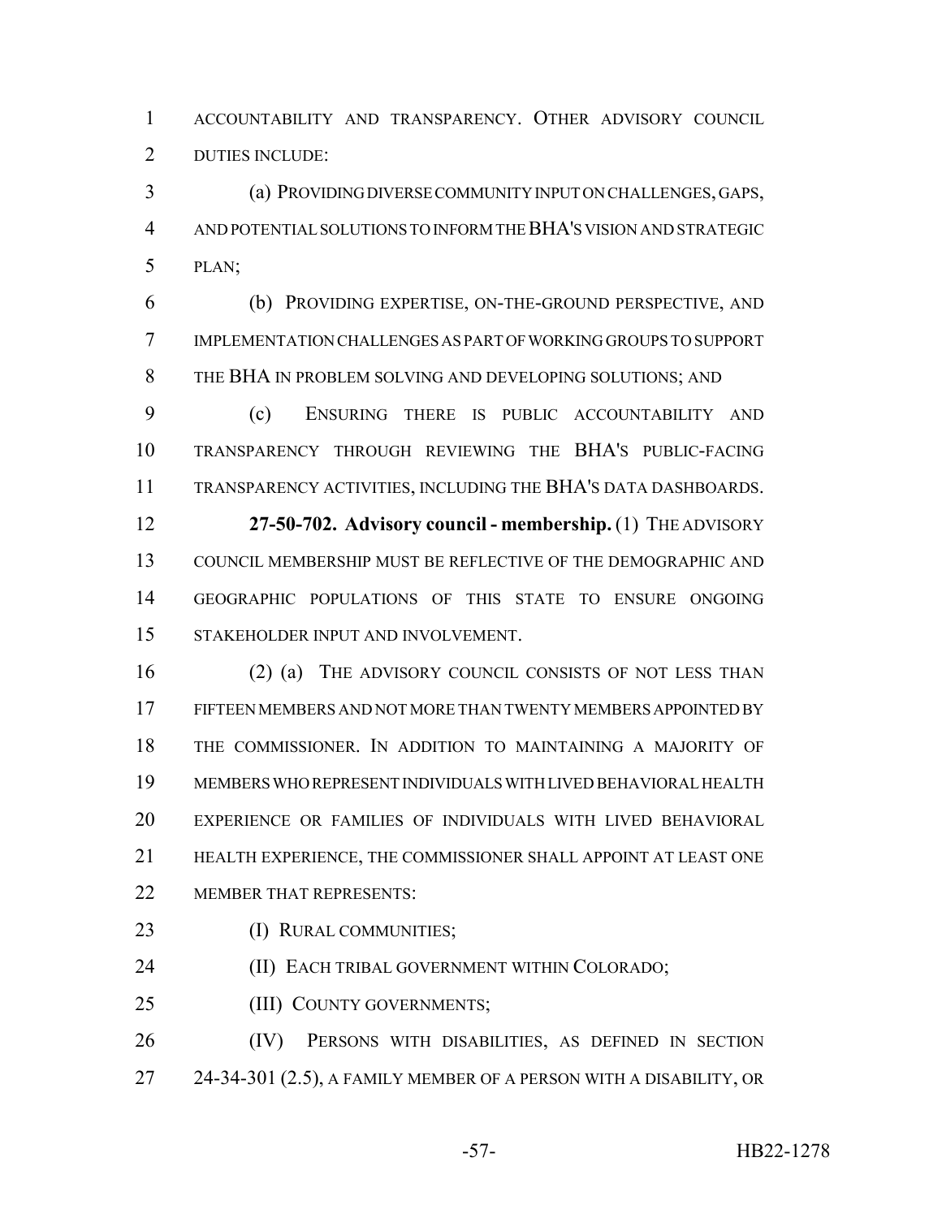ACCOUNTABILITY AND TRANSPARENCY. OTHER ADVISORY COUNCIL DUTIES INCLUDE:

(a) PROVIDING DIVERSE COMMUNITY INPUT ON CHALLENGES, GAPS, AND POTENTIAL SOLUTIONS TO INFORM THE BHA'S VISION AND STRATEGIC PLAN;

(b) PROVIDING EXPERTISE, ON-THE-GROUND PERSPECTIVE, AND IMPLEMENTATION CHALLENGES AS PART OF WORKING GROUPS TO SUPPORT THE BHA IN PROBLEM SOLVING AND DEVELOPING SOLUTIONS; AND

(c) ENSURING THERE IS PUBLIC ACCOUNTABILITY AND TRANSPARENCY THROUGH REVIEWING THE BHA'S PUBLIC-FACING TRANSPARENCY ACTIVITIES, INCLUDING THE BHA'S DATA DASHBOARDS.

**27-50-702. Advisory council - membership.** (1) THE ADVISORY COUNCIL MEMBERSHIP MUST BE REFLECTIVE OF THE DEMOGRAPHIC AND GEOGRAPHIC POPULATIONS OF THIS STATE TO ENSURE ONGOING STAKEHOLDER INPUT AND INVOLVEMENT.

(2) (a) THE ADVISORY COUNCIL CONSISTS OF NOT LESS THAN FIFTEEN MEMBERS AND NOT MORE THAN TWENTY MEMBERS APPOINTED BY THE COMMISSIONER. IN ADDITION TO MAINTAINING A MAJORITY OF MEMBERS WHO REPRESENT INDIVIDUALS WITH LIVED BEHAVIORAL HEALTH EXPERIENCE OR FAMILIES OF INDIVIDUALS WITH LIVED BEHAVIORAL HEALTH EXPERIENCE, THE COMMISSIONER SHALL APPOINT AT LEAST ONE MEMBER THAT REPRESENTS:

(I) RURAL COMMUNITIES;

(II) EACH TRIBAL GOVERNMENT WITHIN COLORADO;

(III) COUNTY GOVERNMENTS;

(IV) PERSONS WITH DISABILITIES, AS DEFINED IN SECTION 24-34-301 (2.5), A FAMILY MEMBER OF A PERSON WITH A DISABILITY, OR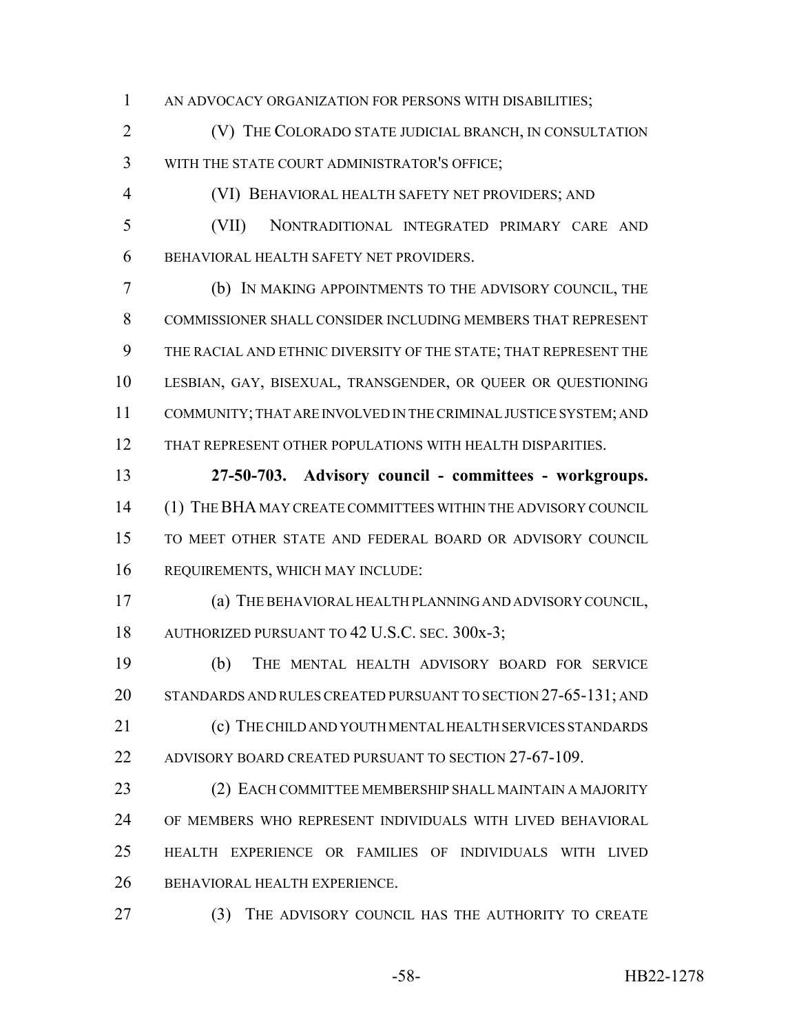AN ADVOCACY ORGANIZATION FOR PERSONS WITH DISABILITIES;

(V) THE COLORADO STATE JUDICIAL BRANCH, IN CONSULTATION WITH THE STATE COURT ADMINISTRATOR'S OFFICE;

(VI) BEHAVIORAL HEALTH SAFETY NET PROVIDERS; AND

(VII) NONTRADITIONAL INTEGRATED PRIMARY CARE AND BEHAVIORAL HEALTH SAFETY NET PROVIDERS.

(b) IN MAKING APPOINTMENTS TO THE ADVISORY COUNCIL, THE COMMISSIONER SHALL CONSIDER INCLUDING MEMBERS THAT REPRESENT THE RACIAL AND ETHNIC DIVERSITY OF THE STATE; THAT REPRESENT THE LESBIAN, GAY, BISEXUAL, TRANSGENDER, OR QUEER OR QUESTIONING COMMUNITY; THAT ARE INVOLVED IN THE CRIMINAL JUSTICE SYSTEM; AND THAT REPRESENT OTHER POPULATIONS WITH HEALTH DISPARITIES.

**27-50-703. Advisory council - committees - workgroups.** (1) THE BHA MAY CREATE COMMITTEES WITHIN THE ADVISORY COUNCIL TO MEET OTHER STATE AND FEDERAL BOARD OR ADVISORY COUNCIL REQUIREMENTS, WHICH MAY INCLUDE:

(a) THE BEHAVIORAL HEALTH PLANNING AND ADVISORY COUNCIL, AUTHORIZED PURSUANT TO 42 U.S.C. SEC. 300x-3;

(b) THE MENTAL HEALTH ADVISORY BOARD FOR SERVICE STANDARDS AND RULES CREATED PURSUANT TO SECTION 27-65-131; AND

(c) THE CHILD AND YOUTH MENTAL HEALTH SERVICES STANDARDS ADVISORY BOARD CREATED PURSUANT TO SECTION 27-67-109.

(2) EACH COMMITTEE MEMBERSHIP SHALL MAINTAIN A MAJORITY OF MEMBERS WHO REPRESENT INDIVIDUALS WITH LIVED BEHAVIORAL HEALTH EXPERIENCE OR FAMILIES OF INDIVIDUALS WITH LIVED BEHAVIORAL HEALTH EXPERIENCE.

(3) THE ADVISORY COUNCIL HAS THE AUTHORITY TO CREATE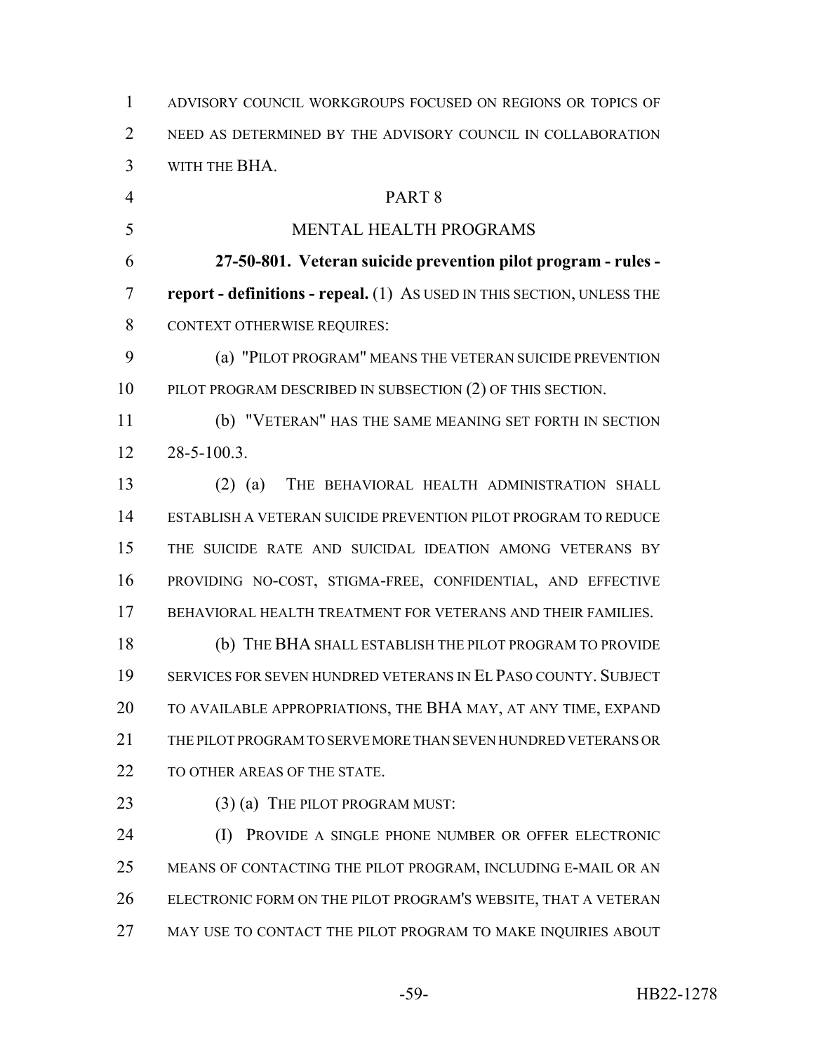ADVISORY COUNCIL WORKGROUPS FOCUSED ON REGIONS OR TOPICS OF NEED AS DETERMINED BY THE ADVISORY COUNCIL IN COLLABORATION WITH THE BHA.

PART 8

MENTAL HEALTH PROGRAMS

**27-50-801. Veteran suicide prevention pilot program - rules - report - definitions - repeal.** (1) AS USED IN THIS SECTION, UNLESS THE CONTEXT OTHERWISE REQUIRES:

(a) "PILOT PROGRAM" MEANS THE VETERAN SUICIDE PREVENTION PILOT PROGRAM DESCRIBED IN SUBSECTION (2) OF THIS SECTION.

(b) "VETERAN" HAS THE SAME MEANING SET FORTH IN SECTION 28-5-100.3.

(2) (a) THE BEHAVIORAL HEALTH ADMINISTRATION SHALL ESTABLISH A VETERAN SUICIDE PREVENTION PILOT PROGRAM TO REDUCE THE SUICIDE RATE AND SUICIDAL IDEATION AMONG VETERANS BY PROVIDING NO-COST, STIGMA-FREE, CONFIDENTIAL, AND EFFECTIVE BEHAVIORAL HEALTH TREATMENT FOR VETERANS AND THEIR FAMILIES.

(b) THE BHA SHALL ESTABLISH THE PILOT PROGRAM TO PROVIDE SERVICES FOR SEVEN HUNDRED VETERANS IN EL PASO COUNTY. SUBJECT TO AVAILABLE APPROPRIATIONS, THE BHA MAY, AT ANY TIME, EXPAND THE PILOT PROGRAM TO SERVE MORE THAN SEVEN HUNDRED VETERANS OR TO OTHER AREAS OF THE STATE.

(3) (a) THE PILOT PROGRAM MUST:

(I) PROVIDE A SINGLE PHONE NUMBER OR OFFER ELECTRONIC MEANS OF CONTACTING THE PILOT PROGRAM, INCLUDING E-MAIL OR AN ELECTRONIC FORM ON THE PILOT PROGRAM'S WEBSITE, THAT A VETERAN MAY USE TO CONTACT THE PILOT PROGRAM TO MAKE INQUIRIES ABOUT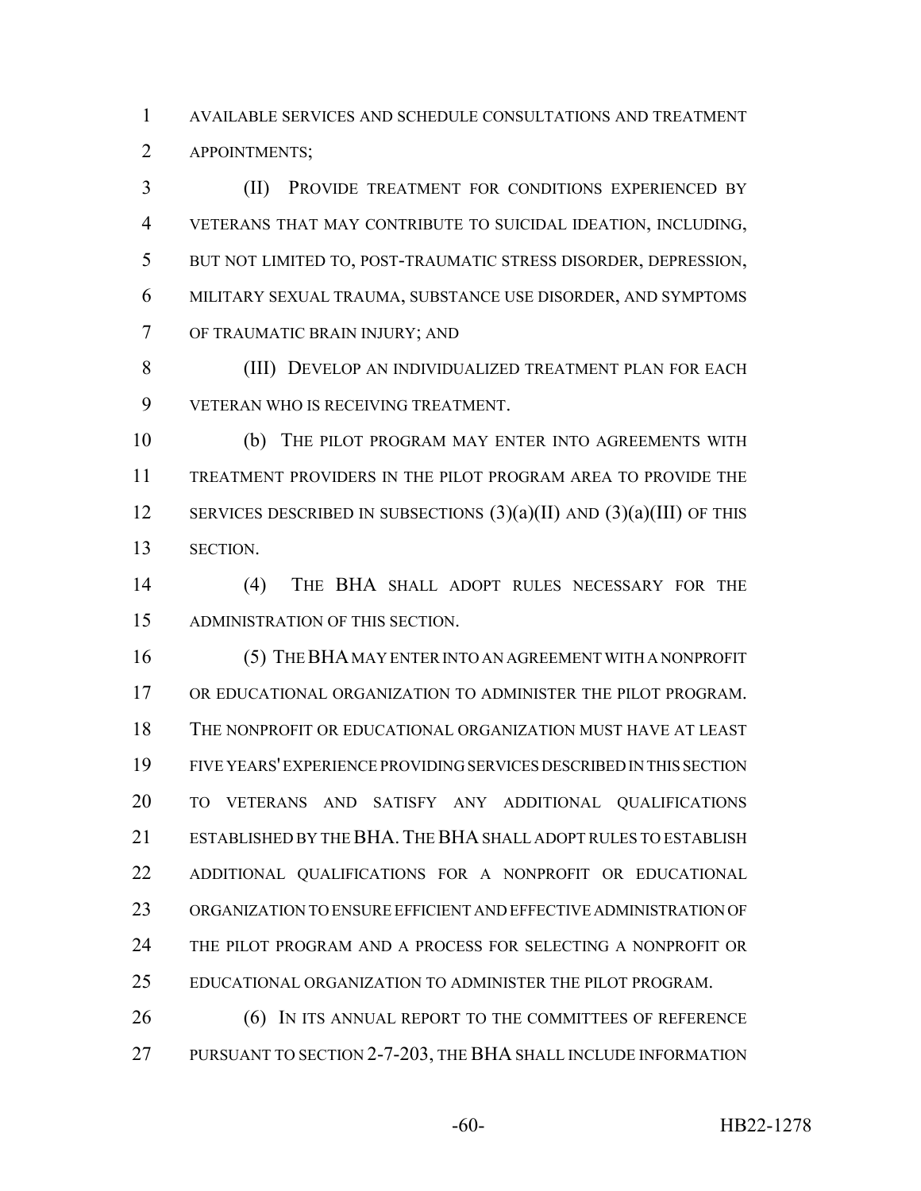AVAILABLE SERVICES AND SCHEDULE CONSULTATIONS AND TREATMENT APPOINTMENTS;

(II) PROVIDE TREATMENT FOR CONDITIONS EXPERIENCED BY VETERANS THAT MAY CONTRIBUTE TO SUICIDAL IDEATION, INCLUDING, BUT NOT LIMITED TO, POST-TRAUMATIC STRESS DISORDER, DEPRESSION, MILITARY SEXUAL TRAUMA, SUBSTANCE USE DISORDER, AND SYMPTOMS OF TRAUMATIC BRAIN INJURY; AND

(III) DEVELOP AN INDIVIDUALIZED TREATMENT PLAN FOR EACH VETERAN WHO IS RECEIVING TREATMENT.

(b) THE PILOT PROGRAM MAY ENTER INTO AGREEMENTS WITH TREATMENT PROVIDERS IN THE PILOT PROGRAM AREA TO PROVIDE THE SERVICES DESCRIBED IN SUBSECTIONS (3)(a)(II) AND (3)(a)(III) OF THIS SECTION.

(4) THE BHA SHALL ADOPT RULES NECESSARY FOR THE ADMINISTRATION OF THIS SECTION.

(5) THE BHA MAY ENTER INTO AN AGREEMENT WITH A NONPROFIT OR EDUCATIONAL ORGANIZATION TO ADMINISTER THE PILOT PROGRAM. THE NONPROFIT OR EDUCATIONAL ORGANIZATION MUST HAVE AT LEAST FIVE YEARS' EXPERIENCE PROVIDING SERVICES DESCRIBED IN THIS SECTION TO VETERANS AND SATISFY ANY ADDITIONAL QUALIFICATIONS ESTABLISHED BY THE BHA. THE BHA SHALL ADOPT RULES TO ESTABLISH ADDITIONAL QUALIFICATIONS FOR A NONPROFIT OR EDUCATIONAL ORGANIZATION TO ENSURE EFFICIENT AND EFFECTIVE ADMINISTRATION OF THE PILOT PROGRAM AND A PROCESS FOR SELECTING A NONPROFIT OR EDUCATIONAL ORGANIZATION TO ADMINISTER THE PILOT PROGRAM.

(6) IN ITS ANNUAL REPORT TO THE COMMITTEES OF REFERENCE PURSUANT TO SECTION 2-7-203, THE BHA SHALL INCLUDE INFORMATION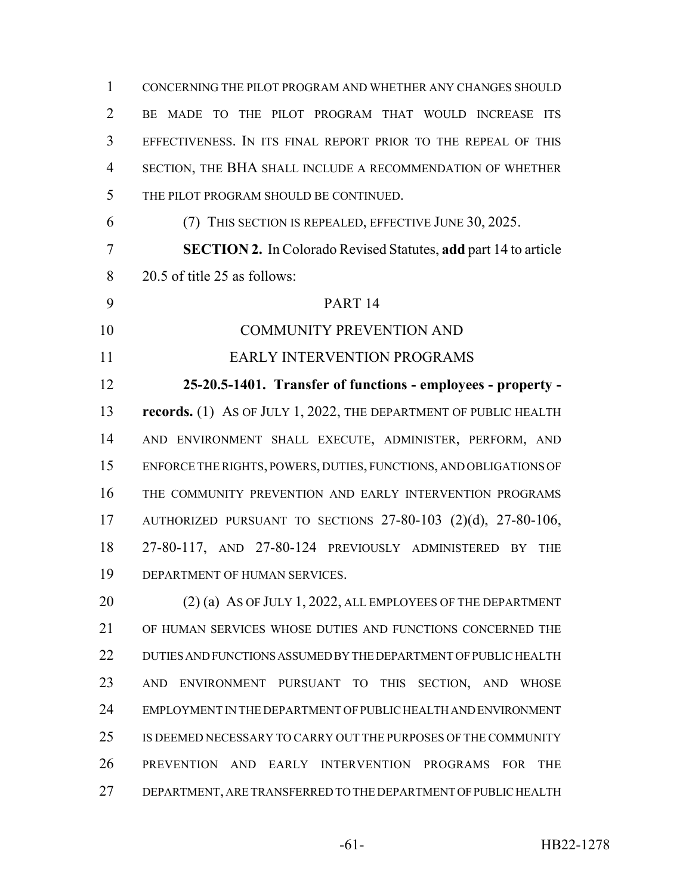CONCERNING THE PILOT PROGRAM AND WHETHER ANY CHANGES SHOULD BE MADE TO THE PILOT PROGRAM THAT WOULD INCREASE ITS EFFECTIVENESS. IN ITS FINAL REPORT PRIOR TO THE REPEAL OF THIS SECTION, THE BHA SHALL INCLUDE A RECOMMENDATION OF WHETHER THE PILOT PROGRAM SHOULD BE CONTINUED.

(7) THIS SECTION IS REPEALED, EFFECTIVE JUNE 30, 2025.

**SECTION 2.** In Colorado Revised Statutes, **add** part 14 to article 20.5 of title 25 as follows:

PART 14

COMMUNITY PREVENTION AND EARLY INTERVENTION PROGRAMS

**25-20.5-1401. Transfer of functions - employees - property - records.** (1) AS OF JULY 1, 2022, THE DEPARTMENT OF PUBLIC HEALTH AND ENVIRONMENT SHALL EXECUTE, ADMINISTER, PERFORM, AND ENFORCE THE RIGHTS, POWERS, DUTIES, FUNCTIONS, AND OBLIGATIONS OF THE COMMUNITY PREVENTION AND EARLY INTERVENTION PROGRAMS AUTHORIZED PURSUANT TO SECTIONS 27-80-103 (2)(d), 27-80-106, 27-80-117, AND 27-80-124 PREVIOUSLY ADMINISTERED BY THE DEPARTMENT OF HUMAN SERVICES.

(2) (a) AS OF JULY 1, 2022, ALL EMPLOYEES OF THE DEPARTMENT OF HUMAN SERVICES WHOSE DUTIES AND FUNCTIONS CONCERNED THE DUTIES AND FUNCTIONS ASSUMED BY THE DEPARTMENT OF PUBLIC HEALTH AND ENVIRONMENT PURSUANT TO THIS SECTION, AND WHOSE EMPLOYMENT IN THE DEPARTMENT OF PUBLIC HEALTH AND ENVIRONMENT IS DEEMED NECESSARY TO CARRY OUT THE PURPOSES OF THE COMMUNITY PREVENTION AND EARLY INTERVENTION PROGRAMS FOR THE DEPARTMENT, ARE TRANSFERRED TO THE DEPARTMENT OF PUBLIC HEALTH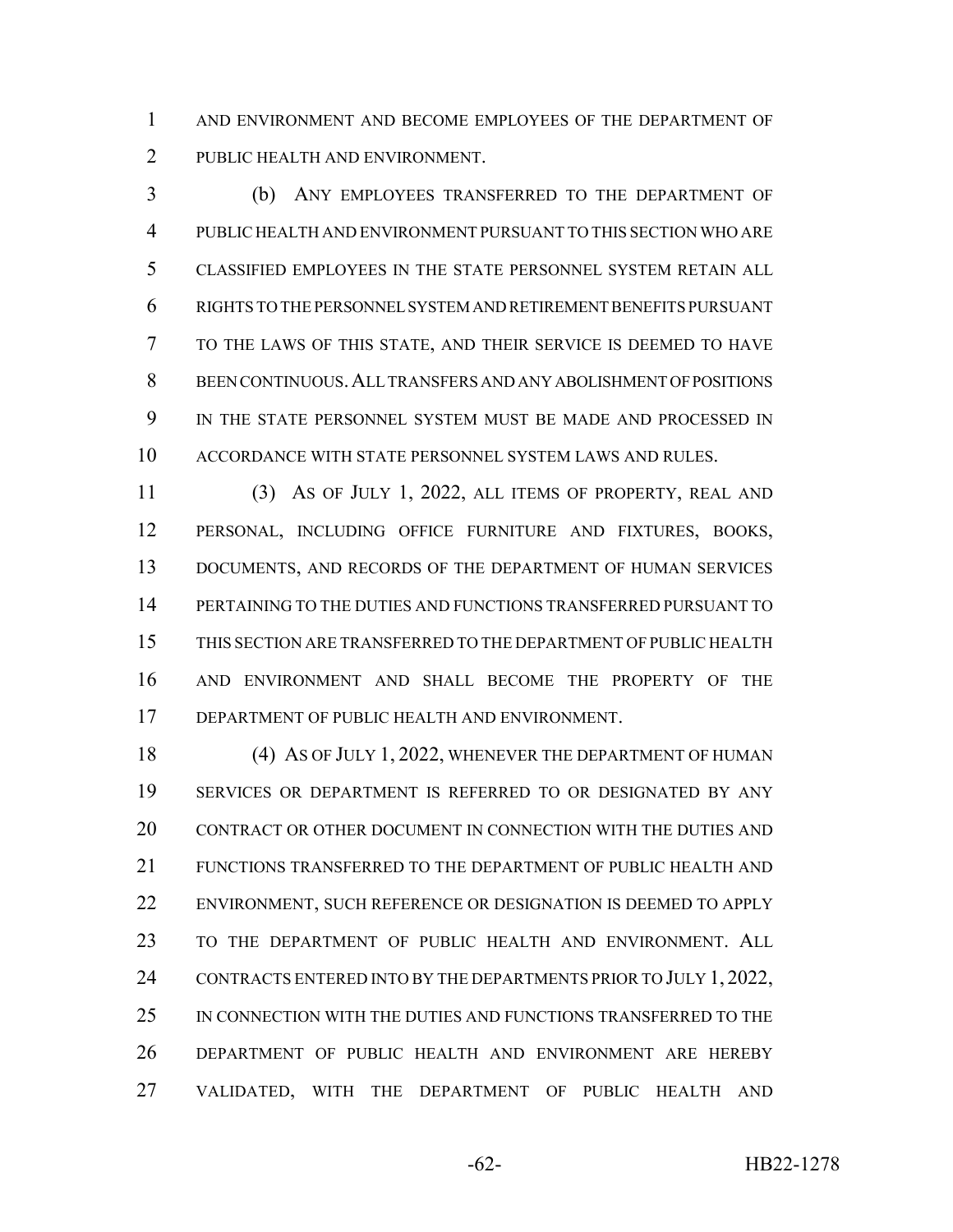AND ENVIRONMENT AND BECOME EMPLOYEES OF THE DEPARTMENT OF PUBLIC HEALTH AND ENVIRONMENT.

(b) ANY EMPLOYEES TRANSFERRED TO THE DEPARTMENT OF PUBLIC HEALTH AND ENVIRONMENT PURSUANT TO THIS SECTION WHO ARE CLASSIFIED EMPLOYEES IN THE STATE PERSONNEL SYSTEM RETAIN ALL RIGHTS TO THE PERSONNEL SYSTEM AND RETIREMENT BENEFITS PURSUANT TO THE LAWS OF THIS STATE, AND THEIR SERVICE IS DEEMED TO HAVE BEEN CONTINUOUS. ALL TRANSFERS AND ANY ABOLISHMENT OF POSITIONS IN THE STATE PERSONNEL SYSTEM MUST BE MADE AND PROCESSED IN ACCORDANCE WITH STATE PERSONNEL SYSTEM LAWS AND RULES.

(3) AS OF JULY 1, 2022, ALL ITEMS OF PROPERTY, REAL AND PERSONAL, INCLUDING OFFICE FURNITURE AND FIXTURES, BOOKS, DOCUMENTS, AND RECORDS OF THE DEPARTMENT OF HUMAN SERVICES PERTAINING TO THE DUTIES AND FUNCTIONS TRANSFERRED PURSUANT TO THIS SECTION ARE TRANSFERRED TO THE DEPARTMENT OF PUBLIC HEALTH AND ENVIRONMENT AND SHALL BECOME THE PROPERTY OF THE DEPARTMENT OF PUBLIC HEALTH AND ENVIRONMENT.

(4) AS OF JULY 1, 2022, WHENEVER THE DEPARTMENT OF HUMAN SERVICES OR DEPARTMENT IS REFERRED TO OR DESIGNATED BY ANY CONTRACT OR OTHER DOCUMENT IN CONNECTION WITH THE DUTIES AND FUNCTIONS TRANSFERRED TO THE DEPARTMENT OF PUBLIC HEALTH AND ENVIRONMENT, SUCH REFERENCE OR DESIGNATION IS DEEMED TO APPLY TO THE DEPARTMENT OF PUBLIC HEALTH AND ENVIRONMENT. ALL CONTRACTS ENTERED INTO BY THE DEPARTMENTS PRIOR TO JULY 1, 2022, IN CONNECTION WITH THE DUTIES AND FUNCTIONS TRANSFERRED TO THE DEPARTMENT OF PUBLIC HEALTH AND ENVIRONMENT ARE HEREBY VALIDATED, WITH THE DEPARTMENT OF PUBLIC HEALTH AND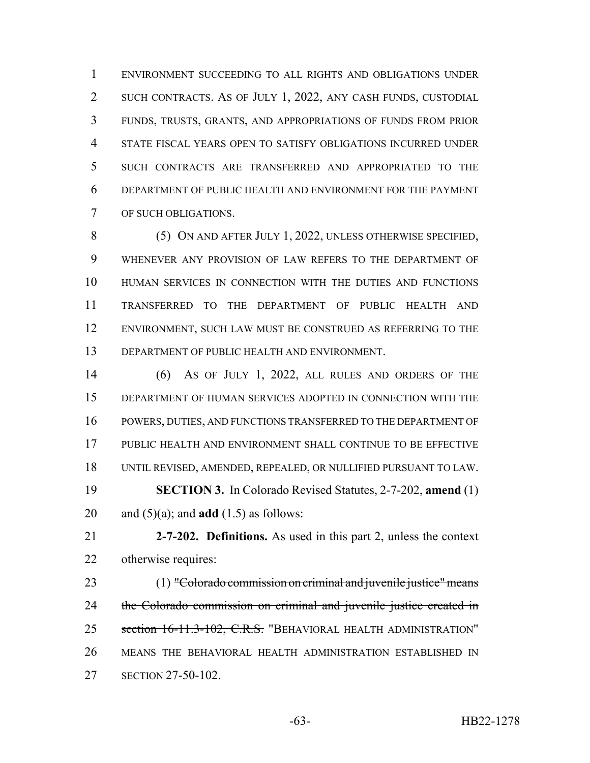ENVIRONMENT SUCCEEDING TO ALL RIGHTS AND OBLIGATIONS UNDER SUCH CONTRACTS. AS OF JULY 1, 2022, ANY CASH FUNDS, CUSTODIAL FUNDS, TRUSTS, GRANTS, AND APPROPRIATIONS OF FUNDS FROM PRIOR STATE FISCAL YEARS OPEN TO SATISFY OBLIGATIONS INCURRED UNDER SUCH CONTRACTS ARE TRANSFERRED AND APPROPRIATED TO THE DEPARTMENT OF PUBLIC HEALTH AND ENVIRONMENT FOR THE PAYMENT OF SUCH OBLIGATIONS.

(5) ON AND AFTER JULY 1, 2022, UNLESS OTHERWISE SPECIFIED, WHENEVER ANY PROVISION OF LAW REFERS TO THE DEPARTMENT OF HUMAN SERVICES IN CONNECTION WITH THE DUTIES AND FUNCTIONS TRANSFERRED TO THE DEPARTMENT OF PUBLIC HEALTH AND ENVIRONMENT, SUCH LAW MUST BE CONSTRUED AS REFERRING TO THE DEPARTMENT OF PUBLIC HEALTH AND ENVIRONMENT.

(6) AS OF JULY 1, 2022, ALL RULES AND ORDERS OF THE DEPARTMENT OF HUMAN SERVICES ADOPTED IN CONNECTION WITH THE POWERS, DUTIES, AND FUNCTIONS TRANSFERRED TO THE DEPARTMENT OF PUBLIC HEALTH AND ENVIRONMENT SHALL CONTINUE TO BE EFFECTIVE UNTIL REVISED, AMENDED, REPEALED, OR NULLIFIED PURSUANT TO LAW.

**SECTION 3.** In Colorado Revised Statutes, 2-7-202, **amend** (1) and (5)(a); and **add** (1.5) as follows:

**2-7-202. Definitions.** As used in this part 2, unless the context otherwise requires:

(1) ~~"Colorado commission on criminal and juvenile justice" means the Colorado commission on criminal and juvenile justice created in section 16-11.3-102, C.R.S.~~ "BEHAVIORAL HEALTH ADMINISTRATION" MEANS THE BEHAVIORAL HEALTH ADMINISTRATION ESTABLISHED IN SECTION 27-50-102.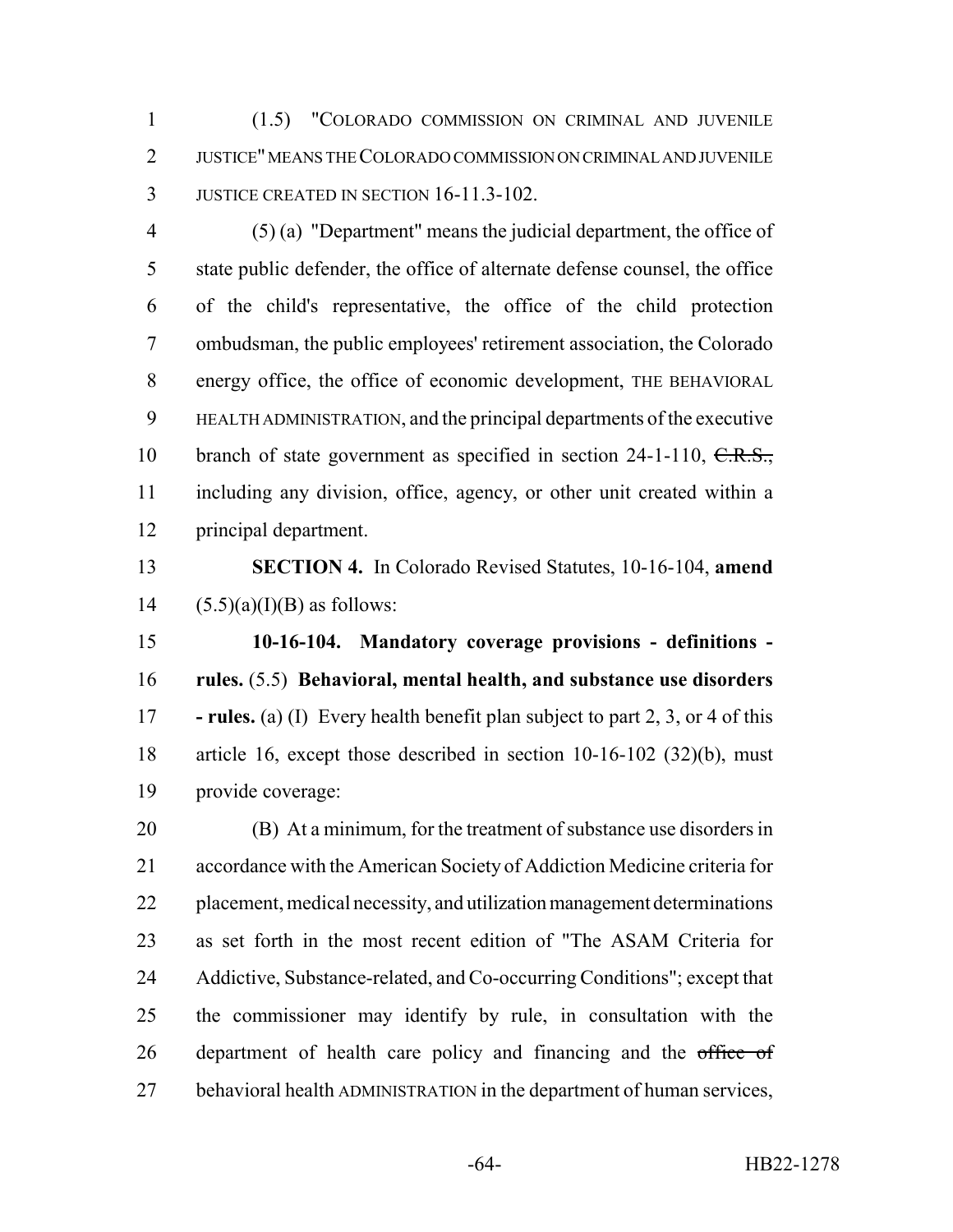(1.5) "COLORADO COMMISSION ON CRIMINAL AND JUVENILE JUSTICE" MEANS THE COLORADO COMMISSION ON CRIMINAL AND JUVENILE JUSTICE CREATED IN SECTION 16-11.3-102.

(5) (a) "Department" means the judicial department, the office of state public defender, the office of alternate defense counsel, the office of the child's representative, the office of the child protection ombudsman, the public employees' retirement association, the Colorado energy office, the office of economic development, THE BEHAVIORAL HEALTH ADMINISTRATION, and the principal departments of the executive branch of state government as specified in section 24-1-110, ~~C.R.S.,~~ including any division, office, agency, or other unit created within a principal department.

**SECTION 4.** In Colorado Revised Statutes, 10-16-104, **amend** (5.5)(a)(I)(B) as follows:

**10-16-104. Mandatory coverage provisions - definitions - rules.** (5.5) **Behavioral, mental health, and substance use disorders - rules.** (a) (I) Every health benefit plan subject to part 2, 3, or 4 of this article 16, except those described in section 10-16-102 (32)(b), must provide coverage:

(B) At a minimum, for the treatment of substance use disorders in accordance with the American Society of Addiction Medicine criteria for placement, medical necessity, and utilization management determinations as set forth in the most recent edition of "The ASAM Criteria for Addictive, Substance-related, and Co-occurring Conditions"; except that the commissioner may identify by rule, in consultation with the department of health care policy and financing and the ~~office of~~ behavioral health ADMINISTRATION in the department of human services,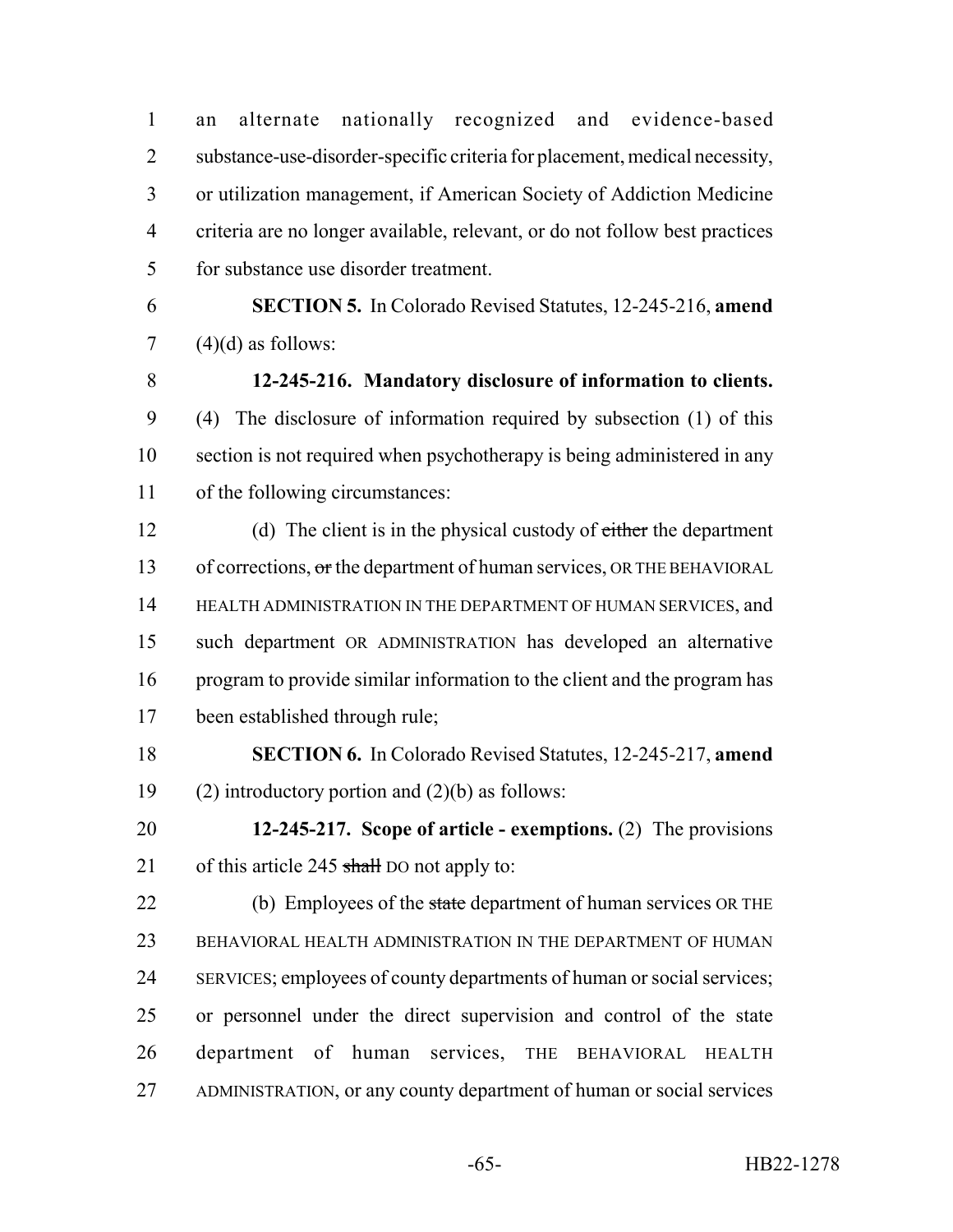an alternate nationally recognized and evidence-based substance-use-disorder-specific criteria for placement, medical necessity, or utilization management, if American Society of Addiction Medicine criteria are no longer available, relevant, or do not follow best practices for substance use disorder treatment.

**SECTION 5.** In Colorado Revised Statutes, 12-245-216, **amend** (4)(d) as follows:

**12-245-216. Mandatory disclosure of information to clients.** (4) The disclosure of information required by subsection (1) of this section is not required when psychotherapy is being administered in any of the following circumstances:

(d) The client is in the physical custody of ~~either~~ the department of corrections, ~~or~~ the department of human services, OR THE BEHAVIORAL HEALTH ADMINISTRATION IN THE DEPARTMENT OF HUMAN SERVICES, and such department OR ADMINISTRATION has developed an alternative program to provide similar information to the client and the program has been established through rule;

**SECTION 6.** In Colorado Revised Statutes, 12-245-217, **amend** (2) introductory portion and (2)(b) as follows:

**12-245-217. Scope of article - exemptions.** (2) The provisions of this article 245 ~~shall~~ DO not apply to:

(b) Employees of the ~~state~~ department of human services OR THE BEHAVIORAL HEALTH ADMINISTRATION IN THE DEPARTMENT OF HUMAN SERVICES; employees of county departments of human or social services; or personnel under the direct supervision and control of the state department of human services, THE BEHAVIORAL HEALTH ADMINISTRATION, or any county department of human or social services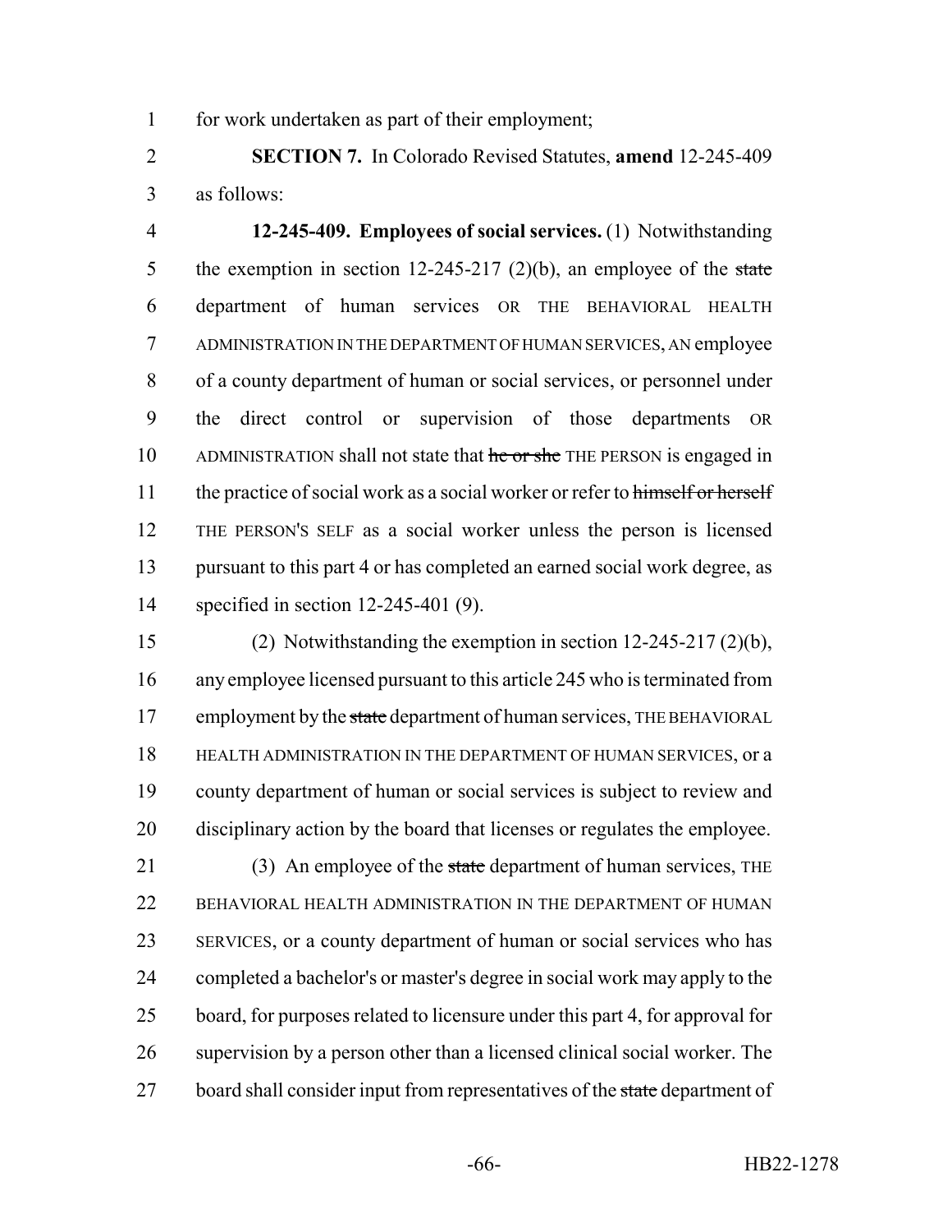for work undertaken as part of their employment;

**SECTION 7.** In Colorado Revised Statutes, **amend** 12-245-409 as follows:

**12-245-409. Employees of social services.** (1) Notwithstanding the exemption in section 12-245-217 (2)(b), an employee of the ~~state~~ department of human services OR THE BEHAVIORAL HEALTH ADMINISTRATION IN THE DEPARTMENT OF HUMAN SERVICES, AN employee of a county department of human or social services, or personnel under the direct control or supervision of those departments OR ADMINISTRATION shall not state that ~~he or she~~ THE PERSON is engaged in the practice of social work as a social worker or refer to ~~himself or herself~~ THE PERSON'S SELF as a social worker unless the person is licensed pursuant to this part 4 or has completed an earned social work degree, as specified in section 12-245-401 (9).

(2) Notwithstanding the exemption in section 12-245-217 (2)(b), any employee licensed pursuant to this article 245 who is terminated from employment by the ~~state~~ department of human services, THE BEHAVIORAL HEALTH ADMINISTRATION IN THE DEPARTMENT OF HUMAN SERVICES, or a county department of human or social services is subject to review and disciplinary action by the board that licenses or regulates the employee.

(3) An employee of the ~~state~~ department of human services, THE BEHAVIORAL HEALTH ADMINISTRATION IN THE DEPARTMENT OF HUMAN SERVICES, or a county department of human or social services who has completed a bachelor's or master's degree in social work may apply to the board, for purposes related to licensure under this part 4, for approval for supervision by a person other than a licensed clinical social worker. The board shall consider input from representatives of the ~~state~~ department of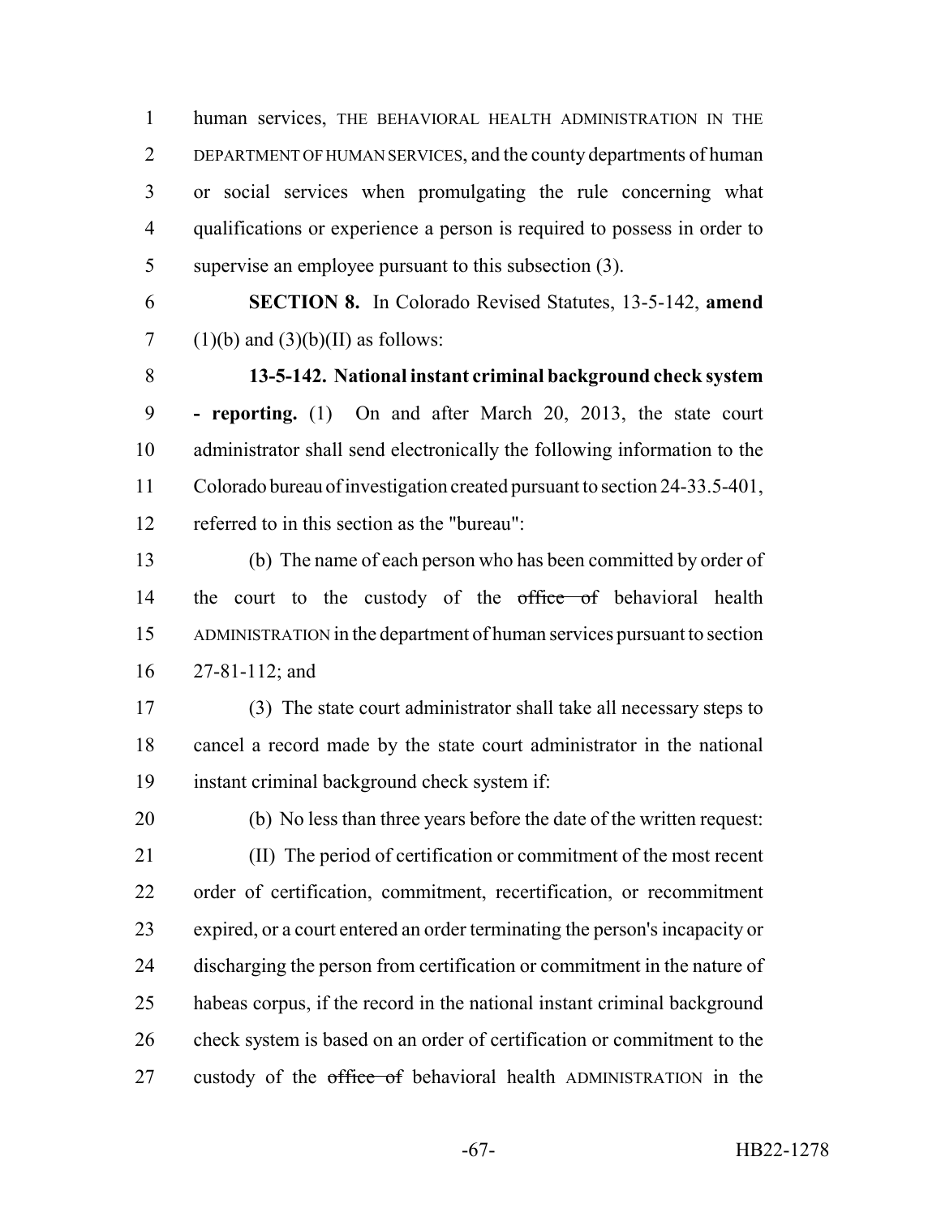human services, THE BEHAVIORAL HEALTH ADMINISTRATION IN THE DEPARTMENT OF HUMAN SERVICES, and the county departments of human or social services when promulgating the rule concerning what qualifications or experience a person is required to possess in order to supervise an employee pursuant to this subsection (3).

**SECTION 8.** In Colorado Revised Statutes, 13-5-142, **amend** (1)(b) and (3)(b)(II) as follows:

**13-5-142. National instant criminal background check system - reporting.** (1) On and after March 20, 2013, the state court administrator shall send electronically the following information to the Colorado bureau of investigation created pursuant to section 24-33.5-401, referred to in this section as the "bureau":

(b) The name of each person who has been committed by order of the court to the custody of the ~~office of~~ behavioral health ADMINISTRATION in the department of human services pursuant to section 27-81-112; and

(3) The state court administrator shall take all necessary steps to cancel a record made by the state court administrator in the national instant criminal background check system if:

(b) No less than three years before the date of the written request:

(II) The period of certification or commitment of the most recent order of certification, commitment, recertification, or recommitment expired, or a court entered an order terminating the person's incapacity or discharging the person from certification or commitment in the nature of habeas corpus, if the record in the national instant criminal background check system is based on an order of certification or commitment to the custody of the ~~office of~~ behavioral health ADMINISTRATION in the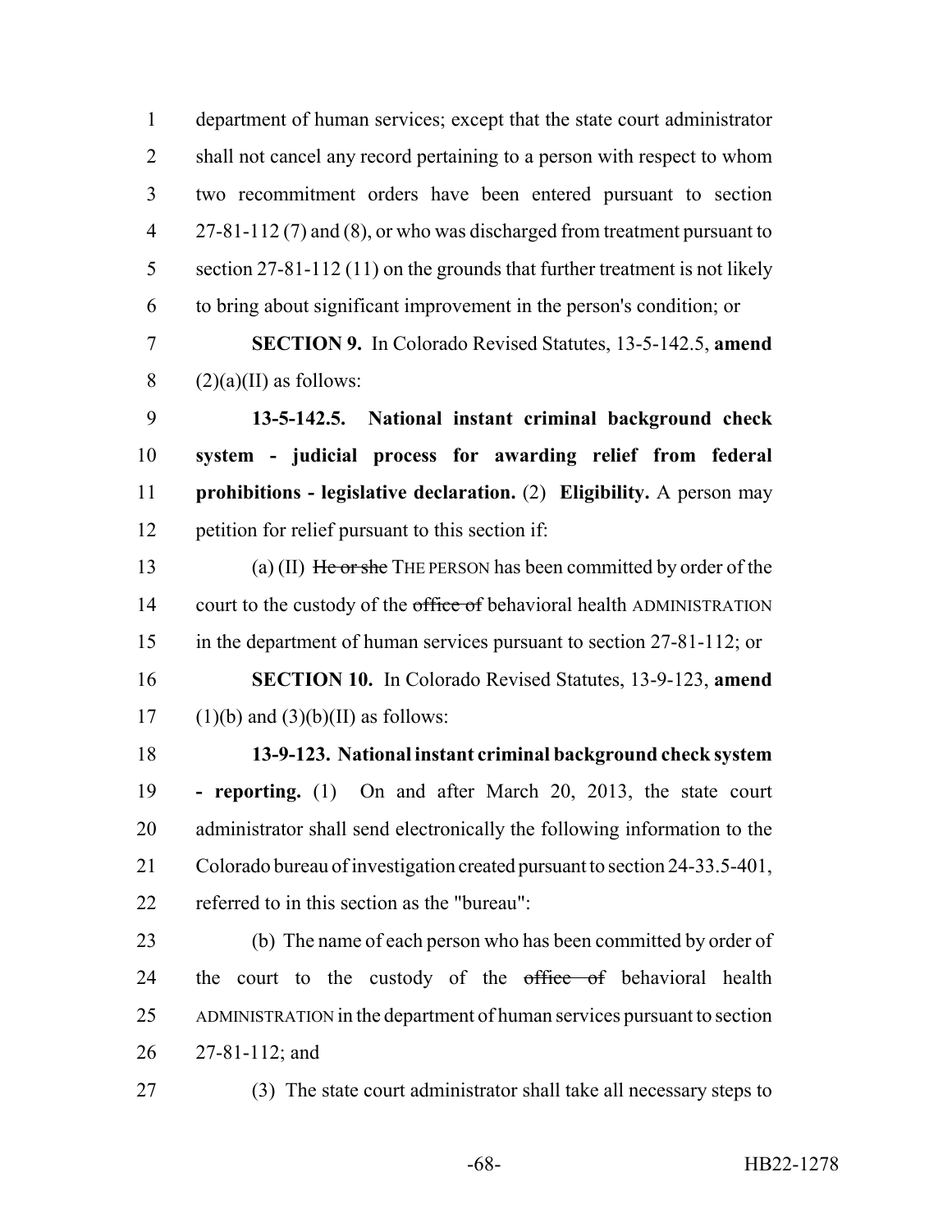department of human services; except that the state court administrator shall not cancel any record pertaining to a person with respect to whom two recommitment orders have been entered pursuant to section 27-81-112 (7) and (8), or who was discharged from treatment pursuant to section 27-81-112 (11) on the grounds that further treatment is not likely to bring about significant improvement in the person's condition; or

**SECTION 9.** In Colorado Revised Statutes, 13-5-142.5, **amend** (2)(a)(II) as follows:

**13-5-142.5. National instant criminal background check system - judicial process for awarding relief from federal prohibitions - legislative declaration.** (2) **Eligibility.** A person may petition for relief pursuant to this section if:

(a) (II) ~~He or she~~ THE PERSON has been committed by order of the court to the custody of the ~~office of~~ behavioral health ADMINISTRATION in the department of human services pursuant to section 27-81-112; or

**SECTION 10.** In Colorado Revised Statutes, 13-9-123, **amend** (1)(b) and (3)(b)(II) as follows:

**13-9-123. National instant criminal background check system - reporting.** (1) On and after March 20, 2013, the state court administrator shall send electronically the following information to the Colorado bureau of investigation created pursuant to section 24-33.5-401, referred to in this section as the "bureau":

(b) The name of each person who has been committed by order of the court to the custody of the ~~office of~~ behavioral health ADMINISTRATION in the department of human services pursuant to section 27-81-112; and

(3) The state court administrator shall take all necessary steps to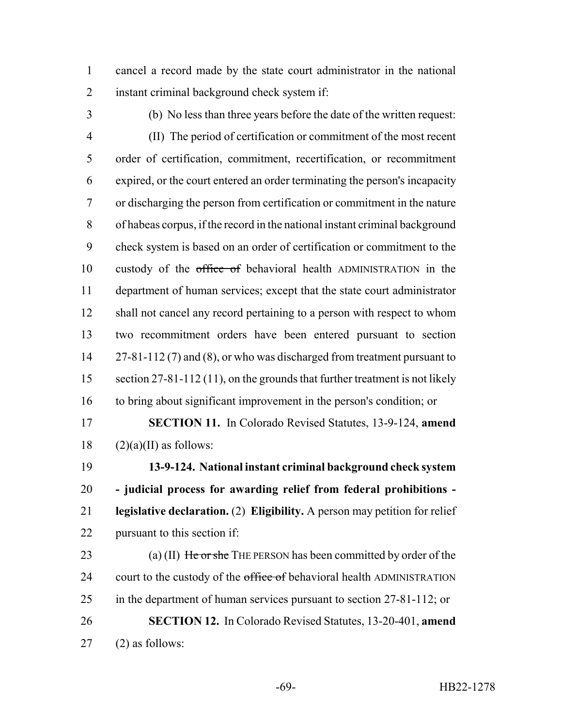cancel a record made by the state court administrator in the national instant criminal background check system if:

(b) No less than three years before the date of the written request:

(II) The period of certification or commitment of the most recent order of certification, commitment, recertification, or recommitment expired, or the court entered an order terminating the person's incapacity or discharging the person from certification or commitment in the nature of habeas corpus, if the record in the national instant criminal background check system is based on an order of certification or commitment to the custody of the ~~office of~~ behavioral health ADMINISTRATION in the department of human services; except that the state court administrator shall not cancel any record pertaining to a person with respect to whom two recommitment orders have been entered pursuant to section 27-81-112 (7) and (8), or who was discharged from treatment pursuant to section 27-81-112 (11), on the grounds that further treatment is not likely to bring about significant improvement in the person's condition; or

**SECTION 11.** In Colorado Revised Statutes, 13-9-124, **amend** (2)(a)(II) as follows:

**13-9-124. National instant criminal background check system - judicial process for awarding relief from federal prohibitions - legislative declaration.** (2) **Eligibility.** A person may petition for relief pursuant to this section if:

(a) (II) ~~He or she~~ THE PERSON has been committed by order of the court to the custody of the ~~office of~~ behavioral health ADMINISTRATION in the department of human services pursuant to section 27-81-112; or

**SECTION 12.** In Colorado Revised Statutes, 13-20-401, **amend** (2) as follows: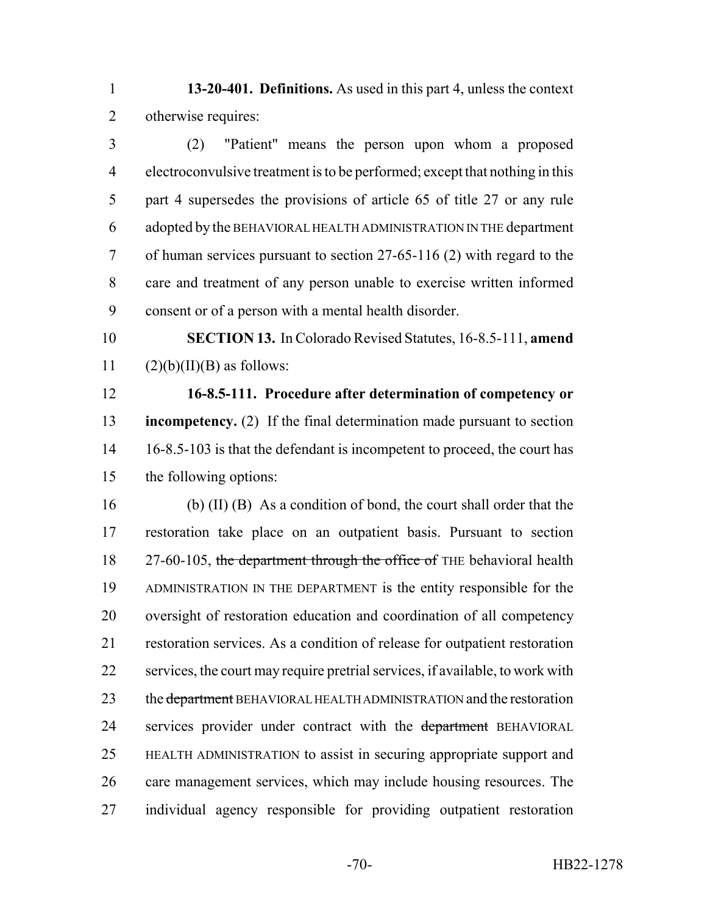**13-20-401. Definitions.** As used in this part 4, unless the context otherwise requires:

(2) "Patient" means the person upon whom a proposed electroconvulsive treatment is to be performed; except that nothing in this part 4 supersedes the provisions of article 65 of title 27 or any rule adopted by the BEHAVIORAL HEALTH ADMINISTRATION IN THE department of human services pursuant to section 27-65-116 (2) with regard to the care and treatment of any person unable to exercise written informed consent or of a person with a mental health disorder.

**SECTION 13.** In Colorado Revised Statutes, 16-8.5-111, **amend** (2)(b)(II)(B) as follows:

**16-8.5-111. Procedure after determination of competency or incompetency.** (2) If the final determination made pursuant to section 16-8.5-103 is that the defendant is incompetent to proceed, the court has the following options:

(b) (II) (B) As a condition of bond, the court shall order that the restoration take place on an outpatient basis. Pursuant to section 27-60-105, ~~the department through the office of~~ THE behavioral health ADMINISTRATION IN THE DEPARTMENT is the entity responsible for the oversight of restoration education and coordination of all competency restoration services. As a condition of release for outpatient restoration services, the court may require pretrial services, if available, to work with the ~~department~~ BEHAVIORAL HEALTH ADMINISTRATION and the restoration services provider under contract with the ~~department~~ BEHAVIORAL HEALTH ADMINISTRATION to assist in securing appropriate support and care management services, which may include housing resources. The individual agency responsible for providing outpatient restoration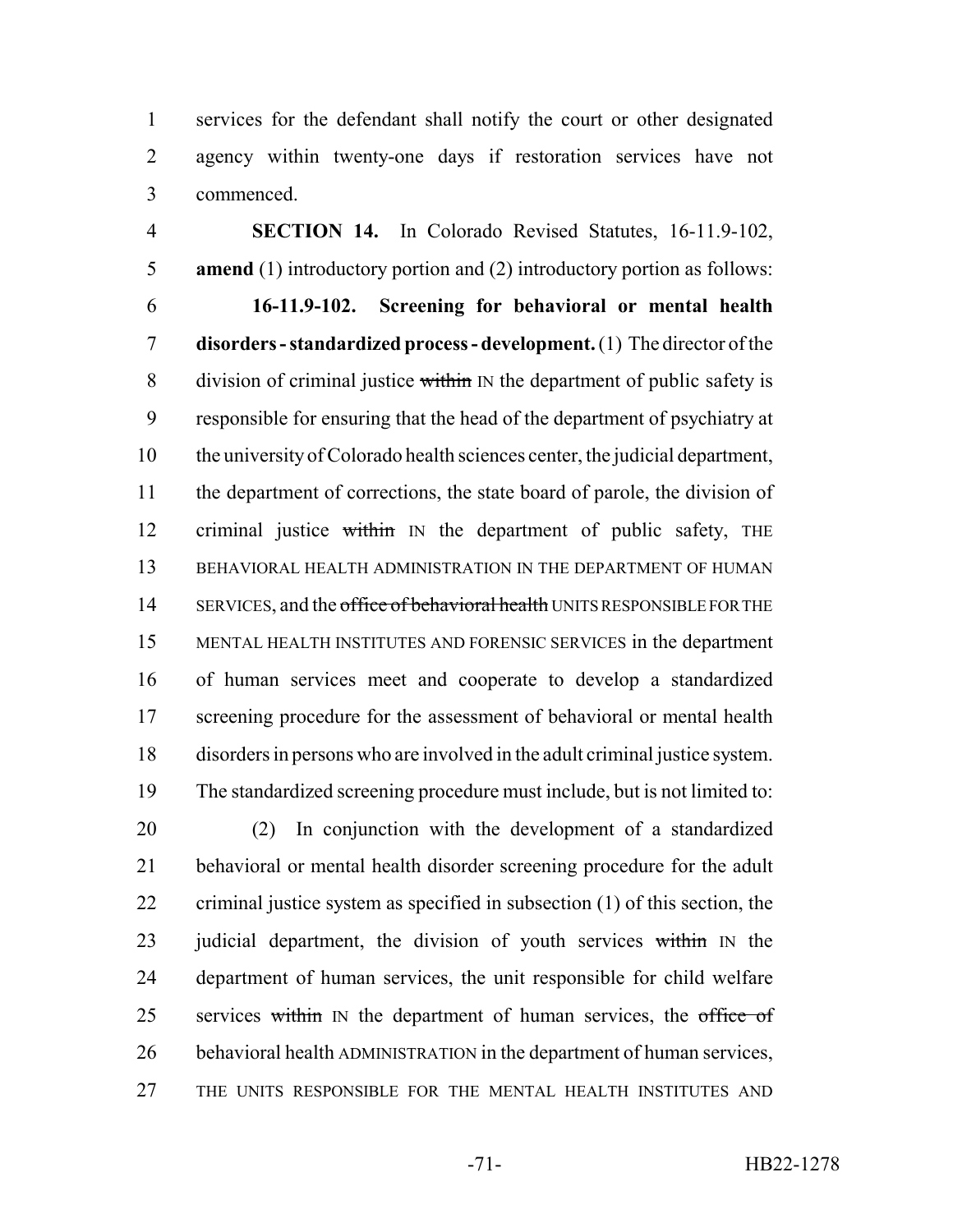services for the defendant shall notify the court or other designated agency within twenty-one days if restoration services have not commenced.

**SECTION 14.** In Colorado Revised Statutes, 16-11.9-102, **amend** (1) introductory portion and (2) introductory portion as follows:

**16-11.9-102. Screening for behavioral or mental health disorders - standardized process - development.** (1) The director of the division of criminal justice ~~within~~ IN the department of public safety is responsible for ensuring that the head of the department of psychiatry at the university of Colorado health sciences center, the judicial department, the department of corrections, the state board of parole, the division of criminal justice ~~within~~ IN the department of public safety, THE BEHAVIORAL HEALTH ADMINISTRATION IN THE DEPARTMENT OF HUMAN SERVICES, and the ~~office of behavioral health~~ UNITS RESPONSIBLE FOR THE MENTAL HEALTH INSTITUTES AND FORENSIC SERVICES in the department of human services meet and cooperate to develop a standardized screening procedure for the assessment of behavioral or mental health disorders in persons who are involved in the adult criminal justice system. The standardized screening procedure must include, but is not limited to:

(2) In conjunction with the development of a standardized behavioral or mental health disorder screening procedure for the adult criminal justice system as specified in subsection (1) of this section, the judicial department, the division of youth services ~~within~~ IN the department of human services, the unit responsible for child welfare services ~~within~~ IN the department of human services, the ~~office of~~ behavioral health ADMINISTRATION in the department of human services, THE UNITS RESPONSIBLE FOR THE MENTAL HEALTH INSTITUTES AND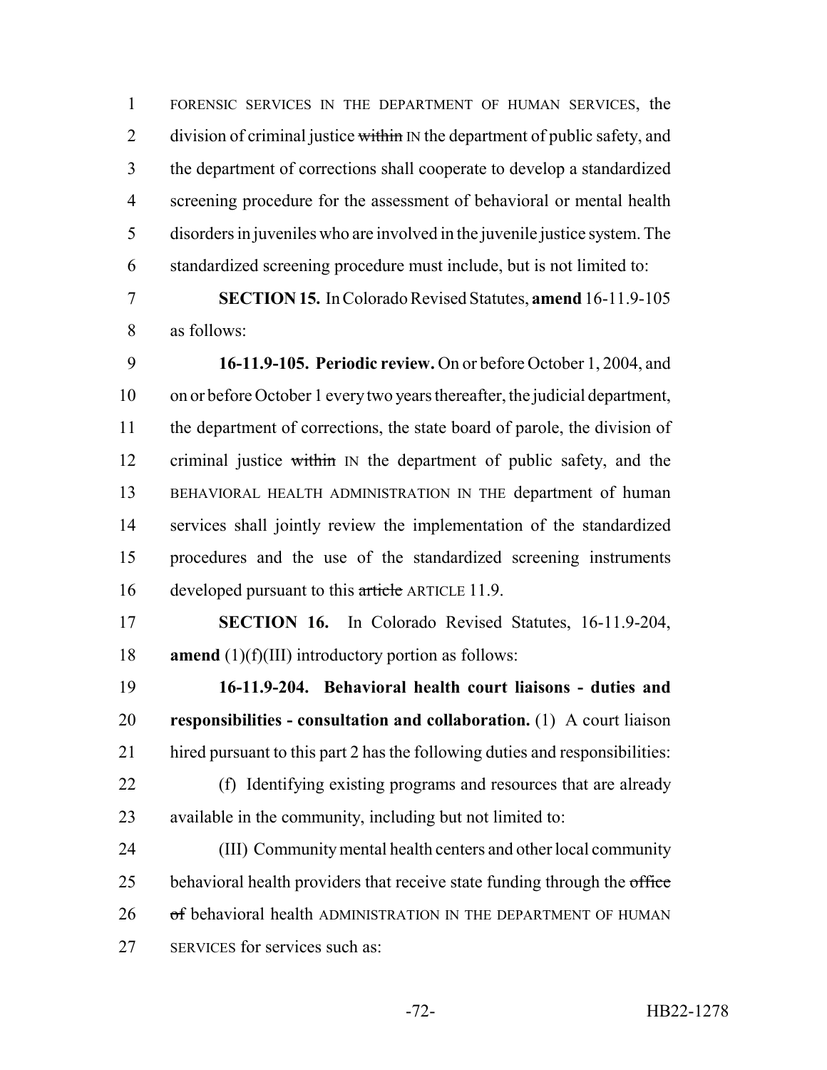FORENSIC SERVICES IN THE DEPARTMENT OF HUMAN SERVICES, the division of criminal justice ~~within~~ IN the department of public safety, and the department of corrections shall cooperate to develop a standardized screening procedure for the assessment of behavioral or mental health disorders in juveniles who are involved in the juvenile justice system. The standardized screening procedure must include, but is not limited to:

**SECTION 15.** In Colorado Revised Statutes, **amend** 16-11.9-105 as follows:

**16-11.9-105. Periodic review.** On or before October 1, 2004, and on or before October 1 every two years thereafter, the judicial department, the department of corrections, the state board of parole, the division of criminal justice ~~within~~ IN the department of public safety, and the BEHAVIORAL HEALTH ADMINISTRATION IN THE department of human services shall jointly review the implementation of the standardized procedures and the use of the standardized screening instruments developed pursuant to this ~~article~~ ARTICLE 11.9.

**SECTION 16.** In Colorado Revised Statutes, 16-11.9-204, **amend** (1)(f)(III) introductory portion as follows:

**16-11.9-204. Behavioral health court liaisons - duties and responsibilities - consultation and collaboration.** (1) A court liaison hired pursuant to this part 2 has the following duties and responsibilities:

(f) Identifying existing programs and resources that are already available in the community, including but not limited to:

(III) Community mental health centers and other local community behavioral health providers that receive state funding through the ~~office of~~ behavioral health ADMINISTRATION IN THE DEPARTMENT OF HUMAN SERVICES for services such as: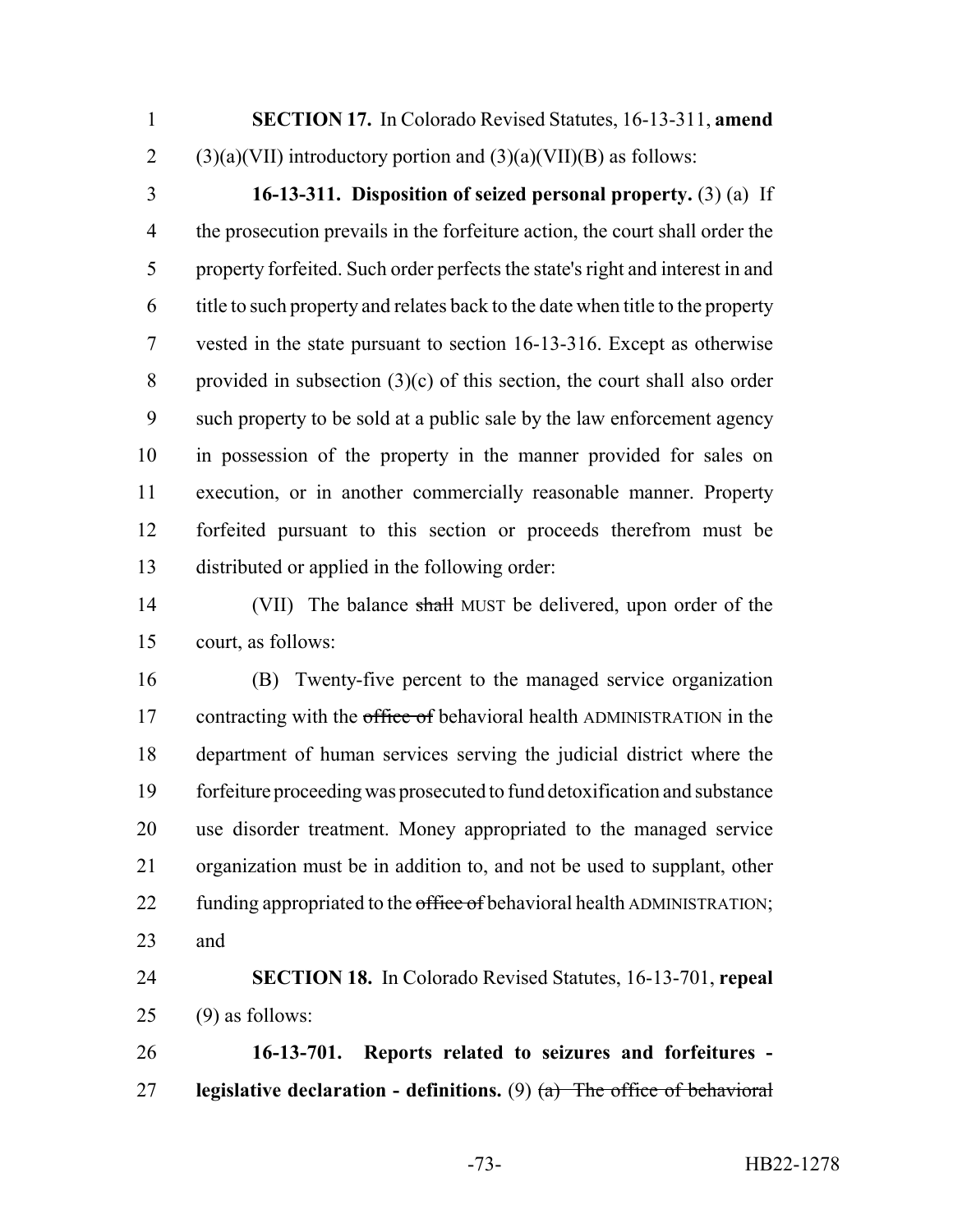**SECTION 17.** In Colorado Revised Statutes, 16-13-311, **amend** (3)(a)(VII) introductory portion and (3)(a)(VII)(B) as follows:

**16-13-311. Disposition of seized personal property.** (3) (a) If the prosecution prevails in the forfeiture action, the court shall order the property forfeited. Such order perfects the state's right and interest in and title to such property and relates back to the date when title to the property vested in the state pursuant to section 16-13-316. Except as otherwise provided in subsection (3)(c) of this section, the court shall also order such property to be sold at a public sale by the law enforcement agency in possession of the property in the manner provided for sales on execution, or in another commercially reasonable manner. Property forfeited pursuant to this section or proceeds therefrom must be distributed or applied in the following order:

(VII) The balance ~~shall~~ MUST be delivered, upon order of the court, as follows:

(B) Twenty-five percent to the managed service organization contracting with the ~~office of~~ behavioral health ADMINISTRATION in the department of human services serving the judicial district where the forfeiture proceeding was prosecuted to fund detoxification and substance use disorder treatment. Money appropriated to the managed service organization must be in addition to, and not be used to supplant, other funding appropriated to the ~~office of~~ behavioral health ADMINISTRATION; and

**SECTION 18.** In Colorado Revised Statutes, 16-13-701, **repeal** (9) as follows:

**16-13-701. Reports related to seizures and forfeitures - legislative declaration - definitions.** (9) ~~(a) The office of behavioral~~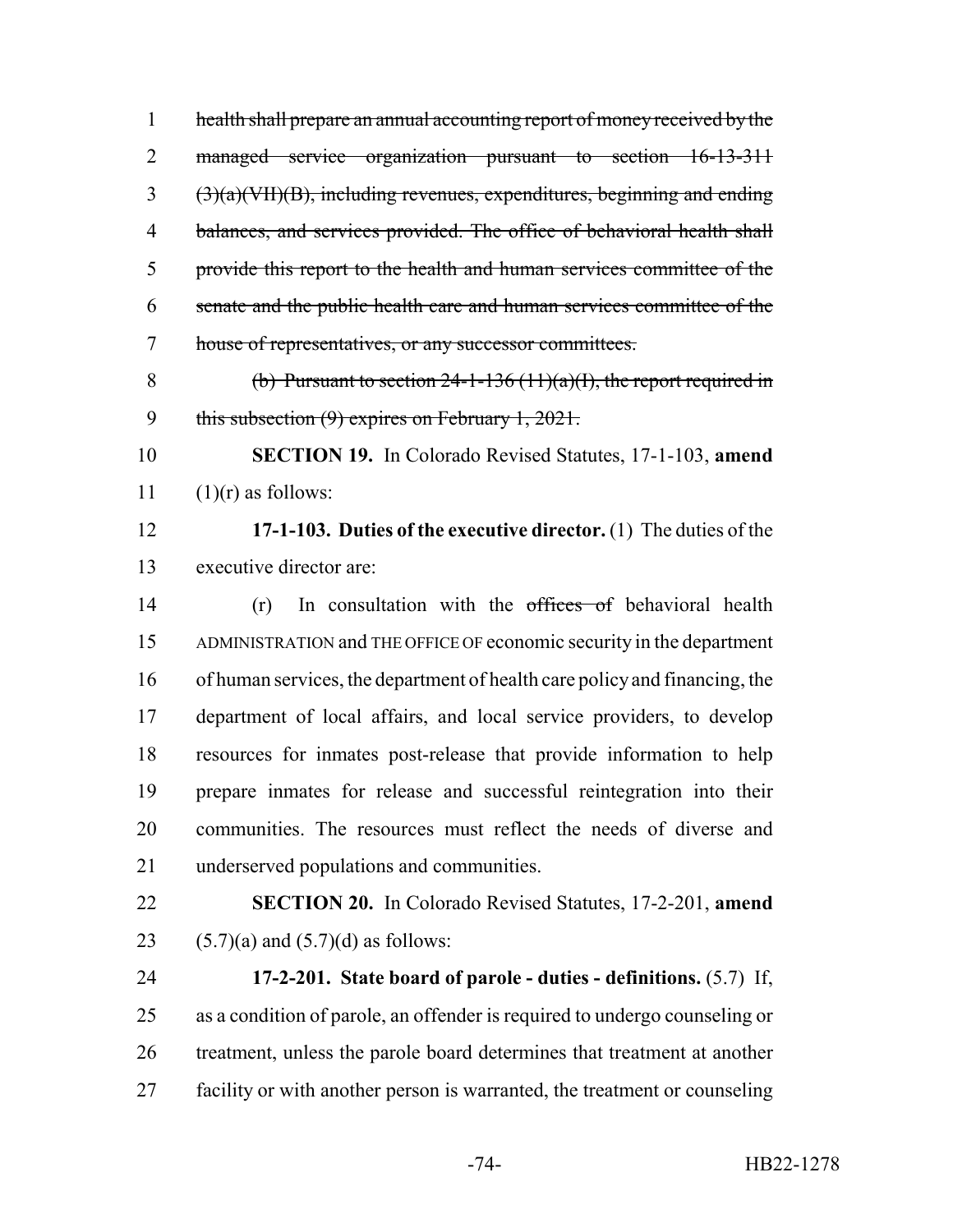~~health shall prepare an annual accounting report of money received by the managed service organization pursuant to section 16-13-311 (3)(a)(VII)(B), including revenues, expenditures, beginning and ending balances, and services provided. The office of behavioral health shall provide this report to the health and human services committee of the senate and the public health care and human services committee of the house of representatives, or any successor committees.~~

~~(b) Pursuant to section 24-1-136 (11)(a)(I), the report required in this subsection (9) expires on February 1, 2021.~~

**SECTION 19.** In Colorado Revised Statutes, 17-1-103, **amend** (1)(r) as follows:

**17-1-103. Duties of the executive director.** (1) The duties of the executive director are:

(r) In consultation with the ~~offices of~~ behavioral health ADMINISTRATION and THE OFFICE OF economic security in the department of human services, the department of health care policy and financing, the department of local affairs, and local service providers, to develop resources for inmates post-release that provide information to help prepare inmates for release and successful reintegration into their communities. The resources must reflect the needs of diverse and underserved populations and communities.

**SECTION 20.** In Colorado Revised Statutes, 17-2-201, **amend** (5.7)(a) and (5.7)(d) as follows:

**17-2-201. State board of parole - duties - definitions.** (5.7) If, as a condition of parole, an offender is required to undergo counseling or treatment, unless the parole board determines that treatment at another facility or with another person is warranted, the treatment or counseling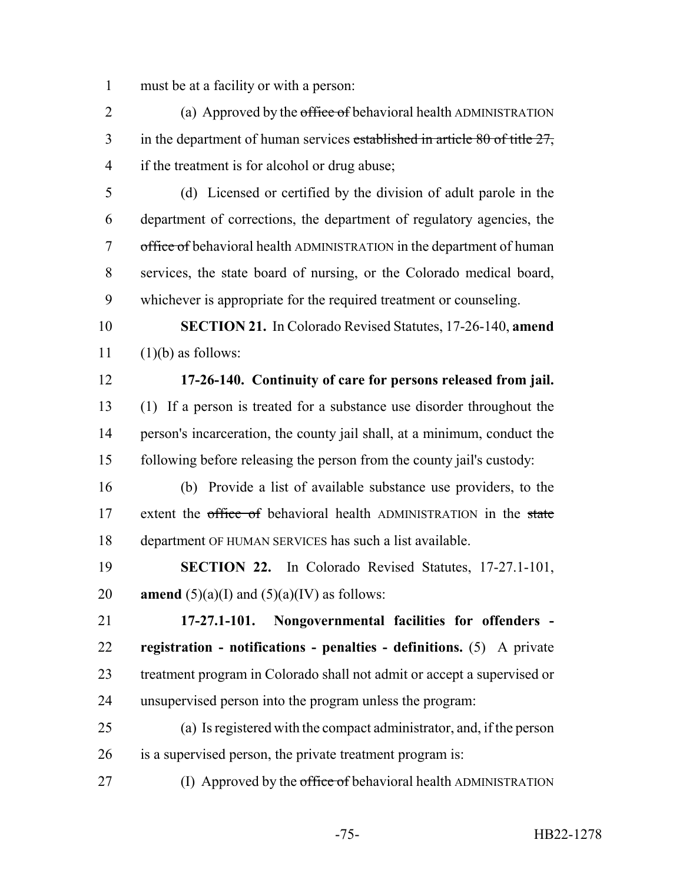must be at a facility or with a person:

(a) Approved by the ~~office of~~ behavioral health ADMINISTRATION in the department of human services ~~established in article 80 of title 27,~~ if the treatment is for alcohol or drug abuse;

(d) Licensed or certified by the division of adult parole in the department of corrections, the department of regulatory agencies, the ~~office of~~ behavioral health ADMINISTRATION in the department of human services, the state board of nursing, or the Colorado medical board, whichever is appropriate for the required treatment or counseling.

**SECTION 21.** In Colorado Revised Statutes, 17-26-140, **amend** (1)(b) as follows:

**17-26-140. Continuity of care for persons released from jail.** (1) If a person is treated for a substance use disorder throughout the person's incarceration, the county jail shall, at a minimum, conduct the following before releasing the person from the county jail's custody:

(b) Provide a list of available substance use providers, to the extent the ~~office of~~ behavioral health ADMINISTRATION in the ~~state~~ department OF HUMAN SERVICES has such a list available.

**SECTION 22.** In Colorado Revised Statutes, 17-27.1-101, **amend** (5)(a)(I) and (5)(a)(IV) as follows:

**17-27.1-101. Nongovernmental facilities for offenders - registration - notifications - penalties - definitions.** (5) A private treatment program in Colorado shall not admit or accept a supervised or unsupervised person into the program unless the program:

(a) Is registered with the compact administrator, and, if the person is a supervised person, the private treatment program is:

(I) Approved by the ~~office of~~ behavioral health ADMINISTRATION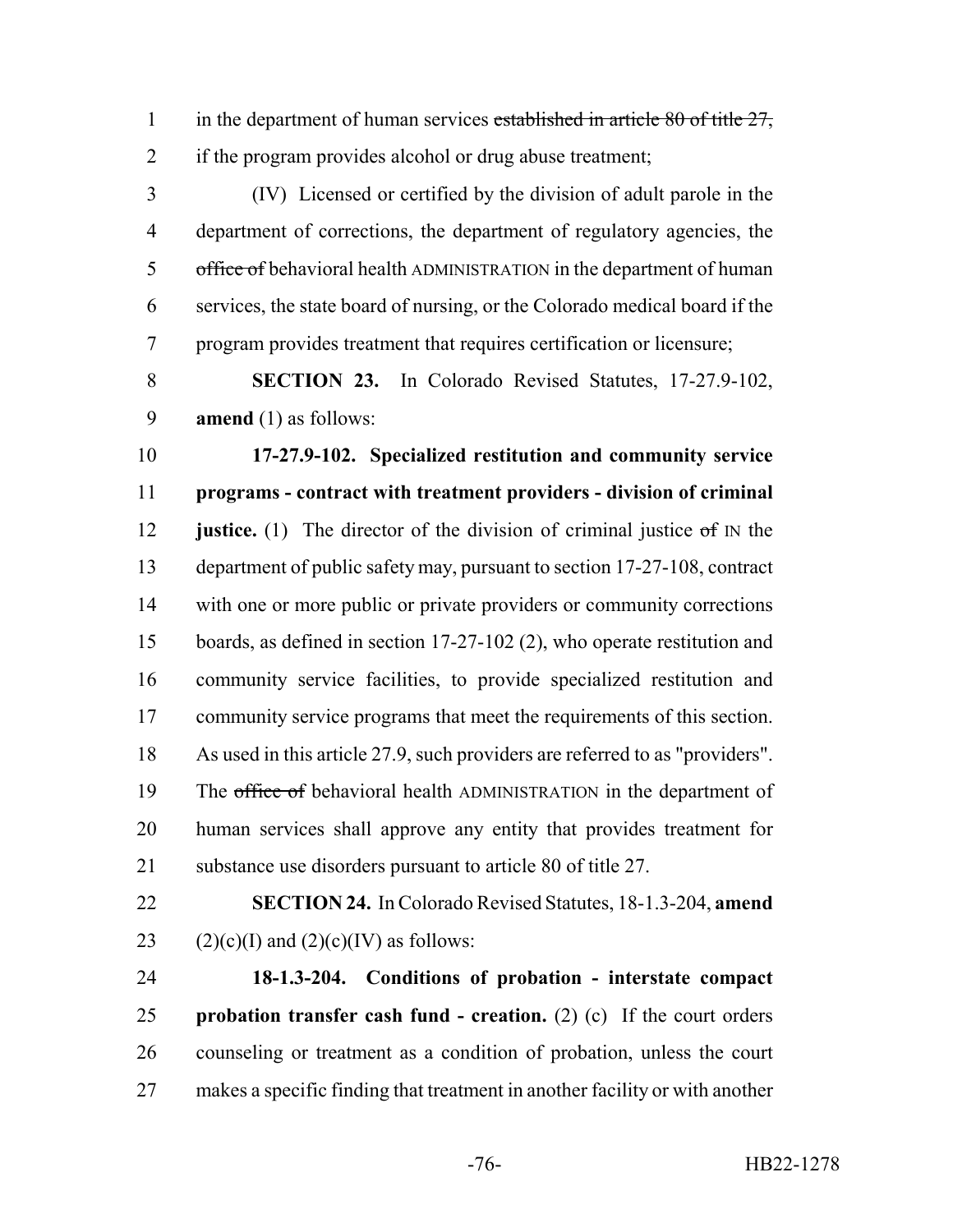in the department of human services ~~established in article 80 of title 27,~~ if the program provides alcohol or drug abuse treatment;

(IV) Licensed or certified by the division of adult parole in the department of corrections, the department of regulatory agencies, the ~~office of~~ behavioral health ADMINISTRATION in the department of human services, the state board of nursing, or the Colorado medical board if the program provides treatment that requires certification or licensure;

**SECTION 23.** In Colorado Revised Statutes, 17-27.9-102, **amend** (1) as follows:

**17-27.9-102. Specialized restitution and community service programs - contract with treatment providers - division of criminal justice.** (1) The director of the division of criminal justice ~~of~~ IN the department of public safety may, pursuant to section 17-27-108, contract with one or more public or private providers or community corrections boards, as defined in section 17-27-102 (2), who operate restitution and community service facilities, to provide specialized restitution and community service programs that meet the requirements of this section. As used in this article 27.9, such providers are referred to as "providers". The ~~office of~~ behavioral health ADMINISTRATION in the department of human services shall approve any entity that provides treatment for substance use disorders pursuant to article 80 of title 27.

**SECTION 24.** In Colorado Revised Statutes, 18-1.3-204, **amend** (2)(c)(I) and (2)(c)(IV) as follows:

**18-1.3-204. Conditions of probation - interstate compact probation transfer cash fund - creation.** (2) (c) If the court orders counseling or treatment as a condition of probation, unless the court makes a specific finding that treatment in another facility or with another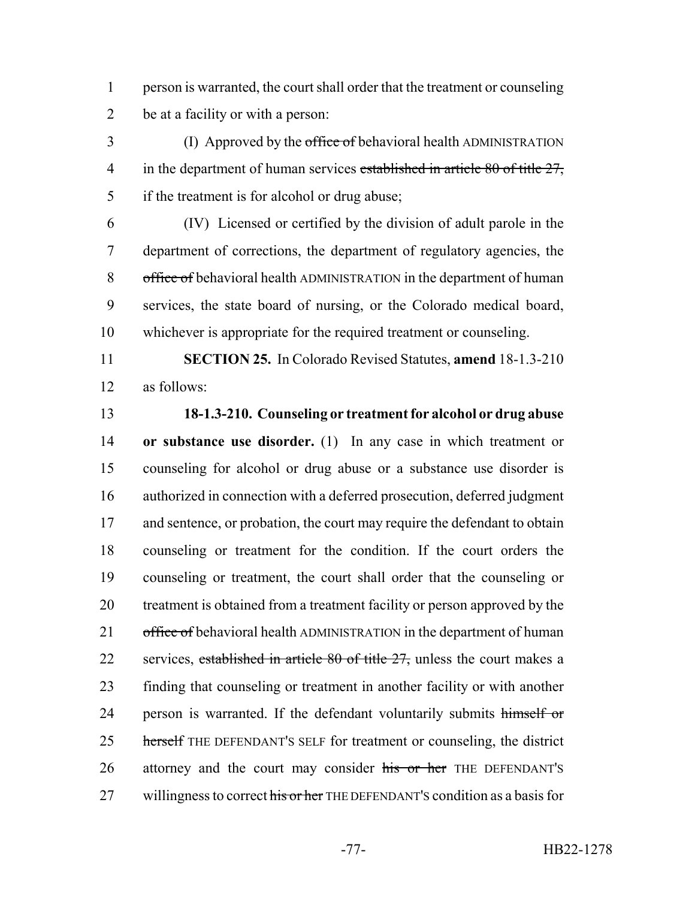person is warranted, the court shall order that the treatment or counseling be at a facility or with a person:

(I) Approved by the ~~office of~~ behavioral health ADMINISTRATION in the department of human services ~~established in article 80 of title 27,~~ if the treatment is for alcohol or drug abuse;

(IV) Licensed or certified by the division of adult parole in the department of corrections, the department of regulatory agencies, the ~~office of~~ behavioral health ADMINISTRATION in the department of human services, the state board of nursing, or the Colorado medical board, whichever is appropriate for the required treatment or counseling.

**SECTION 25.** In Colorado Revised Statutes, **amend** 18-1.3-210 as follows:

**18-1.3-210. Counseling or treatment for alcohol or drug abuse or substance use disorder.** (1) In any case in which treatment or counseling for alcohol or drug abuse or a substance use disorder is authorized in connection with a deferred prosecution, deferred judgment and sentence, or probation, the court may require the defendant to obtain counseling or treatment for the condition. If the court orders the counseling or treatment, the court shall order that the counseling or treatment is obtained from a treatment facility or person approved by the ~~office of~~ behavioral health ADMINISTRATION in the department of human services, ~~established in article 80 of title 27,~~ unless the court makes a finding that counseling or treatment in another facility or with another person is warranted. If the defendant voluntarily submits ~~himself or herself~~ THE DEFENDANT'S SELF for treatment or counseling, the district attorney and the court may consider ~~his or her~~ THE DEFENDANT'S willingness to correct ~~his or her~~ THE DEFENDANT'S condition as a basis for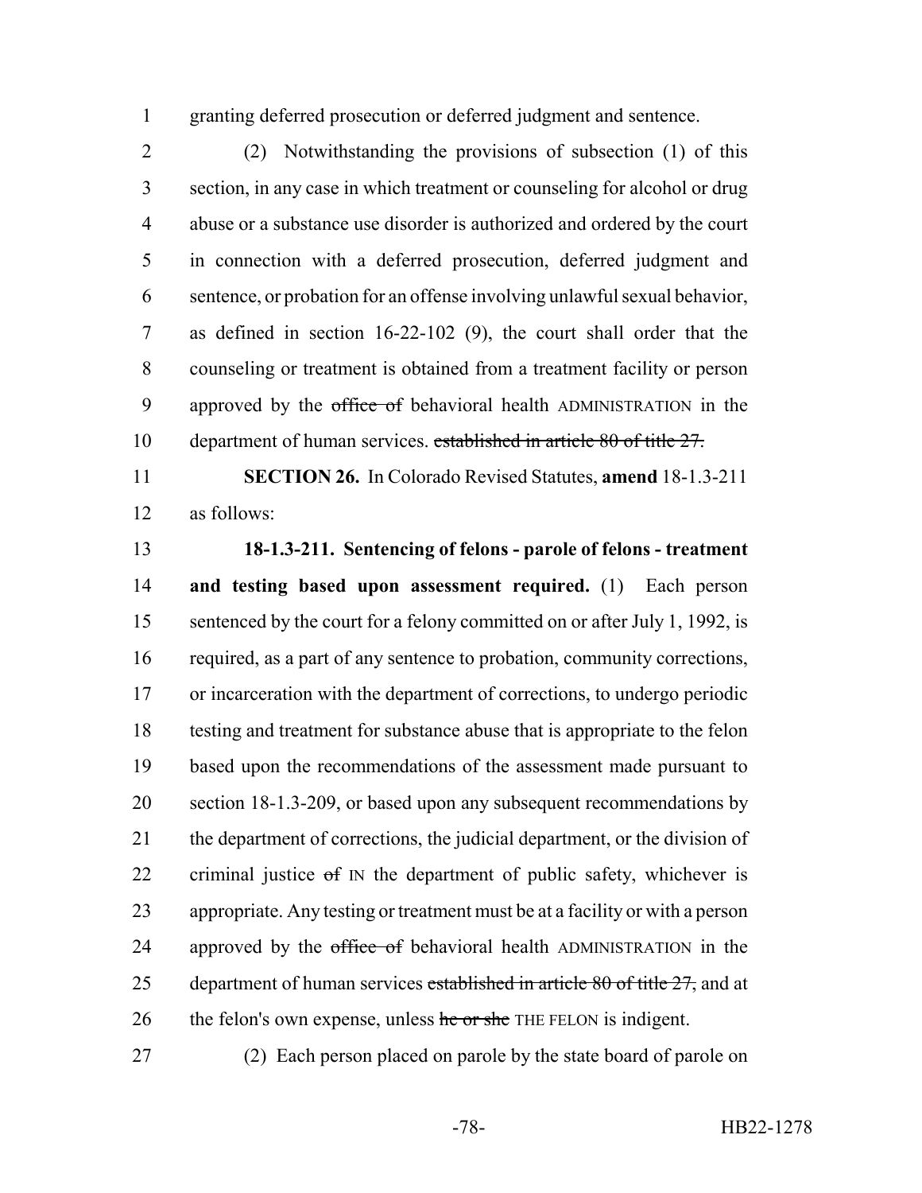granting deferred prosecution or deferred judgment and sentence.

(2) Notwithstanding the provisions of subsection (1) of this section, in any case in which treatment or counseling for alcohol or drug abuse or a substance use disorder is authorized and ordered by the court in connection with a deferred prosecution, deferred judgment and sentence, or probation for an offense involving unlawful sexual behavior, as defined in section 16-22-102 (9), the court shall order that the counseling or treatment is obtained from a treatment facility or person approved by the ~~office of~~ behavioral health ADMINISTRATION in the department of human services. ~~established in article 80 of title 27.~~

**SECTION 26.** In Colorado Revised Statutes, **amend** 18-1.3-211 as follows:

**18-1.3-211. Sentencing of felons - parole of felons - treatment and testing based upon assessment required.** (1) Each person sentenced by the court for a felony committed on or after July 1, 1992, is required, as a part of any sentence to probation, community corrections, or incarceration with the department of corrections, to undergo periodic testing and treatment for substance abuse that is appropriate to the felon based upon the recommendations of the assessment made pursuant to section 18-1.3-209, or based upon any subsequent recommendations by the department of corrections, the judicial department, or the division of criminal justice ~~of~~ IN the department of public safety, whichever is appropriate. Any testing or treatment must be at a facility or with a person approved by the ~~office of~~ behavioral health ADMINISTRATION in the department of human services ~~established in article 80 of title 27,~~ and at the felon's own expense, unless ~~he or she~~ THE FELON is indigent.

(2) Each person placed on parole by the state board of parole on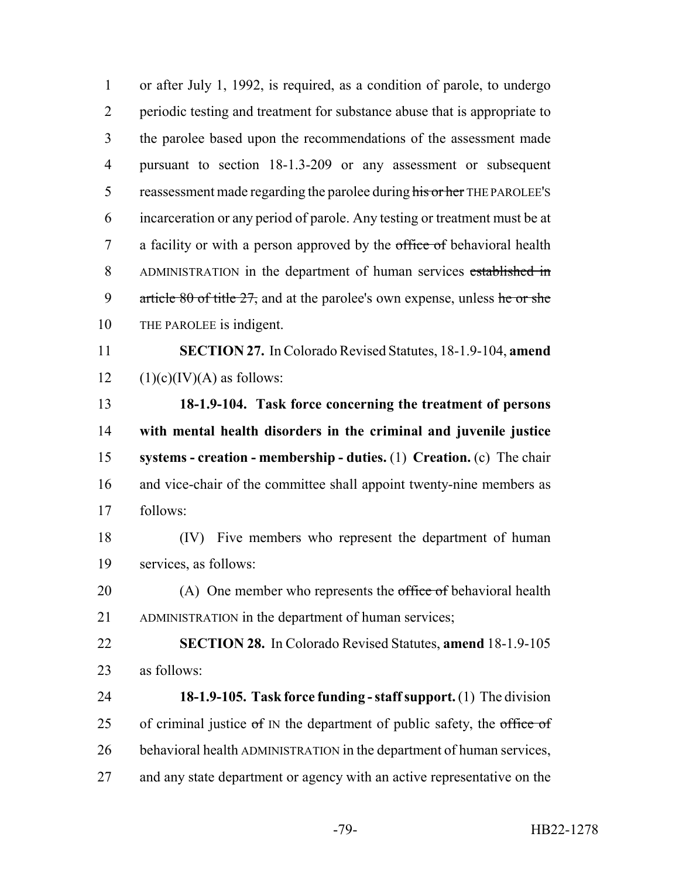or after July 1, 1992, is required, as a condition of parole, to undergo periodic testing and treatment for substance abuse that is appropriate to the parolee based upon the recommendations of the assessment made pursuant to section 18-1.3-209 or any assessment or subsequent reassessment made regarding the parolee during ~~his or her~~ THE PAROLEE'S incarceration or any period of parole. Any testing or treatment must be at a facility or with a person approved by the ~~office of~~ behavioral health ADMINISTRATION in the department of human services ~~established in article 80 of title 27,~~ and at the parolee's own expense, unless ~~he or she~~ THE PAROLEE is indigent.

**SECTION 27.** In Colorado Revised Statutes, 18-1.9-104, **amend** (1)(c)(IV)(A) as follows:

**18-1.9-104. Task force concerning the treatment of persons with mental health disorders in the criminal and juvenile justice systems - creation - membership - duties.** (1) **Creation.** (c) The chair and vice-chair of the committee shall appoint twenty-nine members as follows:

(IV) Five members who represent the department of human services, as follows:

(A) One member who represents the ~~office of~~ behavioral health ADMINISTRATION in the department of human services;

**SECTION 28.** In Colorado Revised Statutes, **amend** 18-1.9-105 as follows:

**18-1.9-105. Task force funding - staff support.** (1) The division of criminal justice ~~of~~ IN the department of public safety, the ~~office of~~ behavioral health ADMINISTRATION in the department of human services, and any state department or agency with an active representative on the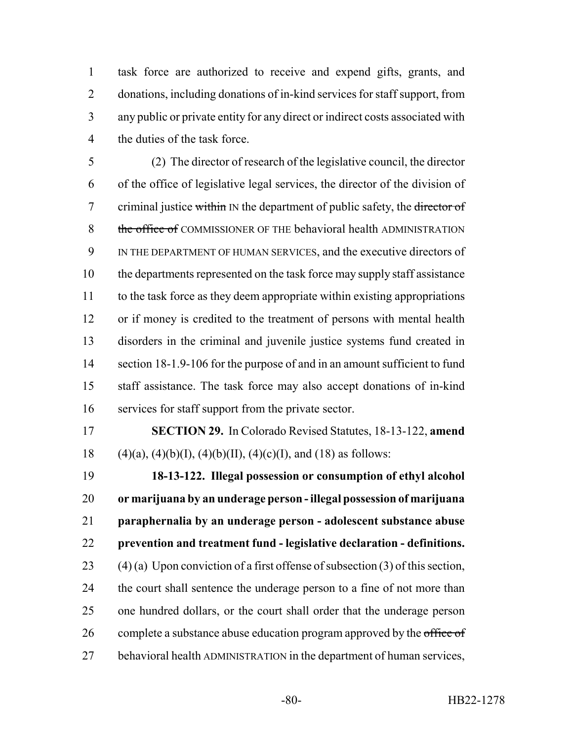task force are authorized to receive and expend gifts, grants, and donations, including donations of in-kind services for staff support, from any public or private entity for any direct or indirect costs associated with the duties of the task force.

(2) The director of research of the legislative council, the director of the office of legislative legal services, the director of the division of criminal justice ~~within~~ IN the department of public safety, the ~~director of the office of~~ COMMISSIONER OF THE behavioral health ADMINISTRATION IN THE DEPARTMENT OF HUMAN SERVICES, and the executive directors of the departments represented on the task force may supply staff assistance to the task force as they deem appropriate within existing appropriations or if money is credited to the treatment of persons with mental health disorders in the criminal and juvenile justice systems fund created in section 18-1.9-106 for the purpose of and in an amount sufficient to fund staff assistance. The task force may also accept donations of in-kind services for staff support from the private sector.

**SECTION 29.** In Colorado Revised Statutes, 18-13-122, **amend** (4)(a), (4)(b)(I), (4)(b)(II), (4)(c)(I), and (18) as follows:

**18-13-122. Illegal possession or consumption of ethyl alcohol or marijuana by an underage person - illegal possession of marijuana paraphernalia by an underage person - adolescent substance abuse prevention and treatment fund - legislative declaration - definitions.** (4) (a) Upon conviction of a first offense of subsection (3) of this section, the court shall sentence the underage person to a fine of not more than one hundred dollars, or the court shall order that the underage person complete a substance abuse education program approved by the ~~office of~~ behavioral health ADMINISTRATION in the department of human services,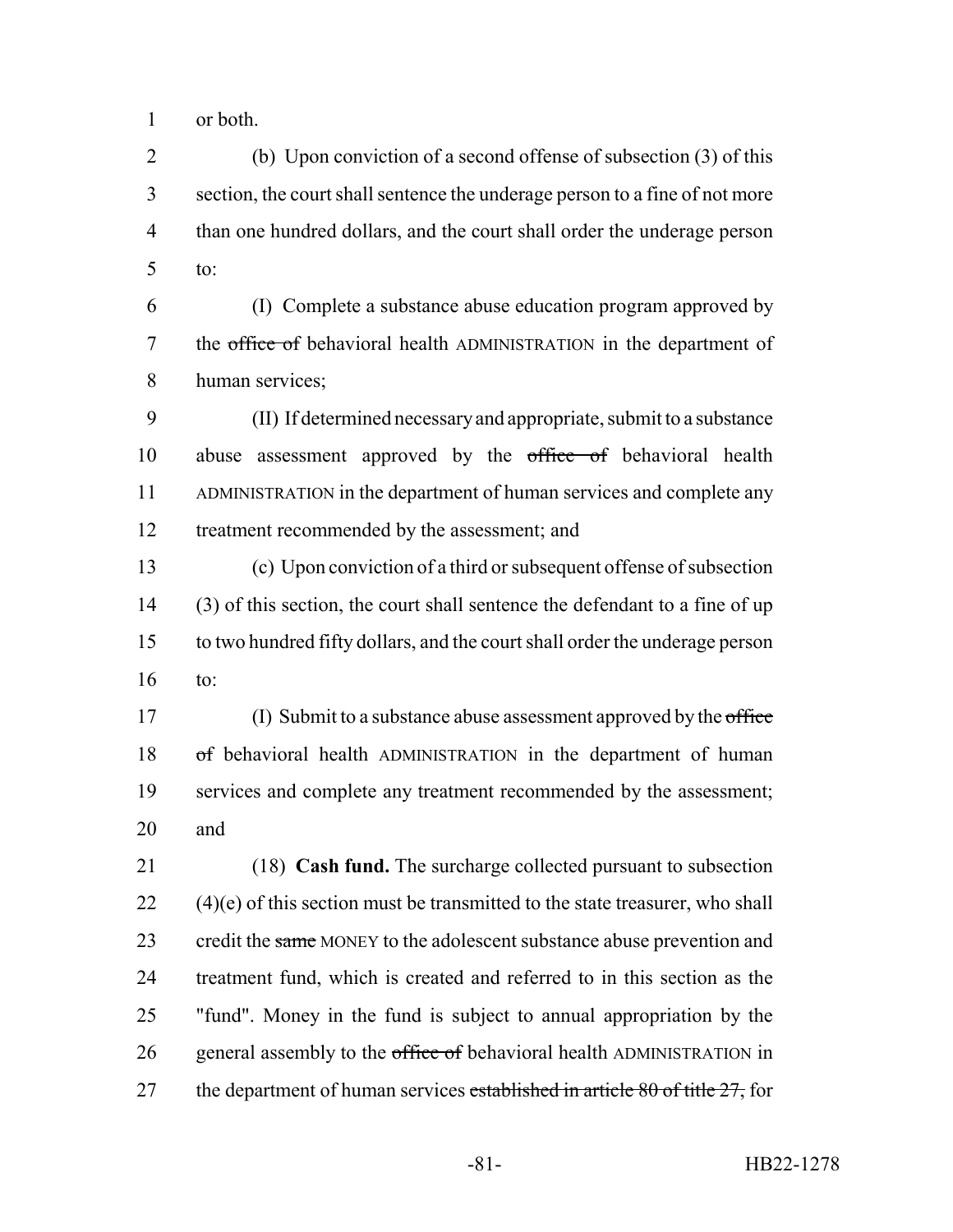or both.

(b) Upon conviction of a second offense of subsection (3) of this section, the court shall sentence the underage person to a fine of not more than one hundred dollars, and the court shall order the underage person to:

(I) Complete a substance abuse education program approved by the ~~office of~~ behavioral health ADMINISTRATION in the department of human services;

(II) If determined necessary and appropriate, submit to a substance abuse assessment approved by the ~~office of~~ behavioral health ADMINISTRATION in the department of human services and complete any treatment recommended by the assessment; and

(c) Upon conviction of a third or subsequent offense of subsection (3) of this section, the court shall sentence the defendant to a fine of up to two hundred fifty dollars, and the court shall order the underage person to:

(I) Submit to a substance abuse assessment approved by the ~~office of~~ behavioral health ADMINISTRATION in the department of human services and complete any treatment recommended by the assessment; and

(18) **Cash fund.** The surcharge collected pursuant to subsection (4)(e) of this section must be transmitted to the state treasurer, who shall credit the ~~same~~ MONEY to the adolescent substance abuse prevention and treatment fund, which is created and referred to in this section as the "fund". Money in the fund is subject to annual appropriation by the general assembly to the ~~office of~~ behavioral health ADMINISTRATION in the department of human services ~~established in article 80 of title 27,~~ for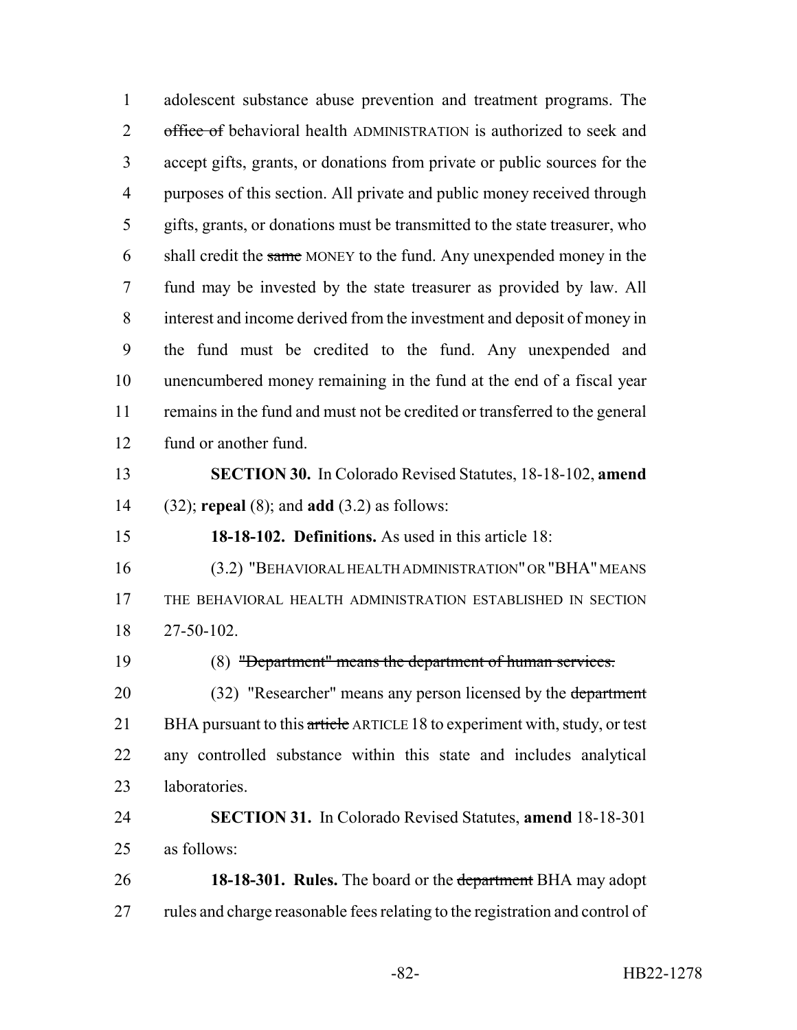adolescent substance abuse prevention and treatment programs. The ~~office of~~ behavioral health ADMINISTRATION is authorized to seek and accept gifts, grants, or donations from private or public sources for the purposes of this section. All private and public money received through gifts, grants, or donations must be transmitted to the state treasurer, who shall credit the ~~same~~ MONEY to the fund. Any unexpended money in the fund may be invested by the state treasurer as provided by law. All interest and income derived from the investment and deposit of money in the fund must be credited to the fund. Any unexpended and unencumbered money remaining in the fund at the end of a fiscal year remains in the fund and must not be credited or transferred to the general fund or another fund.

**SECTION 30.** In Colorado Revised Statutes, 18-18-102, **amend** (32); **repeal** (8); and **add** (3.2) as follows:

**18-18-102. Definitions.** As used in this article 18:

(3.2) "BEHAVIORAL HEALTH ADMINISTRATION" OR "BHA" MEANS THE BEHAVIORAL HEALTH ADMINISTRATION ESTABLISHED IN SECTION 27-50-102.

(8) ~~"Department" means the department of human services.~~

(32) "Researcher" means any person licensed by the ~~department~~ BHA pursuant to this ~~article~~ ARTICLE 18 to experiment with, study, or test any controlled substance within this state and includes analytical laboratories.

**SECTION 31.** In Colorado Revised Statutes, **amend** 18-18-301 as follows:

**18-18-301. Rules.** The board or the ~~department~~ BHA may adopt rules and charge reasonable fees relating to the registration and control of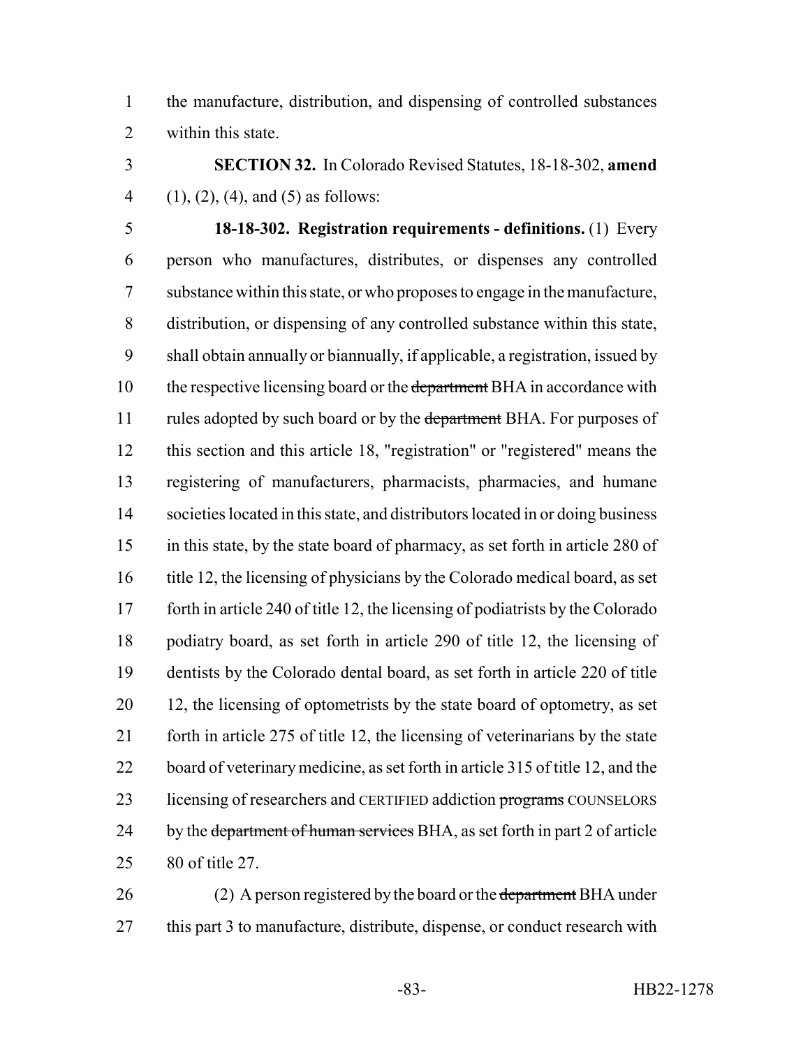the manufacture, distribution, and dispensing of controlled substances within this state.

**SECTION 32.** In Colorado Revised Statutes, 18-18-302, **amend** (1), (2), (4), and (5) as follows:

**18-18-302. Registration requirements - definitions.** (1) Every person who manufactures, distributes, or dispenses any controlled substance within this state, or who proposes to engage in the manufacture, distribution, or dispensing of any controlled substance within this state, shall obtain annually or biannually, if applicable, a registration, issued by the respective licensing board or the ~~department~~ BHA in accordance with rules adopted by such board or by the ~~department~~ BHA. For purposes of this section and this article 18, "registration" or "registered" means the registering of manufacturers, pharmacists, pharmacies, and humane societies located in this state, and distributors located in or doing business in this state, by the state board of pharmacy, as set forth in article 280 of title 12, the licensing of physicians by the Colorado medical board, as set forth in article 240 of title 12, the licensing of podiatrists by the Colorado podiatry board, as set forth in article 290 of title 12, the licensing of dentists by the Colorado dental board, as set forth in article 220 of title 12, the licensing of optometrists by the state board of optometry, as set forth in article 275 of title 12, the licensing of veterinarians by the state board of veterinary medicine, as set forth in article 315 of title 12, and the licensing of researchers and CERTIFIED addiction ~~programs~~ COUNSELORS by the ~~department of human services~~ BHA, as set forth in part 2 of article 80 of title 27.

(2) A person registered by the board or the ~~department~~ BHA under this part 3 to manufacture, distribute, dispense, or conduct research with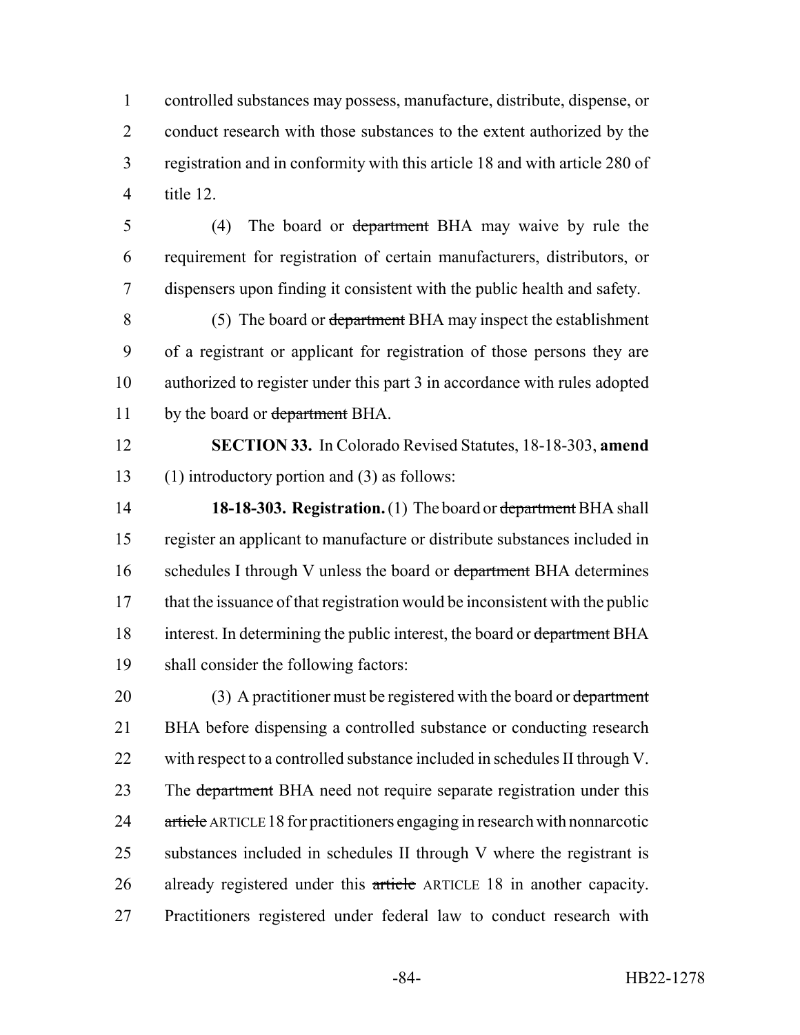controlled substances may possess, manufacture, distribute, dispense, or conduct research with those substances to the extent authorized by the registration and in conformity with this article 18 and with article 280 of title 12.

(4) The board or ~~department~~ BHA may waive by rule the requirement for registration of certain manufacturers, distributors, or dispensers upon finding it consistent with the public health and safety.

(5) The board or ~~department~~ BHA may inspect the establishment of a registrant or applicant for registration of those persons they are authorized to register under this part 3 in accordance with rules adopted by the board or ~~department~~ BHA.

**SECTION 33.** In Colorado Revised Statutes, 18-18-303, **amend** (1) introductory portion and (3) as follows:

**18-18-303. Registration.** (1) The board or ~~department~~ BHA shall register an applicant to manufacture or distribute substances included in schedules I through V unless the board or ~~department~~ BHA determines that the issuance of that registration would be inconsistent with the public interest. In determining the public interest, the board or ~~department~~ BHA shall consider the following factors:

(3) A practitioner must be registered with the board or ~~department~~ BHA before dispensing a controlled substance or conducting research with respect to a controlled substance included in schedules II through V. The ~~department~~ BHA need not require separate registration under this ~~article~~ ARTICLE 18 for practitioners engaging in research with nonnarcotic substances included in schedules II through V where the registrant is already registered under this ~~article~~ ARTICLE 18 in another capacity. Practitioners registered under federal law to conduct research with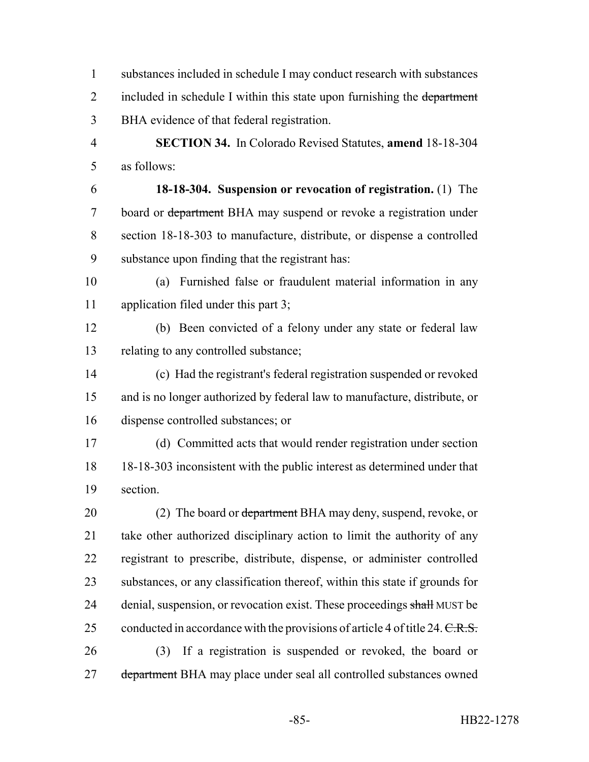substances included in schedule I may conduct research with substances included in schedule I within this state upon furnishing the ~~department~~ BHA evidence of that federal registration.

**SECTION 34.** In Colorado Revised Statutes, **amend** 18-18-304 as follows:

**18-18-304. Suspension or revocation of registration.** (1) The board or ~~department~~ BHA may suspend or revoke a registration under section 18-18-303 to manufacture, distribute, or dispense a controlled substance upon finding that the registrant has:

(a) Furnished false or fraudulent material information in any application filed under this part 3;

(b) Been convicted of a felony under any state or federal law relating to any controlled substance;

(c) Had the registrant's federal registration suspended or revoked and is no longer authorized by federal law to manufacture, distribute, or dispense controlled substances; or

(d) Committed acts that would render registration under section 18-18-303 inconsistent with the public interest as determined under that section.

(2) The board or ~~department~~ BHA may deny, suspend, revoke, or take other authorized disciplinary action to limit the authority of any registrant to prescribe, distribute, dispense, or administer controlled substances, or any classification thereof, within this state if grounds for denial, suspension, or revocation exist. These proceedings ~~shall~~ MUST be conducted in accordance with the provisions of article 4 of title 24. ~~C.R.S.~~

(3) If a registration is suspended or revoked, the board or ~~department~~ BHA may place under seal all controlled substances owned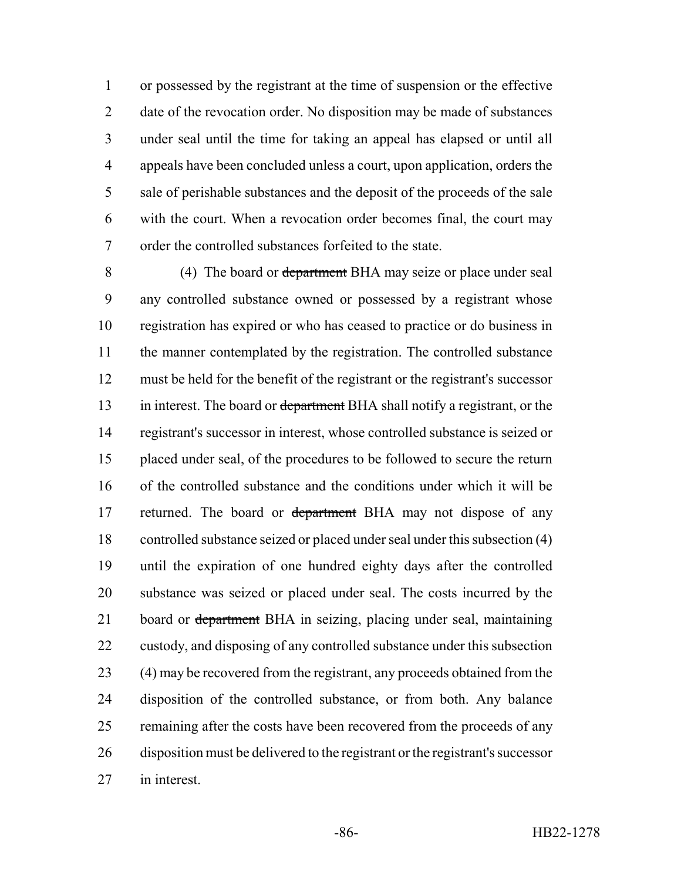or possessed by the registrant at the time of suspension or the effective date of the revocation order. No disposition may be made of substances under seal until the time for taking an appeal has elapsed or until all appeals have been concluded unless a court, upon application, orders the sale of perishable substances and the deposit of the proceeds of the sale with the court. When a revocation order becomes final, the court may order the controlled substances forfeited to the state.

(4) The board or ~~department~~ BHA may seize or place under seal any controlled substance owned or possessed by a registrant whose registration has expired or who has ceased to practice or do business in the manner contemplated by the registration. The controlled substance must be held for the benefit of the registrant or the registrant's successor in interest. The board or ~~department~~ BHA shall notify a registrant, or the registrant's successor in interest, whose controlled substance is seized or placed under seal, of the procedures to be followed to secure the return of the controlled substance and the conditions under which it will be returned. The board or ~~department~~ BHA may not dispose of any controlled substance seized or placed under seal under this subsection (4) until the expiration of one hundred eighty days after the controlled substance was seized or placed under seal. The costs incurred by the board or ~~department~~ BHA in seizing, placing under seal, maintaining custody, and disposing of any controlled substance under this subsection (4) may be recovered from the registrant, any proceeds obtained from the disposition of the controlled substance, or from both. Any balance remaining after the costs have been recovered from the proceeds of any disposition must be delivered to the registrant or the registrant's successor in interest.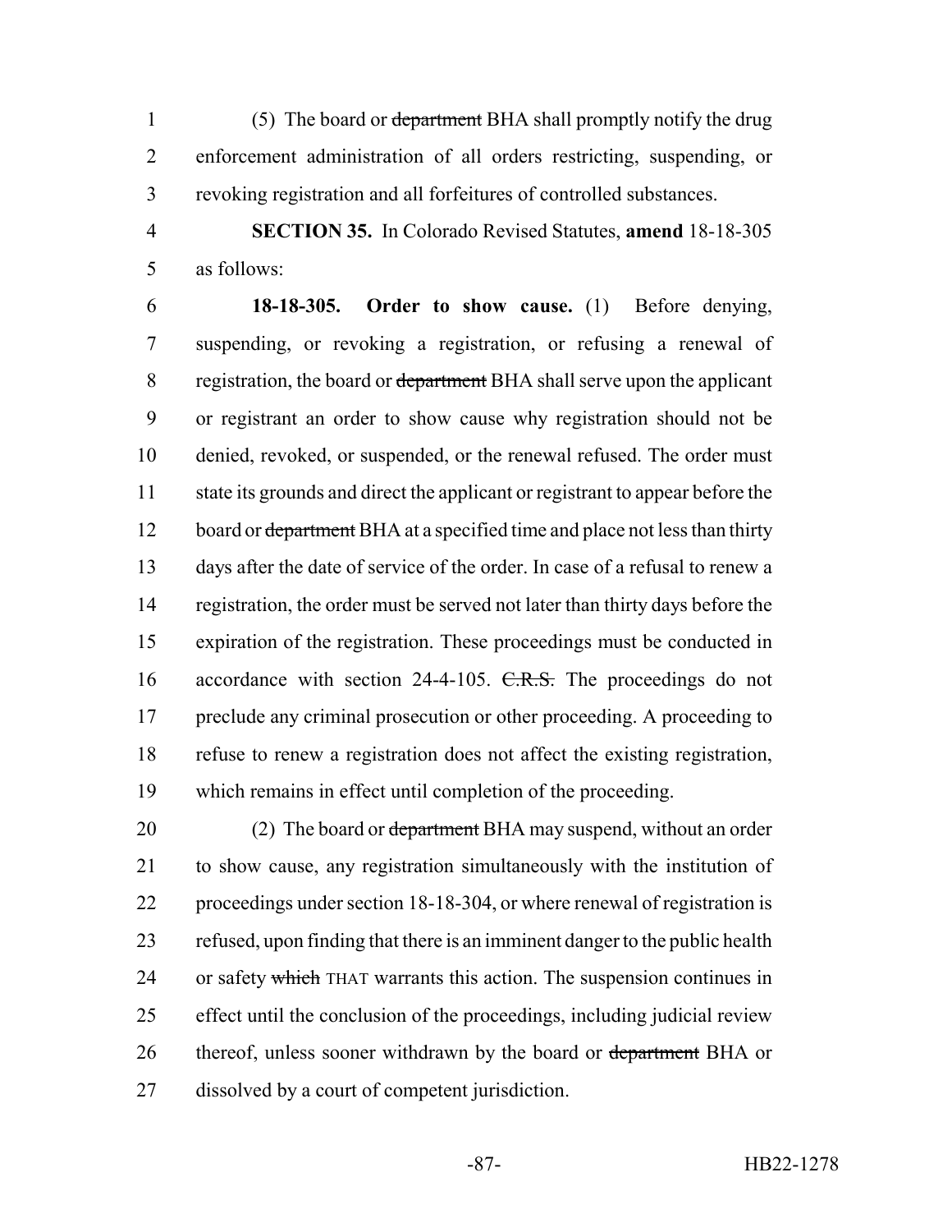(5) The board or ~~department~~ BHA shall promptly notify the drug enforcement administration of all orders restricting, suspending, or revoking registration and all forfeitures of controlled substances.

**SECTION 35.** In Colorado Revised Statutes, **amend** 18-18-305 as follows:

**18-18-305. Order to show cause.** (1) Before denying, suspending, or revoking a registration, or refusing a renewal of registration, the board or ~~department~~ BHA shall serve upon the applicant or registrant an order to show cause why registration should not be denied, revoked, or suspended, or the renewal refused. The order must state its grounds and direct the applicant or registrant to appear before the board or ~~department~~ BHA at a specified time and place not less than thirty days after the date of service of the order. In case of a refusal to renew a registration, the order must be served not later than thirty days before the expiration of the registration. These proceedings must be conducted in accordance with section 24-4-105. ~~C.R.S.~~ The proceedings do not preclude any criminal prosecution or other proceeding. A proceeding to refuse to renew a registration does not affect the existing registration, which remains in effect until completion of the proceeding.

(2) The board or ~~department~~ BHA may suspend, without an order to show cause, any registration simultaneously with the institution of proceedings under section 18-18-304, or where renewal of registration is refused, upon finding that there is an imminent danger to the public health or safety ~~which~~ THAT warrants this action. The suspension continues in effect until the conclusion of the proceedings, including judicial review thereof, unless sooner withdrawn by the board or ~~department~~ BHA or dissolved by a court of competent jurisdiction.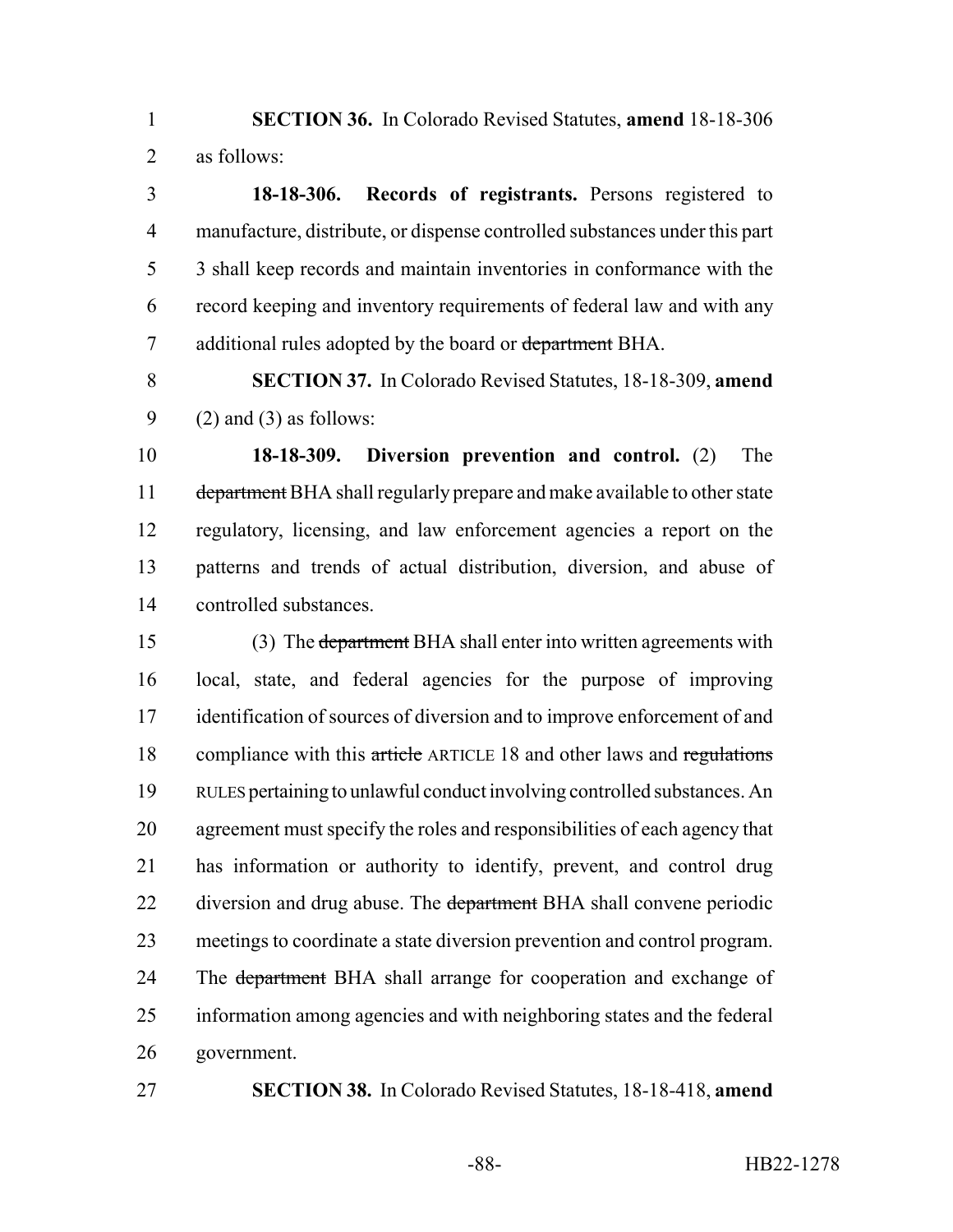**SECTION 36.** In Colorado Revised Statutes, **amend** 18-18-306 as follows:

**18-18-306. Records of registrants.** Persons registered to manufacture, distribute, or dispense controlled substances under this part 3 shall keep records and maintain inventories in conformance with the record keeping and inventory requirements of federal law and with any additional rules adopted by the board or ~~department~~ BHA.

**SECTION 37.** In Colorado Revised Statutes, 18-18-309, **amend** (2) and (3) as follows:

**18-18-309. Diversion prevention and control.** (2) The ~~department~~ BHA shall regularly prepare and make available to other state regulatory, licensing, and law enforcement agencies a report on the patterns and trends of actual distribution, diversion, and abuse of controlled substances.

(3) The ~~department~~ BHA shall enter into written agreements with local, state, and federal agencies for the purpose of improving identification of sources of diversion and to improve enforcement of and compliance with this ~~article~~ ARTICLE 18 and other laws and ~~regulations~~ RULES pertaining to unlawful conduct involving controlled substances. An agreement must specify the roles and responsibilities of each agency that has information or authority to identify, prevent, and control drug diversion and drug abuse. The ~~department~~ BHA shall convene periodic meetings to coordinate a state diversion prevention and control program. The ~~department~~ BHA shall arrange for cooperation and exchange of information among agencies and with neighboring states and the federal government.

**SECTION 38.** In Colorado Revised Statutes, 18-18-418, **amend**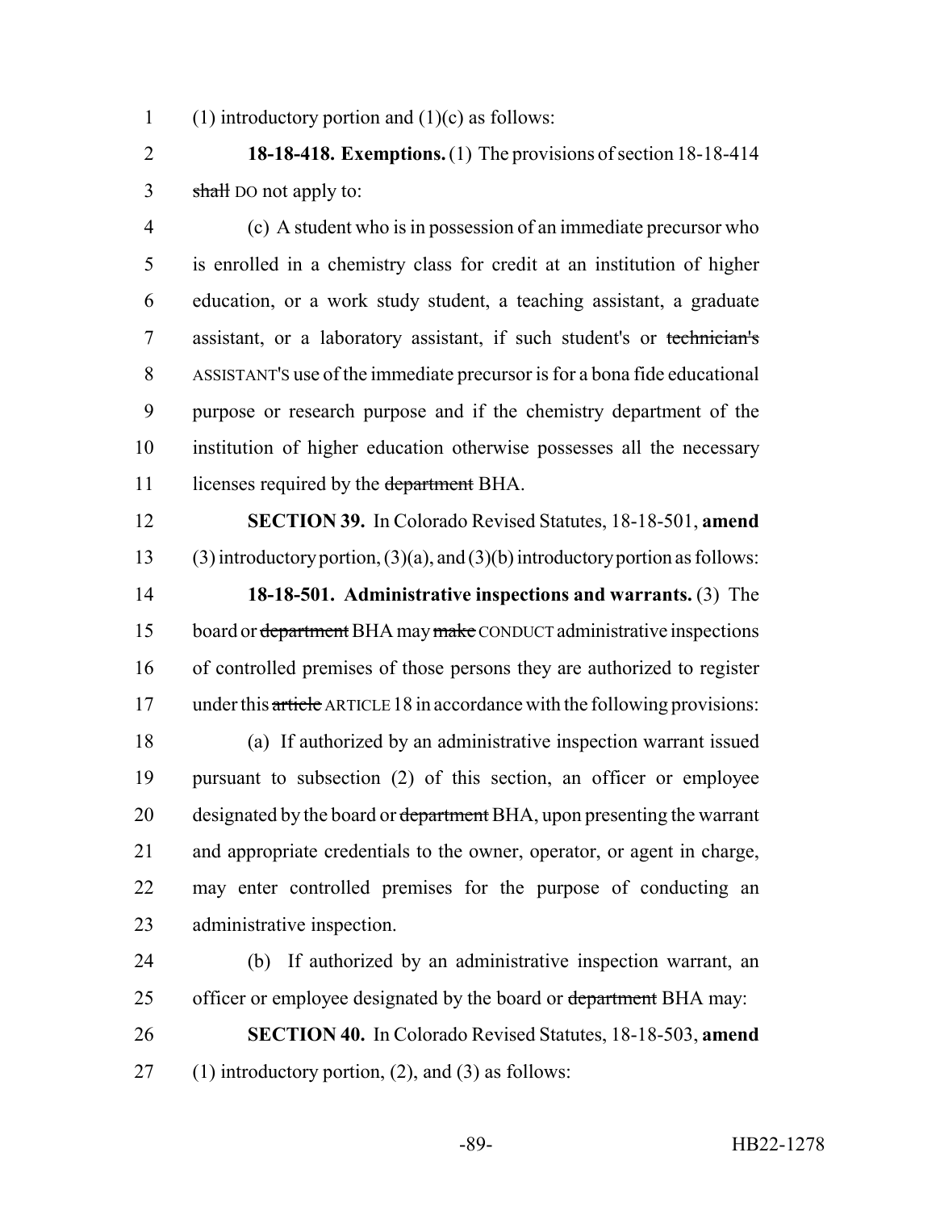(1) introductory portion and (1)(c) as follows:

**18-18-418. Exemptions.** (1) The provisions of section 18-18-414 ~~shall~~ DO not apply to:

(c) A student who is in possession of an immediate precursor who is enrolled in a chemistry class for credit at an institution of higher education, or a work study student, a teaching assistant, a graduate assistant, or a laboratory assistant, if such student's or ~~technician's~~ ASSISTANT'S use of the immediate precursor is for a bona fide educational purpose or research purpose and if the chemistry department of the institution of higher education otherwise possesses all the necessary licenses required by the ~~department~~ BHA.

**SECTION 39.** In Colorado Revised Statutes, 18-18-501, **amend** (3) introductory portion, (3)(a), and (3)(b) introductory portion as follows:

**18-18-501. Administrative inspections and warrants.** (3) The board or ~~department~~ BHA may ~~make~~ CONDUCT administrative inspections of controlled premises of those persons they are authorized to register under this ~~article~~ ARTICLE 18 in accordance with the following provisions:

(a) If authorized by an administrative inspection warrant issued pursuant to subsection (2) of this section, an officer or employee designated by the board or ~~department~~ BHA, upon presenting the warrant and appropriate credentials to the owner, operator, or agent in charge, may enter controlled premises for the purpose of conducting an administrative inspection.

(b) If authorized by an administrative inspection warrant, an officer or employee designated by the board or ~~department~~ BHA may:

**SECTION 40.** In Colorado Revised Statutes, 18-18-503, **amend** (1) introductory portion, (2), and (3) as follows: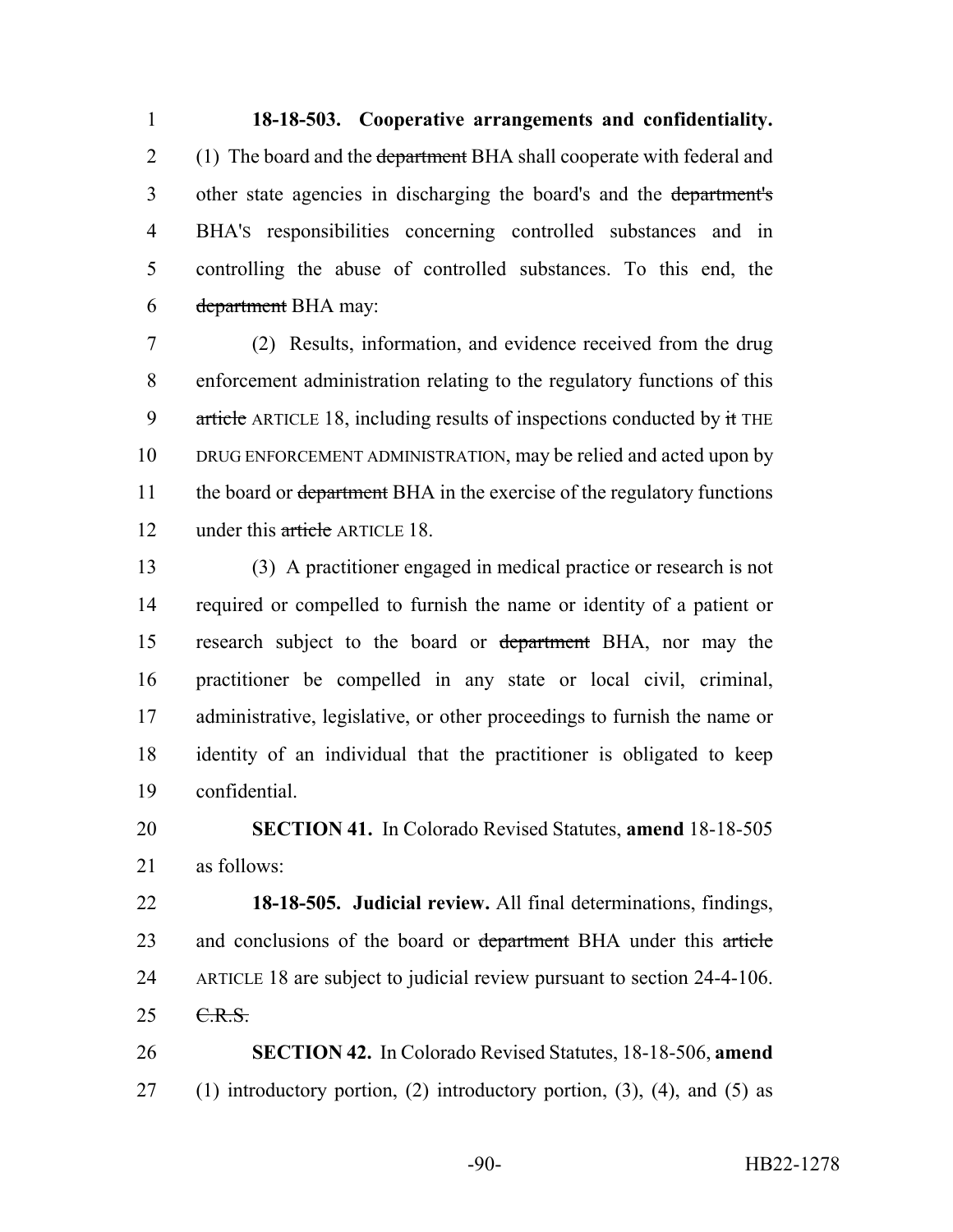**18-18-503. Cooperative arrangements and confidentiality.** (1) The board and the ~~department~~ BHA shall cooperate with federal and other state agencies in discharging the board's and the ~~department's~~ BHA'S responsibilities concerning controlled substances and in controlling the abuse of controlled substances. To this end, the ~~department~~ BHA may:

(2) Results, information, and evidence received from the drug enforcement administration relating to the regulatory functions of this ~~article~~ ARTICLE 18, including results of inspections conducted by ~~it~~ THE DRUG ENFORCEMENT ADMINISTRATION, may be relied and acted upon by the board or ~~department~~ BHA in the exercise of the regulatory functions under this ~~article~~ ARTICLE 18.

(3) A practitioner engaged in medical practice or research is not required or compelled to furnish the name or identity of a patient or research subject to the board or ~~department~~ BHA, nor may the practitioner be compelled in any state or local civil, criminal, administrative, legislative, or other proceedings to furnish the name or identity of an individual that the practitioner is obligated to keep confidential.

**SECTION 41.** In Colorado Revised Statutes, **amend** 18-18-505 as follows:

**18-18-505. Judicial review.** All final determinations, findings, and conclusions of the board or ~~department~~ BHA under this ~~article~~ ARTICLE 18 are subject to judicial review pursuant to section 24-4-106. ~~C.R.S.~~

**SECTION 42.** In Colorado Revised Statutes, 18-18-506, **amend** (1) introductory portion, (2) introductory portion, (3), (4), and (5) as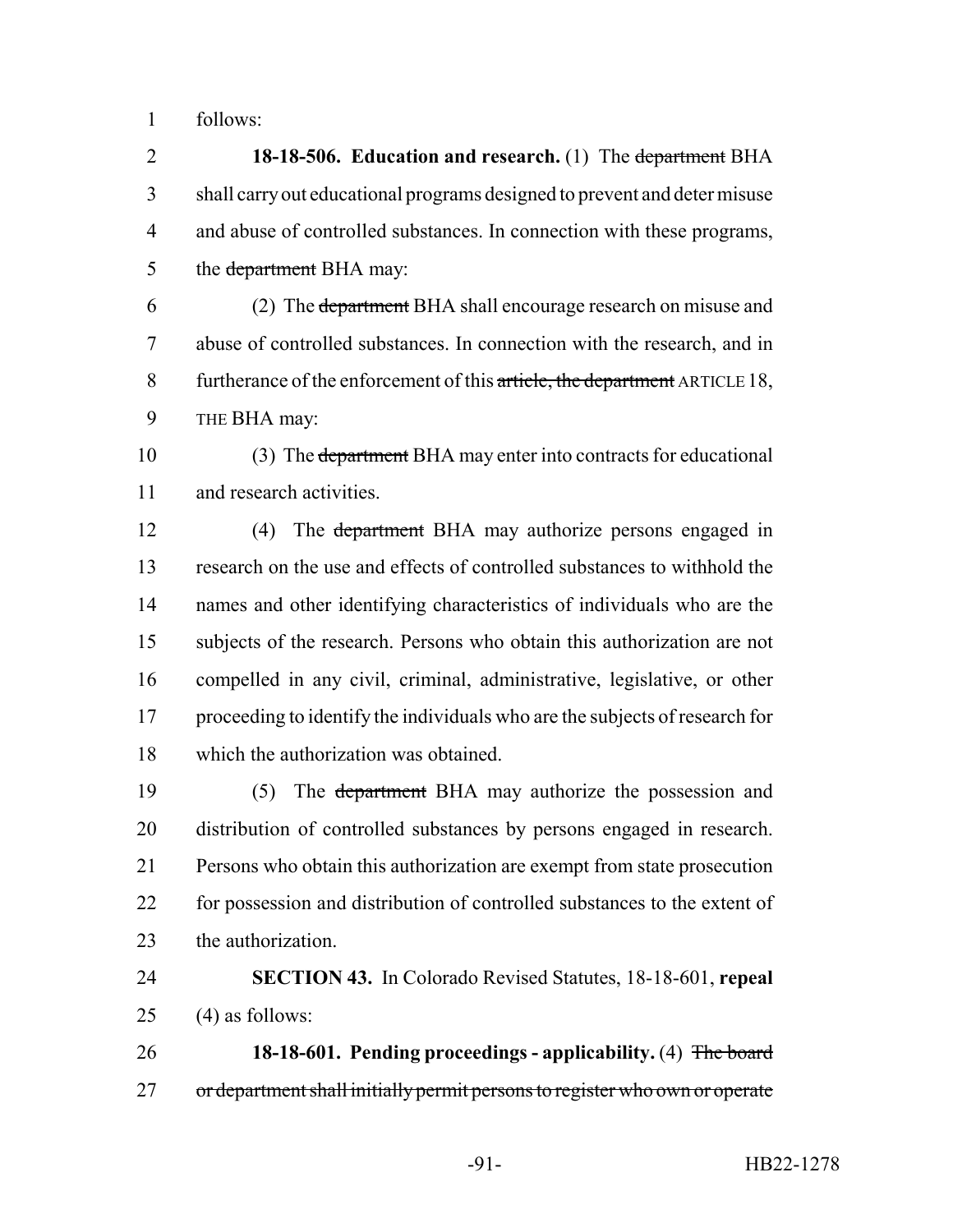follows:

**18-18-506. Education and research.** (1) The ~~department~~ BHA shall carry out educational programs designed to prevent and deter misuse and abuse of controlled substances. In connection with these programs, the ~~department~~ BHA may:

(2) The ~~department~~ BHA shall encourage research on misuse and abuse of controlled substances. In connection with the research, and in furtherance of the enforcement of this ~~article, the department~~ ARTICLE 18, THE BHA may:

(3) The ~~department~~ BHA may enter into contracts for educational and research activities.

(4) The ~~department~~ BHA may authorize persons engaged in research on the use and effects of controlled substances to withhold the names and other identifying characteristics of individuals who are the subjects of the research. Persons who obtain this authorization are not compelled in any civil, criminal, administrative, legislative, or other proceeding to identify the individuals who are the subjects of research for which the authorization was obtained.

(5) The ~~department~~ BHA may authorize the possession and distribution of controlled substances by persons engaged in research. Persons who obtain this authorization are exempt from state prosecution for possession and distribution of controlled substances to the extent of the authorization.

**SECTION 43.** In Colorado Revised Statutes, 18-18-601, **repeal** (4) as follows:

**18-18-601. Pending proceedings - applicability.** (4) ~~The board or department shall initially permit persons to register who own or operate~~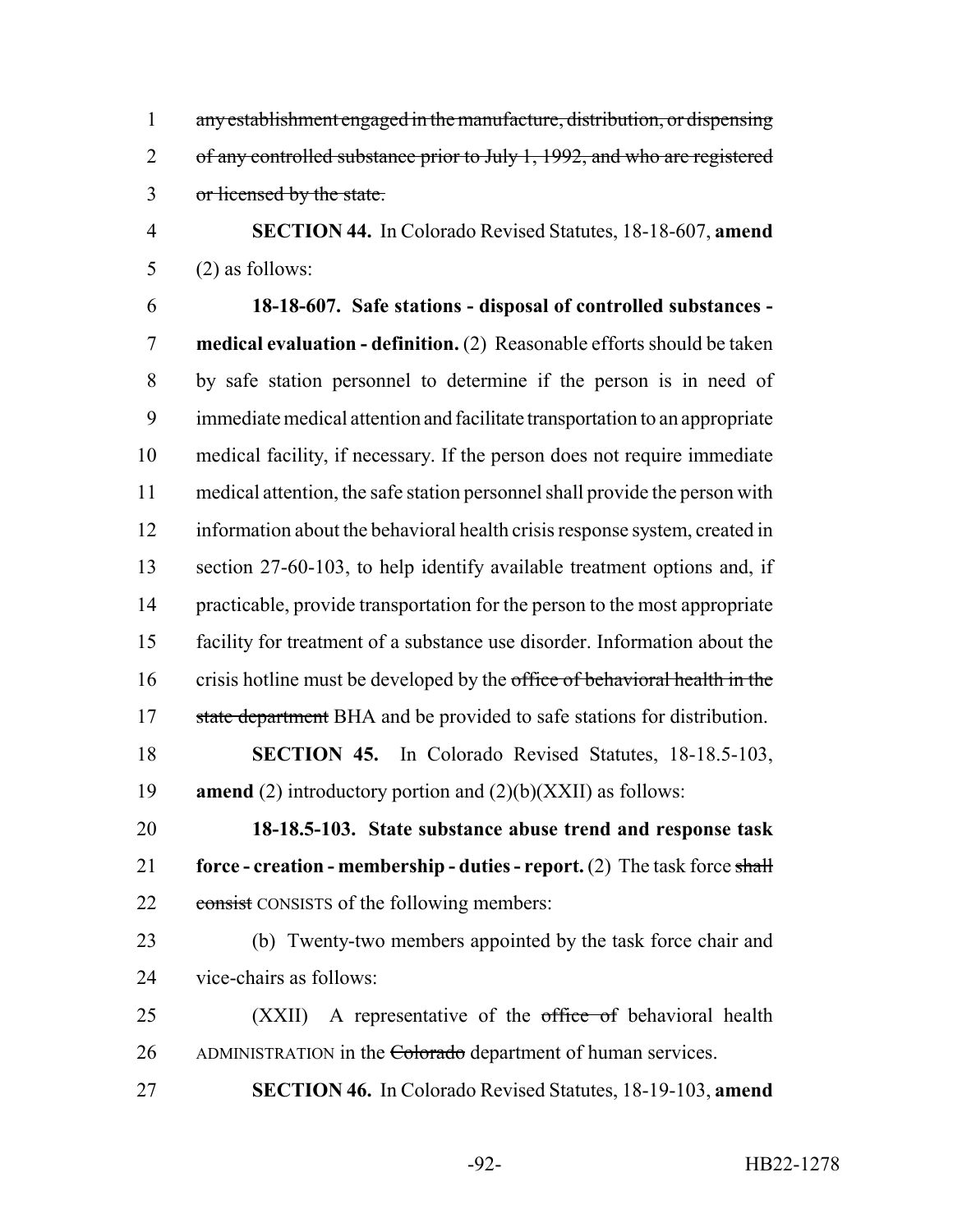any establishment engaged in the manufacture, distribution, or dispensing of any controlled substance prior to July 1, 1992, and who are registered or licensed by the state.

**SECTION 44.** In Colorado Revised Statutes, 18-18-607, **amend** (2) as follows:

**18-18-607. Safe stations - disposal of controlled substances - medical evaluation - definition.** (2) Reasonable efforts should be taken by safe station personnel to determine if the person is in need of immediate medical attention and facilitate transportation to an appropriate medical facility, if necessary. If the person does not require immediate medical attention, the safe station personnel shall provide the person with information about the behavioral health crisis response system, created in section 27-60-103, to help identify available treatment options and, if practicable, provide transportation for the person to the most appropriate facility for treatment of a substance use disorder. Information about the crisis hotline must be developed by the ~~office of behavioral health in the state department~~ BHA and be provided to safe stations for distribution.

**SECTION 45.** In Colorado Revised Statutes, 18-18.5-103, **amend** (2) introductory portion and (2)(b)(XXII) as follows:

**18-18.5-103. State substance abuse trend and response task force - creation - membership - duties - report.** (2) The task force ~~shall consist~~ CONSISTS of the following members:

(b) Twenty-two members appointed by the task force chair and vice-chairs as follows:

(XXII) A representative of the ~~office of~~ behavioral health ADMINISTRATION in the ~~Colorado~~ department of human services.

**SECTION 46.** In Colorado Revised Statutes, 18-19-103, **amend**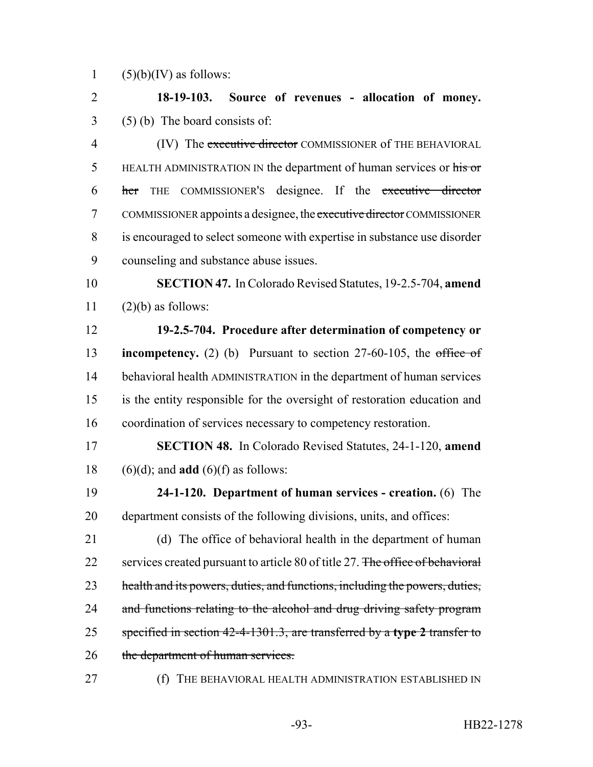(5)(b)(IV) as follows:

**18-19-103. Source of revenues - allocation of money.** (5) (b) The board consists of:

(IV) The ~~executive director~~ COMMISSIONER of THE BEHAVIORAL HEALTH ADMINISTRATION IN the department of human services or ~~his or her~~ THE COMMISSIONER'S designee. If the ~~executive director~~ COMMISSIONER appoints a designee, the ~~executive director~~ COMMISSIONER is encouraged to select someone with expertise in substance use disorder counseling and substance abuse issues.

**SECTION 47.** In Colorado Revised Statutes, 19-2.5-704, **amend** (2)(b) as follows:

**19-2.5-704. Procedure after determination of competency or incompetency.** (2) (b) Pursuant to section 27-60-105, the ~~office of~~ behavioral health ADMINISTRATION in the department of human services is the entity responsible for the oversight of restoration education and coordination of services necessary to competency restoration.

**SECTION 48.** In Colorado Revised Statutes, 24-1-120, **amend** (6)(d); and **add** (6)(f) as follows:

**24-1-120. Department of human services - creation.** (6) The department consists of the following divisions, units, and offices:

(d) The office of behavioral health in the department of human services created pursuant to article 80 of title 27. ~~The office of behavioral health and its powers, duties, and functions, including the powers, duties, and functions relating to the alcohol and drug driving safety program specified in section 42-4-1301.3, are transferred by a **type 2** transfer to the department of human services.~~

(f) THE BEHAVIORAL HEALTH ADMINISTRATION ESTABLISHED IN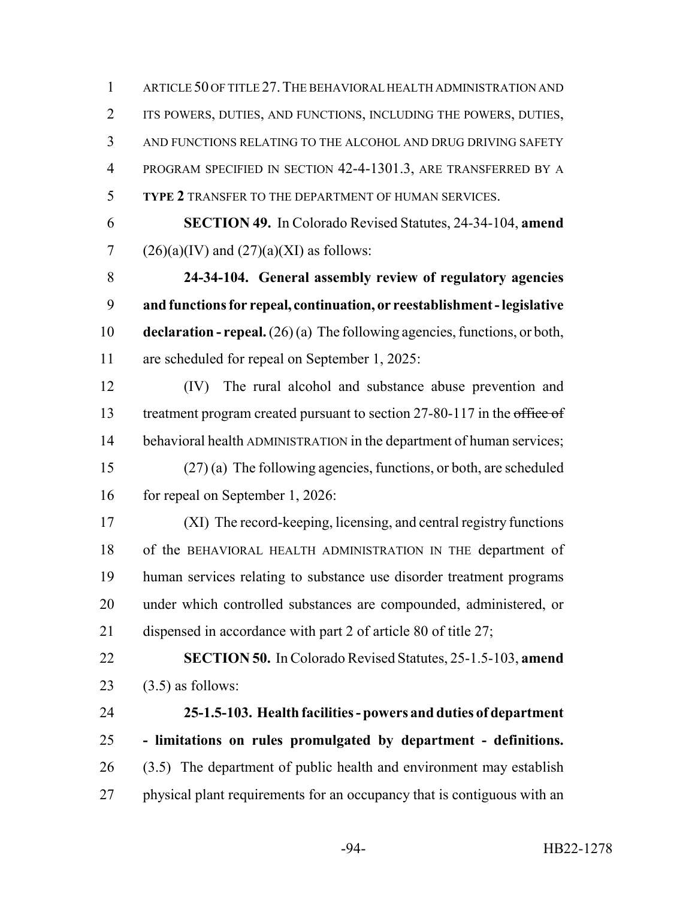ARTICLE 50 OF TITLE 27. THE BEHAVIORAL HEALTH ADMINISTRATION AND ITS POWERS, DUTIES, AND FUNCTIONS, INCLUDING THE POWERS, DUTIES, AND FUNCTIONS RELATING TO THE ALCOHOL AND DRUG DRIVING SAFETY PROGRAM SPECIFIED IN SECTION 42-4-1301.3, ARE TRANSFERRED BY A **TYPE 2** TRANSFER TO THE DEPARTMENT OF HUMAN SERVICES.

**SECTION 49.** In Colorado Revised Statutes, 24-34-104, **amend** (26)(a)(IV) and (27)(a)(XI) as follows:

**24-34-104. General assembly review of regulatory agencies and functions for repeal, continuation, or reestablishment - legislative declaration - repeal.** (26) (a) The following agencies, functions, or both, are scheduled for repeal on September 1, 2025:

(IV) The rural alcohol and substance abuse prevention and treatment program created pursuant to section 27-80-117 in the ~~office of~~ behavioral health ADMINISTRATION in the department of human services;

(27) (a) The following agencies, functions, or both, are scheduled for repeal on September 1, 2026:

(XI) The record-keeping, licensing, and central registry functions of the BEHAVIORAL HEALTH ADMINISTRATION IN THE department of human services relating to substance use disorder treatment programs under which controlled substances are compounded, administered, or dispensed in accordance with part 2 of article 80 of title 27;

**SECTION 50.** In Colorado Revised Statutes, 25-1.5-103, **amend** (3.5) as follows:

**25-1.5-103. Health facilities - powers and duties of department - limitations on rules promulgated by department - definitions.** (3.5) The department of public health and environment may establish physical plant requirements for an occupancy that is contiguous with an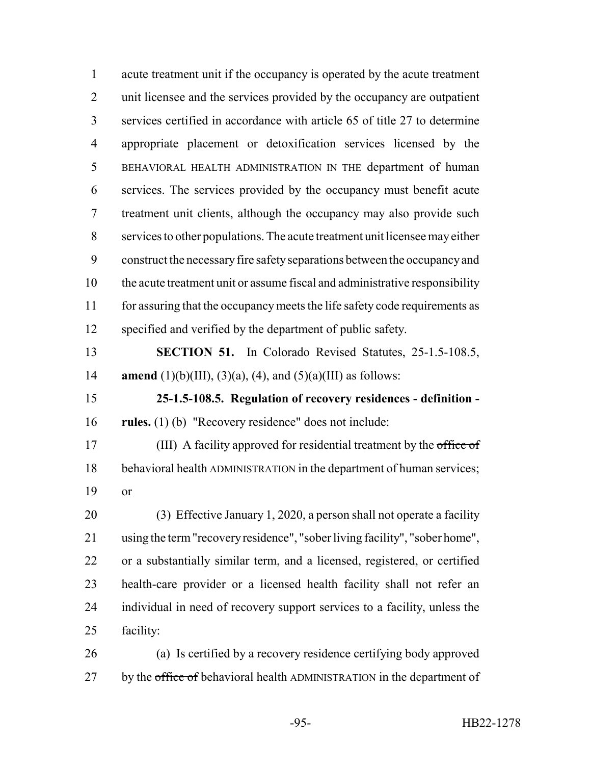acute treatment unit if the occupancy is operated by the acute treatment unit licensee and the services provided by the occupancy are outpatient services certified in accordance with article 65 of title 27 to determine appropriate placement or detoxification services licensed by the BEHAVIORAL HEALTH ADMINISTRATION IN THE department of human services. The services provided by the occupancy must benefit acute treatment unit clients, although the occupancy may also provide such services to other populations. The acute treatment unit licensee may either construct the necessary fire safety separations between the occupancy and the acute treatment unit or assume fiscal and administrative responsibility for assuring that the occupancy meets the life safety code requirements as specified and verified by the department of public safety.

**SECTION 51.** In Colorado Revised Statutes, 25-1.5-108.5, **amend** (1)(b)(III), (3)(a), (4), and (5)(a)(III) as follows:

**25-1.5-108.5. Regulation of recovery residences - definition - rules.** (1) (b) "Recovery residence" does not include:

(III) A facility approved for residential treatment by the ~~office of~~ behavioral health ADMINISTRATION in the department of human services; or

(3) Effective January 1, 2020, a person shall not operate a facility using the term "recovery residence", "sober living facility", "sober home", or a substantially similar term, and a licensed, registered, or certified health-care provider or a licensed health facility shall not refer an individual in need of recovery support services to a facility, unless the facility:

(a) Is certified by a recovery residence certifying body approved by the ~~office of~~ behavioral health ADMINISTRATION in the department of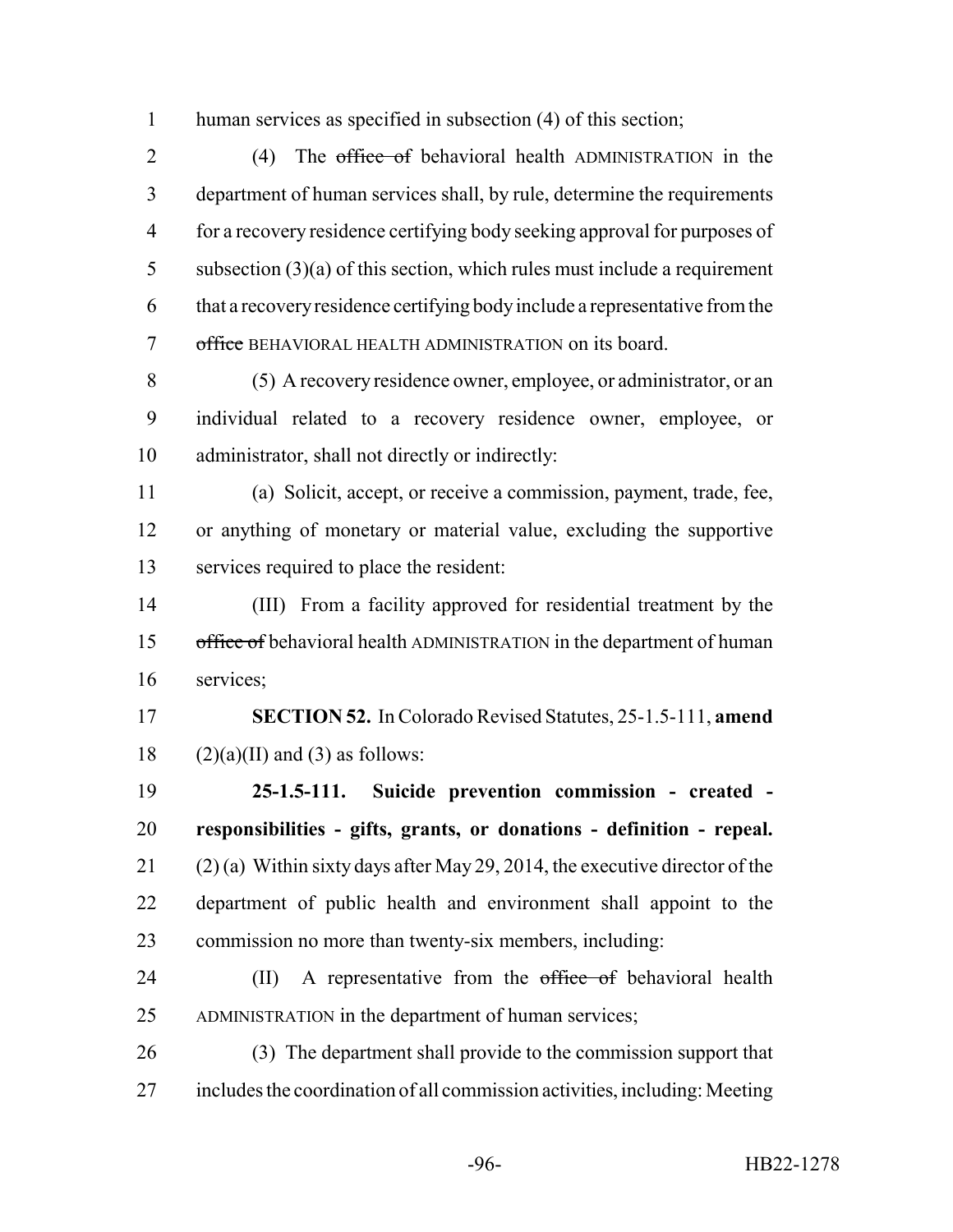human services as specified in subsection (4) of this section;

(4) The ~~office of~~ behavioral health ADMINISTRATION in the department of human services shall, by rule, determine the requirements for a recovery residence certifying body seeking approval for purposes of subsection (3)(a) of this section, which rules must include a requirement that a recovery residence certifying body include a representative from the ~~office~~ BEHAVIORAL HEALTH ADMINISTRATION on its board.

(5) A recovery residence owner, employee, or administrator, or an individual related to a recovery residence owner, employee, or administrator, shall not directly or indirectly:

(a) Solicit, accept, or receive a commission, payment, trade, fee, or anything of monetary or material value, excluding the supportive services required to place the resident:

(III) From a facility approved for residential treatment by the ~~office of~~ behavioral health ADMINISTRATION in the department of human services;

**SECTION 52.** In Colorado Revised Statutes, 25-1.5-111, **amend** (2)(a)(II) and (3) as follows:

**25-1.5-111. Suicide prevention commission - created - responsibilities - gifts, grants, or donations - definition - repeal.** (2) (a) Within sixty days after May 29, 2014, the executive director of the department of public health and environment shall appoint to the commission no more than twenty-six members, including:

(II) A representative from the ~~office of~~ behavioral health ADMINISTRATION in the department of human services;

(3) The department shall provide to the commission support that includes the coordination of all commission activities, including: Meeting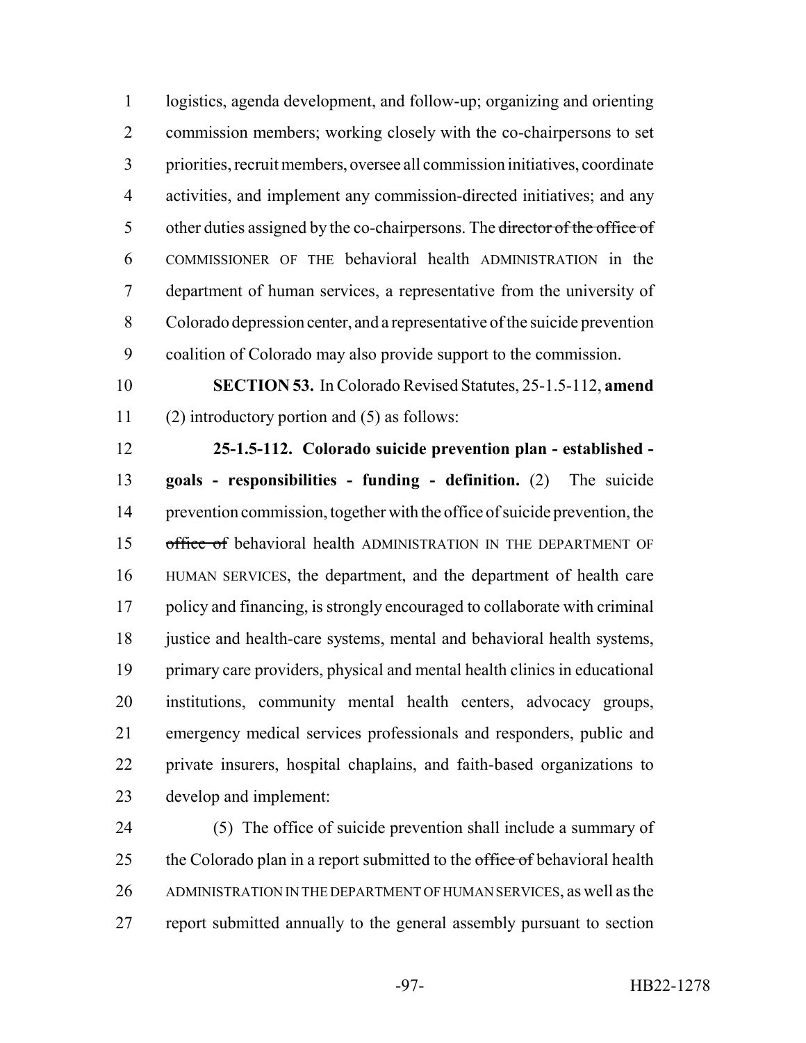logistics, agenda development, and follow-up; organizing and orienting commission members; working closely with the co-chairpersons to set priorities, recruit members, oversee all commission initiatives, coordinate activities, and implement any commission-directed initiatives; and any other duties assigned by the co-chairpersons. The ~~director of the office of~~ COMMISSIONER OF THE behavioral health ADMINISTRATION in the department of human services, a representative from the university of Colorado depression center, and a representative of the suicide prevention coalition of Colorado may also provide support to the commission.

**SECTION 53.** In Colorado Revised Statutes, 25-1.5-112, **amend** (2) introductory portion and (5) as follows:

**25-1.5-112. Colorado suicide prevention plan - established - goals - responsibilities - funding - definition.** (2) The suicide prevention commission, together with the office of suicide prevention, the ~~office of~~ behavioral health ADMINISTRATION IN THE DEPARTMENT OF HUMAN SERVICES, the department, and the department of health care policy and financing, is strongly encouraged to collaborate with criminal justice and health-care systems, mental and behavioral health systems, primary care providers, physical and mental health clinics in educational institutions, community mental health centers, advocacy groups, emergency medical services professionals and responders, public and private insurers, hospital chaplains, and faith-based organizations to develop and implement:

(5) The office of suicide prevention shall include a summary of the Colorado plan in a report submitted to the ~~office of~~ behavioral health ADMINISTRATION IN THE DEPARTMENT OF HUMAN SERVICES, as well as the report submitted annually to the general assembly pursuant to section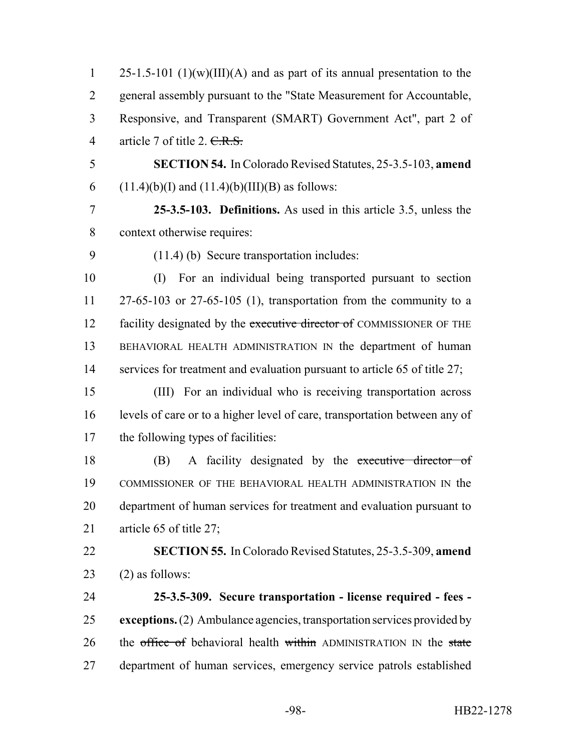25-1.5-101 (1)(w)(III)(A) and as part of its annual presentation to the general assembly pursuant to the "State Measurement for Accountable, Responsive, and Transparent (SMART) Government Act", part 2 of article 7 of title 2. ~~C.R.S.~~

**SECTION 54.** In Colorado Revised Statutes, 25-3.5-103, **amend** (11.4)(b)(I) and (11.4)(b)(III)(B) as follows:

**25-3.5-103. Definitions.** As used in this article 3.5, unless the context otherwise requires:

(11.4) (b) Secure transportation includes:

(I) For an individual being transported pursuant to section 27-65-103 or 27-65-105 (1), transportation from the community to a facility designated by the ~~executive director of~~ COMMISSIONER OF THE BEHAVIORAL HEALTH ADMINISTRATION IN the department of human services for treatment and evaluation pursuant to article 65 of title 27;

(III) For an individual who is receiving transportation across levels of care or to a higher level of care, transportation between any of the following types of facilities:

(B) A facility designated by the ~~executive director of~~ COMMISSIONER OF THE BEHAVIORAL HEALTH ADMINISTRATION IN the department of human services for treatment and evaluation pursuant to article 65 of title 27;

**SECTION 55.** In Colorado Revised Statutes, 25-3.5-309, **amend** (2) as follows:

**25-3.5-309. Secure transportation - license required - fees - exceptions.** (2) Ambulance agencies, transportation services provided by the ~~office of~~ behavioral health ~~within~~ ADMINISTRATION IN the ~~state~~ department of human services, emergency service patrols established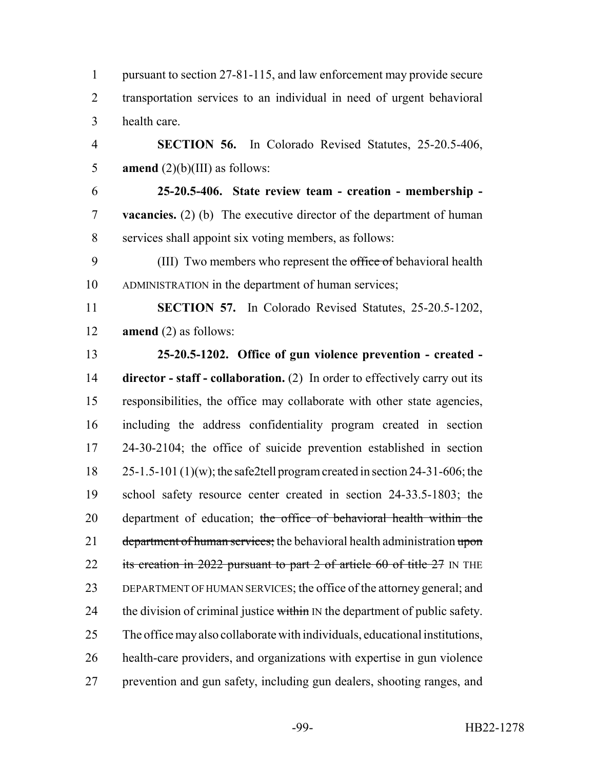pursuant to section 27-81-115, and law enforcement may provide secure transportation services to an individual in need of urgent behavioral health care.

**SECTION 56.** In Colorado Revised Statutes, 25-20.5-406, **amend** (2)(b)(III) as follows:

**25-20.5-406. State review team - creation - membership - vacancies.** (2) (b) The executive director of the department of human services shall appoint six voting members, as follows:

(III) Two members who represent the ~~office of~~ behavioral health ADMINISTRATION in the department of human services;

**SECTION 57.** In Colorado Revised Statutes, 25-20.5-1202, **amend** (2) as follows:

**25-20.5-1202. Office of gun violence prevention - created - director - staff - collaboration.** (2) In order to effectively carry out its responsibilities, the office may collaborate with other state agencies, including the address confidentiality program created in section 24-30-2104; the office of suicide prevention established in section 25-1.5-101 (1)(w); the safe2tell program created in section 24-31-606; the school safety resource center created in section 24-33.5-1803; the department of education; ~~the office of behavioral health within the department of human services;~~ the behavioral health administration ~~upon its creation in 2022 pursuant to part 2 of article 60 of title 27~~ IN THE DEPARTMENT OF HUMAN SERVICES; the office of the attorney general; and the division of criminal justice ~~within~~ IN the department of public safety. The office may also collaborate with individuals, educational institutions, health-care providers, and organizations with expertise in gun violence prevention and gun safety, including gun dealers, shooting ranges, and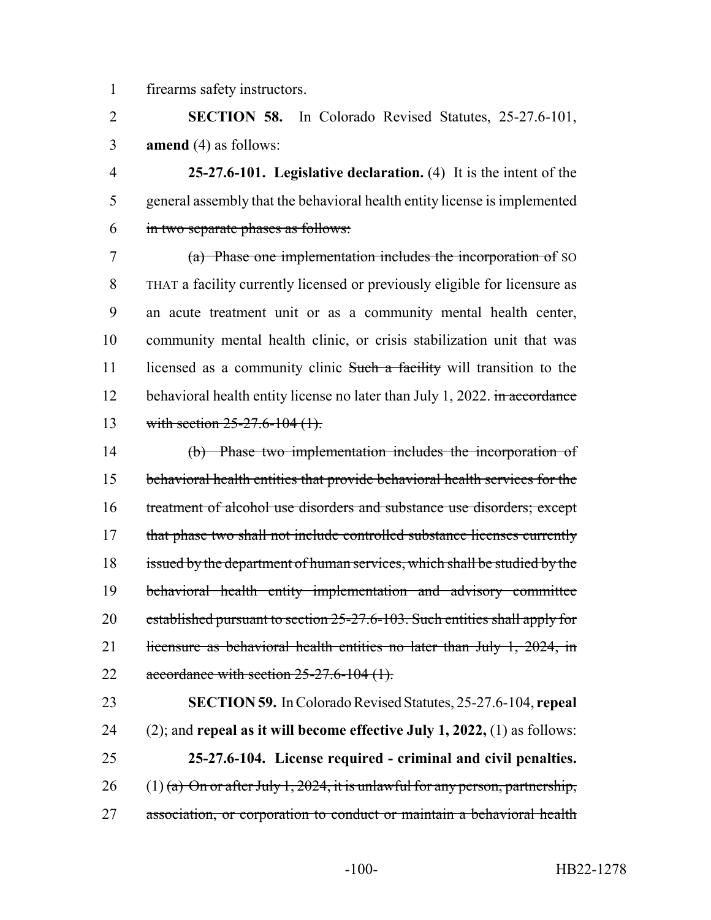firearms safety instructors.

**SECTION 58.** In Colorado Revised Statutes, 25-27.6-101, **amend** (4) as follows:

**25-27.6-101. Legislative declaration.** (4) It is the intent of the general assembly that the behavioral health entity license is implemented ~~in two separate phases as follows:~~

~~(a) Phase one implementation includes the incorporation of~~ SO THAT a facility currently licensed or previously eligible for licensure as an acute treatment unit or as a community mental health center, community mental health clinic, or crisis stabilization unit that was licensed as a community clinic ~~Such a facility~~ will transition to the behavioral health entity license no later than July 1, 2022. ~~in accordance with section 25-27.6-104 (1).~~

~~(b) Phase two implementation includes the incorporation of behavioral health entities that provide behavioral health services for the treatment of alcohol use disorders and substance use disorders; except that phase two shall not include controlled substance licenses currently issued by the department of human services, which shall be studied by the behavioral health entity implementation and advisory committee established pursuant to section 25-27.6-103. Such entities shall apply for licensure as behavioral health entities no later than July 1, 2024, in accordance with section 25-27.6-104 (1).~~

**SECTION 59.** In Colorado Revised Statutes, 25-27.6-104, **repeal** (2); and **repeal as it will become effective July 1, 2022,** (1) as follows:

**25-27.6-104. License required - criminal and civil penalties.** (1) ~~(a) On or after July 1, 2024, it is unlawful for any person, partnership, association, or corporation to conduct or maintain a behavioral health~~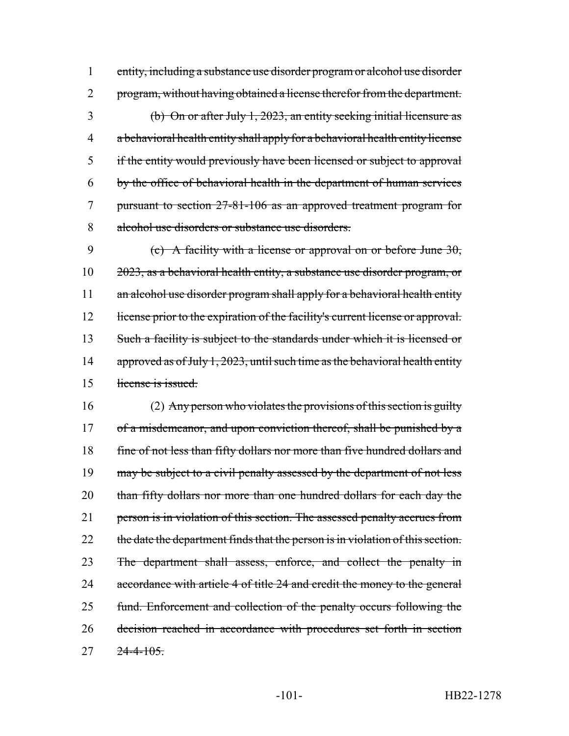entity, including a substance use disorder program or alcohol use disorder program, without having obtained a license therefor from the department.

(b) On or after July 1, 2023, an entity seeking initial licensure as a behavioral health entity shall apply for a behavioral health entity license if the entity would previously have been licensed or subject to approval by the office of behavioral health in the department of human services pursuant to section 27-81-106 as an approved treatment program for alcohol use disorders or substance use disorders.

(c) A facility with a license or approval on or before June 30, 2023, as a behavioral health entity, a substance use disorder program, or an alcohol use disorder program shall apply for a behavioral health entity license prior to the expiration of the facility's current license or approval. Such a facility is subject to the standards under which it is licensed or approved as of July 1, 2023, until such time as the behavioral health entity license is issued.

(2) Any person who violates the provisions of this section is guilty of a misdemeanor, and upon conviction thereof, shall be punished by a fine of not less than fifty dollars nor more than five hundred dollars and may be subject to a civil penalty assessed by the department of not less than fifty dollars nor more than one hundred dollars for each day the person is in violation of this section. The assessed penalty accrues from the date the department finds that the person is in violation of this section. The department shall assess, enforce, and collect the penalty in accordance with article 4 of title 24 and credit the money to the general fund. Enforcement and collection of the penalty occurs following the decision reached in accordance with procedures set forth in section 24-4-105.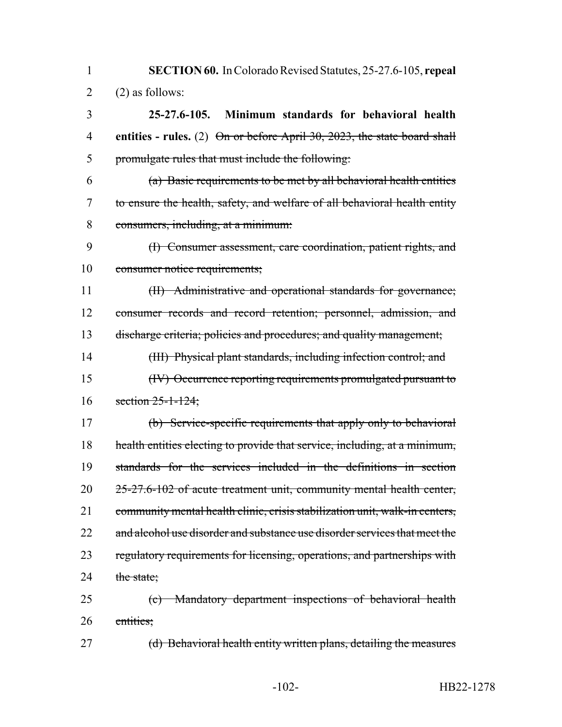**SECTION 60.** In Colorado Revised Statutes, 25-27.6-105, **repeal** (2) as follows:

**25-27.6-105. Minimum standards for behavioral health entities - rules.** (2) ~~On or before April 30, 2023, the state board shall promulgate rules that must include the following:~~

~~(a) Basic requirements to be met by all behavioral health entities to ensure the health, safety, and welfare of all behavioral health entity consumers, including, at a minimum:~~

~~(I) Consumer assessment, care coordination, patient rights, and consumer notice requirements;~~

~~(II) Administrative and operational standards for governance; consumer records and record retention; personnel, admission, and discharge criteria; policies and procedures; and quality management;~~

~~(III) Physical plant standards, including infection control; and~~

~~(IV) Occurrence reporting requirements promulgated pursuant to section 25-1-124;~~

~~(b) Service-specific requirements that apply only to behavioral health entities electing to provide that service, including, at a minimum, standards for the services included in the definitions in section 25-27.6-102 of acute treatment unit, community mental health center, community mental health clinic, crisis stabilization unit, walk-in centers, and alcohol use disorder and substance use disorder services that meet the regulatory requirements for licensing, operations, and partnerships with the state;~~

~~(c) Mandatory department inspections of behavioral health entities;~~

~~(d) Behavioral health entity written plans, detailing the measures~~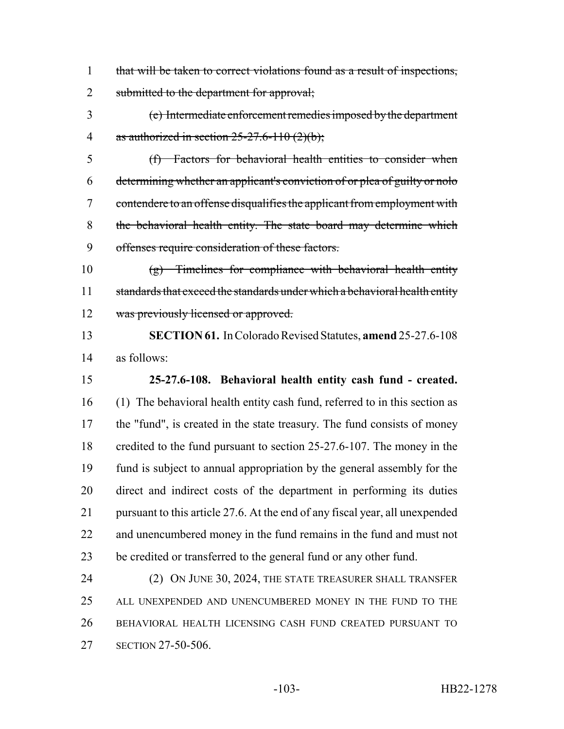~~that will be taken to correct violations found as a result of inspections, submitted to the department for approval;~~

~~(e) Intermediate enforcement remedies imposed by the department as authorized in section 25-27.6-110 (2)(b);~~

~~(f) Factors for behavioral health entities to consider when determining whether an applicant's conviction of or plea of guilty or nolo contendere to an offense disqualifies the applicant from employment with the behavioral health entity. The state board may determine which offenses require consideration of these factors.~~

~~(g) Timelines for compliance with behavioral health entity standards that exceed the standards under which a behavioral health entity was previously licensed or approved.~~

**SECTION 61.** In Colorado Revised Statutes, **amend** 25-27.6-108 as follows:

**25-27.6-108. Behavioral health entity cash fund - created.** (1) The behavioral health entity cash fund, referred to in this section as the "fund", is created in the state treasury. The fund consists of money credited to the fund pursuant to section 25-27.6-107. The money in the fund is subject to annual appropriation by the general assembly for the direct and indirect costs of the department in performing its duties pursuant to this article 27.6. At the end of any fiscal year, all unexpended and unencumbered money in the fund remains in the fund and must not be credited or transferred to the general fund or any other fund.

(2) ON JUNE 30, 2024, THE STATE TREASURER SHALL TRANSFER ALL UNEXPENDED AND UNENCUMBERED MONEY IN THE FUND TO THE BEHAVIORAL HEALTH LICENSING CASH FUND CREATED PURSUANT TO SECTION 27-50-506.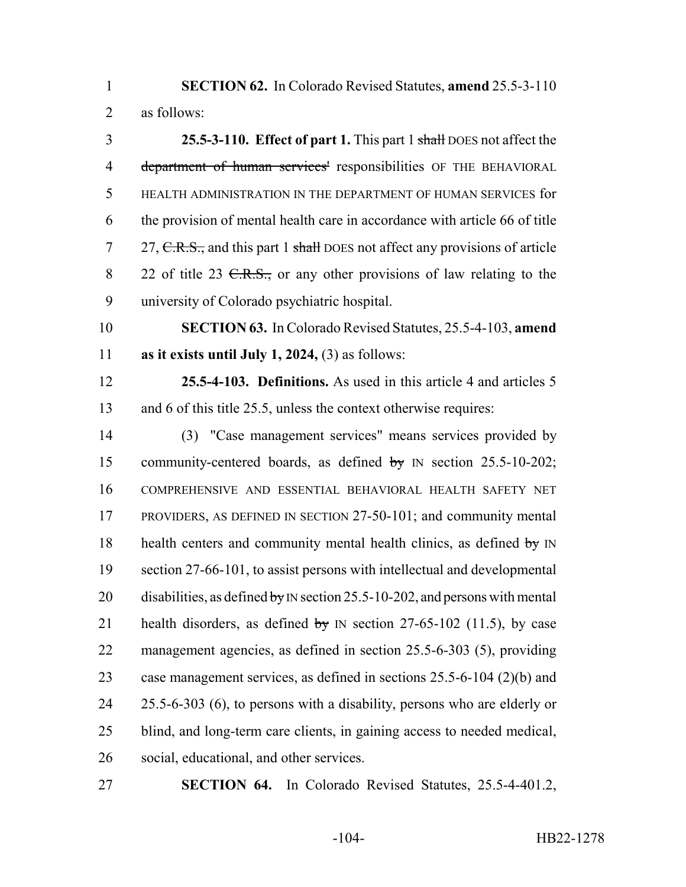**SECTION 62.** In Colorado Revised Statutes, **amend** 25.5-3-110 as follows:

**25.5-3-110. Effect of part 1.** This part 1 ~~shall~~ DOES not affect the ~~department of human services'~~ responsibilities OF THE BEHAVIORAL HEALTH ADMINISTRATION IN THE DEPARTMENT OF HUMAN SERVICES for the provision of mental health care in accordance with article 66 of title 27, ~~C.R.S.,~~ and this part 1 ~~shall~~ DOES not affect any provisions of article 22 of title 23 ~~C.R.S.,~~ or any other provisions of law relating to the university of Colorado psychiatric hospital.

**SECTION 63.** In Colorado Revised Statutes, 25.5-4-103, **amend as it exists until July 1, 2024,** (3) as follows:

**25.5-4-103. Definitions.** As used in this article 4 and articles 5 and 6 of this title 25.5, unless the context otherwise requires:

(3) "Case management services" means services provided by community-centered boards, as defined ~~by~~ IN section 25.5-10-202; COMPREHENSIVE AND ESSENTIAL BEHAVIORAL HEALTH SAFETY NET PROVIDERS, AS DEFINED IN SECTION 27-50-101; and community mental health centers and community mental health clinics, as defined ~~by~~ IN section 27-66-101, to assist persons with intellectual and developmental disabilities, as defined ~~by~~ IN section 25.5-10-202, and persons with mental health disorders, as defined ~~by~~ IN section 27-65-102 (11.5), by case management agencies, as defined in section 25.5-6-303 (5), providing case management services, as defined in sections 25.5-6-104 (2)(b) and 25.5-6-303 (6), to persons with a disability, persons who are elderly or blind, and long-term care clients, in gaining access to needed medical, social, educational, and other services.

**SECTION 64.** In Colorado Revised Statutes, 25.5-4-401.2,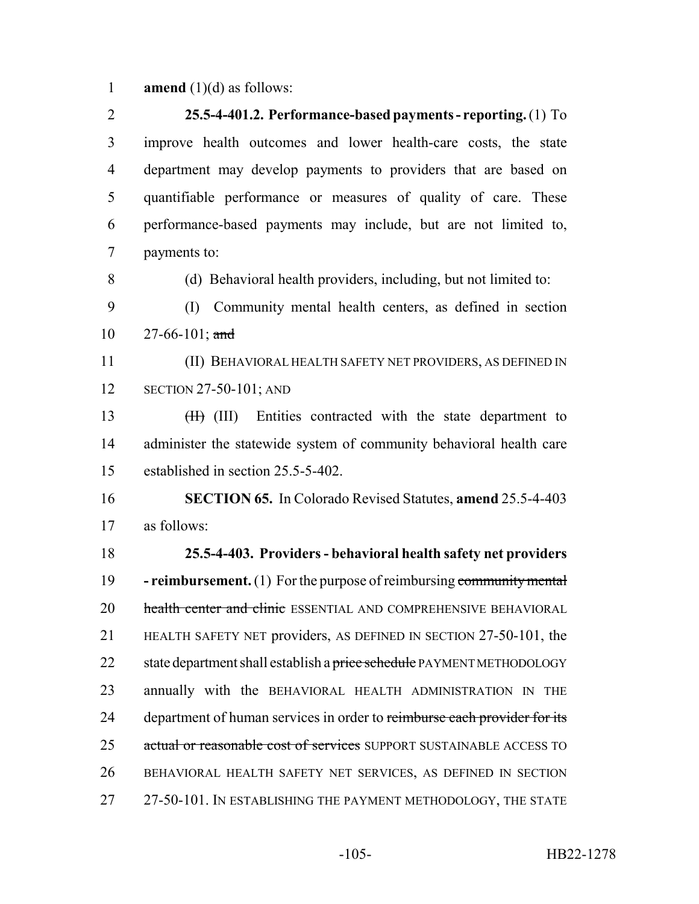**amend** (1)(d) as follows:

**25.5-4-401.2. Performance-based payments - reporting.** (1) To improve health outcomes and lower health-care costs, the state department may develop payments to providers that are based on quantifiable performance or measures of quality of care. These performance-based payments may include, but are not limited to, payments to:

(d) Behavioral health providers, including, but not limited to:

(I) Community mental health centers, as defined in section 27-66-101; ~~and~~

(II) BEHAVIORAL HEALTH SAFETY NET PROVIDERS, AS DEFINED IN SECTION 27-50-101; AND

~~(II)~~ (III) Entities contracted with the state department to administer the statewide system of community behavioral health care established in section 25.5-5-402.

**SECTION 65.** In Colorado Revised Statutes, **amend** 25.5-4-403 as follows:

**25.5-4-403. Providers - behavioral health safety net providers - reimbursement.** (1) For the purpose of reimbursing ~~community mental health center and clinic~~ ESSENTIAL AND COMPREHENSIVE BEHAVIORAL HEALTH SAFETY NET providers, AS DEFINED IN SECTION 27-50-101, the state department shall establish a ~~price schedule~~ PAYMENT METHODOLOGY annually with the BEHAVIORAL HEALTH ADMINISTRATION IN THE department of human services in order to ~~reimburse each provider for its actual or reasonable cost of services~~ SUPPORT SUSTAINABLE ACCESS TO BEHAVIORAL HEALTH SAFETY NET SERVICES, AS DEFINED IN SECTION 27-50-101. IN ESTABLISHING THE PAYMENT METHODOLOGY, THE STATE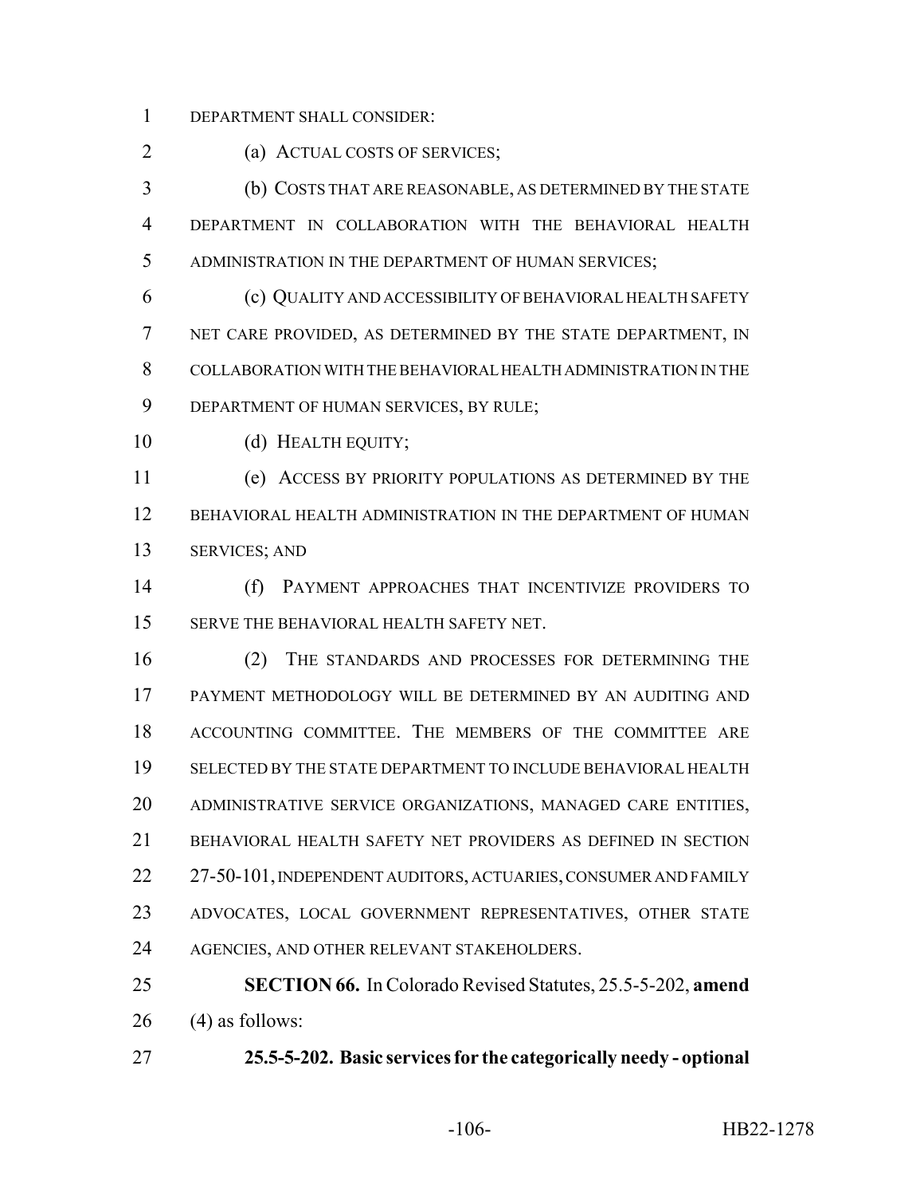DEPARTMENT SHALL CONSIDER:

(a) ACTUAL COSTS OF SERVICES;

(b) COSTS THAT ARE REASONABLE, AS DETERMINED BY THE STATE DEPARTMENT IN COLLABORATION WITH THE BEHAVIORAL HEALTH ADMINISTRATION IN THE DEPARTMENT OF HUMAN SERVICES;

(c) QUALITY AND ACCESSIBILITY OF BEHAVIORAL HEALTH SAFETY NET CARE PROVIDED, AS DETERMINED BY THE STATE DEPARTMENT, IN COLLABORATION WITH THE BEHAVIORAL HEALTH ADMINISTRATION IN THE DEPARTMENT OF HUMAN SERVICES, BY RULE;

(d) HEALTH EQUITY;

(e) ACCESS BY PRIORITY POPULATIONS AS DETERMINED BY THE BEHAVIORAL HEALTH ADMINISTRATION IN THE DEPARTMENT OF HUMAN SERVICES; AND

(f) PAYMENT APPROACHES THAT INCENTIVIZE PROVIDERS TO SERVE THE BEHAVIORAL HEALTH SAFETY NET.

(2) THE STANDARDS AND PROCESSES FOR DETERMINING THE PAYMENT METHODOLOGY WILL BE DETERMINED BY AN AUDITING AND ACCOUNTING COMMITTEE. THE MEMBERS OF THE COMMITTEE ARE SELECTED BY THE STATE DEPARTMENT TO INCLUDE BEHAVIORAL HEALTH ADMINISTRATIVE SERVICE ORGANIZATIONS, MANAGED CARE ENTITIES, BEHAVIORAL HEALTH SAFETY NET PROVIDERS AS DEFINED IN SECTION 27-50-101, INDEPENDENT AUDITORS, ACTUARIES, CONSUMER AND FAMILY ADVOCATES, LOCAL GOVERNMENT REPRESENTATIVES, OTHER STATE AGENCIES, AND OTHER RELEVANT STAKEHOLDERS.

**SECTION 66.** In Colorado Revised Statutes, 25.5-5-202, **amend** (4) as follows:

**25.5-5-202. Basic services for the categorically needy - optional**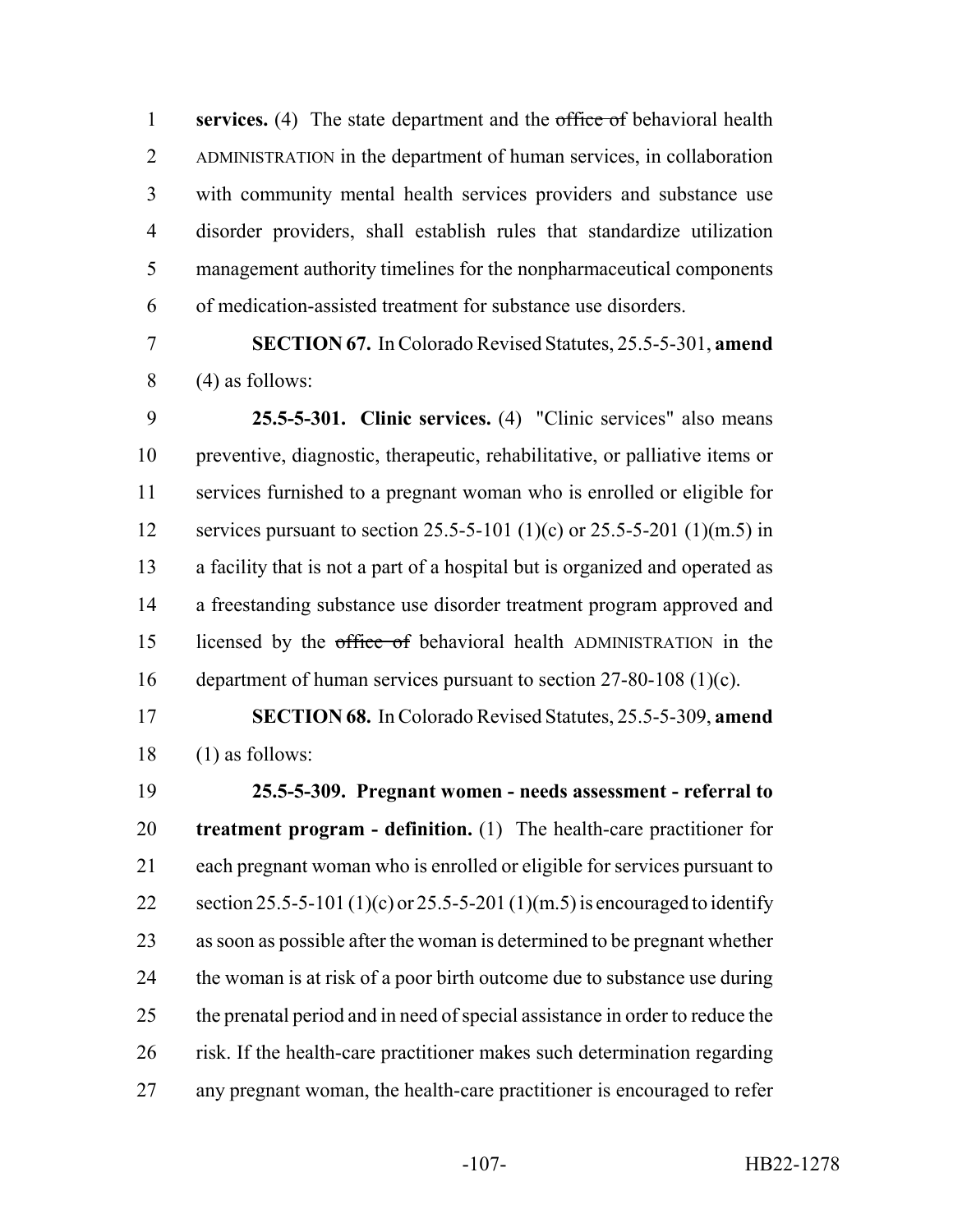**services.** (4) The state department and the ~~office of~~ behavioral health ADMINISTRATION in the department of human services, in collaboration with community mental health services providers and substance use disorder providers, shall establish rules that standardize utilization management authority timelines for the nonpharmaceutical components of medication-assisted treatment for substance use disorders.

**SECTION 67.** In Colorado Revised Statutes, 25.5-5-301, **amend** (4) as follows:

**25.5-5-301. Clinic services.** (4) "Clinic services" also means preventive, diagnostic, therapeutic, rehabilitative, or palliative items or services furnished to a pregnant woman who is enrolled or eligible for services pursuant to section 25.5-5-101 (1)(c) or 25.5-5-201 (1)(m.5) in a facility that is not a part of a hospital but is organized and operated as a freestanding substance use disorder treatment program approved and licensed by the ~~office of~~ behavioral health ADMINISTRATION in the department of human services pursuant to section 27-80-108 (1)(c).

**SECTION 68.** In Colorado Revised Statutes, 25.5-5-309, **amend** (1) as follows:

**25.5-5-309. Pregnant women - needs assessment - referral to treatment program - definition.** (1) The health-care practitioner for each pregnant woman who is enrolled or eligible for services pursuant to section 25.5-5-101 (1)(c) or 25.5-5-201 (1)(m.5) is encouraged to identify as soon as possible after the woman is determined to be pregnant whether the woman is at risk of a poor birth outcome due to substance use during the prenatal period and in need of special assistance in order to reduce the risk. If the health-care practitioner makes such determination regarding any pregnant woman, the health-care practitioner is encouraged to refer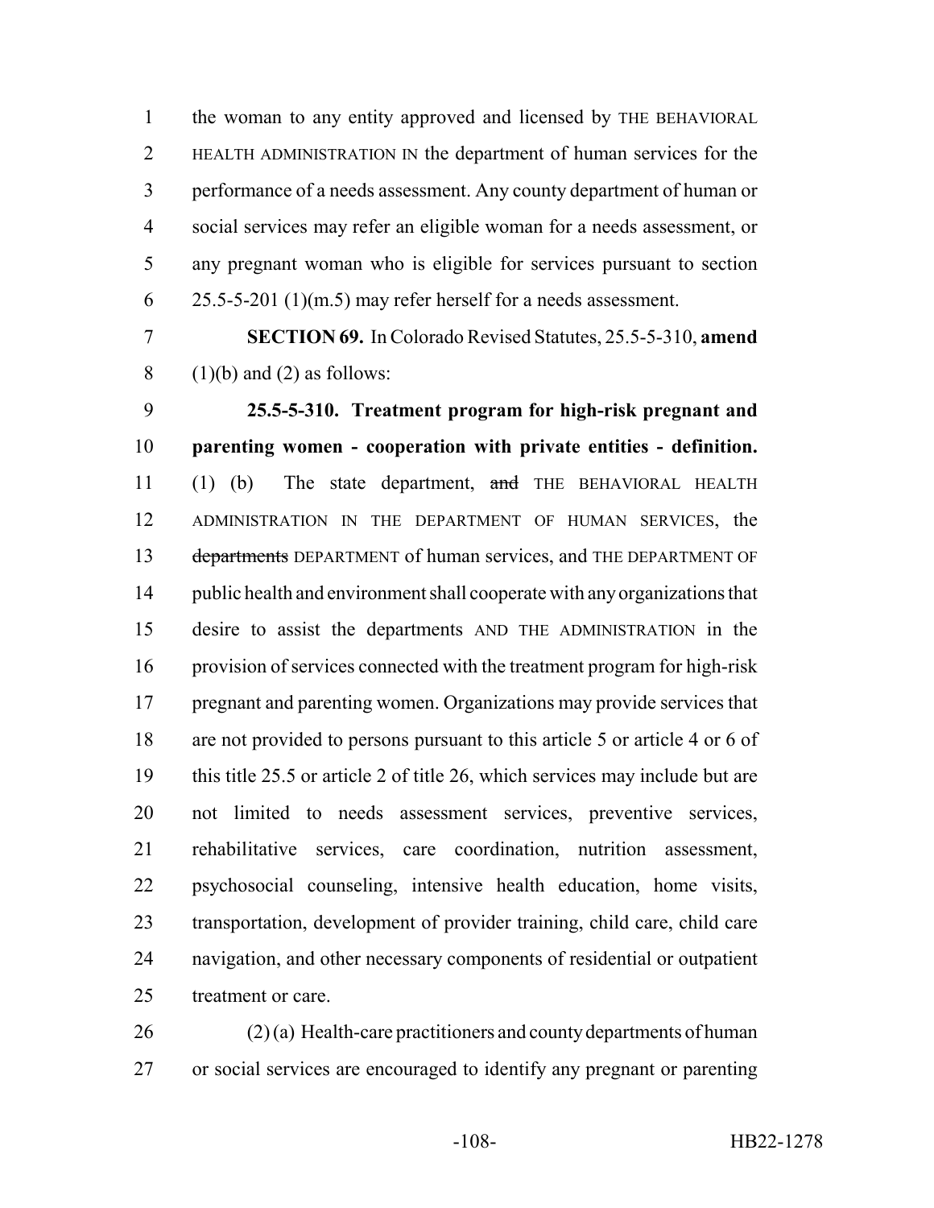the woman to any entity approved and licensed by THE BEHAVIORAL HEALTH ADMINISTRATION IN the department of human services for the performance of a needs assessment. Any county department of human or social services may refer an eligible woman for a needs assessment, or any pregnant woman who is eligible for services pursuant to section 25.5-5-201 (1)(m.5) may refer herself for a needs assessment.

**SECTION 69.** In Colorado Revised Statutes, 25.5-5-310, **amend** (1)(b) and (2) as follows:

**25.5-5-310. Treatment program for high-risk pregnant and parenting women - cooperation with private entities - definition.** (1) (b) The state department, ~~and~~ THE BEHAVIORAL HEALTH ADMINISTRATION IN THE DEPARTMENT OF HUMAN SERVICES, the ~~departments~~ DEPARTMENT of human services, and THE DEPARTMENT OF public health and environment shall cooperate with any organizations that desire to assist the departments AND THE ADMINISTRATION in the provision of services connected with the treatment program for high-risk pregnant and parenting women. Organizations may provide services that are not provided to persons pursuant to this article 5 or article 4 or 6 of this title 25.5 or article 2 of title 26, which services may include but are not limited to needs assessment services, preventive services, rehabilitative services, care coordination, nutrition assessment, psychosocial counseling, intensive health education, home visits, transportation, development of provider training, child care, child care navigation, and other necessary components of residential or outpatient treatment or care.

(2) (a) Health-care practitioners and county departments of human or social services are encouraged to identify any pregnant or parenting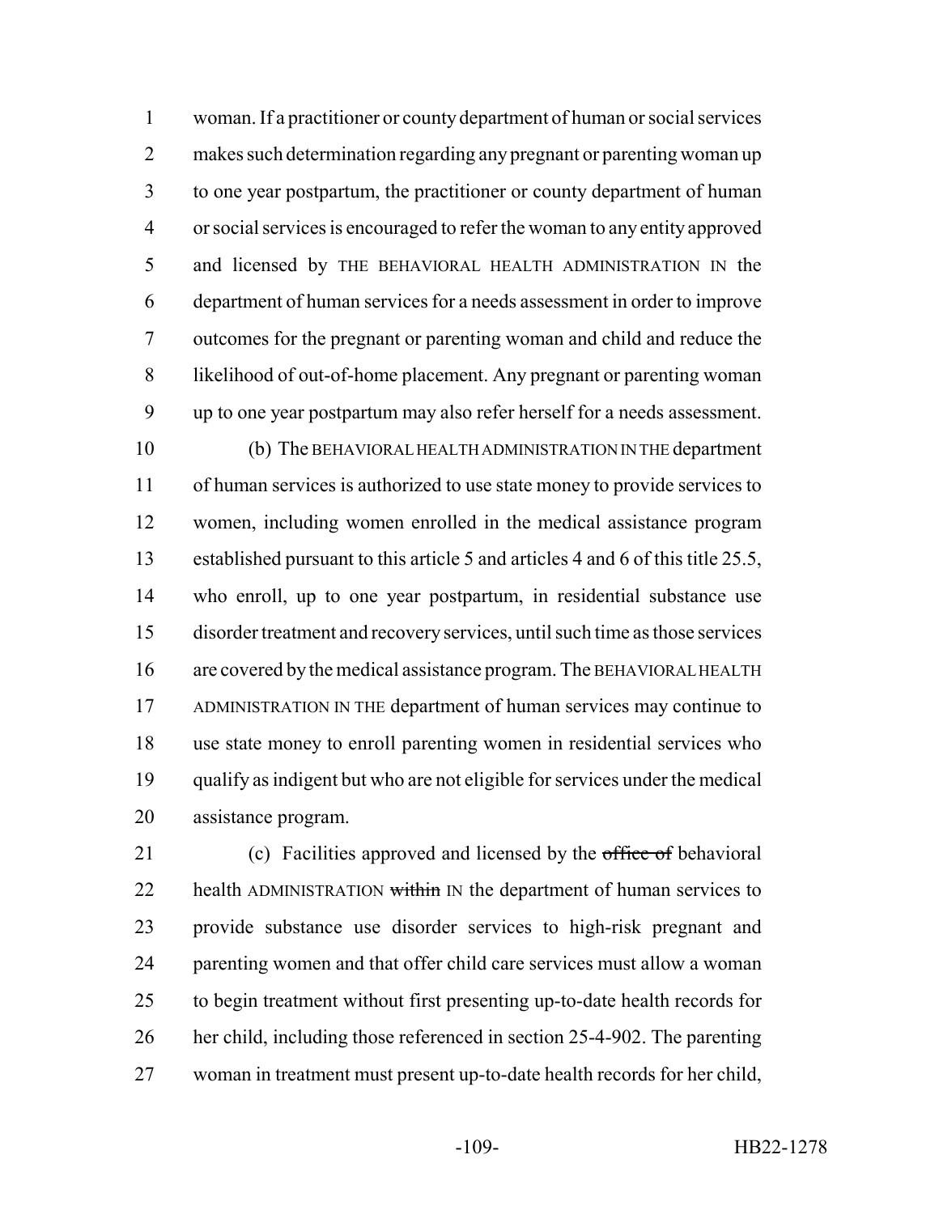woman. If a practitioner or county department of human or social services makes such determination regarding any pregnant or parenting woman up to one year postpartum, the practitioner or county department of human or social services is encouraged to refer the woman to any entity approved and licensed by THE BEHAVIORAL HEALTH ADMINISTRATION IN the department of human services for a needs assessment in order to improve outcomes for the pregnant or parenting woman and child and reduce the likelihood of out-of-home placement. Any pregnant or parenting woman up to one year postpartum may also refer herself for a needs assessment.

(b) The BEHAVIORAL HEALTH ADMINISTRATION IN THE department of human services is authorized to use state money to provide services to women, including women enrolled in the medical assistance program established pursuant to this article 5 and articles 4 and 6 of this title 25.5, who enroll, up to one year postpartum, in residential substance use disorder treatment and recovery services, until such time as those services are covered by the medical assistance program. The BEHAVIORAL HEALTH ADMINISTRATION IN THE department of human services may continue to use state money to enroll parenting women in residential services who qualify as indigent but who are not eligible for services under the medical assistance program.

(c) Facilities approved and licensed by the ~~office of~~ behavioral health ADMINISTRATION ~~within~~ IN the department of human services to provide substance use disorder services to high-risk pregnant and parenting women and that offer child care services must allow a woman to begin treatment without first presenting up-to-date health records for her child, including those referenced in section 25-4-902. The parenting woman in treatment must present up-to-date health records for her child,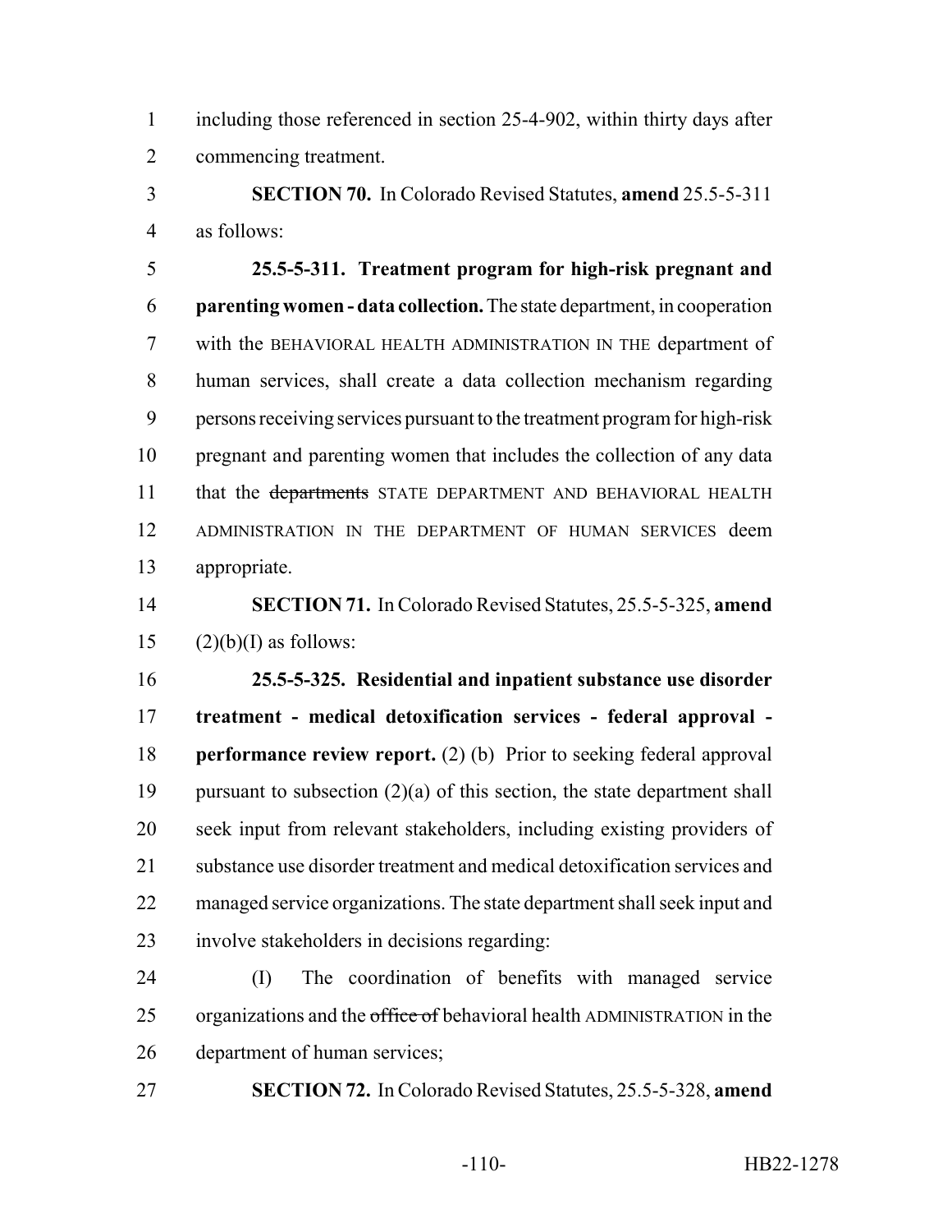including those referenced in section 25-4-902, within thirty days after commencing treatment.

**SECTION 70.** In Colorado Revised Statutes, **amend** 25.5-5-311 as follows:

**25.5-5-311. Treatment program for high-risk pregnant and parenting women - data collection.** The state department, in cooperation with the BEHAVIORAL HEALTH ADMINISTRATION IN THE department of human services, shall create a data collection mechanism regarding persons receiving services pursuant to the treatment program for high-risk pregnant and parenting women that includes the collection of any data that the ~~departments~~ STATE DEPARTMENT AND BEHAVIORAL HEALTH ADMINISTRATION IN THE DEPARTMENT OF HUMAN SERVICES deem appropriate.

**SECTION 71.** In Colorado Revised Statutes, 25.5-5-325, **amend** (2)(b)(I) as follows:

**25.5-5-325. Residential and inpatient substance use disorder treatment - medical detoxification services - federal approval - performance review report.** (2) (b) Prior to seeking federal approval pursuant to subsection (2)(a) of this section, the state department shall seek input from relevant stakeholders, including existing providers of substance use disorder treatment and medical detoxification services and managed service organizations. The state department shall seek input and involve stakeholders in decisions regarding:

(I) The coordination of benefits with managed service organizations and the ~~office of~~ behavioral health ADMINISTRATION in the department of human services;

**SECTION 72.** In Colorado Revised Statutes, 25.5-5-328, **amend**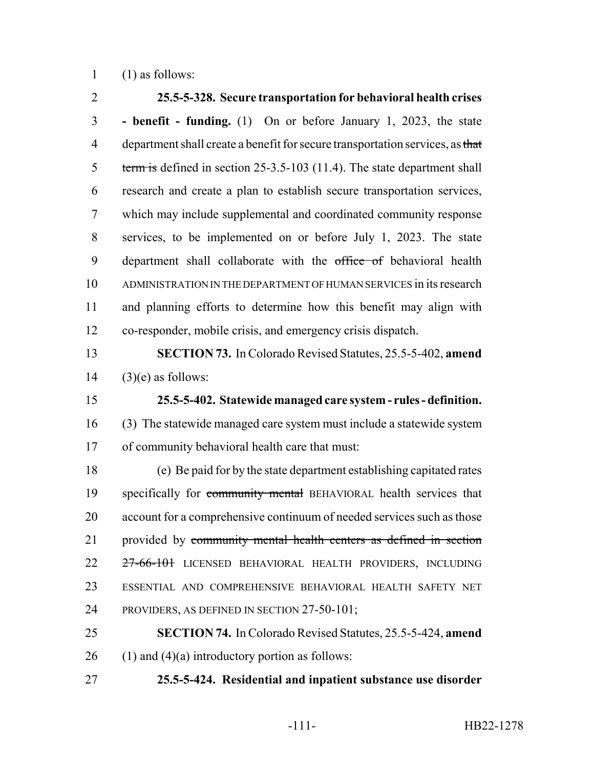(1) as follows:

**25.5-5-328. Secure transportation for behavioral health crises - benefit - funding.** (1) On or before January 1, 2023, the state department shall create a benefit for secure transportation services, as ~~that term is~~ defined in section 25-3.5-103 (11.4). The state department shall research and create a plan to establish secure transportation services, which may include supplemental and coordinated community response services, to be implemented on or before July 1, 2023. The state department shall collaborate with the ~~office of~~ behavioral health ADMINISTRATION IN THE DEPARTMENT OF HUMAN SERVICES in its research and planning efforts to determine how this benefit may align with co-responder, mobile crisis, and emergency crisis dispatch.

**SECTION 73.** In Colorado Revised Statutes, 25.5-5-402, **amend** (3)(e) as follows:

**25.5-5-402. Statewide managed care system - rules - definition.** (3) The statewide managed care system must include a statewide system of community behavioral health care that must:

(e) Be paid for by the state department establishing capitated rates specifically for ~~community mental~~ BEHAVIORAL health services that account for a comprehensive continuum of needed services such as those provided by ~~community mental health centers as defined in section 27-66-101~~ LICENSED BEHAVIORAL HEALTH PROVIDERS, INCLUDING ESSENTIAL AND COMPREHENSIVE BEHAVIORAL HEALTH SAFETY NET PROVIDERS, AS DEFINED IN SECTION 27-50-101;

**SECTION 74.** In Colorado Revised Statutes, 25.5-5-424, **amend** (1) and (4)(a) introductory portion as follows:

**25.5-5-424. Residential and inpatient substance use disorder**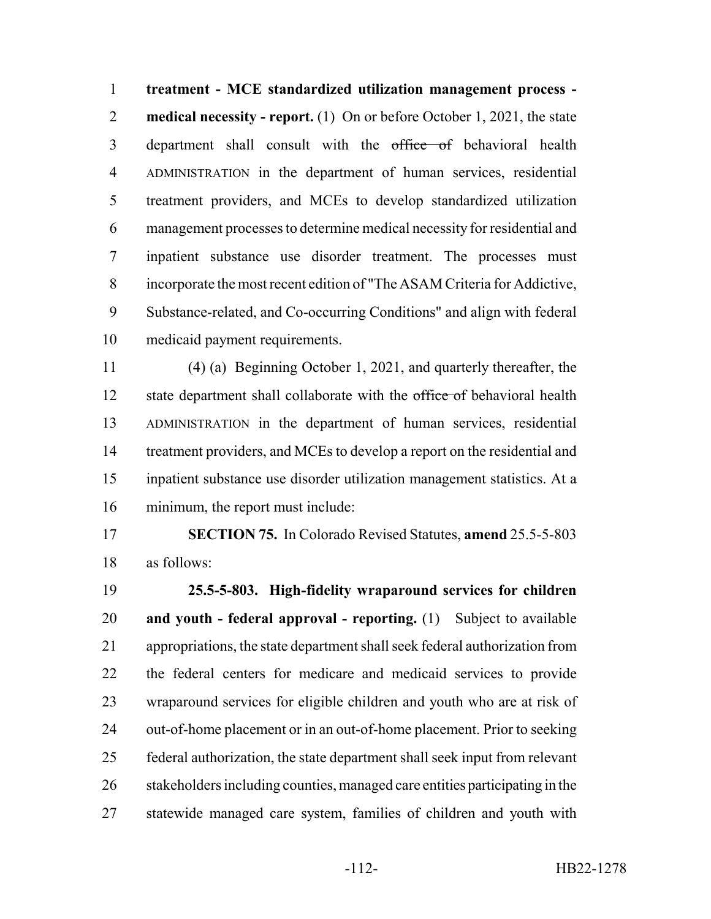**treatment - MCE standardized utilization management process - medical necessity - report.** (1) On or before October 1, 2021, the state department shall consult with the ~~office of~~ behavioral health ADMINISTRATION in the department of human services, residential treatment providers, and MCEs to develop standardized utilization management processes to determine medical necessity for residential and inpatient substance use disorder treatment. The processes must incorporate the most recent edition of "The ASAM Criteria for Addictive, Substance-related, and Co-occurring Conditions" and align with federal medicaid payment requirements.

(4) (a) Beginning October 1, 2021, and quarterly thereafter, the state department shall collaborate with the ~~office of~~ behavioral health ADMINISTRATION in the department of human services, residential treatment providers, and MCEs to develop a report on the residential and inpatient substance use disorder utilization management statistics. At a minimum, the report must include:

**SECTION 75.** In Colorado Revised Statutes, **amend** 25.5-5-803 as follows:

**25.5-5-803. High-fidelity wraparound services for children and youth - federal approval - reporting.** (1) Subject to available appropriations, the state department shall seek federal authorization from the federal centers for medicare and medicaid services to provide wraparound services for eligible children and youth who are at risk of out-of-home placement or in an out-of-home placement. Prior to seeking federal authorization, the state department shall seek input from relevant stakeholders including counties, managed care entities participating in the statewide managed care system, families of children and youth with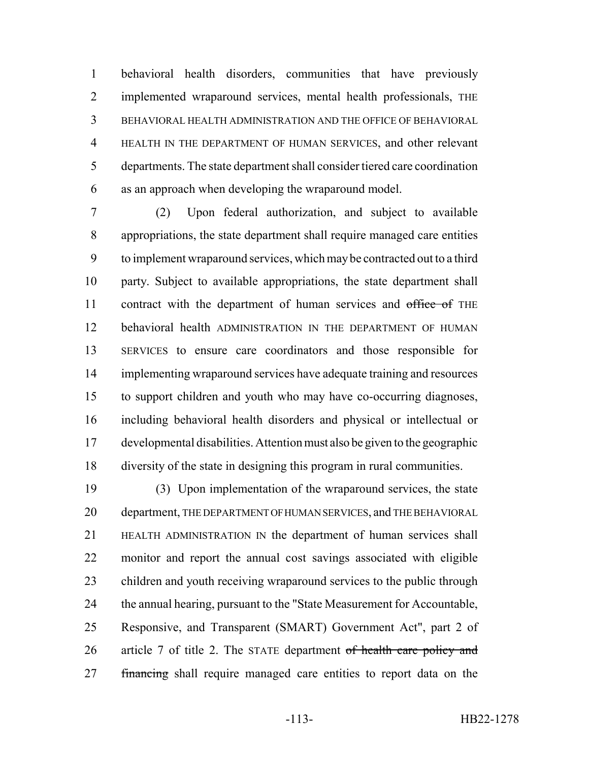behavioral health disorders, communities that have previously implemented wraparound services, mental health professionals, THE BEHAVIORAL HEALTH ADMINISTRATION AND THE OFFICE OF BEHAVIORAL HEALTH IN THE DEPARTMENT OF HUMAN SERVICES, and other relevant departments. The state department shall consider tiered care coordination as an approach when developing the wraparound model.

(2) Upon federal authorization, and subject to available appropriations, the state department shall require managed care entities to implement wraparound services, which may be contracted out to a third party. Subject to available appropriations, the state department shall contract with the department of human services and ~~office of~~ THE behavioral health ADMINISTRATION IN THE DEPARTMENT OF HUMAN SERVICES to ensure care coordinators and those responsible for implementing wraparound services have adequate training and resources to support children and youth who may have co-occurring diagnoses, including behavioral health disorders and physical or intellectual or developmental disabilities. Attention must also be given to the geographic diversity of the state in designing this program in rural communities.

(3) Upon implementation of the wraparound services, the state department, THE DEPARTMENT OF HUMAN SERVICES, and THE BEHAVIORAL HEALTH ADMINISTRATION IN the department of human services shall monitor and report the annual cost savings associated with eligible children and youth receiving wraparound services to the public through the annual hearing, pursuant to the "State Measurement for Accountable, Responsive, and Transparent (SMART) Government Act", part 2 of article 7 of title 2. The STATE department ~~of health care policy and financing~~ shall require managed care entities to report data on the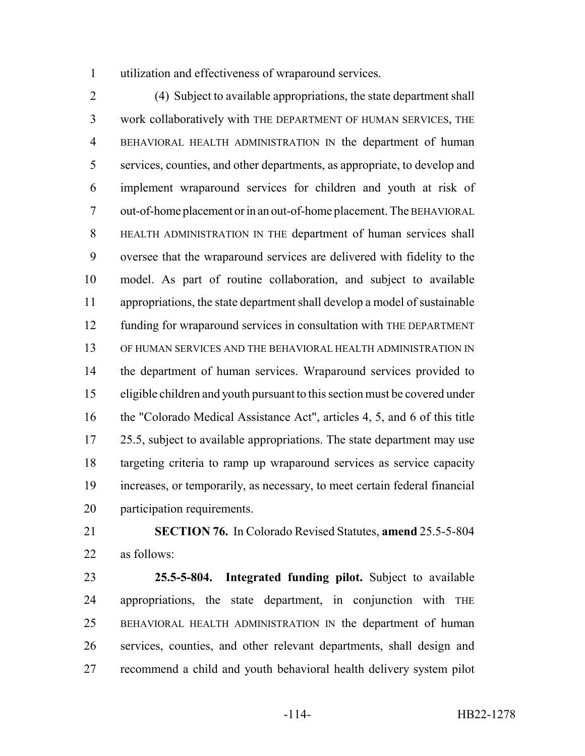utilization and effectiveness of wraparound services.

(4) Subject to available appropriations, the state department shall work collaboratively with THE DEPARTMENT OF HUMAN SERVICES, THE BEHAVIORAL HEALTH ADMINISTRATION IN the department of human services, counties, and other departments, as appropriate, to develop and implement wraparound services for children and youth at risk of out-of-home placement or in an out-of-home placement. The BEHAVIORAL HEALTH ADMINISTRATION IN THE department of human services shall oversee that the wraparound services are delivered with fidelity to the model. As part of routine collaboration, and subject to available appropriations, the state department shall develop a model of sustainable funding for wraparound services in consultation with THE DEPARTMENT OF HUMAN SERVICES AND THE BEHAVIORAL HEALTH ADMINISTRATION IN the department of human services. Wraparound services provided to eligible children and youth pursuant to this section must be covered under the "Colorado Medical Assistance Act", articles 4, 5, and 6 of this title 25.5, subject to available appropriations. The state department may use targeting criteria to ramp up wraparound services as service capacity increases, or temporarily, as necessary, to meet certain federal financial participation requirements.

**SECTION 76.** In Colorado Revised Statutes, **amend** 25.5-5-804 as follows:

**25.5-5-804. Integrated funding pilot.** Subject to available appropriations, the state department, in conjunction with THE BEHAVIORAL HEALTH ADMINISTRATION IN the department of human services, counties, and other relevant departments, shall design and recommend a child and youth behavioral health delivery system pilot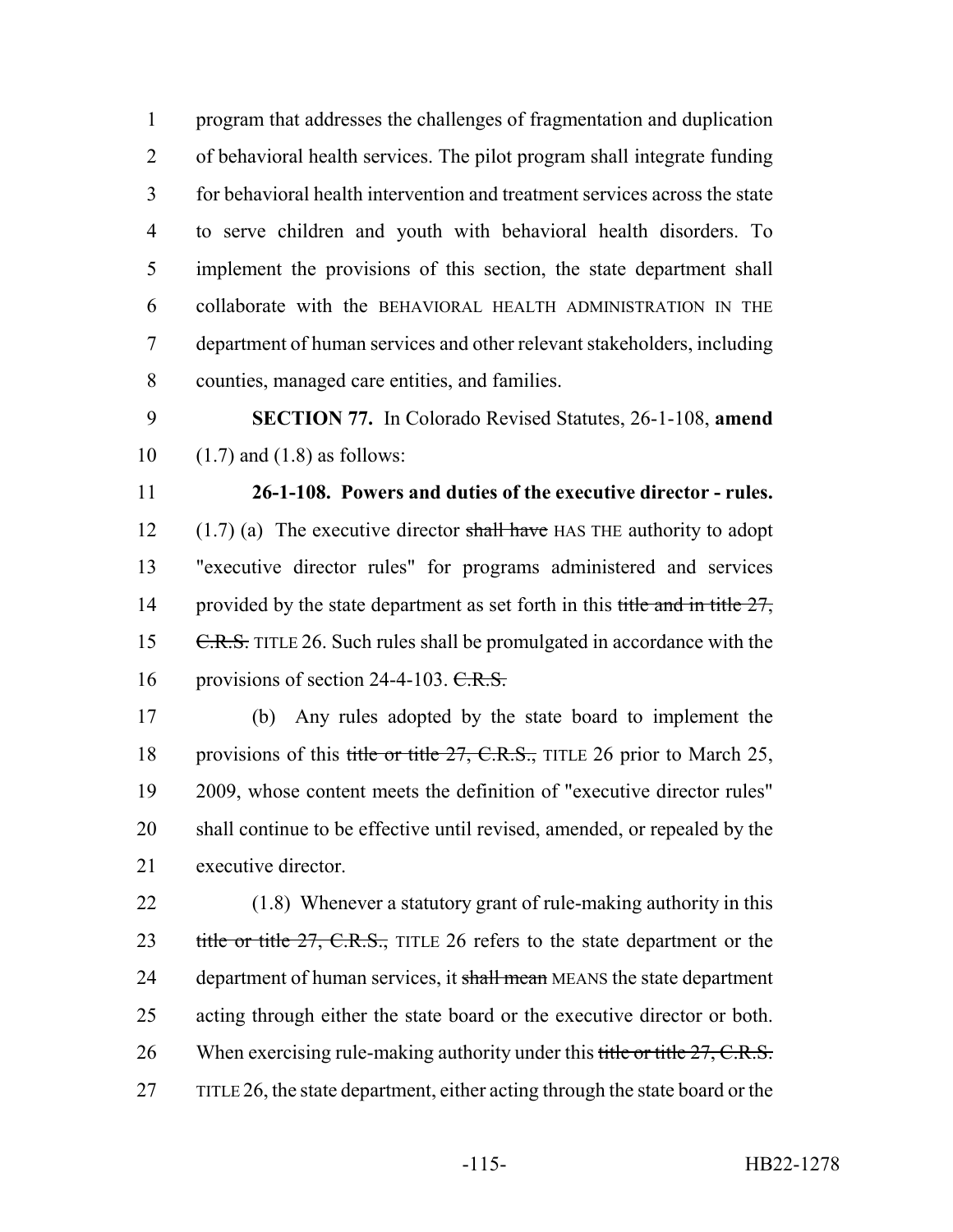program that addresses the challenges of fragmentation and duplication of behavioral health services. The pilot program shall integrate funding for behavioral health intervention and treatment services across the state to serve children and youth with behavioral health disorders. To implement the provisions of this section, the state department shall collaborate with the BEHAVIORAL HEALTH ADMINISTRATION IN THE department of human services and other relevant stakeholders, including counties, managed care entities, and families.

**SECTION 77.** In Colorado Revised Statutes, 26-1-108, **amend** (1.7) and (1.8) as follows:

**26-1-108. Powers and duties of the executive director - rules.** (1.7) (a) The executive director ~~shall have~~ HAS THE authority to adopt "executive director rules" for programs administered and services provided by the state department as set forth in this ~~title and in title 27, C.R.S.~~ TITLE 26. Such rules shall be promulgated in accordance with the provisions of section 24-4-103. ~~C.R.S.~~

(b) Any rules adopted by the state board to implement the provisions of this ~~title or title 27, C.R.S.,~~ TITLE 26 prior to March 25, 2009, whose content meets the definition of "executive director rules" shall continue to be effective until revised, amended, or repealed by the executive director.

(1.8) Whenever a statutory grant of rule-making authority in this ~~title or title 27, C.R.S.,~~ TITLE 26 refers to the state department or the department of human services, it ~~shall mean~~ MEANS the state department acting through either the state board or the executive director or both. When exercising rule-making authority under this ~~title or title 27, C.R.S.~~ TITLE 26, the state department, either acting through the state board or the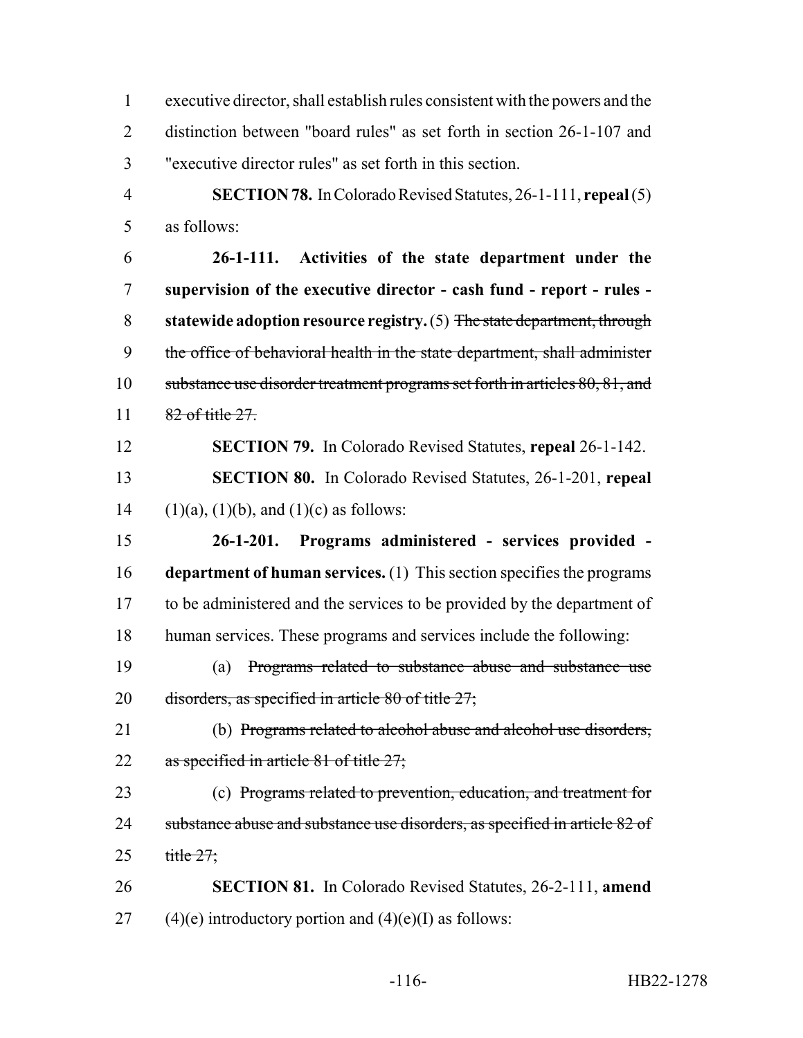executive director, shall establish rules consistent with the powers and the distinction between "board rules" as set forth in section 26-1-107 and "executive director rules" as set forth in this section.

**SECTION 78.** In Colorado Revised Statutes, 26-1-111, **repeal** (5) as follows:

**26-1-111. Activities of the state department under the supervision of the executive director - cash fund - report - rules - statewide adoption resource registry.** (5) ~~The state department, through the office of behavioral health in the state department, shall administer substance use disorder treatment programs set forth in articles 80, 81, and 82 of title 27.~~

**SECTION 79.** In Colorado Revised Statutes, **repeal** 26-1-142.

**SECTION 80.** In Colorado Revised Statutes, 26-1-201, **repeal** (1)(a), (1)(b), and (1)(c) as follows:

**26-1-201. Programs administered - services provided - department of human services.** (1) This section specifies the programs to be administered and the services to be provided by the department of human services. These programs and services include the following:

(a) ~~Programs related to substance abuse and substance use disorders, as specified in article 80 of title 27;~~

(b) ~~Programs related to alcohol abuse and alcohol use disorders, as specified in article 81 of title 27;~~

(c) ~~Programs related to prevention, education, and treatment for substance abuse and substance use disorders, as specified in article 82 of title 27;~~

**SECTION 81.** In Colorado Revised Statutes, 26-2-111, **amend** (4)(e) introductory portion and (4)(e)(I) as follows: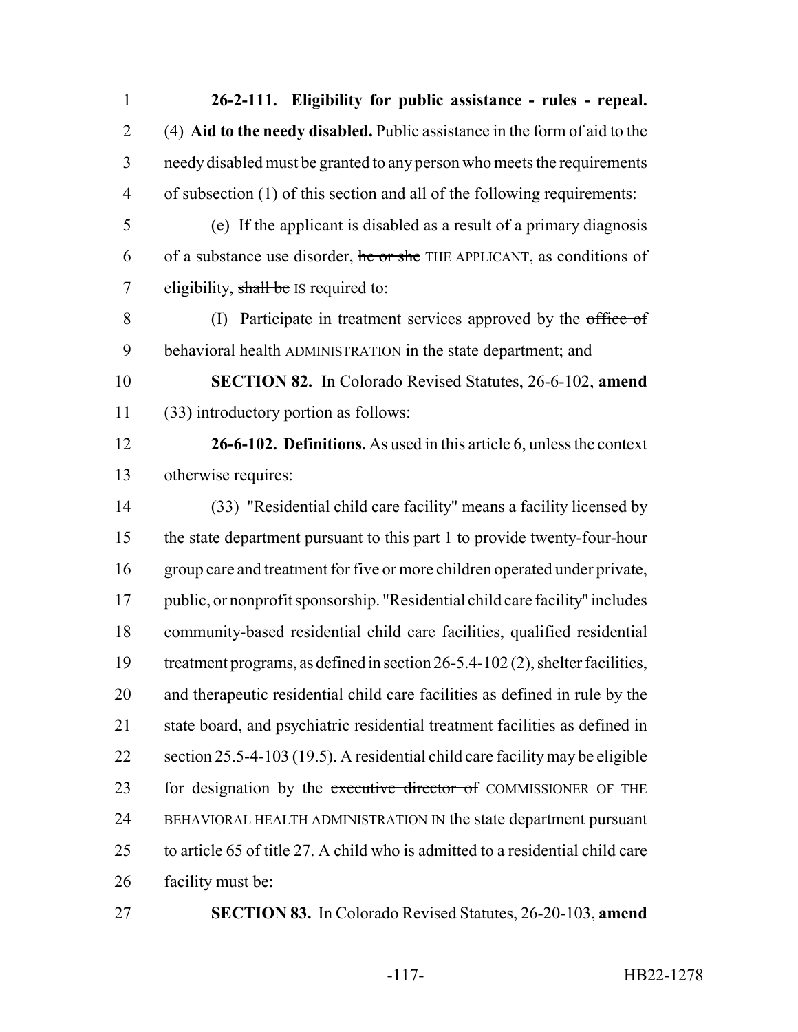**26-2-111. Eligibility for public assistance - rules - repeal.** (4) **Aid to the needy disabled.** Public assistance in the form of aid to the needy disabled must be granted to any person who meets the requirements of subsection (1) of this section and all of the following requirements:

(e) If the applicant is disabled as a result of a primary diagnosis of a substance use disorder, ~~he or she~~ THE APPLICANT, as conditions of eligibility, ~~shall be~~ IS required to:

(I) Participate in treatment services approved by the ~~office of~~ behavioral health ADMINISTRATION in the state department; and

**SECTION 82.** In Colorado Revised Statutes, 26-6-102, **amend** (33) introductory portion as follows:

**26-6-102. Definitions.** As used in this article 6, unless the context otherwise requires:

(33) "Residential child care facility" means a facility licensed by the state department pursuant to this part 1 to provide twenty-four-hour group care and treatment for five or more children operated under private, public, or nonprofit sponsorship. "Residential child care facility" includes community-based residential child care facilities, qualified residential treatment programs, as defined in section 26-5.4-102 (2), shelter facilities, and therapeutic residential child care facilities as defined in rule by the state board, and psychiatric residential treatment facilities as defined in section 25.5-4-103 (19.5). A residential child care facility may be eligible for designation by the ~~executive director of~~ COMMISSIONER OF THE BEHAVIORAL HEALTH ADMINISTRATION IN the state department pursuant to article 65 of title 27. A child who is admitted to a residential child care facility must be:

**SECTION 83.** In Colorado Revised Statutes, 26-20-103, **amend**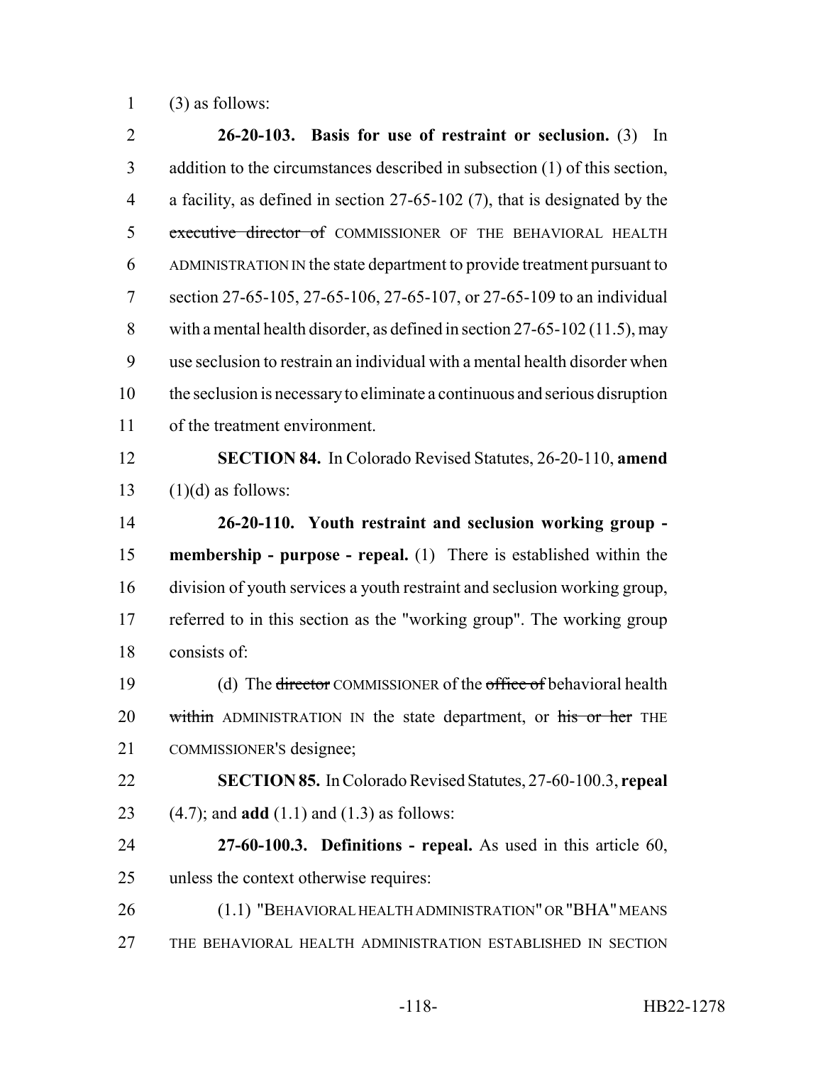(3) as follows:

**26-20-103. Basis for use of restraint or seclusion.** (3) In addition to the circumstances described in subsection (1) of this section, a facility, as defined in section 27-65-102 (7), that is designated by the ~~executive director of~~ COMMISSIONER OF THE BEHAVIORAL HEALTH ADMINISTRATION IN the state department to provide treatment pursuant to section 27-65-105, 27-65-106, 27-65-107, or 27-65-109 to an individual with a mental health disorder, as defined in section 27-65-102 (11.5), may use seclusion to restrain an individual with a mental health disorder when the seclusion is necessary to eliminate a continuous and serious disruption of the treatment environment.

**SECTION 84.** In Colorado Revised Statutes, 26-20-110, **amend** (1)(d) as follows:

**26-20-110. Youth restraint and seclusion working group - membership - purpose - repeal.** (1) There is established within the division of youth services a youth restraint and seclusion working group, referred to in this section as the "working group". The working group consists of:

(d) The ~~director~~ COMMISSIONER of the ~~office of~~ behavioral health ~~within~~ ADMINISTRATION IN the state department, or ~~his or her~~ THE COMMISSIONER'S designee;

**SECTION 85.** In Colorado Revised Statutes, 27-60-100.3, **repeal** (4.7); and **add** (1.1) and (1.3) as follows:

**27-60-100.3. Definitions - repeal.** As used in this article 60, unless the context otherwise requires:

(1.1) "BEHAVIORAL HEALTH ADMINISTRATION" OR "BHA" MEANS THE BEHAVIORAL HEALTH ADMINISTRATION ESTABLISHED IN SECTION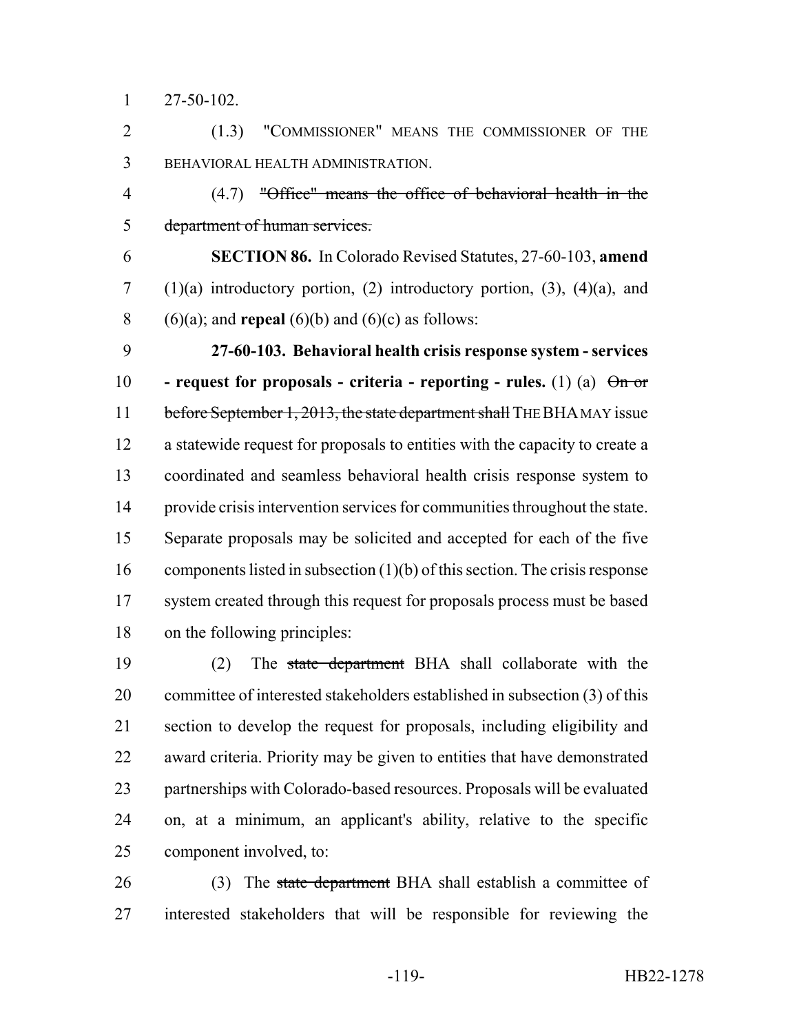27-50-102.

(1.3) "COMMISSIONER" MEANS THE COMMISSIONER OF THE BEHAVIORAL HEALTH ADMINISTRATION.

(4.7) ~~"Office" means the office of behavioral health in the department of human services.~~

**SECTION 86.** In Colorado Revised Statutes, 27-60-103, **amend** (1)(a) introductory portion, (2) introductory portion, (3), (4)(a), and (6)(a); and **repeal** (6)(b) and (6)(c) as follows:

**27-60-103. Behavioral health crisis response system - services - request for proposals - criteria - reporting - rules.** (1) (a) ~~On or before September 1, 2013, the state department shall~~ THE BHA MAY issue a statewide request for proposals to entities with the capacity to create a coordinated and seamless behavioral health crisis response system to provide crisis intervention services for communities throughout the state. Separate proposals may be solicited and accepted for each of the five components listed in subsection (1)(b) of this section. The crisis response system created through this request for proposals process must be based on the following principles:

(2) The ~~state department~~ BHA shall collaborate with the committee of interested stakeholders established in subsection (3) of this section to develop the request for proposals, including eligibility and award criteria. Priority may be given to entities that have demonstrated partnerships with Colorado-based resources. Proposals will be evaluated on, at a minimum, an applicant's ability, relative to the specific component involved, to:

(3) The ~~state department~~ BHA shall establish a committee of interested stakeholders that will be responsible for reviewing the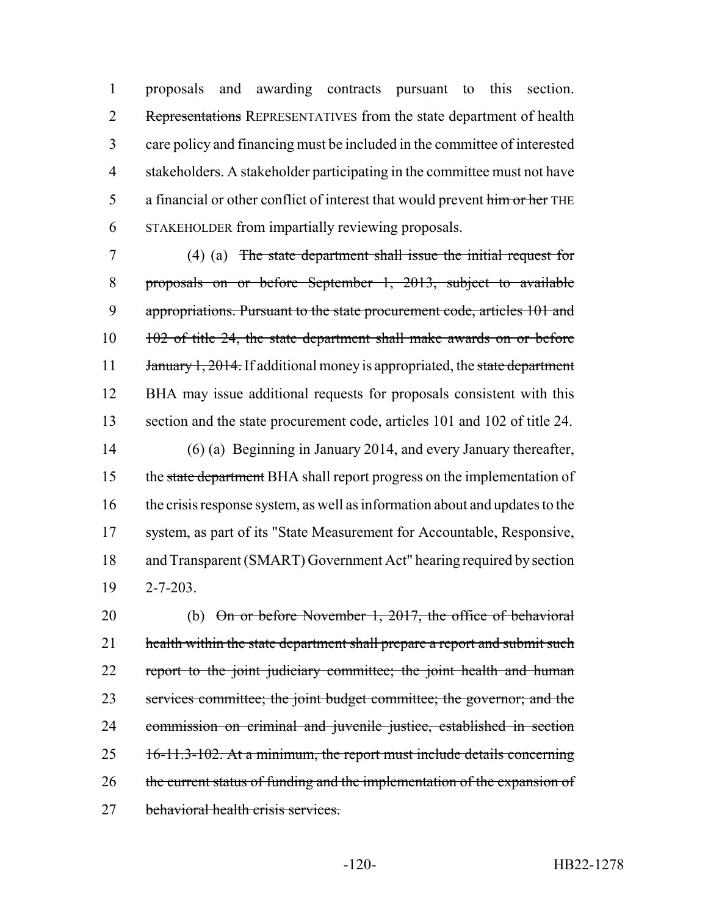proposals and awarding contracts pursuant to this section. ~~Representations~~ REPRESENTATIVES from the state department of health care policy and financing must be included in the committee of interested stakeholders. A stakeholder participating in the committee must not have a financial or other conflict of interest that would prevent ~~him or her~~ THE STAKEHOLDER from impartially reviewing proposals.

(4) (a) ~~The state department shall issue the initial request for proposals on or before September 1, 2013, subject to available appropriations. Pursuant to the state procurement code, articles 101 and 102 of title 24, the state department shall make awards on or before January 1, 2014.~~ If additional money is appropriated, the ~~state department~~ BHA may issue additional requests for proposals consistent with this section and the state procurement code, articles 101 and 102 of title 24.

(6) (a) Beginning in January 2014, and every January thereafter, the ~~state department~~ BHA shall report progress on the implementation of the crisis response system, as well as information about and updates to the system, as part of its "State Measurement for Accountable, Responsive, and Transparent (SMART) Government Act" hearing required by section 2-7-203.

(b) ~~On or before November 1, 2017, the office of behavioral health within the state department shall prepare a report and submit such report to the joint judiciary committee; the joint health and human services committee; the joint budget committee; the governor; and the commission on criminal and juvenile justice, established in section 16-11.3-102. At a minimum, the report must include details concerning the current status of funding and the implementation of the expansion of behavioral health crisis services.~~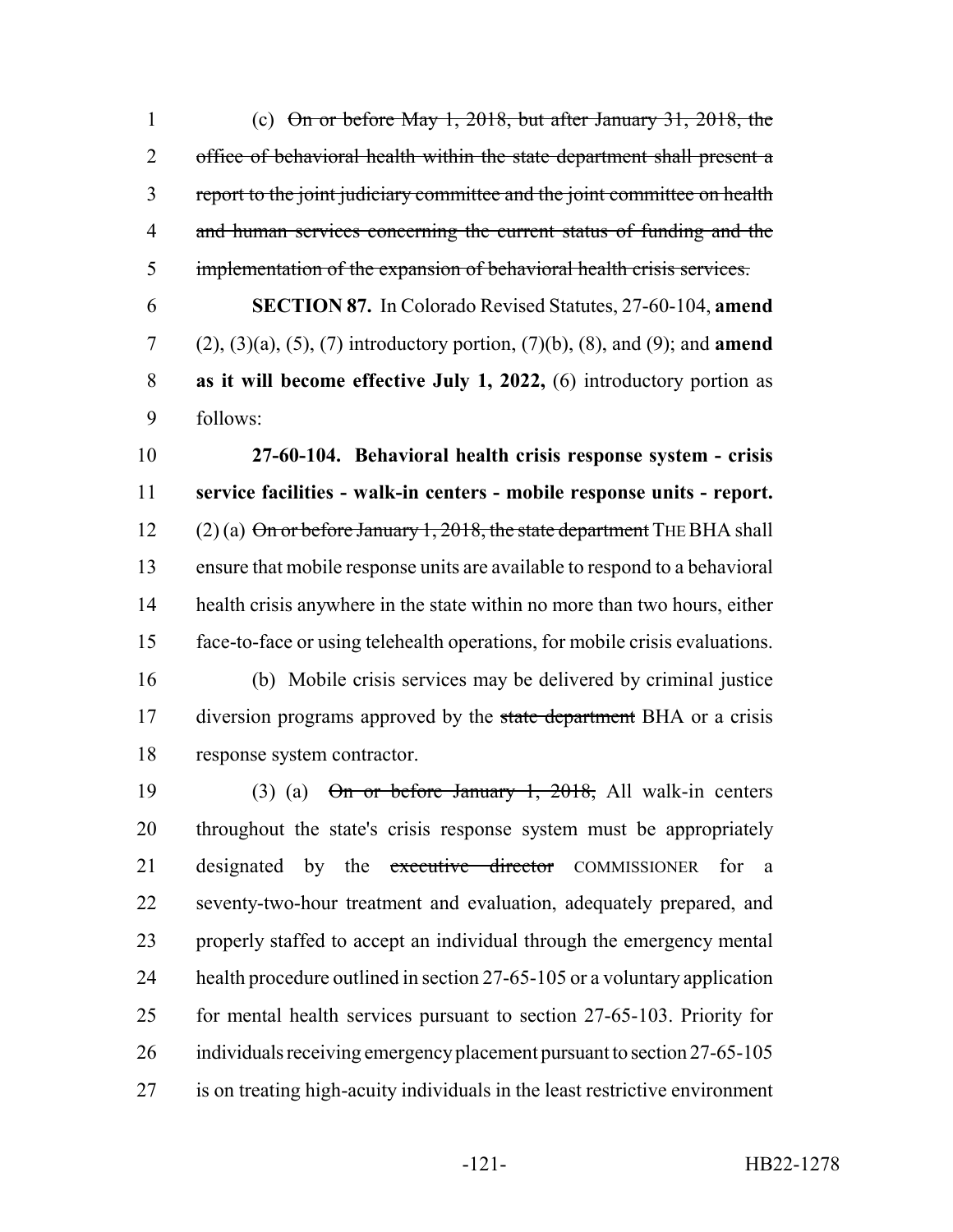(c) ~~On or before May 1, 2018, but after January 31, 2018, the office of behavioral health within the state department shall present a report to the joint judiciary committee and the joint committee on health and human services concerning the current status of funding and the implementation of the expansion of behavioral health crisis services.~~

**SECTION 87.** In Colorado Revised Statutes, 27-60-104, **amend** (2), (3)(a), (5), (7) introductory portion, (7)(b), (8), and (9); and **amend as it will become effective July 1, 2022,** (6) introductory portion as follows:

**27-60-104. Behavioral health crisis response system - crisis service facilities - walk-in centers - mobile response units - report.** (2) (a) ~~On or before January 1, 2018, the state department~~ THE BHA shall ensure that mobile response units are available to respond to a behavioral health crisis anywhere in the state within no more than two hours, either face-to-face or using telehealth operations, for mobile crisis evaluations.

(b) Mobile crisis services may be delivered by criminal justice diversion programs approved by the ~~state department~~ BHA or a crisis response system contractor.

(3) (a) ~~On or before January 1, 2018,~~ All walk-in centers throughout the state's crisis response system must be appropriately designated by the ~~executive director~~ COMMISSIONER for a seventy-two-hour treatment and evaluation, adequately prepared, and properly staffed to accept an individual through the emergency mental health procedure outlined in section 27-65-105 or a voluntary application for mental health services pursuant to section 27-65-103. Priority for individuals receiving emergency placement pursuant to section 27-65-105 is on treating high-acuity individuals in the least restrictive environment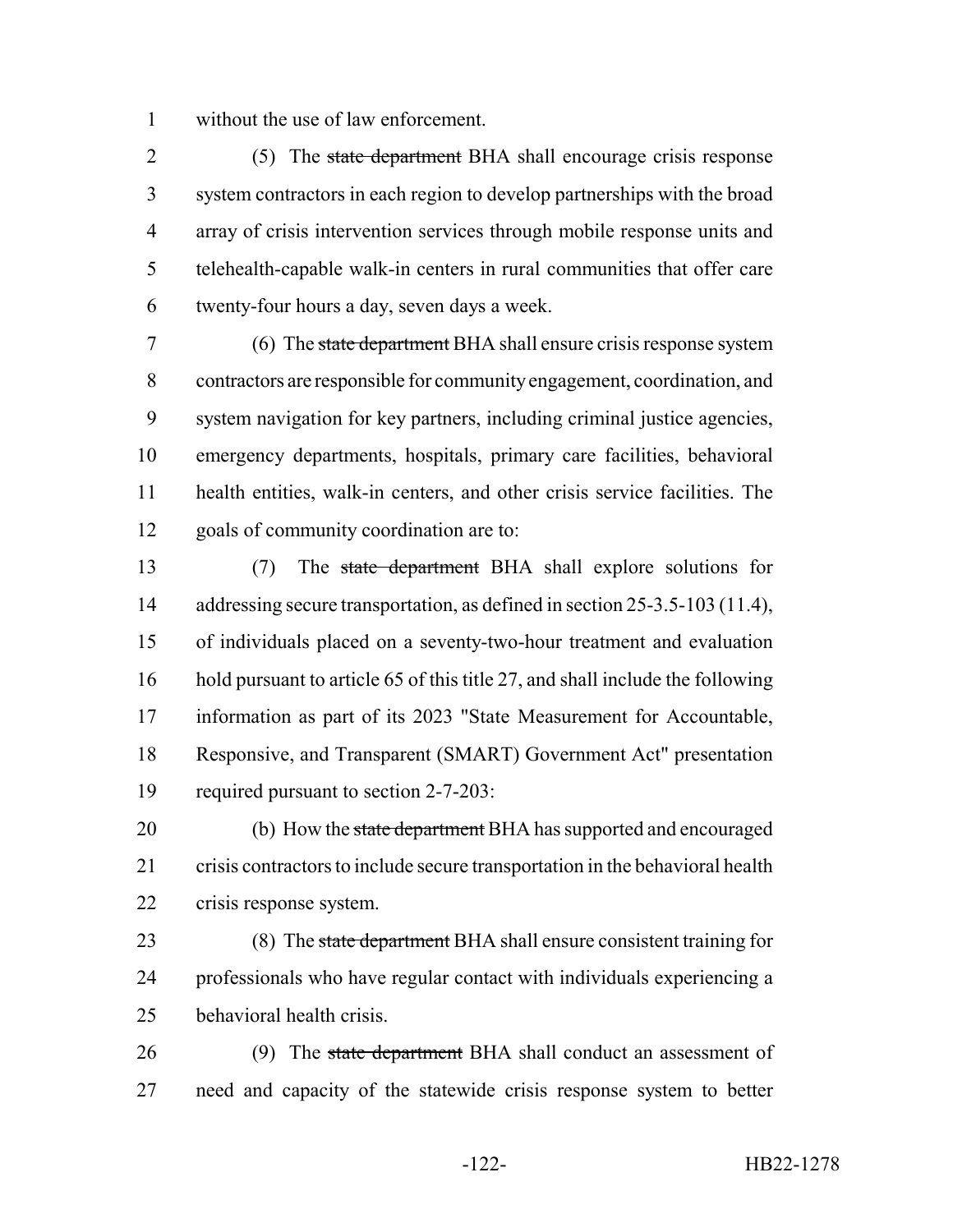without the use of law enforcement.

(5) The ~~state department~~ BHA shall encourage crisis response system contractors in each region to develop partnerships with the broad array of crisis intervention services through mobile response units and telehealth-capable walk-in centers in rural communities that offer care twenty-four hours a day, seven days a week.

(6) The ~~state department~~ BHA shall ensure crisis response system contractors are responsible for community engagement, coordination, and system navigation for key partners, including criminal justice agencies, emergency departments, hospitals, primary care facilities, behavioral health entities, walk-in centers, and other crisis service facilities. The goals of community coordination are to:

(7) The ~~state department~~ BHA shall explore solutions for addressing secure transportation, as defined in section 25-3.5-103 (11.4), of individuals placed on a seventy-two-hour treatment and evaluation hold pursuant to article 65 of this title 27, and shall include the following information as part of its 2023 "State Measurement for Accountable, Responsive, and Transparent (SMART) Government Act" presentation required pursuant to section 2-7-203:

(b) How the ~~state department~~ BHA has supported and encouraged crisis contractors to include secure transportation in the behavioral health crisis response system.

(8) The ~~state department~~ BHA shall ensure consistent training for professionals who have regular contact with individuals experiencing a behavioral health crisis.

(9) The ~~state department~~ BHA shall conduct an assessment of need and capacity of the statewide crisis response system to better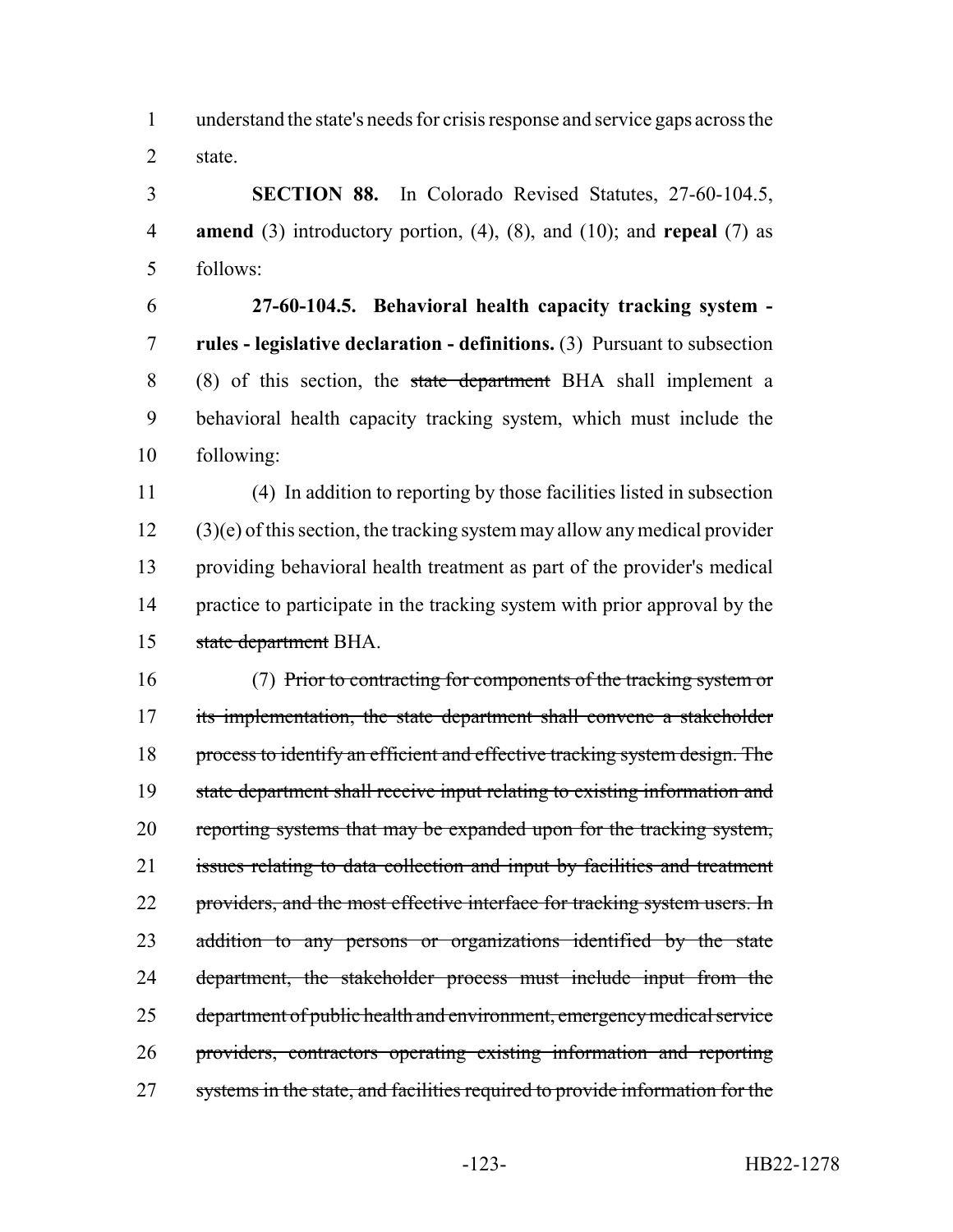understand the state's needs for crisis response and service gaps across the state.

**SECTION 88.** In Colorado Revised Statutes, 27-60-104.5, **amend** (3) introductory portion, (4), (8), and (10); and **repeal** (7) as follows:

**27-60-104.5. Behavioral health capacity tracking system - rules - legislative declaration - definitions.** (3) Pursuant to subsection (8) of this section, the ~~state department~~ BHA shall implement a behavioral health capacity tracking system, which must include the following:

(4) In addition to reporting by those facilities listed in subsection (3)(e) of this section, the tracking system may allow any medical provider providing behavioral health treatment as part of the provider's medical practice to participate in the tracking system with prior approval by the ~~state department~~ BHA.

(7) ~~Prior to contracting for components of the tracking system or its implementation, the state department shall convene a stakeholder process to identify an efficient and effective tracking system design. The state department shall receive input relating to existing information and reporting systems that may be expanded upon for the tracking system, issues relating to data collection and input by facilities and treatment providers, and the most effective interface for tracking system users. In addition to any persons or organizations identified by the state department, the stakeholder process must include input from the department of public health and environment, emergency medical service providers, contractors operating existing information and reporting systems in the state, and facilities required to provide information for the~~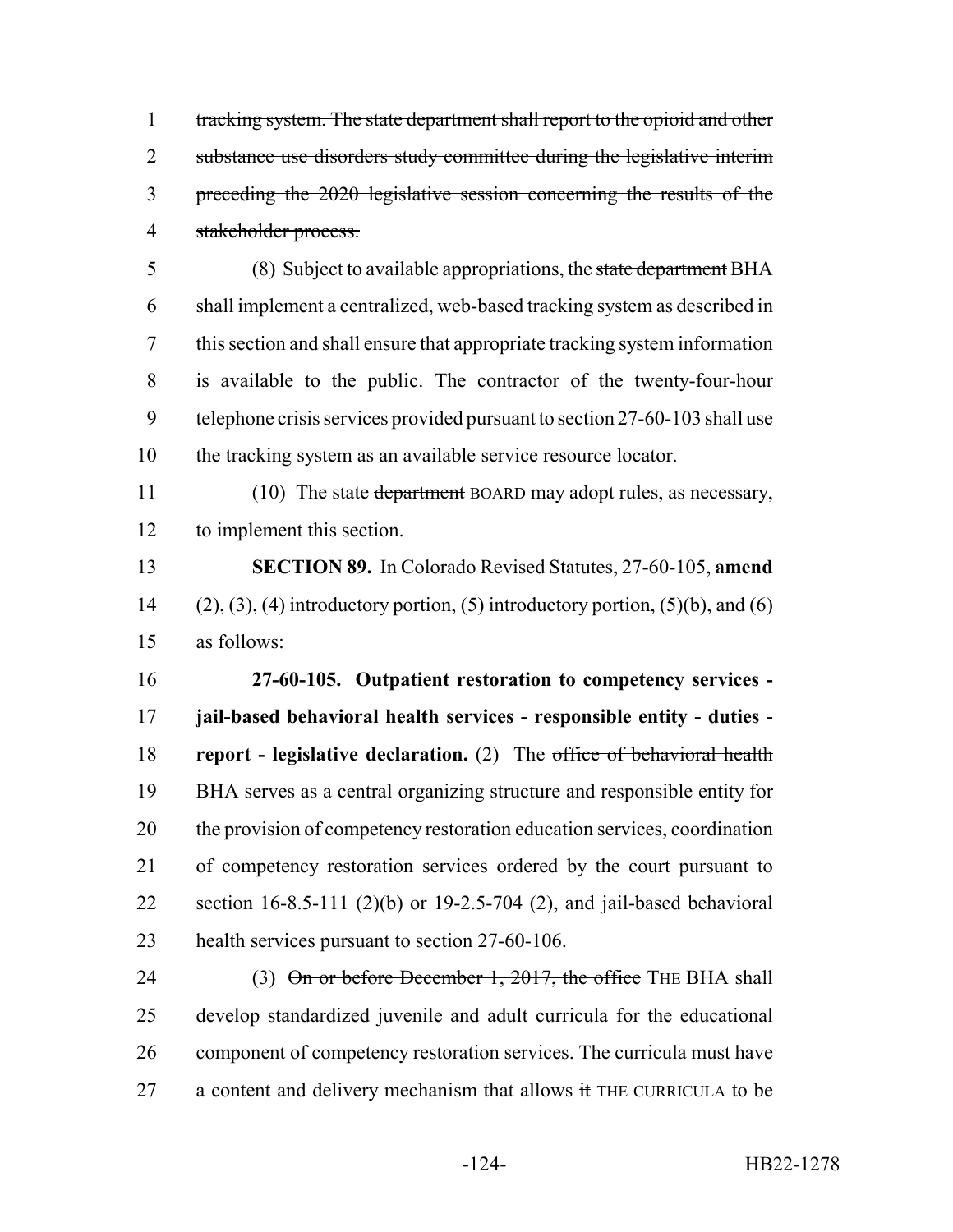tracking system. The state department shall report to the opioid and other substance use disorders study committee during the legislative interim preceding the 2020 legislative session concerning the results of the stakeholder process.

(8) Subject to available appropriations, the state department BHA shall implement a centralized, web-based tracking system as described in this section and shall ensure that appropriate tracking system information is available to the public. The contractor of the twenty-four-hour telephone crisis services provided pursuant to section 27-60-103 shall use the tracking system as an available service resource locator.

(10) The state department BOARD may adopt rules, as necessary, to implement this section.

**SECTION 89.** In Colorado Revised Statutes, 27-60-105, **amend** (2), (3), (4) introductory portion, (5) introductory portion, (5)(b), and (6) as follows:

**27-60-105. Outpatient restoration to competency services - jail-based behavioral health services - responsible entity - duties - report - legislative declaration.** (2) The office of behavioral health BHA serves as a central organizing structure and responsible entity for the provision of competency restoration education services, coordination of competency restoration services ordered by the court pursuant to section 16-8.5-111 (2)(b) or 19-2.5-704 (2), and jail-based behavioral health services pursuant to section 27-60-106.

(3) On or before December 1, 2017, the office THE BHA shall develop standardized juvenile and adult curricula for the educational component of competency restoration services. The curricula must have a content and delivery mechanism that allows it THE CURRICULA to be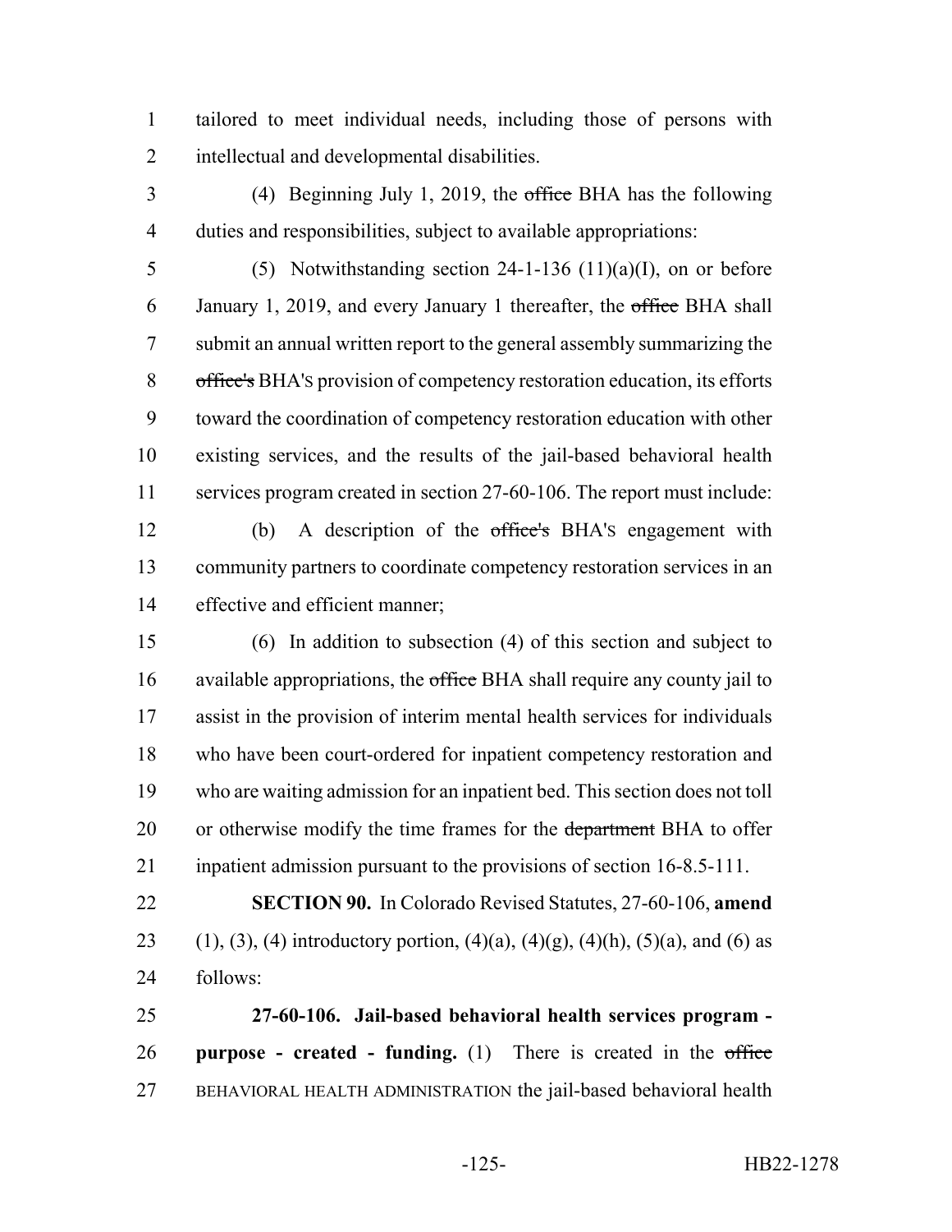tailored to meet individual needs, including those of persons with intellectual and developmental disabilities.

(4) Beginning July 1, 2019, the ~~office~~ BHA has the following duties and responsibilities, subject to available appropriations:

(5) Notwithstanding section 24-1-136 (11)(a)(I), on or before January 1, 2019, and every January 1 thereafter, the ~~office~~ BHA shall submit an annual written report to the general assembly summarizing the ~~office's~~ BHA'S provision of competency restoration education, its efforts toward the coordination of competency restoration education with other existing services, and the results of the jail-based behavioral health services program created in section 27-60-106. The report must include:

(b) A description of the ~~office's~~ BHA'S engagement with community partners to coordinate competency restoration services in an effective and efficient manner;

(6) In addition to subsection (4) of this section and subject to available appropriations, the ~~office~~ BHA shall require any county jail to assist in the provision of interim mental health services for individuals who have been court-ordered for inpatient competency restoration and who are waiting admission for an inpatient bed. This section does not toll or otherwise modify the time frames for the ~~department~~ BHA to offer inpatient admission pursuant to the provisions of section 16-8.5-111.

**SECTION 90.** In Colorado Revised Statutes, 27-60-106, **amend** (1), (3), (4) introductory portion, (4)(a), (4)(g), (4)(h), (5)(a), and (6) as follows:

**27-60-106. Jail-based behavioral health services program - purpose - created - funding.** (1) There is created in the ~~office~~ BEHAVIORAL HEALTH ADMINISTRATION the jail-based behavioral health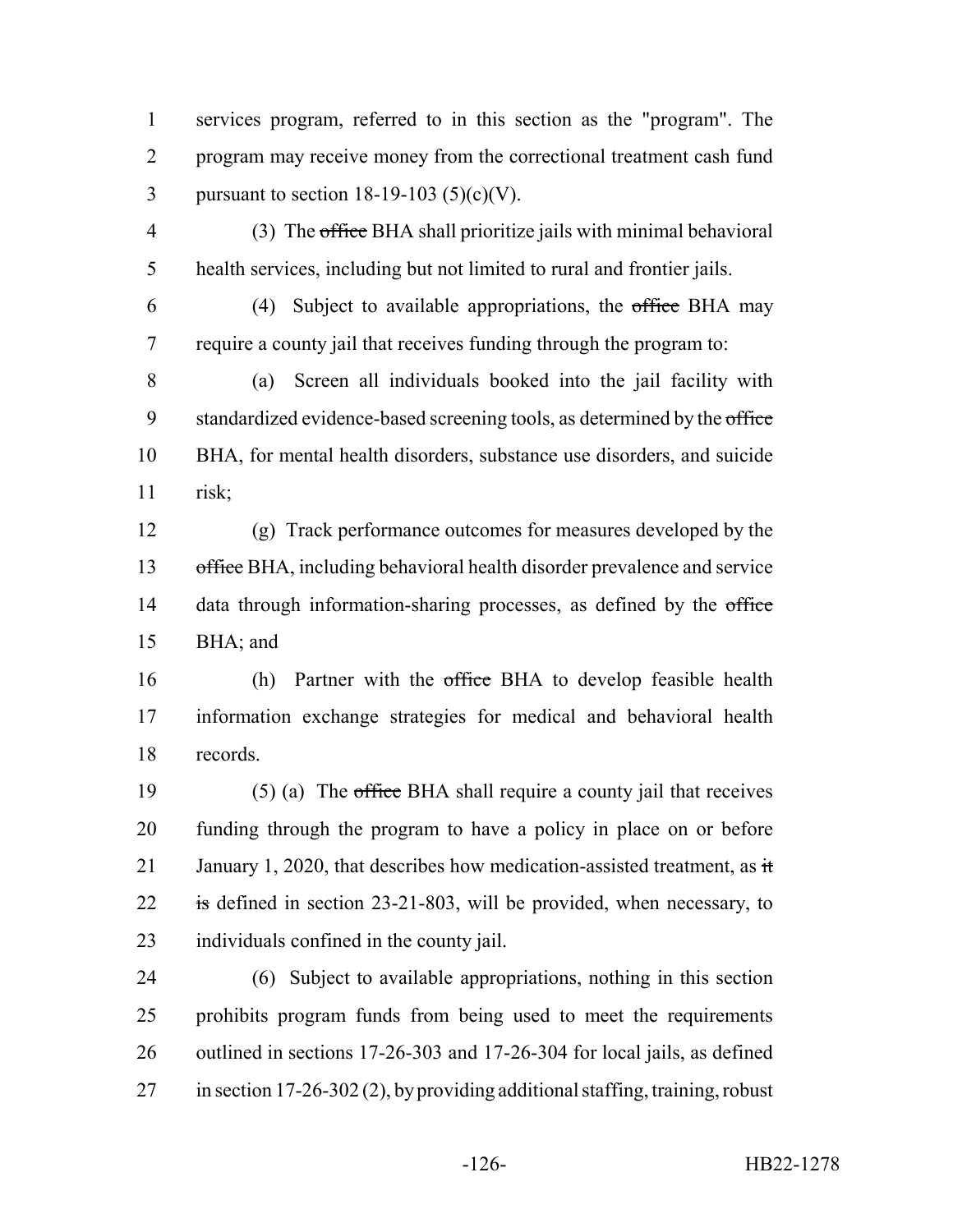services program, referred to in this section as the "program". The program may receive money from the correctional treatment cash fund pursuant to section 18-19-103 (5)(c)(V).

(3) The ~~office~~ BHA shall prioritize jails with minimal behavioral health services, including but not limited to rural and frontier jails.

(4) Subject to available appropriations, the ~~office~~ BHA may require a county jail that receives funding through the program to:

(a) Screen all individuals booked into the jail facility with standardized evidence-based screening tools, as determined by the ~~office~~ BHA, for mental health disorders, substance use disorders, and suicide risk;

(g) Track performance outcomes for measures developed by the ~~office~~ BHA, including behavioral health disorder prevalence and service data through information-sharing processes, as defined by the ~~office~~ BHA; and

(h) Partner with the ~~office~~ BHA to develop feasible health information exchange strategies for medical and behavioral health records.

(5) (a) The ~~office~~ BHA shall require a county jail that receives funding through the program to have a policy in place on or before January 1, 2020, that describes how medication-assisted treatment, as ~~it is~~ defined in section 23-21-803, will be provided, when necessary, to individuals confined in the county jail.

(6) Subject to available appropriations, nothing in this section prohibits program funds from being used to meet the requirements outlined in sections 17-26-303 and 17-26-304 for local jails, as defined in section 17-26-302 (2), by providing additional staffing, training, robust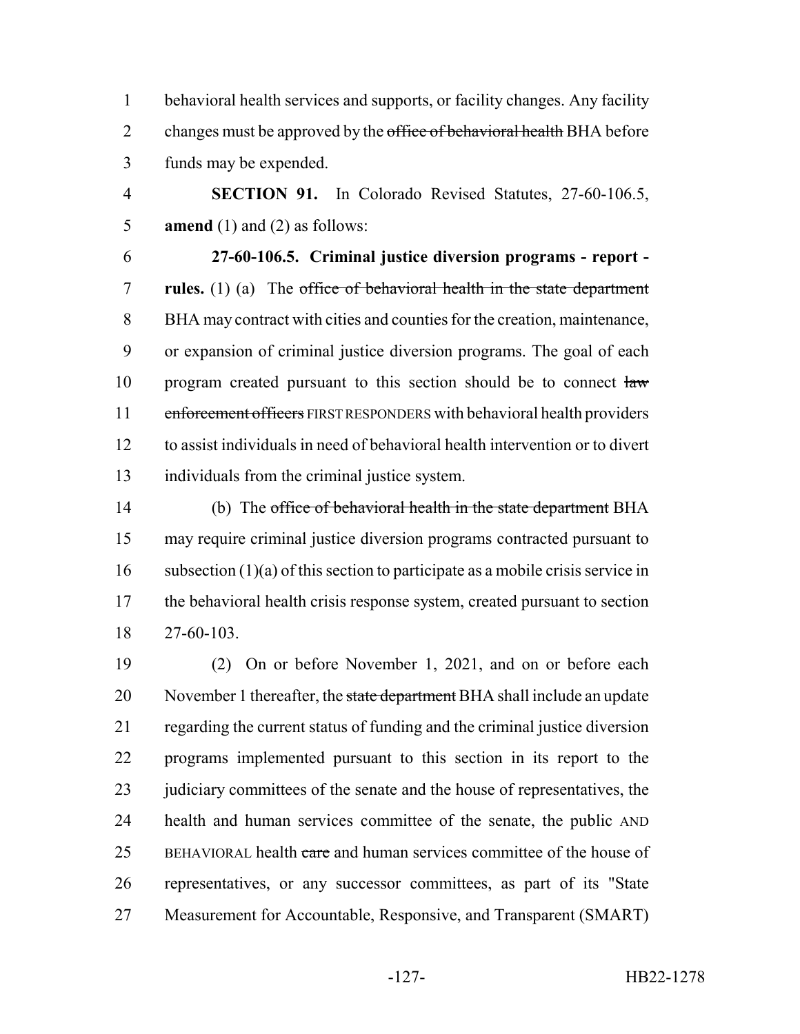behavioral health services and supports, or facility changes. Any facility changes must be approved by the ~~office of behavioral health~~ BHA before funds may be expended.

**SECTION 91.** In Colorado Revised Statutes, 27-60-106.5, **amend** (1) and (2) as follows:

**27-60-106.5. Criminal justice diversion programs - report - rules.** (1) (a) The ~~office of behavioral health in the state department~~ BHA may contract with cities and counties for the creation, maintenance, or expansion of criminal justice diversion programs. The goal of each program created pursuant to this section should be to connect ~~law enforcement officers~~ FIRST RESPONDERS with behavioral health providers to assist individuals in need of behavioral health intervention or to divert individuals from the criminal justice system.

(b) The ~~office of behavioral health in the state department~~ BHA may require criminal justice diversion programs contracted pursuant to subsection (1)(a) of this section to participate as a mobile crisis service in the behavioral health crisis response system, created pursuant to section 27-60-103.

(2) On or before November 1, 2021, and on or before each November 1 thereafter, the ~~state department~~ BHA shall include an update regarding the current status of funding and the criminal justice diversion programs implemented pursuant to this section in its report to the judiciary committees of the senate and the house of representatives, the health and human services committee of the senate, the public AND BEHAVIORAL health ~~care~~ and human services committee of the house of representatives, or any successor committees, as part of its "State Measurement for Accountable, Responsive, and Transparent (SMART)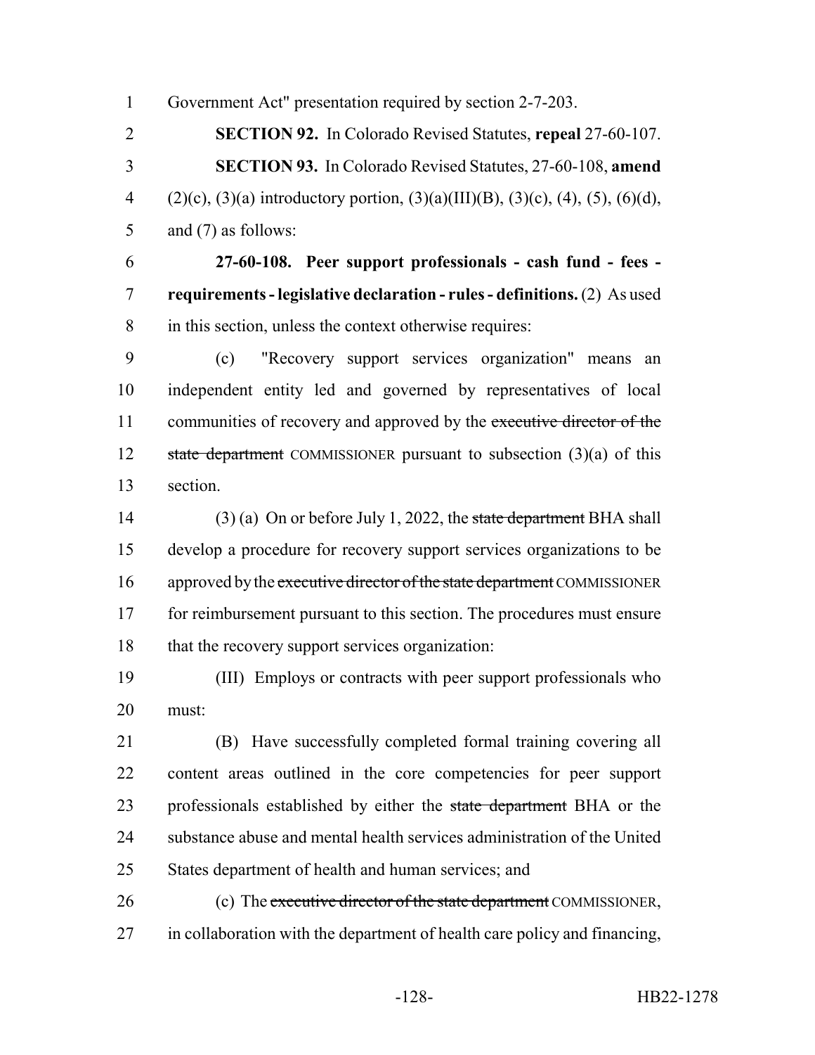Government Act" presentation required by section 2-7-203.

**SECTION 92.** In Colorado Revised Statutes, **repeal** 27-60-107.

**SECTION 93.** In Colorado Revised Statutes, 27-60-108, **amend** (2)(c), (3)(a) introductory portion, (3)(a)(III)(B), (3)(c), (4), (5), (6)(d), and (7) as follows:

**27-60-108. Peer support professionals - cash fund - fees - requirements - legislative declaration - rules - definitions.** (2) As used in this section, unless the context otherwise requires:

(c) "Recovery support services organization" means an independent entity led and governed by representatives of local communities of recovery and approved by the ~~executive director of the state department~~ COMMISSIONER pursuant to subsection (3)(a) of this section.

(3) (a) On or before July 1, 2022, the ~~state department~~ BHA shall develop a procedure for recovery support services organizations to be approved by the ~~executive director of the state department~~ COMMISSIONER for reimbursement pursuant to this section. The procedures must ensure that the recovery support services organization:

(III) Employs or contracts with peer support professionals who must:

(B) Have successfully completed formal training covering all content areas outlined in the core competencies for peer support professionals established by either the ~~state department~~ BHA or the substance abuse and mental health services administration of the United States department of health and human services; and

(c) The ~~executive director of the state department~~ COMMISSIONER, in collaboration with the department of health care policy and financing,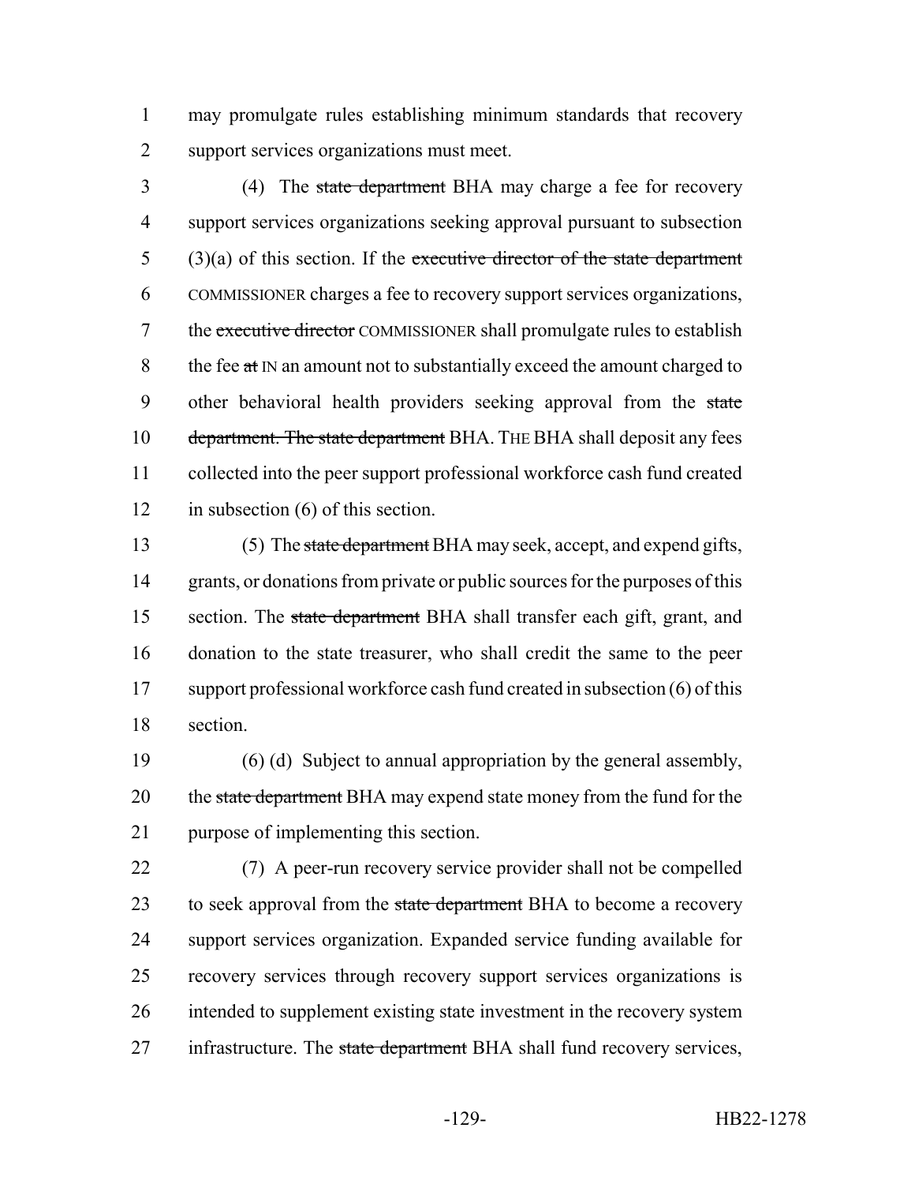may promulgate rules establishing minimum standards that recovery support services organizations must meet.

(4) The ~~state department~~ BHA may charge a fee for recovery support services organizations seeking approval pursuant to subsection (3)(a) of this section. If the ~~executive director of the state department~~ COMMISSIONER charges a fee to recovery support services organizations, the ~~executive director~~ COMMISSIONER shall promulgate rules to establish the fee ~~at~~ IN an amount not to substantially exceed the amount charged to other behavioral health providers seeking approval from the ~~state department. The state department~~ BHA. THE BHA shall deposit any fees collected into the peer support professional workforce cash fund created in subsection (6) of this section.

(5) The ~~state department~~ BHA may seek, accept, and expend gifts, grants, or donations from private or public sources for the purposes of this section. The ~~state department~~ BHA shall transfer each gift, grant, and donation to the state treasurer, who shall credit the same to the peer support professional workforce cash fund created in subsection (6) of this section.

(6) (d) Subject to annual appropriation by the general assembly, the ~~state department~~ BHA may expend state money from the fund for the purpose of implementing this section.

(7) A peer-run recovery service provider shall not be compelled to seek approval from the ~~state department~~ BHA to become a recovery support services organization. Expanded service funding available for recovery services through recovery support services organizations is intended to supplement existing state investment in the recovery system infrastructure. The ~~state department~~ BHA shall fund recovery services,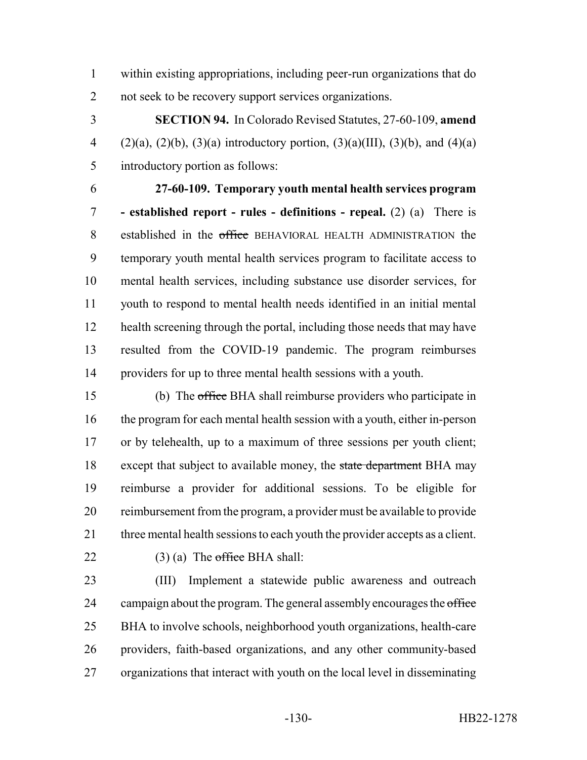within existing appropriations, including peer-run organizations that do not seek to be recovery support services organizations.

**SECTION 94.** In Colorado Revised Statutes, 27-60-109, **amend** (2)(a), (2)(b), (3)(a) introductory portion, (3)(a)(III), (3)(b), and (4)(a) introductory portion as follows:

**27-60-109. Temporary youth mental health services program - established report - rules - definitions - repeal.** (2) (a) There is established in the ~~office~~ BEHAVIORAL HEALTH ADMINISTRATION the temporary youth mental health services program to facilitate access to mental health services, including substance use disorder services, for youth to respond to mental health needs identified in an initial mental health screening through the portal, including those needs that may have resulted from the COVID-19 pandemic. The program reimburses providers for up to three mental health sessions with a youth.

(b) The ~~office~~ BHA shall reimburse providers who participate in the program for each mental health session with a youth, either in-person or by telehealth, up to a maximum of three sessions per youth client; except that subject to available money, the ~~state department~~ BHA may reimburse a provider for additional sessions. To be eligible for reimbursement from the program, a provider must be available to provide three mental health sessions to each youth the provider accepts as a client.

(3) (a) The ~~office~~ BHA shall:

(III) Implement a statewide public awareness and outreach campaign about the program. The general assembly encourages the ~~office~~ BHA to involve schools, neighborhood youth organizations, health-care providers, faith-based organizations, and any other community-based organizations that interact with youth on the local level in disseminating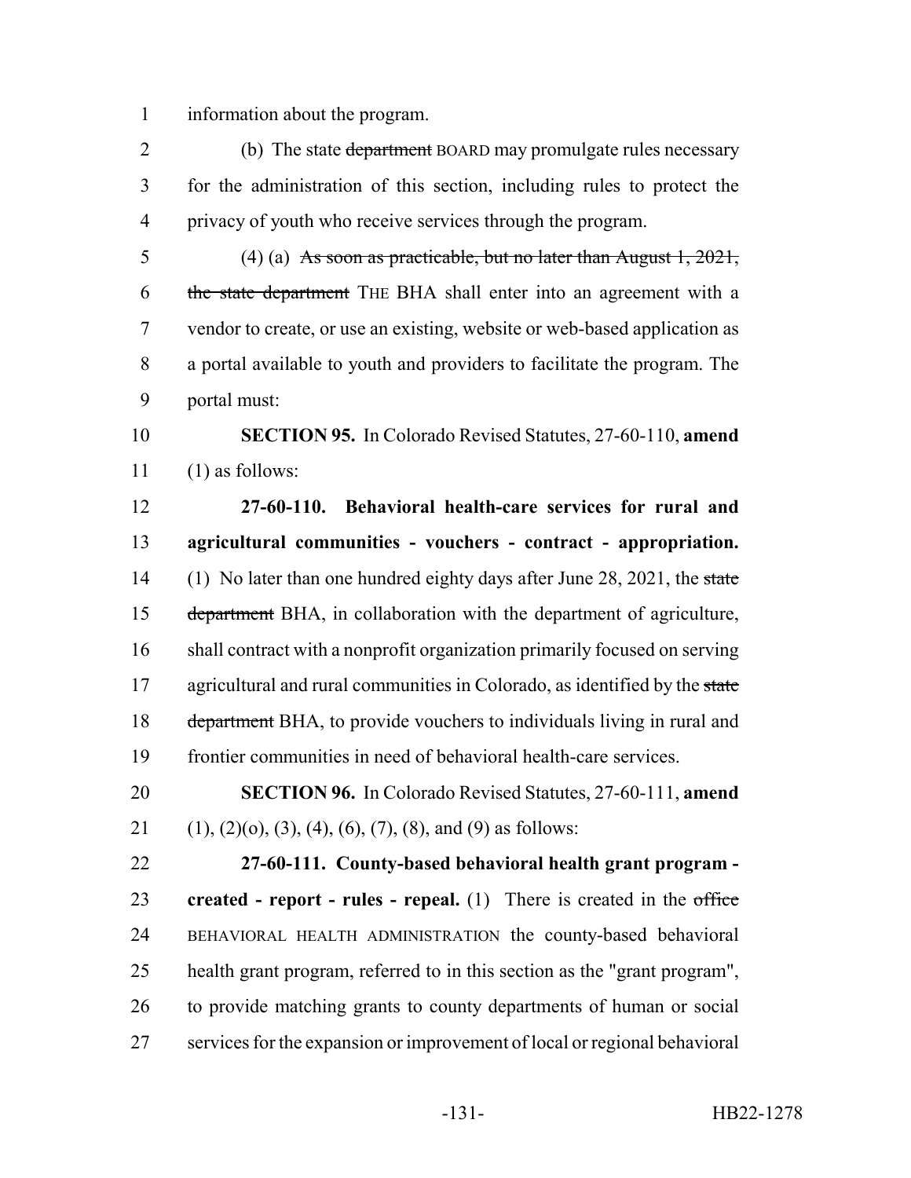information about the program.

(b) The state ~~department~~ BOARD may promulgate rules necessary for the administration of this section, including rules to protect the privacy of youth who receive services through the program.

(4) (a) ~~As soon as practicable, but no later than August 1, 2021, the state department~~ THE BHA shall enter into an agreement with a vendor to create, or use an existing, website or web-based application as a portal available to youth and providers to facilitate the program. The portal must:

**SECTION 95.** In Colorado Revised Statutes, 27-60-110, **amend** (1) as follows:

**27-60-110. Behavioral health-care services for rural and agricultural communities - vouchers - contract - appropriation.** (1) No later than one hundred eighty days after June 28, 2021, the ~~state department~~ BHA, in collaboration with the department of agriculture, shall contract with a nonprofit organization primarily focused on serving agricultural and rural communities in Colorado, as identified by the ~~state department~~ BHA, to provide vouchers to individuals living in rural and frontier communities in need of behavioral health-care services.

**SECTION 96.** In Colorado Revised Statutes, 27-60-111, **amend** (1), (2)(o), (3), (4), (6), (7), (8), and (9) as follows:

**27-60-111. County-based behavioral health grant program - created - report - rules - repeal.** (1) There is created in the ~~office~~ BEHAVIORAL HEALTH ADMINISTRATION the county-based behavioral health grant program, referred to in this section as the "grant program", to provide matching grants to county departments of human or social services for the expansion or improvement of local or regional behavioral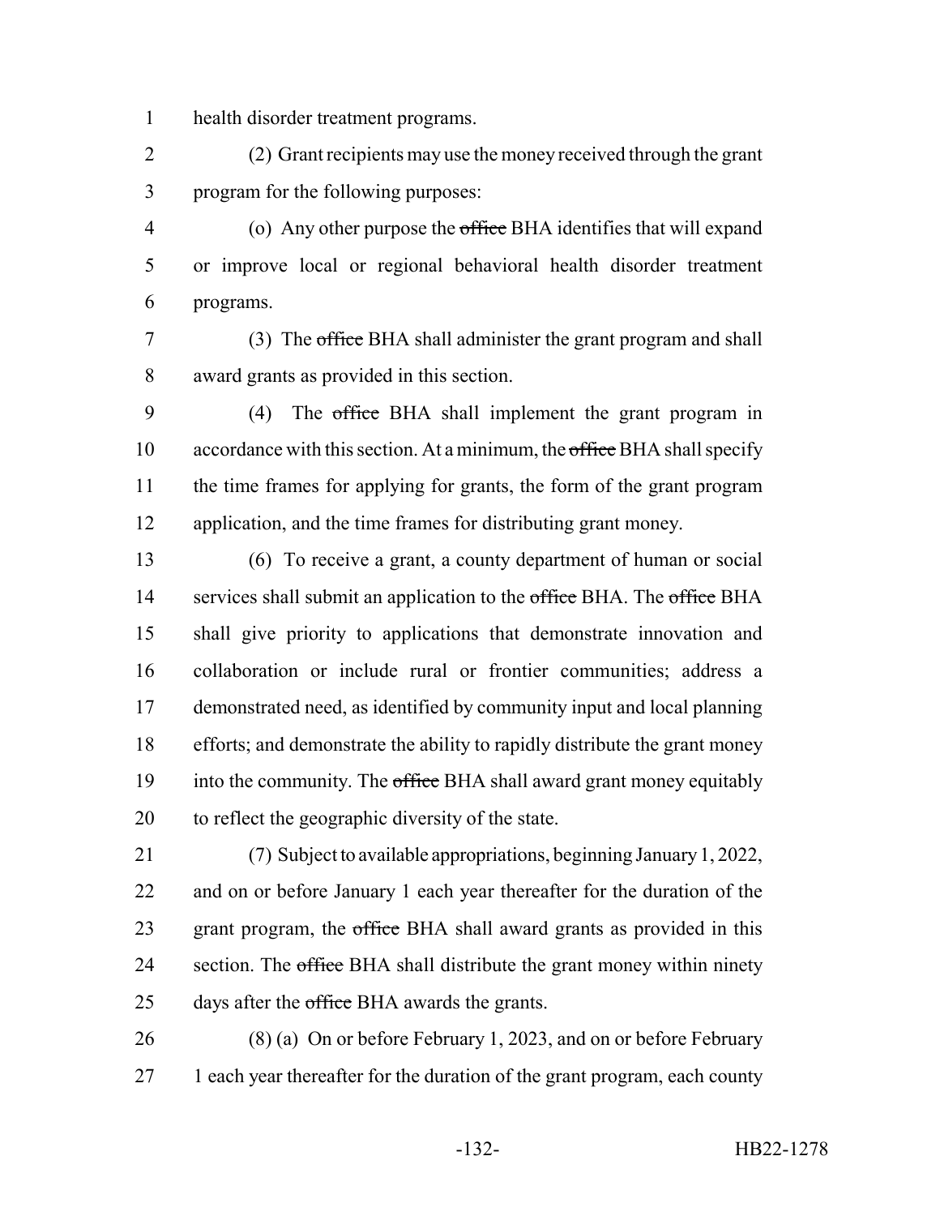health disorder treatment programs.

(2) Grant recipients may use the money received through the grant program for the following purposes:

(o) Any other purpose the ~~office~~ BHA identifies that will expand or improve local or regional behavioral health disorder treatment programs.

(3) The ~~office~~ BHA shall administer the grant program and shall award grants as provided in this section.

(4) The ~~office~~ BHA shall implement the grant program in accordance with this section. At a minimum, the ~~office~~ BHA shall specify the time frames for applying for grants, the form of the grant program application, and the time frames for distributing grant money.

(6) To receive a grant, a county department of human or social services shall submit an application to the ~~office~~ BHA. The ~~office~~ BHA shall give priority to applications that demonstrate innovation and collaboration or include rural or frontier communities; address a demonstrated need, as identified by community input and local planning efforts; and demonstrate the ability to rapidly distribute the grant money into the community. The ~~office~~ BHA shall award grant money equitably to reflect the geographic diversity of the state.

(7) Subject to available appropriations, beginning January 1, 2022, and on or before January 1 each year thereafter for the duration of the grant program, the ~~office~~ BHA shall award grants as provided in this section. The ~~office~~ BHA shall distribute the grant money within ninety days after the ~~office~~ BHA awards the grants.

(8) (a) On or before February 1, 2023, and on or before February 1 each year thereafter for the duration of the grant program, each county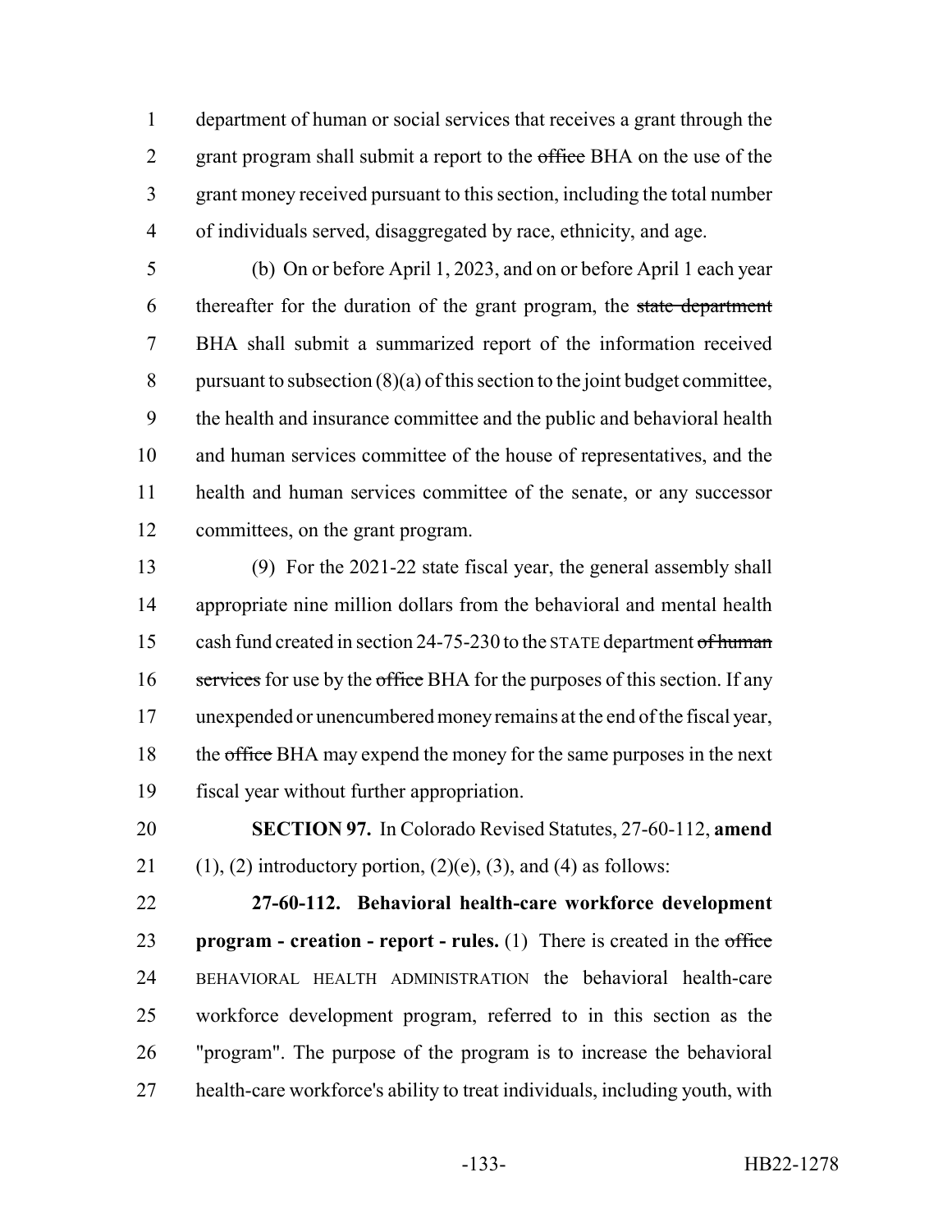department of human or social services that receives a grant through the grant program shall submit a report to the ~~office~~ BHA on the use of the grant money received pursuant to this section, including the total number of individuals served, disaggregated by race, ethnicity, and age.

(b) On or before April 1, 2023, and on or before April 1 each year thereafter for the duration of the grant program, the ~~state department~~ BHA shall submit a summarized report of the information received pursuant to subsection (8)(a) of this section to the joint budget committee, the health and insurance committee and the public and behavioral health and human services committee of the house of representatives, and the health and human services committee of the senate, or any successor committees, on the grant program.

(9) For the 2021-22 state fiscal year, the general assembly shall appropriate nine million dollars from the behavioral and mental health cash fund created in section 24-75-230 to the STATE department ~~of human services~~ for use by the ~~office~~ BHA for the purposes of this section. If any unexpended or unencumbered money remains at the end of the fiscal year, the ~~office~~ BHA may expend the money for the same purposes in the next fiscal year without further appropriation.

**SECTION 97.** In Colorado Revised Statutes, 27-60-112, **amend** (1), (2) introductory portion, (2)(e), (3), and (4) as follows:

**27-60-112. Behavioral health-care workforce development program - creation - report - rules.** (1) There is created in the ~~office~~ BEHAVIORAL HEALTH ADMINISTRATION the behavioral health-care workforce development program, referred to in this section as the "program". The purpose of the program is to increase the behavioral health-care workforce's ability to treat individuals, including youth, with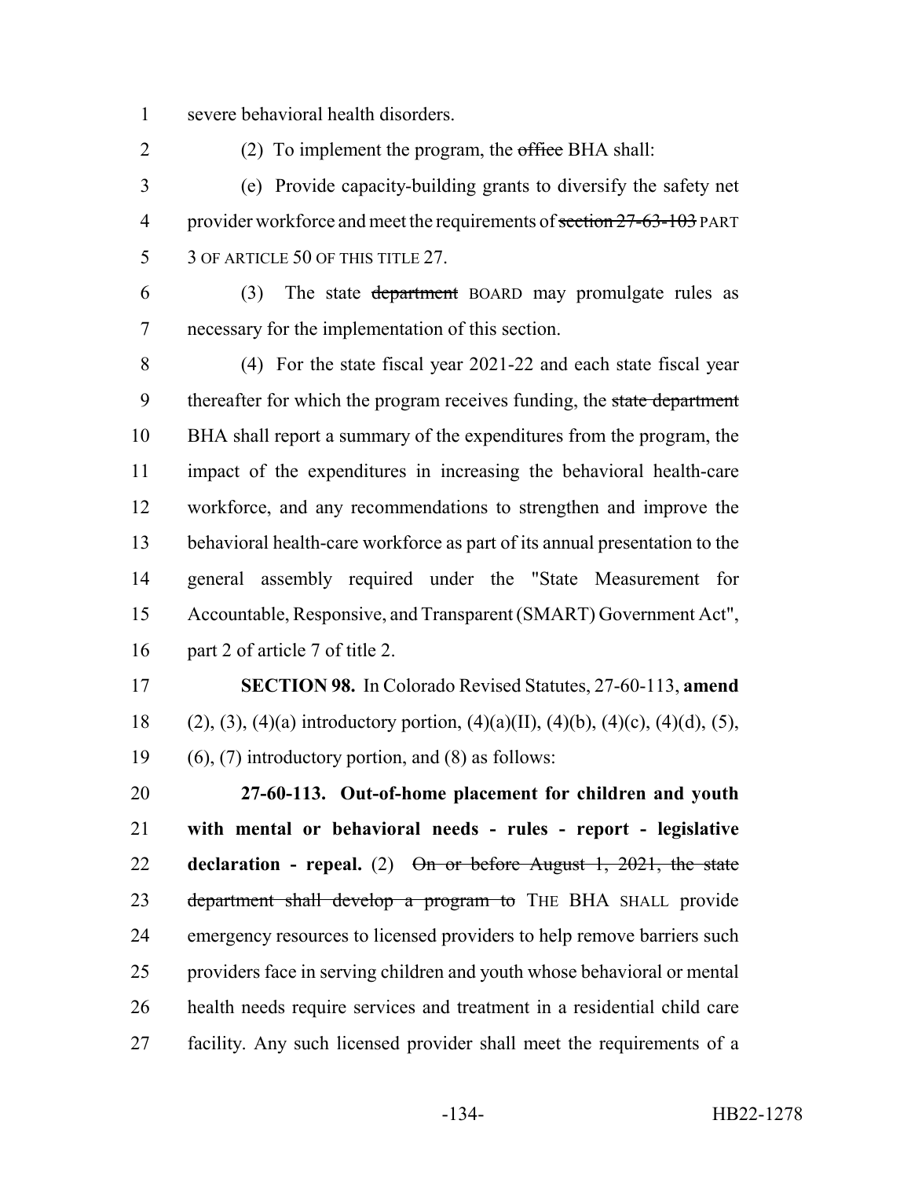severe behavioral health disorders.

(2) To implement the program, the ~~office~~ BHA shall:

(e) Provide capacity-building grants to diversify the safety net provider workforce and meet the requirements of ~~section 27-63-103~~ PART 3 OF ARTICLE 50 OF THIS TITLE 27.

(3) The state ~~department~~ BOARD may promulgate rules as necessary for the implementation of this section.

(4) For the state fiscal year 2021-22 and each state fiscal year thereafter for which the program receives funding, the ~~state department~~ BHA shall report a summary of the expenditures from the program, the impact of the expenditures in increasing the behavioral health-care workforce, and any recommendations to strengthen and improve the behavioral health-care workforce as part of its annual presentation to the general assembly required under the "State Measurement for Accountable, Responsive, and Transparent (SMART) Government Act", part 2 of article 7 of title 2.

**SECTION 98.** In Colorado Revised Statutes, 27-60-113, **amend** (2), (3), (4)(a) introductory portion, (4)(a)(II), (4)(b), (4)(c), (4)(d), (5), (6), (7) introductory portion, and (8) as follows:

**27-60-113. Out-of-home placement for children and youth with mental or behavioral needs - rules - report - legislative declaration - repeal.** (2) ~~On or before August 1, 2021, the state department shall develop a program to~~ THE BHA SHALL provide emergency resources to licensed providers to help remove barriers such providers face in serving children and youth whose behavioral or mental health needs require services and treatment in a residential child care facility. Any such licensed provider shall meet the requirements of a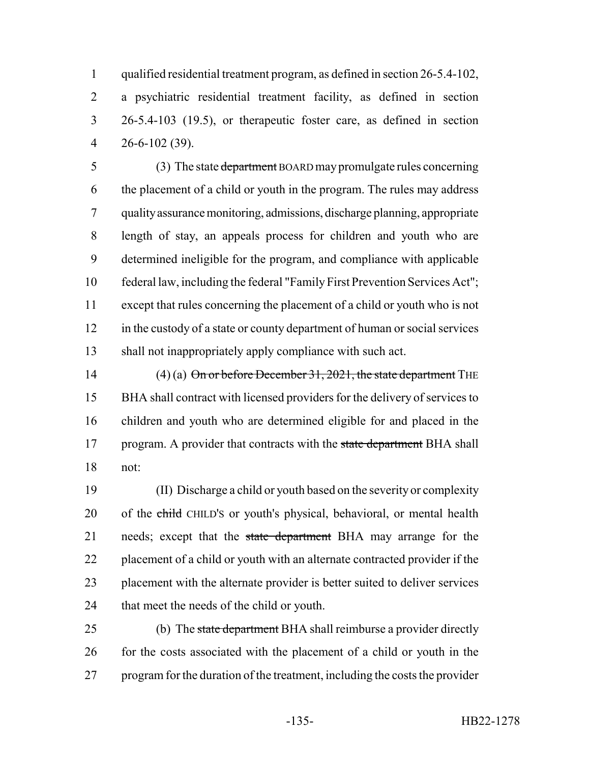qualified residential treatment program, as defined in section 26-5.4-102, a psychiatric residential treatment facility, as defined in section 26-5.4-103 (19.5), or therapeutic foster care, as defined in section 26-6-102 (39).

(3) The state ~~department~~ BOARD may promulgate rules concerning the placement of a child or youth in the program. The rules may address quality assurance monitoring, admissions, discharge planning, appropriate length of stay, an appeals process for children and youth who are determined ineligible for the program, and compliance with applicable federal law, including the federal "Family First Prevention Services Act"; except that rules concerning the placement of a child or youth who is not in the custody of a state or county department of human or social services shall not inappropriately apply compliance with such act.

(4) (a) ~~On or before December 31, 2021, the state department~~ THE BHA shall contract with licensed providers for the delivery of services to children and youth who are determined eligible for and placed in the program. A provider that contracts with the ~~state department~~ BHA shall not:

(II) Discharge a child or youth based on the severity or complexity of the ~~child~~ CHILD'S or youth's physical, behavioral, or mental health needs; except that the ~~state department~~ BHA may arrange for the placement of a child or youth with an alternate contracted provider if the placement with the alternate provider is better suited to deliver services that meet the needs of the child or youth.

(b) The ~~state department~~ BHA shall reimburse a provider directly for the costs associated with the placement of a child or youth in the program for the duration of the treatment, including the costs the provider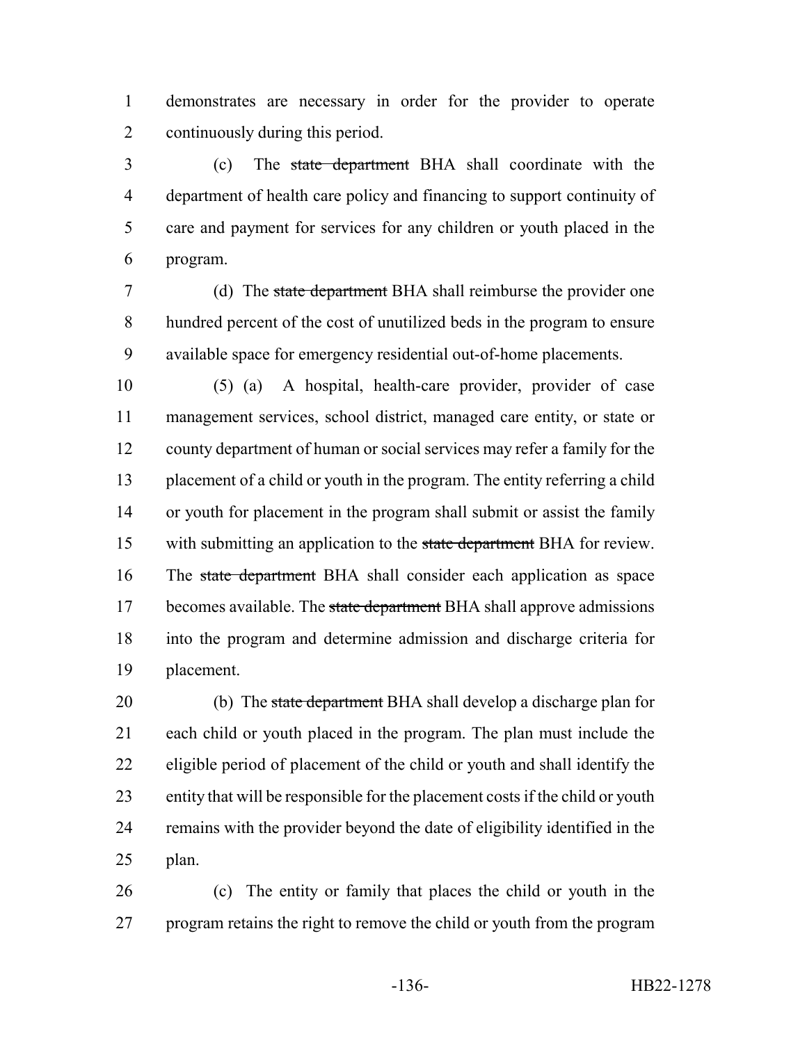demonstrates are necessary in order for the provider to operate continuously during this period.

(c) The ~~state department~~ BHA shall coordinate with the department of health care policy and financing to support continuity of care and payment for services for any children or youth placed in the program.

(d) The ~~state department~~ BHA shall reimburse the provider one hundred percent of the cost of unutilized beds in the program to ensure available space for emergency residential out-of-home placements.

(5) (a) A hospital, health-care provider, provider of case management services, school district, managed care entity, or state or county department of human or social services may refer a family for the placement of a child or youth in the program. The entity referring a child or youth for placement in the program shall submit or assist the family with submitting an application to the ~~state department~~ BHA for review. The ~~state department~~ BHA shall consider each application as space becomes available. The ~~state department~~ BHA shall approve admissions into the program and determine admission and discharge criteria for placement.

(b) The ~~state department~~ BHA shall develop a discharge plan for each child or youth placed in the program. The plan must include the eligible period of placement of the child or youth and shall identify the entity that will be responsible for the placement costs if the child or youth remains with the provider beyond the date of eligibility identified in the plan.

(c) The entity or family that places the child or youth in the program retains the right to remove the child or youth from the program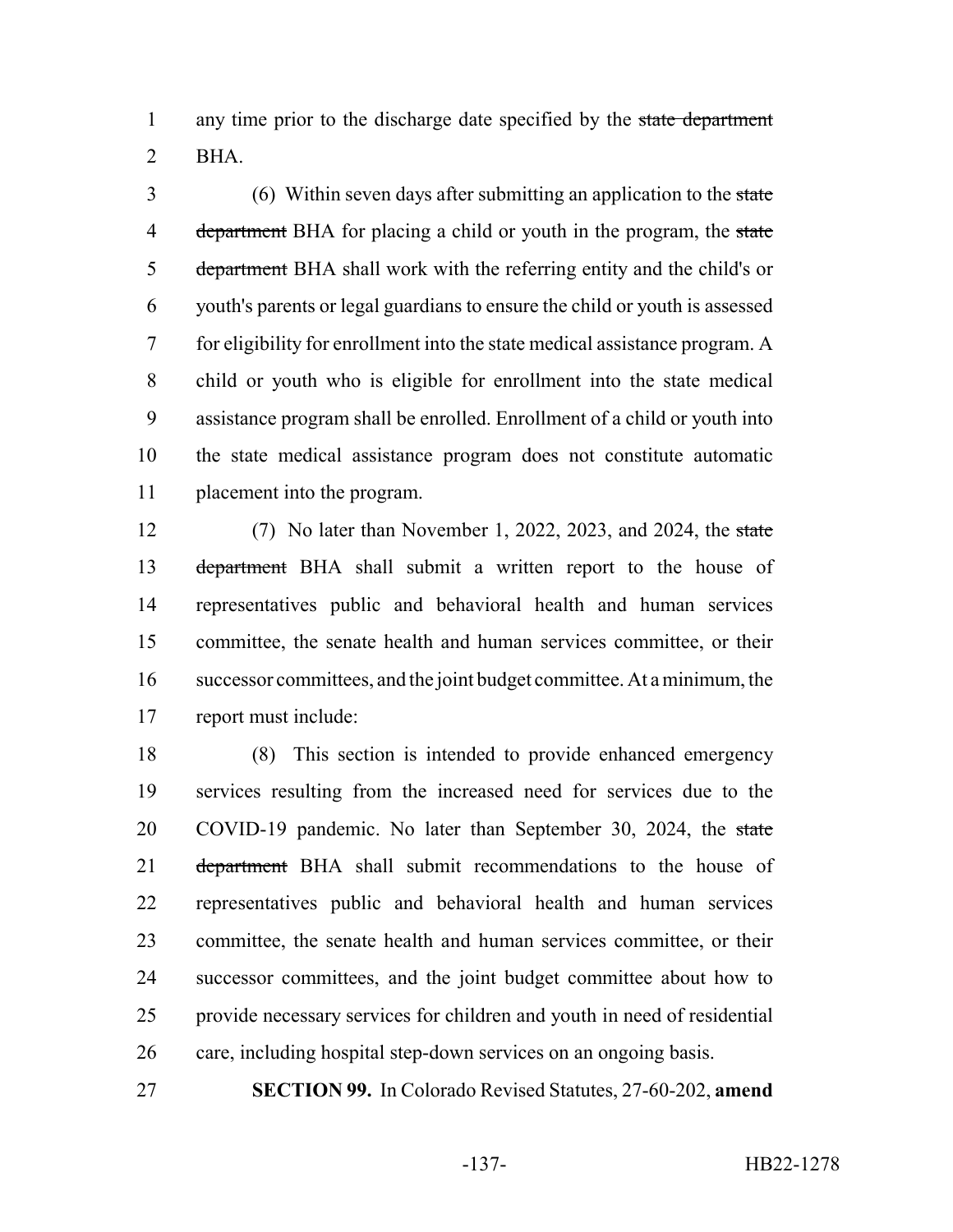any time prior to the discharge date specified by the ~~state department~~ BHA.

(6) Within seven days after submitting an application to the ~~state department~~ BHA for placing a child or youth in the program, the ~~state department~~ BHA shall work with the referring entity and the child's or youth's parents or legal guardians to ensure the child or youth is assessed for eligibility for enrollment into the state medical assistance program. A child or youth who is eligible for enrollment into the state medical assistance program shall be enrolled. Enrollment of a child or youth into the state medical assistance program does not constitute automatic placement into the program.

(7) No later than November 1, 2022, 2023, and 2024, the ~~state department~~ BHA shall submit a written report to the house of representatives public and behavioral health and human services committee, the senate health and human services committee, or their successor committees, and the joint budget committee. At a minimum, the report must include:

(8) This section is intended to provide enhanced emergency services resulting from the increased need for services due to the COVID-19 pandemic. No later than September 30, 2024, the ~~state department~~ BHA shall submit recommendations to the house of representatives public and behavioral health and human services committee, the senate health and human services committee, or their successor committees, and the joint budget committee about how to provide necessary services for children and youth in need of residential care, including hospital step-down services on an ongoing basis.

**SECTION 99.** In Colorado Revised Statutes, 27-60-202, **amend**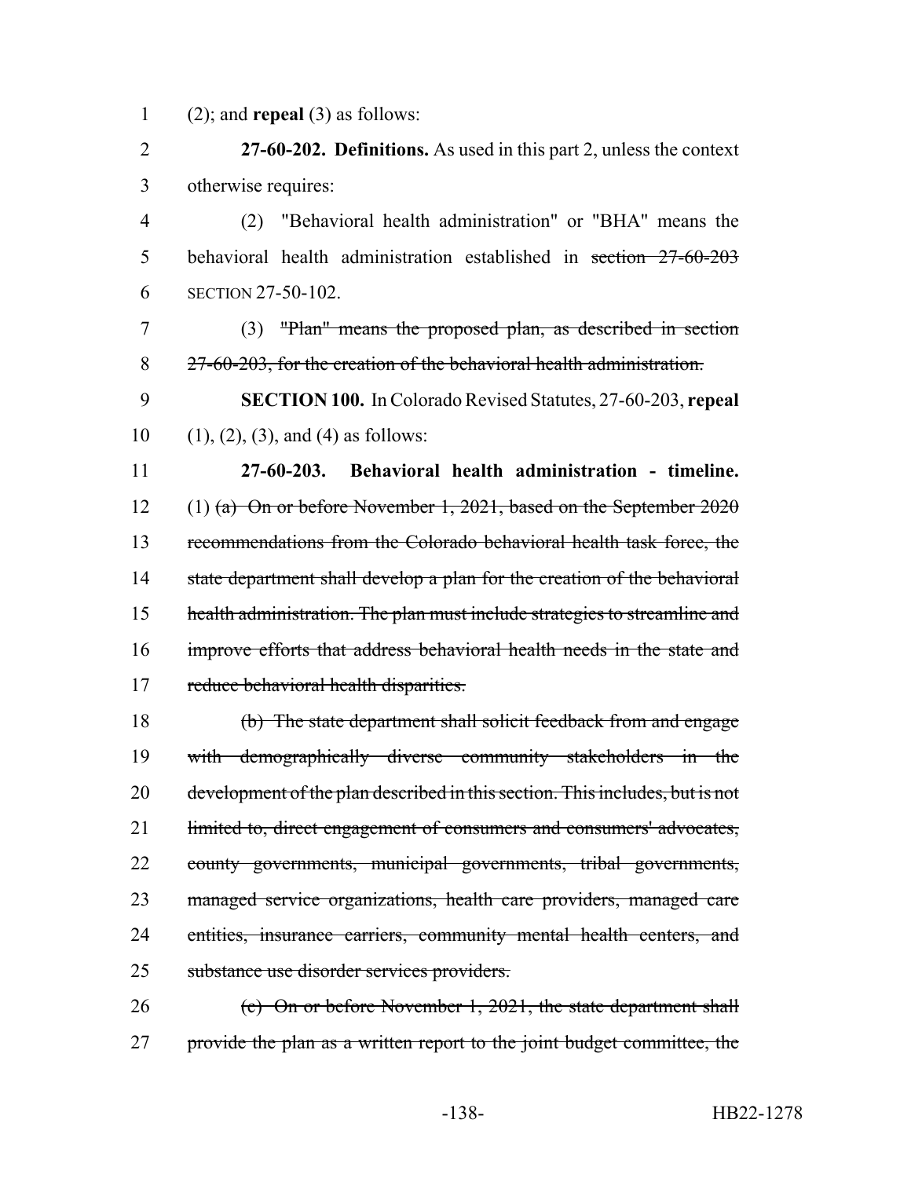(2); and **repeal** (3) as follows:

**27-60-202. Definitions.** As used in this part 2, unless the context otherwise requires:

(2) "Behavioral health administration" or "BHA" means the behavioral health administration established in ~~section 27-60-203~~ SECTION 27-50-102.

(3) ~~"Plan" means the proposed plan, as described in section 27-60-203, for the creation of the behavioral health administration.~~

**SECTION 100.** In Colorado Revised Statutes, 27-60-203, **repeal** (1), (2), (3), and (4) as follows:

**27-60-203. Behavioral health administration - timeline.** (1) ~~(a) On or before November 1, 2021, based on the September 2020 recommendations from the Colorado behavioral health task force, the state department shall develop a plan for the creation of the behavioral health administration. The plan must include strategies to streamline and improve efforts that address behavioral health needs in the state and reduce behavioral health disparities.~~

~~(b) The state department shall solicit feedback from and engage with demographically diverse community stakeholders in the development of the plan described in this section. This includes, but is not limited to, direct engagement of consumers and consumers' advocates, county governments, municipal governments, tribal governments, managed service organizations, health care providers, managed care entities, insurance carriers, community mental health centers, and substance use disorder services providers.~~

~~(c) On or before November 1, 2021, the state department shall provide the plan as a written report to the joint budget committee, the~~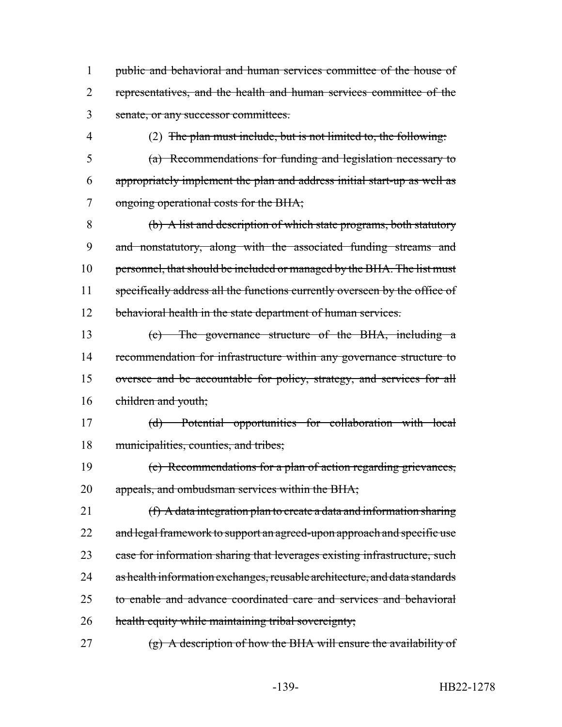1 public and behavioral and human services committee of the house of
2 representatives, and the health and human services committee of the
3 senate, or any successor committees.

4 (2) The plan must include, but is not limited to, the following:

5 (a) Recommendations for funding and legislation necessary to
6 appropriately implement the plan and address initial start-up as well as
7 ongoing operational costs for the BHA;

8 (b) A list and description of which state programs, both statutory
9 and nonstatutory, along with the associated funding streams and
10 personnel, that should be included or managed by the BHA. The list must
11 specifically address all the functions currently overseen by the office of
12 behavioral health in the state department of human services.

13 (c) The governance structure of the BHA, including a
14 recommendation for infrastructure within any governance structure to
15 oversee and be accountable for policy, strategy, and services for all
16 children and youth;

17 (d) Potential opportunities for collaboration with local
18 municipalities, counties, and tribes;

19 (e) Recommendations for a plan of action regarding grievances,
20 appeals, and ombudsman services within the BHA;

21 (f) A data integration plan to create a data and information sharing
22 and legal framework to support an agreed-upon approach and specific use
23 case for information sharing that leverages existing infrastructure, such
24 as health information exchanges, reusable architecture, and data standards
25 to enable and advance coordinated care and services and behavioral
26 health equity while maintaining tribal sovereignty;

27 (g) A description of how the BHA will ensure the availability of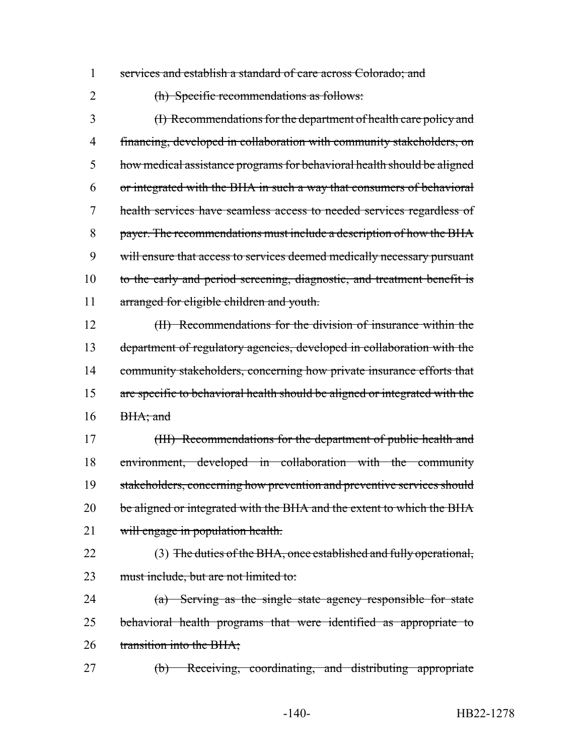services and establish a standard of care across Colorado; and

(h) Specific recommendations as follows:

(I) Recommendations for the department of health care policy and financing, developed in collaboration with community stakeholders, on how medical assistance programs for behavioral health should be aligned or integrated with the BHA in such a way that consumers of behavioral health services have seamless access to needed services regardless of payer. The recommendations must include a description of how the BHA will ensure that access to services deemed medically necessary pursuant to the early and period screening, diagnostic, and treatment benefit is arranged for eligible children and youth.

(II) Recommendations for the division of insurance within the department of regulatory agencies, developed in collaboration with the community stakeholders, concerning how private insurance efforts that are specific to behavioral health should be aligned or integrated with the BHA; and

(III) Recommendations for the department of public health and environment, developed in collaboration with the community stakeholders, concerning how prevention and preventive services should be aligned or integrated with the BHA and the extent to which the BHA will engage in population health.

(3) The duties of the BHA, once established and fully operational, must include, but are not limited to:

(a) Serving as the single state agency responsible for state behavioral health programs that were identified as appropriate to transition into the BHA;

(b) Receiving, coordinating, and distributing appropriate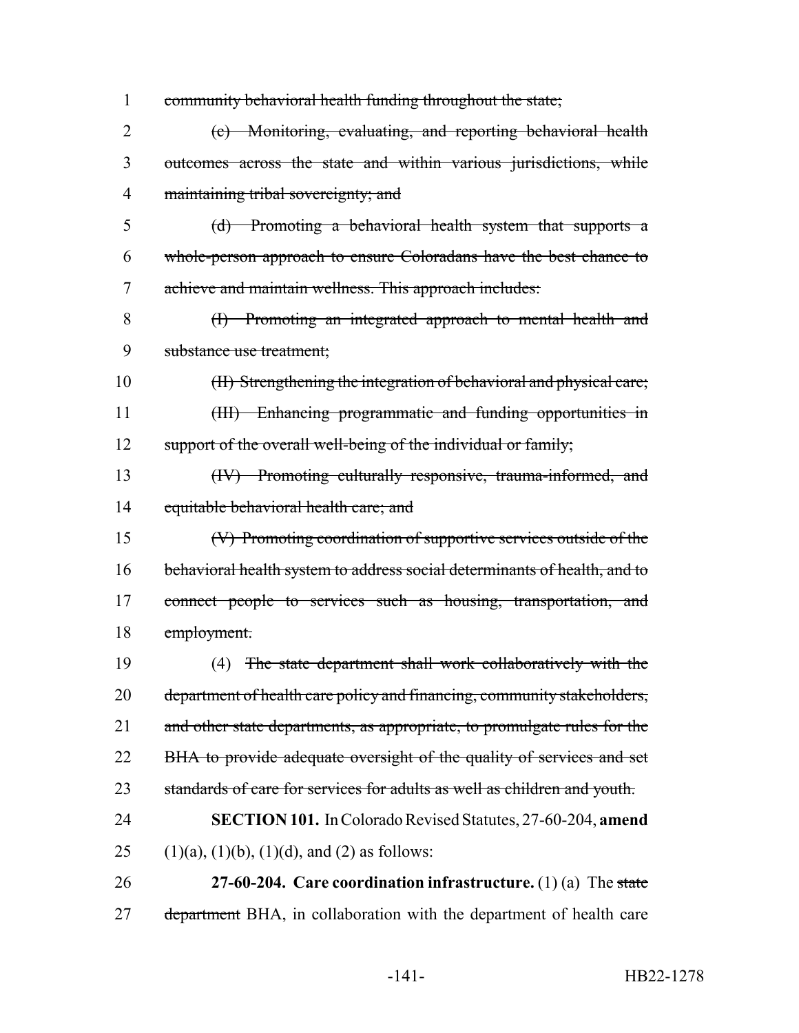community behavioral health funding throughout the state;

~~(c) Monitoring, evaluating, and reporting behavioral health outcomes across the state and within various jurisdictions, while maintaining tribal sovereignty; and~~

~~(d) Promoting a behavioral health system that supports a whole-person approach to ensure Coloradans have the best chance to achieve and maintain wellness. This approach includes:~~

~~(I) Promoting an integrated approach to mental health and substance use treatment;~~

~~(II) Strengthening the integration of behavioral and physical care;~~

~~(III) Enhancing programmatic and funding opportunities in support of the overall well-being of the individual or family;~~

~~(IV) Promoting culturally responsive, trauma-informed, and equitable behavioral health care; and~~

~~(V) Promoting coordination of supportive services outside of the behavioral health system to address social determinants of health, and to connect people to services such as housing, transportation, and employment.~~

(4) ~~The state department shall work collaboratively with the department of health care policy and financing, community stakeholders, and other state departments, as appropriate, to promulgate rules for the BHA to provide adequate oversight of the quality of services and set standards of care for services for adults as well as children and youth.~~

**SECTION 101.** In Colorado Revised Statutes, 27-60-204, **amend** (1)(a), (1)(b), (1)(d), and (2) as follows:

**27-60-204. Care coordination infrastructure.** (1) (a) The ~~state department~~ BHA, in collaboration with the department of health care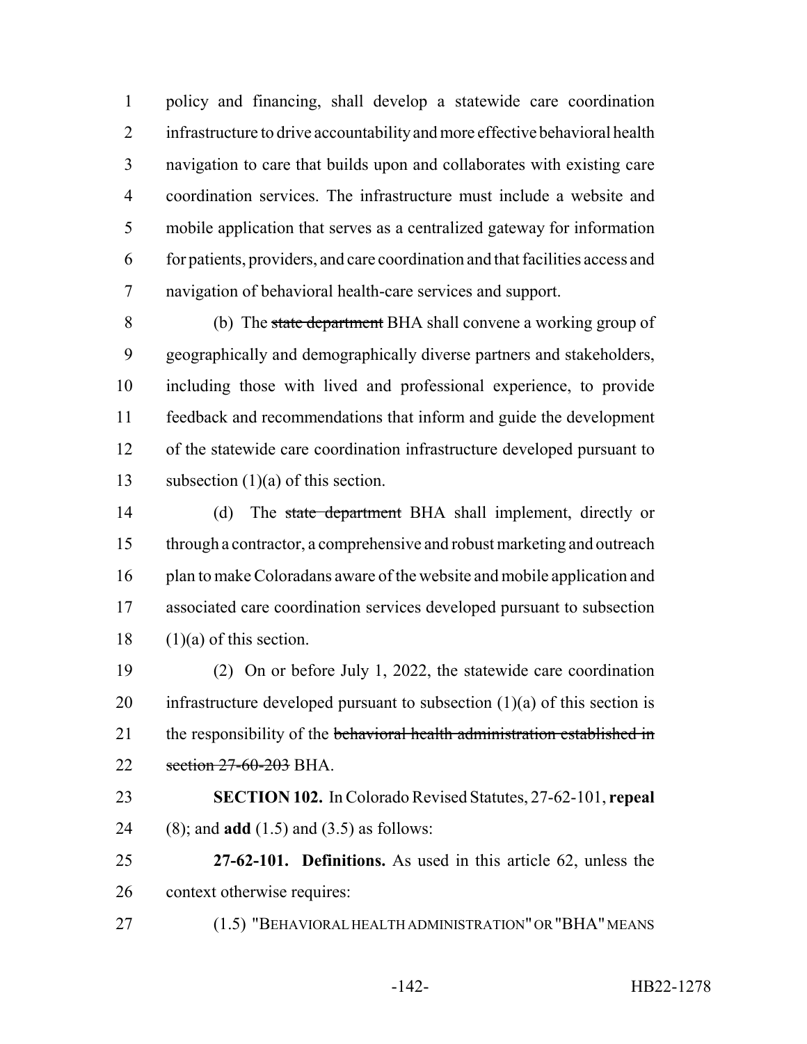policy and financing, shall develop a statewide care coordination infrastructure to drive accountability and more effective behavioral health navigation to care that builds upon and collaborates with existing care coordination services. The infrastructure must include a website and mobile application that serves as a centralized gateway for information for patients, providers, and care coordination and that facilities access and navigation of behavioral health-care services and support.

(b) The ~~state department~~ BHA shall convene a working group of geographically and demographically diverse partners and stakeholders, including those with lived and professional experience, to provide feedback and recommendations that inform and guide the development of the statewide care coordination infrastructure developed pursuant to subsection (1)(a) of this section.

(d) The ~~state department~~ BHA shall implement, directly or through a contractor, a comprehensive and robust marketing and outreach plan to make Coloradans aware of the website and mobile application and associated care coordination services developed pursuant to subsection (1)(a) of this section.

(2) On or before July 1, 2022, the statewide care coordination infrastructure developed pursuant to subsection (1)(a) of this section is the responsibility of the ~~behavioral health administration established in section 27-60-203~~ BHA.

**SECTION 102.** In Colorado Revised Statutes, 27-62-101, **repeal** (8); and **add** (1.5) and (3.5) as follows:

**27-62-101. Definitions.** As used in this article 62, unless the context otherwise requires:

(1.5) "BEHAVIORAL HEALTH ADMINISTRATION" OR "BHA" MEANS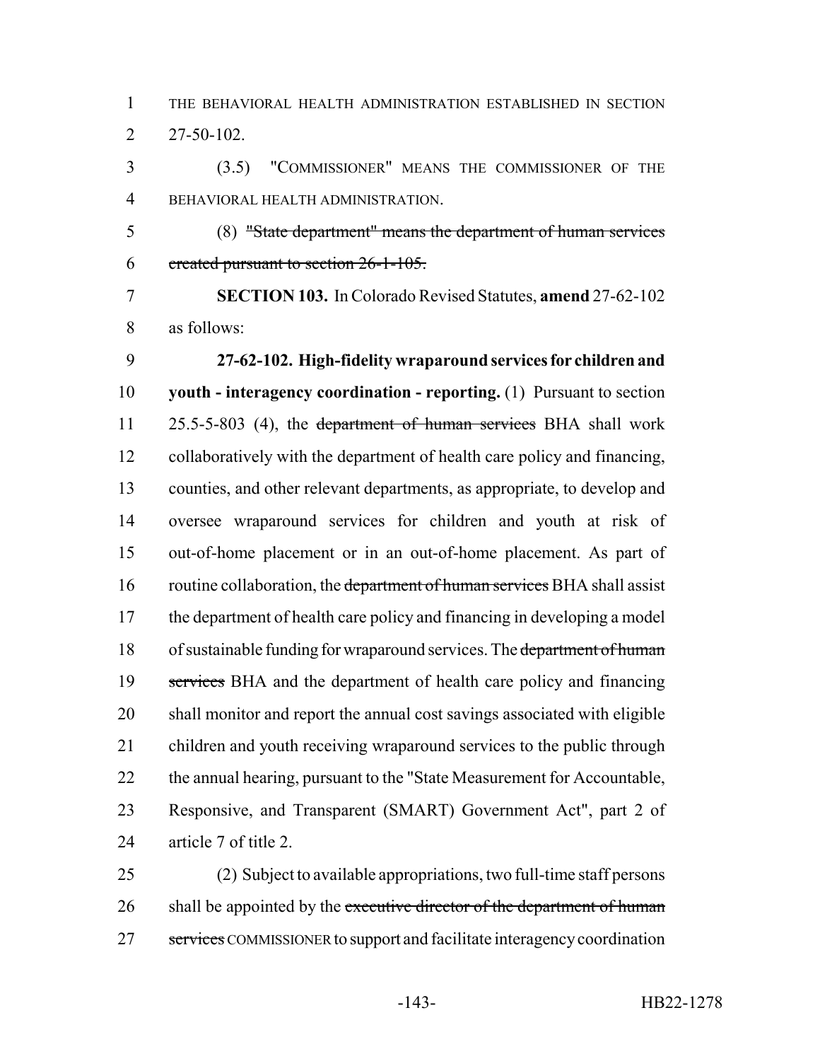THE BEHAVIORAL HEALTH ADMINISTRATION ESTABLISHED IN SECTION 27-50-102.

(3.5) "COMMISSIONER" MEANS THE COMMISSIONER OF THE BEHAVIORAL HEALTH ADMINISTRATION.

(8) ~~"State department" means the department of human services created pursuant to section 26-1-105.~~

**SECTION 103.** In Colorado Revised Statutes, **amend** 27-62-102 as follows:

**27-62-102. High-fidelity wraparound services for children and youth - interagency coordination - reporting.** (1) Pursuant to section 25.5-5-803 (4), the ~~department of human services~~ BHA shall work collaboratively with the department of health care policy and financing, counties, and other relevant departments, as appropriate, to develop and oversee wraparound services for children and youth at risk of out-of-home placement or in an out-of-home placement. As part of routine collaboration, the ~~department of human services~~ BHA shall assist the department of health care policy and financing in developing a model of sustainable funding for wraparound services. The ~~department of human services~~ BHA and the department of health care policy and financing shall monitor and report the annual cost savings associated with eligible children and youth receiving wraparound services to the public through the annual hearing, pursuant to the "State Measurement for Accountable, Responsive, and Transparent (SMART) Government Act", part 2 of article 7 of title 2.

(2) Subject to available appropriations, two full-time staff persons shall be appointed by the ~~executive director of the department of human services~~ COMMISSIONER to support and facilitate interagency coordination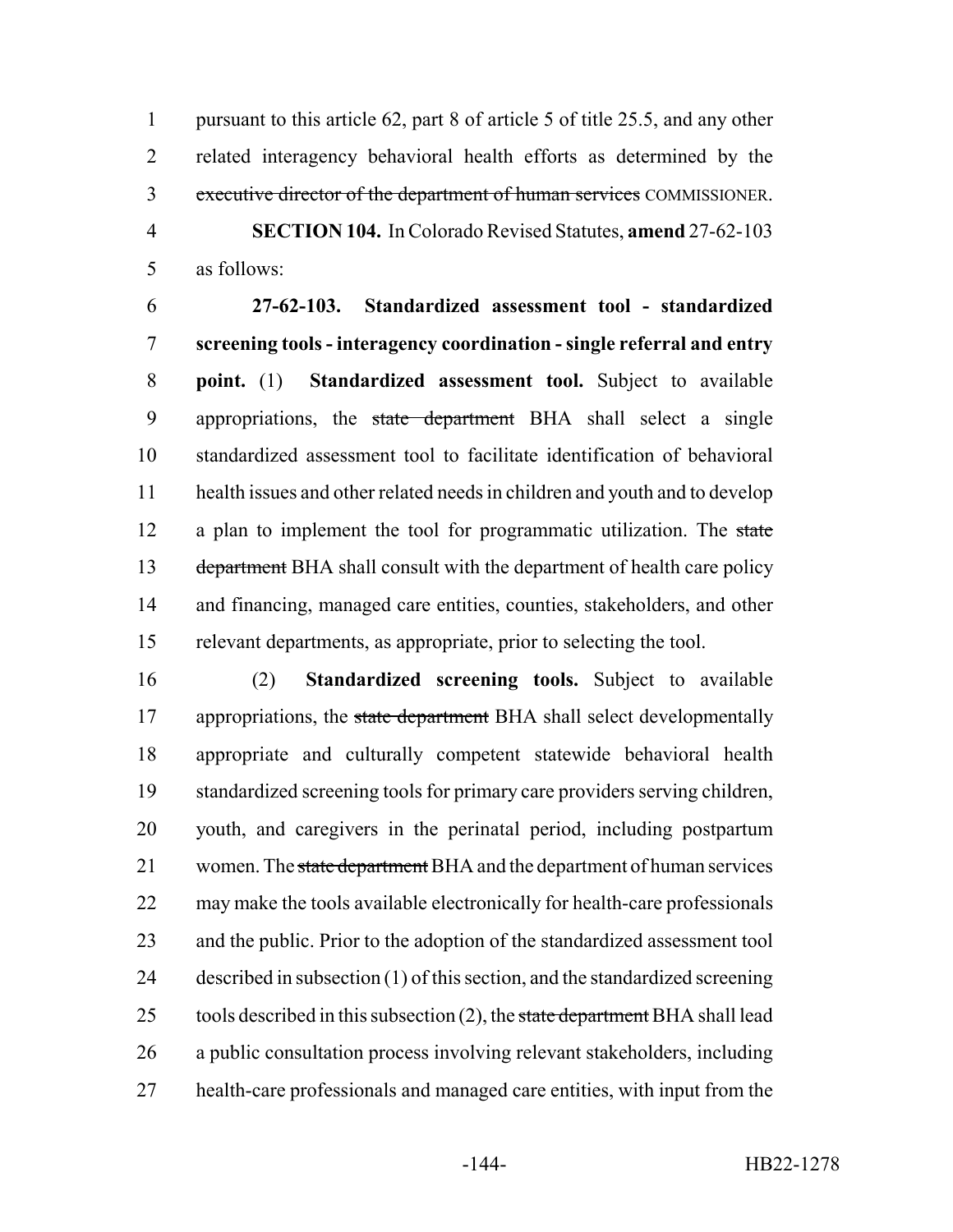pursuant to this article 62, part 8 of article 5 of title 25.5, and any other related interagency behavioral health efforts as determined by the ~~executive director of the department of human services~~ COMMISSIONER.

**SECTION 104.** In Colorado Revised Statutes, **amend** 27-62-103 as follows:

**27-62-103. Standardized assessment tool - standardized screening tools - interagency coordination - single referral and entry point.** (1) **Standardized assessment tool.** Subject to available appropriations, the ~~state department~~ BHA shall select a single standardized assessment tool to facilitate identification of behavioral health issues and other related needs in children and youth and to develop a plan to implement the tool for programmatic utilization. The ~~state department~~ BHA shall consult with the department of health care policy and financing, managed care entities, counties, stakeholders, and other relevant departments, as appropriate, prior to selecting the tool.

(2) **Standardized screening tools.** Subject to available appropriations, the ~~state department~~ BHA shall select developmentally appropriate and culturally competent statewide behavioral health standardized screening tools for primary care providers serving children, youth, and caregivers in the perinatal period, including postpartum women. The ~~state department~~ BHA and the department of human services may make the tools available electronically for health-care professionals and the public. Prior to the adoption of the standardized assessment tool described in subsection (1) of this section, and the standardized screening tools described in this subsection (2), the ~~state department~~ BHA shall lead a public consultation process involving relevant stakeholders, including health-care professionals and managed care entities, with input from the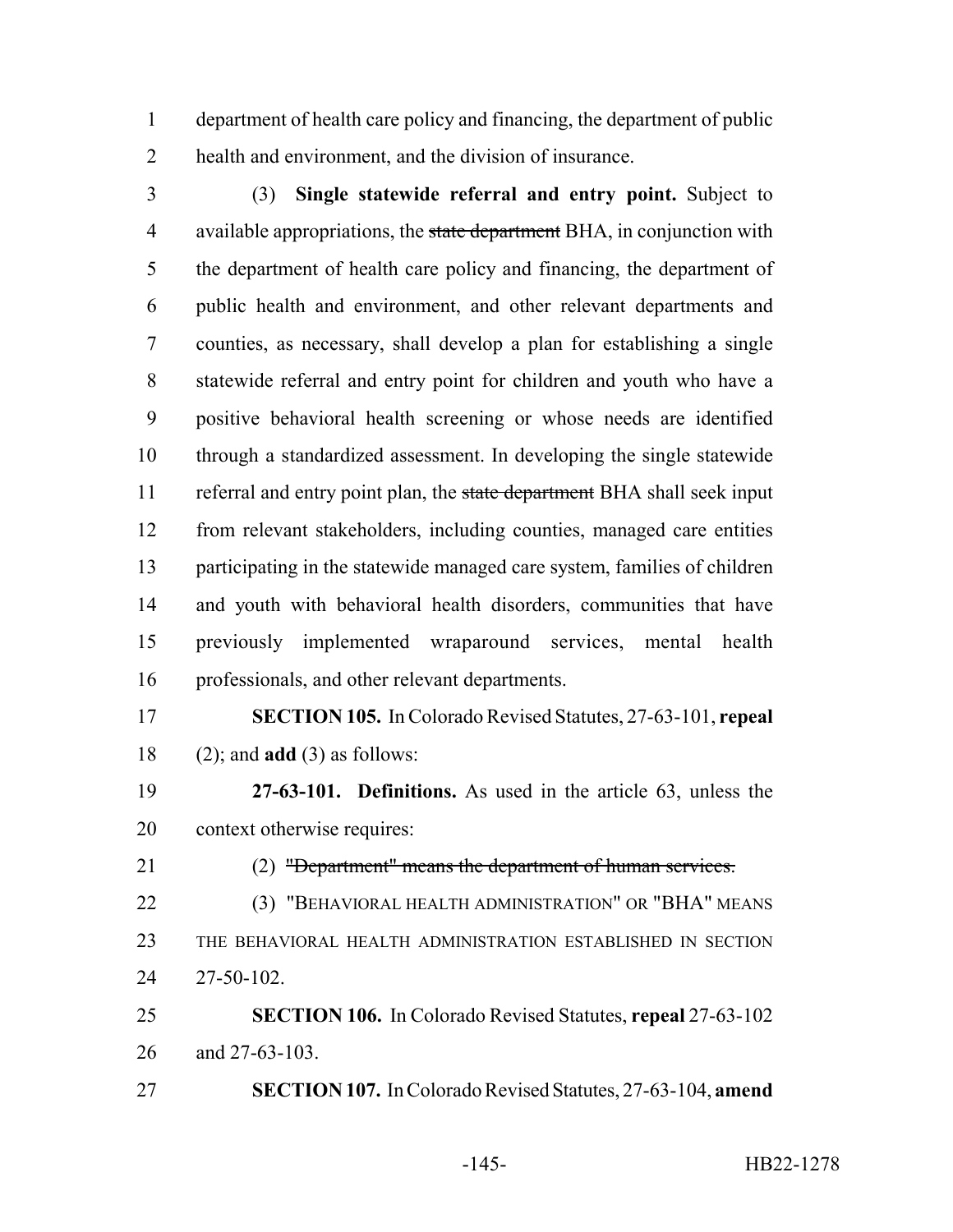department of health care policy and financing, the department of public health and environment, and the division of insurance.

(3) **Single statewide referral and entry point.** Subject to available appropriations, the ~~state department~~ BHA, in conjunction with the department of health care policy and financing, the department of public health and environment, and other relevant departments and counties, as necessary, shall develop a plan for establishing a single statewide referral and entry point for children and youth who have a positive behavioral health screening or whose needs are identified through a standardized assessment. In developing the single statewide referral and entry point plan, the ~~state department~~ BHA shall seek input from relevant stakeholders, including counties, managed care entities participating in the statewide managed care system, families of children and youth with behavioral health disorders, communities that have previously implemented wraparound services, mental health professionals, and other relevant departments.

**SECTION 105.** In Colorado Revised Statutes, 27-63-101, **repeal** (2); and **add** (3) as follows:

**27-63-101. Definitions.** As used in the article 63, unless the context otherwise requires:

(2) ~~"Department" means the department of human services.~~

(3) "BEHAVIORAL HEALTH ADMINISTRATION" OR "BHA" MEANS THE BEHAVIORAL HEALTH ADMINISTRATION ESTABLISHED IN SECTION 27-50-102.

**SECTION 106.** In Colorado Revised Statutes, **repeal** 27-63-102 and 27-63-103.

**SECTION 107.** In Colorado Revised Statutes, 27-63-104, **amend**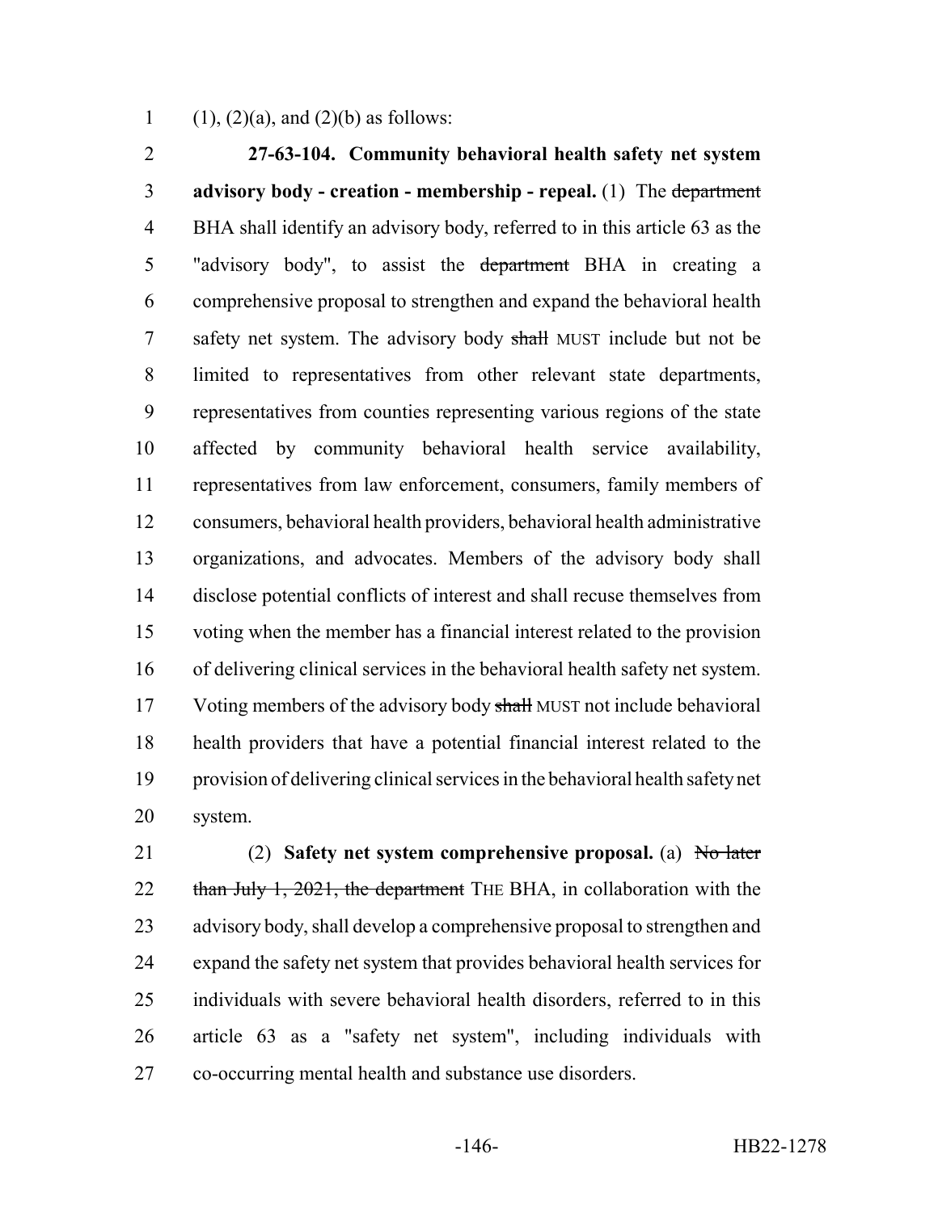(1), (2)(a), and (2)(b) as follows:

**27-63-104. Community behavioral health safety net system advisory body - creation - membership - repeal.** (1) The ~~department~~ BHA shall identify an advisory body, referred to in this article 63 as the "advisory body", to assist the ~~department~~ BHA in creating a comprehensive proposal to strengthen and expand the behavioral health safety net system. The advisory body ~~shall~~ MUST include but not be limited to representatives from other relevant state departments, representatives from counties representing various regions of the state affected by community behavioral health service availability, representatives from law enforcement, consumers, family members of consumers, behavioral health providers, behavioral health administrative organizations, and advocates. Members of the advisory body shall disclose potential conflicts of interest and shall recuse themselves from voting when the member has a financial interest related to the provision of delivering clinical services in the behavioral health safety net system. Voting members of the advisory body ~~shall~~ MUST not include behavioral health providers that have a potential financial interest related to the provision of delivering clinical services in the behavioral health safety net system.

(2) **Safety net system comprehensive proposal.** (a) ~~No later than July 1, 2021, the department~~ THE BHA, in collaboration with the advisory body, shall develop a comprehensive proposal to strengthen and expand the safety net system that provides behavioral health services for individuals with severe behavioral health disorders, referred to in this article 63 as a "safety net system", including individuals with co-occurring mental health and substance use disorders.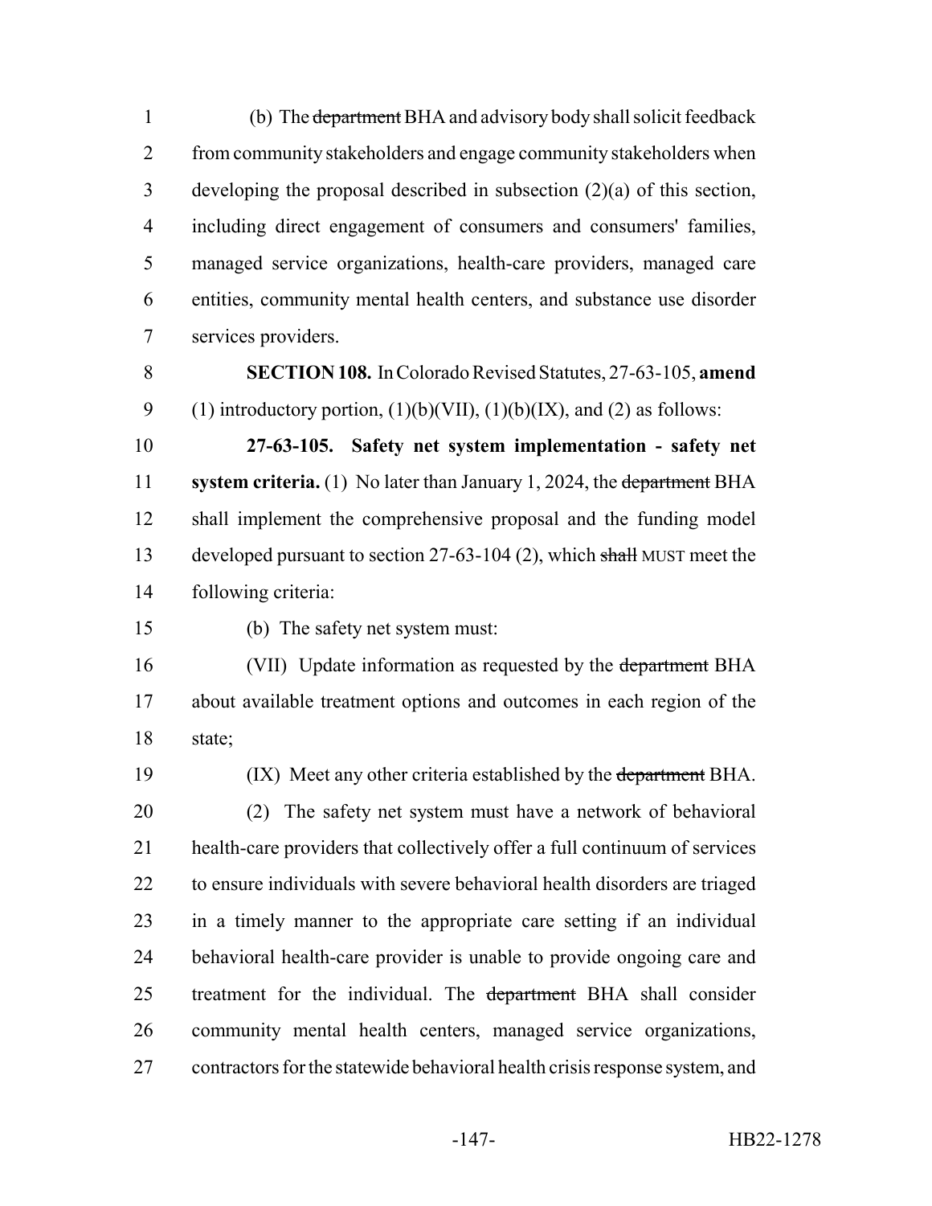(b) The ~~department~~ BHA and advisory body shall solicit feedback from community stakeholders and engage community stakeholders when developing the proposal described in subsection (2)(a) of this section, including direct engagement of consumers and consumers' families, managed service organizations, health-care providers, managed care entities, community mental health centers, and substance use disorder services providers.

**SECTION 108.** In Colorado Revised Statutes, 27-63-105, **amend** (1) introductory portion, (1)(b)(VII), (1)(b)(IX), and (2) as follows:

**27-63-105. Safety net system implementation - safety net system criteria.** (1) No later than January 1, 2024, the ~~department~~ BHA shall implement the comprehensive proposal and the funding model developed pursuant to section 27-63-104 (2), which ~~shall~~ MUST meet the following criteria:

(b) The safety net system must:

(VII) Update information as requested by the ~~department~~ BHA about available treatment options and outcomes in each region of the state;

(IX) Meet any other criteria established by the ~~department~~ BHA.

(2) The safety net system must have a network of behavioral health-care providers that collectively offer a full continuum of services to ensure individuals with severe behavioral health disorders are triaged in a timely manner to the appropriate care setting if an individual behavioral health-care provider is unable to provide ongoing care and treatment for the individual. The ~~department~~ BHA shall consider community mental health centers, managed service organizations, contractors for the statewide behavioral health crisis response system, and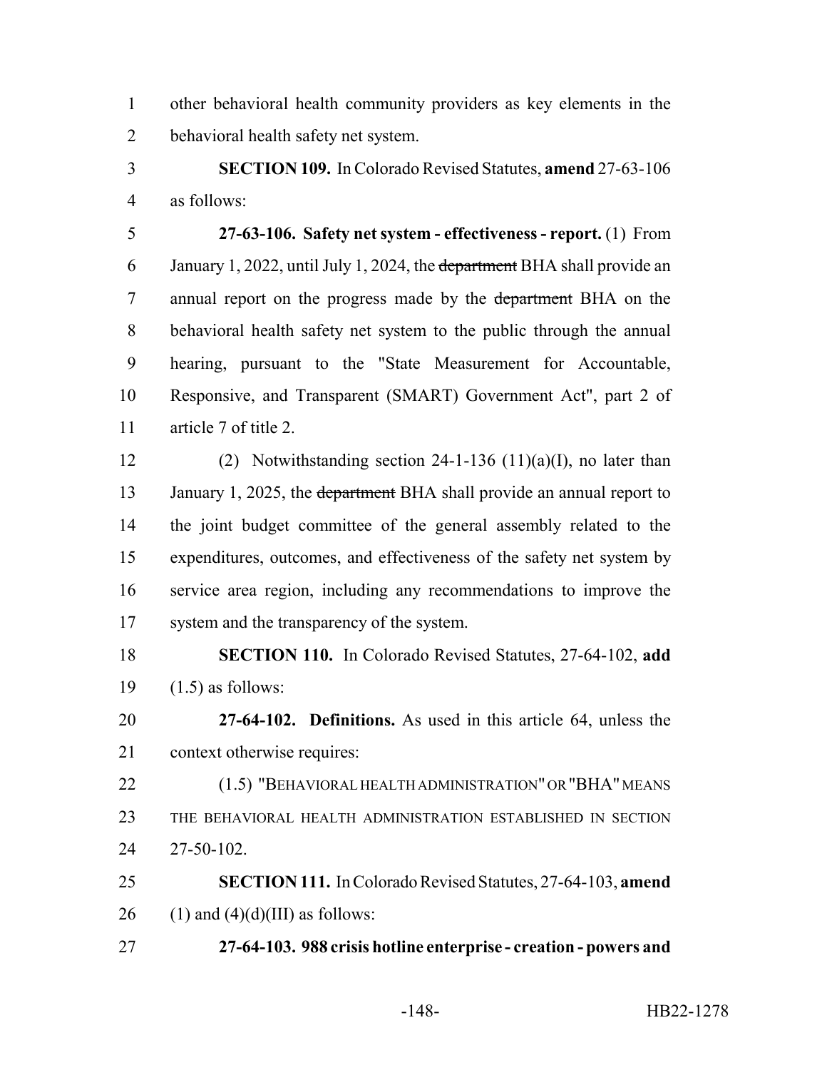other behavioral health community providers as key elements in the behavioral health safety net system.

**SECTION 109.** In Colorado Revised Statutes, **amend** 27-63-106 as follows:

**27-63-106. Safety net system - effectiveness - report.** (1) From January 1, 2022, until July 1, 2024, the ~~department~~ BHA shall provide an annual report on the progress made by the ~~department~~ BHA on the behavioral health safety net system to the public through the annual hearing, pursuant to the "State Measurement for Accountable, Responsive, and Transparent (SMART) Government Act", part 2 of article 7 of title 2.

(2) Notwithstanding section 24-1-136 (11)(a)(I), no later than January 1, 2025, the ~~department~~ BHA shall provide an annual report to the joint budget committee of the general assembly related to the expenditures, outcomes, and effectiveness of the safety net system by service area region, including any recommendations to improve the system and the transparency of the system.

**SECTION 110.** In Colorado Revised Statutes, 27-64-102, **add** (1.5) as follows:

**27-64-102. Definitions.** As used in this article 64, unless the context otherwise requires:

(1.5) "BEHAVIORAL HEALTH ADMINISTRATION" OR "BHA" MEANS THE BEHAVIORAL HEALTH ADMINISTRATION ESTABLISHED IN SECTION 27-50-102.

**SECTION 111.** In Colorado Revised Statutes, 27-64-103, **amend** (1) and (4)(d)(III) as follows:

**27-64-103. 988 crisis hotline enterprise - creation - powers and**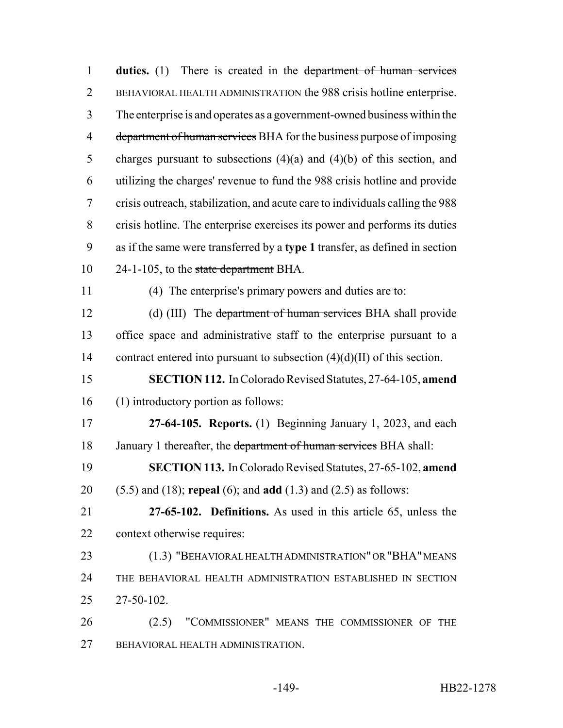**duties.** (1) There is created in the ~~department of human services~~ BEHAVIORAL HEALTH ADMINISTRATION the 988 crisis hotline enterprise. The enterprise is and operates as a government-owned business within the ~~department of human services~~ BHA for the business purpose of imposing charges pursuant to subsections (4)(a) and (4)(b) of this section, and utilizing the charges' revenue to fund the 988 crisis hotline and provide crisis outreach, stabilization, and acute care to individuals calling the 988 crisis hotline. The enterprise exercises its power and performs its duties as if the same were transferred by a **type 1** transfer, as defined in section 24-1-105, to the ~~state department~~ BHA.

(4) The enterprise's primary powers and duties are to:

(d) (III) The ~~department of human services~~ BHA shall provide office space and administrative staff to the enterprise pursuant to a contract entered into pursuant to subsection (4)(d)(II) of this section.

**SECTION 112.** In Colorado Revised Statutes, 27-64-105, **amend** (1) introductory portion as follows:

**27-64-105. Reports.** (1) Beginning January 1, 2023, and each January 1 thereafter, the ~~department of human services~~ BHA shall:

**SECTION 113.** In Colorado Revised Statutes, 27-65-102, **amend** (5.5) and (18); **repeal** (6); and **add** (1.3) and (2.5) as follows:

**27-65-102. Definitions.** As used in this article 65, unless the context otherwise requires:

(1.3) "BEHAVIORAL HEALTH ADMINISTRATION" OR "BHA" MEANS THE BEHAVIORAL HEALTH ADMINISTRATION ESTABLISHED IN SECTION 27-50-102.

(2.5) "COMMISSIONER" MEANS THE COMMISSIONER OF THE BEHAVIORAL HEALTH ADMINISTRATION.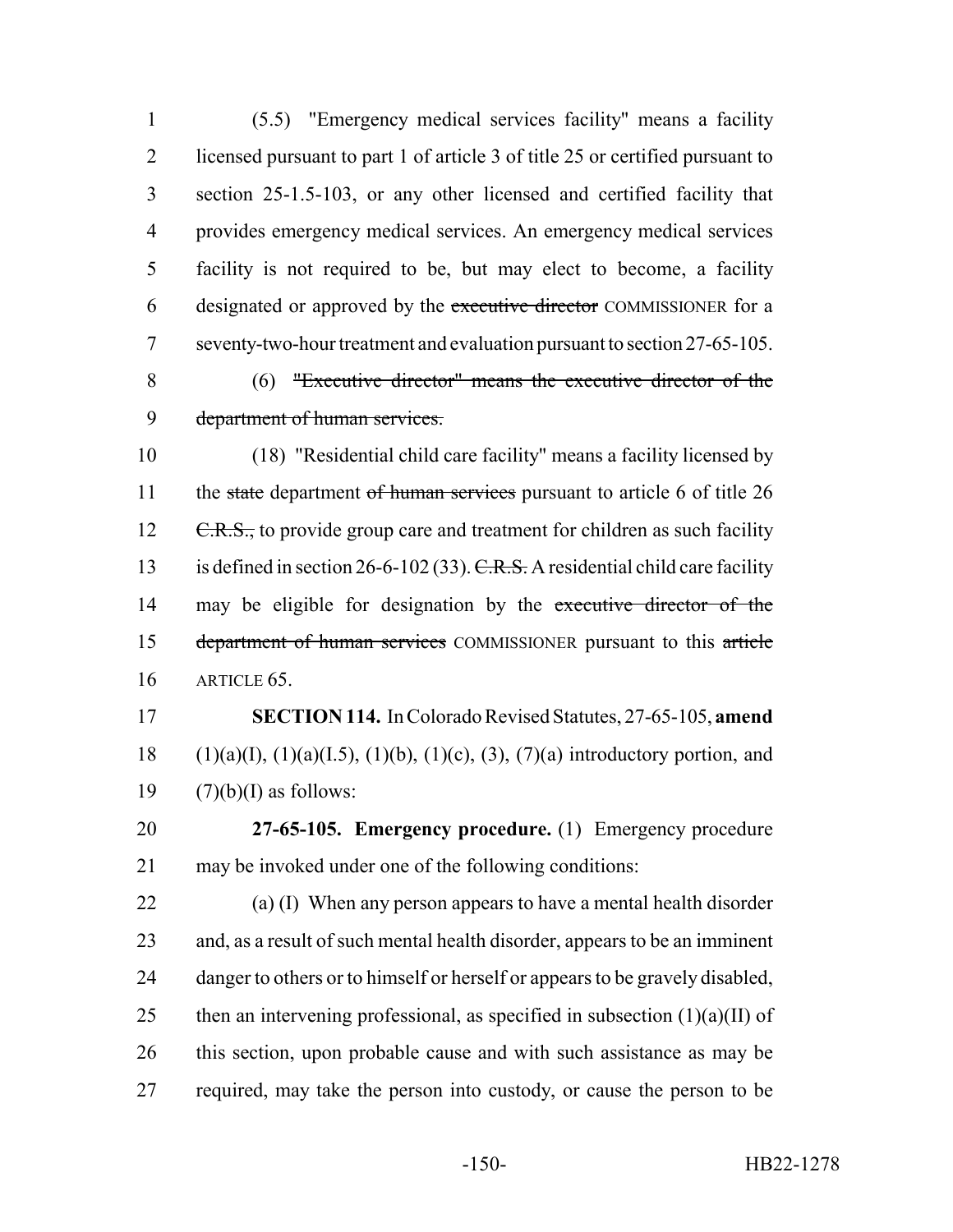(5.5) "Emergency medical services facility" means a facility licensed pursuant to part 1 of article 3 of title 25 or certified pursuant to section 25-1.5-103, or any other licensed and certified facility that provides emergency medical services. An emergency medical services facility is not required to be, but may elect to become, a facility designated or approved by the ~~executive director~~ COMMISSIONER for a seventy-two-hour treatment and evaluation pursuant to section 27-65-105.

(6) ~~"Executive director" means the executive director of the department of human services.~~

(18) "Residential child care facility" means a facility licensed by the ~~state~~ department ~~of human services~~ pursuant to article 6 of title 26 ~~C.R.S.,~~ to provide group care and treatment for children as such facility is defined in section 26-6-102 (33). ~~C.R.S.~~ A residential child care facility may be eligible for designation by the ~~executive director of the department of human services~~ COMMISSIONER pursuant to this ~~article~~ ARTICLE 65.

**SECTION 114.** In Colorado Revised Statutes, 27-65-105, **amend** (1)(a)(I), (1)(a)(I.5), (1)(b), (1)(c), (3), (7)(a) introductory portion, and (7)(b)(I) as follows:

**27-65-105. Emergency procedure.** (1) Emergency procedure may be invoked under one of the following conditions:

(a) (I) When any person appears to have a mental health disorder and, as a result of such mental health disorder, appears to be an imminent danger to others or to himself or herself or appears to be gravely disabled, then an intervening professional, as specified in subsection (1)(a)(II) of this section, upon probable cause and with such assistance as may be required, may take the person into custody, or cause the person to be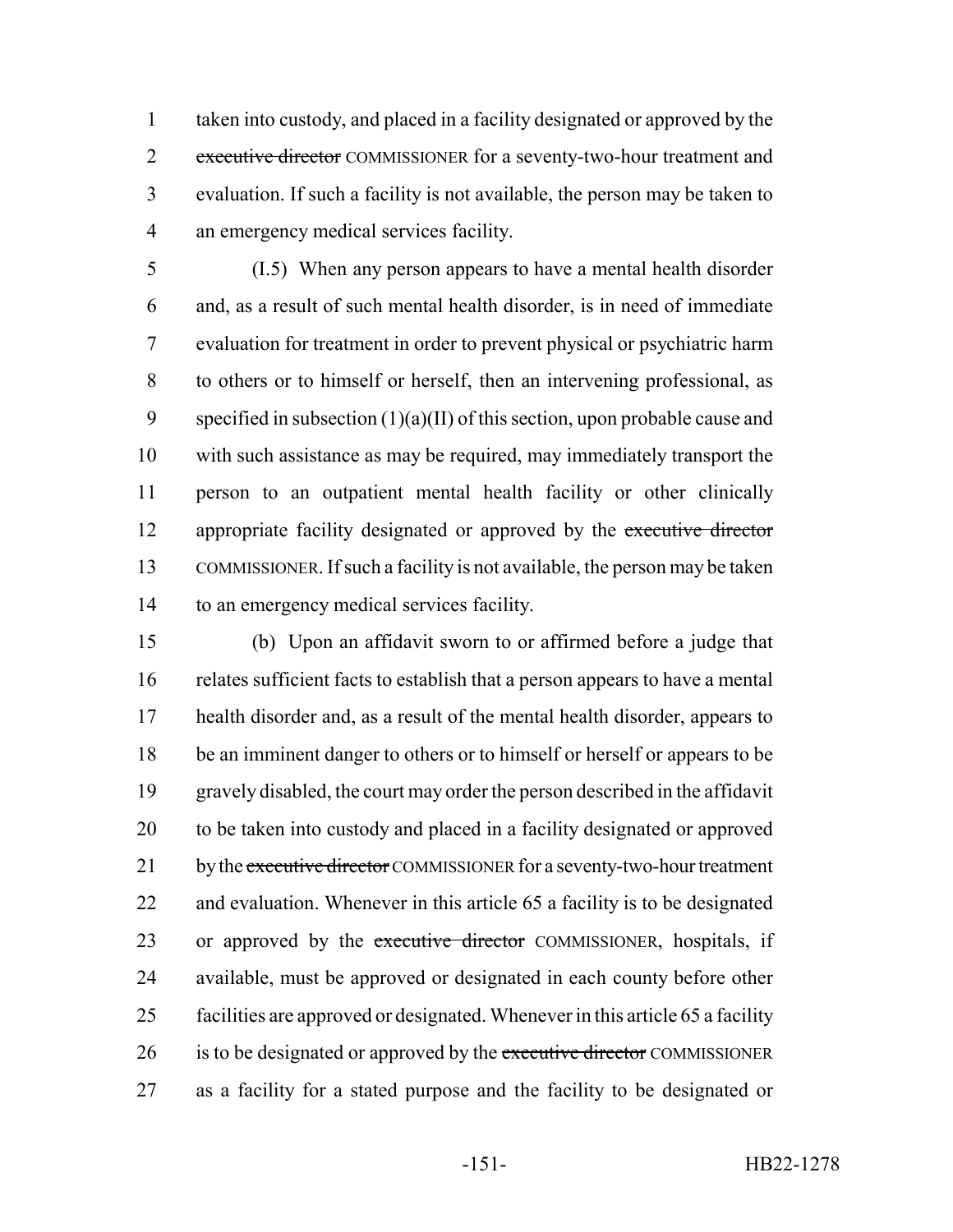taken into custody, and placed in a facility designated or approved by the ~~executive director~~ COMMISSIONER for a seventy-two-hour treatment and evaluation. If such a facility is not available, the person may be taken to an emergency medical services facility.

(I.5) When any person appears to have a mental health disorder and, as a result of such mental health disorder, is in need of immediate evaluation for treatment in order to prevent physical or psychiatric harm to others or to himself or herself, then an intervening professional, as specified in subsection (1)(a)(II) of this section, upon probable cause and with such assistance as may be required, may immediately transport the person to an outpatient mental health facility or other clinically appropriate facility designated or approved by the ~~executive director~~ COMMISSIONER. If such a facility is not available, the person may be taken to an emergency medical services facility.

(b) Upon an affidavit sworn to or affirmed before a judge that relates sufficient facts to establish that a person appears to have a mental health disorder and, as a result of the mental health disorder, appears to be an imminent danger to others or to himself or herself or appears to be gravely disabled, the court may order the person described in the affidavit to be taken into custody and placed in a facility designated or approved by the ~~executive director~~ COMMISSIONER for a seventy-two-hour treatment and evaluation. Whenever in this article 65 a facility is to be designated or approved by the ~~executive director~~ COMMISSIONER, hospitals, if available, must be approved or designated in each county before other facilities are approved or designated. Whenever in this article 65 a facility is to be designated or approved by the ~~executive director~~ COMMISSIONER as a facility for a stated purpose and the facility to be designated or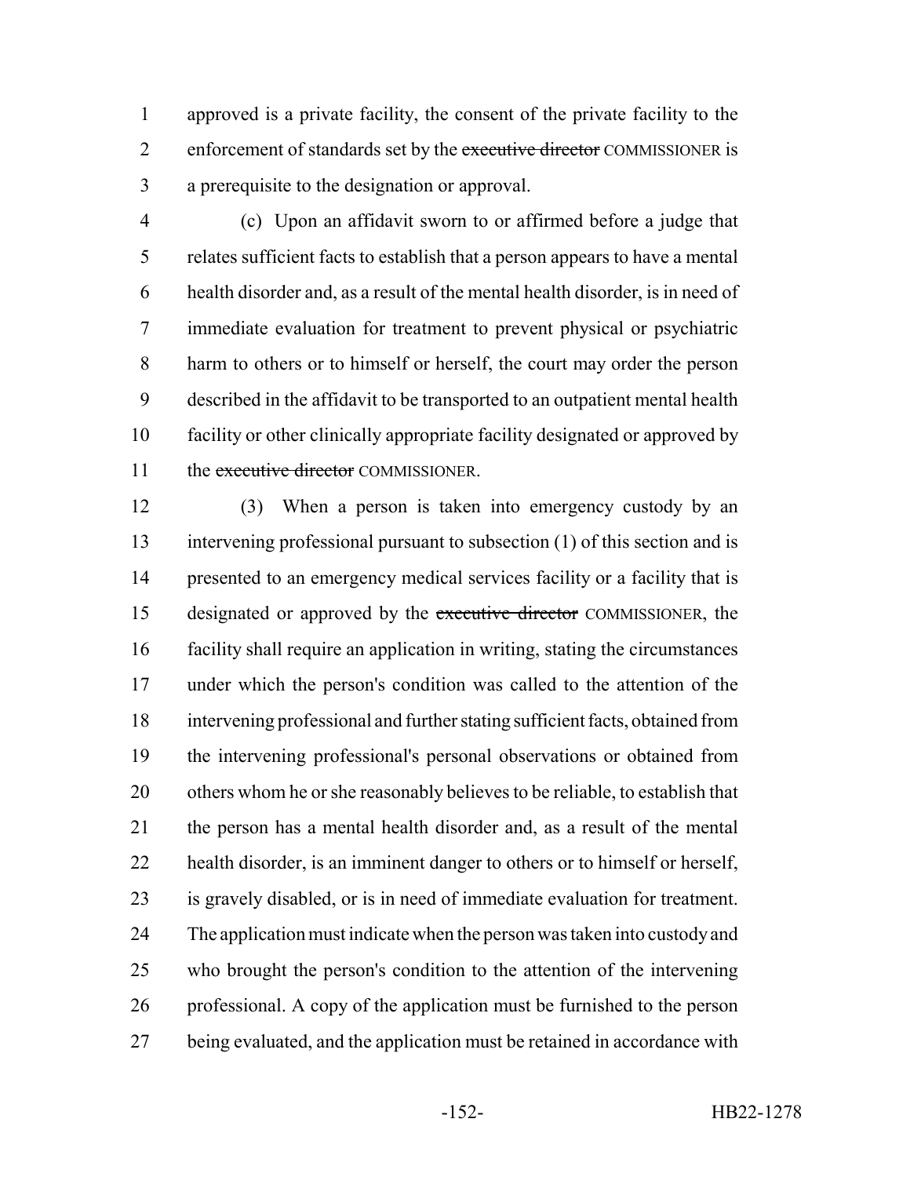approved is a private facility, the consent of the private facility to the enforcement of standards set by the ~~executive director~~ COMMISSIONER is a prerequisite to the designation or approval.

(c) Upon an affidavit sworn to or affirmed before a judge that relates sufficient facts to establish that a person appears to have a mental health disorder and, as a result of the mental health disorder, is in need of immediate evaluation for treatment to prevent physical or psychiatric harm to others or to himself or herself, the court may order the person described in the affidavit to be transported to an outpatient mental health facility or other clinically appropriate facility designated or approved by the ~~executive director~~ COMMISSIONER.

(3) When a person is taken into emergency custody by an intervening professional pursuant to subsection (1) of this section and is presented to an emergency medical services facility or a facility that is designated or approved by the ~~executive director~~ COMMISSIONER, the facility shall require an application in writing, stating the circumstances under which the person's condition was called to the attention of the intervening professional and further stating sufficient facts, obtained from the intervening professional's personal observations or obtained from others whom he or she reasonably believes to be reliable, to establish that the person has a mental health disorder and, as a result of the mental health disorder, is an imminent danger to others or to himself or herself, is gravely disabled, or is in need of immediate evaluation for treatment. The application must indicate when the person was taken into custody and who brought the person's condition to the attention of the intervening professional. A copy of the application must be furnished to the person being evaluated, and the application must be retained in accordance with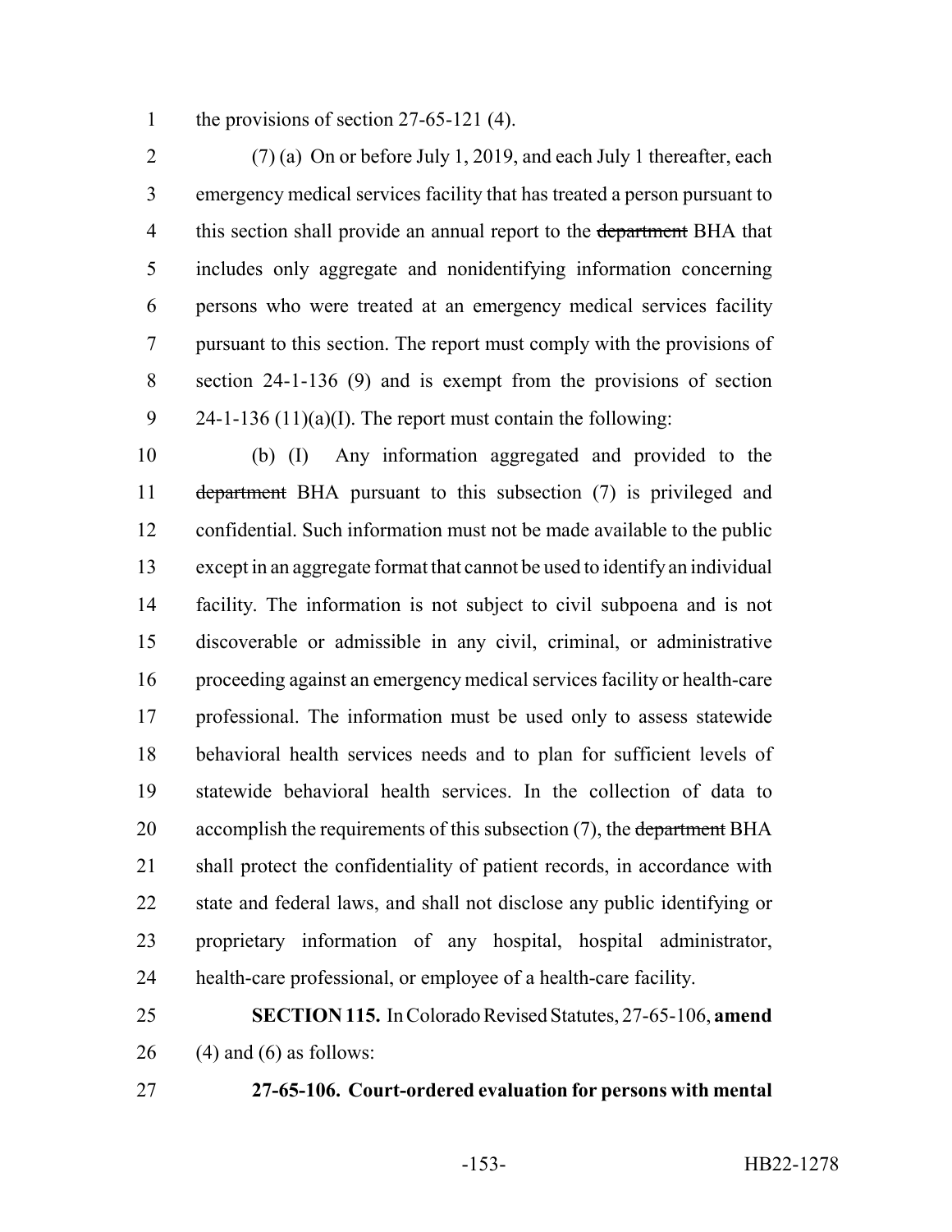the provisions of section 27-65-121 (4).

(7) (a) On or before July 1, 2019, and each July 1 thereafter, each emergency medical services facility that has treated a person pursuant to this section shall provide an annual report to the ~~department~~ BHA that includes only aggregate and nonidentifying information concerning persons who were treated at an emergency medical services facility pursuant to this section. The report must comply with the provisions of section 24-1-136 (9) and is exempt from the provisions of section 24-1-136 (11)(a)(I). The report must contain the following:

(b) (I) Any information aggregated and provided to the ~~department~~ BHA pursuant to this subsection (7) is privileged and confidential. Such information must not be made available to the public except in an aggregate format that cannot be used to identify an individual facility. The information is not subject to civil subpoena and is not discoverable or admissible in any civil, criminal, or administrative proceeding against an emergency medical services facility or health-care professional. The information must be used only to assess statewide behavioral health services needs and to plan for sufficient levels of statewide behavioral health services. In the collection of data to accomplish the requirements of this subsection (7), the ~~department~~ BHA shall protect the confidentiality of patient records, in accordance with state and federal laws, and shall not disclose any public identifying or proprietary information of any hospital, hospital administrator, health-care professional, or employee of a health-care facility.

**SECTION 115.** In Colorado Revised Statutes, 27-65-106, **amend** (4) and (6) as follows:

**27-65-106. Court-ordered evaluation for persons with mental**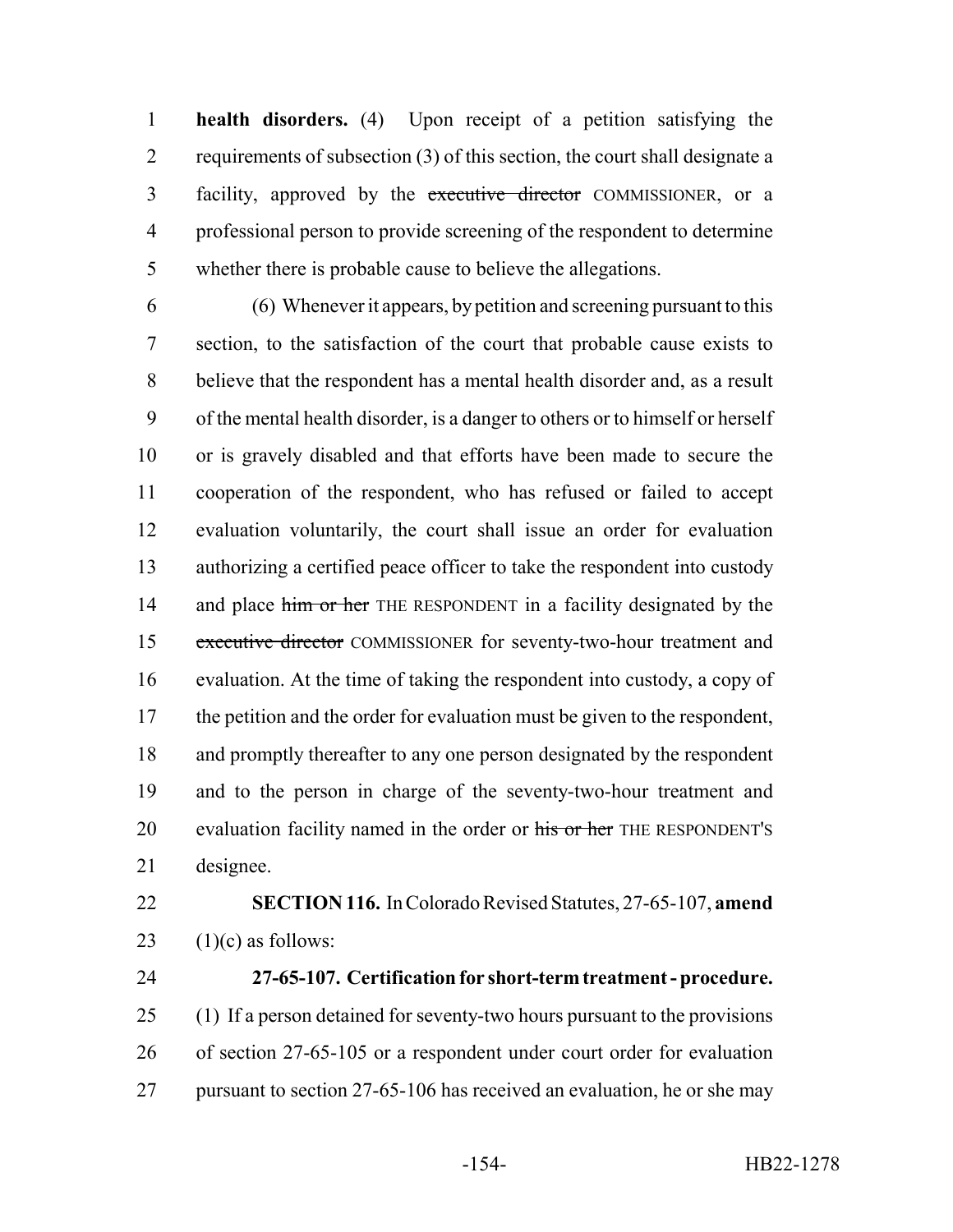**health disorders.** (4) Upon receipt of a petition satisfying the requirements of subsection (3) of this section, the court shall designate a facility, approved by the ~~executive director~~ COMMISSIONER, or a professional person to provide screening of the respondent to determine whether there is probable cause to believe the allegations.

(6) Whenever it appears, by petition and screening pursuant to this section, to the satisfaction of the court that probable cause exists to believe that the respondent has a mental health disorder and, as a result of the mental health disorder, is a danger to others or to himself or herself or is gravely disabled and that efforts have been made to secure the cooperation of the respondent, who has refused or failed to accept evaluation voluntarily, the court shall issue an order for evaluation authorizing a certified peace officer to take the respondent into custody and place ~~him or her~~ THE RESPONDENT in a facility designated by the ~~executive director~~ COMMISSIONER for seventy-two-hour treatment and evaluation. At the time of taking the respondent into custody, a copy of the petition and the order for evaluation must be given to the respondent, and promptly thereafter to any one person designated by the respondent and to the person in charge of the seventy-two-hour treatment and evaluation facility named in the order or ~~his or her~~ THE RESPONDENT'S designee.

**SECTION 116.** In Colorado Revised Statutes, 27-65-107, **amend** (1)(c) as follows:

**27-65-107. Certification for short-term treatment - procedure.** (1) If a person detained for seventy-two hours pursuant to the provisions of section 27-65-105 or a respondent under court order for evaluation pursuant to section 27-65-106 has received an evaluation, he or she may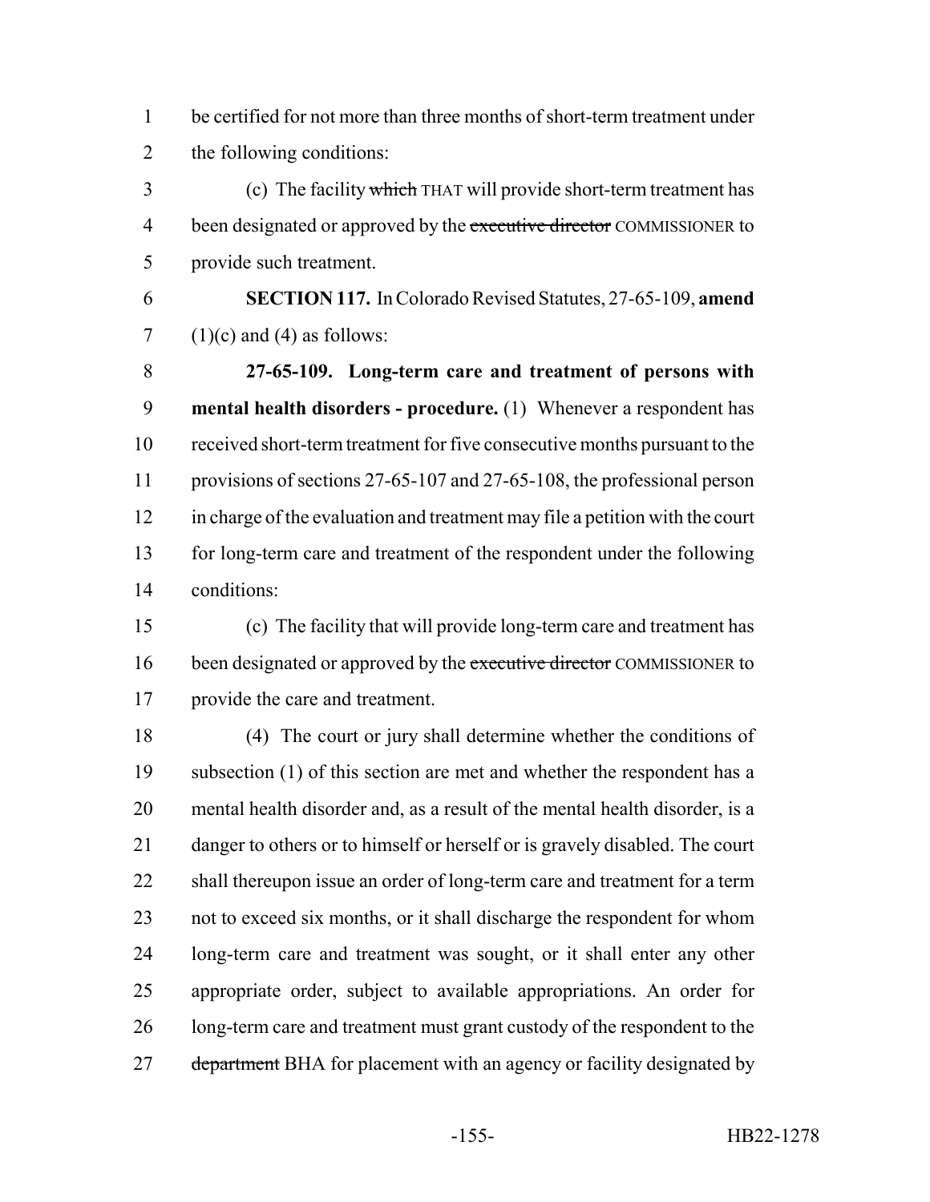be certified for not more than three months of short-term treatment under the following conditions:

(c) The facility ~~which~~ THAT will provide short-term treatment has been designated or approved by the ~~executive director~~ COMMISSIONER to provide such treatment.

**SECTION 117.** In Colorado Revised Statutes, 27-65-109, **amend** (1)(c) and (4) as follows:

**27-65-109. Long-term care and treatment of persons with mental health disorders - procedure.** (1) Whenever a respondent has received short-term treatment for five consecutive months pursuant to the provisions of sections 27-65-107 and 27-65-108, the professional person in charge of the evaluation and treatment may file a petition with the court for long-term care and treatment of the respondent under the following conditions:

(c) The facility that will provide long-term care and treatment has been designated or approved by the ~~executive director~~ COMMISSIONER to provide the care and treatment.

(4) The court or jury shall determine whether the conditions of subsection (1) of this section are met and whether the respondent has a mental health disorder and, as a result of the mental health disorder, is a danger to others or to himself or herself or is gravely disabled. The court shall thereupon issue an order of long-term care and treatment for a term not to exceed six months, or it shall discharge the respondent for whom long-term care and treatment was sought, or it shall enter any other appropriate order, subject to available appropriations. An order for long-term care and treatment must grant custody of the respondent to the ~~department~~ BHA for placement with an agency or facility designated by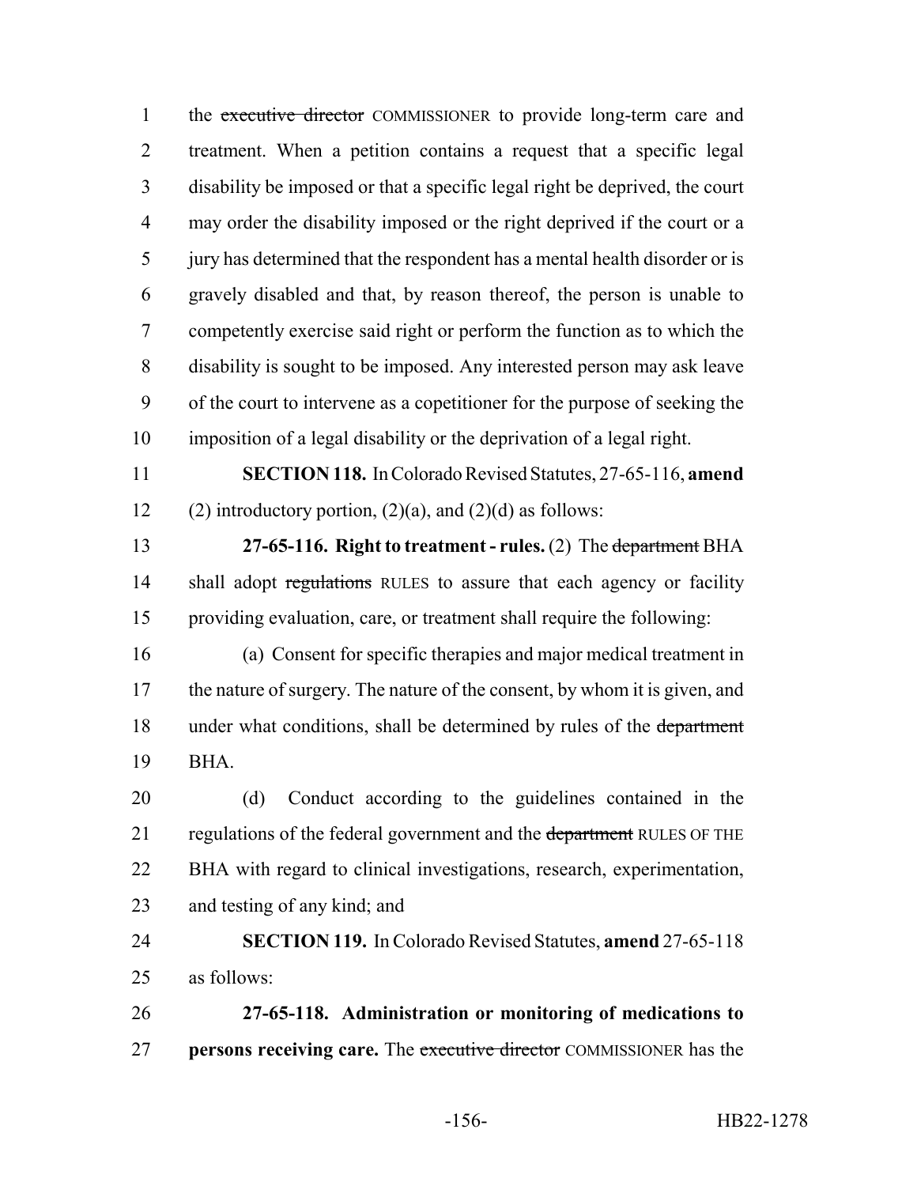the ~~executive director~~ COMMISSIONER to provide long-term care and treatment. When a petition contains a request that a specific legal disability be imposed or that a specific legal right be deprived, the court may order the disability imposed or the right deprived if the court or a jury has determined that the respondent has a mental health disorder or is gravely disabled and that, by reason thereof, the person is unable to competently exercise said right or perform the function as to which the disability is sought to be imposed. Any interested person may ask leave of the court to intervene as a copetitioner for the purpose of seeking the imposition of a legal disability or the deprivation of a legal right.

**SECTION 118.** In Colorado Revised Statutes, 27-65-116, **amend** (2) introductory portion, (2)(a), and (2)(d) as follows:

**27-65-116. Right to treatment - rules.** (2) The ~~department~~ BHA shall adopt ~~regulations~~ RULES to assure that each agency or facility providing evaluation, care, or treatment shall require the following:

(a) Consent for specific therapies and major medical treatment in the nature of surgery. The nature of the consent, by whom it is given, and under what conditions, shall be determined by rules of the ~~department~~ BHA.

(d) Conduct according to the guidelines contained in the regulations of the federal government and the ~~department~~ RULES OF THE BHA with regard to clinical investigations, research, experimentation, and testing of any kind; and

**SECTION 119.** In Colorado Revised Statutes, **amend** 27-65-118 as follows:

**27-65-118. Administration or monitoring of medications to persons receiving care.** The ~~executive director~~ COMMISSIONER has the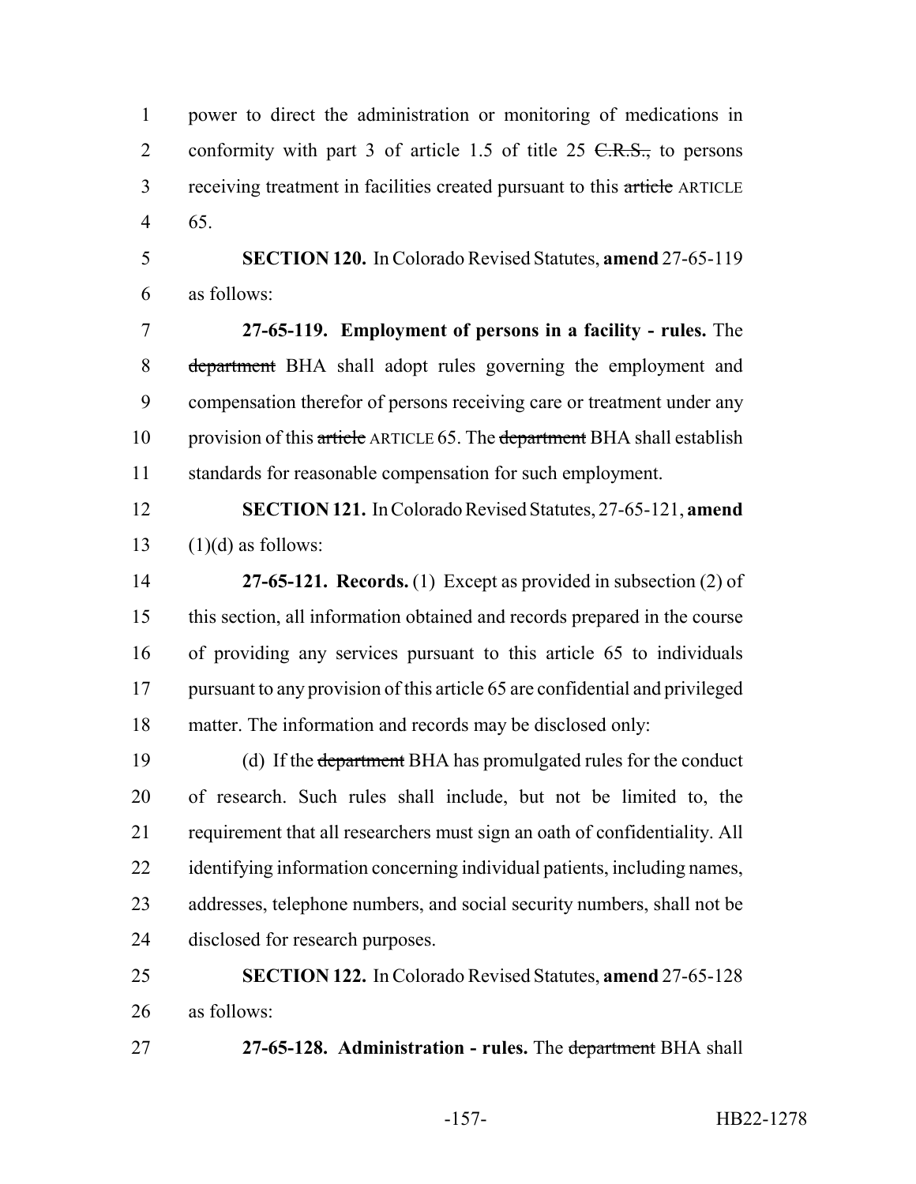power to direct the administration or monitoring of medications in conformity with part 3 of article 1.5 of title 25 ~~C.R.S.,~~ to persons receiving treatment in facilities created pursuant to this ~~article~~ ARTICLE 65.

**SECTION 120.** In Colorado Revised Statutes, **amend** 27-65-119 as follows:

**27-65-119. Employment of persons in a facility - rules.** The ~~department~~ BHA shall adopt rules governing the employment and compensation therefor of persons receiving care or treatment under any provision of this ~~article~~ ARTICLE 65. The ~~department~~ BHA shall establish standards for reasonable compensation for such employment.

**SECTION 121.** In Colorado Revised Statutes, 27-65-121, **amend** (1)(d) as follows:

**27-65-121. Records.** (1) Except as provided in subsection (2) of this section, all information obtained and records prepared in the course of providing any services pursuant to this article 65 to individuals pursuant to any provision of this article 65 are confidential and privileged matter. The information and records may be disclosed only:

(d) If the ~~department~~ BHA has promulgated rules for the conduct of research. Such rules shall include, but not be limited to, the requirement that all researchers must sign an oath of confidentiality. All identifying information concerning individual patients, including names, addresses, telephone numbers, and social security numbers, shall not be disclosed for research purposes.

**SECTION 122.** In Colorado Revised Statutes, **amend** 27-65-128 as follows:

**27-65-128. Administration - rules.** The ~~department~~ BHA shall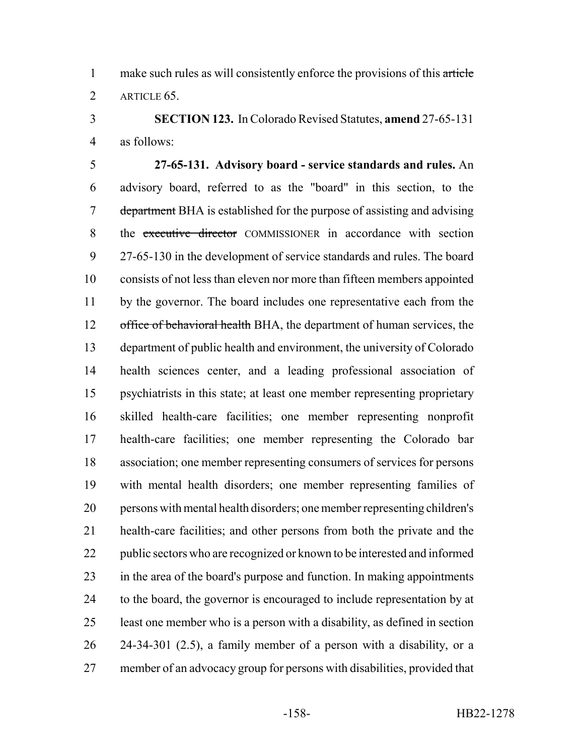make such rules as will consistently enforce the provisions of this ~~article~~ ARTICLE 65.

**SECTION 123.** In Colorado Revised Statutes, **amend** 27-65-131 as follows:

**27-65-131. Advisory board - service standards and rules.** An advisory board, referred to as the "board" in this section, to the ~~department~~ BHA is established for the purpose of assisting and advising the ~~executive director~~ COMMISSIONER in accordance with section 27-65-130 in the development of service standards and rules. The board consists of not less than eleven nor more than fifteen members appointed by the governor. The board includes one representative each from the ~~office of behavioral health~~ BHA, the department of human services, the department of public health and environment, the university of Colorado health sciences center, and a leading professional association of psychiatrists in this state; at least one member representing proprietary skilled health-care facilities; one member representing nonprofit health-care facilities; one member representing the Colorado bar association; one member representing consumers of services for persons with mental health disorders; one member representing families of persons with mental health disorders; one member representing children's health-care facilities; and other persons from both the private and the public sectors who are recognized or known to be interested and informed in the area of the board's purpose and function. In making appointments to the board, the governor is encouraged to include representation by at least one member who is a person with a disability, as defined in section 24-34-301 (2.5), a family member of a person with a disability, or a member of an advocacy group for persons with disabilities, provided that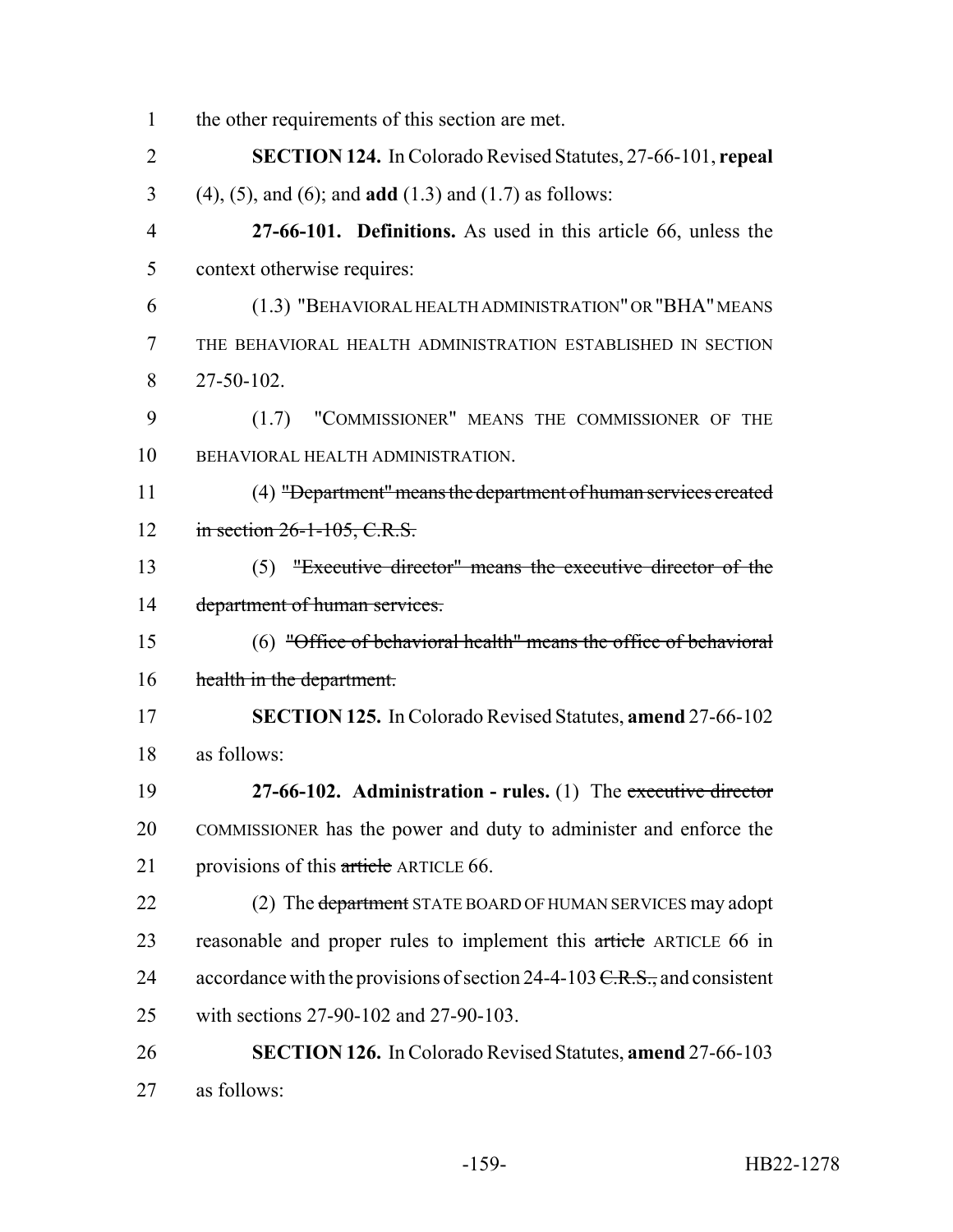the other requirements of this section are met.

**SECTION 124.** In Colorado Revised Statutes, 27-66-101, **repeal** (4), (5), and (6); and **add** (1.3) and (1.7) as follows:

**27-66-101. Definitions.** As used in this article 66, unless the context otherwise requires:

(1.3) "BEHAVIORAL HEALTH ADMINISTRATION" OR "BHA" MEANS THE BEHAVIORAL HEALTH ADMINISTRATION ESTABLISHED IN SECTION 27-50-102.

(1.7) "COMMISSIONER" MEANS THE COMMISSIONER OF THE BEHAVIORAL HEALTH ADMINISTRATION.

(4) ~~"Department" means the department of human services created in section 26-1-105, C.R.S.~~

(5) ~~"Executive director" means the executive director of the department of human services.~~

(6) ~~"Office of behavioral health" means the office of behavioral health in the department.~~

**SECTION 125.** In Colorado Revised Statutes, **amend** 27-66-102 as follows:

**27-66-102. Administration - rules.** (1) The ~~executive director~~ COMMISSIONER has the power and duty to administer and enforce the provisions of this ~~article~~ ARTICLE 66.

(2) The ~~department~~ STATE BOARD OF HUMAN SERVICES may adopt reasonable and proper rules to implement this ~~article~~ ARTICLE 66 in accordance with the provisions of section 24-4-103 ~~C.R.S.,~~ and consistent with sections 27-90-102 and 27-90-103.

**SECTION 126.** In Colorado Revised Statutes, **amend** 27-66-103 as follows: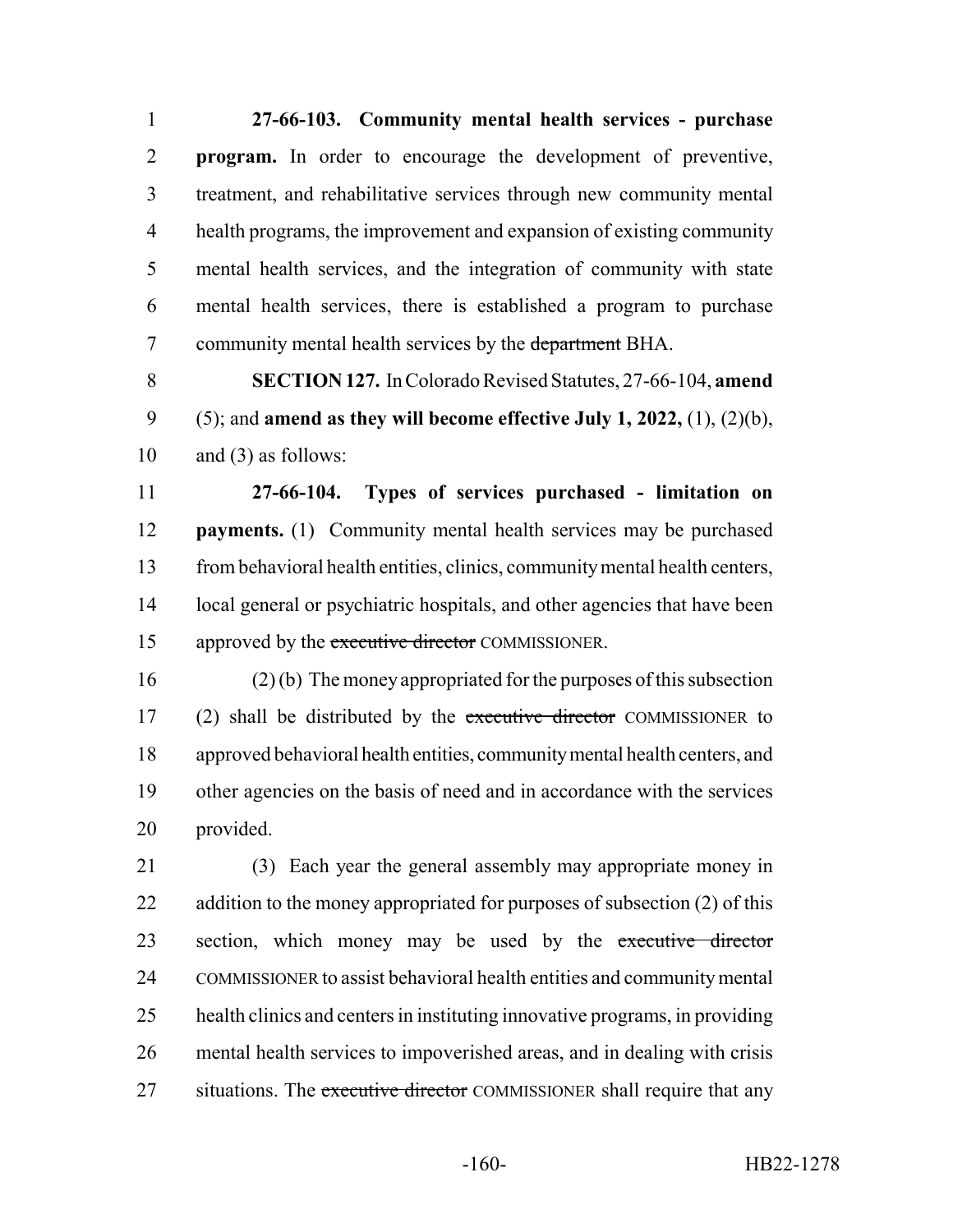**27-66-103. Community mental health services - purchase program.** In order to encourage the development of preventive, treatment, and rehabilitative services through new community mental health programs, the improvement and expansion of existing community mental health services, and the integration of community with state mental health services, there is established a program to purchase community mental health services by the ~~department~~ BHA.

**SECTION 127.** In Colorado Revised Statutes, 27-66-104, **amend** (5); and **amend as they will become effective July 1, 2022,** (1), (2)(b), and (3) as follows:

**27-66-104. Types of services purchased - limitation on payments.** (1) Community mental health services may be purchased from behavioral health entities, clinics, community mental health centers, local general or psychiatric hospitals, and other agencies that have been approved by the ~~executive director~~ COMMISSIONER.

(2) (b) The money appropriated for the purposes of this subsection (2) shall be distributed by the ~~executive director~~ COMMISSIONER to approved behavioral health entities, community mental health centers, and other agencies on the basis of need and in accordance with the services provided.

(3) Each year the general assembly may appropriate money in addition to the money appropriated for purposes of subsection (2) of this section, which money may be used by the ~~executive director~~ COMMISSIONER to assist behavioral health entities and community mental health clinics and centers in instituting innovative programs, in providing mental health services to impoverished areas, and in dealing with crisis situations. The ~~executive director~~ COMMISSIONER shall require that any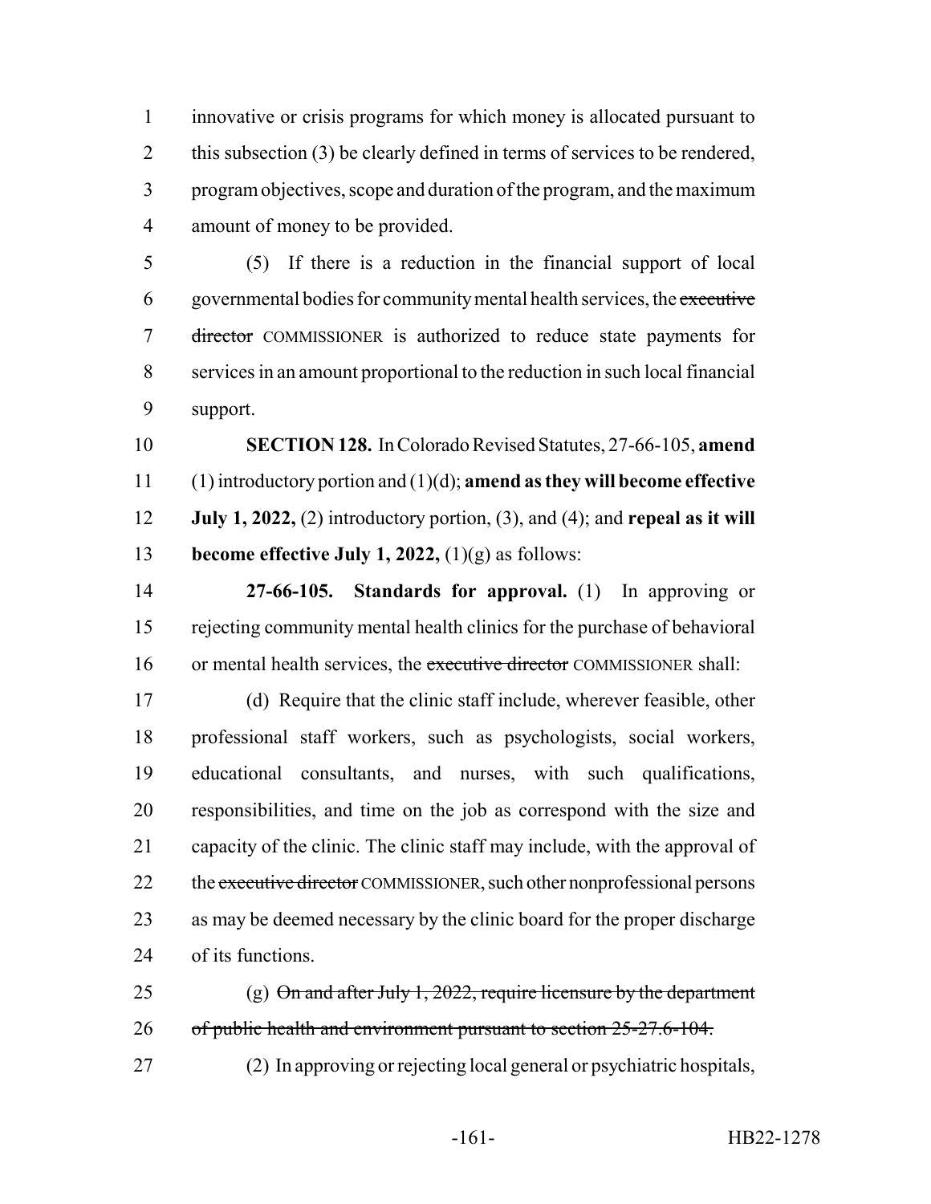innovative or crisis programs for which money is allocated pursuant to this subsection (3) be clearly defined in terms of services to be rendered, program objectives, scope and duration of the program, and the maximum amount of money to be provided.

(5) If there is a reduction in the financial support of local governmental bodies for community mental health services, the ~~executive director~~ COMMISSIONER is authorized to reduce state payments for services in an amount proportional to the reduction in such local financial support.

**SECTION 128.** In Colorado Revised Statutes, 27-66-105, **amend** (1) introductory portion and (1)(d); **amend as they will become effective July 1, 2022,** (2) introductory portion, (3), and (4); and **repeal as it will become effective July 1, 2022,** (1)(g) as follows:

**27-66-105. Standards for approval.** (1) In approving or rejecting community mental health clinics for the purchase of behavioral or mental health services, the ~~executive director~~ COMMISSIONER shall:

(d) Require that the clinic staff include, wherever feasible, other professional staff workers, such as psychologists, social workers, educational consultants, and nurses, with such qualifications, responsibilities, and time on the job as correspond with the size and capacity of the clinic. The clinic staff may include, with the approval of the ~~executive director~~ COMMISSIONER, such other nonprofessional persons as may be deemed necessary by the clinic board for the proper discharge of its functions.

(g) ~~On and after July 1, 2022, require licensure by the department of public health and environment pursuant to section 25-27.6-104.~~

(2) In approving or rejecting local general or psychiatric hospitals,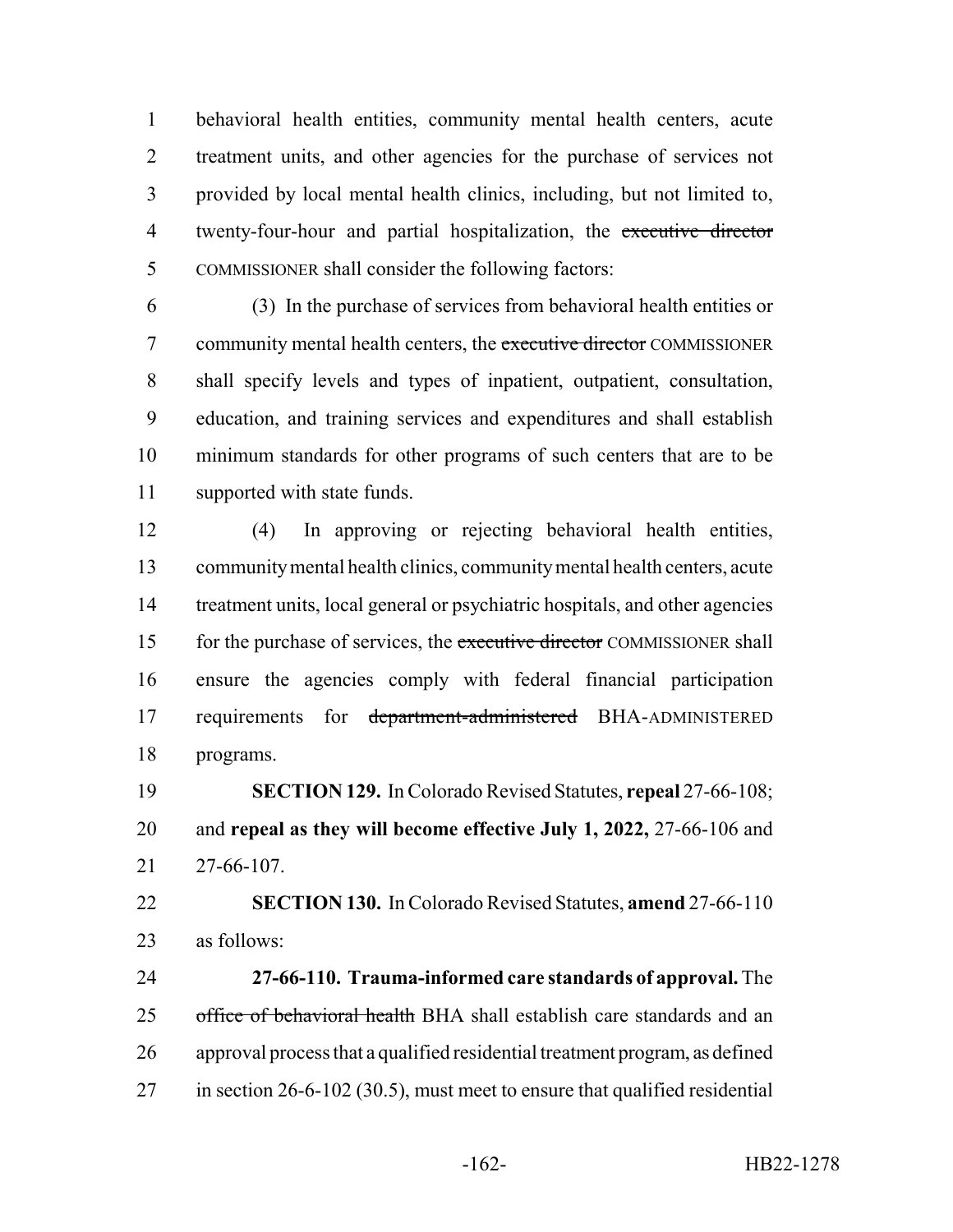behavioral health entities, community mental health centers, acute treatment units, and other agencies for the purchase of services not provided by local mental health clinics, including, but not limited to, twenty-four-hour and partial hospitalization, the ~~executive director~~ COMMISSIONER shall consider the following factors:

(3) In the purchase of services from behavioral health entities or community mental health centers, the ~~executive director~~ COMMISSIONER shall specify levels and types of inpatient, outpatient, consultation, education, and training services and expenditures and shall establish minimum standards for other programs of such centers that are to be supported with state funds.

(4) In approving or rejecting behavioral health entities, community mental health clinics, community mental health centers, acute treatment units, local general or psychiatric hospitals, and other agencies for the purchase of services, the ~~executive director~~ COMMISSIONER shall ensure the agencies comply with federal financial participation requirements for ~~department-administered~~ BHA-ADMINISTERED programs.

**SECTION 129.** In Colorado Revised Statutes, **repeal** 27-66-108; and **repeal as they will become effective July 1, 2022,** 27-66-106 and 27-66-107.

**SECTION 130.** In Colorado Revised Statutes, **amend** 27-66-110 as follows:

**27-66-110. Trauma-informed care standards of approval.** The ~~office of behavioral health~~ BHA shall establish care standards and an approval process that a qualified residential treatment program, as defined in section 26-6-102 (30.5), must meet to ensure that qualified residential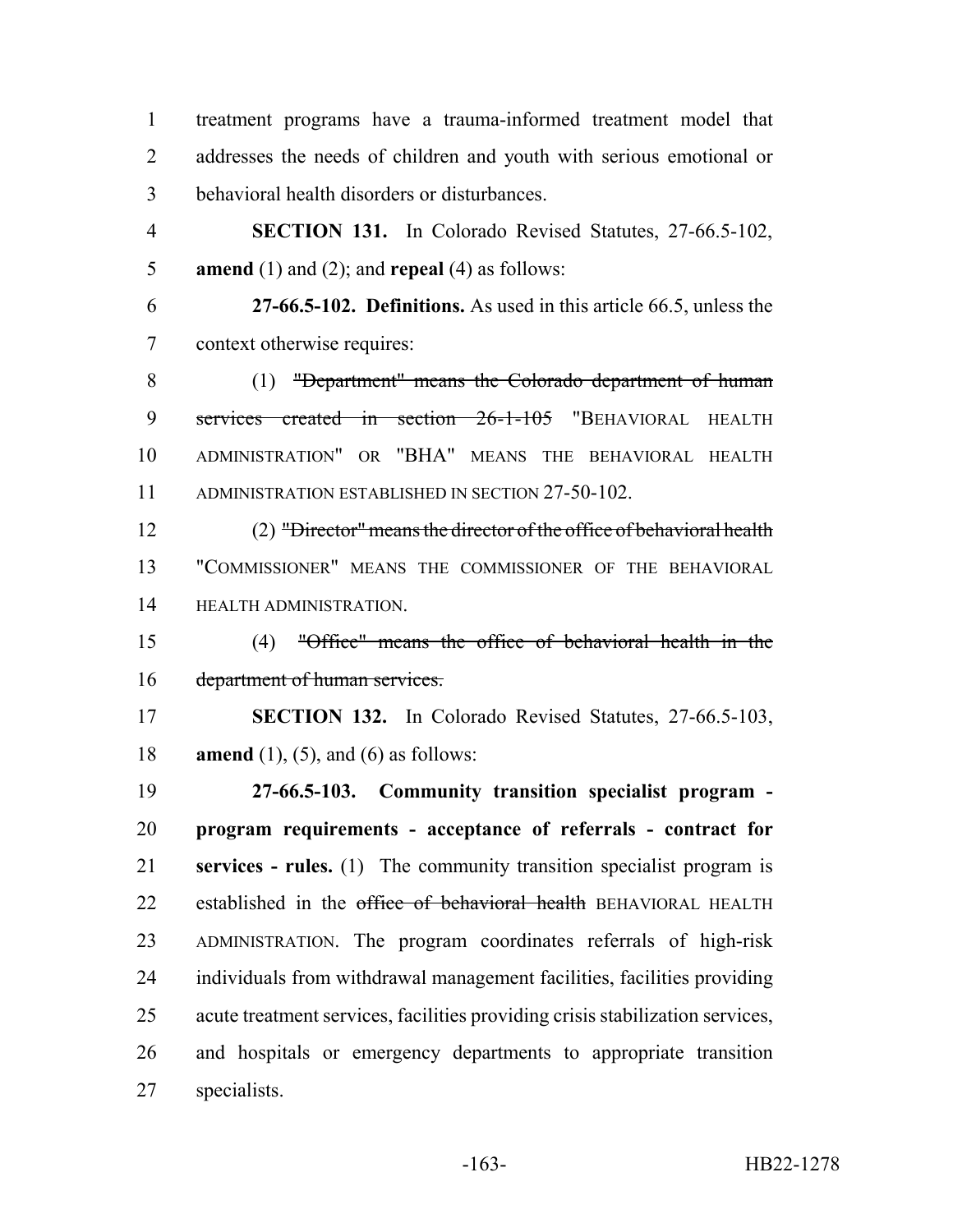treatment programs have a trauma-informed treatment model that addresses the needs of children and youth with serious emotional or behavioral health disorders or disturbances.

**SECTION 131.** In Colorado Revised Statutes, 27-66.5-102, **amend** (1) and (2); and **repeal** (4) as follows:

**27-66.5-102. Definitions.** As used in this article 66.5, unless the context otherwise requires:

(1) ~~"Department" means the Colorado department of human services created in section 26-1-105~~ "BEHAVIORAL HEALTH ADMINISTRATION" OR "BHA" MEANS THE BEHAVIORAL HEALTH ADMINISTRATION ESTABLISHED IN SECTION 27-50-102.

(2) ~~"Director" means the director of the office of behavioral health~~ "COMMISSIONER" MEANS THE COMMISSIONER OF THE BEHAVIORAL HEALTH ADMINISTRATION.

(4) ~~"Office" means the office of behavioral health in the department of human services.~~

**SECTION 132.** In Colorado Revised Statutes, 27-66.5-103, **amend** (1), (5), and (6) as follows:

**27-66.5-103. Community transition specialist program - program requirements - acceptance of referrals - contract for services - rules.** (1) The community transition specialist program is established in the ~~office of behavioral health~~ BEHAVIORAL HEALTH ADMINISTRATION. The program coordinates referrals of high-risk individuals from withdrawal management facilities, facilities providing acute treatment services, facilities providing crisis stabilization services, and hospitals or emergency departments to appropriate transition specialists.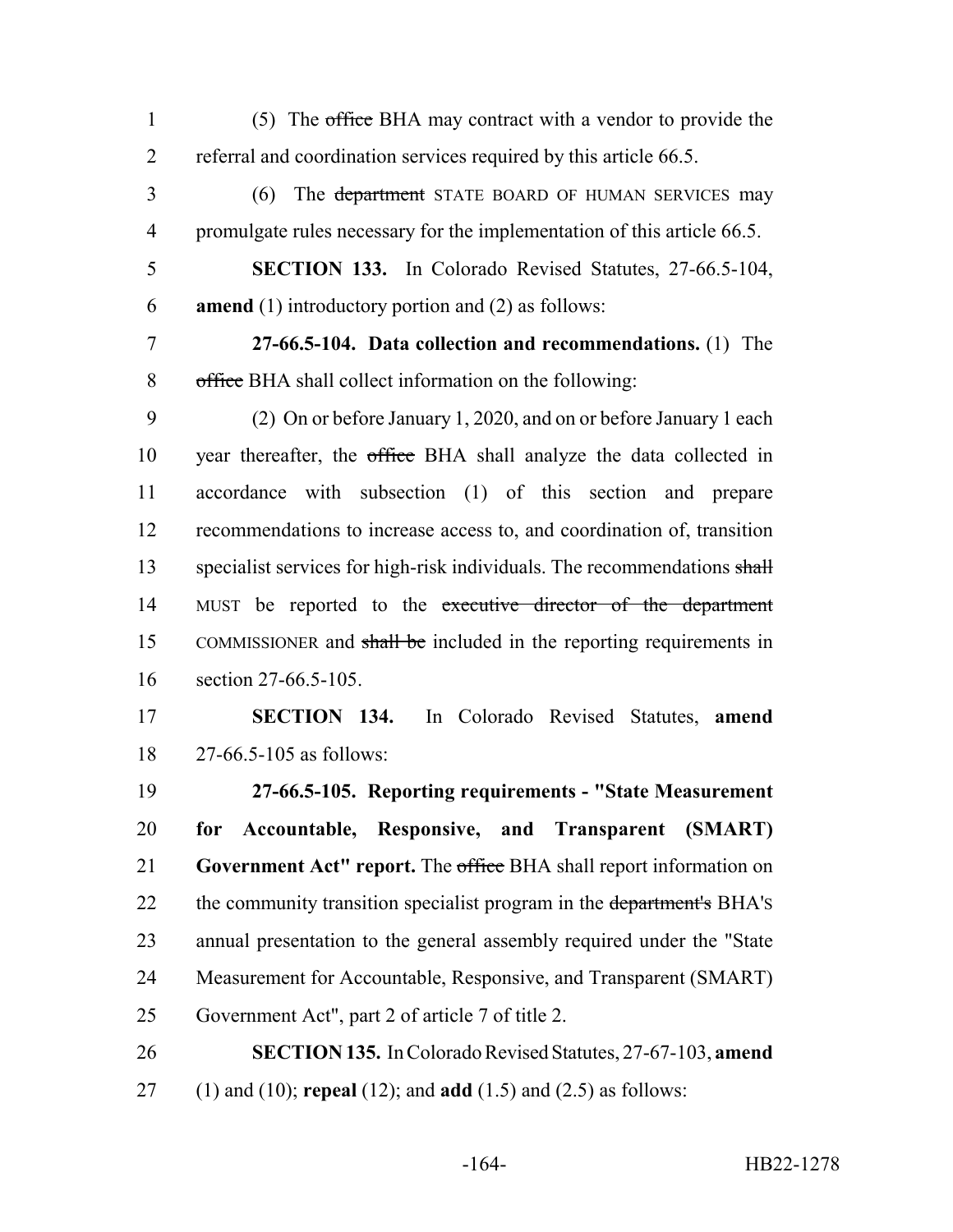(5) The ~~office~~ BHA may contract with a vendor to provide the referral and coordination services required by this article 66.5.

(6) The ~~department~~ STATE BOARD OF HUMAN SERVICES may promulgate rules necessary for the implementation of this article 66.5.

**SECTION 133.** In Colorado Revised Statutes, 27-66.5-104, **amend** (1) introductory portion and (2) as follows:

**27-66.5-104. Data collection and recommendations.** (1) The ~~office~~ BHA shall collect information on the following:

(2) On or before January 1, 2020, and on or before January 1 each year thereafter, the ~~office~~ BHA shall analyze the data collected in accordance with subsection (1) of this section and prepare recommendations to increase access to, and coordination of, transition specialist services for high-risk individuals. The recommendations ~~shall~~ MUST be reported to the ~~executive director of the department~~ COMMISSIONER and ~~shall be~~ included in the reporting requirements in section 27-66.5-105.

**SECTION 134.** In Colorado Revised Statutes, **amend** 27-66.5-105 as follows:

**27-66.5-105. Reporting requirements - "State Measurement for Accountable, Responsive, and Transparent (SMART) Government Act" report.** The ~~office~~ BHA shall report information on the community transition specialist program in the ~~department's~~ BHA'S annual presentation to the general assembly required under the "State Measurement for Accountable, Responsive, and Transparent (SMART) Government Act", part 2 of article 7 of title 2.

**SECTION 135.** In Colorado Revised Statutes, 27-67-103, **amend** (1) and (10); **repeal** (12); and **add** (1.5) and (2.5) as follows: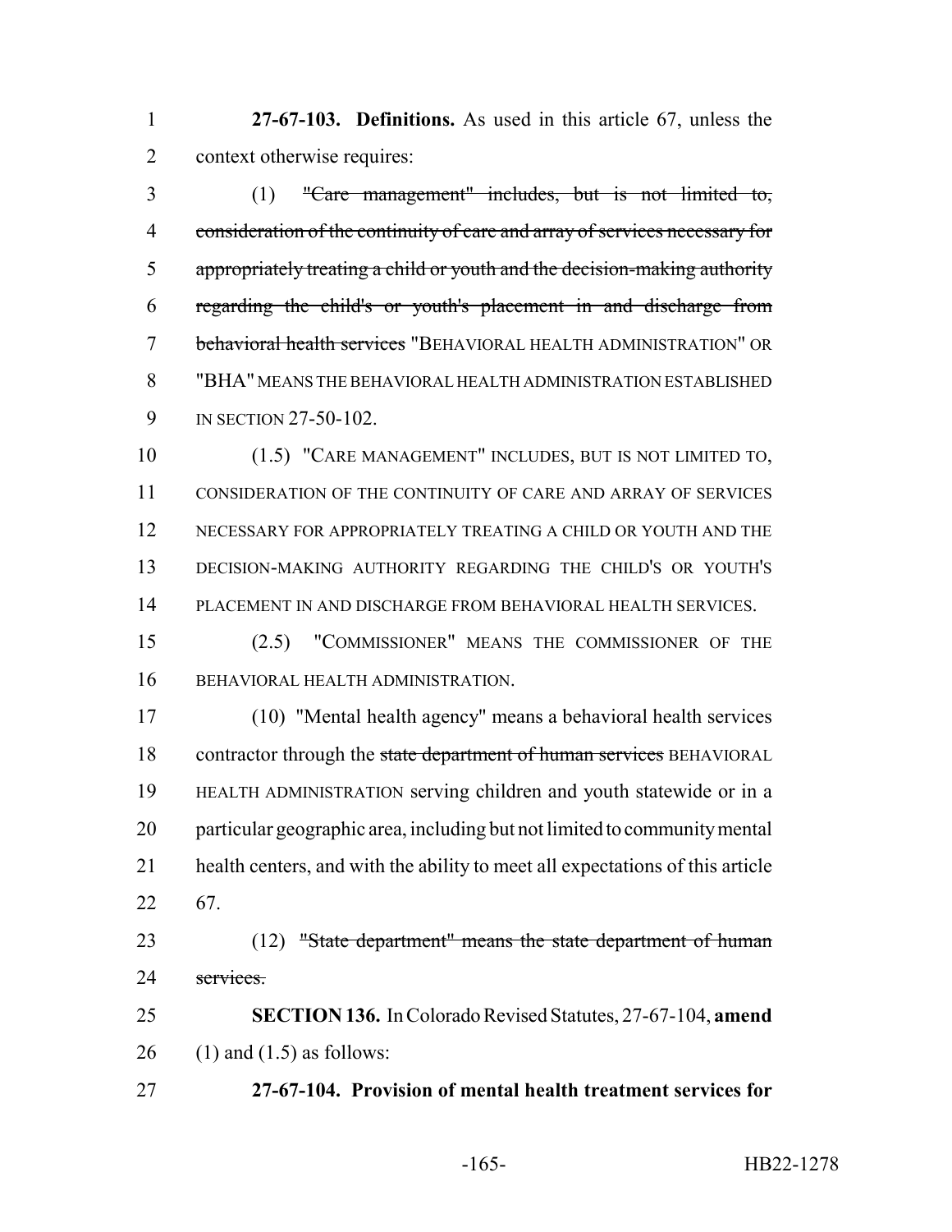**27-67-103. Definitions.** As used in this article 67, unless the context otherwise requires:

(1) ~~"Care management" includes, but is not limited to, consideration of the continuity of care and array of services necessary for appropriately treating a child or youth and the decision-making authority regarding the child's or youth's placement in and discharge from behavioral health services~~ "BEHAVIORAL HEALTH ADMINISTRATION" OR "BHA" MEANS THE BEHAVIORAL HEALTH ADMINISTRATION ESTABLISHED IN SECTION 27-50-102.

(1.5) "CARE MANAGEMENT" INCLUDES, BUT IS NOT LIMITED TO, CONSIDERATION OF THE CONTINUITY OF CARE AND ARRAY OF SERVICES NECESSARY FOR APPROPRIATELY TREATING A CHILD OR YOUTH AND THE DECISION-MAKING AUTHORITY REGARDING THE CHILD'S OR YOUTH'S PLACEMENT IN AND DISCHARGE FROM BEHAVIORAL HEALTH SERVICES.

(2.5) "COMMISSIONER" MEANS THE COMMISSIONER OF THE BEHAVIORAL HEALTH ADMINISTRATION.

(10) "Mental health agency" means a behavioral health services contractor through the ~~state department of human services~~ BEHAVIORAL HEALTH ADMINISTRATION serving children and youth statewide or in a particular geographic area, including but not limited to community mental health centers, and with the ability to meet all expectations of this article 67.

(12) ~~"State department" means the state department of human services.~~

**SECTION 136.** In Colorado Revised Statutes, 27-67-104, **amend** (1) and (1.5) as follows:

**27-67-104. Provision of mental health treatment services for**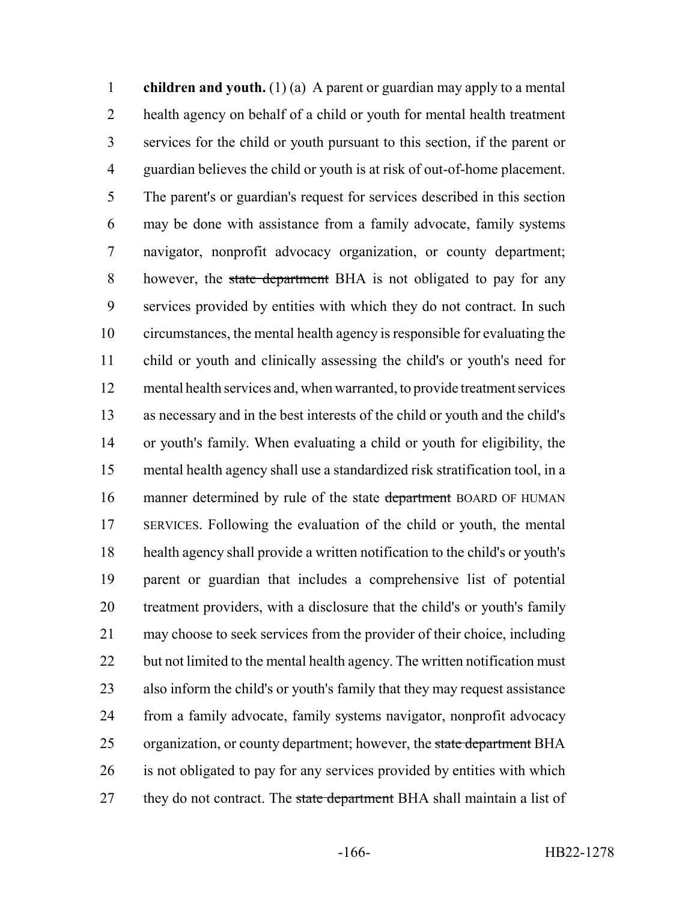**children and youth.** (1) (a) A parent or guardian may apply to a mental health agency on behalf of a child or youth for mental health treatment services for the child or youth pursuant to this section, if the parent or guardian believes the child or youth is at risk of out-of-home placement. The parent's or guardian's request for services described in this section may be done with assistance from a family advocate, family systems navigator, nonprofit advocacy organization, or county department; however, the ~~state department~~ BHA is not obligated to pay for any services provided by entities with which they do not contract. In such circumstances, the mental health agency is responsible for evaluating the child or youth and clinically assessing the child's or youth's need for mental health services and, when warranted, to provide treatment services as necessary and in the best interests of the child or youth and the child's or youth's family. When evaluating a child or youth for eligibility, the mental health agency shall use a standardized risk stratification tool, in a manner determined by rule of the state ~~department~~ BOARD OF HUMAN SERVICES. Following the evaluation of the child or youth, the mental health agency shall provide a written notification to the child's or youth's parent or guardian that includes a comprehensive list of potential treatment providers, with a disclosure that the child's or youth's family may choose to seek services from the provider of their choice, including but not limited to the mental health agency. The written notification must also inform the child's or youth's family that they may request assistance from a family advocate, family systems navigator, nonprofit advocacy organization, or county department; however, the ~~state department~~ BHA is not obligated to pay for any services provided by entities with which they do not contract. The ~~state department~~ BHA shall maintain a list of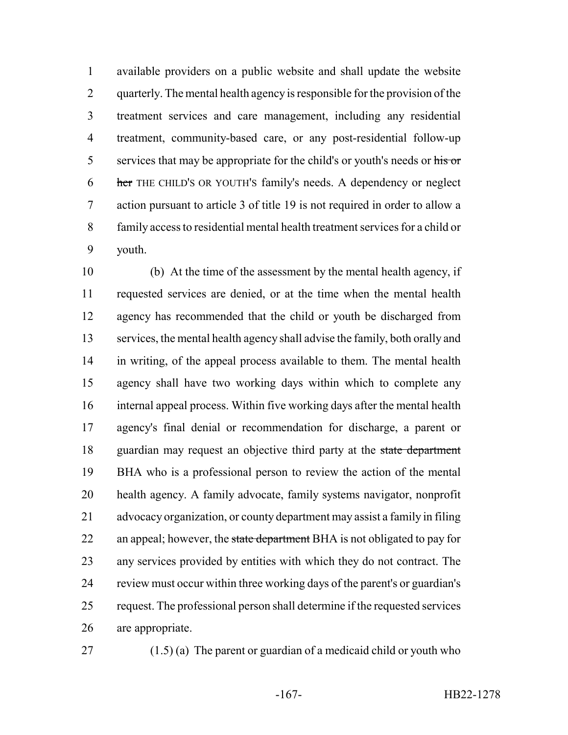available providers on a public website and shall update the website quarterly. The mental health agency is responsible for the provision of the treatment services and care management, including any residential treatment, community-based care, or any post-residential follow-up services that may be appropriate for the child's or youth's needs or ~~his or her~~ THE CHILD'S OR YOUTH'S family's needs. A dependency or neglect action pursuant to article 3 of title 19 is not required in order to allow a family access to residential mental health treatment services for a child or youth.

(b) At the time of the assessment by the mental health agency, if requested services are denied, or at the time when the mental health agency has recommended that the child or youth be discharged from services, the mental health agency shall advise the family, both orally and in writing, of the appeal process available to them. The mental health agency shall have two working days within which to complete any internal appeal process. Within five working days after the mental health agency's final denial or recommendation for discharge, a parent or guardian may request an objective third party at the ~~state department~~ BHA who is a professional person to review the action of the mental health agency. A family advocate, family systems navigator, nonprofit advocacy organization, or county department may assist a family in filing an appeal; however, the ~~state department~~ BHA is not obligated to pay for any services provided by entities with which they do not contract. The review must occur within three working days of the parent's or guardian's request. The professional person shall determine if the requested services are appropriate.

(1.5) (a) The parent or guardian of a medicaid child or youth who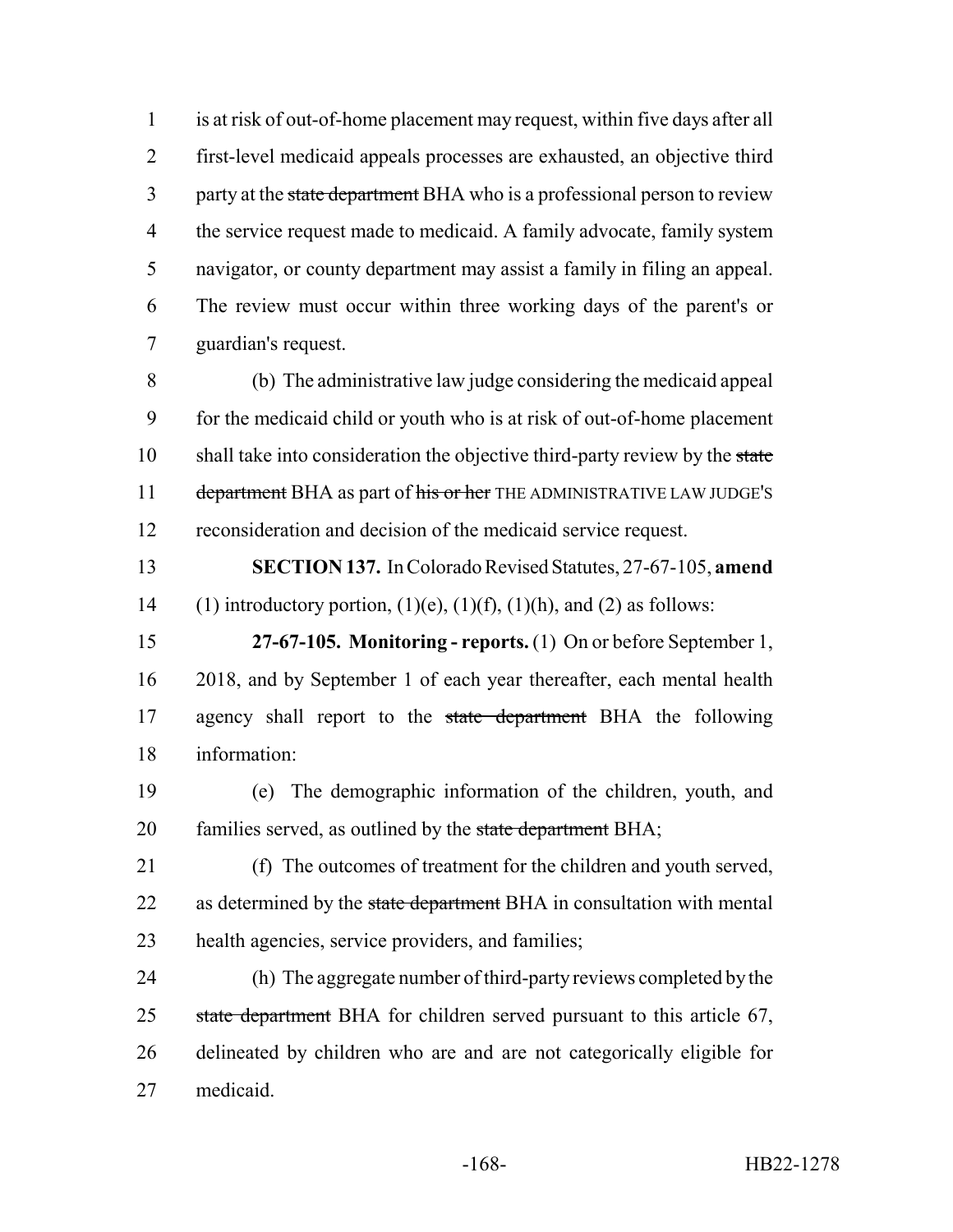is at risk of out-of-home placement may request, within five days after all first-level medicaid appeals processes are exhausted, an objective third party at the ~~state department~~ BHA who is a professional person to review the service request made to medicaid. A family advocate, family system navigator, or county department may assist a family in filing an appeal. The review must occur within three working days of the parent's or guardian's request.

(b) The administrative law judge considering the medicaid appeal for the medicaid child or youth who is at risk of out-of-home placement shall take into consideration the objective third-party review by the ~~state department~~ BHA as part of ~~his or her~~ THE ADMINISTRATIVE LAW JUDGE'S reconsideration and decision of the medicaid service request.

**SECTION 137.** In Colorado Revised Statutes, 27-67-105, **amend** (1) introductory portion, (1)(e), (1)(f), (1)(h), and (2) as follows:

**27-67-105. Monitoring - reports.** (1) On or before September 1, 2018, and by September 1 of each year thereafter, each mental health agency shall report to the ~~state department~~ BHA the following information:

(e) The demographic information of the children, youth, and families served, as outlined by the ~~state department~~ BHA;

(f) The outcomes of treatment for the children and youth served, as determined by the ~~state department~~ BHA in consultation with mental health agencies, service providers, and families;

(h) The aggregate number of third-party reviews completed by the ~~state department~~ BHA for children served pursuant to this article 67, delineated by children who are and are not categorically eligible for medicaid.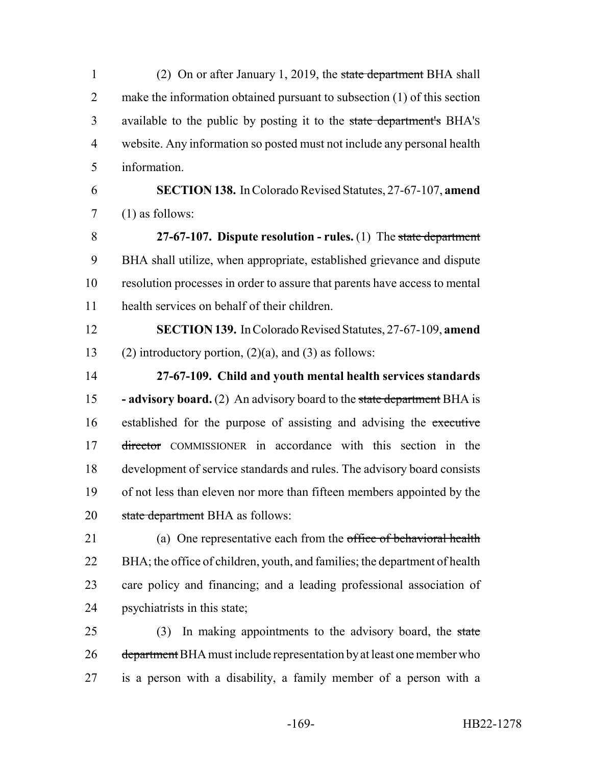(2) On or after January 1, 2019, the ~~state department~~ BHA shall make the information obtained pursuant to subsection (1) of this section available to the public by posting it to the ~~state department's~~ BHA'S website. Any information so posted must not include any personal health information.

**SECTION 138.** In Colorado Revised Statutes, 27-67-107, **amend** (1) as follows:

**27-67-107. Dispute resolution - rules.** (1) The ~~state department~~ BHA shall utilize, when appropriate, established grievance and dispute resolution processes in order to assure that parents have access to mental health services on behalf of their children.

**SECTION 139.** In Colorado Revised Statutes, 27-67-109, **amend** (2) introductory portion, (2)(a), and (3) as follows:

**27-67-109. Child and youth mental health services standards - advisory board.** (2) An advisory board to the ~~state department~~ BHA is established for the purpose of assisting and advising the ~~executive director~~ COMMISSIONER in accordance with this section in the development of service standards and rules. The advisory board consists of not less than eleven nor more than fifteen members appointed by the ~~state department~~ BHA as follows:

(a) One representative each from the ~~office of behavioral health~~ BHA; the office of children, youth, and families; the department of health care policy and financing; and a leading professional association of psychiatrists in this state;

(3) In making appointments to the advisory board, the ~~state department~~ BHA must include representation by at least one member who is a person with a disability, a family member of a person with a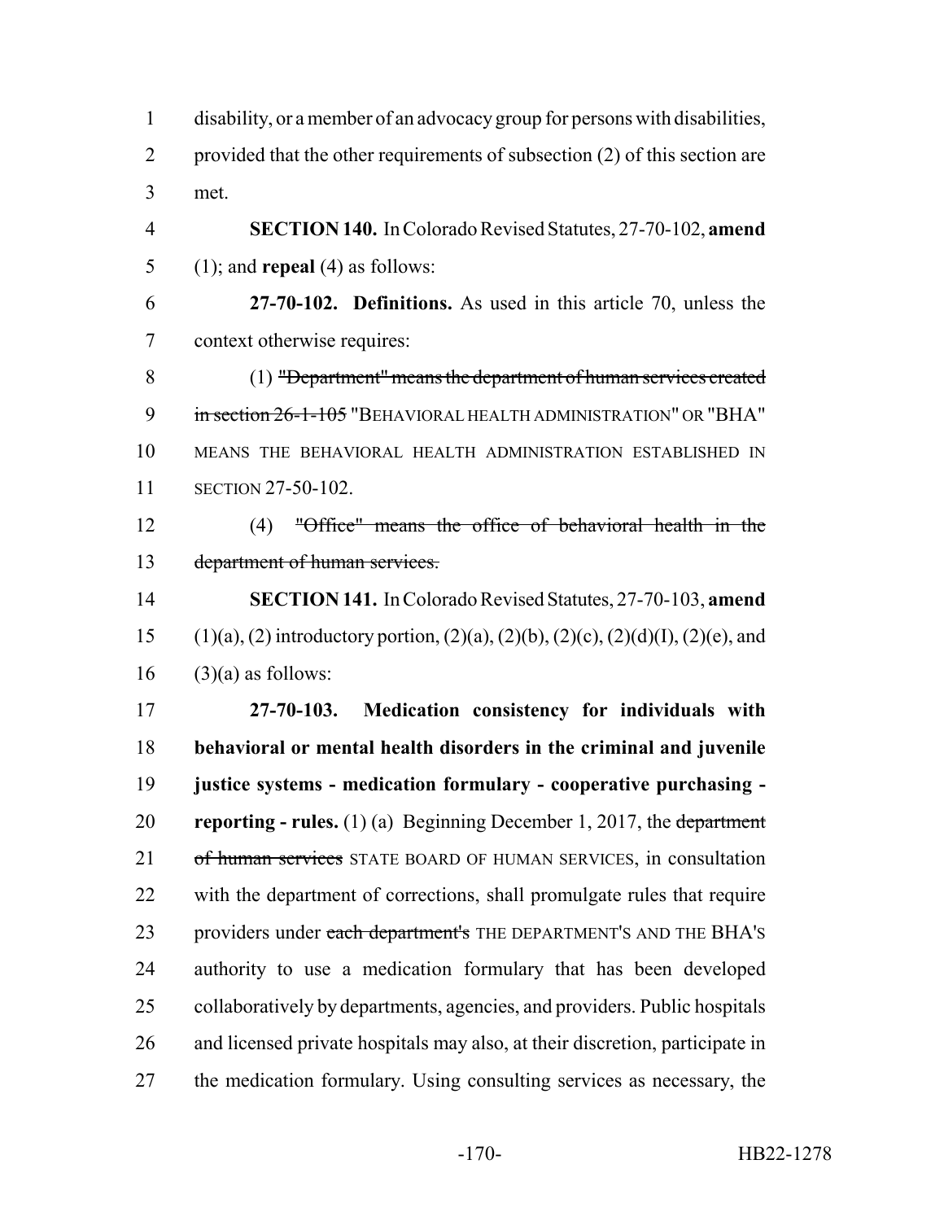disability, or a member of an advocacy group for persons with disabilities, provided that the other requirements of subsection (2) of this section are met.

**SECTION 140.** In Colorado Revised Statutes, 27-70-102, **amend** (1); and **repeal** (4) as follows:

**27-70-102. Definitions.** As used in this article 70, unless the context otherwise requires:

(1) ~~"Department" means the department of human services created in section 26-1-105~~ "BEHAVIORAL HEALTH ADMINISTRATION" OR "BHA" MEANS THE BEHAVIORAL HEALTH ADMINISTRATION ESTABLISHED IN SECTION 27-50-102.

(4) ~~"Office" means the office of behavioral health in the department of human services.~~

**SECTION 141.** In Colorado Revised Statutes, 27-70-103, **amend** (1)(a), (2) introductory portion, (2)(a), (2)(b), (2)(c), (2)(d)(I), (2)(e), and (3)(a) as follows:

**27-70-103. Medication consistency for individuals with behavioral or mental health disorders in the criminal and juvenile justice systems - medication formulary - cooperative purchasing - reporting - rules.** (1) (a) Beginning December 1, 2017, the ~~department of human services~~ STATE BOARD OF HUMAN SERVICES, in consultation with the department of corrections, shall promulgate rules that require providers under ~~each department's~~ THE DEPARTMENT'S AND THE BHA'S authority to use a medication formulary that has been developed collaboratively by departments, agencies, and providers. Public hospitals and licensed private hospitals may also, at their discretion, participate in the medication formulary. Using consulting services as necessary, the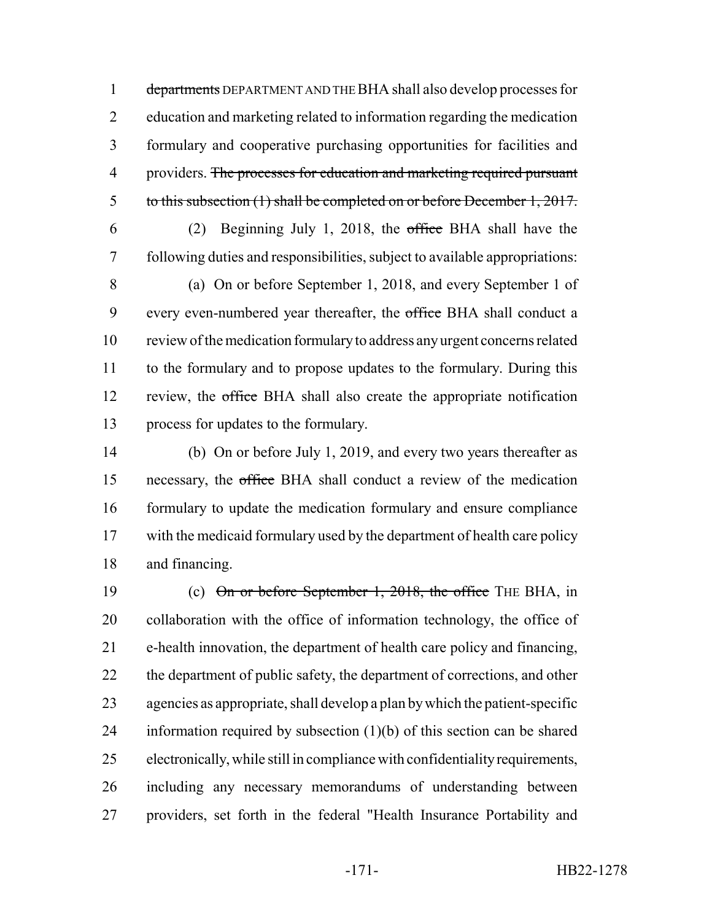~~departments~~ DEPARTMENT AND THE BHA shall also develop processes for education and marketing related to information regarding the medication formulary and cooperative purchasing opportunities for facilities and providers. ~~The processes for education and marketing required pursuant to this subsection (1) shall be completed on or before December 1, 2017.~~

(2) Beginning July 1, 2018, the ~~office~~ BHA shall have the following duties and responsibilities, subject to available appropriations:

(a) On or before September 1, 2018, and every September 1 of every even-numbered year thereafter, the ~~office~~ BHA shall conduct a review of the medication formulary to address any urgent concerns related to the formulary and to propose updates to the formulary. During this review, the ~~office~~ BHA shall also create the appropriate notification process for updates to the formulary.

(b) On or before July 1, 2019, and every two years thereafter as necessary, the ~~office~~ BHA shall conduct a review of the medication formulary to update the medication formulary and ensure compliance with the medicaid formulary used by the department of health care policy and financing.

(c) ~~On or before September 1, 2018, the office~~ THE BHA, in collaboration with the office of information technology, the office of e-health innovation, the department of health care policy and financing, the department of public safety, the department of corrections, and other agencies as appropriate, shall develop a plan by which the patient-specific information required by subsection (1)(b) of this section can be shared electronically, while still in compliance with confidentiality requirements, including any necessary memorandums of understanding between providers, set forth in the federal "Health Insurance Portability and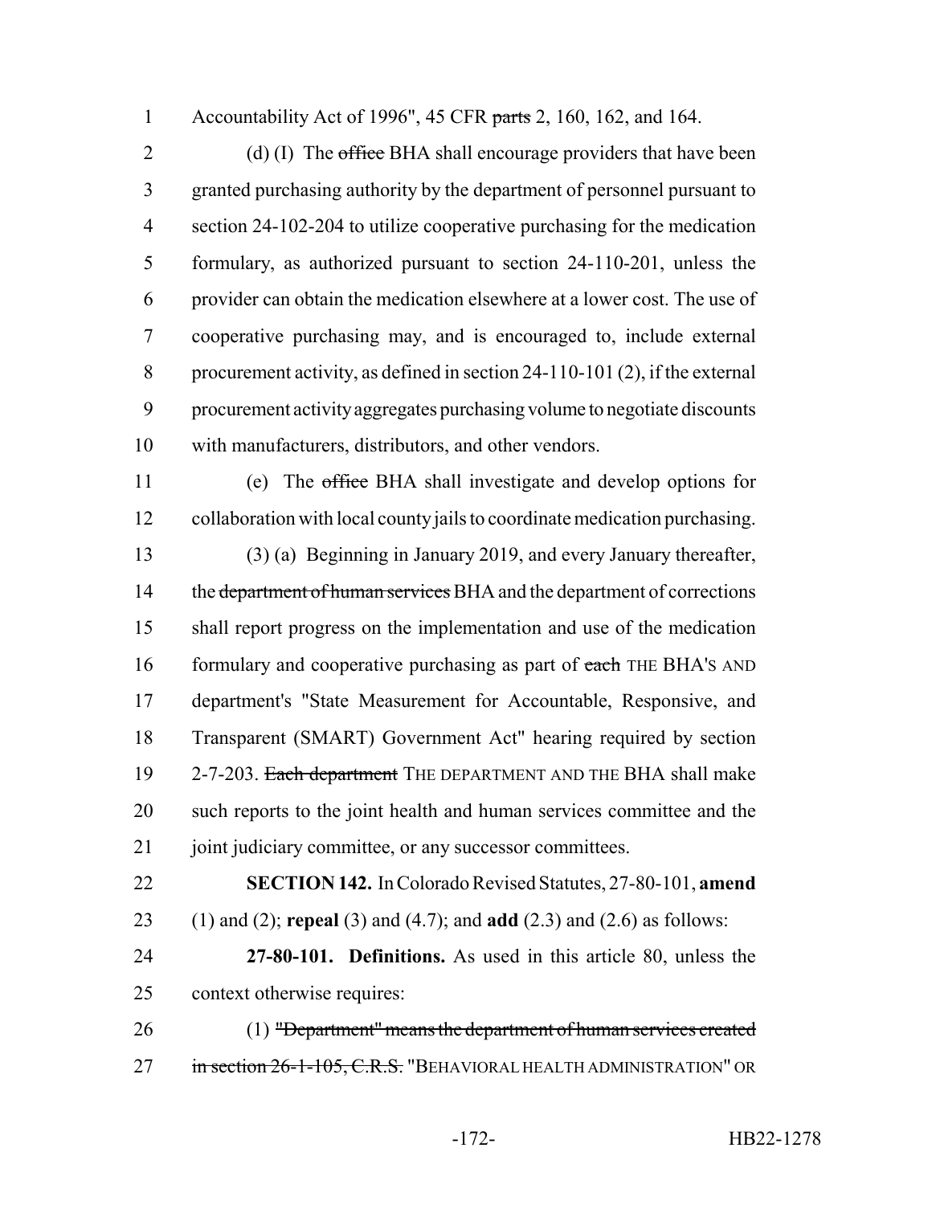Accountability Act of 1996", 45 CFR ~~parts~~ 2, 160, 162, and 164.

(d) (I) The ~~office~~ BHA shall encourage providers that have been granted purchasing authority by the department of personnel pursuant to section 24-102-204 to utilize cooperative purchasing for the medication formulary, as authorized pursuant to section 24-110-201, unless the provider can obtain the medication elsewhere at a lower cost. The use of cooperative purchasing may, and is encouraged to, include external procurement activity, as defined in section 24-110-101 (2), if the external procurement activity aggregates purchasing volume to negotiate discounts with manufacturers, distributors, and other vendors.

(e) The ~~office~~ BHA shall investigate and develop options for collaboration with local county jails to coordinate medication purchasing.

(3) (a) Beginning in January 2019, and every January thereafter, the ~~department of human services~~ BHA and the department of corrections shall report progress on the implementation and use of the medication formulary and cooperative purchasing as part of ~~each~~ THE BHA'S AND department's "State Measurement for Accountable, Responsive, and Transparent (SMART) Government Act" hearing required by section 2-7-203. ~~Each department~~ THE DEPARTMENT AND THE BHA shall make such reports to the joint health and human services committee and the joint judiciary committee, or any successor committees.

**SECTION 142.** In Colorado Revised Statutes, 27-80-101, **amend** (1) and (2); **repeal** (3) and (4.7); and **add** (2.3) and (2.6) as follows:

**27-80-101. Definitions.** As used in this article 80, unless the context otherwise requires:

(1) ~~"Department" means the department of human services created in section 26-1-105, C.R.S.~~ "BEHAVIORAL HEALTH ADMINISTRATION" OR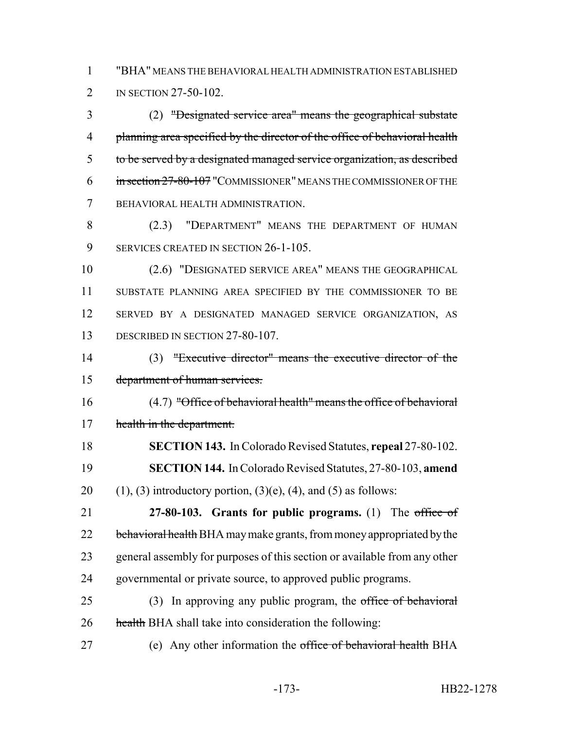"BHA" MEANS THE BEHAVIORAL HEALTH ADMINISTRATION ESTABLISHED IN SECTION 27-50-102.

(2) ~~"Designated service area" means the geographical substate planning area specified by the director of the office of behavioral health to be served by a designated managed service organization, as described in section 27-80-107~~ "COMMISSIONER" MEANS THE COMMISSIONER OF THE BEHAVIORAL HEALTH ADMINISTRATION.

(2.3) "DEPARTMENT" MEANS THE DEPARTMENT OF HUMAN SERVICES CREATED IN SECTION 26-1-105.

(2.6) "DESIGNATED SERVICE AREA" MEANS THE GEOGRAPHICAL SUBSTATE PLANNING AREA SPECIFIED BY THE COMMISSIONER TO BE SERVED BY A DESIGNATED MANAGED SERVICE ORGANIZATION, AS DESCRIBED IN SECTION 27-80-107.

(3) ~~"Executive director" means the executive director of the department of human services.~~

(4.7) ~~"Office of behavioral health" means the office of behavioral health in the department.~~

**SECTION 143.** In Colorado Revised Statutes, **repeal** 27-80-102.

**SECTION 144.** In Colorado Revised Statutes, 27-80-103, **amend** (1), (3) introductory portion, (3)(e), (4), and (5) as follows:

**27-80-103. Grants for public programs.** (1) The ~~office of behavioral health~~ BHA may make grants, from money appropriated by the general assembly for purposes of this section or available from any other governmental or private source, to approved public programs.

(3) In approving any public program, the ~~office of behavioral health~~ BHA shall take into consideration the following:

(e) Any other information the ~~office of behavioral health~~ BHA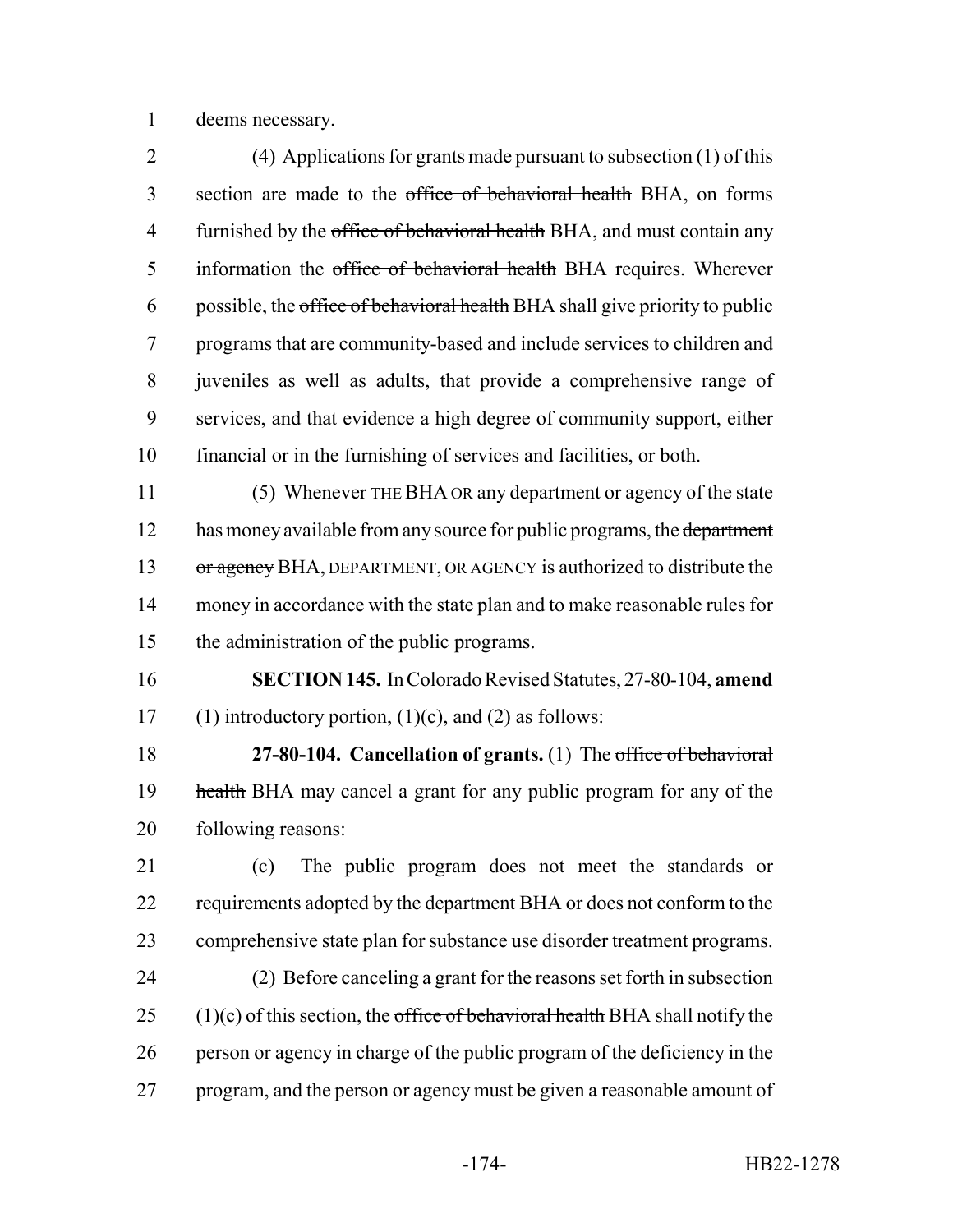deems necessary.

(4) Applications for grants made pursuant to subsection (1) of this section are made to the ~~office of behavioral health~~ BHA, on forms furnished by the ~~office of behavioral health~~ BHA, and must contain any information the ~~office of behavioral health~~ BHA requires. Wherever possible, the ~~office of behavioral health~~ BHA shall give priority to public programs that are community-based and include services to children and juveniles as well as adults, that provide a comprehensive range of services, and that evidence a high degree of community support, either financial or in the furnishing of services and facilities, or both.

(5) Whenever THE BHA OR any department or agency of the state has money available from any source for public programs, the ~~department or agency~~ BHA, DEPARTMENT, OR AGENCY is authorized to distribute the money in accordance with the state plan and to make reasonable rules for the administration of the public programs.

**SECTION 145.** In Colorado Revised Statutes, 27-80-104, **amend** (1) introductory portion, (1)(c), and (2) as follows:

**27-80-104. Cancellation of grants.** (1) The ~~office of behavioral health~~ BHA may cancel a grant for any public program for any of the following reasons:

(c) The public program does not meet the standards or requirements adopted by the ~~department~~ BHA or does not conform to the comprehensive state plan for substance use disorder treatment programs.

(2) Before canceling a grant for the reasons set forth in subsection (1)(c) of this section, the ~~office of behavioral health~~ BHA shall notify the person or agency in charge of the public program of the deficiency in the program, and the person or agency must be given a reasonable amount of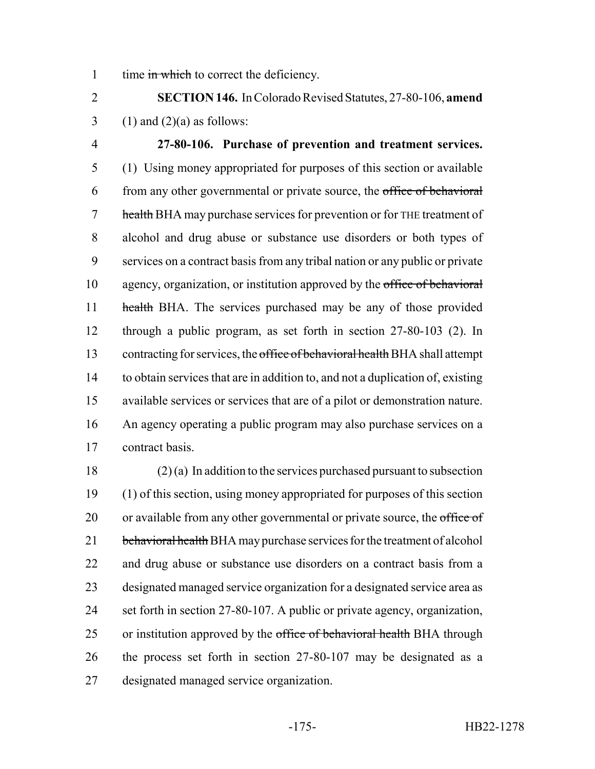time ~~in which~~ to correct the deficiency.

**SECTION 146.** In Colorado Revised Statutes, 27-80-106, **amend** (1) and (2)(a) as follows:

**27-80-106. Purchase of prevention and treatment services.** (1) Using money appropriated for purposes of this section or available from any other governmental or private source, the ~~office of behavioral health~~ BHA may purchase services for prevention or for THE treatment of alcohol and drug abuse or substance use disorders or both types of services on a contract basis from any tribal nation or any public or private agency, organization, or institution approved by the ~~office of behavioral health~~ BHA. The services purchased may be any of those provided through a public program, as set forth in section 27-80-103 (2). In contracting for services, the ~~office of behavioral health~~ BHA shall attempt to obtain services that are in addition to, and not a duplication of, existing available services or services that are of a pilot or demonstration nature. An agency operating a public program may also purchase services on a contract basis.

(2) (a) In addition to the services purchased pursuant to subsection (1) of this section, using money appropriated for purposes of this section or available from any other governmental or private source, the ~~office of behavioral health~~ BHA may purchase services for the treatment of alcohol and drug abuse or substance use disorders on a contract basis from a designated managed service organization for a designated service area as set forth in section 27-80-107. A public or private agency, organization, or institution approved by the ~~office of behavioral health~~ BHA through the process set forth in section 27-80-107 may be designated as a designated managed service organization.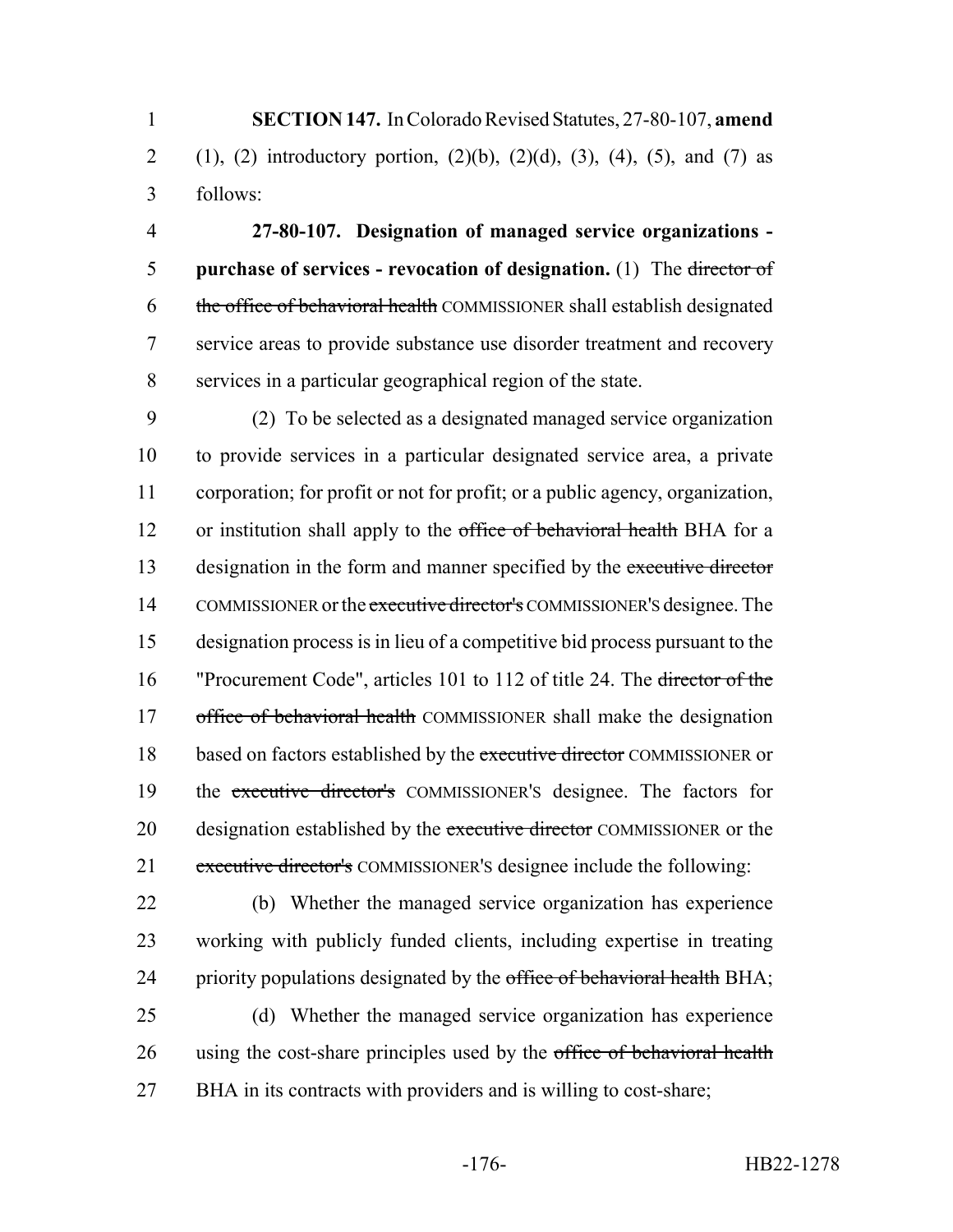**SECTION 147.** In Colorado Revised Statutes, 27-80-107, **amend** (1), (2) introductory portion, (2)(b), (2)(d), (3), (4), (5), and (7) as follows:

**27-80-107. Designation of managed service organizations - purchase of services - revocation of designation.** (1) The ~~director of the office of behavioral health~~ COMMISSIONER shall establish designated service areas to provide substance use disorder treatment and recovery services in a particular geographical region of the state.

(2) To be selected as a designated managed service organization to provide services in a particular designated service area, a private corporation; for profit or not for profit; or a public agency, organization, or institution shall apply to the ~~office of behavioral health~~ BHA for a designation in the form and manner specified by the ~~executive director~~ COMMISSIONER or the ~~executive director's~~ COMMISSIONER'S designee. The designation process is in lieu of a competitive bid process pursuant to the "Procurement Code", articles 101 to 112 of title 24. The ~~director of the office of behavioral health~~ COMMISSIONER shall make the designation based on factors established by the ~~executive director~~ COMMISSIONER or the ~~executive director's~~ COMMISSIONER'S designee. The factors for designation established by the ~~executive director~~ COMMISSIONER or the ~~executive director's~~ COMMISSIONER'S designee include the following:

(b) Whether the managed service organization has experience working with publicly funded clients, including expertise in treating priority populations designated by the ~~office of behavioral health~~ BHA;

(d) Whether the managed service organization has experience using the cost-share principles used by the ~~office of behavioral health~~ BHA in its contracts with providers and is willing to cost-share;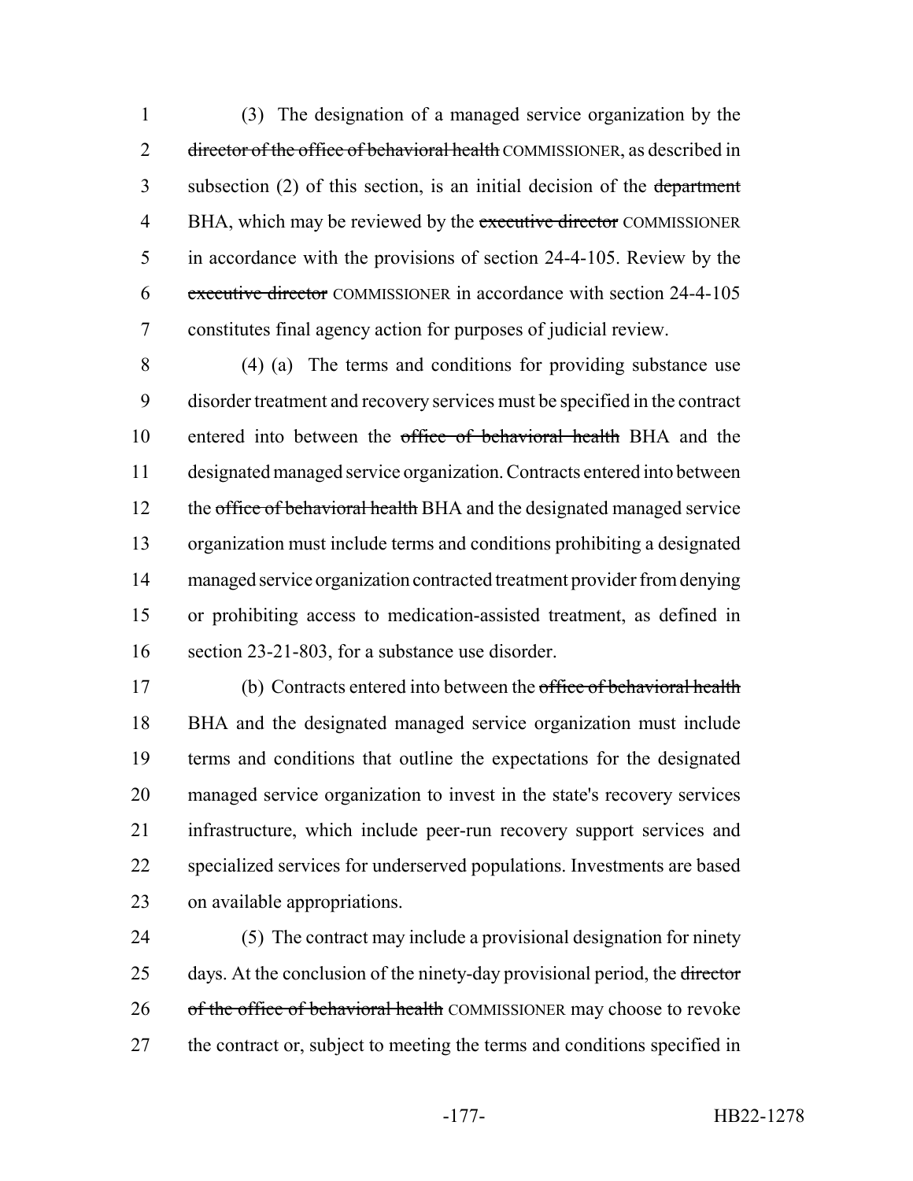(3) The designation of a managed service organization by the ~~director of the office of behavioral health~~ COMMISSIONER, as described in subsection (2) of this section, is an initial decision of the ~~department~~ BHA, which may be reviewed by the ~~executive director~~ COMMISSIONER in accordance with the provisions of section 24-4-105. Review by the ~~executive director~~ COMMISSIONER in accordance with section 24-4-105 constitutes final agency action for purposes of judicial review.

(4) (a) The terms and conditions for providing substance use disorder treatment and recovery services must be specified in the contract entered into between the ~~office of behavioral health~~ BHA and the designated managed service organization. Contracts entered into between the ~~office of behavioral health~~ BHA and the designated managed service organization must include terms and conditions prohibiting a designated managed service organization contracted treatment provider from denying or prohibiting access to medication-assisted treatment, as defined in section 23-21-803, for a substance use disorder.

(b) Contracts entered into between the ~~office of behavioral health~~ BHA and the designated managed service organization must include terms and conditions that outline the expectations for the designated managed service organization to invest in the state's recovery services infrastructure, which include peer-run recovery support services and specialized services for underserved populations. Investments are based on available appropriations.

(5) The contract may include a provisional designation for ninety days. At the conclusion of the ninety-day provisional period, the ~~director of the office of behavioral health~~ COMMISSIONER may choose to revoke the contract or, subject to meeting the terms and conditions specified in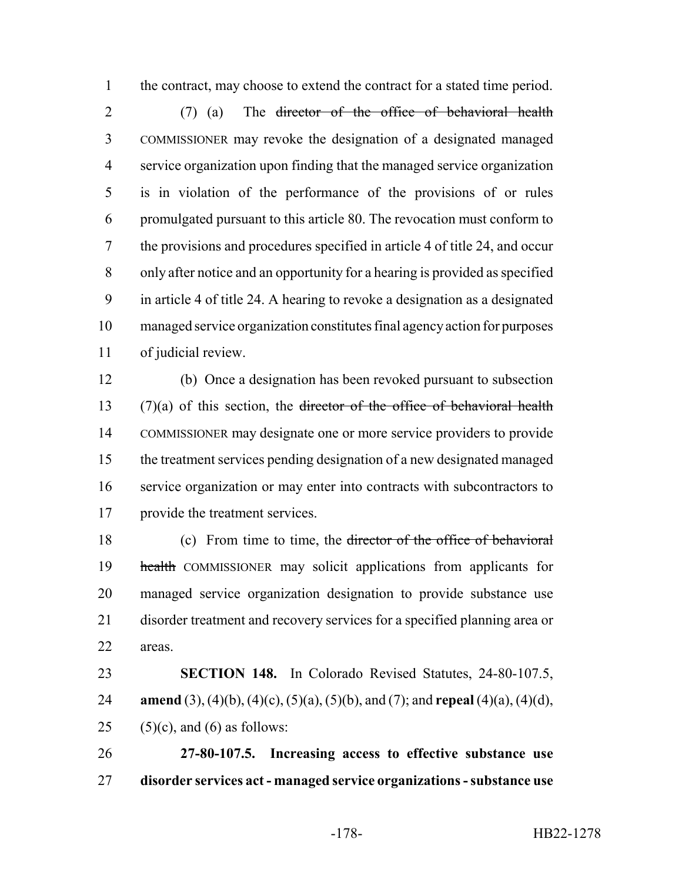the contract, may choose to extend the contract for a stated time period.

(7) (a) The ~~director of the office of behavioral health~~ COMMISSIONER may revoke the designation of a designated managed service organization upon finding that the managed service organization is in violation of the performance of the provisions of or rules promulgated pursuant to this article 80. The revocation must conform to the provisions and procedures specified in article 4 of title 24, and occur only after notice and an opportunity for a hearing is provided as specified in article 4 of title 24. A hearing to revoke a designation as a designated managed service organization constitutes final agency action for purposes of judicial review.

(b) Once a designation has been revoked pursuant to subsection (7)(a) of this section, the ~~director of the office of behavioral health~~ COMMISSIONER may designate one or more service providers to provide the treatment services pending designation of a new designated managed service organization or may enter into contracts with subcontractors to provide the treatment services.

(c) From time to time, the ~~director of the office of behavioral health~~ COMMISSIONER may solicit applications from applicants for managed service organization designation to provide substance use disorder treatment and recovery services for a specified planning area or areas.

**SECTION 148.** In Colorado Revised Statutes, 24-80-107.5, **amend** (3), (4)(b), (4)(c), (5)(a), (5)(b), and (7); and **repeal** (4)(a), (4)(d), (5)(c), and (6) as follows:

**27-80-107.5. Increasing access to effective substance use disorder services act - managed service organizations - substance use**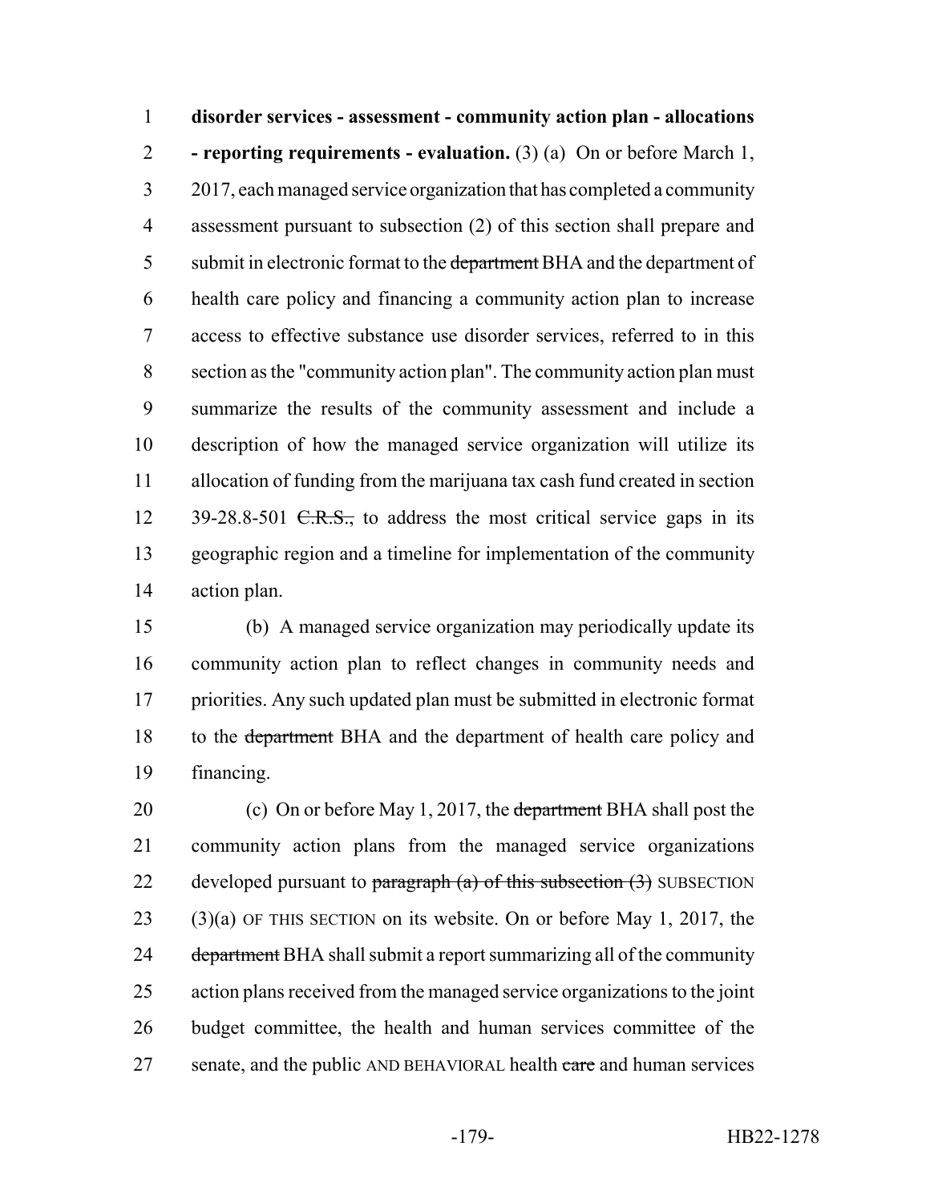**disorder services - assessment - community action plan - allocations - reporting requirements - evaluation.** (3) (a) On or before March 1, 2017, each managed service organization that has completed a community assessment pursuant to subsection (2) of this section shall prepare and submit in electronic format to the ~~department~~ BHA and the department of health care policy and financing a community action plan to increase access to effective substance use disorder services, referred to in this section as the "community action plan". The community action plan must summarize the results of the community assessment and include a description of how the managed service organization will utilize its allocation of funding from the marijuana tax cash fund created in section 39-28.8-501 ~~C.R.S.,~~ to address the most critical service gaps in its geographic region and a timeline for implementation of the community action plan.

(b) A managed service organization may periodically update its community action plan to reflect changes in community needs and priorities. Any such updated plan must be submitted in electronic format to the ~~department~~ BHA and the department of health care policy and financing.

(c) On or before May 1, 2017, the ~~department~~ BHA shall post the community action plans from the managed service organizations developed pursuant to ~~paragraph (a) of this subsection (3)~~ SUBSECTION (3)(a) OF THIS SECTION on its website. On or before May 1, 2017, the ~~department~~ BHA shall submit a report summarizing all of the community action plans received from the managed service organizations to the joint budget committee, the health and human services committee of the senate, and the public AND BEHAVIORAL health ~~care~~ and human services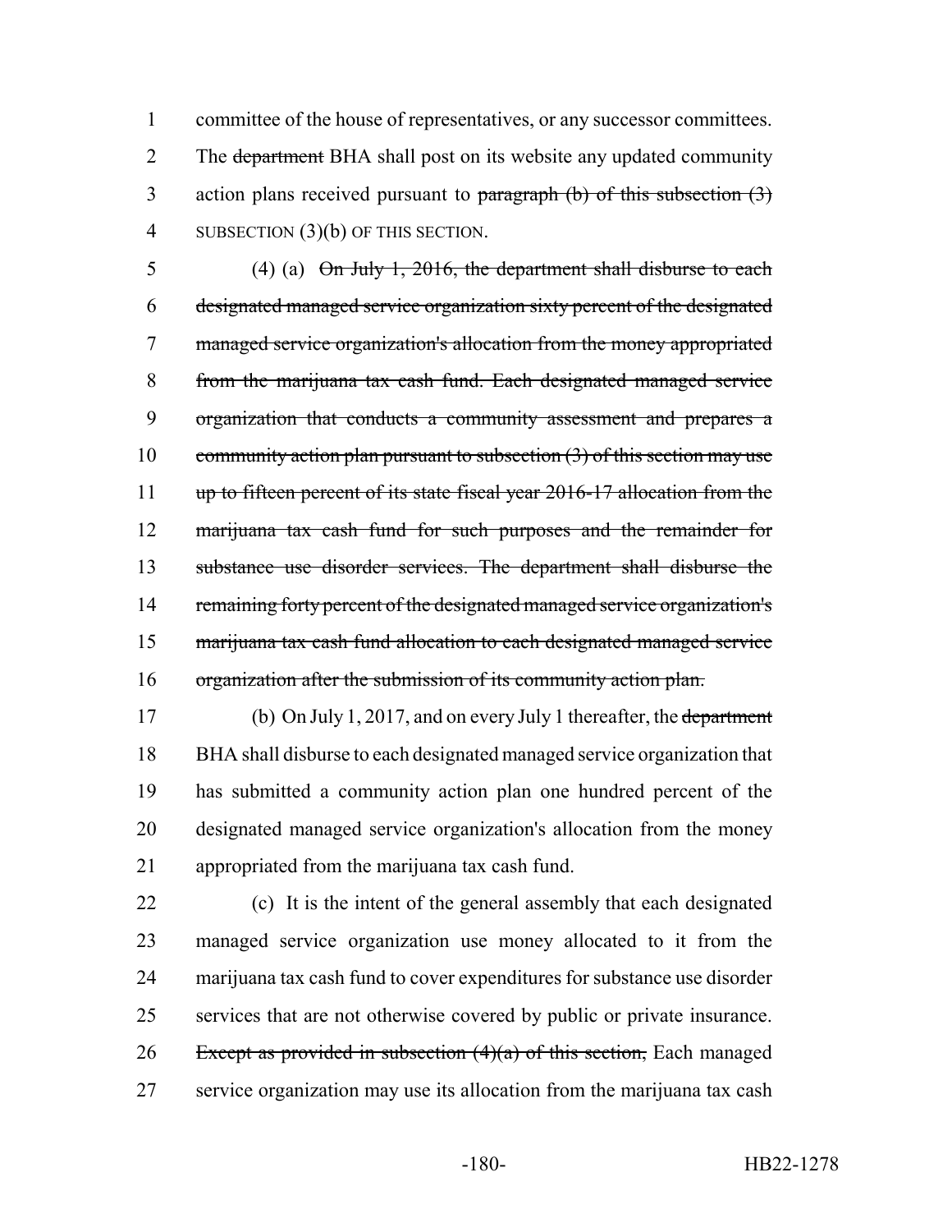committee of the house of representatives, or any successor committees. The ~~department~~ BHA shall post on its website any updated community action plans received pursuant to ~~paragraph (b) of this subsection (3)~~ SUBSECTION (3)(b) OF THIS SECTION.

(4) (a) ~~On July 1, 2016, the department shall disburse to each designated managed service organization sixty percent of the designated managed service organization's allocation from the money appropriated from the marijuana tax cash fund. Each designated managed service organization that conducts a community assessment and prepares a community action plan pursuant to subsection (3) of this section may use up to fifteen percent of its state fiscal year 2016-17 allocation from the marijuana tax cash fund for such purposes and the remainder for substance use disorder services. The department shall disburse the remaining forty percent of the designated managed service organization's marijuana tax cash fund allocation to each designated managed service organization after the submission of its community action plan.~~

(b) On July 1, 2017, and on every July 1 thereafter, the ~~department~~ BHA shall disburse to each designated managed service organization that has submitted a community action plan one hundred percent of the designated managed service organization's allocation from the money appropriated from the marijuana tax cash fund.

(c) It is the intent of the general assembly that each designated managed service organization use money allocated to it from the marijuana tax cash fund to cover expenditures for substance use disorder services that are not otherwise covered by public or private insurance. ~~Except as provided in subsection (4)(a) of this section,~~ Each managed service organization may use its allocation from the marijuana tax cash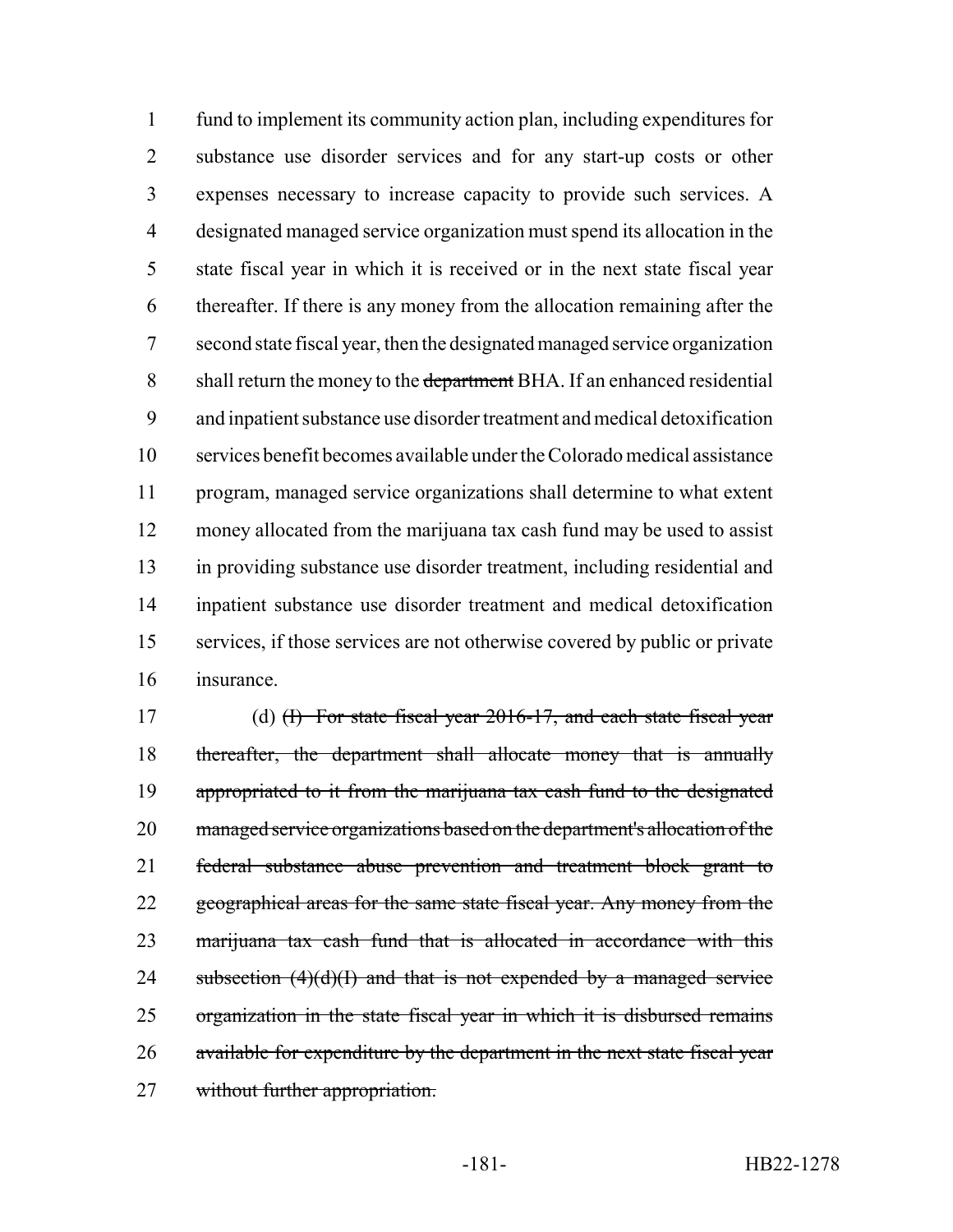fund to implement its community action plan, including expenditures for substance use disorder services and for any start-up costs or other expenses necessary to increase capacity to provide such services. A designated managed service organization must spend its allocation in the state fiscal year in which it is received or in the next state fiscal year thereafter. If there is any money from the allocation remaining after the second state fiscal year, then the designated managed service organization shall return the money to the ~~department~~ BHA. If an enhanced residential and inpatient substance use disorder treatment and medical detoxification services benefit becomes available under the Colorado medical assistance program, managed service organizations shall determine to what extent money allocated from the marijuana tax cash fund may be used to assist in providing substance use disorder treatment, including residential and inpatient substance use disorder treatment and medical detoxification services, if those services are not otherwise covered by public or private insurance.

(d) ~~(I) For state fiscal year 2016-17, and each state fiscal year thereafter, the department shall allocate money that is annually appropriated to it from the marijuana tax cash fund to the designated managed service organizations based on the department's allocation of the federal substance abuse prevention and treatment block grant to geographical areas for the same state fiscal year. Any money from the marijuana tax cash fund that is allocated in accordance with this subsection (4)(d)(I) and that is not expended by a managed service organization in the state fiscal year in which it is disbursed remains available for expenditure by the department in the next state fiscal year without further appropriation.~~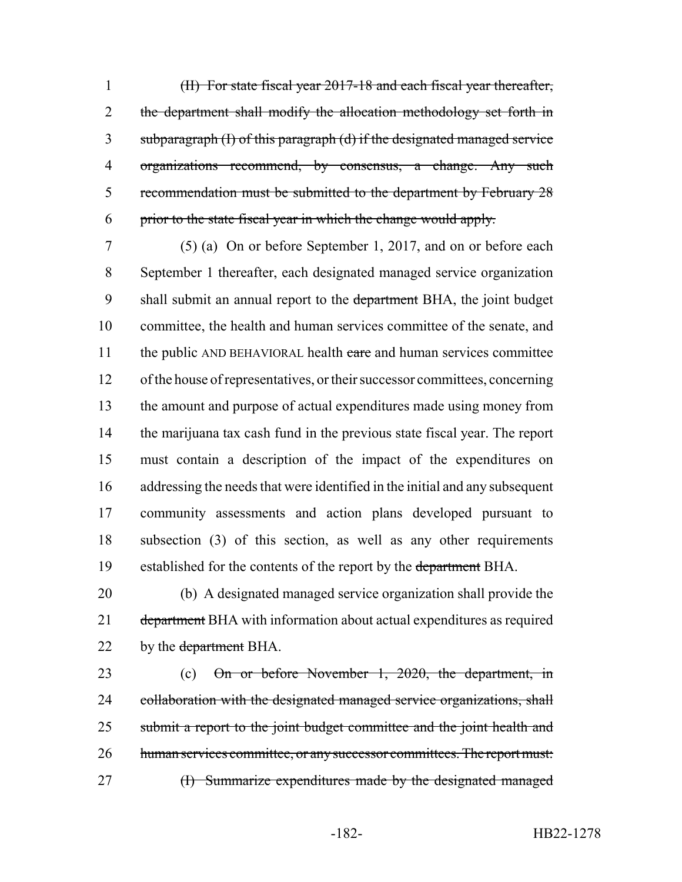1 ~~(II) For state fiscal year 2017-18 and each fiscal year thereafter,~~
2 ~~the department shall modify the allocation methodology set forth in~~
3 ~~subparagraph (I) of this paragraph (d) if the designated managed service~~
4 ~~organizations recommend, by consensus, a change. Any such~~
5 ~~recommendation must be submitted to the department by February 28~~
6 ~~prior to the state fiscal year in which the change would apply.~~

7 (5) (a) On or before September 1, 2017, and on or before each
8 September 1 thereafter, each designated managed service organization
9 shall submit an annual report to the ~~department~~ BHA, the joint budget
10 committee, the health and human services committee of the senate, and
11 the public AND BEHAVIORAL health ~~care~~ and human services committee
12 of the house of representatives, or their successor committees, concerning
13 the amount and purpose of actual expenditures made using money from
14 the marijuana tax cash fund in the previous state fiscal year. The report
15 must contain a description of the impact of the expenditures on
16 addressing the needs that were identified in the initial and any subsequent
17 community assessments and action plans developed pursuant to
18 subsection (3) of this section, as well as any other requirements
19 established for the contents of the report by the ~~department~~ BHA.

20 (b) A designated managed service organization shall provide the
21 ~~department~~ BHA with information about actual expenditures as required
22 by the ~~department~~ BHA.

23 (c) ~~On or before November 1, 2020, the department, in~~
24 ~~collaboration with the designated managed service organizations, shall~~
25 ~~submit a report to the joint budget committee and the joint health and~~
26 ~~human services committee, or any successor committees. The report must:~~
27 ~~(I) Summarize expenditures made by the designated managed~~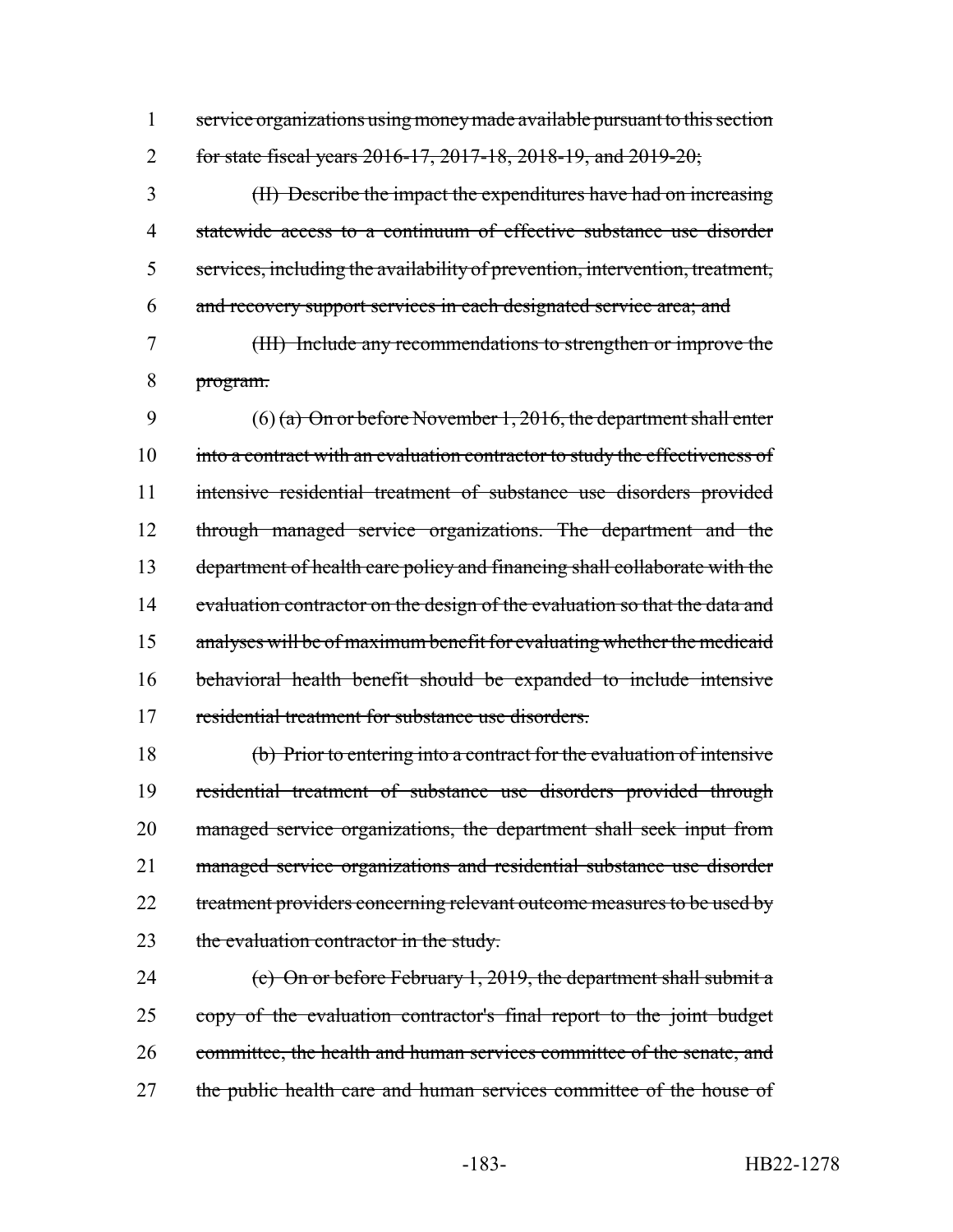service organizations using money made available pursuant to this section for state fiscal years 2016-17, 2017-18, 2018-19, and 2019-20;

(II) Describe the impact the expenditures have had on increasing statewide access to a continuum of effective substance use disorder services, including the availability of prevention, intervention, treatment, and recovery support services in each designated service area; and

(III) Include any recommendations to strengthen or improve the program.

(6) (a) On or before November 1, 2016, the department shall enter into a contract with an evaluation contractor to study the effectiveness of intensive residential treatment of substance use disorders provided through managed service organizations. The department and the department of health care policy and financing shall collaborate with the evaluation contractor on the design of the evaluation so that the data and analyses will be of maximum benefit for evaluating whether the medicaid behavioral health benefit should be expanded to include intensive residential treatment for substance use disorders.

(b) Prior to entering into a contract for the evaluation of intensive residential treatment of substance use disorders provided through managed service organizations, the department shall seek input from managed service organizations and residential substance use disorder treatment providers concerning relevant outcome measures to be used by the evaluation contractor in the study.

(c) On or before February 1, 2019, the department shall submit a copy of the evaluation contractor's final report to the joint budget committee, the health and human services committee of the senate, and the public health care and human services committee of the house of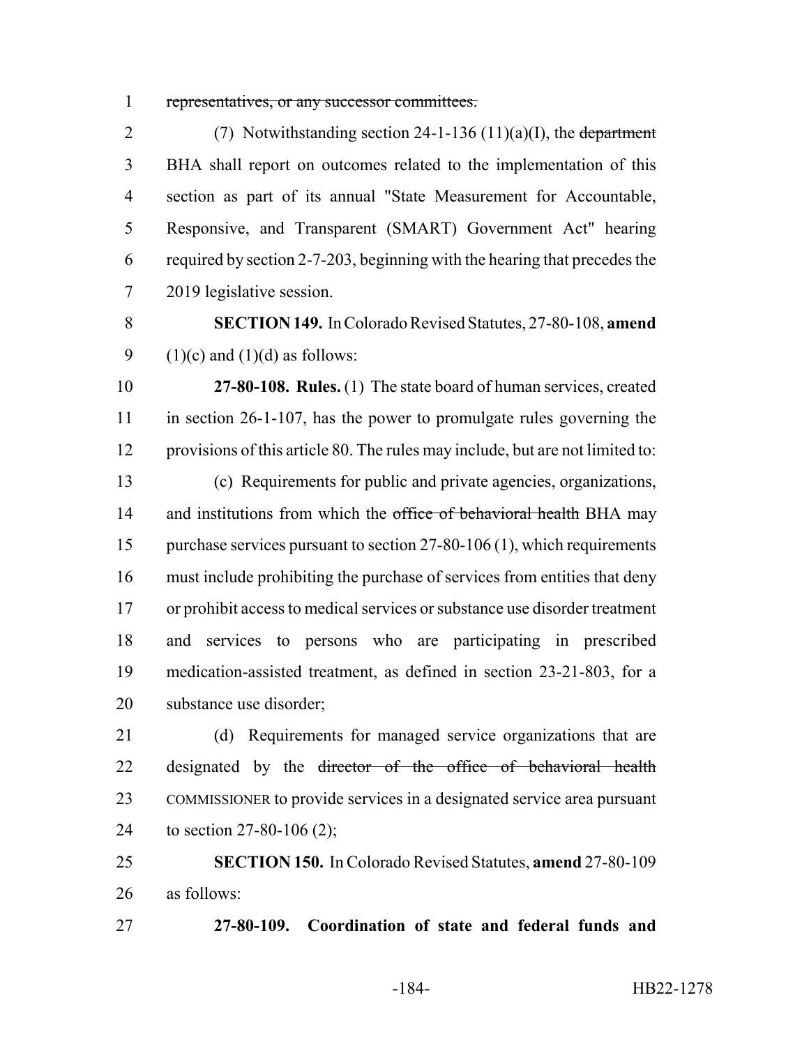~~representatives, or any successor committees.~~

(7) Notwithstanding section 24-1-136 (11)(a)(I), the ~~department~~ BHA shall report on outcomes related to the implementation of this section as part of its annual "State Measurement for Accountable, Responsive, and Transparent (SMART) Government Act" hearing required by section 2-7-203, beginning with the hearing that precedes the 2019 legislative session.

**SECTION 149.** In Colorado Revised Statutes, 27-80-108, **amend** (1)(c) and (1)(d) as follows:

**27-80-108. Rules.** (1) The state board of human services, created in section 26-1-107, has the power to promulgate rules governing the provisions of this article 80. The rules may include, but are not limited to:

(c) Requirements for public and private agencies, organizations, and institutions from which the ~~office of behavioral health~~ BHA may purchase services pursuant to section 27-80-106 (1), which requirements must include prohibiting the purchase of services from entities that deny or prohibit access to medical services or substance use disorder treatment and services to persons who are participating in prescribed medication-assisted treatment, as defined in section 23-21-803, for a substance use disorder;

(d) Requirements for managed service organizations that are designated by the ~~director of the office of behavioral health~~ COMMISSIONER to provide services in a designated service area pursuant to section 27-80-106 (2);

**SECTION 150.** In Colorado Revised Statutes, **amend** 27-80-109 as follows:

**27-80-109. Coordination of state and federal funds and**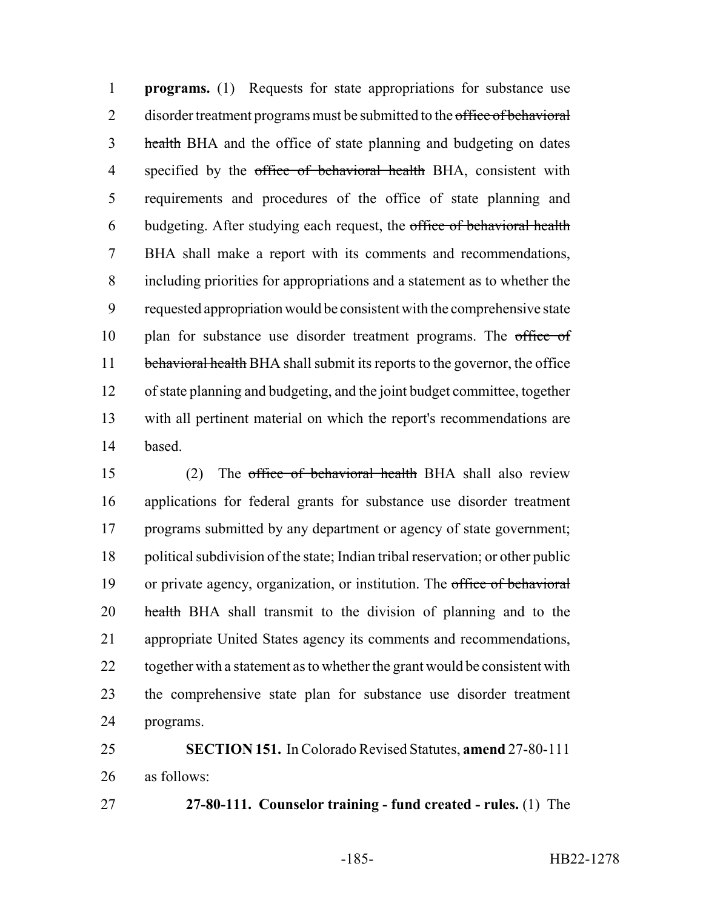**programs.** (1) Requests for state appropriations for substance use disorder treatment programs must be submitted to the ~~office of behavioral health~~ BHA and the office of state planning and budgeting on dates specified by the ~~office of behavioral health~~ BHA, consistent with requirements and procedures of the office of state planning and budgeting. After studying each request, the ~~office of behavioral health~~ BHA shall make a report with its comments and recommendations, including priorities for appropriations and a statement as to whether the requested appropriation would be consistent with the comprehensive state plan for substance use disorder treatment programs. The ~~office of behavioral health~~ BHA shall submit its reports to the governor, the office of state planning and budgeting, and the joint budget committee, together with all pertinent material on which the report's recommendations are based.

(2) The ~~office of behavioral health~~ BHA shall also review applications for federal grants for substance use disorder treatment programs submitted by any department or agency of state government; political subdivision of the state; Indian tribal reservation; or other public or private agency, organization, or institution. The ~~office of behavioral health~~ BHA shall transmit to the division of planning and to the appropriate United States agency its comments and recommendations, together with a statement as to whether the grant would be consistent with the comprehensive state plan for substance use disorder treatment programs.

**SECTION 151.** In Colorado Revised Statutes, **amend** 27-80-111 as follows:

**27-80-111. Counselor training - fund created - rules.** (1) The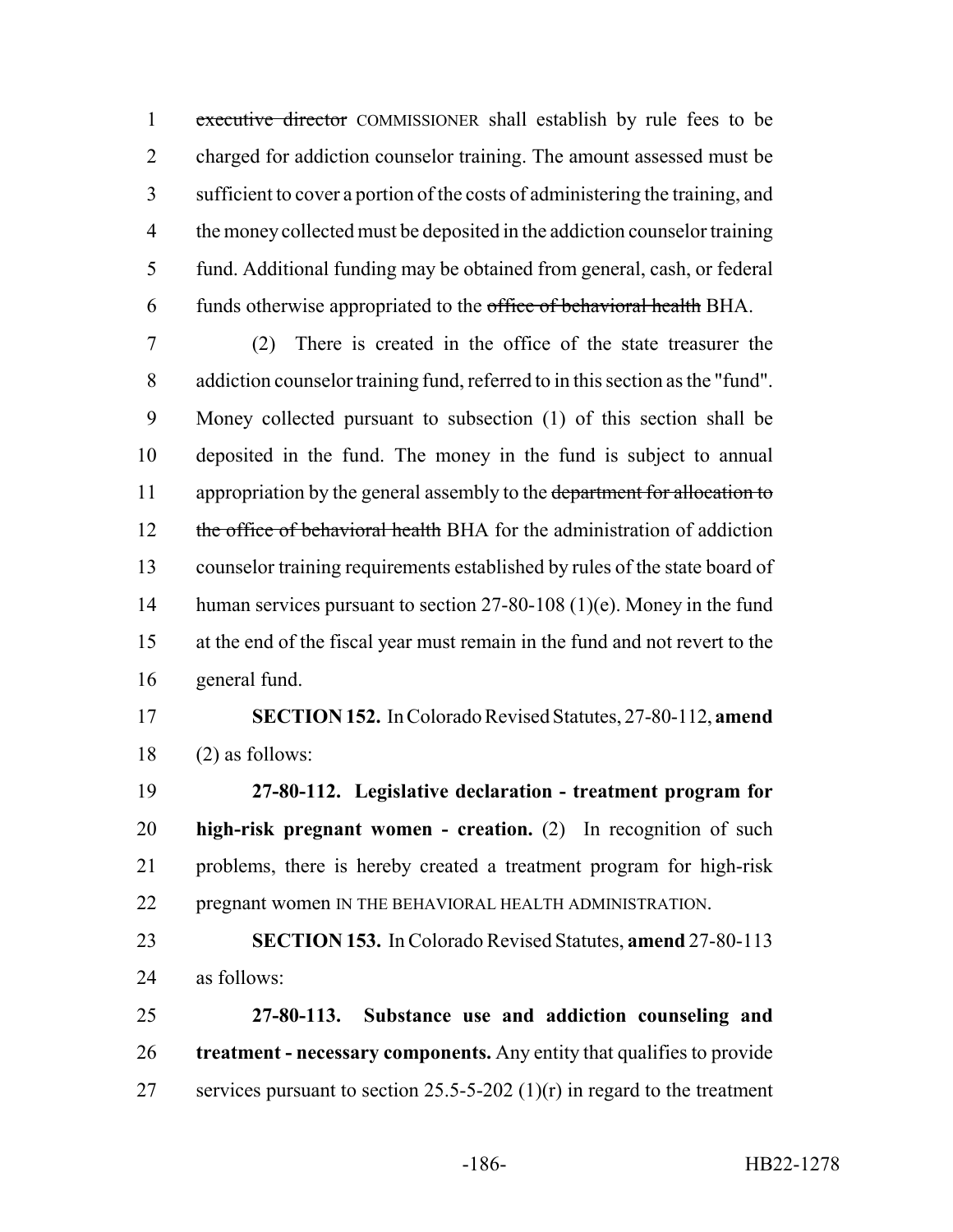~~executive director~~ COMMISSIONER shall establish by rule fees to be charged for addiction counselor training. The amount assessed must be sufficient to cover a portion of the costs of administering the training, and the money collected must be deposited in the addiction counselor training fund. Additional funding may be obtained from general, cash, or federal funds otherwise appropriated to the ~~office of behavioral health~~ BHA.

(2) There is created in the office of the state treasurer the addiction counselor training fund, referred to in this section as the "fund". Money collected pursuant to subsection (1) of this section shall be deposited in the fund. The money in the fund is subject to annual appropriation by the general assembly to the ~~department for allocation to the office of behavioral health~~ BHA for the administration of addiction counselor training requirements established by rules of the state board of human services pursuant to section 27-80-108 (1)(e). Money in the fund at the end of the fiscal year must remain in the fund and not revert to the general fund.

**SECTION 152.** In Colorado Revised Statutes, 27-80-112, **amend** (2) as follows:

**27-80-112. Legislative declaration - treatment program for high-risk pregnant women - creation.** (2) In recognition of such problems, there is hereby created a treatment program for high-risk pregnant women IN THE BEHAVIORAL HEALTH ADMINISTRATION.

**SECTION 153.** In Colorado Revised Statutes, **amend** 27-80-113 as follows:

**27-80-113. Substance use and addiction counseling and treatment - necessary components.** Any entity that qualifies to provide services pursuant to section 25.5-5-202 (1)(r) in regard to the treatment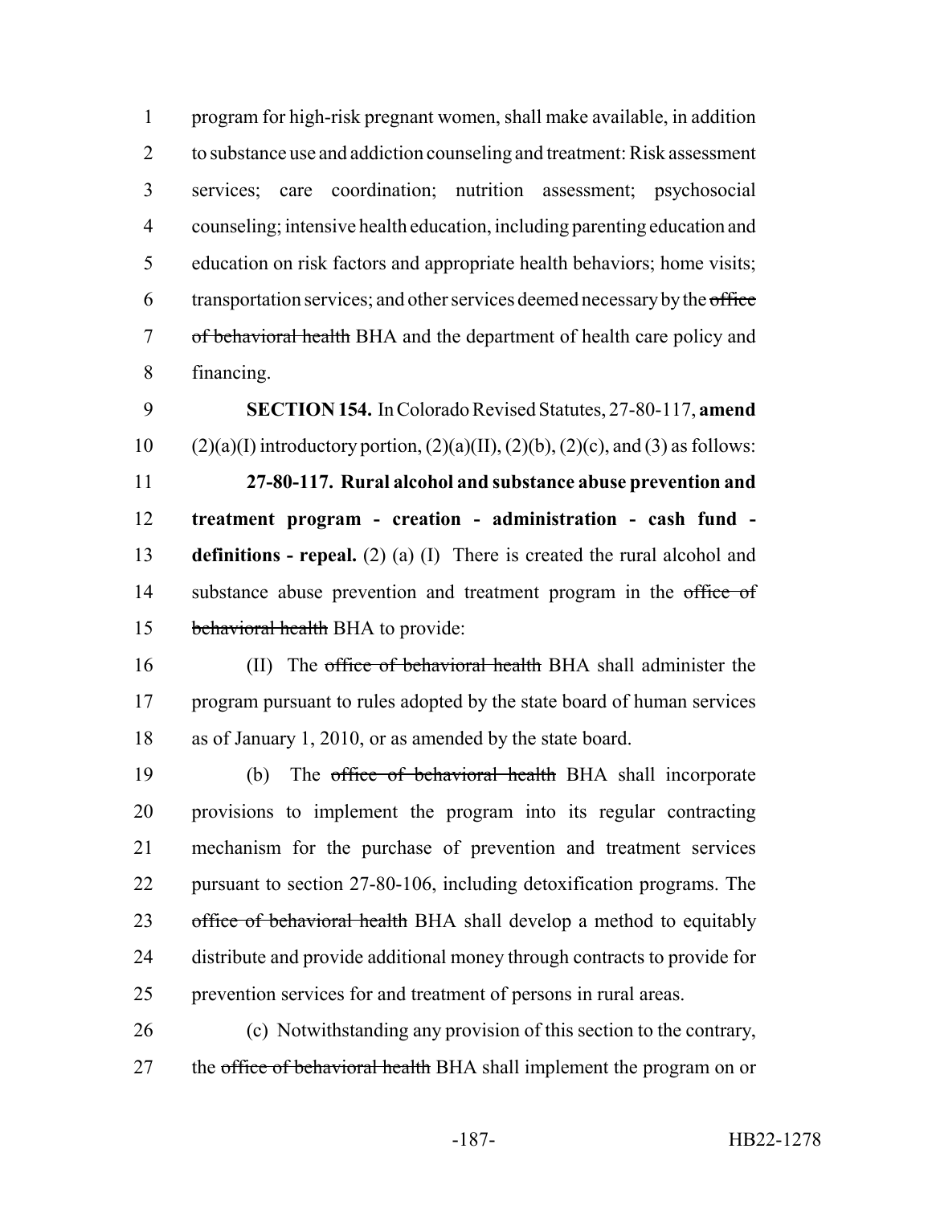program for high-risk pregnant women, shall make available, in addition to substance use and addiction counseling and treatment: Risk assessment services; care coordination; nutrition assessment; psychosocial counseling; intensive health education, including parenting education and education on risk factors and appropriate health behaviors; home visits; transportation services; and other services deemed necessary by the ~~office of behavioral health~~ BHA and the department of health care policy and financing.

**SECTION 154.** In Colorado Revised Statutes, 27-80-117, **amend** (2)(a)(I) introductory portion, (2)(a)(II), (2)(b), (2)(c), and (3) as follows:

**27-80-117. Rural alcohol and substance abuse prevention and treatment program - creation - administration - cash fund - definitions - repeal.** (2) (a) (I) There is created the rural alcohol and substance abuse prevention and treatment program in the ~~office of behavioral health~~ BHA to provide:

(II) The ~~office of behavioral health~~ BHA shall administer the program pursuant to rules adopted by the state board of human services as of January 1, 2010, or as amended by the state board.

(b) The ~~office of behavioral health~~ BHA shall incorporate provisions to implement the program into its regular contracting mechanism for the purchase of prevention and treatment services pursuant to section 27-80-106, including detoxification programs. The ~~office of behavioral health~~ BHA shall develop a method to equitably distribute and provide additional money through contracts to provide for prevention services for and treatment of persons in rural areas.

(c) Notwithstanding any provision of this section to the contrary, the ~~office of behavioral health~~ BHA shall implement the program on or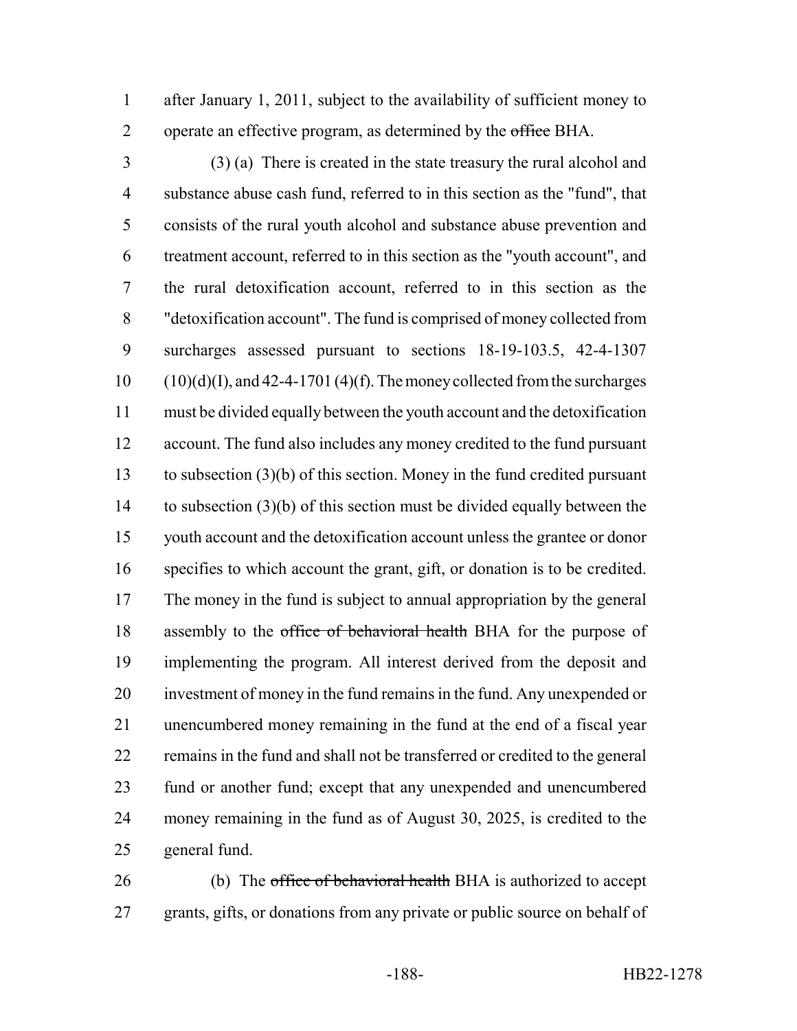after January 1, 2011, subject to the availability of sufficient money to operate an effective program, as determined by the ~~office~~ BHA.

(3) (a) There is created in the state treasury the rural alcohol and substance abuse cash fund, referred to in this section as the "fund", that consists of the rural youth alcohol and substance abuse prevention and treatment account, referred to in this section as the "youth account", and the rural detoxification account, referred to in this section as the "detoxification account". The fund is comprised of money collected from surcharges assessed pursuant to sections 18-19-103.5, 42-4-1307 (10)(d)(I), and 42-4-1701 (4)(f). The money collected from the surcharges must be divided equally between the youth account and the detoxification account. The fund also includes any money credited to the fund pursuant to subsection (3)(b) of this section. Money in the fund credited pursuant to subsection (3)(b) of this section must be divided equally between the youth account and the detoxification account unless the grantee or donor specifies to which account the grant, gift, or donation is to be credited. The money in the fund is subject to annual appropriation by the general assembly to the ~~office of behavioral health~~ BHA for the purpose of implementing the program. All interest derived from the deposit and investment of money in the fund remains in the fund. Any unexpended or unencumbered money remaining in the fund at the end of a fiscal year remains in the fund and shall not be transferred or credited to the general fund or another fund; except that any unexpended and unencumbered money remaining in the fund as of August 30, 2025, is credited to the general fund.

(b) The ~~office of behavioral health~~ BHA is authorized to accept grants, gifts, or donations from any private or public source on behalf of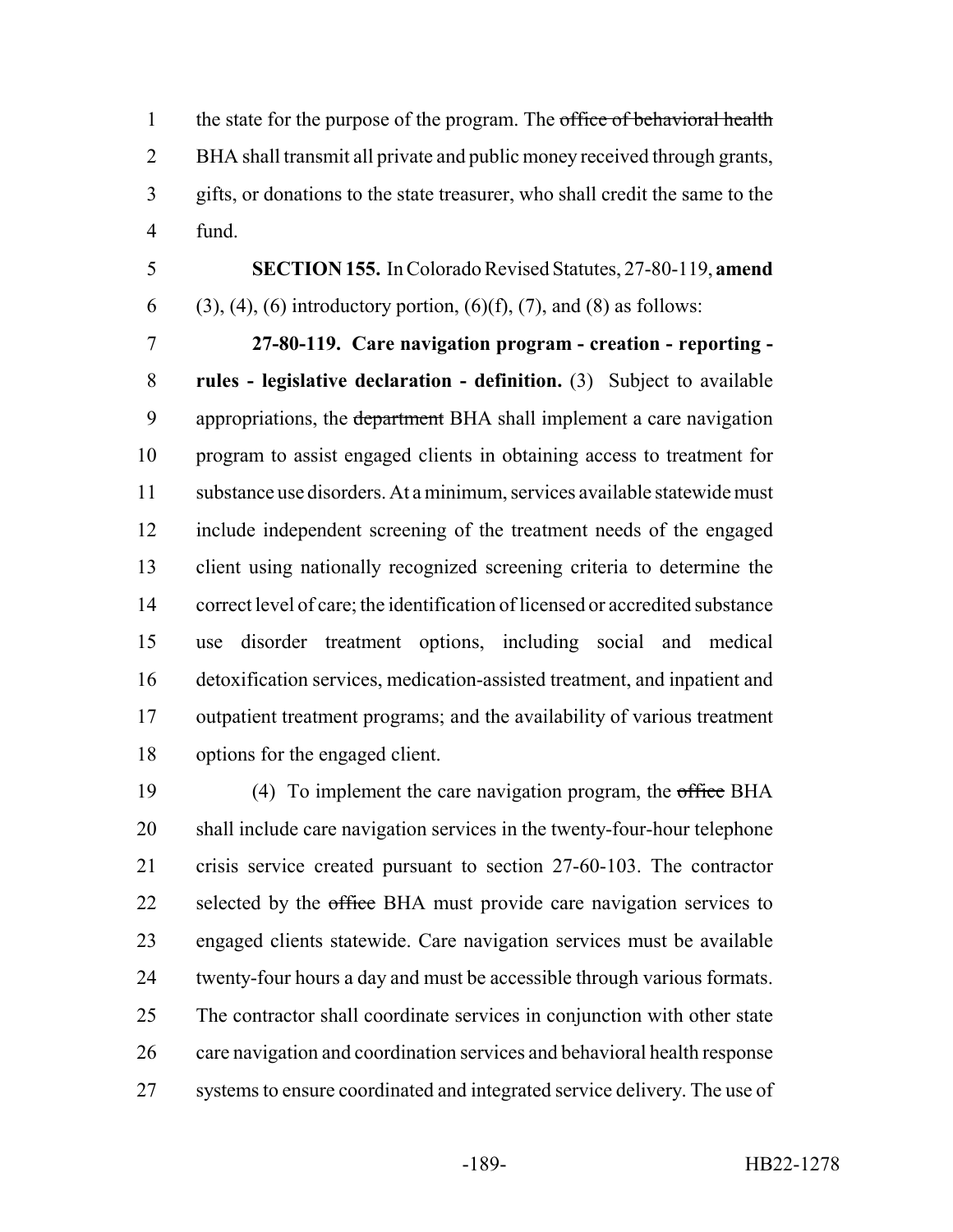the state for the purpose of the program. The ~~office of behavioral health~~ BHA shall transmit all private and public money received through grants, gifts, or donations to the state treasurer, who shall credit the same to the fund.

**SECTION 155.** In Colorado Revised Statutes, 27-80-119, **amend** (3), (4), (6) introductory portion, (6)(f), (7), and (8) as follows:

**27-80-119. Care navigation program - creation - reporting - rules - legislative declaration - definition.** (3) Subject to available appropriations, the ~~department~~ BHA shall implement a care navigation program to assist engaged clients in obtaining access to treatment for substance use disorders. At a minimum, services available statewide must include independent screening of the treatment needs of the engaged client using nationally recognized screening criteria to determine the correct level of care; the identification of licensed or accredited substance use disorder treatment options, including social and medical detoxification services, medication-assisted treatment, and inpatient and outpatient treatment programs; and the availability of various treatment options for the engaged client.

(4) To implement the care navigation program, the ~~office~~ BHA shall include care navigation services in the twenty-four-hour telephone crisis service created pursuant to section 27-60-103. The contractor selected by the ~~office~~ BHA must provide care navigation services to engaged clients statewide. Care navigation services must be available twenty-four hours a day and must be accessible through various formats. The contractor shall coordinate services in conjunction with other state care navigation and coordination services and behavioral health response systems to ensure coordinated and integrated service delivery. The use of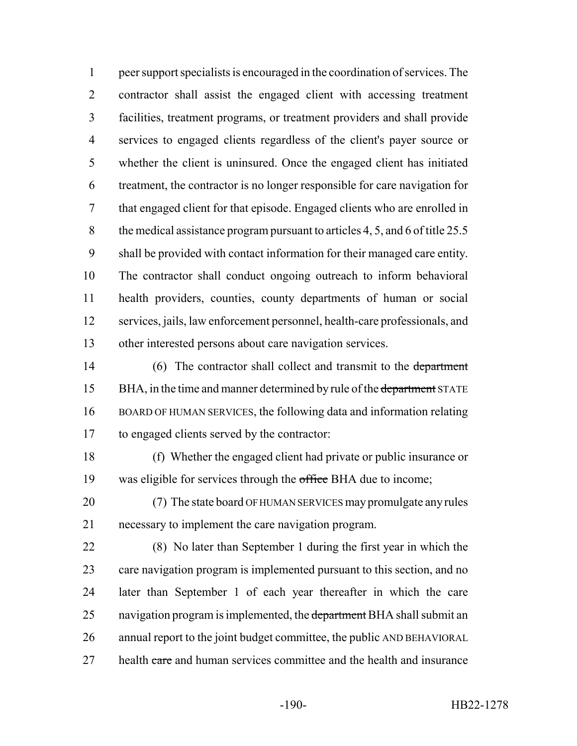peer support specialists is encouraged in the coordination of services. The contractor shall assist the engaged client with accessing treatment facilities, treatment programs, or treatment providers and shall provide services to engaged clients regardless of the client's payer source or whether the client is uninsured. Once the engaged client has initiated treatment, the contractor is no longer responsible for care navigation for that engaged client for that episode. Engaged clients who are enrolled in the medical assistance program pursuant to articles 4, 5, and 6 of title 25.5 shall be provided with contact information for their managed care entity. The contractor shall conduct ongoing outreach to inform behavioral health providers, counties, county departments of human or social services, jails, law enforcement personnel, health-care professionals, and other interested persons about care navigation services.

(6) The contractor shall collect and transmit to the ~~department~~ BHA, in the time and manner determined by rule of the ~~department~~ STATE BOARD OF HUMAN SERVICES, the following data and information relating to engaged clients served by the contractor:

(f) Whether the engaged client had private or public insurance or was eligible for services through the ~~office~~ BHA due to income;

(7) The state board OF HUMAN SERVICES may promulgate any rules necessary to implement the care navigation program.

(8) No later than September 1 during the first year in which the care navigation program is implemented pursuant to this section, and no later than September 1 of each year thereafter in which the care navigation program is implemented, the ~~department~~ BHA shall submit an annual report to the joint budget committee, the public AND BEHAVIORAL health ~~care~~ and human services committee and the health and insurance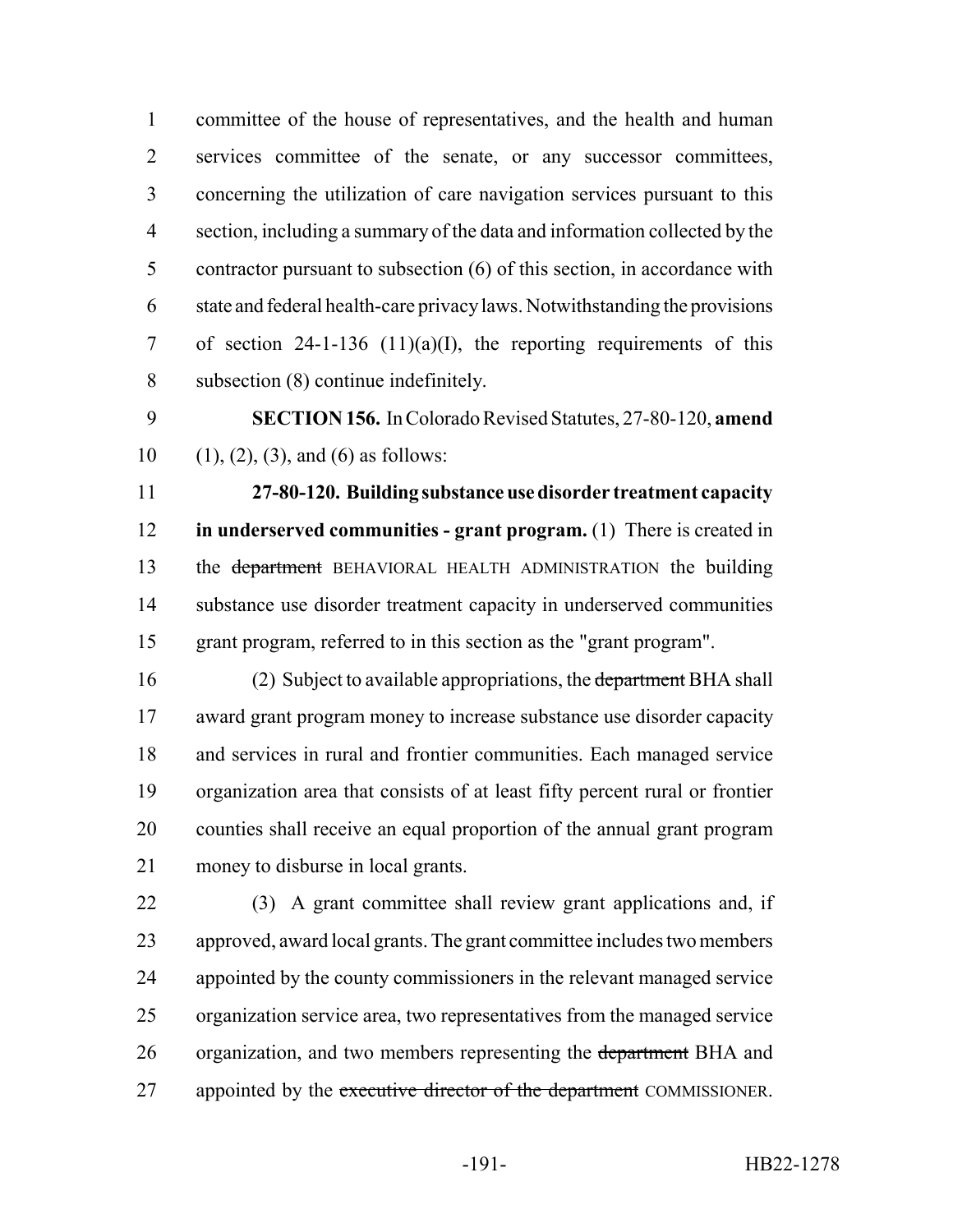committee of the house of representatives, and the health and human services committee of the senate, or any successor committees, concerning the utilization of care navigation services pursuant to this section, including a summary of the data and information collected by the contractor pursuant to subsection (6) of this section, in accordance with state and federal health-care privacy laws. Notwithstanding the provisions of section 24-1-136 (11)(a)(I), the reporting requirements of this subsection (8) continue indefinitely.

**SECTION 156.** In Colorado Revised Statutes, 27-80-120, **amend** (1), (2), (3), and (6) as follows:

**27-80-120. Building substance use disorder treatment capacity in underserved communities - grant program.** (1) There is created in the ~~department~~ BEHAVIORAL HEALTH ADMINISTRATION the building substance use disorder treatment capacity in underserved communities grant program, referred to in this section as the "grant program".

(2) Subject to available appropriations, the ~~department~~ BHA shall award grant program money to increase substance use disorder capacity and services in rural and frontier communities. Each managed service organization area that consists of at least fifty percent rural or frontier counties shall receive an equal proportion of the annual grant program money to disburse in local grants.

(3) A grant committee shall review grant applications and, if approved, award local grants. The grant committee includes two members appointed by the county commissioners in the relevant managed service organization service area, two representatives from the managed service organization, and two members representing the ~~department~~ BHA and appointed by the ~~executive director of the department~~ COMMISSIONER.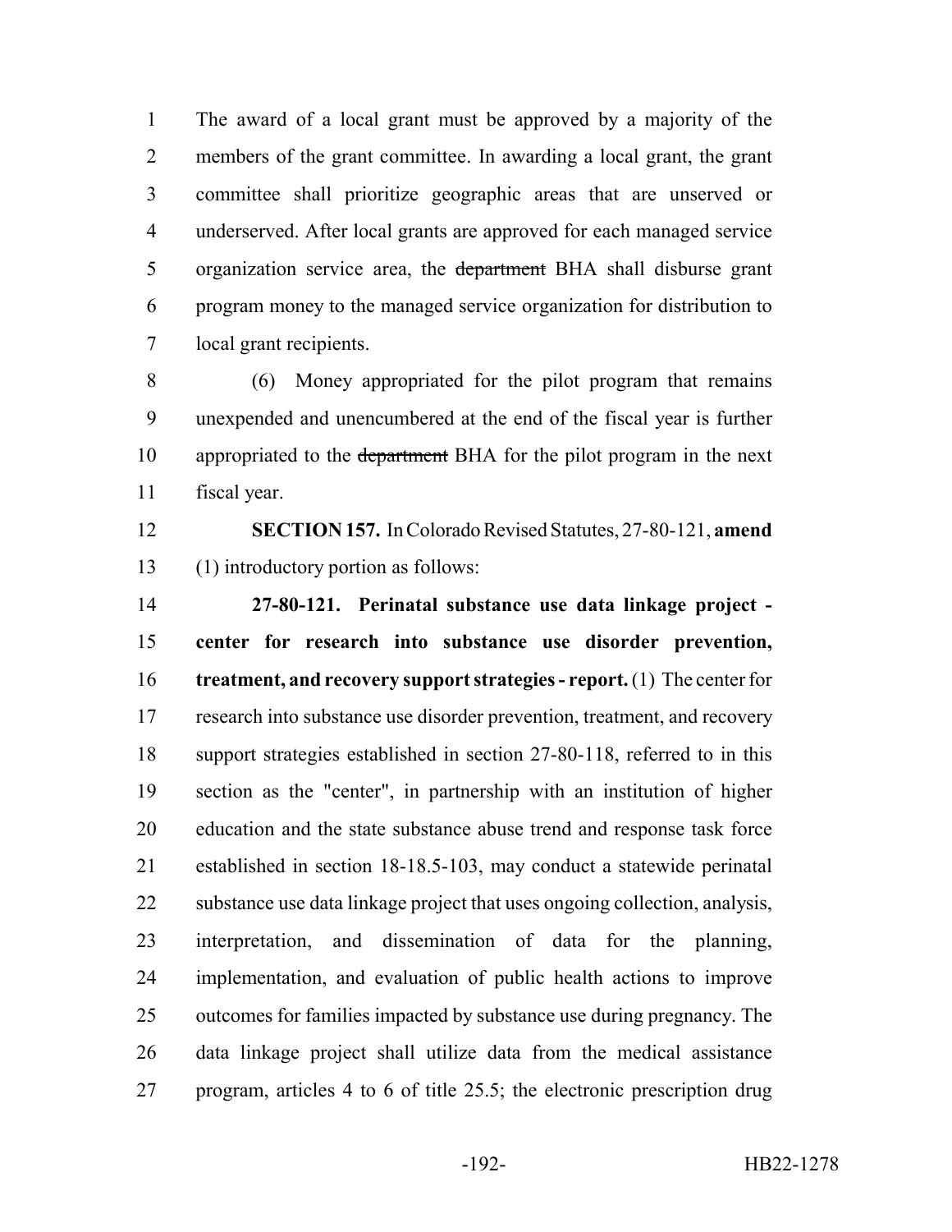The award of a local grant must be approved by a majority of the members of the grant committee. In awarding a local grant, the grant committee shall prioritize geographic areas that are unserved or underserved. After local grants are approved for each managed service organization service area, the ~~department~~ BHA shall disburse grant program money to the managed service organization for distribution to local grant recipients.

(6) Money appropriated for the pilot program that remains unexpended and unencumbered at the end of the fiscal year is further appropriated to the ~~department~~ BHA for the pilot program in the next fiscal year.

**SECTION 157.** In Colorado Revised Statutes, 27-80-121, **amend** (1) introductory portion as follows:

**27-80-121. Perinatal substance use data linkage project - center for research into substance use disorder prevention, treatment, and recovery support strategies - report.** (1) The center for research into substance use disorder prevention, treatment, and recovery support strategies established in section 27-80-118, referred to in this section as the "center", in partnership with an institution of higher education and the state substance abuse trend and response task force established in section 18-18.5-103, may conduct a statewide perinatal substance use data linkage project that uses ongoing collection, analysis, interpretation, and dissemination of data for the planning, implementation, and evaluation of public health actions to improve outcomes for families impacted by substance use during pregnancy. The data linkage project shall utilize data from the medical assistance program, articles 4 to 6 of title 25.5; the electronic prescription drug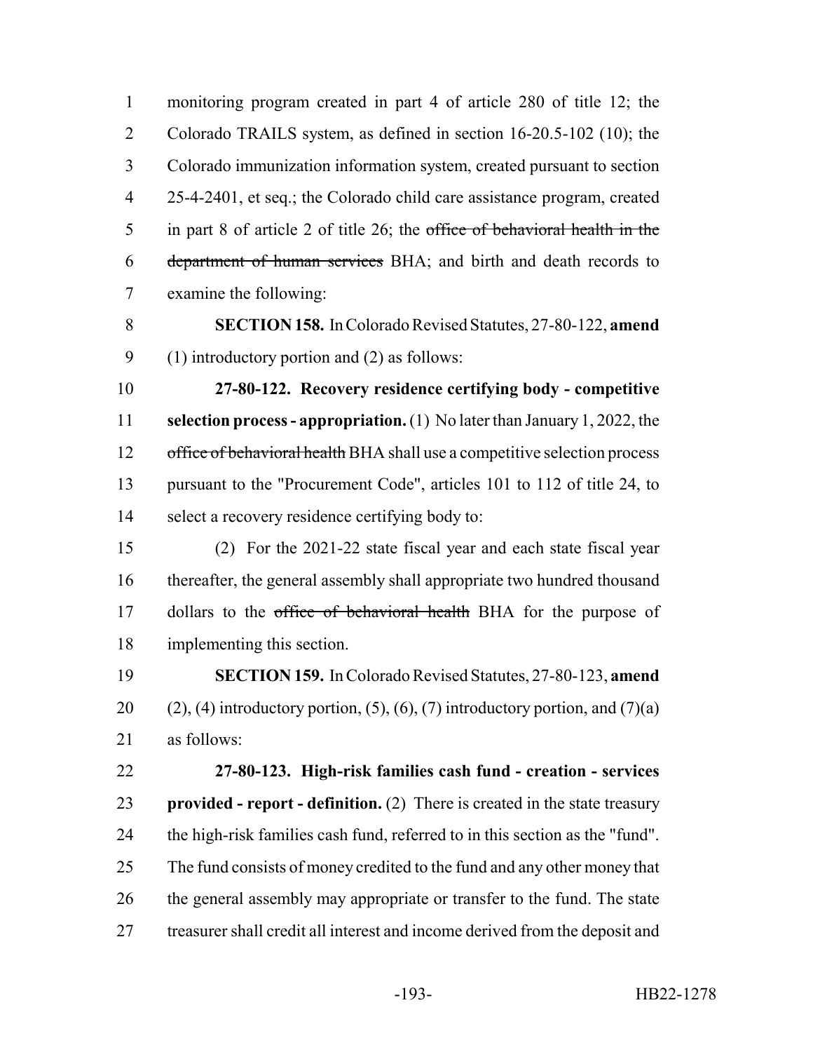monitoring program created in part 4 of article 280 of title 12; the Colorado TRAILS system, as defined in section 16-20.5-102 (10); the Colorado immunization information system, created pursuant to section 25-4-2401, et seq.; the Colorado child care assistance program, created in part 8 of article 2 of title 26; the ~~office of behavioral health in the department of human services~~ BHA; and birth and death records to examine the following:

**SECTION 158.** In Colorado Revised Statutes, 27-80-122, **amend** (1) introductory portion and (2) as follows:

**27-80-122. Recovery residence certifying body - competitive selection process - appropriation.** (1) No later than January 1, 2022, the ~~office of behavioral health~~ BHA shall use a competitive selection process pursuant to the "Procurement Code", articles 101 to 112 of title 24, to select a recovery residence certifying body to:

(2) For the 2021-22 state fiscal year and each state fiscal year thereafter, the general assembly shall appropriate two hundred thousand dollars to the ~~office of behavioral health~~ BHA for the purpose of implementing this section.

**SECTION 159.** In Colorado Revised Statutes, 27-80-123, **amend** (2), (4) introductory portion, (5), (6), (7) introductory portion, and (7)(a) as follows:

**27-80-123. High-risk families cash fund - creation - services provided - report - definition.** (2) There is created in the state treasury the high-risk families cash fund, referred to in this section as the "fund". The fund consists of money credited to the fund and any other money that the general assembly may appropriate or transfer to the fund. The state treasurer shall credit all interest and income derived from the deposit and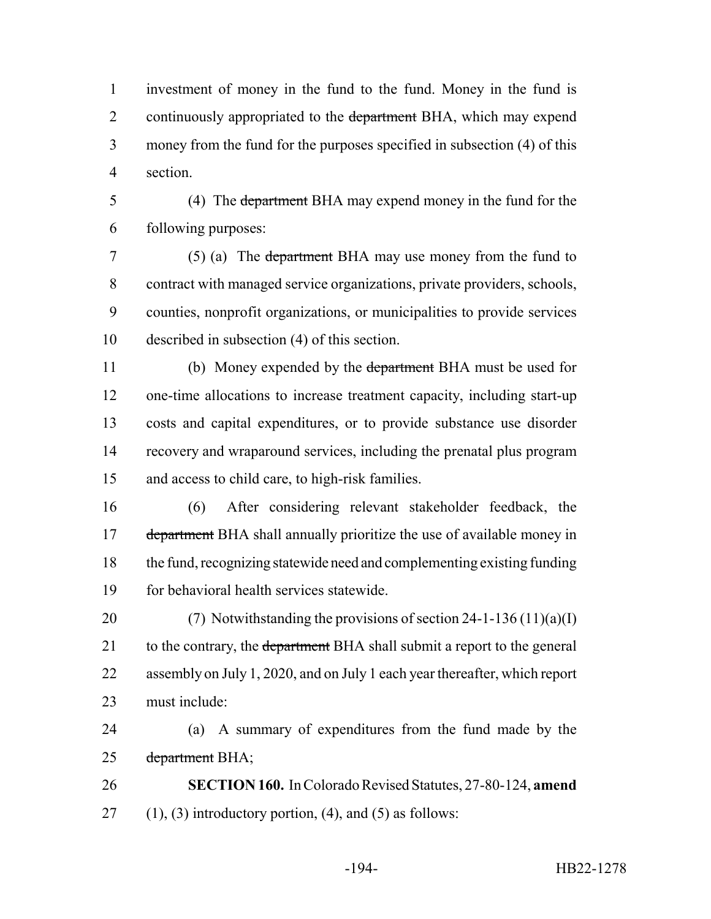investment of money in the fund to the fund. Money in the fund is continuously appropriated to the ~~department~~ BHA, which may expend money from the fund for the purposes specified in subsection (4) of this section.

(4) The ~~department~~ BHA may expend money in the fund for the following purposes:

(5) (a) The ~~department~~ BHA may use money from the fund to contract with managed service organizations, private providers, schools, counties, nonprofit organizations, or municipalities to provide services described in subsection (4) of this section.

(b) Money expended by the ~~department~~ BHA must be used for one-time allocations to increase treatment capacity, including start-up costs and capital expenditures, or to provide substance use disorder recovery and wraparound services, including the prenatal plus program and access to child care, to high-risk families.

(6) After considering relevant stakeholder feedback, the ~~department~~ BHA shall annually prioritize the use of available money in the fund, recognizing statewide need and complementing existing funding for behavioral health services statewide.

(7) Notwithstanding the provisions of section 24-1-136 (11)(a)(I) to the contrary, the ~~department~~ BHA shall submit a report to the general assembly on July 1, 2020, and on July 1 each year thereafter, which report must include:

(a) A summary of expenditures from the fund made by the ~~department~~ BHA;

**SECTION 160.** In Colorado Revised Statutes, 27-80-124, **amend** (1), (3) introductory portion, (4), and (5) as follows: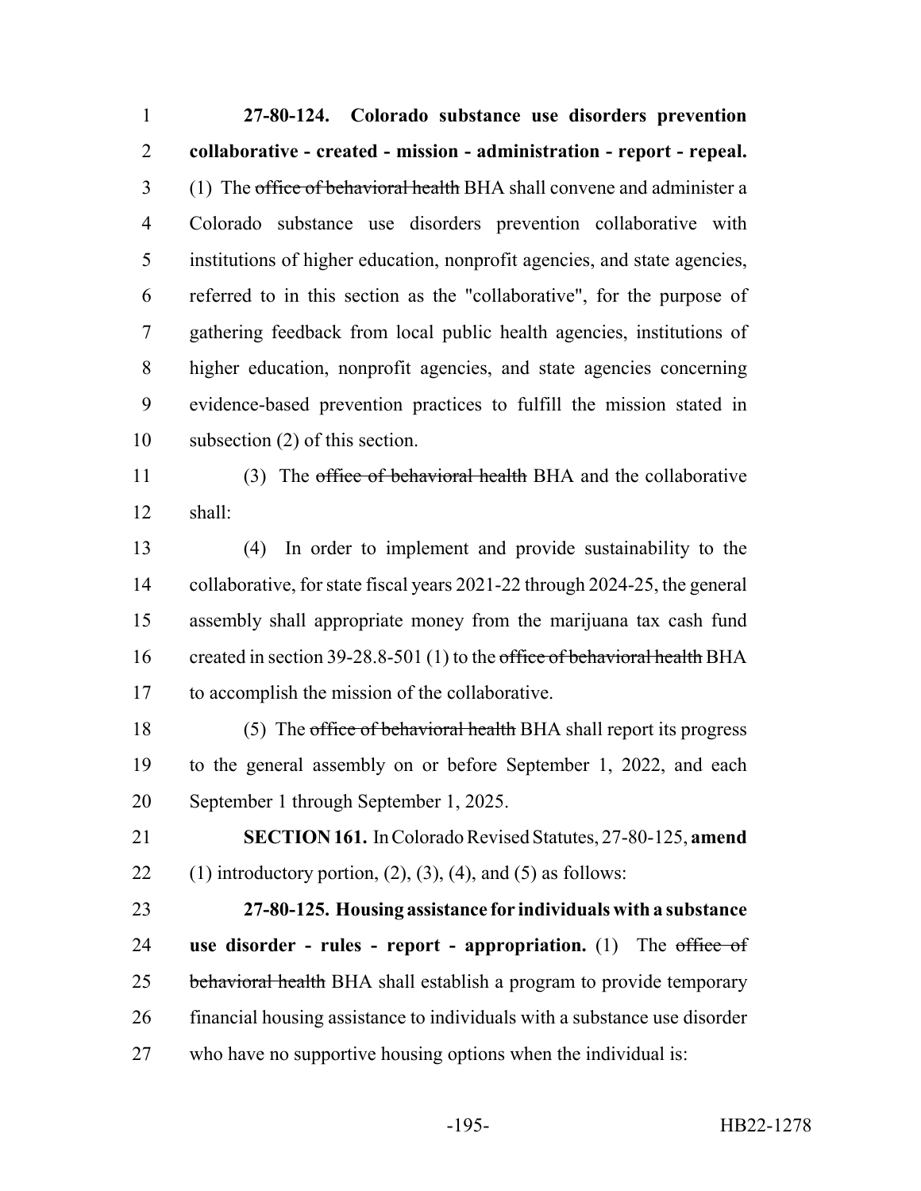**27-80-124. Colorado substance use disorders prevention collaborative - created - mission - administration - report - repeal.** (1) The ~~office of behavioral health~~ BHA shall convene and administer a Colorado substance use disorders prevention collaborative with institutions of higher education, nonprofit agencies, and state agencies, referred to in this section as the "collaborative", for the purpose of gathering feedback from local public health agencies, institutions of higher education, nonprofit agencies, and state agencies concerning evidence-based prevention practices to fulfill the mission stated in subsection (2) of this section.

(3) The ~~office of behavioral health~~ BHA and the collaborative shall:

(4) In order to implement and provide sustainability to the collaborative, for state fiscal years 2021-22 through 2024-25, the general assembly shall appropriate money from the marijuana tax cash fund created in section 39-28.8-501 (1) to the ~~office of behavioral health~~ BHA to accomplish the mission of the collaborative.

(5) The ~~office of behavioral health~~ BHA shall report its progress to the general assembly on or before September 1, 2022, and each September 1 through September 1, 2025.

**SECTION 161.** In Colorado Revised Statutes, 27-80-125, **amend** (1) introductory portion, (2), (3), (4), and (5) as follows:

**27-80-125. Housing assistance for individuals with a substance use disorder - rules - report - appropriation.** (1) The ~~office of behavioral health~~ BHA shall establish a program to provide temporary financial housing assistance to individuals with a substance use disorder who have no supportive housing options when the individual is: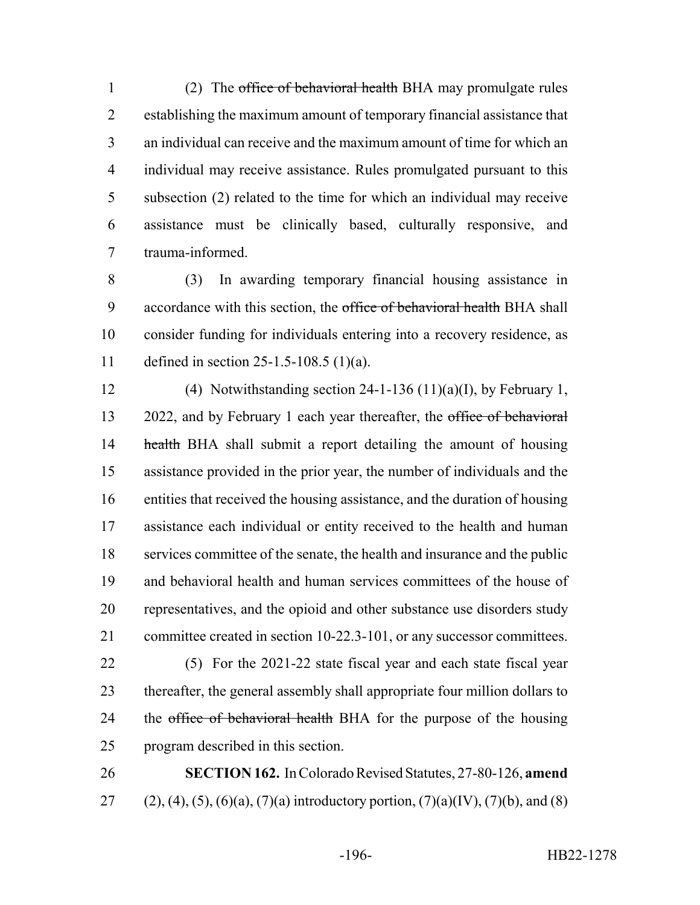(2) The ~~office of behavioral health~~ BHA may promulgate rules establishing the maximum amount of temporary financial assistance that an individual can receive and the maximum amount of time for which an individual may receive assistance. Rules promulgated pursuant to this subsection (2) related to the time for which an individual may receive assistance must be clinically based, culturally responsive, and trauma-informed.

(3) In awarding temporary financial housing assistance in accordance with this section, the ~~office of behavioral health~~ BHA shall consider funding for individuals entering into a recovery residence, as defined in section 25-1.5-108.5 (1)(a).

(4) Notwithstanding section 24-1-136 (11)(a)(I), by February 1, 2022, and by February 1 each year thereafter, the ~~office of behavioral health~~ BHA shall submit a report detailing the amount of housing assistance provided in the prior year, the number of individuals and the entities that received the housing assistance, and the duration of housing assistance each individual or entity received to the health and human services committee of the senate, the health and insurance and the public and behavioral health and human services committees of the house of representatives, and the opioid and other substance use disorders study committee created in section 10-22.3-101, or any successor committees.

(5) For the 2021-22 state fiscal year and each state fiscal year thereafter, the general assembly shall appropriate four million dollars to the ~~office of behavioral health~~ BHA for the purpose of the housing program described in this section.

**SECTION 162.** In Colorado Revised Statutes, 27-80-126, **amend** (2), (4), (5), (6)(a), (7)(a) introductory portion, (7)(a)(IV), (7)(b), and (8)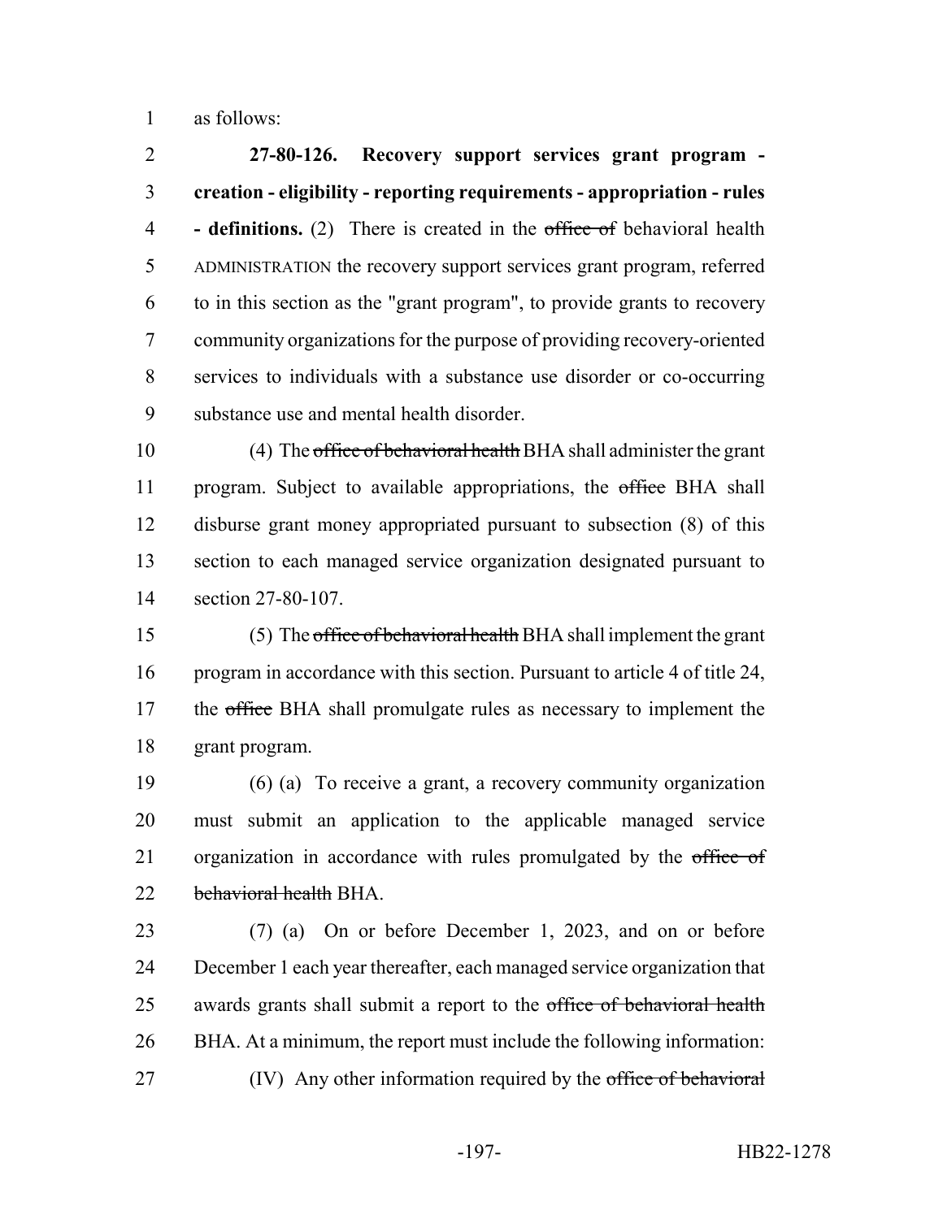as follows:

**27-80-126. Recovery support services grant program - creation - eligibility - reporting requirements - appropriation - rules - definitions.** (2) There is created in the ~~office of~~ behavioral health ADMINISTRATION the recovery support services grant program, referred to in this section as the "grant program", to provide grants to recovery community organizations for the purpose of providing recovery-oriented services to individuals with a substance use disorder or co-occurring substance use and mental health disorder.

(4) The ~~office of behavioral health~~ BHA shall administer the grant program. Subject to available appropriations, the ~~office~~ BHA shall disburse grant money appropriated pursuant to subsection (8) of this section to each managed service organization designated pursuant to section 27-80-107.

(5) The ~~office of behavioral health~~ BHA shall implement the grant program in accordance with this section. Pursuant to article 4 of title 24, the ~~office~~ BHA shall promulgate rules as necessary to implement the grant program.

(6) (a) To receive a grant, a recovery community organization must submit an application to the applicable managed service organization in accordance with rules promulgated by the ~~office of behavioral health~~ BHA.

(7) (a) On or before December 1, 2023, and on or before December 1 each year thereafter, each managed service organization that awards grants shall submit a report to the ~~office of behavioral health~~ BHA. At a minimum, the report must include the following information:

(IV) Any other information required by the ~~office of behavioral~~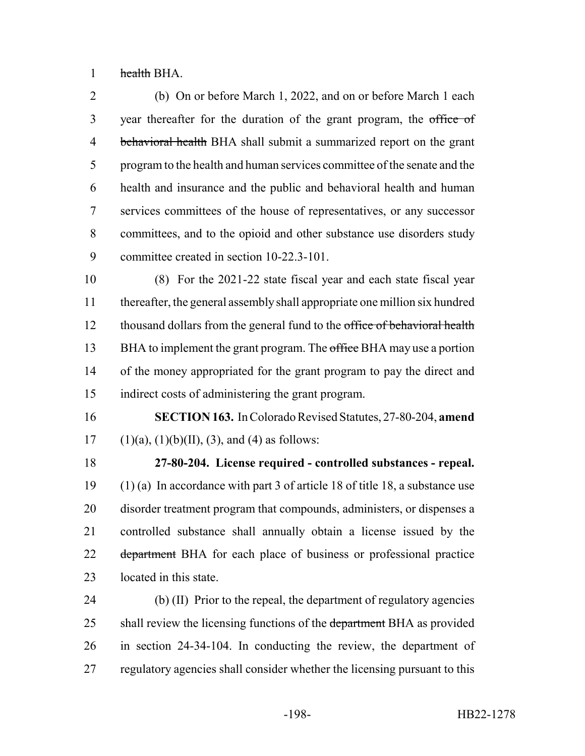~~health~~ BHA.

(b) On or before March 1, 2022, and on or before March 1 each year thereafter for the duration of the grant program, the ~~office of behavioral health~~ BHA shall submit a summarized report on the grant program to the health and human services committee of the senate and the health and insurance and the public and behavioral health and human services committees of the house of representatives, or any successor committees, and to the opioid and other substance use disorders study committee created in section 10-22.3-101.

(8) For the 2021-22 state fiscal year and each state fiscal year thereafter, the general assembly shall appropriate one million six hundred thousand dollars from the general fund to the ~~office of behavioral health~~ BHA to implement the grant program. The ~~office~~ BHA may use a portion of the money appropriated for the grant program to pay the direct and indirect costs of administering the grant program.

**SECTION 163.** In Colorado Revised Statutes, 27-80-204, **amend** (1)(a), (1)(b)(II), (3), and (4) as follows:

**27-80-204. License required - controlled substances - repeal.** (1) (a) In accordance with part 3 of article 18 of title 18, a substance use disorder treatment program that compounds, administers, or dispenses a controlled substance shall annually obtain a license issued by the ~~department~~ BHA for each place of business or professional practice located in this state.

(b) (II) Prior to the repeal, the department of regulatory agencies shall review the licensing functions of the ~~department~~ BHA as provided in section 24-34-104. In conducting the review, the department of regulatory agencies shall consider whether the licensing pursuant to this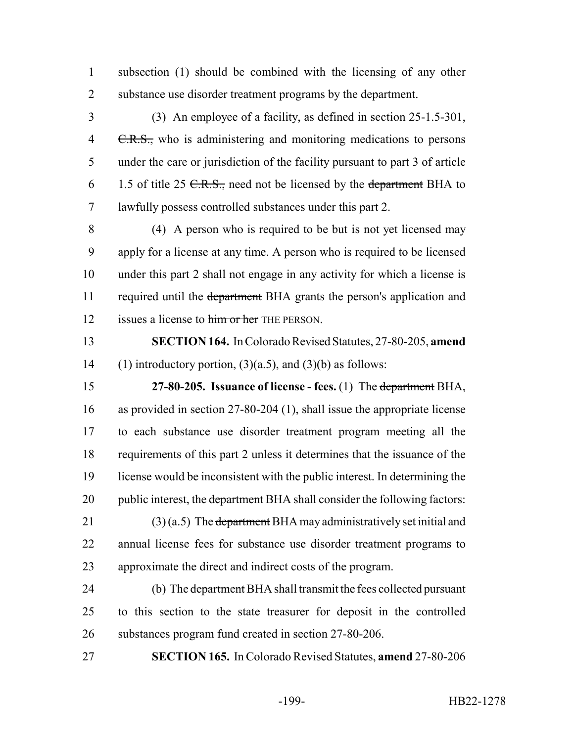subsection (1) should be combined with the licensing of any other substance use disorder treatment programs by the department.

(3) An employee of a facility, as defined in section 25-1.5-301, ~~C.R.S.,~~ who is administering and monitoring medications to persons under the care or jurisdiction of the facility pursuant to part 3 of article 1.5 of title 25 ~~C.R.S.,~~ need not be licensed by the ~~department~~ BHA to lawfully possess controlled substances under this part 2.

(4) A person who is required to be but is not yet licensed may apply for a license at any time. A person who is required to be licensed under this part 2 shall not engage in any activity for which a license is required until the ~~department~~ BHA grants the person's application and issues a license to ~~him or her~~ THE PERSON.

**SECTION 164.** In Colorado Revised Statutes, 27-80-205, **amend** (1) introductory portion, (3)(a.5), and (3)(b) as follows:

**27-80-205. Issuance of license - fees.** (1) The ~~department~~ BHA, as provided in section 27-80-204 (1), shall issue the appropriate license to each substance use disorder treatment program meeting all the requirements of this part 2 unless it determines that the issuance of the license would be inconsistent with the public interest. In determining the public interest, the ~~department~~ BHA shall consider the following factors:

(3) (a.5) The ~~department~~ BHA may administratively set initial and annual license fees for substance use disorder treatment programs to approximate the direct and indirect costs of the program.

(b) The ~~department~~ BHA shall transmit the fees collected pursuant to this section to the state treasurer for deposit in the controlled substances program fund created in section 27-80-206.

**SECTION 165.** In Colorado Revised Statutes, **amend** 27-80-206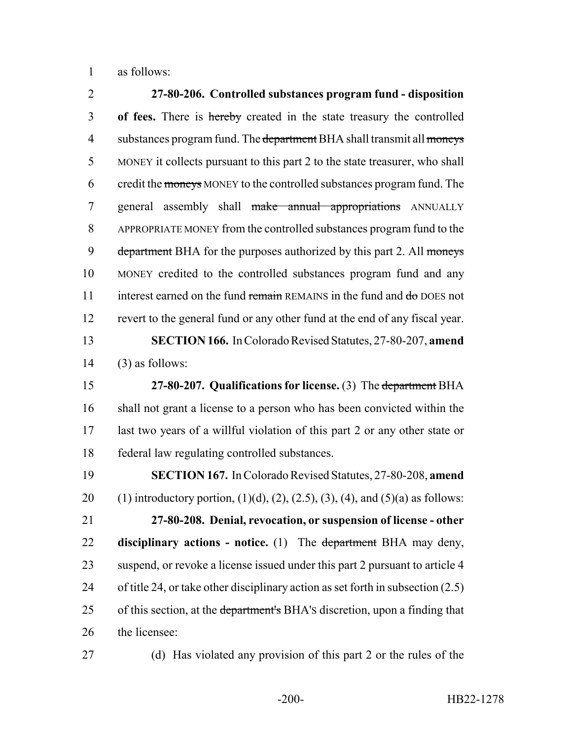as follows:

**27-80-206. Controlled substances program fund - disposition of fees.** There is ~~hereby~~ created in the state treasury the controlled substances program fund. The ~~department~~ BHA shall transmit all ~~moneys~~ MONEY it collects pursuant to this part 2 to the state treasurer, who shall credit the ~~moneys~~ MONEY to the controlled substances program fund. The general assembly shall ~~make annual appropriations~~ ANNUALLY APPROPRIATE MONEY from the controlled substances program fund to the ~~department~~ BHA for the purposes authorized by this part 2. All ~~moneys~~ MONEY credited to the controlled substances program fund and any interest earned on the fund ~~remain~~ REMAINS in the fund and ~~do~~ DOES not revert to the general fund or any other fund at the end of any fiscal year.

**SECTION 166.** In Colorado Revised Statutes, 27-80-207, **amend** (3) as follows:

**27-80-207. Qualifications for license.** (3) The ~~department~~ BHA shall not grant a license to a person who has been convicted within the last two years of a willful violation of this part 2 or any other state or federal law regulating controlled substances.

**SECTION 167.** In Colorado Revised Statutes, 27-80-208, **amend** (1) introductory portion, (1)(d), (2), (2.5), (3), (4), and (5)(a) as follows:

**27-80-208. Denial, revocation, or suspension of license - other disciplinary actions - notice.** (1) The ~~department~~ BHA may deny, suspend, or revoke a license issued under this part 2 pursuant to article 4 of title 24, or take other disciplinary action as set forth in subsection (2.5) of this section, at the ~~department's~~ BHA'S discretion, upon a finding that the licensee:

(d) Has violated any provision of this part 2 or the rules of the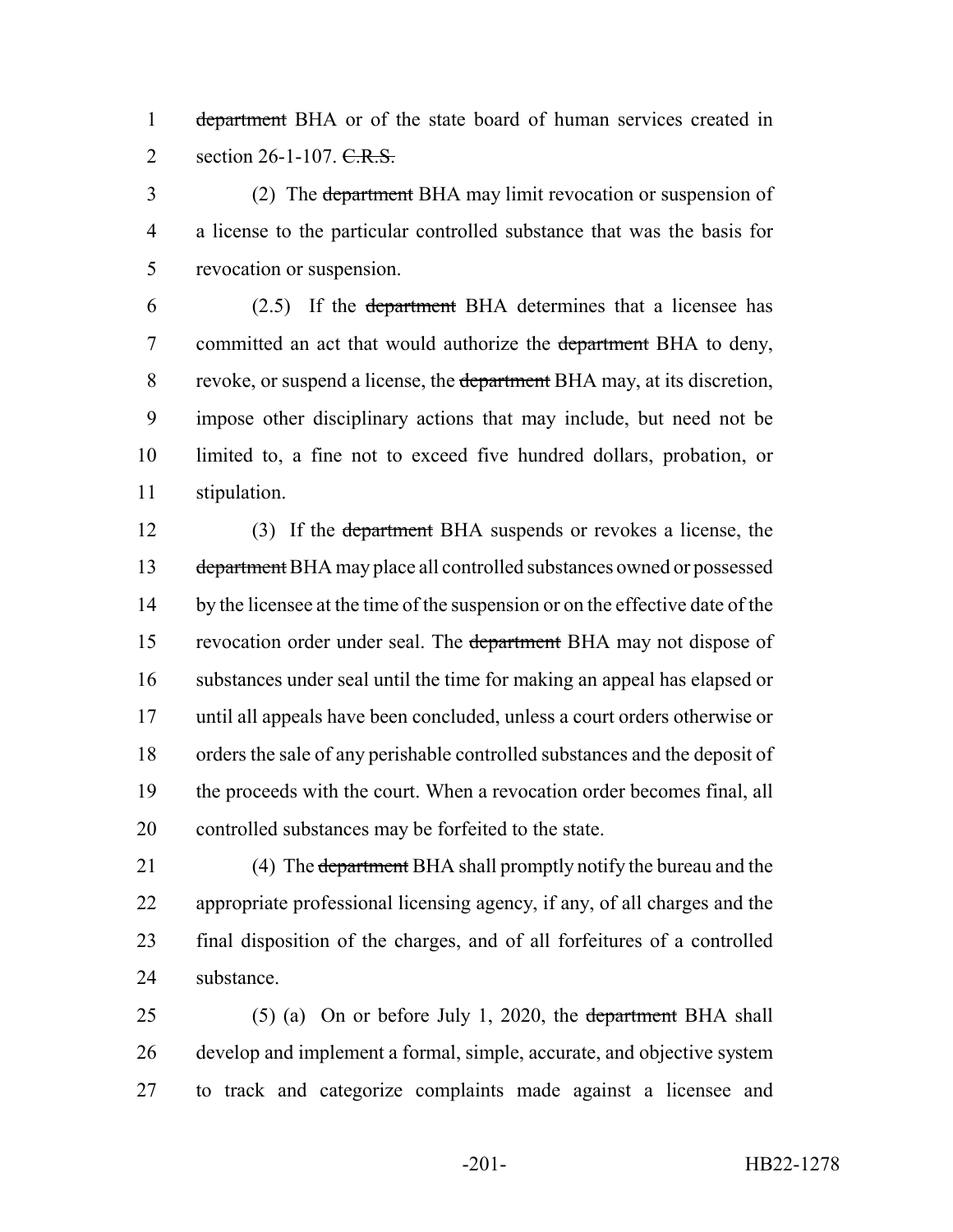~~department~~ BHA or of the state board of human services created in section 26-1-107. ~~C.R.S.~~

(2) The ~~department~~ BHA may limit revocation or suspension of a license to the particular controlled substance that was the basis for revocation or suspension.

(2.5) If the ~~department~~ BHA determines that a licensee has committed an act that would authorize the ~~department~~ BHA to deny, revoke, or suspend a license, the ~~department~~ BHA may, at its discretion, impose other disciplinary actions that may include, but need not be limited to, a fine not to exceed five hundred dollars, probation, or stipulation.

(3) If the ~~department~~ BHA suspends or revokes a license, the ~~department~~ BHA may place all controlled substances owned or possessed by the licensee at the time of the suspension or on the effective date of the revocation order under seal. The ~~department~~ BHA may not dispose of substances under seal until the time for making an appeal has elapsed or until all appeals have been concluded, unless a court orders otherwise or orders the sale of any perishable controlled substances and the deposit of the proceeds with the court. When a revocation order becomes final, all controlled substances may be forfeited to the state.

(4) The ~~department~~ BHA shall promptly notify the bureau and the appropriate professional licensing agency, if any, of all charges and the final disposition of the charges, and of all forfeitures of a controlled substance.

(5) (a) On or before July 1, 2020, the ~~department~~ BHA shall develop and implement a formal, simple, accurate, and objective system to track and categorize complaints made against a licensee and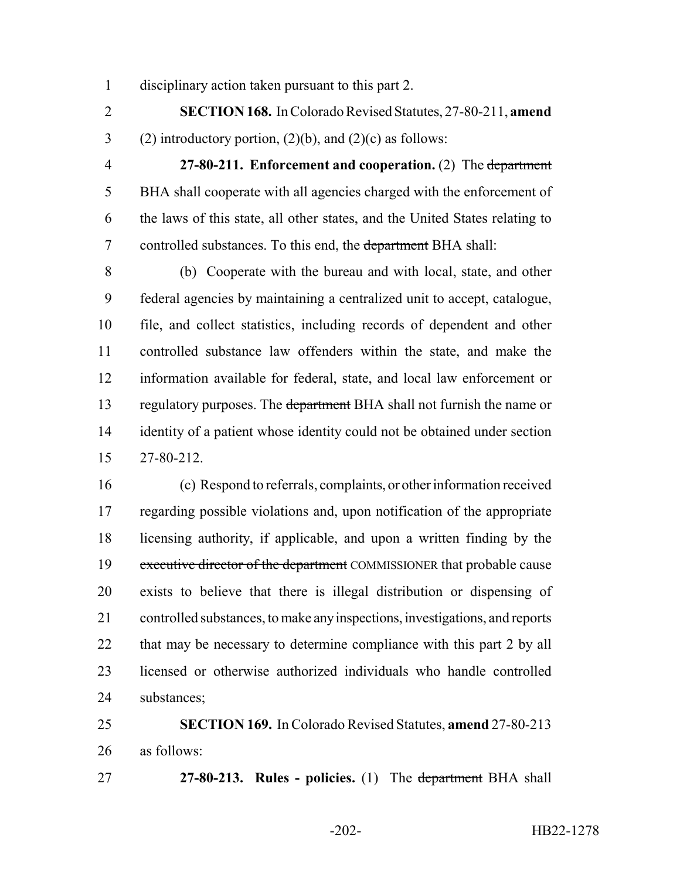disciplinary action taken pursuant to this part 2.

**SECTION 168.** In Colorado Revised Statutes, 27-80-211, **amend** (2) introductory portion, (2)(b), and (2)(c) as follows:

**27-80-211. Enforcement and cooperation.** (2) The ~~department~~ BHA shall cooperate with all agencies charged with the enforcement of the laws of this state, all other states, and the United States relating to controlled substances. To this end, the ~~department~~ BHA shall:

(b) Cooperate with the bureau and with local, state, and other federal agencies by maintaining a centralized unit to accept, catalogue, file, and collect statistics, including records of dependent and other controlled substance law offenders within the state, and make the information available for federal, state, and local law enforcement or regulatory purposes. The ~~department~~ BHA shall not furnish the name or identity of a patient whose identity could not be obtained under section 27-80-212.

(c) Respond to referrals, complaints, or other information received regarding possible violations and, upon notification of the appropriate licensing authority, if applicable, and upon a written finding by the ~~executive director of the department~~ COMMISSIONER that probable cause exists to believe that there is illegal distribution or dispensing of controlled substances, to make any inspections, investigations, and reports that may be necessary to determine compliance with this part 2 by all licensed or otherwise authorized individuals who handle controlled substances;

**SECTION 169.** In Colorado Revised Statutes, **amend** 27-80-213 as follows:

**27-80-213. Rules - policies.** (1) The ~~department~~ BHA shall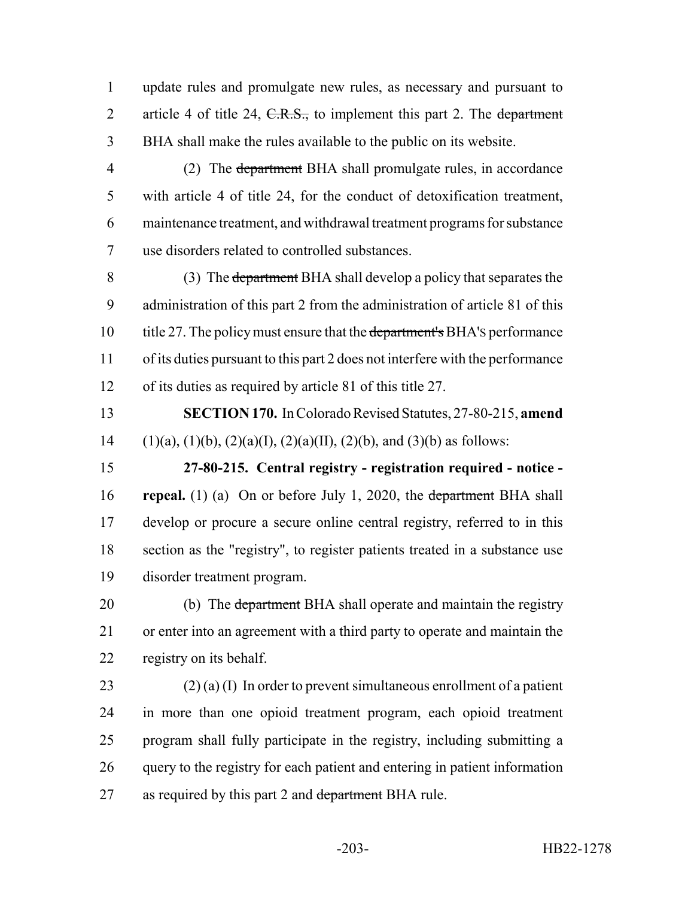update rules and promulgate new rules, as necessary and pursuant to article 4 of title 24, ~~C.R.S.,~~ to implement this part 2. The ~~department~~ BHA shall make the rules available to the public on its website.

(2) The ~~department~~ BHA shall promulgate rules, in accordance with article 4 of title 24, for the conduct of detoxification treatment, maintenance treatment, and withdrawal treatment programs for substance use disorders related to controlled substances.

(3) The ~~department~~ BHA shall develop a policy that separates the administration of this part 2 from the administration of article 81 of this title 27. The policy must ensure that the ~~department's~~ BHA'S performance of its duties pursuant to this part 2 does not interfere with the performance of its duties as required by article 81 of this title 27.

**SECTION 170.** In Colorado Revised Statutes, 27-80-215, **amend** (1)(a), (1)(b), (2)(a)(I), (2)(a)(II), (2)(b), and (3)(b) as follows:

**27-80-215. Central registry - registration required - notice - repeal.** (1) (a) On or before July 1, 2020, the ~~department~~ BHA shall develop or procure a secure online central registry, referred to in this section as the "registry", to register patients treated in a substance use disorder treatment program.

(b) The ~~department~~ BHA shall operate and maintain the registry or enter into an agreement with a third party to operate and maintain the registry on its behalf.

(2) (a) (I) In order to prevent simultaneous enrollment of a patient in more than one opioid treatment program, each opioid treatment program shall fully participate in the registry, including submitting a query to the registry for each patient and entering in patient information as required by this part 2 and ~~department~~ BHA rule.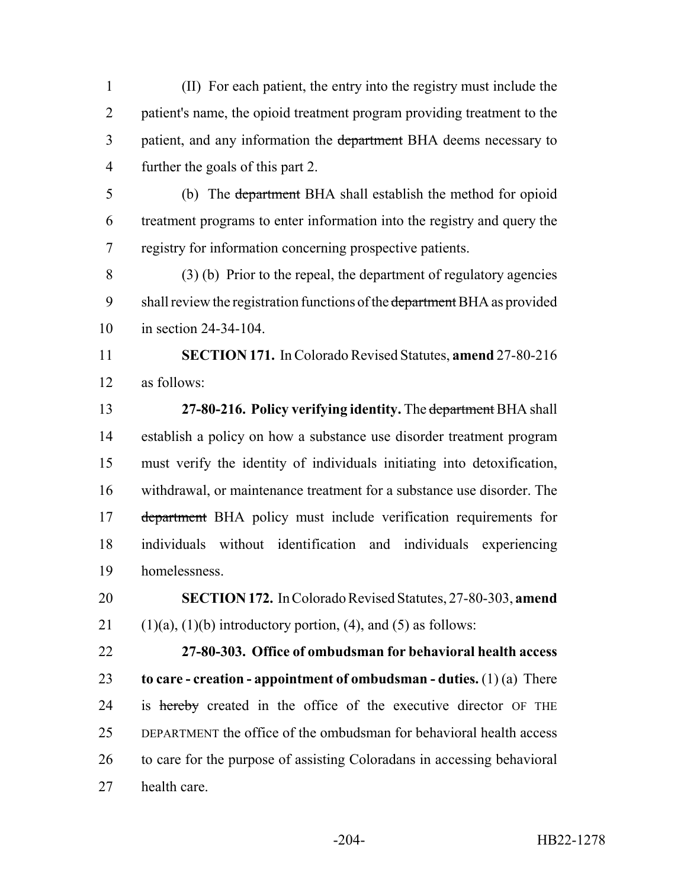(II) For each patient, the entry into the registry must include the patient's name, the opioid treatment program providing treatment to the patient, and any information the ~~department~~ BHA deems necessary to further the goals of this part 2.

(b) The ~~department~~ BHA shall establish the method for opioid treatment programs to enter information into the registry and query the registry for information concerning prospective patients.

(3) (b) Prior to the repeal, the department of regulatory agencies shall review the registration functions of the ~~department~~ BHA as provided in section 24-34-104.

**SECTION 171.** In Colorado Revised Statutes, **amend** 27-80-216 as follows:

**27-80-216. Policy verifying identity.** The ~~department~~ BHA shall establish a policy on how a substance use disorder treatment program must verify the identity of individuals initiating into detoxification, withdrawal, or maintenance treatment for a substance use disorder. The ~~department~~ BHA policy must include verification requirements for individuals without identification and individuals experiencing homelessness.

**SECTION 172.** In Colorado Revised Statutes, 27-80-303, **amend** (1)(a), (1)(b) introductory portion, (4), and (5) as follows:

**27-80-303. Office of ombudsman for behavioral health access to care - creation - appointment of ombudsman - duties.** (1) (a) There is ~~hereby~~ created in the office of the executive director OF THE DEPARTMENT the office of the ombudsman for behavioral health access to care for the purpose of assisting Coloradans in accessing behavioral health care.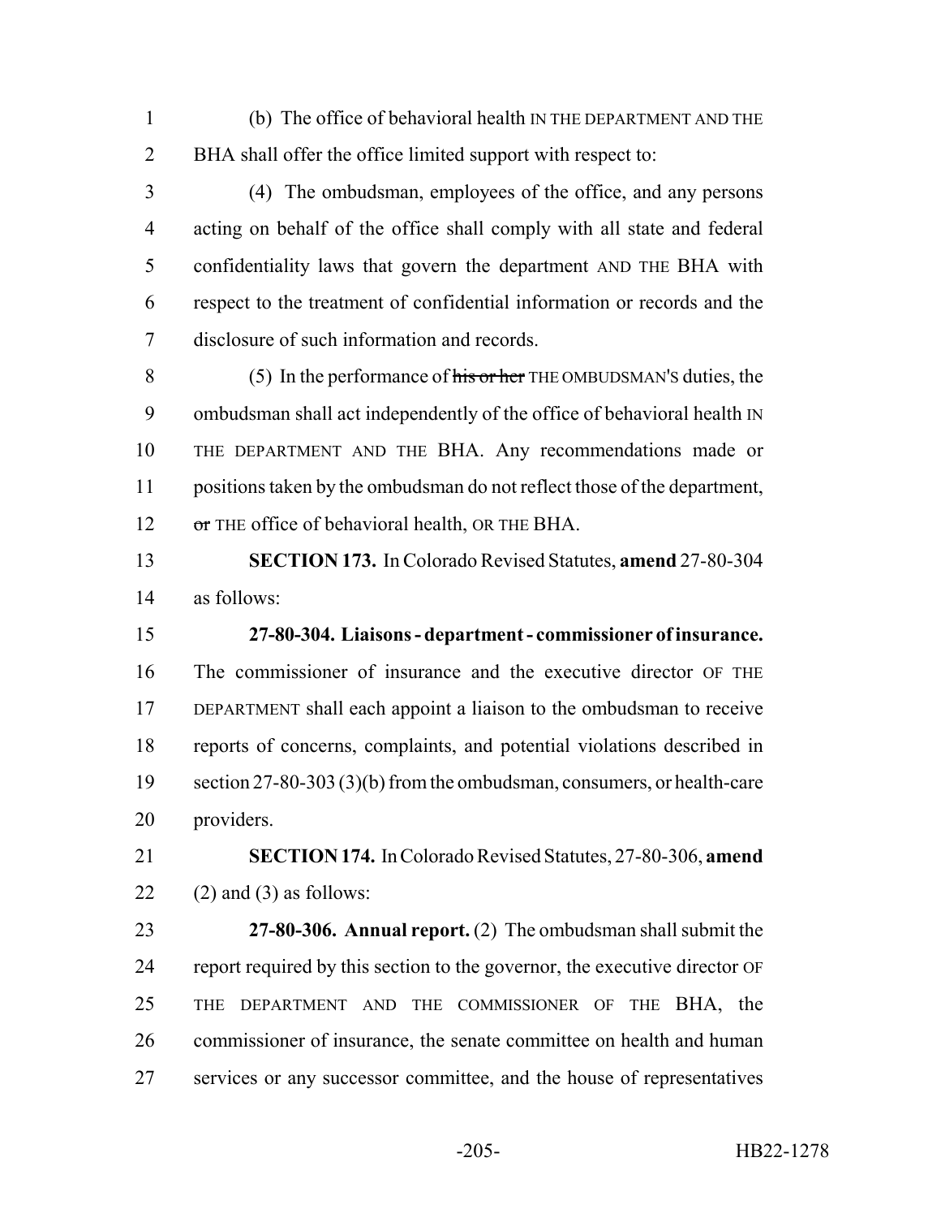(b) The office of behavioral health IN THE DEPARTMENT AND THE BHA shall offer the office limited support with respect to:

(4) The ombudsman, employees of the office, and any persons acting on behalf of the office shall comply with all state and federal confidentiality laws that govern the department AND THE BHA with respect to the treatment of confidential information or records and the disclosure of such information and records.

(5) In the performance of ~~his or her~~ THE OMBUDSMAN'S duties, the ombudsman shall act independently of the office of behavioral health IN THE DEPARTMENT AND THE BHA. Any recommendations made or positions taken by the ombudsman do not reflect those of the department, ~~or~~ THE office of behavioral health, OR THE BHA.

**SECTION 173.** In Colorado Revised Statutes, **amend** 27-80-304 as follows:

**27-80-304. Liaisons - department - commissioner of insurance.** The commissioner of insurance and the executive director OF THE DEPARTMENT shall each appoint a liaison to the ombudsman to receive reports of concerns, complaints, and potential violations described in section 27-80-303 (3)(b) from the ombudsman, consumers, or health-care providers.

**SECTION 174.** In Colorado Revised Statutes, 27-80-306, **amend** (2) and (3) as follows:

**27-80-306. Annual report.** (2) The ombudsman shall submit the report required by this section to the governor, the executive director OF THE DEPARTMENT AND THE COMMISSIONER OF THE BHA, the commissioner of insurance, the senate committee on health and human services or any successor committee, and the house of representatives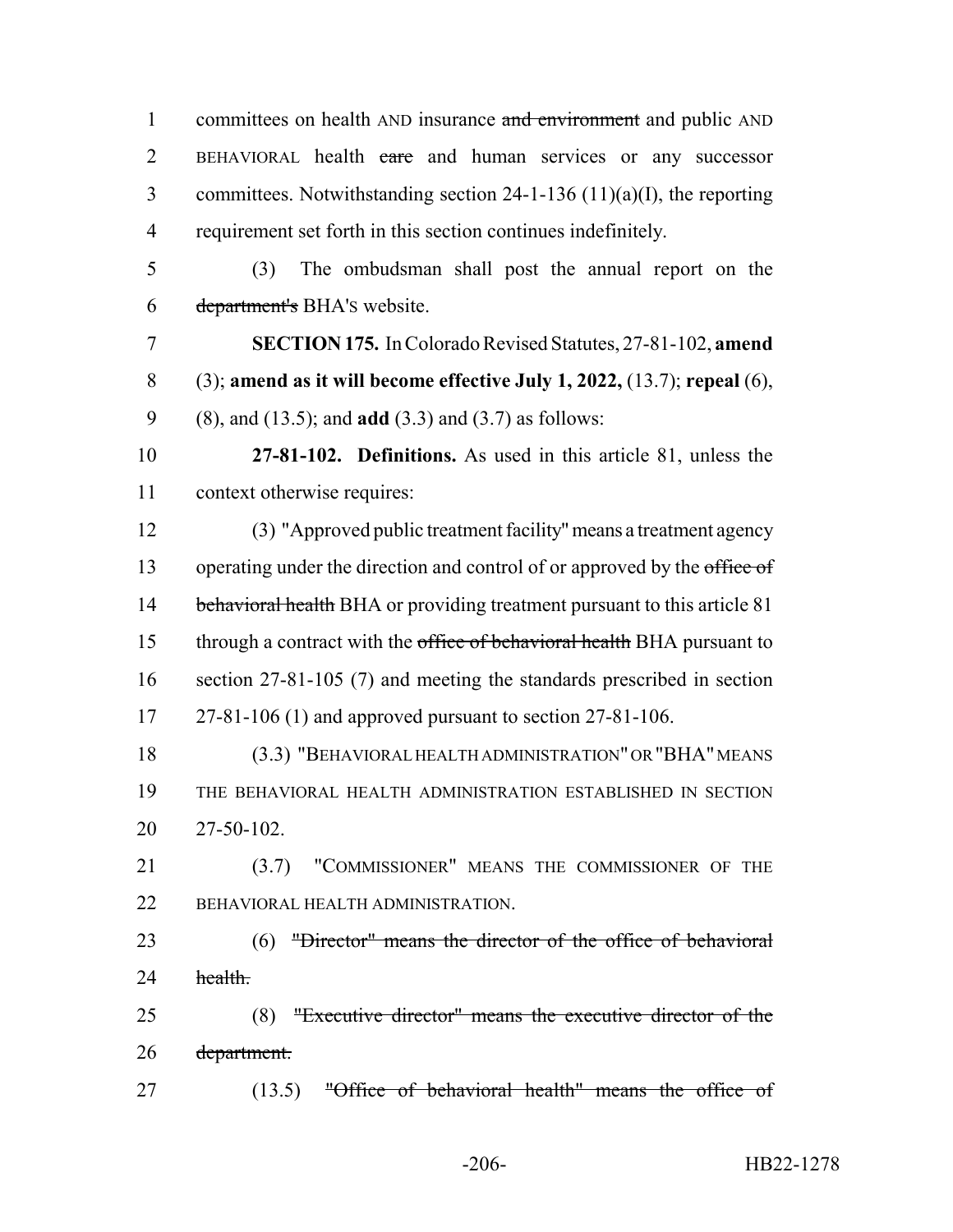committees on health AND insurance ~~and environment~~ and public AND BEHAVIORAL health ~~care~~ and human services or any successor committees. Notwithstanding section 24-1-136 (11)(a)(I), the reporting requirement set forth in this section continues indefinitely.

(3) The ombudsman shall post the annual report on the ~~department's~~ BHA'S website.

**SECTION 175.** In Colorado Revised Statutes, 27-81-102, **amend** (3); **amend as it will become effective July 1, 2022,** (13.7); **repeal** (6), (8), and (13.5); and **add** (3.3) and (3.7) as follows:

**27-81-102. Definitions.** As used in this article 81, unless the context otherwise requires:

(3) "Approved public treatment facility" means a treatment agency operating under the direction and control of or approved by the ~~office of behavioral health~~ BHA or providing treatment pursuant to this article 81 through a contract with the ~~office of behavioral health~~ BHA pursuant to section 27-81-105 (7) and meeting the standards prescribed in section 27-81-106 (1) and approved pursuant to section 27-81-106.

(3.3) "BEHAVIORAL HEALTH ADMINISTRATION" OR "BHA" MEANS THE BEHAVIORAL HEALTH ADMINISTRATION ESTABLISHED IN SECTION 27-50-102.

(3.7) "COMMISSIONER" MEANS THE COMMISSIONER OF THE BEHAVIORAL HEALTH ADMINISTRATION.

(6) ~~"Director" means the director of the office of behavioral health.~~

(8) ~~"Executive director" means the executive director of the department.~~

(13.5) ~~"Office of behavioral health" means the office of~~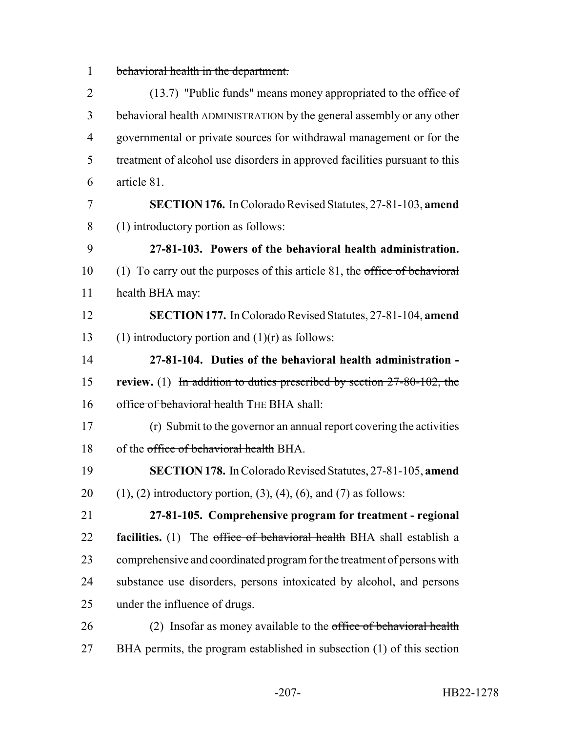~~behavioral health in the department.~~

(13.7) "Public funds" means money appropriated to the ~~office of~~ behavioral health ADMINISTRATION by the general assembly or any other governmental or private sources for withdrawal management or for the treatment of alcohol use disorders in approved facilities pursuant to this article 81.

**SECTION 176.** In Colorado Revised Statutes, 27-81-103, **amend** (1) introductory portion as follows:

**27-81-103. Powers of the behavioral health administration.** (1) To carry out the purposes of this article 81, the ~~office of behavioral health~~ BHA may:

**SECTION 177.** In Colorado Revised Statutes, 27-81-104, **amend** (1) introductory portion and (1)(r) as follows:

**27-81-104. Duties of the behavioral health administration - review.** (1) ~~In addition to duties prescribed by section 27-80-102, the office of behavioral health~~ THE BHA shall:

(r) Submit to the governor an annual report covering the activities of the ~~office of behavioral health~~ BHA.

**SECTION 178.** In Colorado Revised Statutes, 27-81-105, **amend** (1), (2) introductory portion, (3), (4), (6), and (7) as follows:

**27-81-105. Comprehensive program for treatment - regional facilities.** (1) The ~~office of behavioral health~~ BHA shall establish a comprehensive and coordinated program for the treatment of persons with substance use disorders, persons intoxicated by alcohol, and persons under the influence of drugs.

(2) Insofar as money available to the ~~office of behavioral health~~ BHA permits, the program established in subsection (1) of this section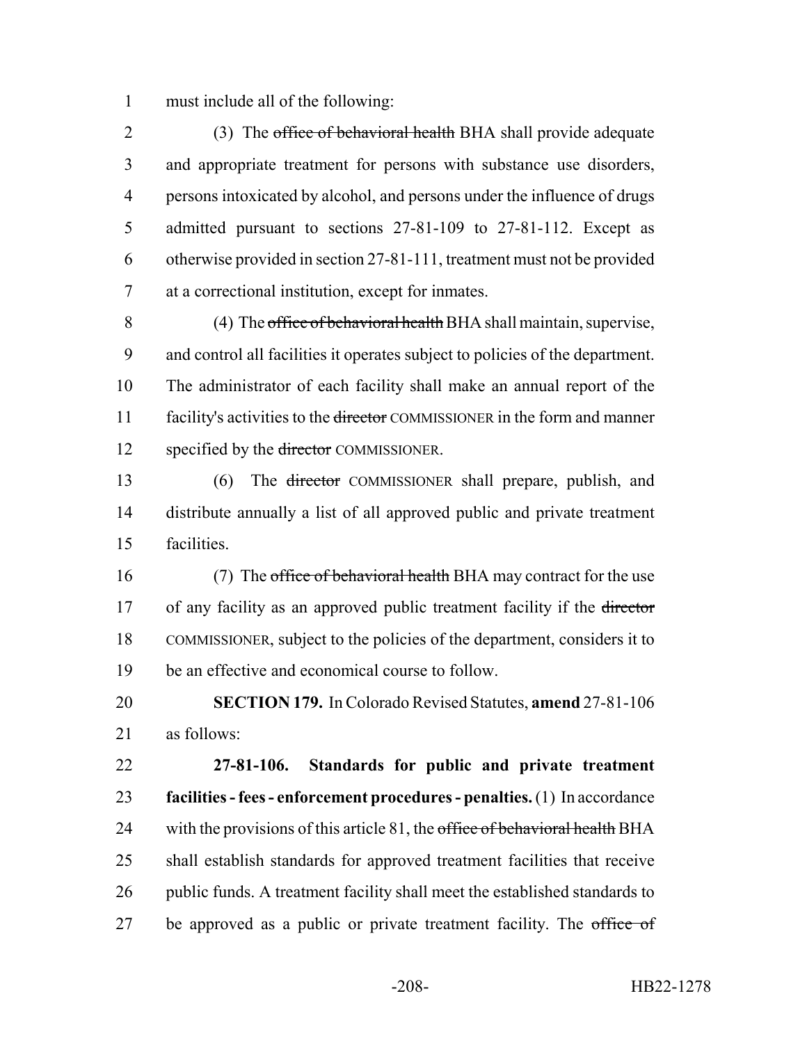must include all of the following:

(3) The ~~office of behavioral health~~ BHA shall provide adequate and appropriate treatment for persons with substance use disorders, persons intoxicated by alcohol, and persons under the influence of drugs admitted pursuant to sections 27-81-109 to 27-81-112. Except as otherwise provided in section 27-81-111, treatment must not be provided at a correctional institution, except for inmates.

(4) The ~~office of behavioral health~~ BHA shall maintain, supervise, and control all facilities it operates subject to policies of the department. The administrator of each facility shall make an annual report of the facility's activities to the ~~director~~ COMMISSIONER in the form and manner specified by the ~~director~~ COMMISSIONER.

(6) The ~~director~~ COMMISSIONER shall prepare, publish, and distribute annually a list of all approved public and private treatment facilities.

(7) The ~~office of behavioral health~~ BHA may contract for the use of any facility as an approved public treatment facility if the ~~director~~ COMMISSIONER, subject to the policies of the department, considers it to be an effective and economical course to follow.

**SECTION 179.** In Colorado Revised Statutes, **amend** 27-81-106 as follows:

**27-81-106. Standards for public and private treatment facilities - fees - enforcement procedures - penalties.** (1) In accordance with the provisions of this article 81, the ~~office of behavioral health~~ BHA shall establish standards for approved treatment facilities that receive public funds. A treatment facility shall meet the established standards to be approved as a public or private treatment facility. The ~~office of~~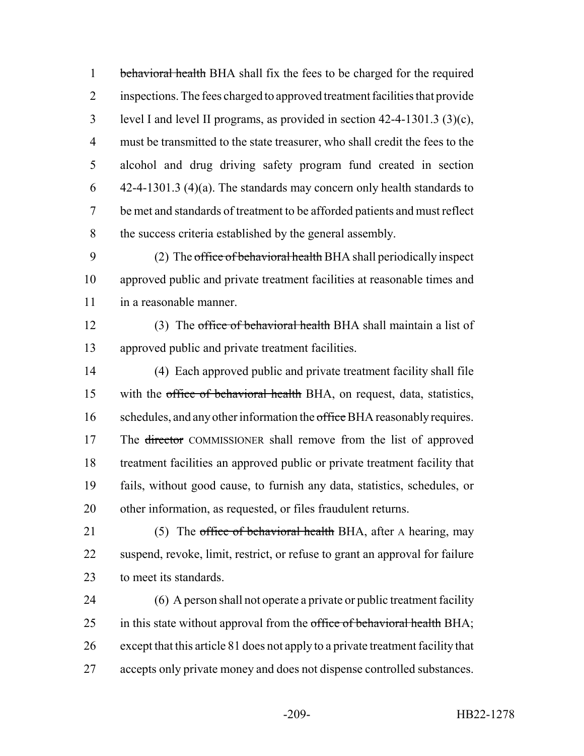1 ~~behavioral health~~ BHA shall fix the fees to be charged for the required
2 inspections. The fees charged to approved treatment facilities that provide
3 level I and level II programs, as provided in section 42-4-1301.3 (3)(c),
4 must be transmitted to the state treasurer, who shall credit the fees to the
5 alcohol and drug driving safety program fund created in section
6 42-4-1301.3 (4)(a). The standards may concern only health standards to
7 be met and standards of treatment to be afforded patients and must reflect
8 the success criteria established by the general assembly.

9 (2) The ~~office of behavioral health~~ BHA shall periodically inspect
10 approved public and private treatment facilities at reasonable times and
11 in a reasonable manner.

12 (3) The ~~office of behavioral health~~ BHA shall maintain a list of
13 approved public and private treatment facilities.

14 (4) Each approved public and private treatment facility shall file
15 with the ~~office of behavioral health~~ BHA, on request, data, statistics,
16 schedules, and any other information the ~~office~~ BHA reasonably requires.
17 The ~~director~~ COMMISSIONER shall remove from the list of approved
18 treatment facilities an approved public or private treatment facility that
19 fails, without good cause, to furnish any data, statistics, schedules, or
20 other information, as requested, or files fraudulent returns.

21 (5) The ~~office of behavioral health~~ BHA, after A hearing, may
22 suspend, revoke, limit, restrict, or refuse to grant an approval for failure
23 to meet its standards.

24 (6) A person shall not operate a private or public treatment facility
25 in this state without approval from the ~~office of behavioral health~~ BHA;
26 except that this article 81 does not apply to a private treatment facility that
27 accepts only private money and does not dispense controlled substances.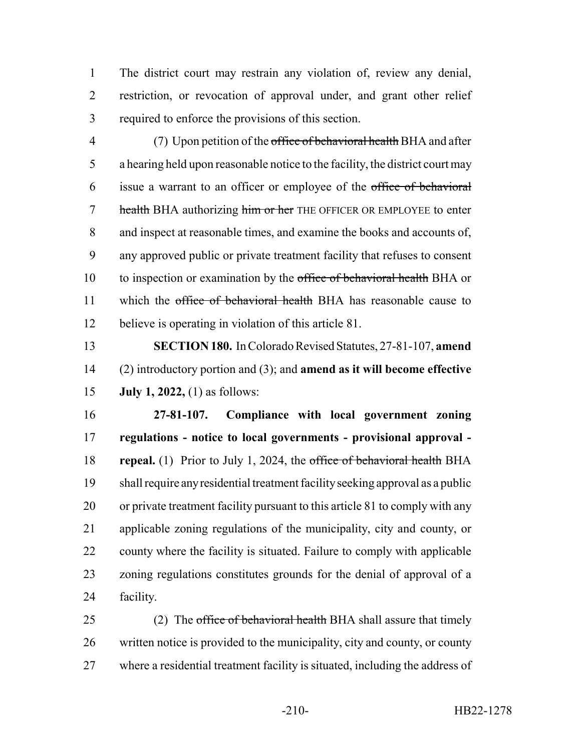The district court may restrain any violation of, review any denial, restriction, or revocation of approval under, and grant other relief required to enforce the provisions of this section.

(7) Upon petition of the ~~office of behavioral health~~ BHA and after a hearing held upon reasonable notice to the facility, the district court may issue a warrant to an officer or employee of the ~~office of behavioral health~~ BHA authorizing ~~him or her~~ THE OFFICER OR EMPLOYEE to enter and inspect at reasonable times, and examine the books and accounts of, any approved public or private treatment facility that refuses to consent to inspection or examination by the ~~office of behavioral health~~ BHA or which the ~~office of behavioral health~~ BHA has reasonable cause to believe is operating in violation of this article 81.

**SECTION 180.** In Colorado Revised Statutes, 27-81-107, **amend** (2) introductory portion and (3); and **amend as it will become effective July 1, 2022,** (1) as follows:

**27-81-107. Compliance with local government zoning regulations - notice to local governments - provisional approval - repeal.** (1) Prior to July 1, 2024, the ~~office of behavioral health~~ BHA shall require any residential treatment facility seeking approval as a public or private treatment facility pursuant to this article 81 to comply with any applicable zoning regulations of the municipality, city and county, or county where the facility is situated. Failure to comply with applicable zoning regulations constitutes grounds for the denial of approval of a facility.

(2) The ~~office of behavioral health~~ BHA shall assure that timely written notice is provided to the municipality, city and county, or county where a residential treatment facility is situated, including the address of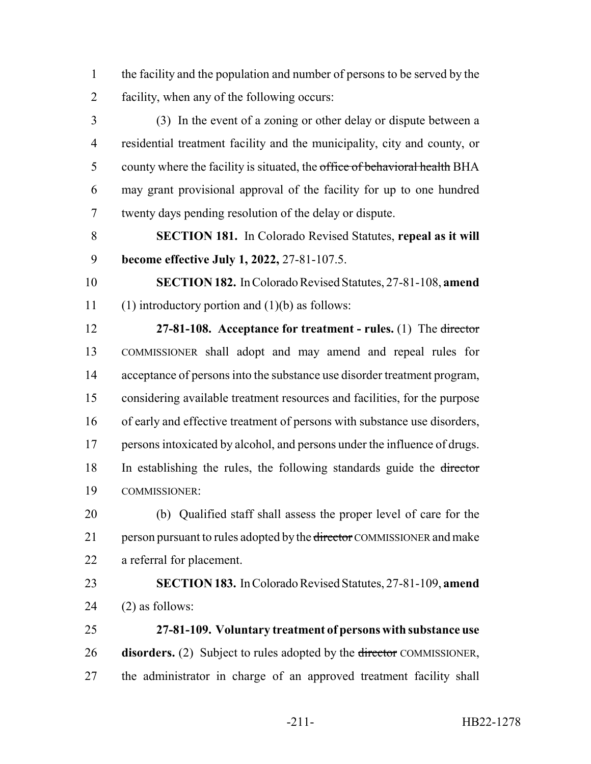the facility and the population and number of persons to be served by the facility, when any of the following occurs:

(3) In the event of a zoning or other delay or dispute between a residential treatment facility and the municipality, city and county, or county where the facility is situated, the ~~office of behavioral health~~ BHA may grant provisional approval of the facility for up to one hundred twenty days pending resolution of the delay or dispute.

**SECTION 181.** In Colorado Revised Statutes, **repeal as it will become effective July 1, 2022,** 27-81-107.5.

**SECTION 182.** In Colorado Revised Statutes, 27-81-108, **amend** (1) introductory portion and (1)(b) as follows:

**27-81-108. Acceptance for treatment - rules.** (1) The ~~director~~ COMMISSIONER shall adopt and may amend and repeal rules for acceptance of persons into the substance use disorder treatment program, considering available treatment resources and facilities, for the purpose of early and effective treatment of persons with substance use disorders, persons intoxicated by alcohol, and persons under the influence of drugs. In establishing the rules, the following standards guide the ~~director~~ COMMISSIONER:

(b) Qualified staff shall assess the proper level of care for the person pursuant to rules adopted by the ~~director~~ COMMISSIONER and make a referral for placement.

**SECTION 183.** In Colorado Revised Statutes, 27-81-109, **amend** (2) as follows:

**27-81-109. Voluntary treatment of persons with substance use disorders.** (2) Subject to rules adopted by the ~~director~~ COMMISSIONER, the administrator in charge of an approved treatment facility shall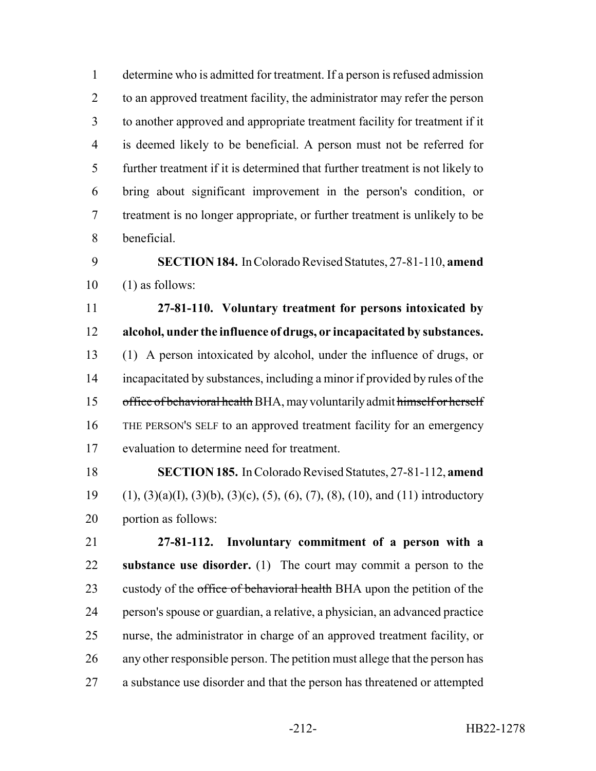determine who is admitted for treatment. If a person is refused admission to an approved treatment facility, the administrator may refer the person to another approved and appropriate treatment facility for treatment if it is deemed likely to be beneficial. A person must not be referred for further treatment if it is determined that further treatment is not likely to bring about significant improvement in the person's condition, or treatment is no longer appropriate, or further treatment is unlikely to be beneficial.

**SECTION 184.** In Colorado Revised Statutes, 27-81-110, **amend** (1) as follows:

**27-81-110. Voluntary treatment for persons intoxicated by alcohol, under the influence of drugs, or incapacitated by substances.** (1) A person intoxicated by alcohol, under the influence of drugs, or incapacitated by substances, including a minor if provided by rules of the ~~office of behavioral health~~ BHA, may voluntarily admit ~~himself or herself~~ THE PERSON'S SELF to an approved treatment facility for an emergency evaluation to determine need for treatment.

**SECTION 185.** In Colorado Revised Statutes, 27-81-112, **amend** (1), (3)(a)(I), (3)(b), (3)(c), (5), (6), (7), (8), (10), and (11) introductory portion as follows:

**27-81-112. Involuntary commitment of a person with a substance use disorder.** (1) The court may commit a person to the custody of the ~~office of behavioral health~~ BHA upon the petition of the person's spouse or guardian, a relative, a physician, an advanced practice nurse, the administrator in charge of an approved treatment facility, or any other responsible person. The petition must allege that the person has a substance use disorder and that the person has threatened or attempted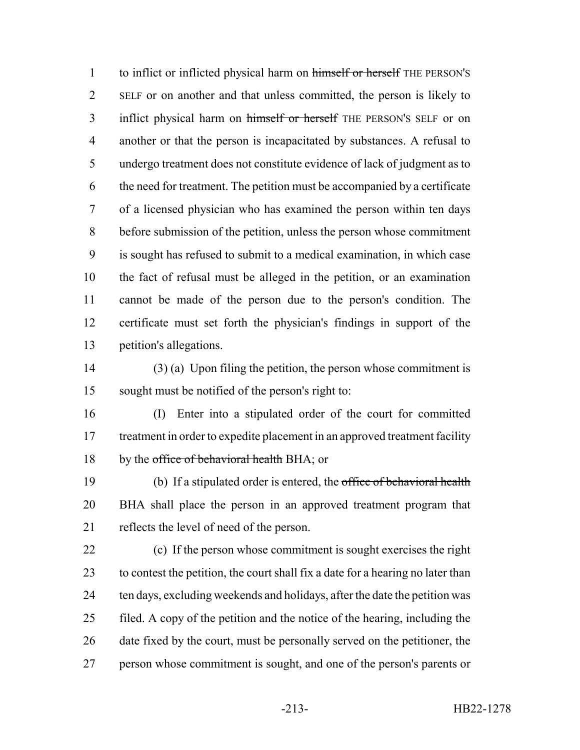to inflict or inflicted physical harm on ~~himself or herself~~ THE PERSON'S SELF or on another and that unless committed, the person is likely to inflict physical harm on ~~himself or herself~~ THE PERSON'S SELF or on another or that the person is incapacitated by substances. A refusal to undergo treatment does not constitute evidence of lack of judgment as to the need for treatment. The petition must be accompanied by a certificate of a licensed physician who has examined the person within ten days before submission of the petition, unless the person whose commitment is sought has refused to submit to a medical examination, in which case the fact of refusal must be alleged in the petition, or an examination cannot be made of the person due to the person's condition. The certificate must set forth the physician's findings in support of the petition's allegations.

(3) (a) Upon filing the petition, the person whose commitment is sought must be notified of the person's right to:

(I) Enter into a stipulated order of the court for committed treatment in order to expedite placement in an approved treatment facility by the ~~office of behavioral health~~ BHA; or

(b) If a stipulated order is entered, the ~~office of behavioral health~~ BHA shall place the person in an approved treatment program that reflects the level of need of the person.

(c) If the person whose commitment is sought exercises the right to contest the petition, the court shall fix a date for a hearing no later than ten days, excluding weekends and holidays, after the date the petition was filed. A copy of the petition and the notice of the hearing, including the date fixed by the court, must be personally served on the petitioner, the person whose commitment is sought, and one of the person's parents or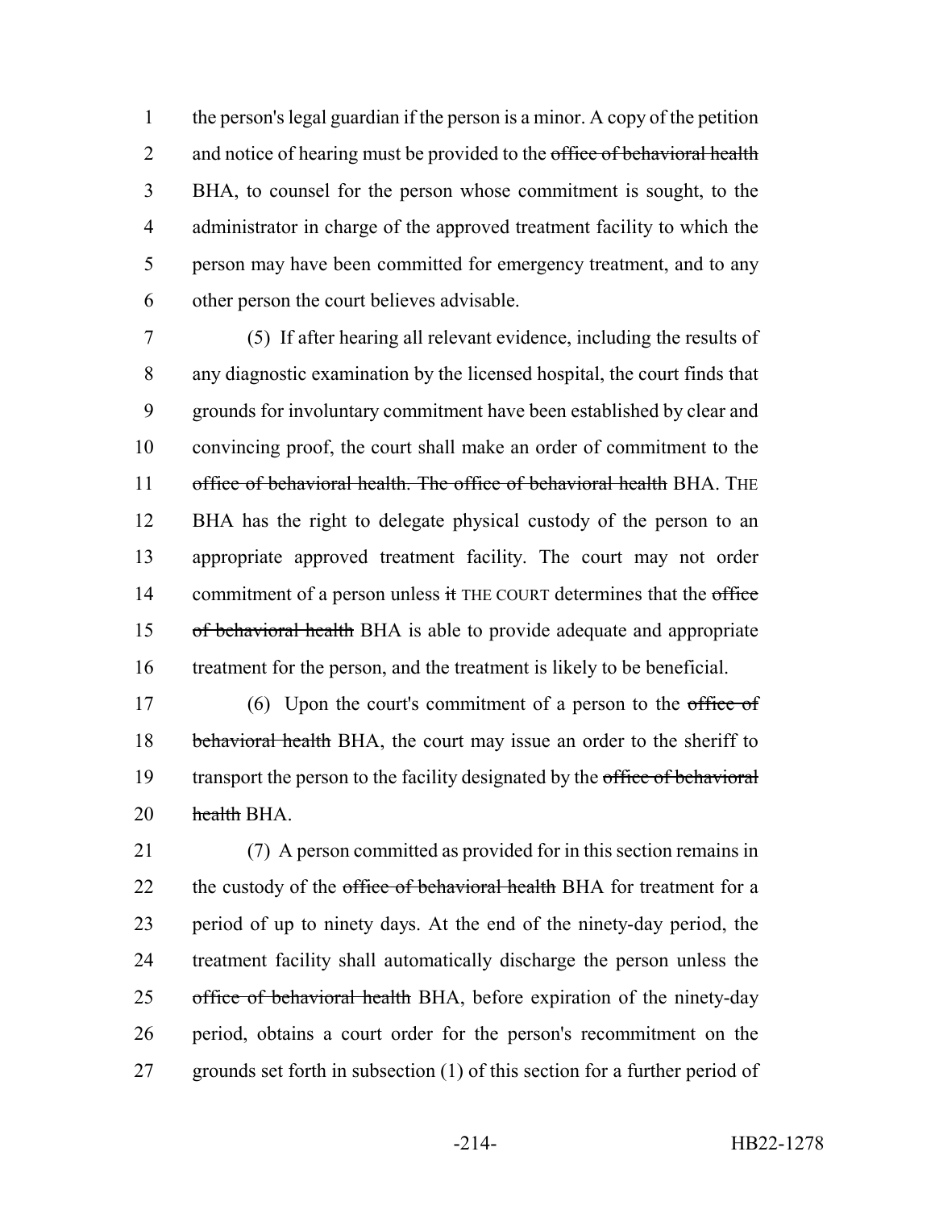the person's legal guardian if the person is a minor. A copy of the petition and notice of hearing must be provided to the ~~office of behavioral health~~ BHA, to counsel for the person whose commitment is sought, to the administrator in charge of the approved treatment facility to which the person may have been committed for emergency treatment, and to any other person the court believes advisable.

(5) If after hearing all relevant evidence, including the results of any diagnostic examination by the licensed hospital, the court finds that grounds for involuntary commitment have been established by clear and convincing proof, the court shall make an order of commitment to the ~~office of behavioral health. The office of behavioral health~~ BHA. THE BHA has the right to delegate physical custody of the person to an appropriate approved treatment facility. The court may not order commitment of a person unless ~~it~~ THE COURT determines that the ~~office of behavioral health~~ BHA is able to provide adequate and appropriate treatment for the person, and the treatment is likely to be beneficial.

(6) Upon the court's commitment of a person to the ~~office of behavioral health~~ BHA, the court may issue an order to the sheriff to transport the person to the facility designated by the ~~office of behavioral health~~ BHA.

(7) A person committed as provided for in this section remains in the custody of the ~~office of behavioral health~~ BHA for treatment for a period of up to ninety days. At the end of the ninety-day period, the treatment facility shall automatically discharge the person unless the ~~office of behavioral health~~ BHA, before expiration of the ninety-day period, obtains a court order for the person's recommitment on the grounds set forth in subsection (1) of this section for a further period of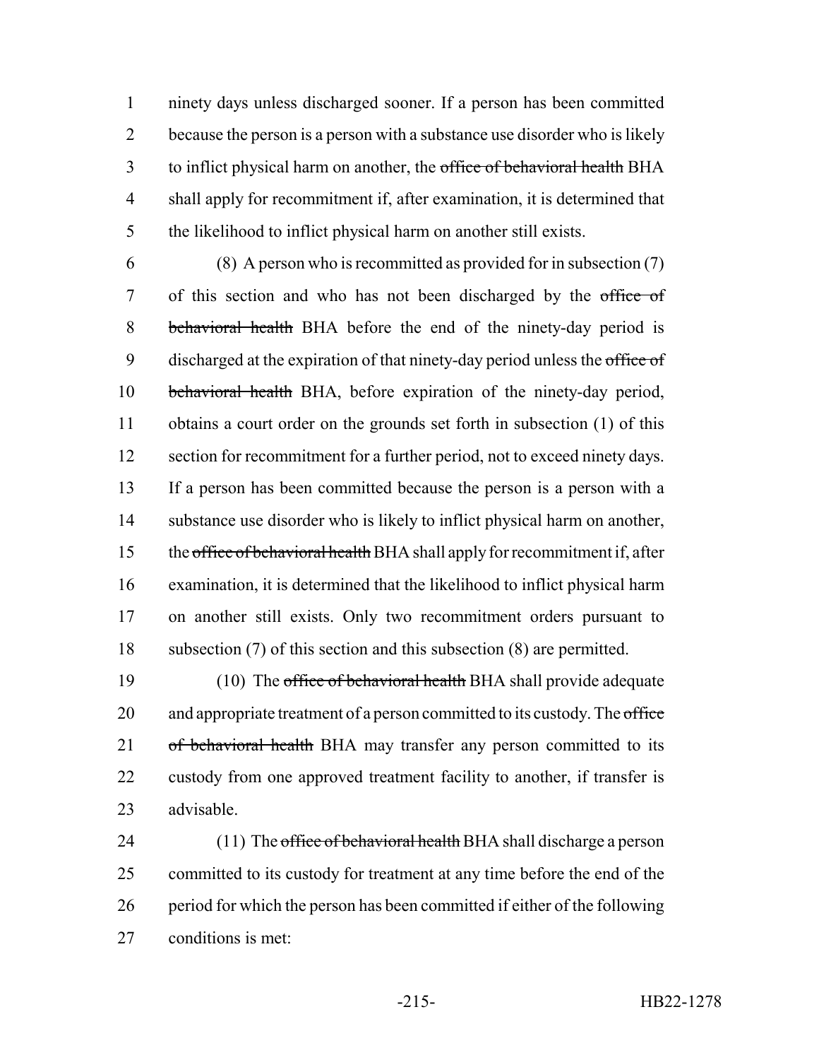ninety days unless discharged sooner. If a person has been committed because the person is a person with a substance use disorder who is likely to inflict physical harm on another, the ~~office of behavioral health~~ BHA shall apply for recommitment if, after examination, it is determined that the likelihood to inflict physical harm on another still exists.

(8) A person who is recommitted as provided for in subsection (7) of this section and who has not been discharged by the ~~office of behavioral health~~ BHA before the end of the ninety-day period is discharged at the expiration of that ninety-day period unless the ~~office of behavioral health~~ BHA, before expiration of the ninety-day period, obtains a court order on the grounds set forth in subsection (1) of this section for recommitment for a further period, not to exceed ninety days. If a person has been committed because the person is a person with a substance use disorder who is likely to inflict physical harm on another, the ~~office of behavioral health~~ BHA shall apply for recommitment if, after examination, it is determined that the likelihood to inflict physical harm on another still exists. Only two recommitment orders pursuant to subsection (7) of this section and this subsection (8) are permitted.

(10) The ~~office of behavioral health~~ BHA shall provide adequate and appropriate treatment of a person committed to its custody. The ~~office of behavioral health~~ BHA may transfer any person committed to its custody from one approved treatment facility to another, if transfer is advisable.

(11) The ~~office of behavioral health~~ BHA shall discharge a person committed to its custody for treatment at any time before the end of the period for which the person has been committed if either of the following conditions is met: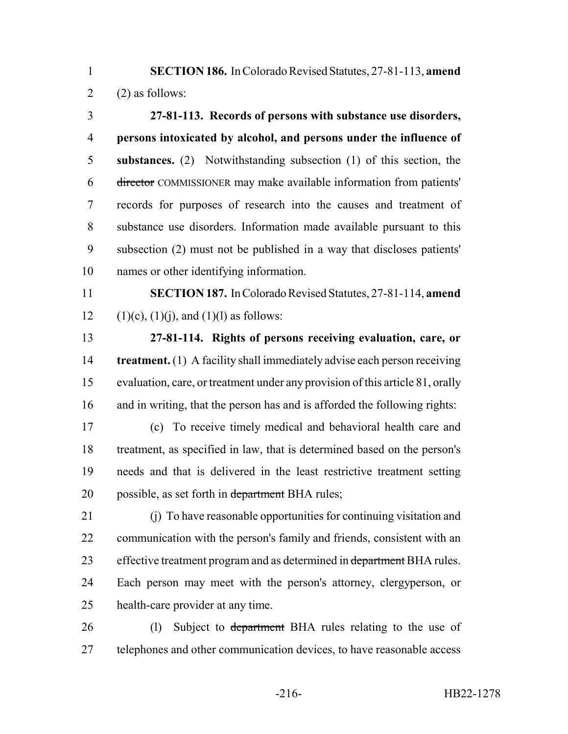**SECTION 186.** In Colorado Revised Statutes, 27-81-113, **amend** (2) as follows:

**27-81-113. Records of persons with substance use disorders, persons intoxicated by alcohol, and persons under the influence of substances.** (2) Notwithstanding subsection (1) of this section, the ~~director~~ COMMISSIONER may make available information from patients' records for purposes of research into the causes and treatment of substance use disorders. Information made available pursuant to this subsection (2) must not be published in a way that discloses patients' names or other identifying information.

**SECTION 187.** In Colorado Revised Statutes, 27-81-114, **amend** (1)(c), (1)(j), and (1)(l) as follows:

**27-81-114. Rights of persons receiving evaluation, care, or treatment.** (1) A facility shall immediately advise each person receiving evaluation, care, or treatment under any provision of this article 81, orally and in writing, that the person has and is afforded the following rights:

(c) To receive timely medical and behavioral health care and treatment, as specified in law, that is determined based on the person's needs and that is delivered in the least restrictive treatment setting possible, as set forth in ~~department~~ BHA rules;

(j) To have reasonable opportunities for continuing visitation and communication with the person's family and friends, consistent with an effective treatment program and as determined in ~~department~~ BHA rules. Each person may meet with the person's attorney, clergyperson, or health-care provider at any time.

(l) Subject to ~~department~~ BHA rules relating to the use of telephones and other communication devices, to have reasonable access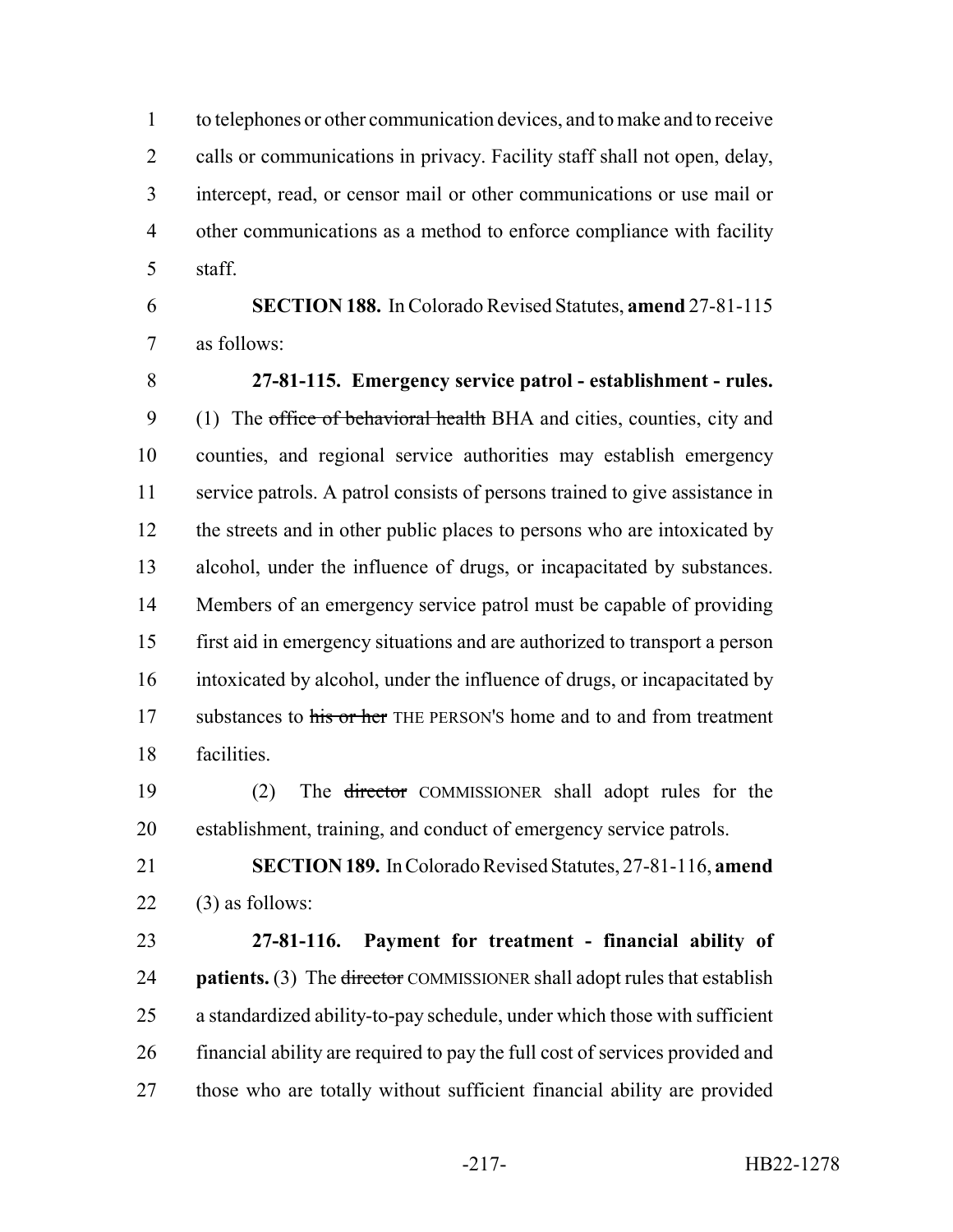to telephones or other communication devices, and to make and to receive calls or communications in privacy. Facility staff shall not open, delay, intercept, read, or censor mail or other communications or use mail or other communications as a method to enforce compliance with facility staff.

**SECTION 188.** In Colorado Revised Statutes, **amend** 27-81-115 as follows:

**27-81-115. Emergency service patrol - establishment - rules.** (1) The ~~office of behavioral health~~ BHA and cities, counties, city and counties, and regional service authorities may establish emergency service patrols. A patrol consists of persons trained to give assistance in the streets and in other public places to persons who are intoxicated by alcohol, under the influence of drugs, or incapacitated by substances. Members of an emergency service patrol must be capable of providing first aid in emergency situations and are authorized to transport a person intoxicated by alcohol, under the influence of drugs, or incapacitated by substances to ~~his or her~~ THE PERSON'S home and to and from treatment facilities.

(2) The ~~director~~ COMMISSIONER shall adopt rules for the establishment, training, and conduct of emergency service patrols.

**SECTION 189.** In Colorado Revised Statutes, 27-81-116, **amend** (3) as follows:

**27-81-116. Payment for treatment - financial ability of patients.** (3) The ~~director~~ COMMISSIONER shall adopt rules that establish a standardized ability-to-pay schedule, under which those with sufficient financial ability are required to pay the full cost of services provided and those who are totally without sufficient financial ability are provided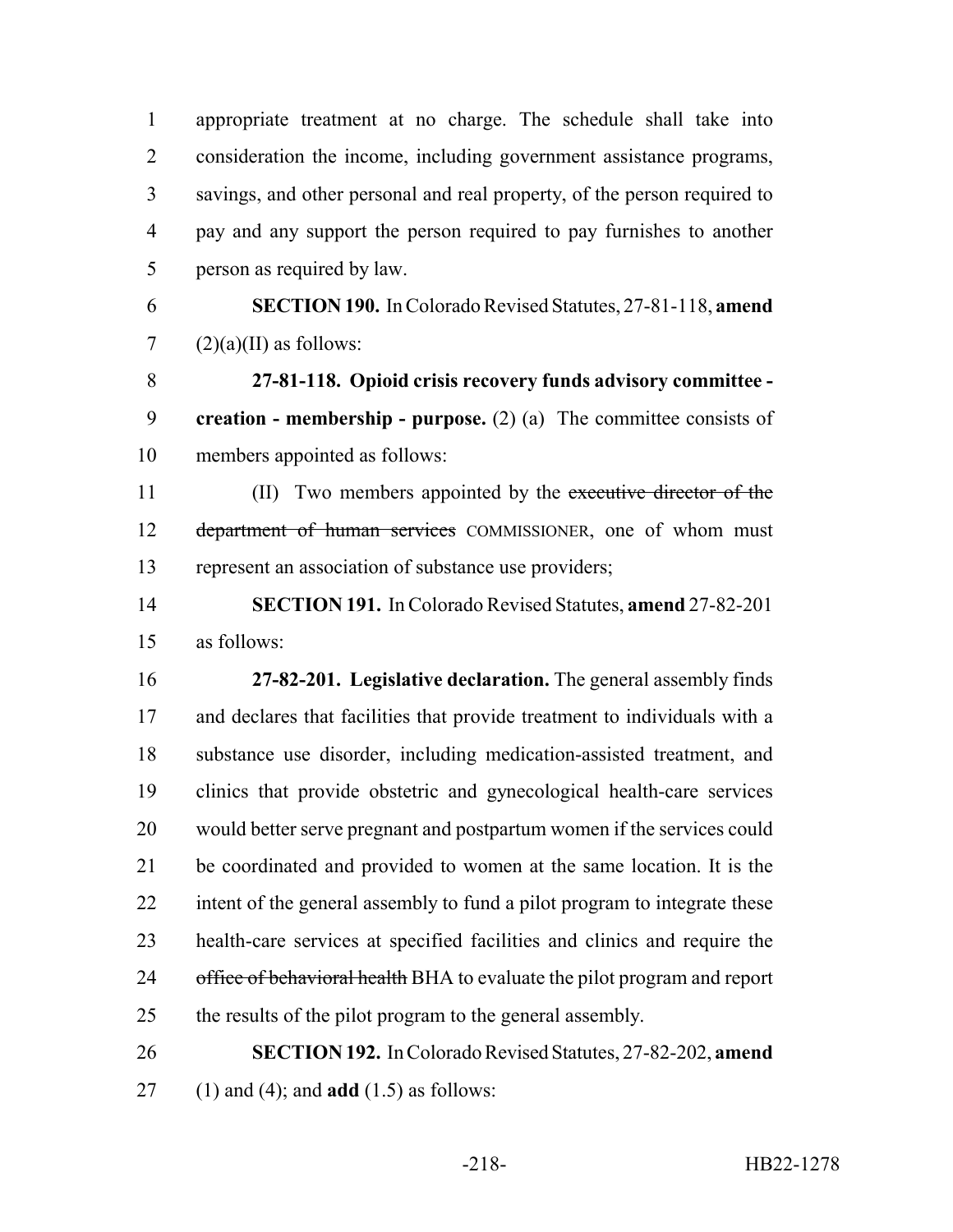appropriate treatment at no charge. The schedule shall take into consideration the income, including government assistance programs, savings, and other personal and real property, of the person required to pay and any support the person required to pay furnishes to another person as required by law.

**SECTION 190.** In Colorado Revised Statutes, 27-81-118, **amend** (2)(a)(II) as follows:

**27-81-118. Opioid crisis recovery funds advisory committee - creation - membership - purpose.** (2) (a) The committee consists of members appointed as follows:

(II) Two members appointed by the ~~executive director of the department of human services~~ COMMISSIONER, one of whom must represent an association of substance use providers;

**SECTION 191.** In Colorado Revised Statutes, **amend** 27-82-201 as follows:

**27-82-201. Legislative declaration.** The general assembly finds and declares that facilities that provide treatment to individuals with a substance use disorder, including medication-assisted treatment, and clinics that provide obstetric and gynecological health-care services would better serve pregnant and postpartum women if the services could be coordinated and provided to women at the same location. It is the intent of the general assembly to fund a pilot program to integrate these health-care services at specified facilities and clinics and require the ~~office of behavioral health~~ BHA to evaluate the pilot program and report the results of the pilot program to the general assembly.

**SECTION 192.** In Colorado Revised Statutes, 27-82-202, **amend** (1) and (4); and **add** (1.5) as follows: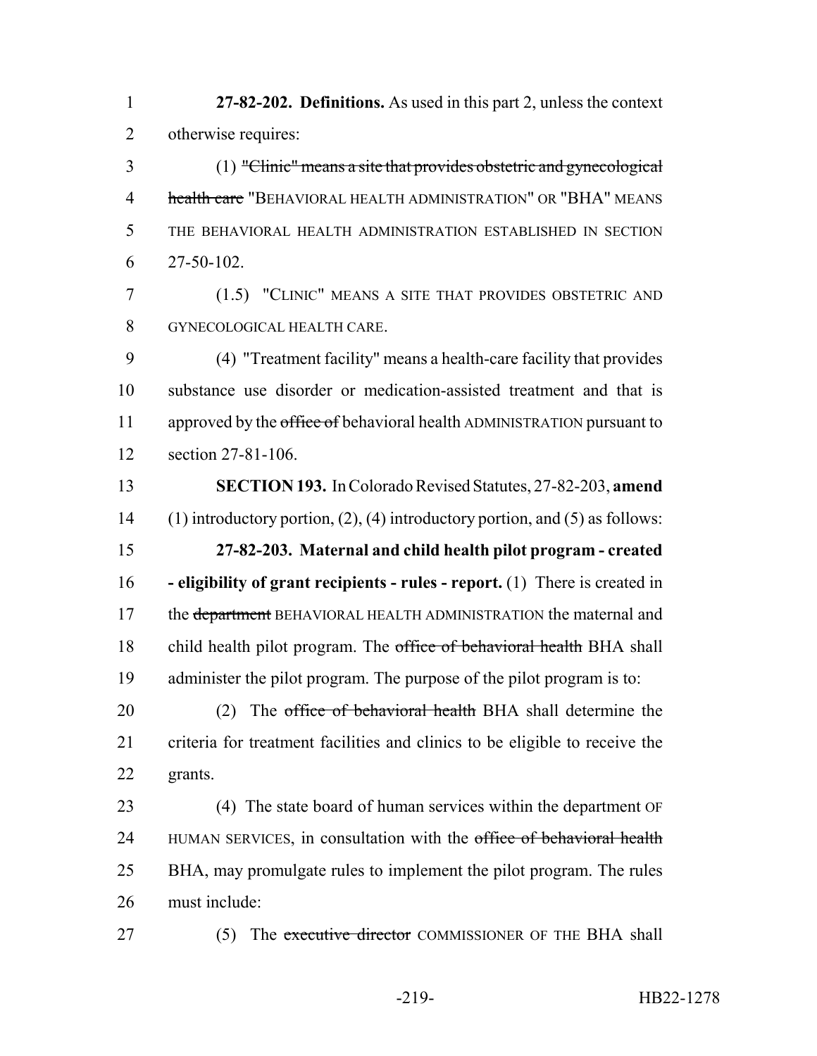**27-82-202. Definitions.** As used in this part 2, unless the context otherwise requires:

(1) ~~"Clinic" means a site that provides obstetric and gynecological health care~~ "BEHAVIORAL HEALTH ADMINISTRATION" OR "BHA" MEANS THE BEHAVIORAL HEALTH ADMINISTRATION ESTABLISHED IN SECTION 27-50-102.

(1.5) "CLINIC" MEANS A SITE THAT PROVIDES OBSTETRIC AND GYNECOLOGICAL HEALTH CARE.

(4) "Treatment facility" means a health-care facility that provides substance use disorder or medication-assisted treatment and that is approved by the ~~office of~~ behavioral health ADMINISTRATION pursuant to section 27-81-106.

**SECTION 193.** In Colorado Revised Statutes, 27-82-203, **amend** (1) introductory portion, (2), (4) introductory portion, and (5) as follows:

**27-82-203. Maternal and child health pilot program - created - eligibility of grant recipients - rules - report.** (1) There is created in the ~~department~~ BEHAVIORAL HEALTH ADMINISTRATION the maternal and child health pilot program. The ~~office of behavioral health~~ BHA shall administer the pilot program. The purpose of the pilot program is to:

(2) The ~~office of behavioral health~~ BHA shall determine the criteria for treatment facilities and clinics to be eligible to receive the grants.

(4) The state board of human services within the department OF HUMAN SERVICES, in consultation with the ~~office of behavioral health~~ BHA, may promulgate rules to implement the pilot program. The rules must include:

(5) The ~~executive director~~ COMMISSIONER OF THE BHA shall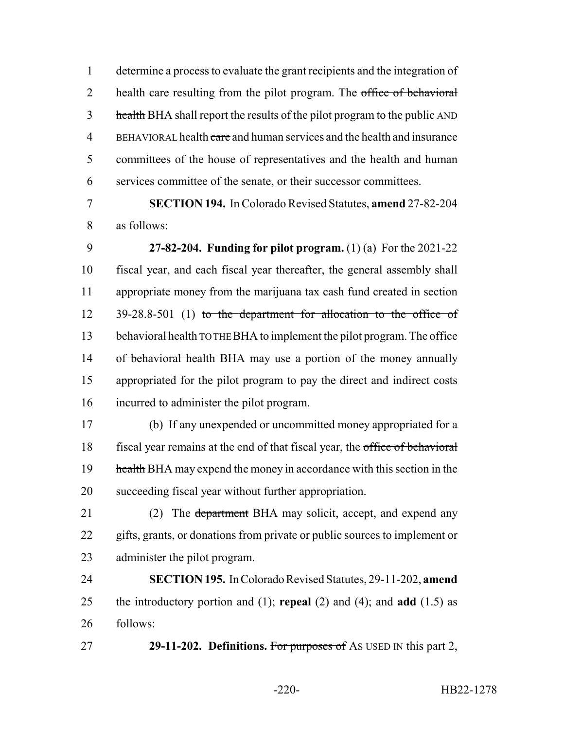determine a process to evaluate the grant recipients and the integration of health care resulting from the pilot program. The ~~office of behavioral health~~ BHA shall report the results of the pilot program to the public AND BEHAVIORAL health ~~care~~ and human services and the health and insurance committees of the house of representatives and the health and human services committee of the senate, or their successor committees.

**SECTION 194.** In Colorado Revised Statutes, **amend** 27-82-204 as follows:

**27-82-204. Funding for pilot program.** (1) (a) For the 2021-22 fiscal year, and each fiscal year thereafter, the general assembly shall appropriate money from the marijuana tax cash fund created in section 39-28.8-501 (1) ~~to the department for allocation to the office of behavioral health~~ TO THE BHA to implement the pilot program. The ~~office of behavioral health~~ BHA may use a portion of the money annually appropriated for the pilot program to pay the direct and indirect costs incurred to administer the pilot program.

(b) If any unexpended or uncommitted money appropriated for a fiscal year remains at the end of that fiscal year, the ~~office of behavioral health~~ BHA may expend the money in accordance with this section in the succeeding fiscal year without further appropriation.

(2) The ~~department~~ BHA may solicit, accept, and expend any gifts, grants, or donations from private or public sources to implement or administer the pilot program.

**SECTION 195.** In Colorado Revised Statutes, 29-11-202, **amend** the introductory portion and (1); **repeal** (2) and (4); and **add** (1.5) as follows:

**29-11-202. Definitions.** ~~For purposes of~~ AS USED IN this part 2,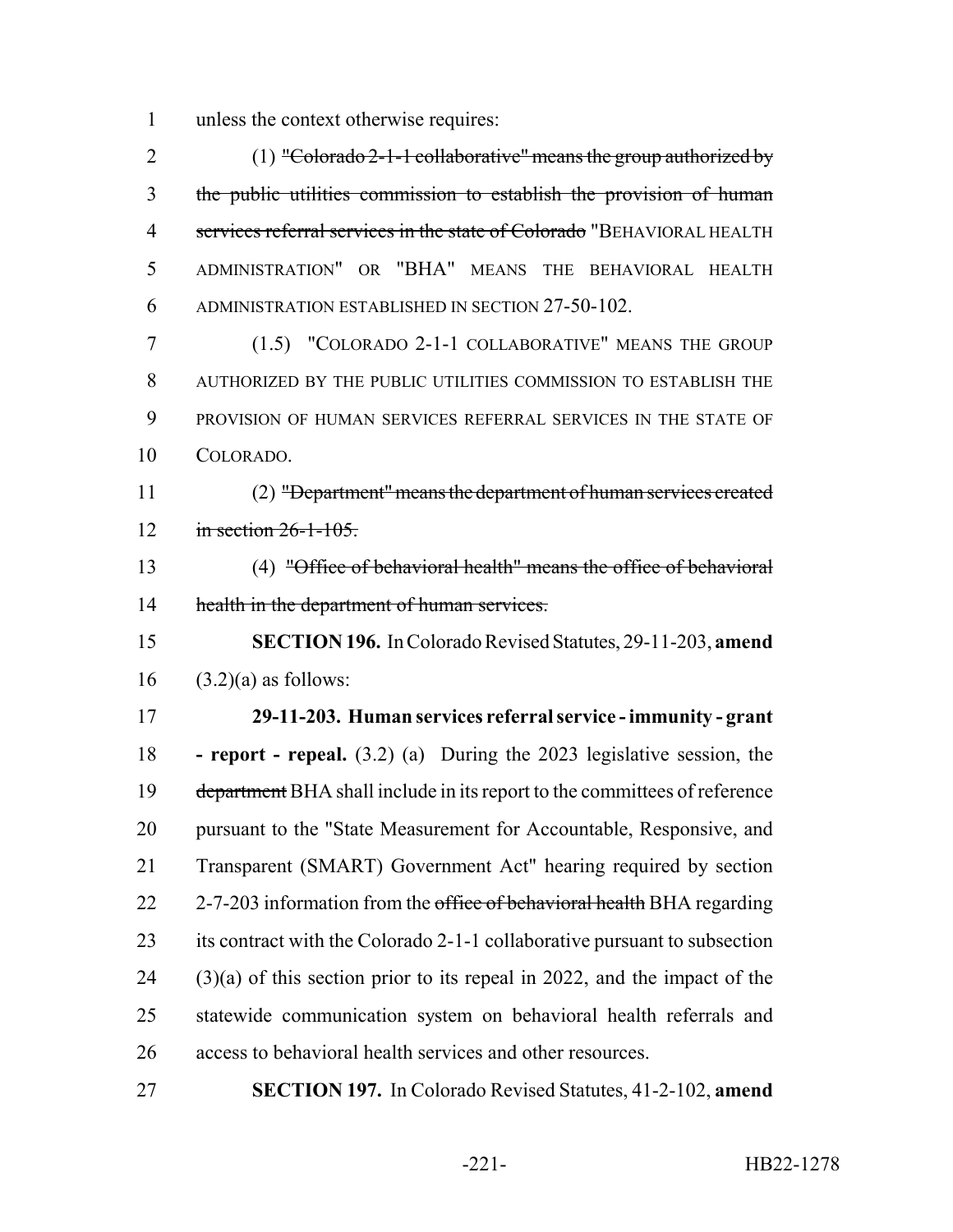unless the context otherwise requires:

(1) ~~"Colorado 2-1-1 collaborative" means the group authorized by the public utilities commission to establish the provision of human services referral services in the state of Colorado~~ "BEHAVIORAL HEALTH ADMINISTRATION" OR "BHA" MEANS THE BEHAVIORAL HEALTH ADMINISTRATION ESTABLISHED IN SECTION 27-50-102.

(1.5) "COLORADO 2-1-1 COLLABORATIVE" MEANS THE GROUP AUTHORIZED BY THE PUBLIC UTILITIES COMMISSION TO ESTABLISH THE PROVISION OF HUMAN SERVICES REFERRAL SERVICES IN THE STATE OF COLORADO.

(2) ~~"Department" means the department of human services created in section 26-1-105.~~

(4) ~~"Office of behavioral health" means the office of behavioral health in the department of human services.~~

**SECTION 196.** In Colorado Revised Statutes, 29-11-203, **amend** (3.2)(a) as follows:

**29-11-203. Human services referral service - immunity - grant - report - repeal.** (3.2) (a) During the 2023 legislative session, the ~~department~~ BHA shall include in its report to the committees of reference pursuant to the "State Measurement for Accountable, Responsive, and Transparent (SMART) Government Act" hearing required by section 2-7-203 information from the ~~office of behavioral health~~ BHA regarding its contract with the Colorado 2-1-1 collaborative pursuant to subsection (3)(a) of this section prior to its repeal in 2022, and the impact of the statewide communication system on behavioral health referrals and access to behavioral health services and other resources.

**SECTION 197.** In Colorado Revised Statutes, 41-2-102, **amend**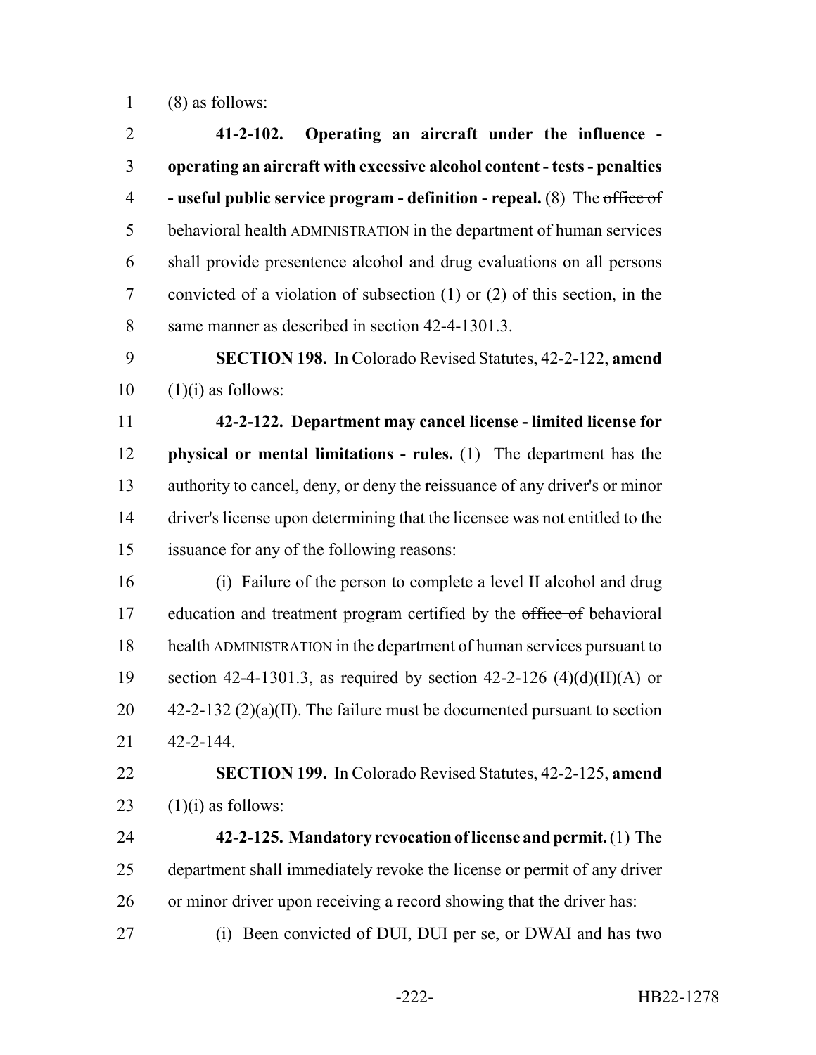(8) as follows:

**41-2-102. Operating an aircraft under the influence - operating an aircraft with excessive alcohol content - tests - penalties - useful public service program - definition - repeal.** (8) The ~~office of~~ behavioral health ADMINISTRATION in the department of human services shall provide presentence alcohol and drug evaluations on all persons convicted of a violation of subsection (1) or (2) of this section, in the same manner as described in section 42-4-1301.3.

**SECTION 198.** In Colorado Revised Statutes, 42-2-122, **amend** (1)(i) as follows:

**42-2-122. Department may cancel license - limited license for physical or mental limitations - rules.** (1) The department has the authority to cancel, deny, or deny the reissuance of any driver's or minor driver's license upon determining that the licensee was not entitled to the issuance for any of the following reasons:

(i) Failure of the person to complete a level II alcohol and drug education and treatment program certified by the ~~office of~~ behavioral health ADMINISTRATION in the department of human services pursuant to section 42-4-1301.3, as required by section 42-2-126 (4)(d)(II)(A) or 42-2-132 (2)(a)(II). The failure must be documented pursuant to section 42-2-144.

**SECTION 199.** In Colorado Revised Statutes, 42-2-125, **amend** (1)(i) as follows:

**42-2-125. Mandatory revocation of license and permit.** (1) The department shall immediately revoke the license or permit of any driver or minor driver upon receiving a record showing that the driver has:

(i) Been convicted of DUI, DUI per se, or DWAI and has two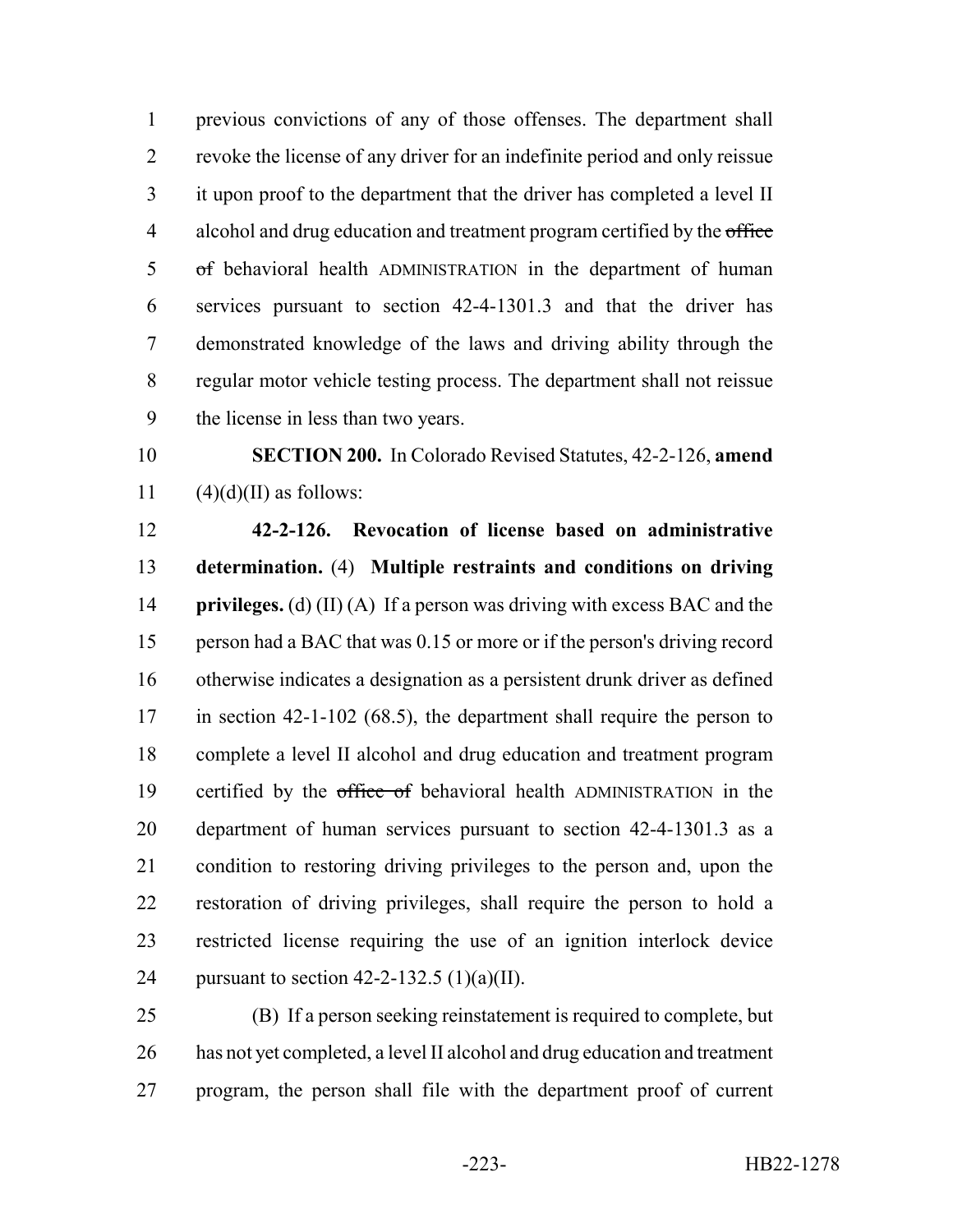previous convictions of any of those offenses. The department shall revoke the license of any driver for an indefinite period and only reissue it upon proof to the department that the driver has completed a level II alcohol and drug education and treatment program certified by the ~~office of~~ behavioral health ADMINISTRATION in the department of human services pursuant to section 42-4-1301.3 and that the driver has demonstrated knowledge of the laws and driving ability through the regular motor vehicle testing process. The department shall not reissue the license in less than two years.

**SECTION 200.** In Colorado Revised Statutes, 42-2-126, **amend** (4)(d)(II) as follows:

**42-2-126. Revocation of license based on administrative determination.** (4) **Multiple restraints and conditions on driving privileges.** (d) (II) (A) If a person was driving with excess BAC and the person had a BAC that was 0.15 or more or if the person's driving record otherwise indicates a designation as a persistent drunk driver as defined in section 42-1-102 (68.5), the department shall require the person to complete a level II alcohol and drug education and treatment program certified by the ~~office of~~ behavioral health ADMINISTRATION in the department of human services pursuant to section 42-4-1301.3 as a condition to restoring driving privileges to the person and, upon the restoration of driving privileges, shall require the person to hold a restricted license requiring the use of an ignition interlock device pursuant to section 42-2-132.5 (1)(a)(II).

(B) If a person seeking reinstatement is required to complete, but has not yet completed, a level II alcohol and drug education and treatment program, the person shall file with the department proof of current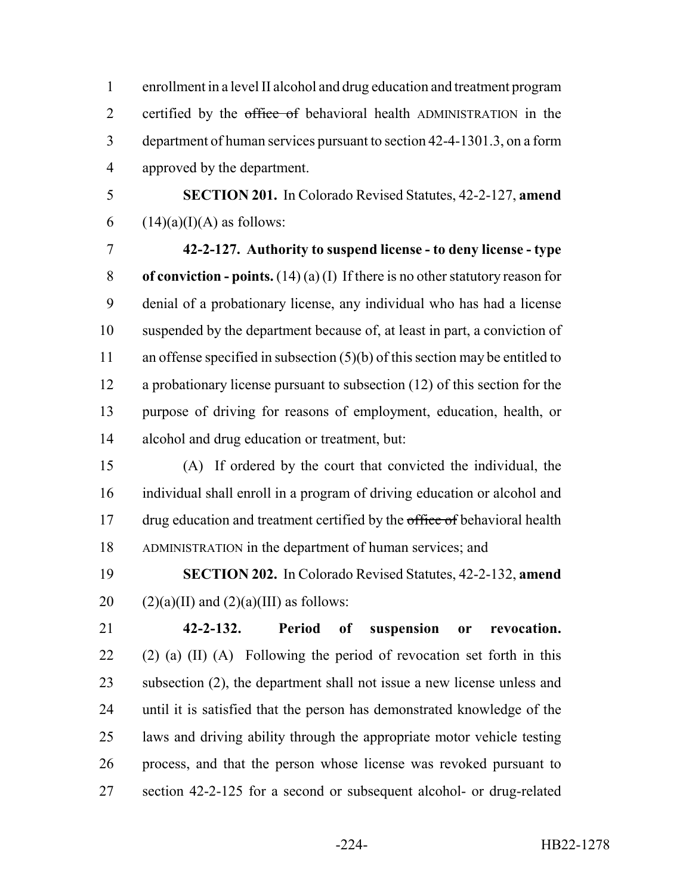enrollment in a level II alcohol and drug education and treatment program certified by the ~~office of~~ behavioral health ADMINISTRATION in the department of human services pursuant to section 42-4-1301.3, on a form approved by the department.

**SECTION 201.** In Colorado Revised Statutes, 42-2-127, **amend** (14)(a)(I)(A) as follows:

**42-2-127. Authority to suspend license - to deny license - type of conviction - points.** (14) (a) (I) If there is no other statutory reason for denial of a probationary license, any individual who has had a license suspended by the department because of, at least in part, a conviction of an offense specified in subsection (5)(b) of this section may be entitled to a probationary license pursuant to subsection (12) of this section for the purpose of driving for reasons of employment, education, health, or alcohol and drug education or treatment, but:

(A) If ordered by the court that convicted the individual, the individual shall enroll in a program of driving education or alcohol and drug education and treatment certified by the ~~office of~~ behavioral health ADMINISTRATION in the department of human services; and

**SECTION 202.** In Colorado Revised Statutes, 42-2-132, **amend** (2)(a)(II) and (2)(a)(III) as follows:

**42-2-132. Period of suspension or revocation.** (2) (a) (II) (A) Following the period of revocation set forth in this subsection (2), the department shall not issue a new license unless and until it is satisfied that the person has demonstrated knowledge of the laws and driving ability through the appropriate motor vehicle testing process, and that the person whose license was revoked pursuant to section 42-2-125 for a second or subsequent alcohol- or drug-related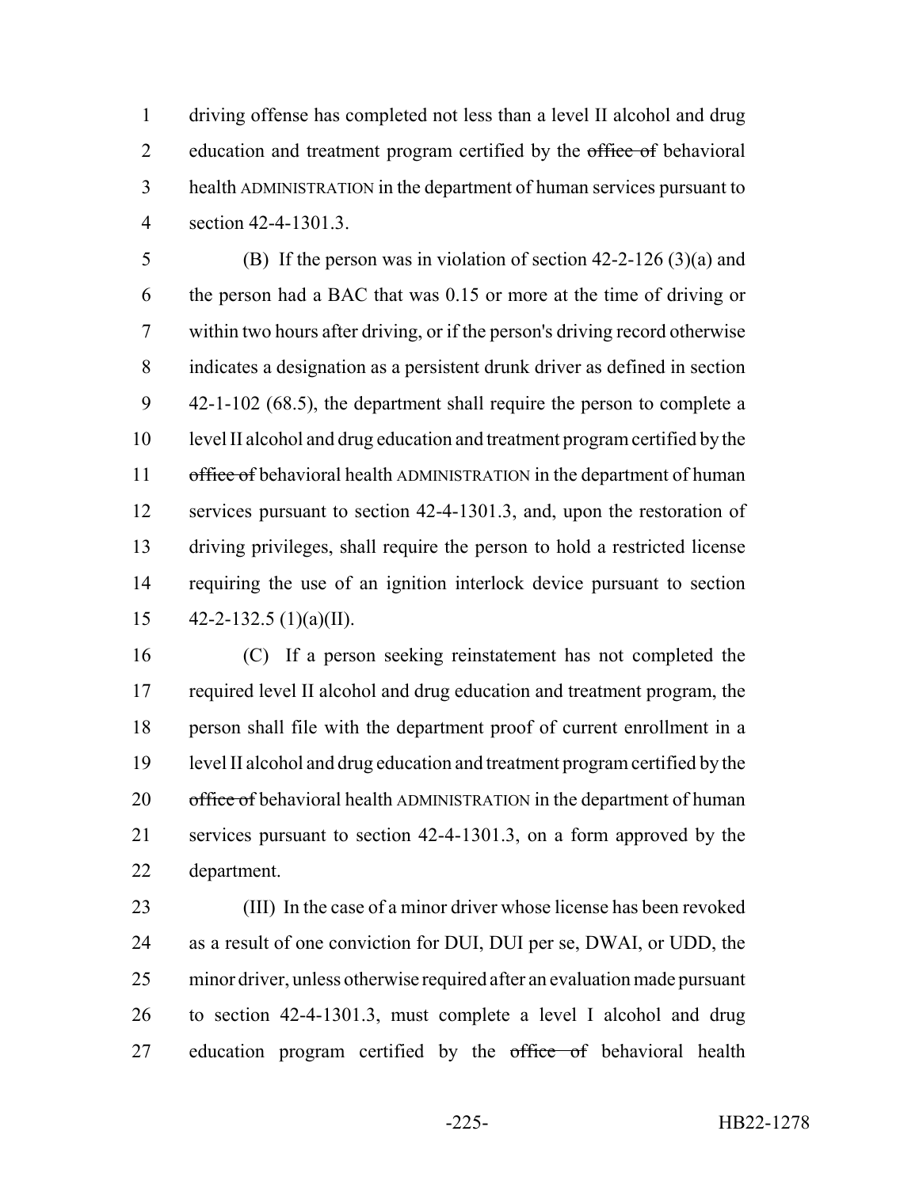driving offense has completed not less than a level II alcohol and drug education and treatment program certified by the ~~office of~~ behavioral health ADMINISTRATION in the department of human services pursuant to section 42-4-1301.3.

(B) If the person was in violation of section 42-2-126 (3)(a) and the person had a BAC that was 0.15 or more at the time of driving or within two hours after driving, or if the person's driving record otherwise indicates a designation as a persistent drunk driver as defined in section 42-1-102 (68.5), the department shall require the person to complete a level II alcohol and drug education and treatment program certified by the ~~office of~~ behavioral health ADMINISTRATION in the department of human services pursuant to section 42-4-1301.3, and, upon the restoration of driving privileges, shall require the person to hold a restricted license requiring the use of an ignition interlock device pursuant to section 42-2-132.5 (1)(a)(II).

(C) If a person seeking reinstatement has not completed the required level II alcohol and drug education and treatment program, the person shall file with the department proof of current enrollment in a level II alcohol and drug education and treatment program certified by the ~~office of~~ behavioral health ADMINISTRATION in the department of human services pursuant to section 42-4-1301.3, on a form approved by the department.

(III) In the case of a minor driver whose license has been revoked as a result of one conviction for DUI, DUI per se, DWAI, or UDD, the minor driver, unless otherwise required after an evaluation made pursuant to section 42-4-1301.3, must complete a level I alcohol and drug education program certified by the ~~office of~~ behavioral health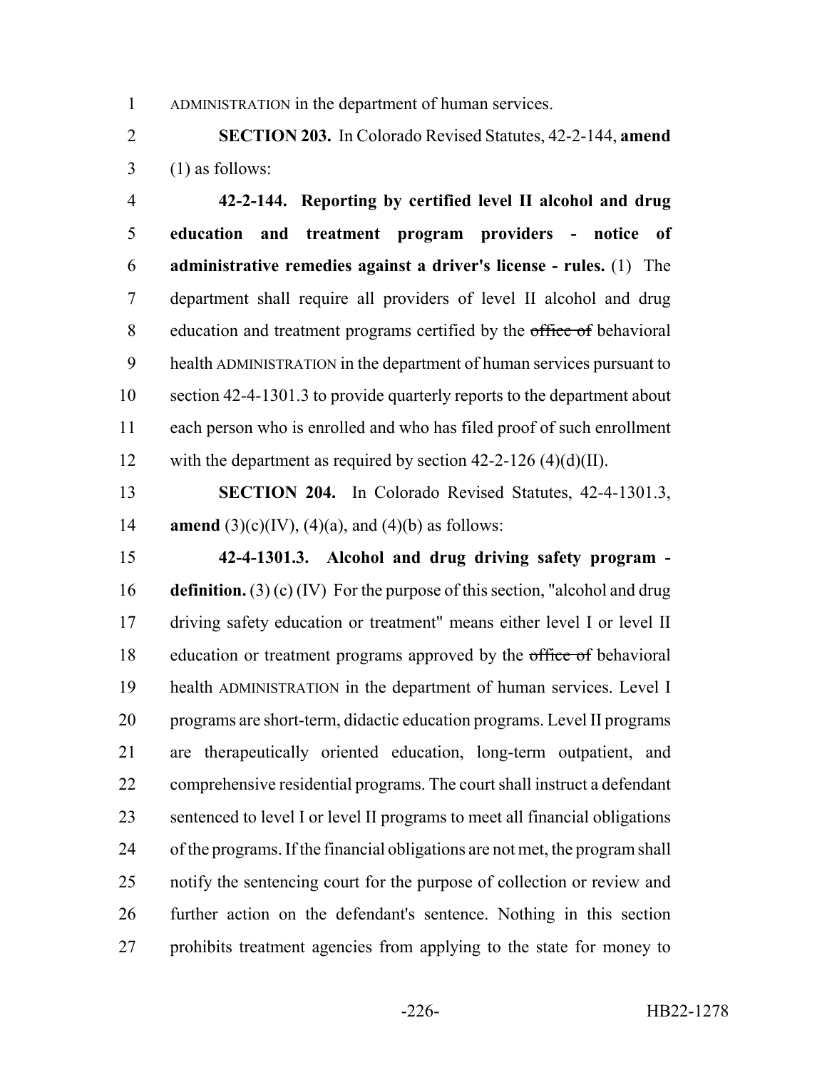ADMINISTRATION in the department of human services.

**SECTION 203.** In Colorado Revised Statutes, 42-2-144, **amend** (1) as follows:

**42-2-144. Reporting by certified level II alcohol and drug education and treatment program providers - notice of administrative remedies against a driver's license - rules.** (1) The department shall require all providers of level II alcohol and drug education and treatment programs certified by the ~~office of~~ behavioral health ADMINISTRATION in the department of human services pursuant to section 42-4-1301.3 to provide quarterly reports to the department about each person who is enrolled and who has filed proof of such enrollment with the department as required by section 42-2-126 (4)(d)(II).

**SECTION 204.** In Colorado Revised Statutes, 42-4-1301.3, **amend** (3)(c)(IV), (4)(a), and (4)(b) as follows:

**42-4-1301.3. Alcohol and drug driving safety program - definition.** (3) (c) (IV) For the purpose of this section, "alcohol and drug driving safety education or treatment" means either level I or level II education or treatment programs approved by the ~~office of~~ behavioral health ADMINISTRATION in the department of human services. Level I programs are short-term, didactic education programs. Level II programs are therapeutically oriented education, long-term outpatient, and comprehensive residential programs. The court shall instruct a defendant sentenced to level I or level II programs to meet all financial obligations of the programs. If the financial obligations are not met, the program shall notify the sentencing court for the purpose of collection or review and further action on the defendant's sentence. Nothing in this section prohibits treatment agencies from applying to the state for money to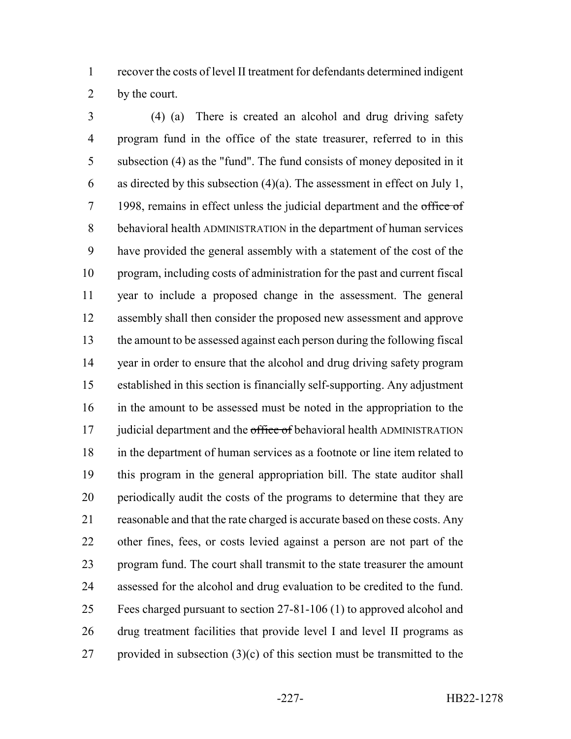recover the costs of level II treatment for defendants determined indigent by the court.

(4) (a) There is created an alcohol and drug driving safety program fund in the office of the state treasurer, referred to in this subsection (4) as the "fund". The fund consists of money deposited in it as directed by this subsection (4)(a). The assessment in effect on July 1, 1998, remains in effect unless the judicial department and the ~~office of~~ behavioral health ADMINISTRATION in the department of human services have provided the general assembly with a statement of the cost of the program, including costs of administration for the past and current fiscal year to include a proposed change in the assessment. The general assembly shall then consider the proposed new assessment and approve the amount to be assessed against each person during the following fiscal year in order to ensure that the alcohol and drug driving safety program established in this section is financially self-supporting. Any adjustment in the amount to be assessed must be noted in the appropriation to the judicial department and the ~~office of~~ behavioral health ADMINISTRATION in the department of human services as a footnote or line item related to this program in the general appropriation bill. The state auditor shall periodically audit the costs of the programs to determine that they are reasonable and that the rate charged is accurate based on these costs. Any other fines, fees, or costs levied against a person are not part of the program fund. The court shall transmit to the state treasurer the amount assessed for the alcohol and drug evaluation to be credited to the fund. Fees charged pursuant to section 27-81-106 (1) to approved alcohol and drug treatment facilities that provide level I and level II programs as provided in subsection (3)(c) of this section must be transmitted to the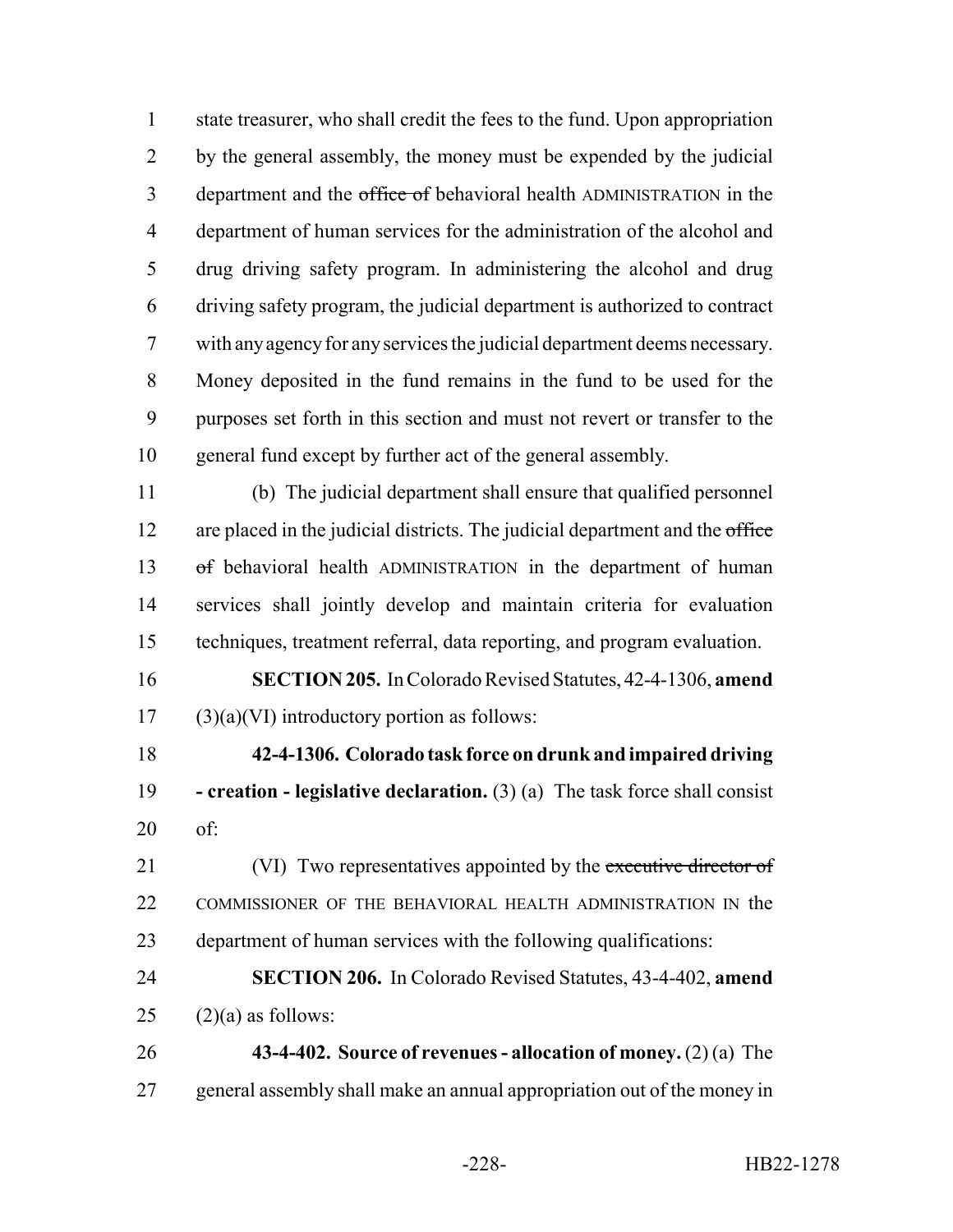state treasurer, who shall credit the fees to the fund. Upon appropriation by the general assembly, the money must be expended by the judicial department and the ~~office of~~ behavioral health ADMINISTRATION in the department of human services for the administration of the alcohol and drug driving safety program. In administering the alcohol and drug driving safety program, the judicial department is authorized to contract with any agency for any services the judicial department deems necessary. Money deposited in the fund remains in the fund to be used for the purposes set forth in this section and must not revert or transfer to the general fund except by further act of the general assembly.

(b) The judicial department shall ensure that qualified personnel are placed in the judicial districts. The judicial department and the ~~office of~~ behavioral health ADMINISTRATION in the department of human services shall jointly develop and maintain criteria for evaluation techniques, treatment referral, data reporting, and program evaluation.

**SECTION 205.** In Colorado Revised Statutes, 42-4-1306, **amend** (3)(a)(VI) introductory portion as follows:

**42-4-1306. Colorado task force on drunk and impaired driving - creation - legislative declaration.** (3) (a) The task force shall consist of:

(VI) Two representatives appointed by the ~~executive director of~~ COMMISSIONER OF THE BEHAVIORAL HEALTH ADMINISTRATION IN the department of human services with the following qualifications:

**SECTION 206.** In Colorado Revised Statutes, 43-4-402, **amend** (2)(a) as follows:

**43-4-402. Source of revenues - allocation of money.** (2) (a) The general assembly shall make an annual appropriation out of the money in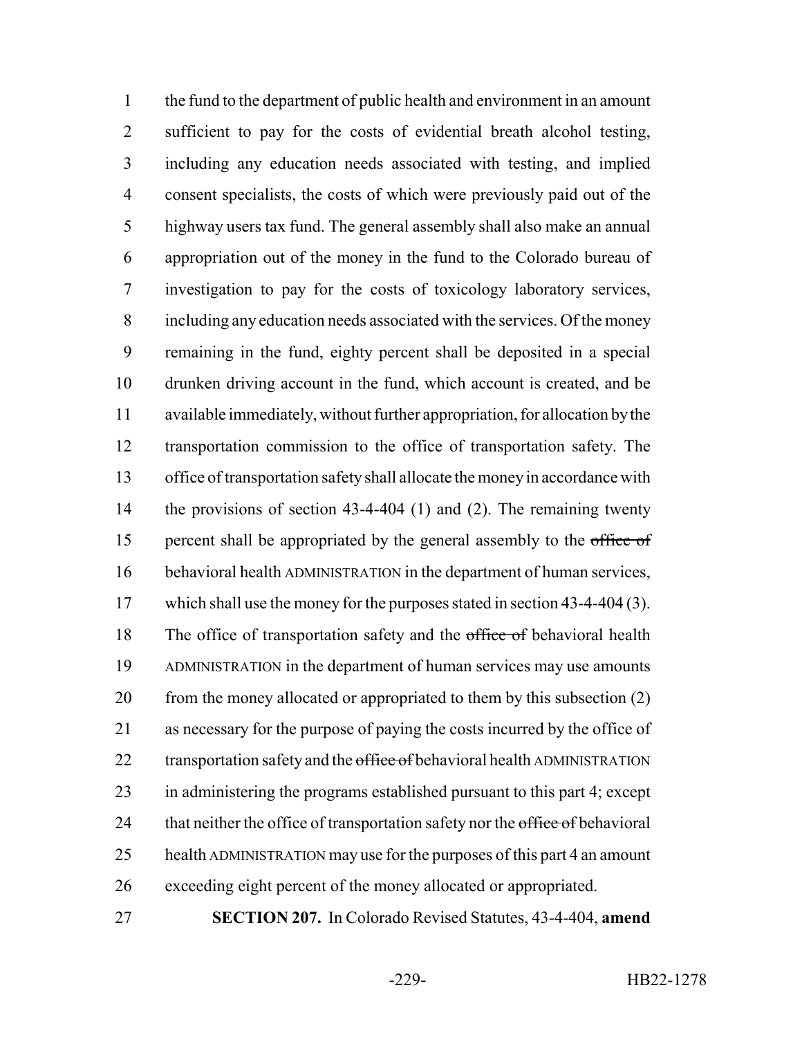the fund to the department of public health and environment in an amount sufficient to pay for the costs of evidential breath alcohol testing, including any education needs associated with testing, and implied consent specialists, the costs of which were previously paid out of the highway users tax fund. The general assembly shall also make an annual appropriation out of the money in the fund to the Colorado bureau of investigation to pay for the costs of toxicology laboratory services, including any education needs associated with the services. Of the money remaining in the fund, eighty percent shall be deposited in a special drunken driving account in the fund, which account is created, and be available immediately, without further appropriation, for allocation by the transportation commission to the office of transportation safety. The office of transportation safety shall allocate the money in accordance with the provisions of section 43-4-404 (1) and (2). The remaining twenty percent shall be appropriated by the general assembly to the ~~office of~~ behavioral health ADMINISTRATION in the department of human services, which shall use the money for the purposes stated in section 43-4-404 (3). The office of transportation safety and the ~~office of~~ behavioral health ADMINISTRATION in the department of human services may use amounts from the money allocated or appropriated to them by this subsection (2) as necessary for the purpose of paying the costs incurred by the office of transportation safety and the ~~office of~~ behavioral health ADMINISTRATION in administering the programs established pursuant to this part 4; except that neither the office of transportation safety nor the ~~office of~~ behavioral health ADMINISTRATION may use for the purposes of this part 4 an amount exceeding eight percent of the money allocated or appropriated.

**SECTION 207.** In Colorado Revised Statutes, 43-4-404, **amend**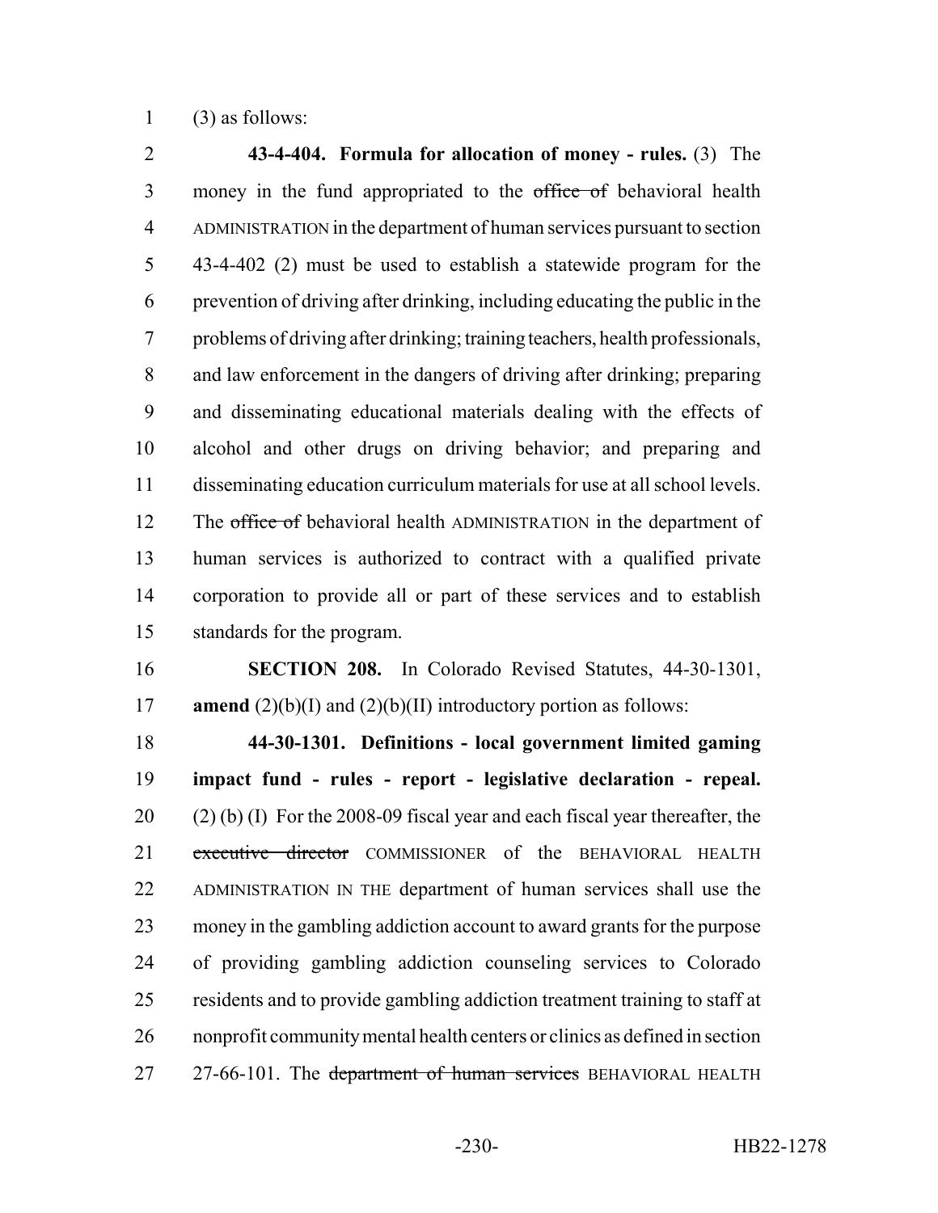(3) as follows:

**43-4-404. Formula for allocation of money - rules.** (3) The money in the fund appropriated to the ~~office of~~ behavioral health ADMINISTRATION in the department of human services pursuant to section 43-4-402 (2) must be used to establish a statewide program for the prevention of driving after drinking, including educating the public in the problems of driving after drinking; training teachers, health professionals, and law enforcement in the dangers of driving after drinking; preparing and disseminating educational materials dealing with the effects of alcohol and other drugs on driving behavior; and preparing and disseminating education curriculum materials for use at all school levels. The ~~office of~~ behavioral health ADMINISTRATION in the department of human services is authorized to contract with a qualified private corporation to provide all or part of these services and to establish standards for the program.

**SECTION 208.** In Colorado Revised Statutes, 44-30-1301, **amend** (2)(b)(I) and (2)(b)(II) introductory portion as follows:

**44-30-1301. Definitions - local government limited gaming impact fund - rules - report - legislative declaration - repeal.** (2) (b) (I) For the 2008-09 fiscal year and each fiscal year thereafter, the ~~executive director~~ COMMISSIONER of the BEHAVIORAL HEALTH ADMINISTRATION IN THE department of human services shall use the money in the gambling addiction account to award grants for the purpose of providing gambling addiction counseling services to Colorado residents and to provide gambling addiction treatment training to staff at nonprofit community mental health centers or clinics as defined in section 27-66-101. The ~~department of human services~~ BEHAVIORAL HEALTH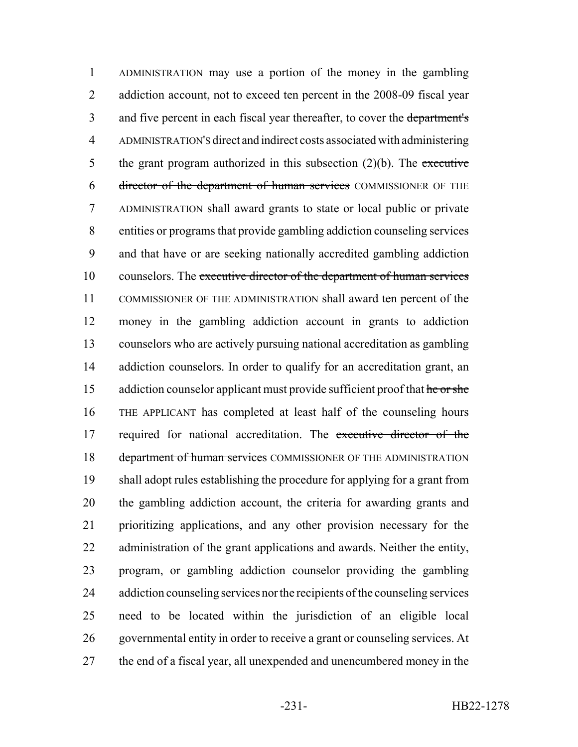ADMINISTRATION may use a portion of the money in the gambling addiction account, not to exceed ten percent in the 2008-09 fiscal year and five percent in each fiscal year thereafter, to cover the ~~department's~~ ADMINISTRATION'S direct and indirect costs associated with administering the grant program authorized in this subsection (2)(b). The ~~executive director of the department of human services~~ COMMISSIONER OF THE ADMINISTRATION shall award grants to state or local public or private entities or programs that provide gambling addiction counseling services and that have or are seeking nationally accredited gambling addiction counselors. The ~~executive director of the department of human services~~ COMMISSIONER OF THE ADMINISTRATION shall award ten percent of the money in the gambling addiction account in grants to addiction counselors who are actively pursuing national accreditation as gambling addiction counselors. In order to qualify for an accreditation grant, an addiction counselor applicant must provide sufficient proof that ~~he or she~~ THE APPLICANT has completed at least half of the counseling hours required for national accreditation. The ~~executive director of the department of human services~~ COMMISSIONER OF THE ADMINISTRATION shall adopt rules establishing the procedure for applying for a grant from the gambling addiction account, the criteria for awarding grants and prioritizing applications, and any other provision necessary for the administration of the grant applications and awards. Neither the entity, program, or gambling addiction counselor providing the gambling addiction counseling services nor the recipients of the counseling services need to be located within the jurisdiction of an eligible local governmental entity in order to receive a grant or counseling services. At the end of a fiscal year, all unexpended and unencumbered money in the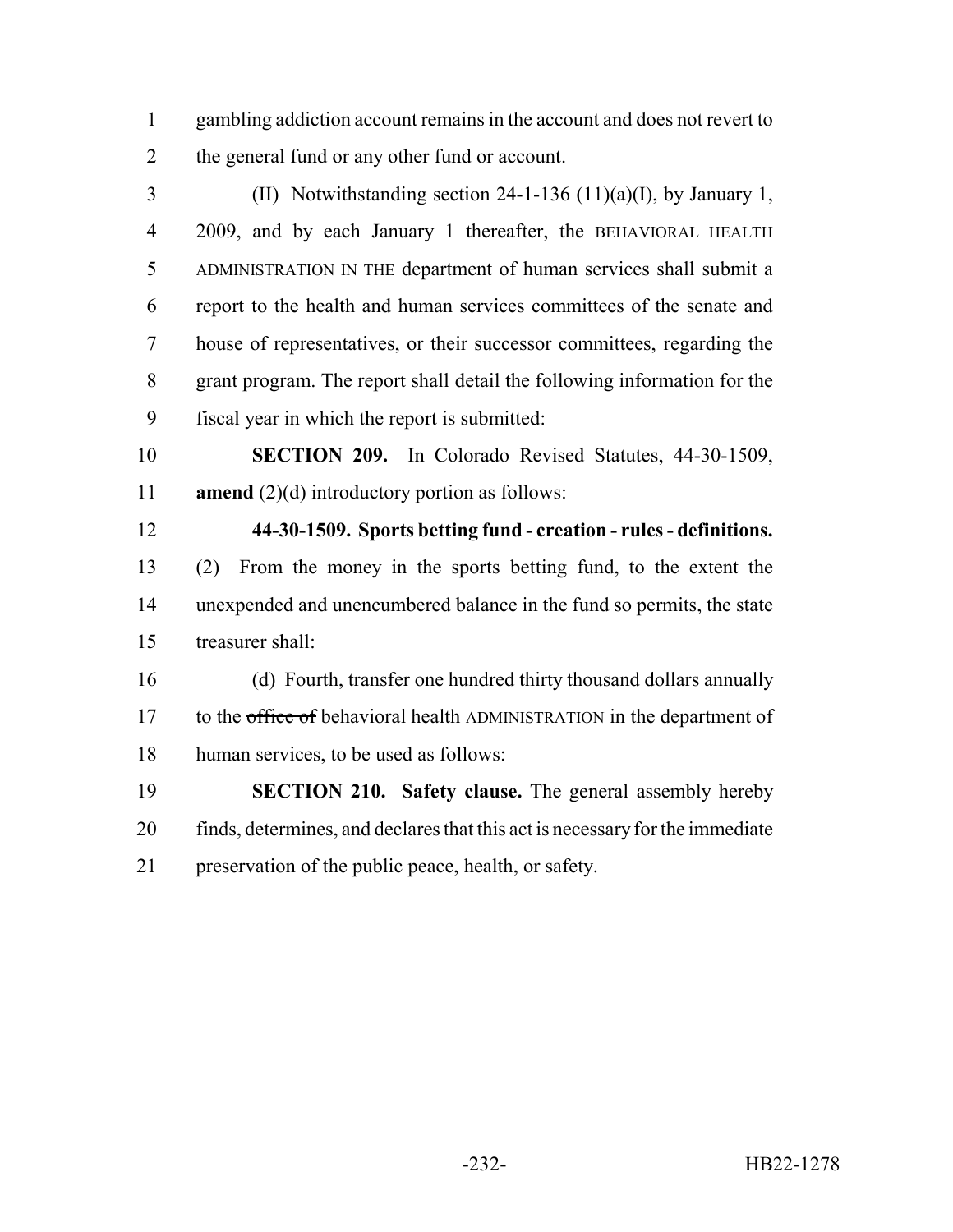gambling addiction account remains in the account and does not revert to the general fund or any other fund or account.

(II) Notwithstanding section 24-1-136 (11)(a)(I), by January 1, 2009, and by each January 1 thereafter, the BEHAVIORAL HEALTH ADMINISTRATION IN THE department of human services shall submit a report to the health and human services committees of the senate and house of representatives, or their successor committees, regarding the grant program. The report shall detail the following information for the fiscal year in which the report is submitted:

**SECTION 209.** In Colorado Revised Statutes, 44-30-1509, **amend** (2)(d) introductory portion as follows:

**44-30-1509. Sports betting fund - creation - rules - definitions.** (2) From the money in the sports betting fund, to the extent the unexpended and unencumbered balance in the fund so permits, the state treasurer shall:

(d) Fourth, transfer one hundred thirty thousand dollars annually to the ~~office of~~ behavioral health ADMINISTRATION in the department of human services, to be used as follows:

**SECTION 210. Safety clause.** The general assembly hereby finds, determines, and declares that this act is necessary for the immediate preservation of the public peace, health, or safety.